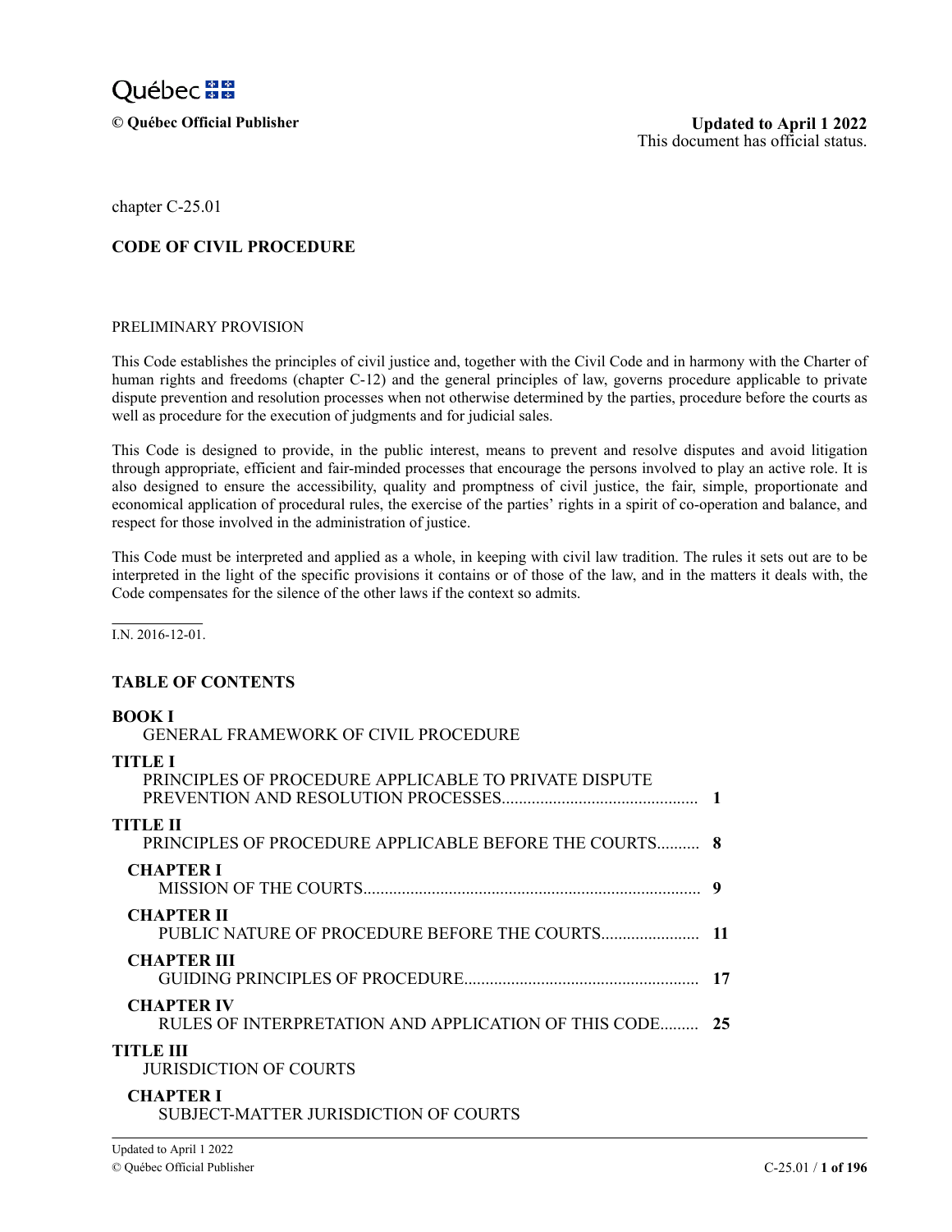Québec

**© Québec Official Publisher**

**Updated to April 1 2022**
This document has official status.

chapter C-25.01

# CODE OF CIVIL PROCEDURE

PRELIMINARY PROVISION

This Code establishes the principles of civil justice and, together with the Civil Code and in harmony with the Charter of human rights and freedoms (chapter C-12) and the general principles of law, governs procedure applicable to private dispute prevention and resolution processes when not otherwise determined by the parties, procedure before the courts as well as procedure for the execution of judgments and for judicial sales.

This Code is designed to provide, in the public interest, means to prevent and resolve disputes and avoid litigation through appropriate, efficient and fair-minded processes that encourage the persons involved to play an active role. It is also designed to ensure the accessibility, quality and promptness of civil justice, the fair, simple, proportionate and economical application of procedural rules, the exercise of the parties' rights in a spirit of co-operation and balance, and respect for those involved in the administration of justice.

This Code must be interpreted and applied as a whole, in keeping with civil law tradition. The rules it sets out are to be interpreted in the light of the specific provisions it contains or of those of the law, and in the matters it deals with, the Code compensates for the silence of the other laws if the context so admits.

I.N. 2016-12-01.

## TABLE OF CONTENTS

**BOOK I**
GENERAL FRAMEWORK OF CIVIL PROCEDURE

**TITLE I**
PRINCIPLES OF PROCEDURE APPLICABLE TO PRIVATE DISPUTE PREVENTION AND RESOLUTION PROCESSES.............................................. **1**

**TITLE II**
PRINCIPLES OF PROCEDURE APPLICABLE BEFORE THE COURTS.......... **8**

**CHAPTER I**
MISSION OF THE COURTS.............................................................................. **9**

**CHAPTER II**
PUBLIC NATURE OF PROCEDURE BEFORE THE COURTS....................... **11**

**CHAPTER III**
GUIDING PRINCIPLES OF PROCEDURE....................................................... **17**

**CHAPTER IV**
RULES OF INTERPRETATION AND APPLICATION OF THIS CODE......... **25**

**TITLE III**
JURISDICTION OF COURTS

**CHAPTER I**
SUBJECT-MATTER JURISDICTION OF COURTS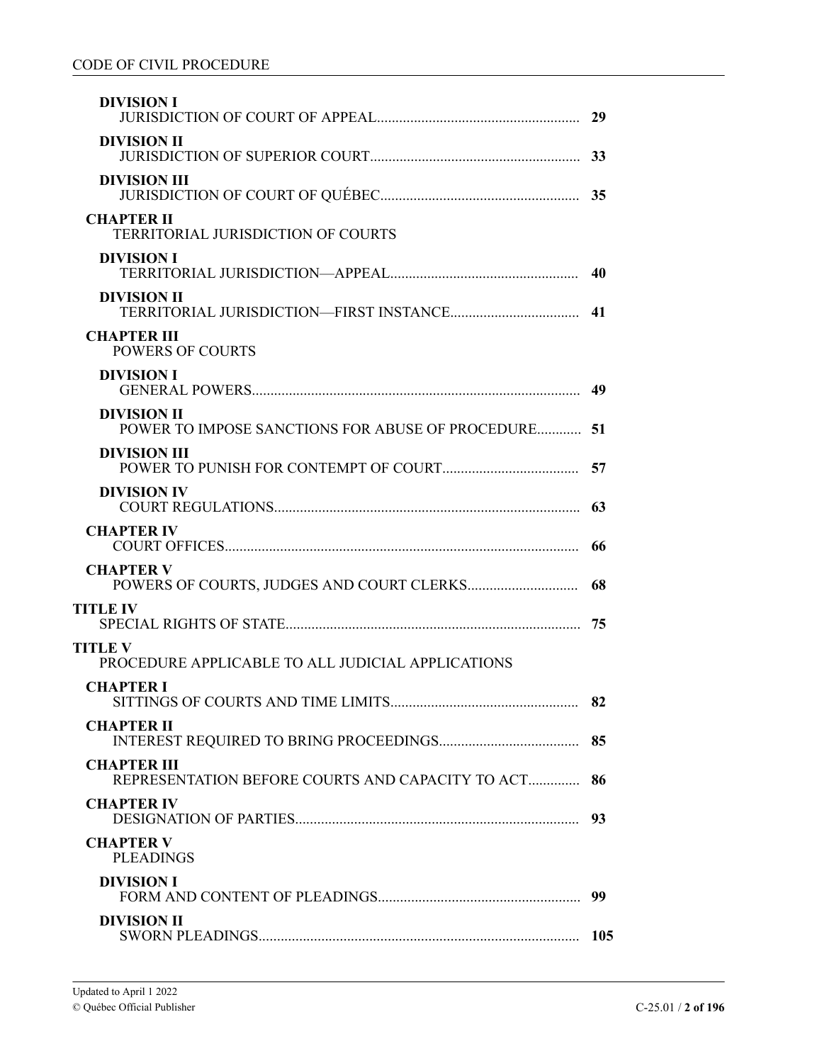**DIVISION I**
JURISDICTION OF COURT OF APPEAL....................................................... 29

**DIVISION II**
JURISDICTION OF SUPERIOR COURT......................................................... 33

**DIVISION III**
JURISDICTION OF COURT OF QUÉBEC...................................................... 35

**CHAPTER II**
TERRITORIAL JURISDICTION OF COURTS

**DIVISION I**
TERRITORIAL JURISDICTION—APPEAL................................................... 40

**DIVISION II**
TERRITORIAL JURISDICTION—FIRST INSTANCE.................................... 41

**CHAPTER III**
POWERS OF COURTS

**DIVISION I**
GENERAL POWERS......................................................................................... 49

**DIVISION II**
POWER TO IMPOSE SANCTIONS FOR ABUSE OF PROCEDURE............ 51

**DIVISION III**
POWER TO PUNISH FOR CONTEMPT OF COURT..................................... 57

**DIVISION IV**
COURT REGULATIONS................................................................................... 63

**CHAPTER IV**
COURT OFFICES................................................................................................ 66

**CHAPTER V**
POWERS OF COURTS, JUDGES AND COURT CLERKS.............................. 68

**TITLE IV**
SPECIAL RIGHTS OF STATE................................................................................ 75

**TITLE V**
PROCEDURE APPLICABLE TO ALL JUDICIAL APPLICATIONS

**CHAPTER I**
SITTINGS OF COURTS AND TIME LIMITS................................................... 82

**CHAPTER II**
INTEREST REQUIRED TO BRING PROCEEDINGS...................................... 85

**CHAPTER III**
REPRESENTATION BEFORE COURTS AND CAPACITY TO ACT.............. 86

**CHAPTER IV**
DESIGNATION OF PARTIES............................................................................. 93

**CHAPTER V**
PLEADINGS

**DIVISION I**
FORM AND CONTENT OF PLEADINGS....................................................... 99

**DIVISION II**
SWORN PLEADINGS....................................................................................... 105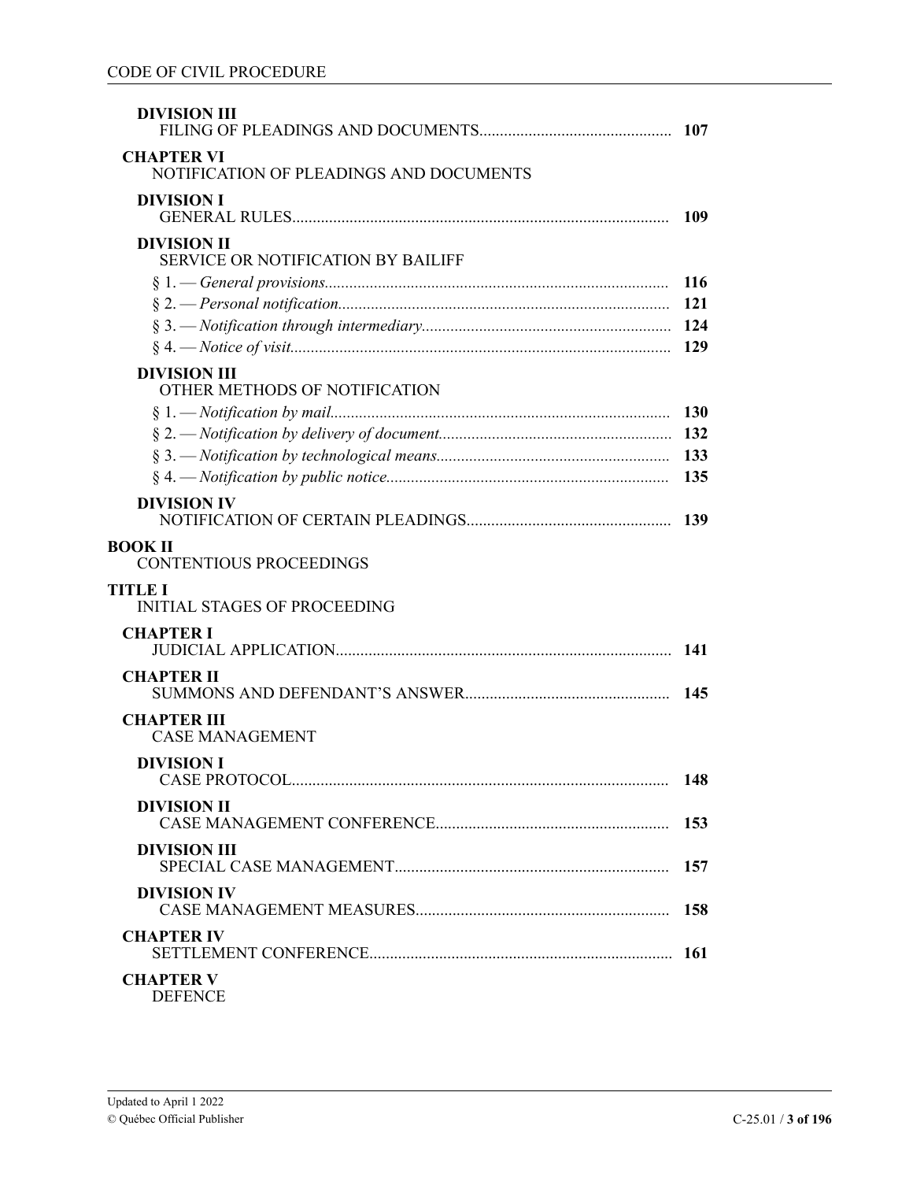**DIVISION III**
FILING OF PLEADINGS AND DOCUMENTS .............................................. 107

**CHAPTER VI**
NOTIFICATION OF PLEADINGS AND DOCUMENTS

**DIVISION I**
GENERAL RULES .............................................................................................. 109

**DIVISION II**
SERVICE OR NOTIFICATION BY BAILIFF

§ 1. — *General provisions* .................................................................................. 116
§ 2. — *Personal notification* ............................................................................... 121
§ 3. — *Notification through intermediary* ............................................................ 124
§ 4. — *Notice of visit* ........................................................................................... 129

**DIVISION III**
OTHER METHODS OF NOTIFICATION

§ 1. — *Notification by mail* ................................................................................. 130
§ 2. — *Notification by delivery of document* ........................................................ 132
§ 3. — *Notification by technological means* ........................................................ 133
§ 4. — *Notification by public notice* .................................................................... 135

**DIVISION IV**
NOTIFICATION OF CERTAIN PLEADINGS .................................................. 139

**BOOK II**
CONTENTIOUS PROCEEDINGS

**TITLE I**
INITIAL STAGES OF PROCEEDING

**CHAPTER I**
JUDICIAL APPLICATION ................................................................................. 141

**CHAPTER II**
SUMMONS AND DEFENDANT'S ANSWER ................................................. 145

**CHAPTER III**
CASE MANAGEMENT

**DIVISION I**
CASE PROTOCOL ............................................................................................ 148

**DIVISION II**
CASE MANAGEMENT CONFERENCE ......................................................... 153

**DIVISION III**
SPECIAL CASE MANAGEMENT .................................................................. 157

**DIVISION IV**
CASE MANAGEMENT MEASURES ............................................................. 158

**CHAPTER IV**
SETTLEMENT CONFERENCE ........................................................................ 161

**CHAPTER V**
DEFENCE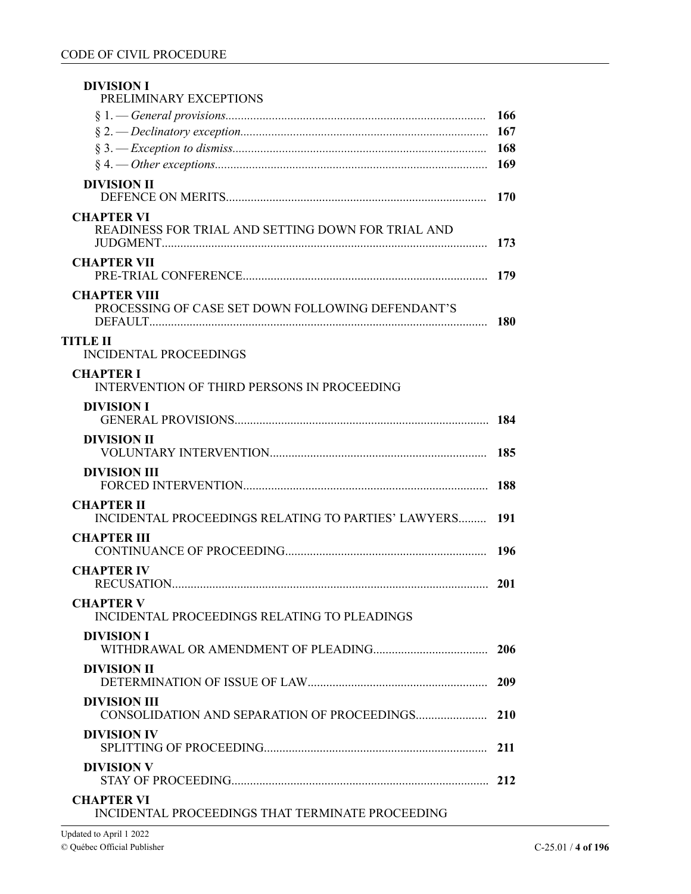**DIVISION I**
PRELIMINARY EXCEPTIONS

§ 1. — *General provisions*.................................................................................... 166
§ 2. — *Declinatory exception*............................................................................... 167
§ 3. — *Exception to dismiss*.................................................................................. 168
§ 4. — *Other exceptions*........................................................................................ 169

**DIVISION II**
DEFENCE ON MERITS.................................................................................... 170

**CHAPTER VI**
READINESS FOR TRIAL AND SETTING DOWN FOR TRIAL AND JUDGMENT......................................................................................................... 173

**CHAPTER VII**
PRE-TRIAL CONFERENCE............................................................................... 179

**CHAPTER VIII**
PROCESSING OF CASE SET DOWN FOLLOWING DEFENDANT'S DEFAULT............................................................................................................. 180

**TITLE II**
INCIDENTAL PROCEEDINGS

**CHAPTER I**
INTERVENTION OF THIRD PERSONS IN PROCEEDING

**DIVISION I**
GENERAL PROVISIONS.................................................................................. 184

**DIVISION II**
VOLUNTARY INTERVENTION...................................................................... 185

**DIVISION III**
FORCED INTERVENTION............................................................................... 188

**CHAPTER II**
INCIDENTAL PROCEEDINGS RELATING TO PARTIES' LAWYERS......... 191

**CHAPTER III**
CONTINUANCE OF PROCEEDING................................................................. 196

**CHAPTER IV**
RECUSATION...................................................................................................... 201

**CHAPTER V**
INCIDENTAL PROCEEDINGS RELATING TO PLEADINGS

**DIVISION I**
WITHDRAWAL OR AMENDMENT OF PLEADING..................................... 206

**DIVISION II**
DETERMINATION OF ISSUE OF LAW........................................................... 209

**DIVISION III**
CONSOLIDATION AND SEPARATION OF PROCEEDINGS....................... 210

**DIVISION IV**
SPLITTING OF PROCEEDING........................................................................ 211

**DIVISION V**
STAY OF PROCEEDING................................................................................... 212

**CHAPTER VI**
INCIDENTAL PROCEEDINGS THAT TERMINATE PROCEEDING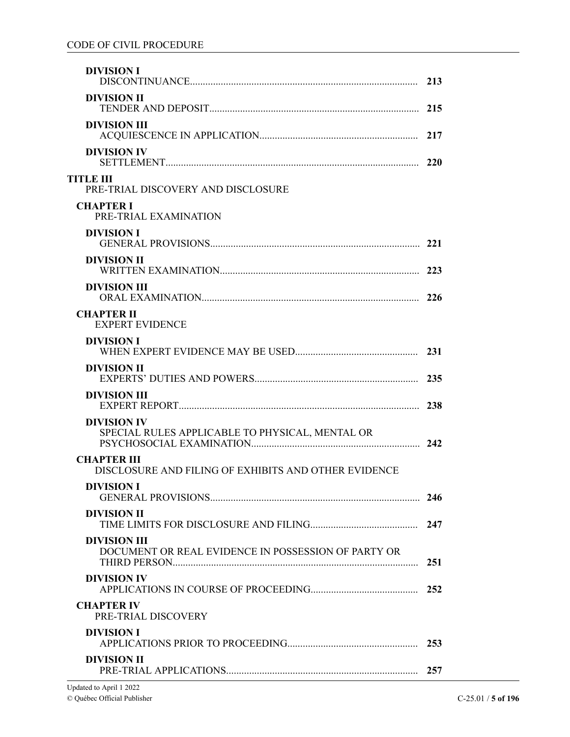**DIVISION I**
DISCONTINUANCE 213

**DIVISION II**
TENDER AND DEPOSIT 215

**DIVISION III**
ACQUIESCENCE IN APPLICATION 217

**DIVISION IV**
SETTLEMENT 220

**TITLE III**
PRE-TRIAL DISCOVERY AND DISCLOSURE

**CHAPTER I**
PRE-TRIAL EXAMINATION

**DIVISION I**
GENERAL PROVISIONS 221

**DIVISION II**
WRITTEN EXAMINATION 223

**DIVISION III**
ORAL EXAMINATION 226

**CHAPTER II**
EXPERT EVIDENCE

**DIVISION I**
WHEN EXPERT EVIDENCE MAY BE USED 231

**DIVISION II**
EXPERTS' DUTIES AND POWERS 235

**DIVISION III**
EXPERT REPORT 238

**DIVISION IV**
SPECIAL RULES APPLICABLE TO PHYSICAL, MENTAL OR PSYCHOSOCIAL EXAMINATION 242

**CHAPTER III**
DISCLOSURE AND FILING OF EXHIBITS AND OTHER EVIDENCE

**DIVISION I**
GENERAL PROVISIONS 246

**DIVISION II**
TIME LIMITS FOR DISCLOSURE AND FILING 247

**DIVISION III**
DOCUMENT OR REAL EVIDENCE IN POSSESSION OF PARTY OR THIRD PERSON 251

**DIVISION IV**
APPLICATIONS IN COURSE OF PROCEEDING 252

**CHAPTER IV**
PRE-TRIAL DISCOVERY

**DIVISION I**
APPLICATIONS PRIOR TO PROCEEDING 253

**DIVISION II**
PRE-TRIAL APPLICATIONS 257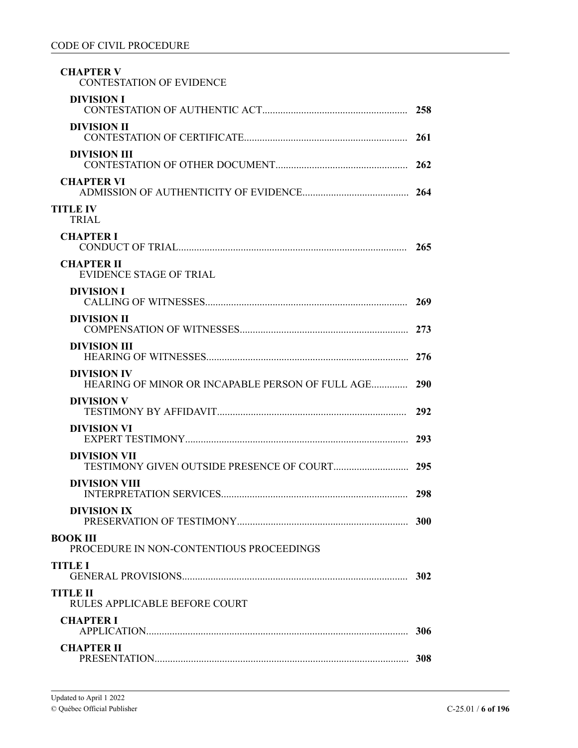**CHAPTER V**
CONTESTATION OF EVIDENCE

**DIVISION I**
CONTESTATION OF AUTHENTIC ACT........................................................ **258**

**DIVISION II**
CONTESTATION OF CERTIFICATE............................................................... **261**

**DIVISION III**
CONTESTATION OF OTHER DOCUMENT................................................... **262**

**CHAPTER VI**
ADMISSION OF AUTHENTICITY OF EVIDENCE......................................... **264**

**TITLE IV**
TRIAL

**CHAPTER I**
CONDUCT OF TRIAL........................................................................................ **265**

**CHAPTER II**
EVIDENCE STAGE OF TRIAL

**DIVISION I**
CALLING OF WITNESSES............................................................................. **269**

**DIVISION II**
COMPENSATION OF WITNESSES................................................................. **273**

**DIVISION III**
HEARING OF WITNESSES............................................................................. **276**

**DIVISION IV**
HEARING OF MINOR OR INCAPABLE PERSON OF FULL AGE............. **290**

**DIVISION V**
TESTIMONY BY AFFIDAVIT........................................................................ **292**

**DIVISION VI**
EXPERT TESTIMONY..................................................................................... **293**

**DIVISION VII**
TESTIMONY GIVEN OUTSIDE PRESENCE OF COURT............................ **295**

**DIVISION VIII**
INTERPRETATION SERVICES....................................................................... **298**

**DIVISION IX**
PRESERVATION OF TESTIMONY.................................................................. **300**

**BOOK III**
PROCEDURE IN NON-CONTENTIOUS PROCEEDINGS

**TITLE I**
GENERAL PROVISIONS....................................................................................... **302**

**TITLE II**
RULES APPLICABLE BEFORE COURT

**CHAPTER I**
APPLICATION..................................................................................................... **306**

**CHAPTER II**
PRESENTATION.................................................................................................. **308**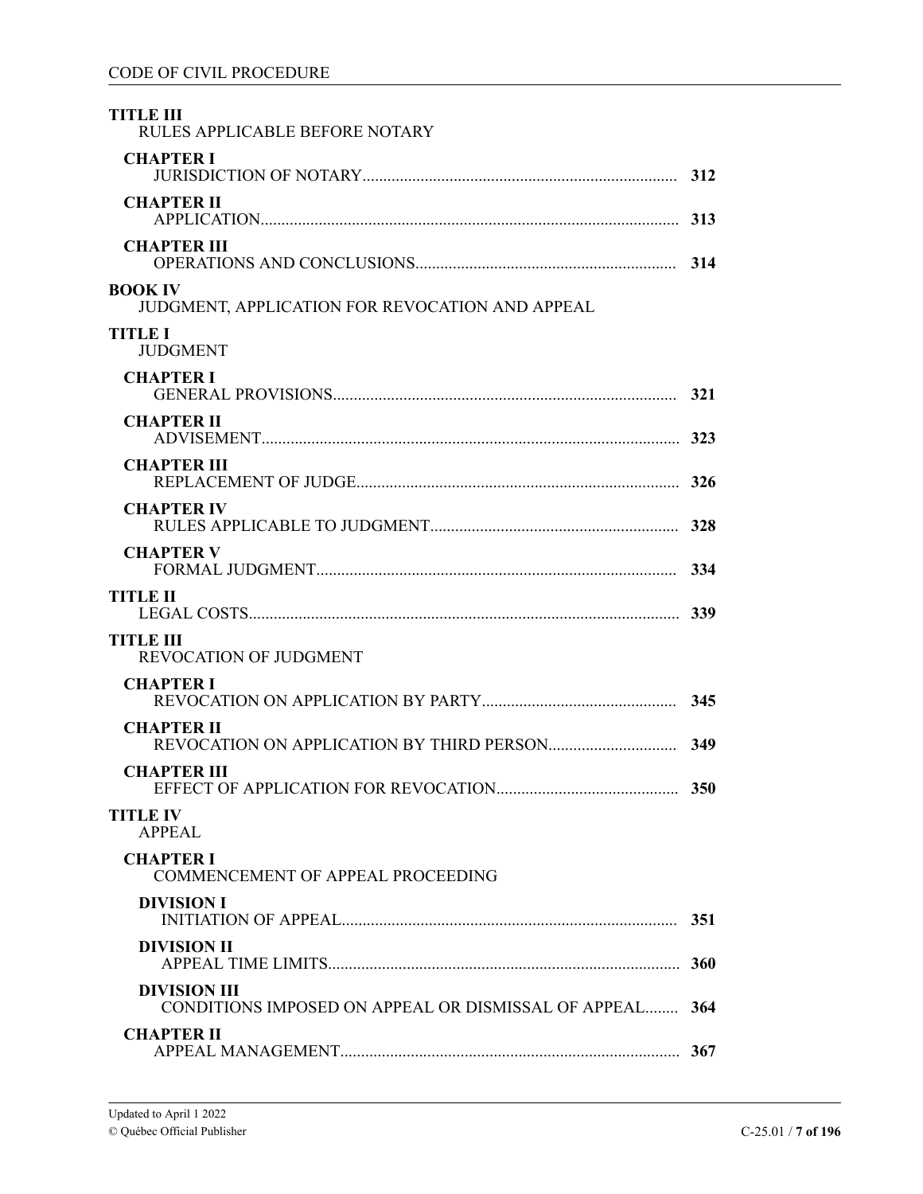**TITLE III**
RULES APPLICABLE BEFORE NOTARY

**CHAPTER I**
JURISDICTION OF NOTARY.......... **312**

**CHAPTER II**
APPLICATION.......... **313**

**CHAPTER III**
OPERATIONS AND CONCLUSIONS.......... **314**

**BOOK IV**
JUDGMENT, APPLICATION FOR REVOCATION AND APPEAL

**TITLE I**
JUDGMENT

**CHAPTER I**
GENERAL PROVISIONS.......... **321**

**CHAPTER II**
ADVISEMENT.......... **323**

**CHAPTER III**
REPLACEMENT OF JUDGE.......... **326**

**CHAPTER IV**
RULES APPLICABLE TO JUDGMENT.......... **328**

**CHAPTER V**
FORMAL JUDGMENT.......... **334**

**TITLE II**
LEGAL COSTS.......... **339**

**TITLE III**
REVOCATION OF JUDGMENT

**CHAPTER I**
REVOCATION ON APPLICATION BY PARTY.......... **345**

**CHAPTER II**
REVOCATION ON APPLICATION BY THIRD PERSON.......... **349**

**CHAPTER III**
EFFECT OF APPLICATION FOR REVOCATION.......... **350**

**TITLE IV**
APPEAL

**CHAPTER I**
COMMENCEMENT OF APPEAL PROCEEDING

**DIVISION I**
INITIATION OF APPEAL.......... **351**

**DIVISION II**
APPEAL TIME LIMITS.......... **360**

**DIVISION III**
CONDITIONS IMPOSED ON APPEAL OR DISMISSAL OF APPEAL.......... **364**

**CHAPTER II**
APPEAL MANAGEMENT.......... **367**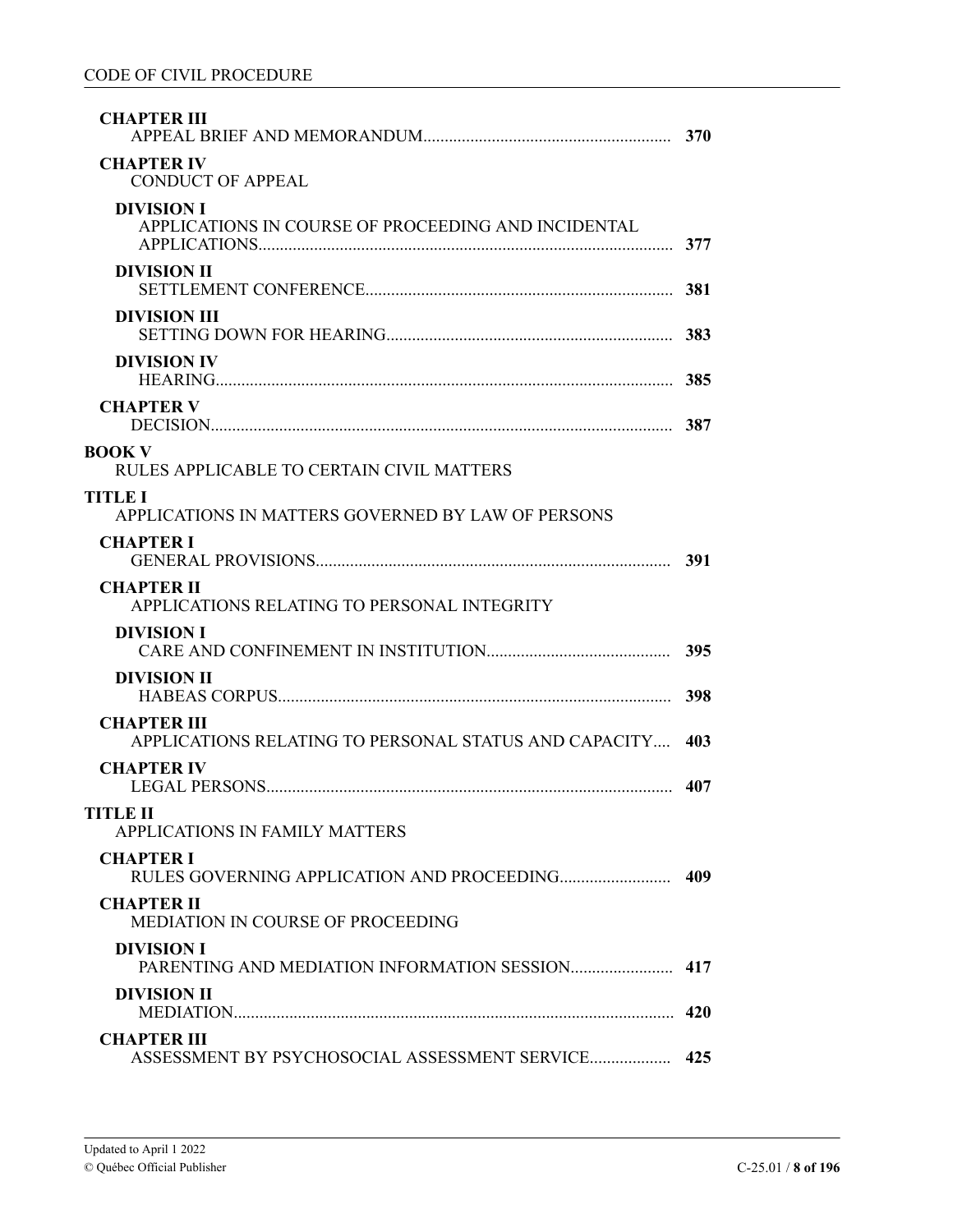**CHAPTER III**
APPEAL BRIEF AND MEMORANDUM .......... 370

**CHAPTER IV**
CONDUCT OF APPEAL

**DIVISION I**
APPLICATIONS IN COURSE OF PROCEEDING AND INCIDENTAL APPLICATIONS .......... 377

**DIVISION II**
SETTLEMENT CONFERENCE .......... 381

**DIVISION III**
SETTING DOWN FOR HEARING .......... 383

**DIVISION IV**
HEARING .......... 385

**CHAPTER V**
DECISION .......... 387

**BOOK V**
RULES APPLICABLE TO CERTAIN CIVIL MATTERS

**TITLE I**
APPLICATIONS IN MATTERS GOVERNED BY LAW OF PERSONS

**CHAPTER I**
GENERAL PROVISIONS .......... 391

**CHAPTER II**
APPLICATIONS RELATING TO PERSONAL INTEGRITY

**DIVISION I**
CARE AND CONFINEMENT IN INSTITUTION .......... 395

**DIVISION II**
HABEAS CORPUS .......... 398

**CHAPTER III**
APPLICATIONS RELATING TO PERSONAL STATUS AND CAPACITY .......... 403

**CHAPTER IV**
LEGAL PERSONS .......... 407

**TITLE II**
APPLICATIONS IN FAMILY MATTERS

**CHAPTER I**
RULES GOVERNING APPLICATION AND PROCEEDING .......... 409

**CHAPTER II**
MEDIATION IN COURSE OF PROCEEDING

**DIVISION I**
PARENTING AND MEDIATION INFORMATION SESSION .......... 417

**DIVISION II**
MEDIATION .......... 420

**CHAPTER III**
ASSESSMENT BY PSYCHOSOCIAL ASSESSMENT SERVICE .......... 425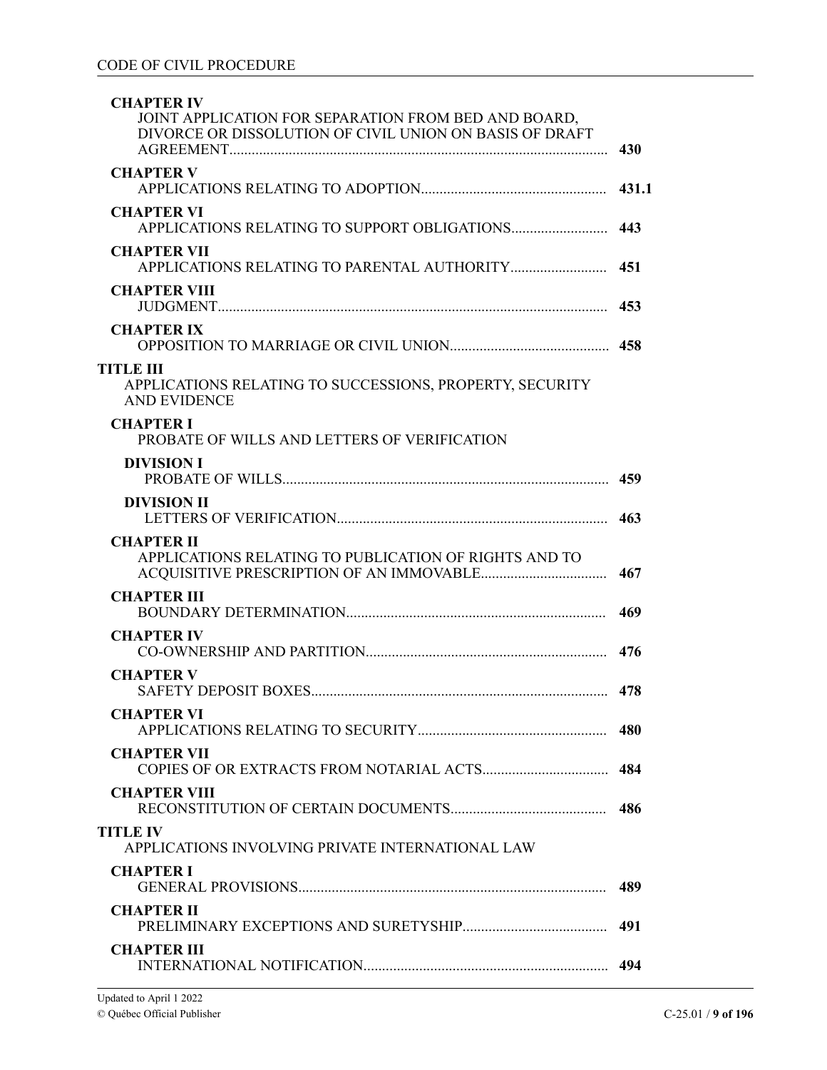**CHAPTER IV**
JOINT APPLICATION FOR SEPARATION FROM BED AND BOARD, DIVORCE OR DISSOLUTION OF CIVIL UNION ON BASIS OF DRAFT AGREEMENT ..... **430**

**CHAPTER V**
APPLICATIONS RELATING TO ADOPTION ..... **431.1**

**CHAPTER VI**
APPLICATIONS RELATING TO SUPPORT OBLIGATIONS ..... **443**

**CHAPTER VII**
APPLICATIONS RELATING TO PARENTAL AUTHORITY ..... **451**

**CHAPTER VIII**
JUDGMENT ..... **453**

**CHAPTER IX**
OPPOSITION TO MARRIAGE OR CIVIL UNION ..... **458**

**TITLE III**
APPLICATIONS RELATING TO SUCCESSIONS, PROPERTY, SECURITY AND EVIDENCE

**CHAPTER I**
PROBATE OF WILLS AND LETTERS OF VERIFICATION

**DIVISION I**
PROBATE OF WILLS ..... **459**

**DIVISION II**
LETTERS OF VERIFICATION ..... **463**

**CHAPTER II**
APPLICATIONS RELATING TO PUBLICATION OF RIGHTS AND TO ACQUISITIVE PRESCRIPTION OF AN IMMOVABLE ..... **467**

**CHAPTER III**
BOUNDARY DETERMINATION ..... **469**

**CHAPTER IV**
CO-OWNERSHIP AND PARTITION ..... **476**

**CHAPTER V**
SAFETY DEPOSIT BOXES ..... **478**

**CHAPTER VI**
APPLICATIONS RELATING TO SECURITY ..... **480**

**CHAPTER VII**
COPIES OF OR EXTRACTS FROM NOTARIAL ACTS ..... **484**

**CHAPTER VIII**
RECONSTITUTION OF CERTAIN DOCUMENTS ..... **486**

**TITLE IV**
APPLICATIONS INVOLVING PRIVATE INTERNATIONAL LAW

**CHAPTER I**
GENERAL PROVISIONS ..... **489**

**CHAPTER II**
PRELIMINARY EXCEPTIONS AND SURETYSHIP ..... **491**

**CHAPTER III**
INTERNATIONAL NOTIFICATION ..... **494**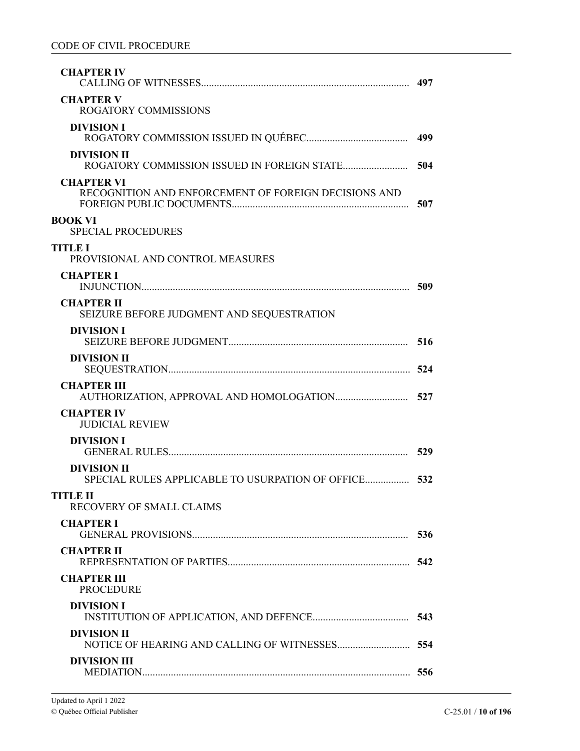**CHAPTER IV**
CALLING OF WITNESSES ........ 497

**CHAPTER V**
ROGATORY COMMISSIONS

**DIVISION I**
ROGATORY COMMISSION ISSUED IN QUÉBEC ........ 499

**DIVISION II**
ROGATORY COMMISSION ISSUED IN FOREIGN STATE ........ 504

**CHAPTER VI**
RECOGNITION AND ENFORCEMENT OF FOREIGN DECISIONS AND FOREIGN PUBLIC DOCUMENTS ........ 507

**BOOK VI**
SPECIAL PROCEDURES

**TITLE I**
PROVISIONAL AND CONTROL MEASURES

**CHAPTER I**
INJUNCTION ........ 509

**CHAPTER II**
SEIZURE BEFORE JUDGMENT AND SEQUESTRATION

**DIVISION I**
SEIZURE BEFORE JUDGMENT ........ 516

**DIVISION II**
SEQUESTRATION ........ 524

**CHAPTER III**
AUTHORIZATION, APPROVAL AND HOMOLOGATION ........ 527

**CHAPTER IV**
JUDICIAL REVIEW

**DIVISION I**
GENERAL RULES ........ 529

**DIVISION II**
SPECIAL RULES APPLICABLE TO USURPATION OF OFFICE ........ 532

**TITLE II**
RECOVERY OF SMALL CLAIMS

**CHAPTER I**
GENERAL PROVISIONS ........ 536

**CHAPTER II**
REPRESENTATION OF PARTIES ........ 542

**CHAPTER III**
PROCEDURE

**DIVISION I**
INSTITUTION OF APPLICATION, AND DEFENCE ........ 543

**DIVISION II**
NOTICE OF HEARING AND CALLING OF WITNESSES ........ 554

**DIVISION III**
MEDIATION ........ 556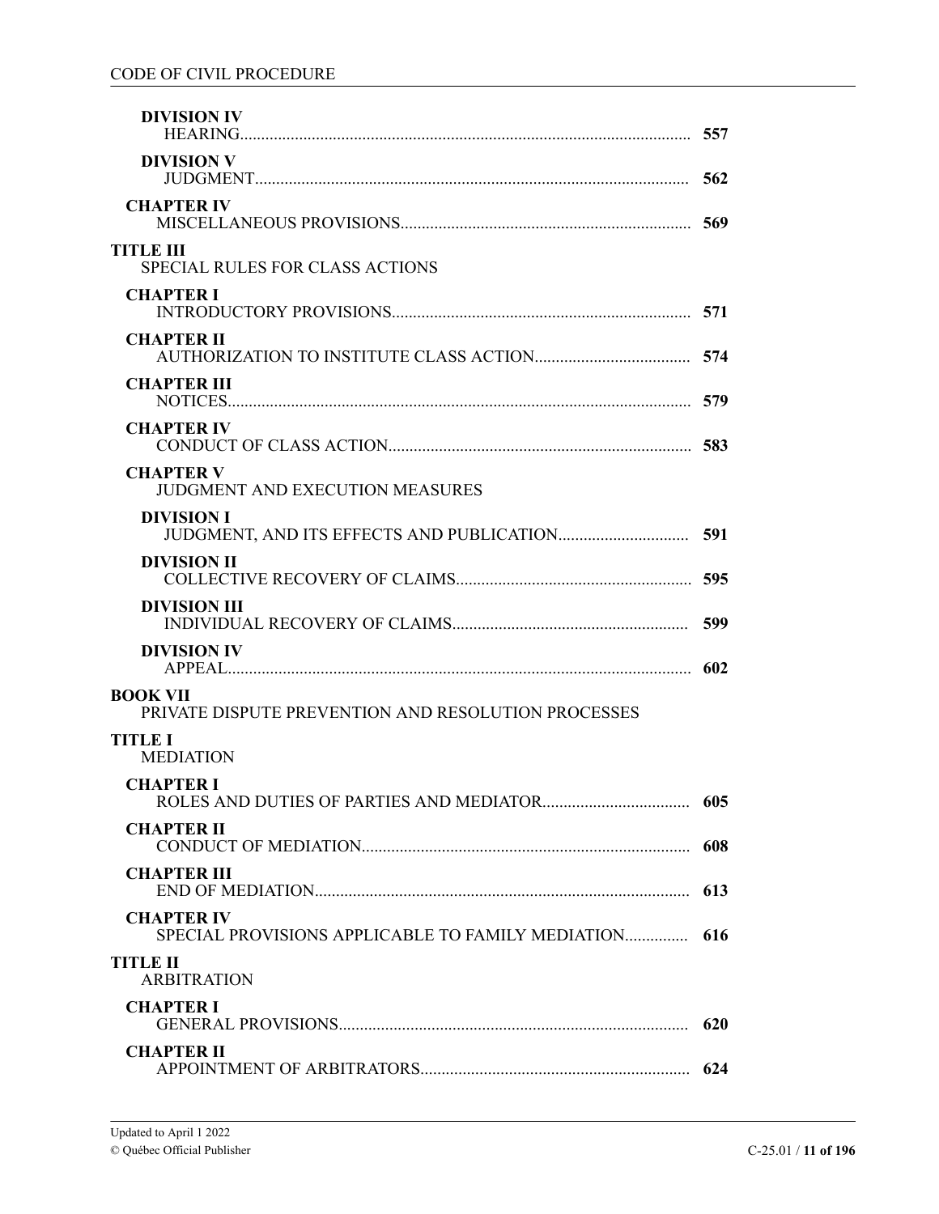**DIVISION IV**
HEARING ........ 557

**DIVISION V**
JUDGMENT ........ 562

**CHAPTER IV**
MISCELLANEOUS PROVISIONS ........ 569

**TITLE III**
SPECIAL RULES FOR CLASS ACTIONS

**CHAPTER I**
INTRODUCTORY PROVISIONS ........ 571

**CHAPTER II**
AUTHORIZATION TO INSTITUTE CLASS ACTION ........ 574

**CHAPTER III**
NOTICES ........ 579

**CHAPTER IV**
CONDUCT OF CLASS ACTION ........ 583

**CHAPTER V**
JUDGMENT AND EXECUTION MEASURES

**DIVISION I**
JUDGMENT, AND ITS EFFECTS AND PUBLICATION ........ 591

**DIVISION II**
COLLECTIVE RECOVERY OF CLAIMS ........ 595

**DIVISION III**
INDIVIDUAL RECOVERY OF CLAIMS ........ 599

**DIVISION IV**
APPEAL ........ 602

**BOOK VII**
PRIVATE DISPUTE PREVENTION AND RESOLUTION PROCESSES

**TITLE I**
MEDIATION

**CHAPTER I**
ROLES AND DUTIES OF PARTIES AND MEDIATOR ........ 605

**CHAPTER II**
CONDUCT OF MEDIATION ........ 608

**CHAPTER III**
END OF MEDIATION ........ 613

**CHAPTER IV**
SPECIAL PROVISIONS APPLICABLE TO FAMILY MEDIATION ........ 616

**TITLE II**
ARBITRATION

**CHAPTER I**
GENERAL PROVISIONS ........ 620

**CHAPTER II**
APPOINTMENT OF ARBITRATORS ........ 624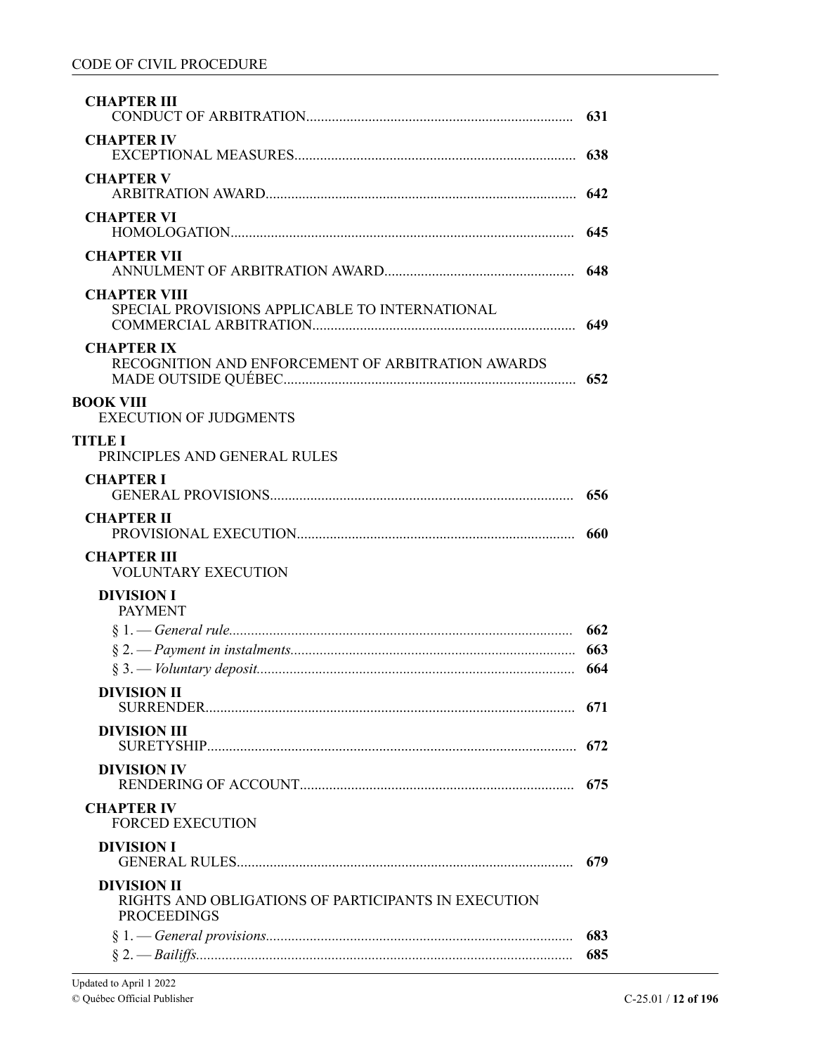**CHAPTER III**
CONDUCT OF ARBITRATION........................................................................ 631

**CHAPTER IV**
EXCEPTIONAL MEASURES............................................................................ 638

**CHAPTER V**
ARBITRATION AWARD.................................................................................... 642

**CHAPTER VI**
HOMOLOGATION............................................................................................. 645

**CHAPTER VII**
ANNULMENT OF ARBITRATION AWARD.................................................... 648

**CHAPTER VIII**
SPECIAL PROVISIONS APPLICABLE TO INTERNATIONAL COMMERCIAL ARBITRATION....................................................................... 649

**CHAPTER IX**
RECOGNITION AND ENFORCEMENT OF ARBITRATION AWARDS MADE OUTSIDE QUÉBEC................................................................................ 652

**BOOK VIII**
EXECUTION OF JUDGMENTS

**TITLE I**
PRINCIPLES AND GENERAL RULES

**CHAPTER I**
GENERAL PROVISIONS.................................................................................. 656

**CHAPTER II**
PROVISIONAL EXECUTION........................................................................... 660

**CHAPTER III**
VOLUNTARY EXECUTION

**DIVISION I**
PAYMENT

§ 1. — *General rule*............................................................................................. 662
§ 2. — *Payment in instalments*............................................................................. 663
§ 3. — *Voluntary deposit*...................................................................................... 664

**DIVISION II**
SURRENDER.................................................................................................... 671

**DIVISION III**
SURETYSHIP.................................................................................................... 672

**DIVISION IV**
RENDERING OF ACCOUNT........................................................................... 675

**CHAPTER IV**
FORCED EXECUTION

**DIVISION I**
GENERAL RULES............................................................................................ 679

**DIVISION II**
RIGHTS AND OBLIGATIONS OF PARTICIPANTS IN EXECUTION PROCEEDINGS

§ 1. — *General provisions*................................................................................... 683
§ 2. — *Bailiffs*....................................................................................................... 685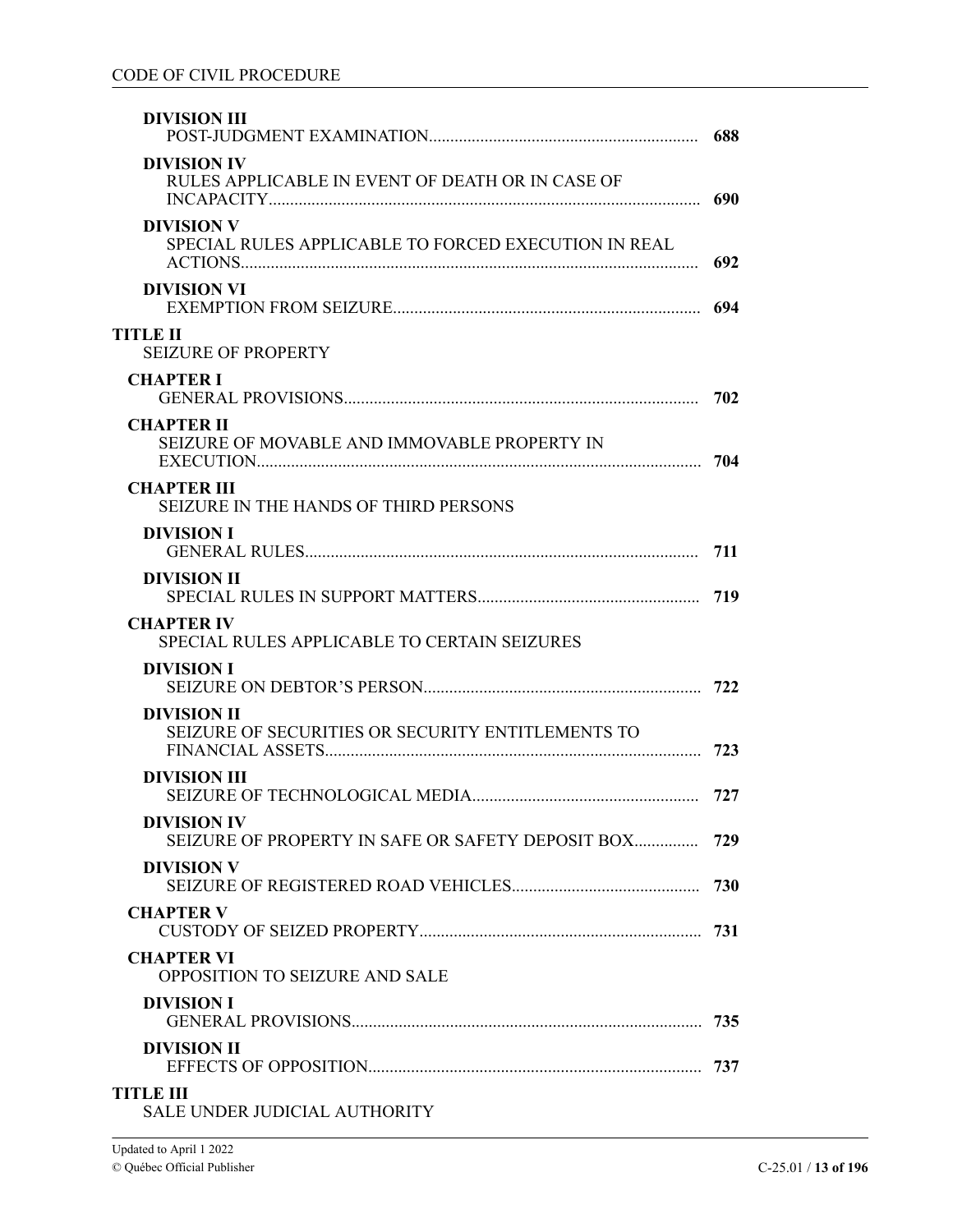**DIVISION III**
POST-JUDGMENT EXAMINATION ........ 688

**DIVISION IV**
RULES APPLICABLE IN EVENT OF DEATH OR IN CASE OF INCAPACITY ........ 690

**DIVISION V**
SPECIAL RULES APPLICABLE TO FORCED EXECUTION IN REAL ACTIONS ........ 692

**DIVISION VI**
EXEMPTION FROM SEIZURE ........ 694

**TITLE II**
SEIZURE OF PROPERTY

**CHAPTER I**
GENERAL PROVISIONS ........ 702

**CHAPTER II**
SEIZURE OF MOVABLE AND IMMOVABLE PROPERTY IN EXECUTION ........ 704

**CHAPTER III**
SEIZURE IN THE HANDS OF THIRD PERSONS

**DIVISION I**
GENERAL RULES ........ 711

**DIVISION II**
SPECIAL RULES IN SUPPORT MATTERS ........ 719

**CHAPTER IV**
SPECIAL RULES APPLICABLE TO CERTAIN SEIZURES

**DIVISION I**
SEIZURE ON DEBTOR'S PERSON ........ 722

**DIVISION II**
SEIZURE OF SECURITIES OR SECURITY ENTITLEMENTS TO FINANCIAL ASSETS ........ 723

**DIVISION III**
SEIZURE OF TECHNOLOGICAL MEDIA ........ 727

**DIVISION IV**
SEIZURE OF PROPERTY IN SAFE OR SAFETY DEPOSIT BOX ........ 729

**DIVISION V**
SEIZURE OF REGISTERED ROAD VEHICLES ........ 730

**CHAPTER V**
CUSTODY OF SEIZED PROPERTY ........ 731

**CHAPTER VI**
OPPOSITION TO SEIZURE AND SALE

**DIVISION I**
GENERAL PROVISIONS ........ 735

**DIVISION II**
EFFECTS OF OPPOSITION ........ 737

**TITLE III**
SALE UNDER JUDICIAL AUTHORITY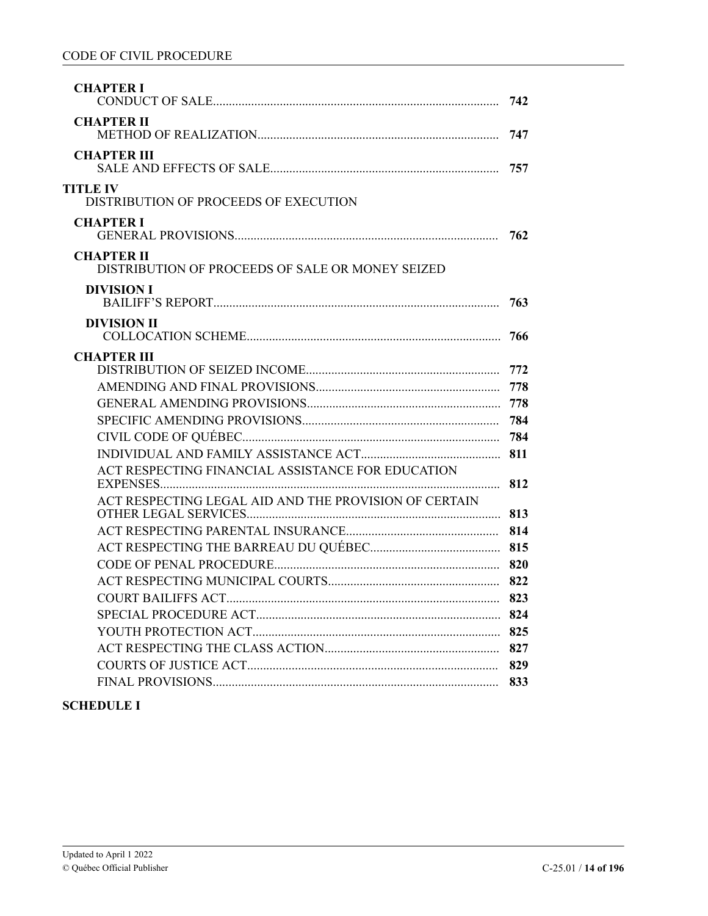**CHAPTER I**
CONDUCT OF SALE .......... 742

**CHAPTER II**
METHOD OF REALIZATION .......... 747

**CHAPTER III**
SALE AND EFFECTS OF SALE .......... 757

**TITLE IV**
DISTRIBUTION OF PROCEEDS OF EXECUTION

**CHAPTER I**
GENERAL PROVISIONS .......... 762

**CHAPTER II**
DISTRIBUTION OF PROCEEDS OF SALE OR MONEY SEIZED

**DIVISION I**
BAILIFF'S REPORT .......... 763

**DIVISION II**
COLLOCATION SCHEME .......... 766

**CHAPTER III**
DISTRIBUTION OF SEIZED INCOME .......... 772

AMENDING AND FINAL PROVISIONS .......... 778

GENERAL AMENDING PROVISIONS .......... 778

SPECIFIC AMENDING PROVISIONS .......... 784

CIVIL CODE OF QUÉBEC .......... 784

INDIVIDUAL AND FAMILY ASSISTANCE ACT .......... 811

ACT RESPECTING FINANCIAL ASSISTANCE FOR EDUCATION EXPENSES .......... 812

ACT RESPECTING LEGAL AID AND THE PROVISION OF CERTAIN OTHER LEGAL SERVICES .......... 813

ACT RESPECTING PARENTAL INSURANCE .......... 814

ACT RESPECTING THE BARREAU DU QUÉBEC .......... 815

CODE OF PENAL PROCEDURE .......... 820

ACT RESPECTING MUNICIPAL COURTS .......... 822

COURT BAILIFFS ACT .......... 823

SPECIAL PROCEDURE ACT .......... 824

YOUTH PROTECTION ACT .......... 825

ACT RESPECTING THE CLASS ACTION .......... 827

COURTS OF JUSTICE ACT .......... 829

FINAL PROVISIONS .......... 833

**SCHEDULE I**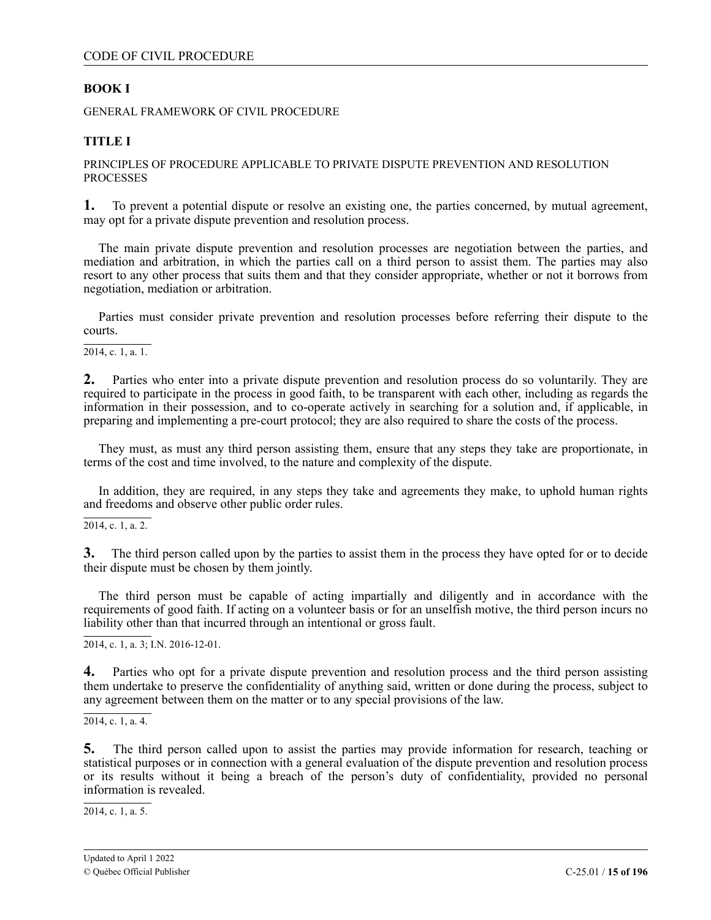## BOOK I

GENERAL FRAMEWORK OF CIVIL PROCEDURE

### TITLE I

PRINCIPLES OF PROCEDURE APPLICABLE TO PRIVATE DISPUTE PREVENTION AND RESOLUTION PROCESSES

**1.** To prevent a potential dispute or resolve an existing one, the parties concerned, by mutual agreement, may opt for a private dispute prevention and resolution process.

The main private dispute prevention and resolution processes are negotiation between the parties, and mediation and arbitration, in which the parties call on a third person to assist them. The parties may also resort to any other process that suits them and that they consider appropriate, whether or not it borrows from negotiation, mediation or arbitration.

Parties must consider private prevention and resolution processes before referring their dispute to the courts.

2014, c. 1, a. 1.

**2.** Parties who enter into a private dispute prevention and resolution process do so voluntarily. They are required to participate in the process in good faith, to be transparent with each other, including as regards the information in their possession, and to co-operate actively in searching for a solution and, if applicable, in preparing and implementing a pre-court protocol; they are also required to share the costs of the process.

They must, as must any third person assisting them, ensure that any steps they take are proportionate, in terms of the cost and time involved, to the nature and complexity of the dispute.

In addition, they are required, in any steps they take and agreements they make, to uphold human rights and freedoms and observe other public order rules.

2014, c. 1, a. 2.

**3.** The third person called upon by the parties to assist them in the process they have opted for or to decide their dispute must be chosen by them jointly.

The third person must be capable of acting impartially and diligently and in accordance with the requirements of good faith. If acting on a volunteer basis or for an unselfish motive, the third person incurs no liability other than that incurred through an intentional or gross fault.

2014, c. 1, a. 3; I.N. 2016-12-01.

**4.** Parties who opt for a private dispute prevention and resolution process and the third person assisting them undertake to preserve the confidentiality of anything said, written or done during the process, subject to any agreement between them on the matter or to any special provisions of the law.

2014, c. 1, a. 4.

**5.** The third person called upon to assist the parties may provide information for research, teaching or statistical purposes or in connection with a general evaluation of the dispute prevention and resolution process or its results without it being a breach of the person's duty of confidentiality, provided no personal information is revealed.

2014, c. 1, a. 5.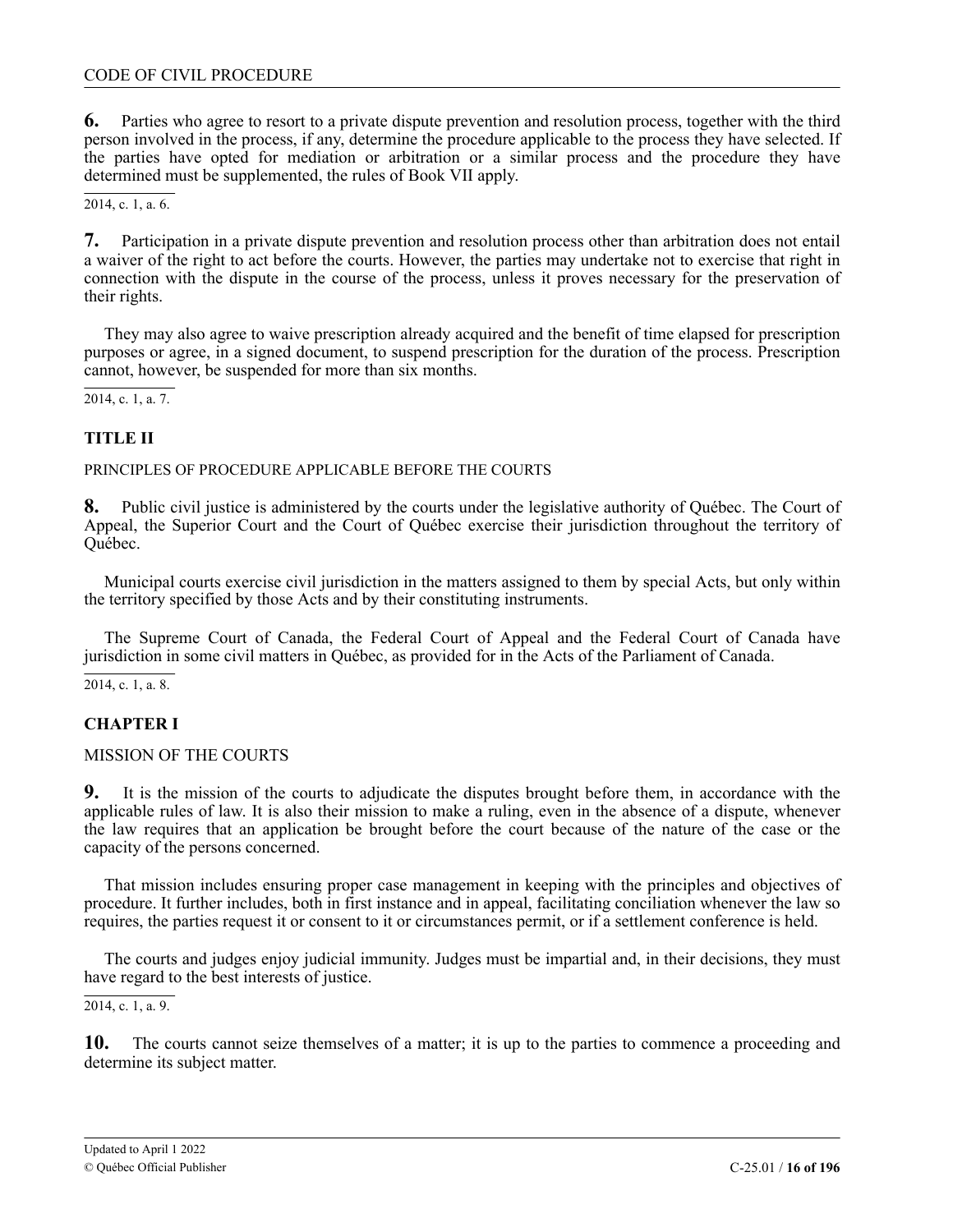**6.** Parties who agree to resort to a private dispute prevention and resolution process, together with the third person involved in the process, if any, determine the procedure applicable to the process they have selected. If the parties have opted for mediation or arbitration or a similar process and the procedure they have determined must be supplemented, the rules of Book VII apply.

2014, c. 1, a. 6.

**7.** Participation in a private dispute prevention and resolution process other than arbitration does not entail a waiver of the right to act before the courts. However, the parties may undertake not to exercise that right in connection with the dispute in the course of the process, unless it proves necessary for the preservation of their rights.

They may also agree to waive prescription already acquired and the benefit of time elapsed for prescription purposes or agree, in a signed document, to suspend prescription for the duration of the process. Prescription cannot, however, be suspended for more than six months.

2014, c. 1, a. 7.

## TITLE II

PRINCIPLES OF PROCEDURE APPLICABLE BEFORE THE COURTS

**8.** Public civil justice is administered by the courts under the legislative authority of Québec. The Court of Appeal, the Superior Court and the Court of Québec exercise their jurisdiction throughout the territory of Québec.

Municipal courts exercise civil jurisdiction in the matters assigned to them by special Acts, but only within the territory specified by those Acts and by their constituting instruments.

The Supreme Court of Canada, the Federal Court of Appeal and the Federal Court of Canada have jurisdiction in some civil matters in Québec, as provided for in the Acts of the Parliament of Canada.

2014, c. 1, a. 8.

## CHAPTER I

MISSION OF THE COURTS

**9.** It is the mission of the courts to adjudicate the disputes brought before them, in accordance with the applicable rules of law. It is also their mission to make a ruling, even in the absence of a dispute, whenever the law requires that an application be brought before the court because of the nature of the case or the capacity of the persons concerned.

That mission includes ensuring proper case management in keeping with the principles and objectives of procedure. It further includes, both in first instance and in appeal, facilitating conciliation whenever the law so requires, the parties request it or consent to it or circumstances permit, or if a settlement conference is held.

The courts and judges enjoy judicial immunity. Judges must be impartial and, in their decisions, they must have regard to the best interests of justice.

2014, c. 1, a. 9.

**10.** The courts cannot seize themselves of a matter; it is up to the parties to commence a proceeding and determine its subject matter.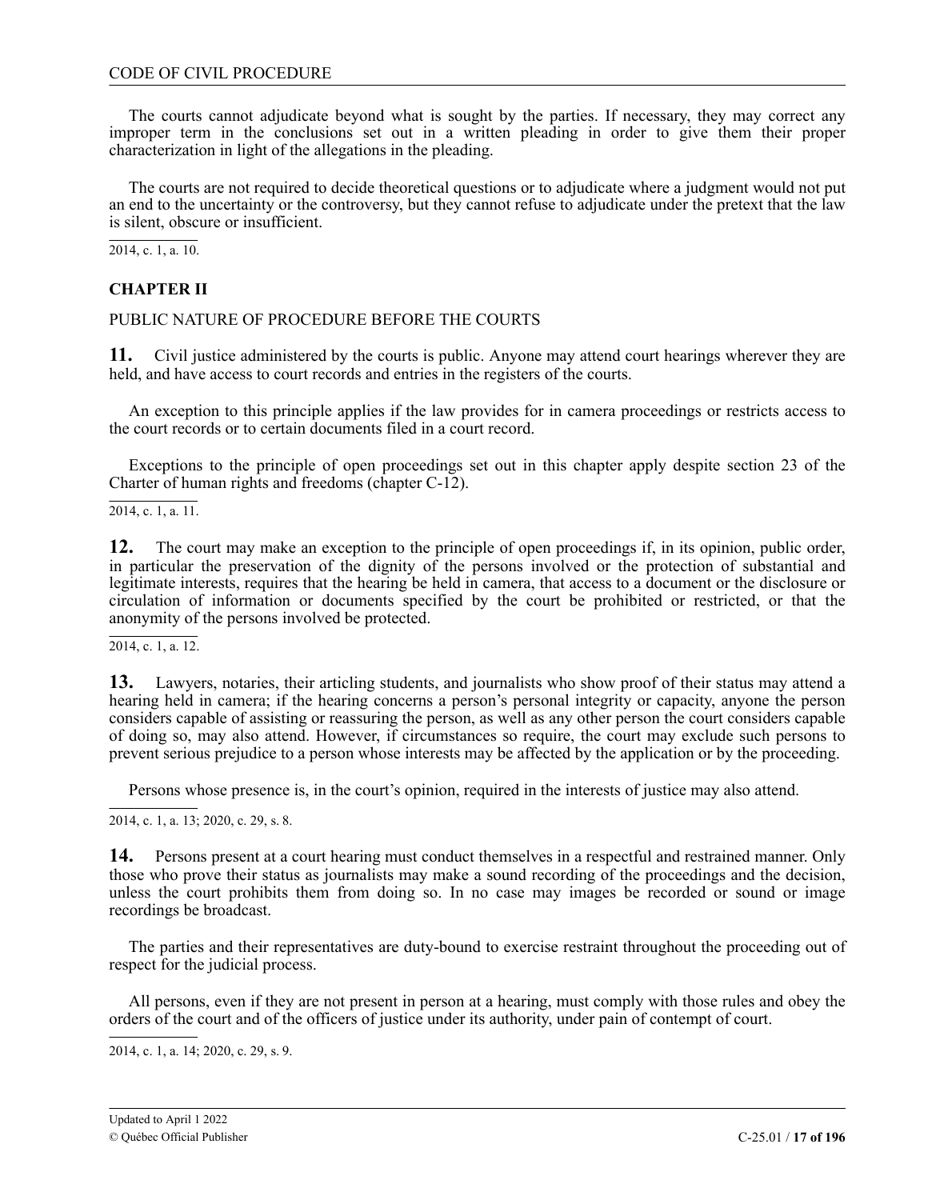The courts cannot adjudicate beyond what is sought by the parties. If necessary, they may correct any improper term in the conclusions set out in a written pleading in order to give them their proper characterization in light of the allegations in the pleading.

The courts are not required to decide theoretical questions or to adjudicate where a judgment would not put an end to the uncertainty or the controversy, but they cannot refuse to adjudicate under the pretext that the law is silent, obscure or insufficient.

2014, c. 1, a. 10.

## CHAPTER II

PUBLIC NATURE OF PROCEDURE BEFORE THE COURTS

**11.** Civil justice administered by the courts is public. Anyone may attend court hearings wherever they are held, and have access to court records and entries in the registers of the courts.

An exception to this principle applies if the law provides for in camera proceedings or restricts access to the court records or to certain documents filed in a court record.

Exceptions to the principle of open proceedings set out in this chapter apply despite section 23 of the Charter of human rights and freedoms (chapter C-12).

2014, c. 1, a. 11.

**12.** The court may make an exception to the principle of open proceedings if, in its opinion, public order, in particular the preservation of the dignity of the persons involved or the protection of substantial and legitimate interests, requires that the hearing be held in camera, that access to a document or the disclosure or circulation of information or documents specified by the court be prohibited or restricted, or that the anonymity of the persons involved be protected.

2014, c. 1, a. 12.

**13.** Lawyers, notaries, their articling students, and journalists who show proof of their status may attend a hearing held in camera; if the hearing concerns a person's personal integrity or capacity, anyone the person considers capable of assisting or reassuring the person, as well as any other person the court considers capable of doing so, may also attend. However, if circumstances so require, the court may exclude such persons to prevent serious prejudice to a person whose interests may be affected by the application or by the proceeding.

Persons whose presence is, in the court's opinion, required in the interests of justice may also attend.

2014, c. 1, a. 13; 2020, c. 29, s. 8.

**14.** Persons present at a court hearing must conduct themselves in a respectful and restrained manner. Only those who prove their status as journalists may make a sound recording of the proceedings and the decision, unless the court prohibits them from doing so. In no case may images be recorded or sound or image recordings be broadcast.

The parties and their representatives are duty-bound to exercise restraint throughout the proceeding out of respect for the judicial process.

All persons, even if they are not present in person at a hearing, must comply with those rules and obey the orders of the court and of the officers of justice under its authority, under pain of contempt of court.

2014, c. 1, a. 14; 2020, c. 29, s. 9.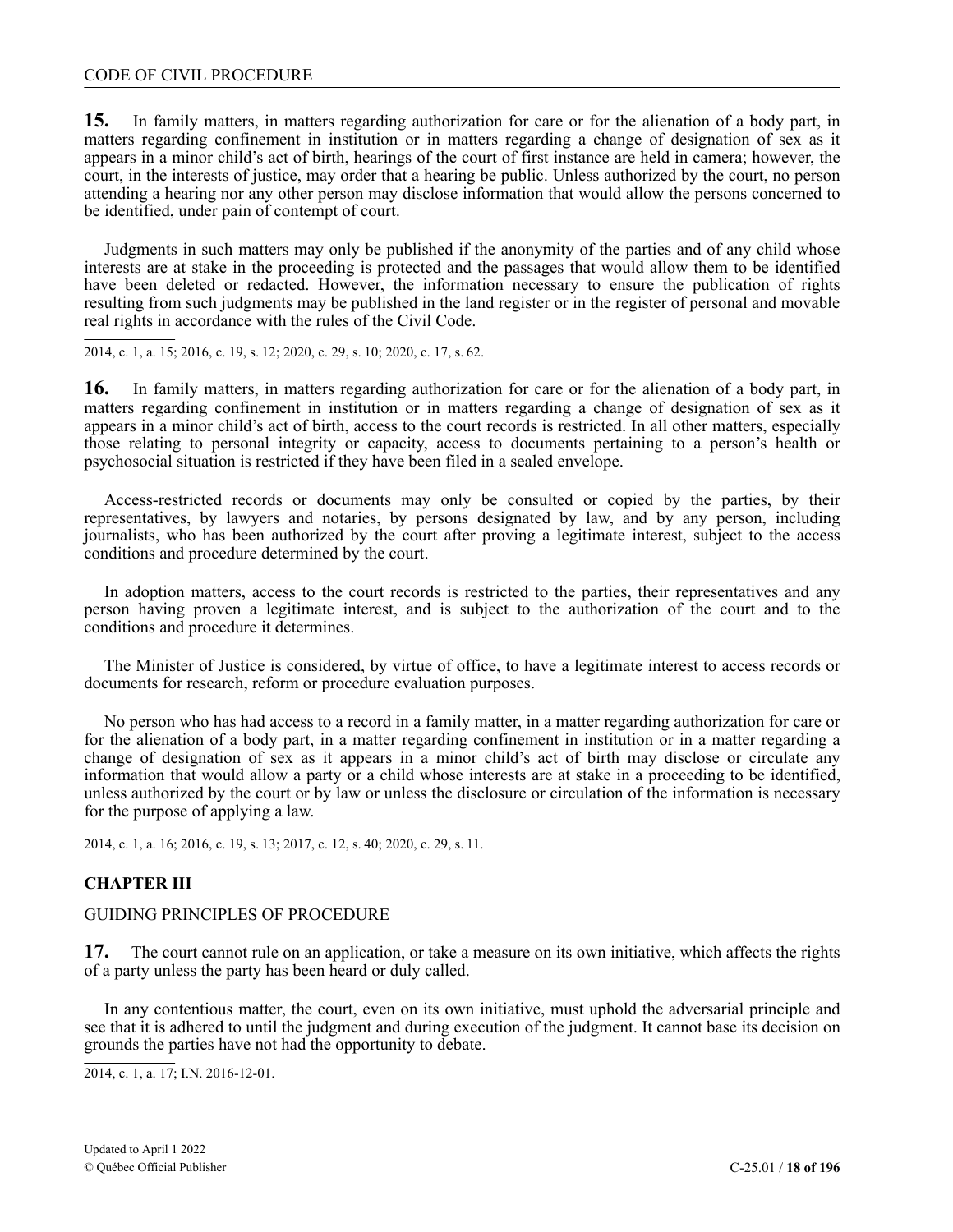**15.** In family matters, in matters regarding authorization for care or for the alienation of a body part, in matters regarding confinement in institution or in matters regarding a change of designation of sex as it appears in a minor child's act of birth, hearings of the court of first instance are held in camera; however, the court, in the interests of justice, may order that a hearing be public. Unless authorized by the court, no person attending a hearing nor any other person may disclose information that would allow the persons concerned to be identified, under pain of contempt of court.

Judgments in such matters may only be published if the anonymity of the parties and of any child whose interests are at stake in the proceeding is protected and the passages that would allow them to be identified have been deleted or redacted. However, the information necessary to ensure the publication of rights resulting from such judgments may be published in the land register or in the register of personal and movable real rights in accordance with the rules of the Civil Code.

2014, c. 1, a. 15; 2016, c. 19, s. 12; 2020, c. 29, s. 10; 2020, c. 17, s. 62.

**16.** In family matters, in matters regarding authorization for care or for the alienation of a body part, in matters regarding confinement in institution or in matters regarding a change of designation of sex as it appears in a minor child's act of birth, access to the court records is restricted. In all other matters, especially those relating to personal integrity or capacity, access to documents pertaining to a person's health or psychosocial situation is restricted if they have been filed in a sealed envelope.

Access-restricted records or documents may only be consulted or copied by the parties, by their representatives, by lawyers and notaries, by persons designated by law, and by any person, including journalists, who has been authorized by the court after proving a legitimate interest, subject to the access conditions and procedure determined by the court.

In adoption matters, access to the court records is restricted to the parties, their representatives and any person having proven a legitimate interest, and is subject to the authorization of the court and to the conditions and procedure it determines.

The Minister of Justice is considered, by virtue of office, to have a legitimate interest to access records or documents for research, reform or procedure evaluation purposes.

No person who has had access to a record in a family matter, in a matter regarding authorization for care or for the alienation of a body part, in a matter regarding confinement in institution or in a matter regarding a change of designation of sex as it appears in a minor child's act of birth may disclose or circulate any information that would allow a party or a child whose interests are at stake in a proceeding to be identified, unless authorized by the court or by law or unless the disclosure or circulation of the information is necessary for the purpose of applying a law.

2014, c. 1, a. 16; 2016, c. 19, s. 13; 2017, c. 12, s. 40; 2020, c. 29, s. 11.

## CHAPTER III

### GUIDING PRINCIPLES OF PROCEDURE

**17.** The court cannot rule on an application, or take a measure on its own initiative, which affects the rights of a party unless the party has been heard or duly called.

In any contentious matter, the court, even on its own initiative, must uphold the adversarial principle and see that it is adhered to until the judgment and during execution of the judgment. It cannot base its decision on grounds the parties have not had the opportunity to debate.

2014, c. 1, a. 17; I.N. 2016-12-01.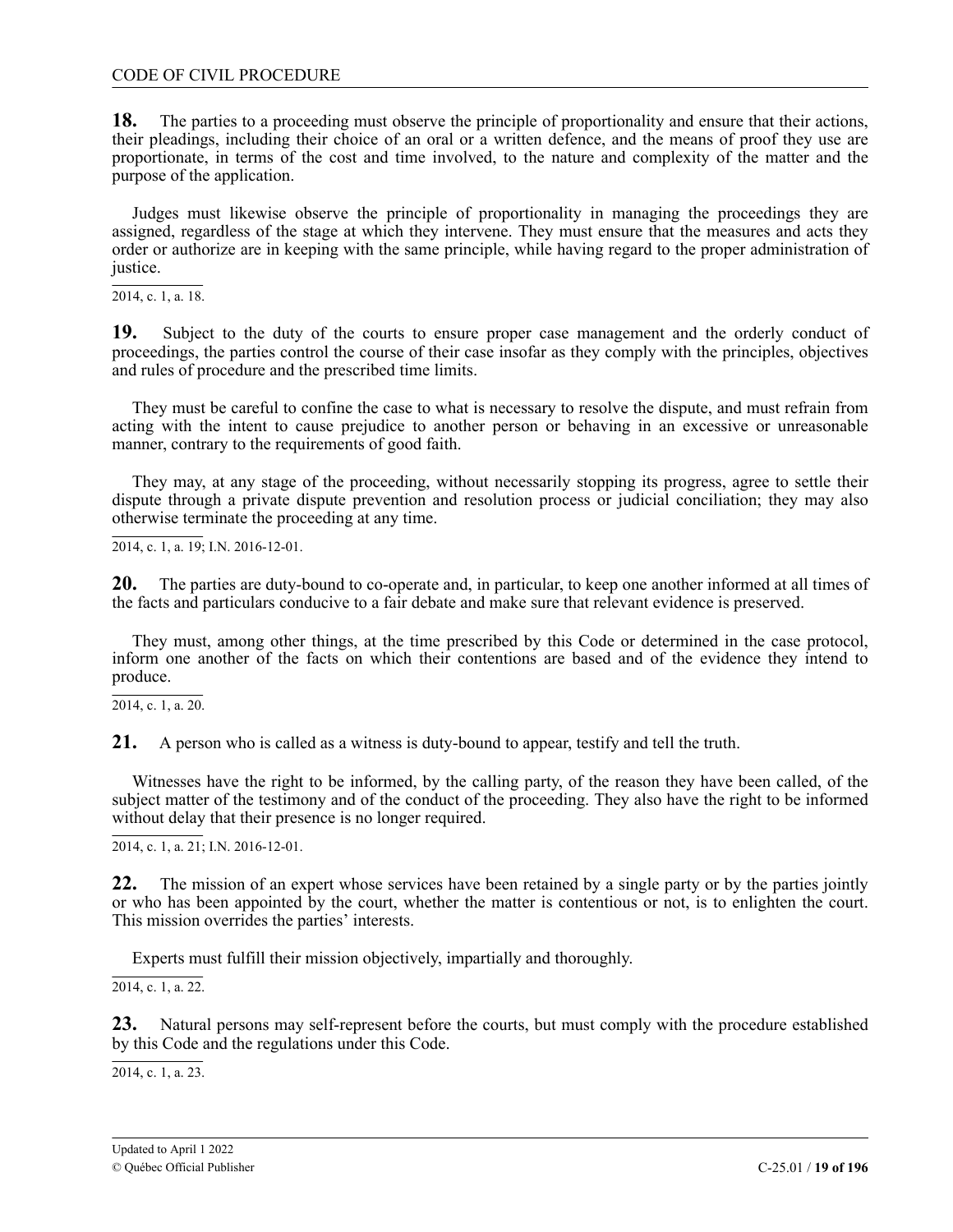**18.** The parties to a proceeding must observe the principle of proportionality and ensure that their actions, their pleadings, including their choice of an oral or a written defence, and the means of proof they use are proportionate, in terms of the cost and time involved, to the nature and complexity of the matter and the purpose of the application.

Judges must likewise observe the principle of proportionality in managing the proceedings they are assigned, regardless of the stage at which they intervene. They must ensure that the measures and acts they order or authorize are in keeping with the same principle, while having regard to the proper administration of justice.

2014, c. 1, a. 18.

**19.** Subject to the duty of the courts to ensure proper case management and the orderly conduct of proceedings, the parties control the course of their case insofar as they comply with the principles, objectives and rules of procedure and the prescribed time limits.

They must be careful to confine the case to what is necessary to resolve the dispute, and must refrain from acting with the intent to cause prejudice to another person or behaving in an excessive or unreasonable manner, contrary to the requirements of good faith.

They may, at any stage of the proceeding, without necessarily stopping its progress, agree to settle their dispute through a private dispute prevention and resolution process or judicial conciliation; they may also otherwise terminate the proceeding at any time.

2014, c. 1, a. 19; I.N. 2016-12-01.

**20.** The parties are duty-bound to co-operate and, in particular, to keep one another informed at all times of the facts and particulars conducive to a fair debate and make sure that relevant evidence is preserved.

They must, among other things, at the time prescribed by this Code or determined in the case protocol, inform one another of the facts on which their contentions are based and of the evidence they intend to produce.

2014, c. 1, a. 20.

**21.** A person who is called as a witness is duty-bound to appear, testify and tell the truth.

Witnesses have the right to be informed, by the calling party, of the reason they have been called, of the subject matter of the testimony and of the conduct of the proceeding. They also have the right to be informed without delay that their presence is no longer required.

2014, c. 1, a. 21; I.N. 2016-12-01.

**22.** The mission of an expert whose services have been retained by a single party or by the parties jointly or who has been appointed by the court, whether the matter is contentious or not, is to enlighten the court. This mission overrides the parties' interests.

Experts must fulfill their mission objectively, impartially and thoroughly.

2014, c. 1, a. 22.

**23.** Natural persons may self-represent before the courts, but must comply with the procedure established by this Code and the regulations under this Code.

2014, c. 1, a. 23.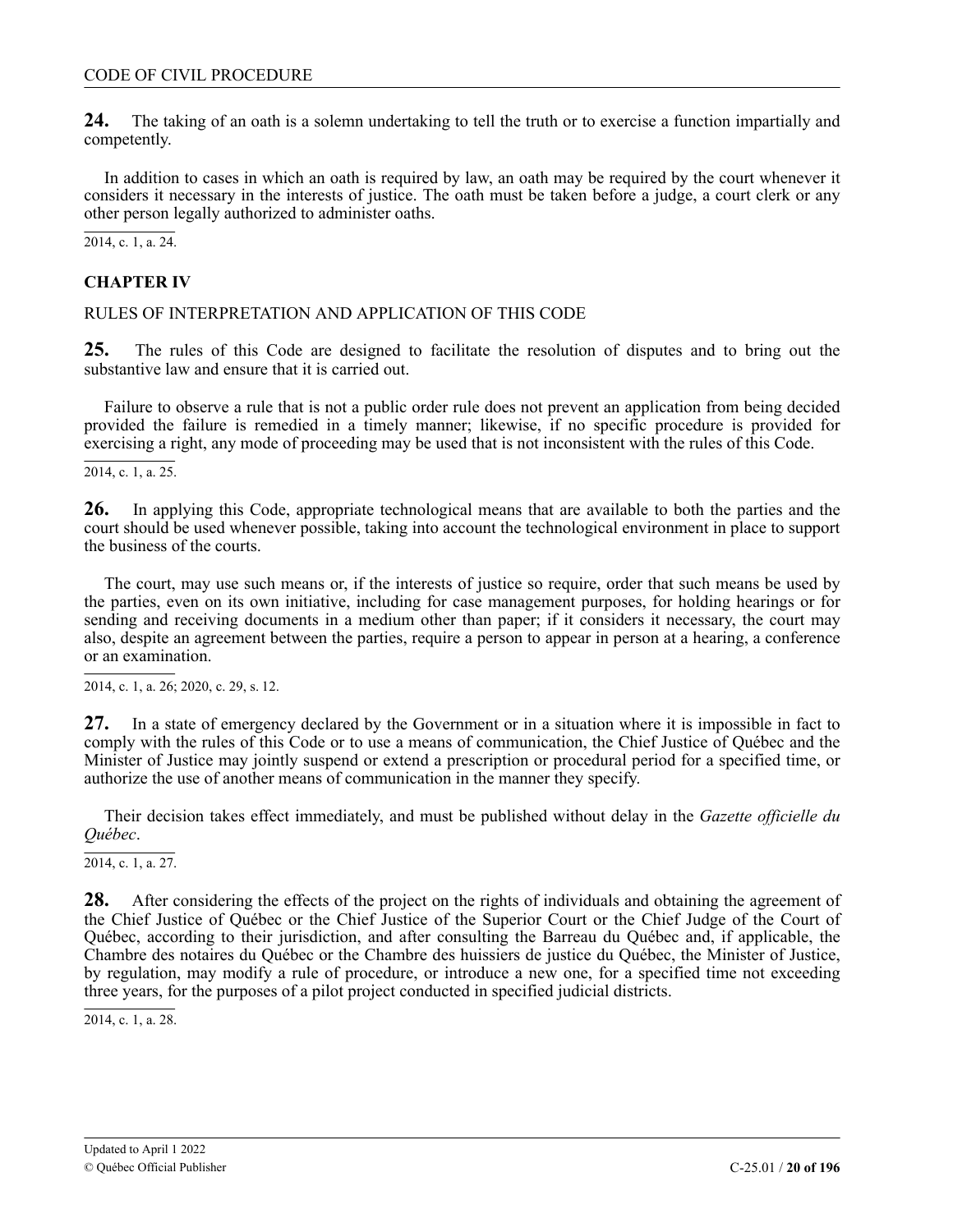**24.** The taking of an oath is a solemn undertaking to tell the truth or to exercise a function impartially and competently.

In addition to cases in which an oath is required by law, an oath may be required by the court whenever it considers it necessary in the interests of justice. The oath must be taken before a judge, a court clerk or any other person legally authorized to administer oaths.

2014, c. 1, a. 24.

## CHAPTER IV

RULES OF INTERPRETATION AND APPLICATION OF THIS CODE

**25.** The rules of this Code are designed to facilitate the resolution of disputes and to bring out the substantive law and ensure that it is carried out.

Failure to observe a rule that is not a public order rule does not prevent an application from being decided provided the failure is remedied in a timely manner; likewise, if no specific procedure is provided for exercising a right, any mode of proceeding may be used that is not inconsistent with the rules of this Code.

2014, c. 1, a. 25.

**26.** In applying this Code, appropriate technological means that are available to both the parties and the court should be used whenever possible, taking into account the technological environment in place to support the business of the courts.

The court, may use such means or, if the interests of justice so require, order that such means be used by the parties, even on its own initiative, including for case management purposes, for holding hearings or for sending and receiving documents in a medium other than paper; if it considers it necessary, the court may also, despite an agreement between the parties, require a person to appear in person at a hearing, a conference or an examination.

2014, c. 1, a. 26; 2020, c. 29, s. 12.

**27.** In a state of emergency declared by the Government or in a situation where it is impossible in fact to comply with the rules of this Code or to use a means of communication, the Chief Justice of Québec and the Minister of Justice may jointly suspend or extend a prescription or procedural period for a specified time, or authorize the use of another means of communication in the manner they specify.

Their decision takes effect immediately, and must be published without delay in the *Gazette officielle du Québec*.

2014, c. 1, a. 27.

**28.** After considering the effects of the project on the rights of individuals and obtaining the agreement of the Chief Justice of Québec or the Chief Justice of the Superior Court or the Chief Judge of the Court of Québec, according to their jurisdiction, and after consulting the Barreau du Québec and, if applicable, the Chambre des notaires du Québec or the Chambre des huissiers de justice du Québec, the Minister of Justice, by regulation, may modify a rule of procedure, or introduce a new one, for a specified time not exceeding three years, for the purposes of a pilot project conducted in specified judicial districts.

2014, c. 1, a. 28.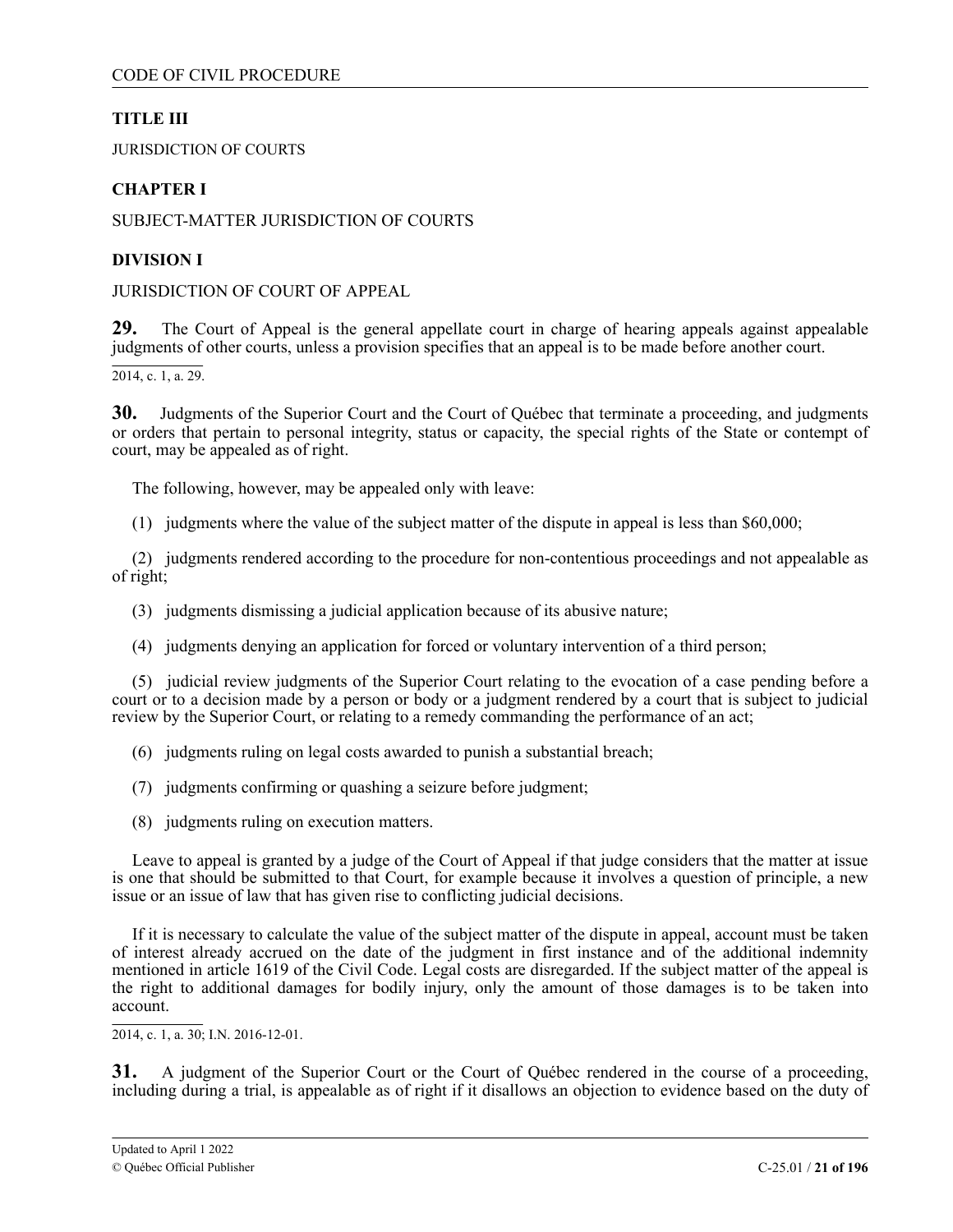# TITLE III

JURISDICTION OF COURTS

## CHAPTER I

SUBJECT-MATTER JURISDICTION OF COURTS

### DIVISION I

JURISDICTION OF COURT OF APPEAL

**29.** The Court of Appeal is the general appellate court in charge of hearing appeals against appealable judgments of other courts, unless a provision specifies that an appeal is to be made before another court.

2014, c. 1, a. 29.

**30.** Judgments of the Superior Court and the Court of Québec that terminate a proceeding, and judgments or orders that pertain to personal integrity, status or capacity, the special rights of the State or contempt of court, may be appealed as of right.

The following, however, may be appealed only with leave:

(1) judgments where the value of the subject matter of the dispute in appeal is less than $60,000;

(2) judgments rendered according to the procedure for non-contentious proceedings and not appealable as of right;

(3) judgments dismissing a judicial application because of its abusive nature;

(4) judgments denying an application for forced or voluntary intervention of a third person;

(5) judicial review judgments of the Superior Court relating to the evocation of a case pending before a court or to a decision made by a person or body or a judgment rendered by a court that is subject to judicial review by the Superior Court, or relating to a remedy commanding the performance of an act;

(6) judgments ruling on legal costs awarded to punish a substantial breach;

(7) judgments confirming or quashing a seizure before judgment;

(8) judgments ruling on execution matters.

Leave to appeal is granted by a judge of the Court of Appeal if that judge considers that the matter at issue is one that should be submitted to that Court, for example because it involves a question of principle, a new issue or an issue of law that has given rise to conflicting judicial decisions.

If it is necessary to calculate the value of the subject matter of the dispute in appeal, account must be taken of interest already accrued on the date of the judgment in first instance and of the additional indemnity mentioned in article 1619 of the Civil Code. Legal costs are disregarded. If the subject matter of the appeal is the right to additional damages for bodily injury, only the amount of those damages is to be taken into account.

2014, c. 1, a. 30; I.N. 2016-12-01.

**31.** A judgment of the Superior Court or the Court of Québec rendered in the course of a proceeding, including during a trial, is appealable as of right if it disallows an objection to evidence based on the duty of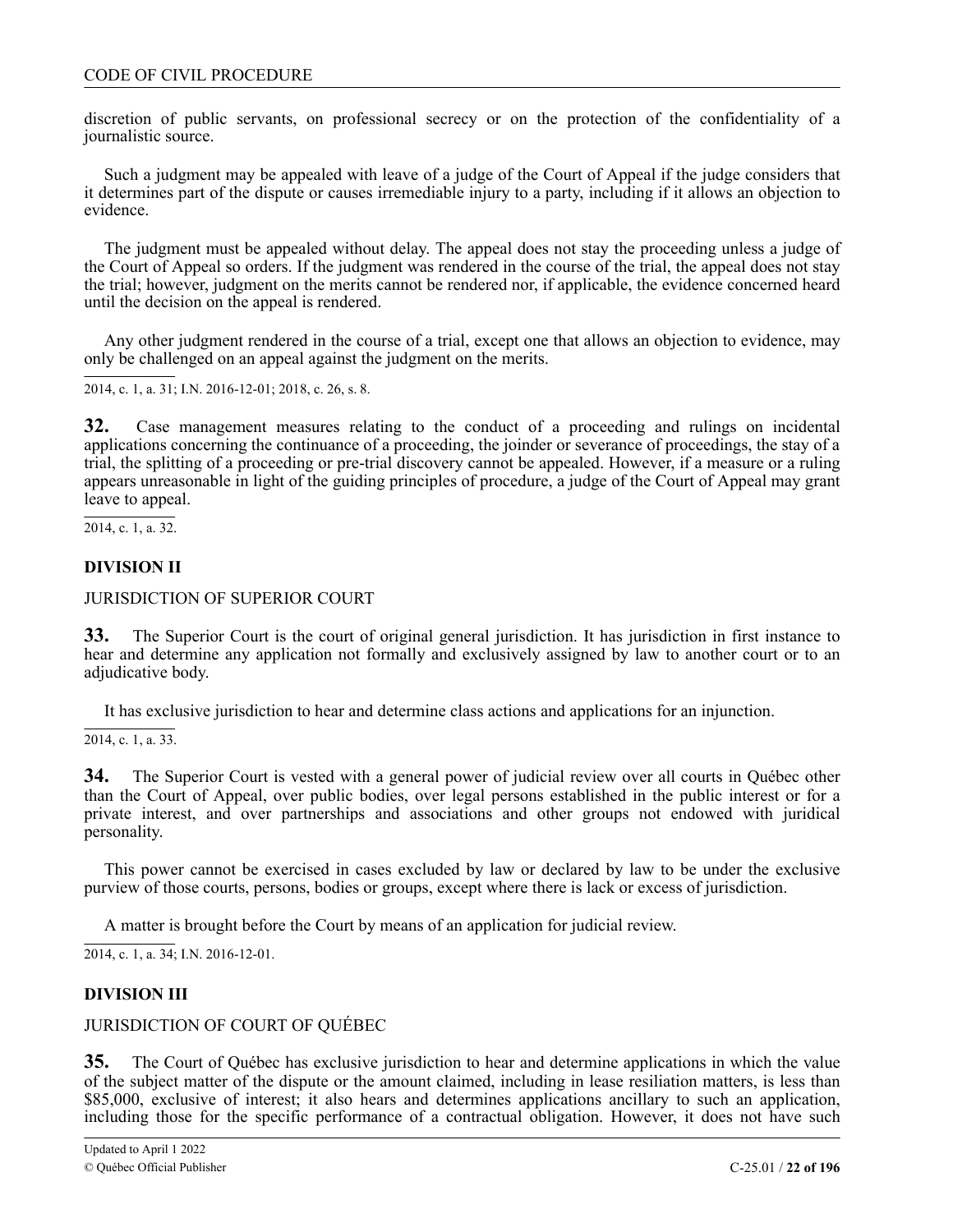discretion of public servants, on professional secrecy or on the protection of the confidentiality of a journalistic source.

Such a judgment may be appealed with leave of a judge of the Court of Appeal if the judge considers that it determines part of the dispute or causes irremediable injury to a party, including if it allows an objection to evidence.

The judgment must be appealed without delay. The appeal does not stay the proceeding unless a judge of the Court of Appeal so orders. If the judgment was rendered in the course of the trial, the appeal does not stay the trial; however, judgment on the merits cannot be rendered nor, if applicable, the evidence concerned heard until the decision on the appeal is rendered.

Any other judgment rendered in the course of a trial, except one that allows an objection to evidence, may only be challenged on an appeal against the judgment on the merits.

2014, c. 1, a. 31; I.N. 2016-12-01; 2018, c. 26, s. 8.

**32.** Case management measures relating to the conduct of a proceeding and rulings on incidental applications concerning the continuance of a proceeding, the joinder or severance of proceedings, the stay of a trial, the splitting of a proceeding or pre-trial discovery cannot be appealed. However, if a measure or a ruling appears unreasonable in light of the guiding principles of procedure, a judge of the Court of Appeal may grant leave to appeal.

2014, c. 1, a. 32.

## DIVISION II

JURISDICTION OF SUPERIOR COURT

**33.** The Superior Court is the court of original general jurisdiction. It has jurisdiction in first instance to hear and determine any application not formally and exclusively assigned by law to another court or to an adjudicative body.

It has exclusive jurisdiction to hear and determine class actions and applications for an injunction.

2014, c. 1, a. 33.

**34.** The Superior Court is vested with a general power of judicial review over all courts in Québec other than the Court of Appeal, over public bodies, over legal persons established in the public interest or for a private interest, and over partnerships and associations and other groups not endowed with juridical personality.

This power cannot be exercised in cases excluded by law or declared by law to be under the exclusive purview of those courts, persons, bodies or groups, except where there is lack or excess of jurisdiction.

A matter is brought before the Court by means of an application for judicial review.

2014, c. 1, a. 34; I.N. 2016-12-01.

## DIVISION III

JURISDICTION OF COURT OF QUÉBEC

**35.** The Court of Québec has exclusive jurisdiction to hear and determine applications in which the value of the subject matter of the dispute or the amount claimed, including in lease resiliation matters, is less than \$85,000, exclusive of interest; it also hears and determines applications ancillary to such an application, including those for the specific performance of a contractual obligation. However, it does not have such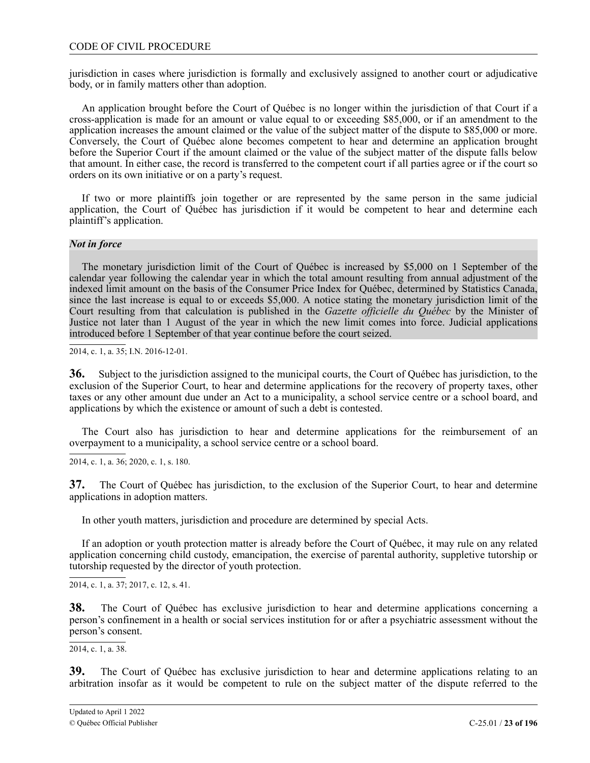jurisdiction in cases where jurisdiction is formally and exclusively assigned to another court or adjudicative body, or in family matters other than adoption.

An application brought before the Court of Québec is no longer within the jurisdiction of that Court if a cross-application is made for an amount or value equal to or exceeding $85,000, or if an amendment to the application increases the amount claimed or the value of the subject matter of the dispute to $85,000 or more. Conversely, the Court of Québec alone becomes competent to hear and determine an application brought before the Superior Court if the amount claimed or the value of the subject matter of the dispute falls below that amount. In either case, the record is transferred to the competent court if all parties agree or if the court so orders on its own initiative or on a party's request.

If two or more plaintiffs join together or are represented by the same person in the same judicial application, the Court of Québec has jurisdiction if it would be competent to hear and determine each plaintiff's application.

***Not in force***

The monetary jurisdiction limit of the Court of Québec is increased by $5,000 on 1 September of the calendar year following the calendar year in which the total amount resulting from annual adjustment of the indexed limit amount on the basis of the Consumer Price Index for Québec, determined by Statistics Canada, since the last increase is equal to or exceeds $5,000. A notice stating the monetary jurisdiction limit of the Court resulting from that calculation is published in the *Gazette officielle du Québec* by the Minister of Justice not later than 1 August of the year in which the new limit comes into force. Judicial applications introduced before 1 September of that year continue before the court seized.

2014, c. 1, a. 35; I.N. 2016-12-01.

**36.** Subject to the jurisdiction assigned to the municipal courts, the Court of Québec has jurisdiction, to the exclusion of the Superior Court, to hear and determine applications for the recovery of property taxes, other taxes or any other amount due under an Act to a municipality, a school service centre or a school board, and applications by which the existence or amount of such a debt is contested.

The Court also has jurisdiction to hear and determine applications for the reimbursement of an overpayment to a municipality, a school service centre or a school board.

2014, c. 1, a. 36; 2020, c. 1, s. 180.

**37.** The Court of Québec has jurisdiction, to the exclusion of the Superior Court, to hear and determine applications in adoption matters.

In other youth matters, jurisdiction and procedure are determined by special Acts.

If an adoption or youth protection matter is already before the Court of Québec, it may rule on any related application concerning child custody, emancipation, the exercise of parental authority, suppletive tutorship or tutorship requested by the director of youth protection.

2014, c. 1, a. 37; 2017, c. 12, s. 41.

**38.** The Court of Québec has exclusive jurisdiction to hear and determine applications concerning a person's confinement in a health or social services institution for or after a psychiatric assessment without the person's consent.

2014, c. 1, a. 38.

**39.** The Court of Québec has exclusive jurisdiction to hear and determine applications relating to an arbitration insofar as it would be competent to rule on the subject matter of the dispute referred to the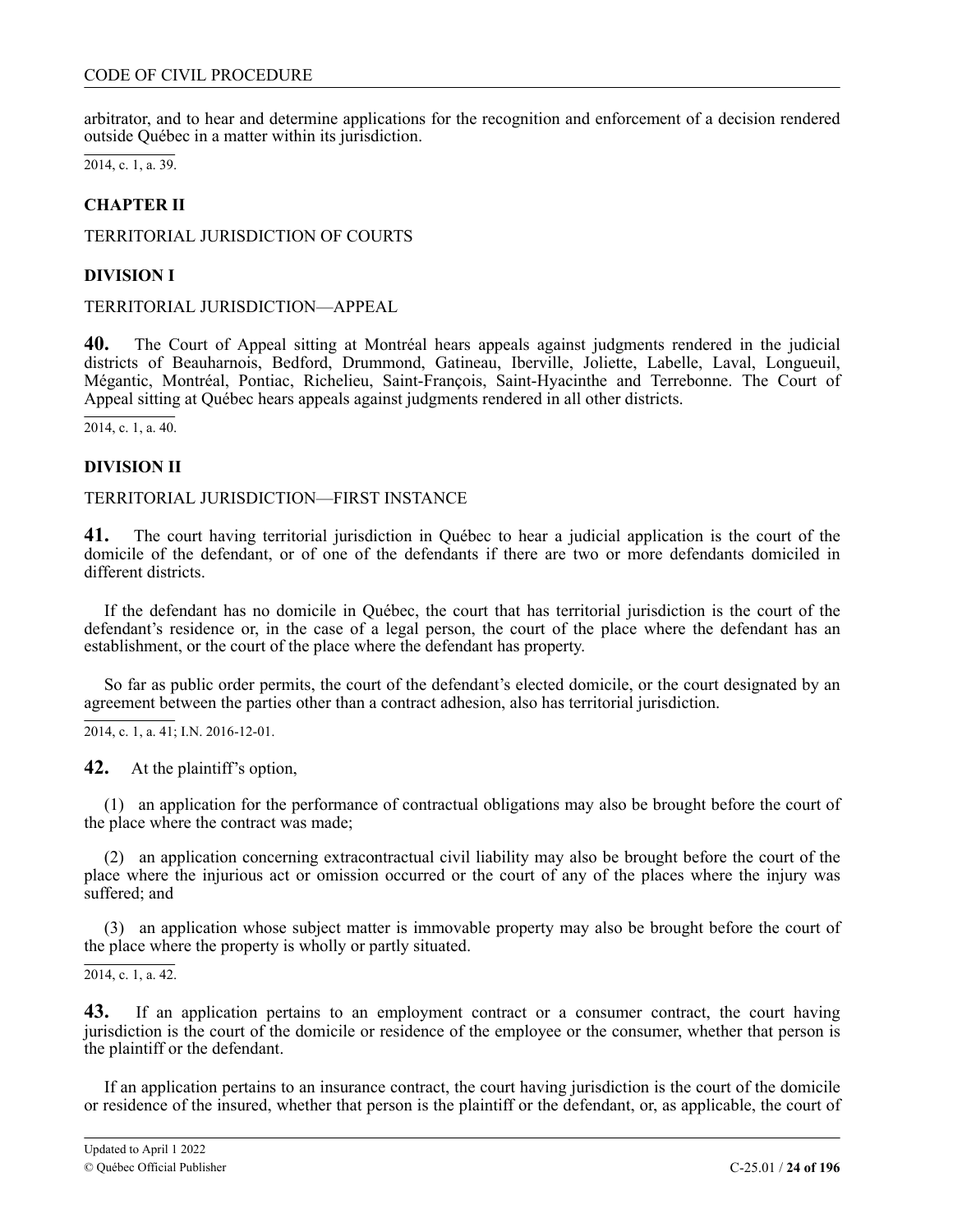arbitrator, and to hear and determine applications for the recognition and enforcement of a decision rendered outside Québec in a matter within its jurisdiction.

2014, c. 1, a. 39.

## CHAPTER II

TERRITORIAL JURISDICTION OF COURTS

### DIVISION I

TERRITORIAL JURISDICTION—APPEAL

**40.** The Court of Appeal sitting at Montréal hears appeals against judgments rendered in the judicial districts of Beauharnois, Bedford, Drummond, Gatineau, Iberville, Joliette, Labelle, Laval, Longueuil, Mégantic, Montréal, Pontiac, Richelieu, Saint-François, Saint-Hyacinthe and Terrebonne. The Court of Appeal sitting at Québec hears appeals against judgments rendered in all other districts.

2014, c. 1, a. 40.

### DIVISION II

TERRITORIAL JURISDICTION—FIRST INSTANCE

**41.** The court having territorial jurisdiction in Québec to hear a judicial application is the court of the domicile of the defendant, or of one of the defendants if there are two or more defendants domiciled in different districts.

If the defendant has no domicile in Québec, the court that has territorial jurisdiction is the court of the defendant's residence or, in the case of a legal person, the court of the place where the defendant has an establishment, or the court of the place where the defendant has property.

So far as public order permits, the court of the defendant's elected domicile, or the court designated by an agreement between the parties other than a contract adhesion, also has territorial jurisdiction.

2014, c. 1, a. 41; I.N. 2016-12-01.

**42.** At the plaintiff's option,

(1) an application for the performance of contractual obligations may also be brought before the court of the place where the contract was made;

(2) an application concerning extracontractual civil liability may also be brought before the court of the place where the injurious act or omission occurred or the court of any of the places where the injury was suffered; and

(3) an application whose subject matter is immovable property may also be brought before the court of the place where the property is wholly or partly situated.

2014, c. 1, a. 42.

**43.** If an application pertains to an employment contract or a consumer contract, the court having jurisdiction is the court of the domicile or residence of the employee or the consumer, whether that person is the plaintiff or the defendant.

If an application pertains to an insurance contract, the court having jurisdiction is the court of the domicile or residence of the insured, whether that person is the plaintiff or the defendant, or, as applicable, the court of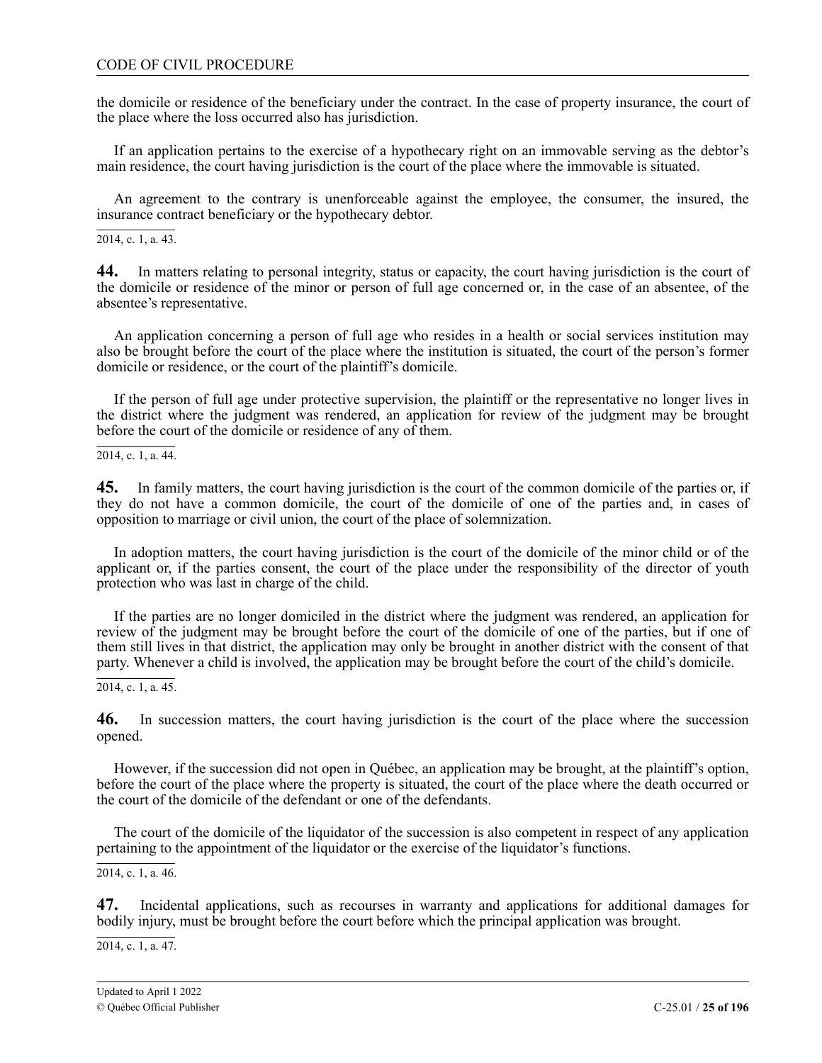the domicile or residence of the beneficiary under the contract. In the case of property insurance, the court of the place where the loss occurred also has jurisdiction.

If an application pertains to the exercise of a hypothecary right on an immovable serving as the debtor's main residence, the court having jurisdiction is the court of the place where the immovable is situated.

An agreement to the contrary is unenforceable against the employee, the consumer, the insured, the insurance contract beneficiary or the hypothecary debtor.

2014, c. 1, a. 43.

**44.** In matters relating to personal integrity, status or capacity, the court having jurisdiction is the court of the domicile or residence of the minor or person of full age concerned or, in the case of an absentee, of the absentee's representative.

An application concerning a person of full age who resides in a health or social services institution may also be brought before the court of the place where the institution is situated, the court of the person's former domicile or residence, or the court of the plaintiff's domicile.

If the person of full age under protective supervision, the plaintiff or the representative no longer lives in the district where the judgment was rendered, an application for review of the judgment may be brought before the court of the domicile or residence of any of them.

2014, c. 1, a. 44.

**45.** In family matters, the court having jurisdiction is the court of the common domicile of the parties or, if they do not have a common domicile, the court of the domicile of one of the parties and, in cases of opposition to marriage or civil union, the court of the place of solemnization.

In adoption matters, the court having jurisdiction is the court of the domicile of the minor child or of the applicant or, if the parties consent, the court of the place under the responsibility of the director of youth protection who was last in charge of the child.

If the parties are no longer domiciled in the district where the judgment was rendered, an application for review of the judgment may be brought before the court of the domicile of one of the parties, but if one of them still lives in that district, the application may only be brought in another district with the consent of that party. Whenever a child is involved, the application may be brought before the court of the child's domicile.

2014, c. 1, a. 45.

**46.** In succession matters, the court having jurisdiction is the court of the place where the succession opened.

However, if the succession did not open in Québec, an application may be brought, at the plaintiff's option, before the court of the place where the property is situated, the court of the place where the death occurred or the court of the domicile of the defendant or one of the defendants.

The court of the domicile of the liquidator of the succession is also competent in respect of any application pertaining to the appointment of the liquidator or the exercise of the liquidator's functions.

2014, c. 1, a. 46.

**47.** Incidental applications, such as recourses in warranty and applications for additional damages for bodily injury, must be brought before the court before which the principal application was brought.

2014, c. 1, a. 47.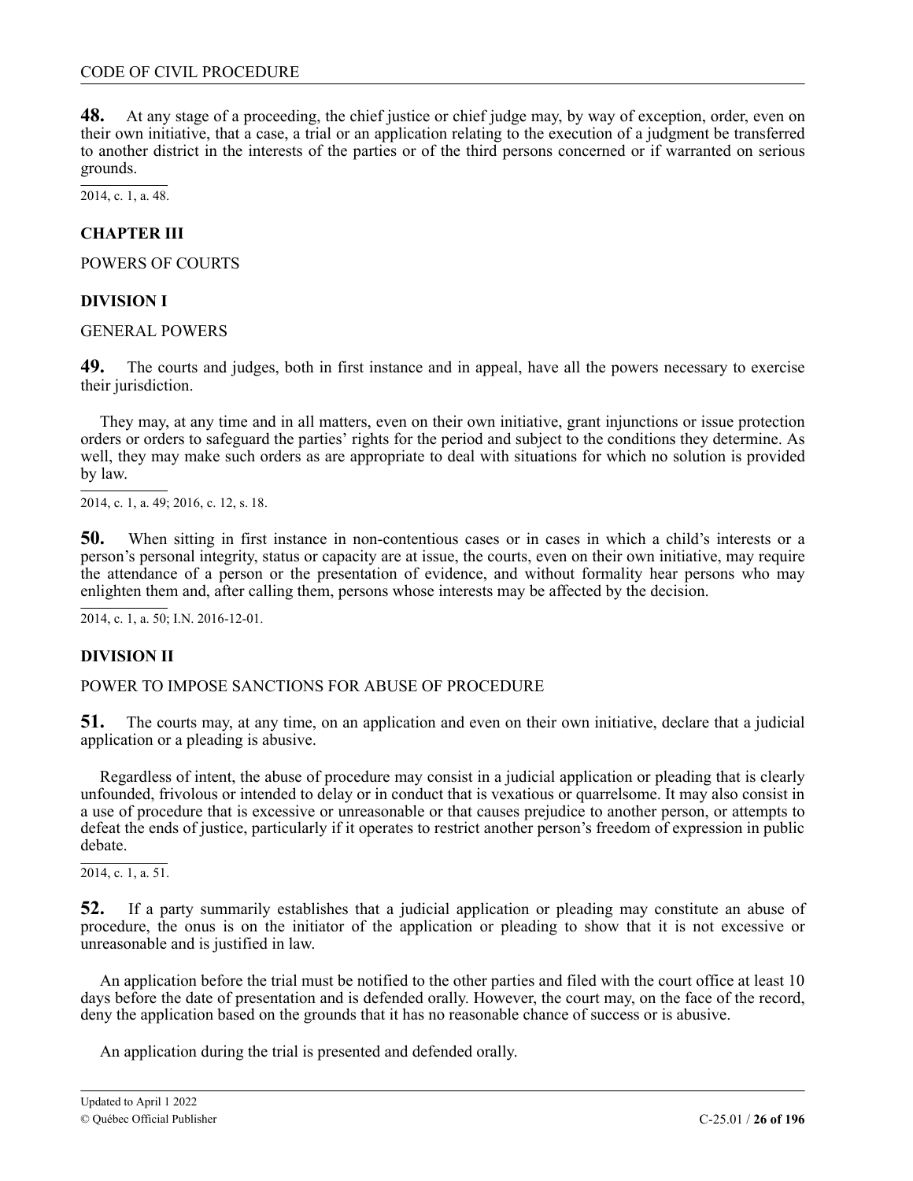**48.** At any stage of a proceeding, the chief justice or chief judge may, by way of exception, order, even on their own initiative, that a case, a trial or an application relating to the execution of a judgment be transferred to another district in the interests of the parties or of the third persons concerned or if warranted on serious grounds.

2014, c. 1, a. 48.

## CHAPTER III

POWERS OF COURTS

### DIVISION I

GENERAL POWERS

**49.** The courts and judges, both in first instance and in appeal, have all the powers necessary to exercise their jurisdiction.

They may, at any time and in all matters, even on their own initiative, grant injunctions or issue protection orders or orders to safeguard the parties' rights for the period and subject to the conditions they determine. As well, they may make such orders as are appropriate to deal with situations for which no solution is provided by law.

2014, c. 1, a. 49; 2016, c. 12, s. 18.

**50.** When sitting in first instance in non-contentious cases or in cases in which a child's interests or a person's personal integrity, status or capacity are at issue, the courts, even on their own initiative, may require the attendance of a person or the presentation of evidence, and without formality hear persons who may enlighten them and, after calling them, persons whose interests may be affected by the decision.

2014, c. 1, a. 50; I.N. 2016-12-01.

### DIVISION II

POWER TO IMPOSE SANCTIONS FOR ABUSE OF PROCEDURE

**51.** The courts may, at any time, on an application and even on their own initiative, declare that a judicial application or a pleading is abusive.

Regardless of intent, the abuse of procedure may consist in a judicial application or pleading that is clearly unfounded, frivolous or intended to delay or in conduct that is vexatious or quarrelsome. It may also consist in a use of procedure that is excessive or unreasonable or that causes prejudice to another person, or attempts to defeat the ends of justice, particularly if it operates to restrict another person's freedom of expression in public debate.

2014, c. 1, a. 51.

**52.** If a party summarily establishes that a judicial application or pleading may constitute an abuse of procedure, the onus is on the initiator of the application or pleading to show that it is not excessive or unreasonable and is justified in law.

An application before the trial must be notified to the other parties and filed with the court office at least 10 days before the date of presentation and is defended orally. However, the court may, on the face of the record, deny the application based on the grounds that it has no reasonable chance of success or is abusive.

An application during the trial is presented and defended orally.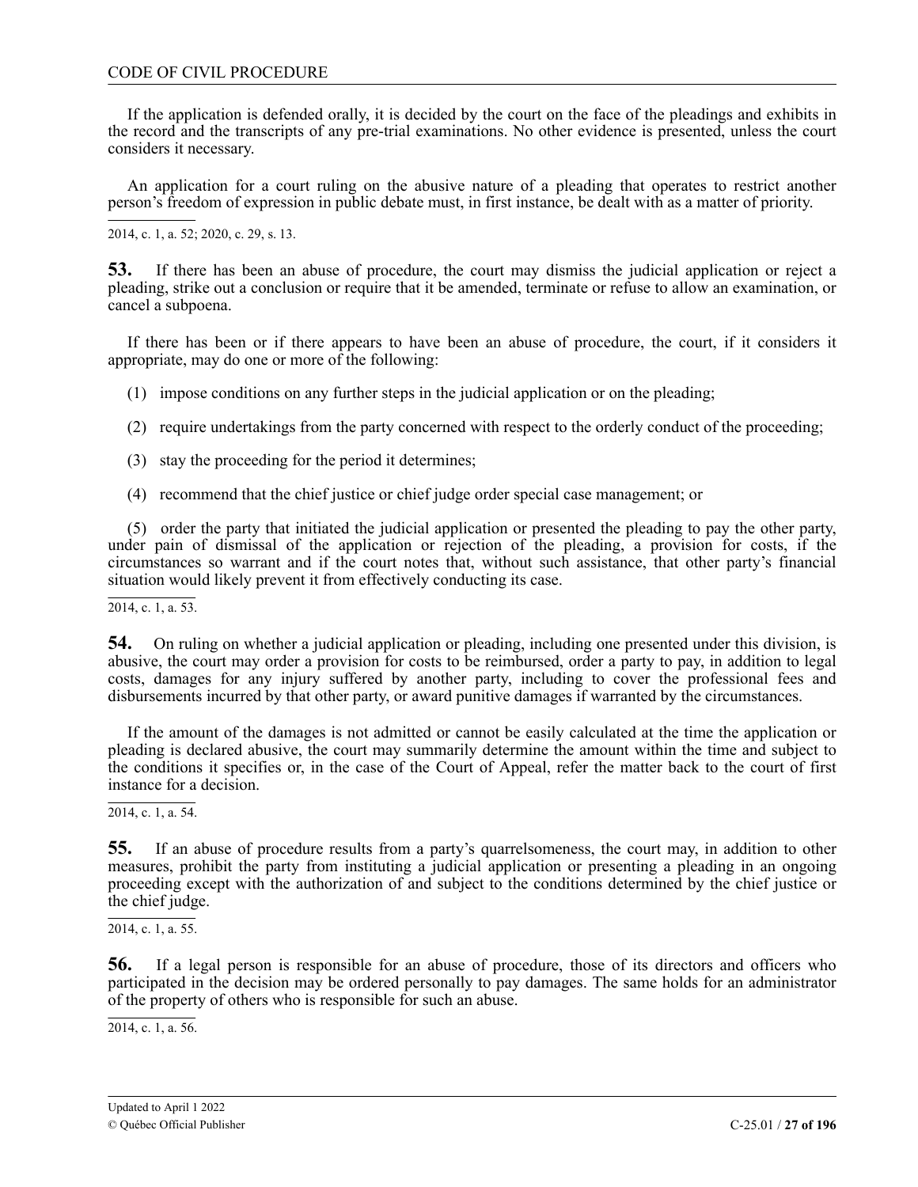If the application is defended orally, it is decided by the court on the face of the pleadings and exhibits in the record and the transcripts of any pre-trial examinations. No other evidence is presented, unless the court considers it necessary.

An application for a court ruling on the abusive nature of a pleading that operates to restrict another person's freedom of expression in public debate must, in first instance, be dealt with as a matter of priority.

2014, c. 1, a. 52; 2020, c. 29, s. 13.

**53.** If there has been an abuse of procedure, the court may dismiss the judicial application or reject a pleading, strike out a conclusion or require that it be amended, terminate or refuse to allow an examination, or cancel a subpoena.

If there has been or if there appears to have been an abuse of procedure, the court, if it considers it appropriate, may do one or more of the following:

(1) impose conditions on any further steps in the judicial application or on the pleading;

(2) require undertakings from the party concerned with respect to the orderly conduct of the proceeding;

(3) stay the proceeding for the period it determines;

(4) recommend that the chief justice or chief judge order special case management; or

(5) order the party that initiated the judicial application or presented the pleading to pay the other party, under pain of dismissal of the application or rejection of the pleading, a provision for costs, if the circumstances so warrant and if the court notes that, without such assistance, that other party's financial situation would likely prevent it from effectively conducting its case.

2014, c. 1, a. 53.

**54.** On ruling on whether a judicial application or pleading, including one presented under this division, is abusive, the court may order a provision for costs to be reimbursed, order a party to pay, in addition to legal costs, damages for any injury suffered by another party, including to cover the professional fees and disbursements incurred by that other party, or award punitive damages if warranted by the circumstances.

If the amount of the damages is not admitted or cannot be easily calculated at the time the application or pleading is declared abusive, the court may summarily determine the amount within the time and subject to the conditions it specifies or, in the case of the Court of Appeal, refer the matter back to the court of first instance for a decision.

2014, c. 1, a. 54.

**55.** If an abuse of procedure results from a party's quarrelsomeness, the court may, in addition to other measures, prohibit the party from instituting a judicial application or presenting a pleading in an ongoing proceeding except with the authorization of and subject to the conditions determined by the chief justice or the chief judge.

2014, c. 1, a. 55.

**56.** If a legal person is responsible for an abuse of procedure, those of its directors and officers who participated in the decision may be ordered personally to pay damages. The same holds for an administrator of the property of others who is responsible for such an abuse.

2014, c. 1, a. 56.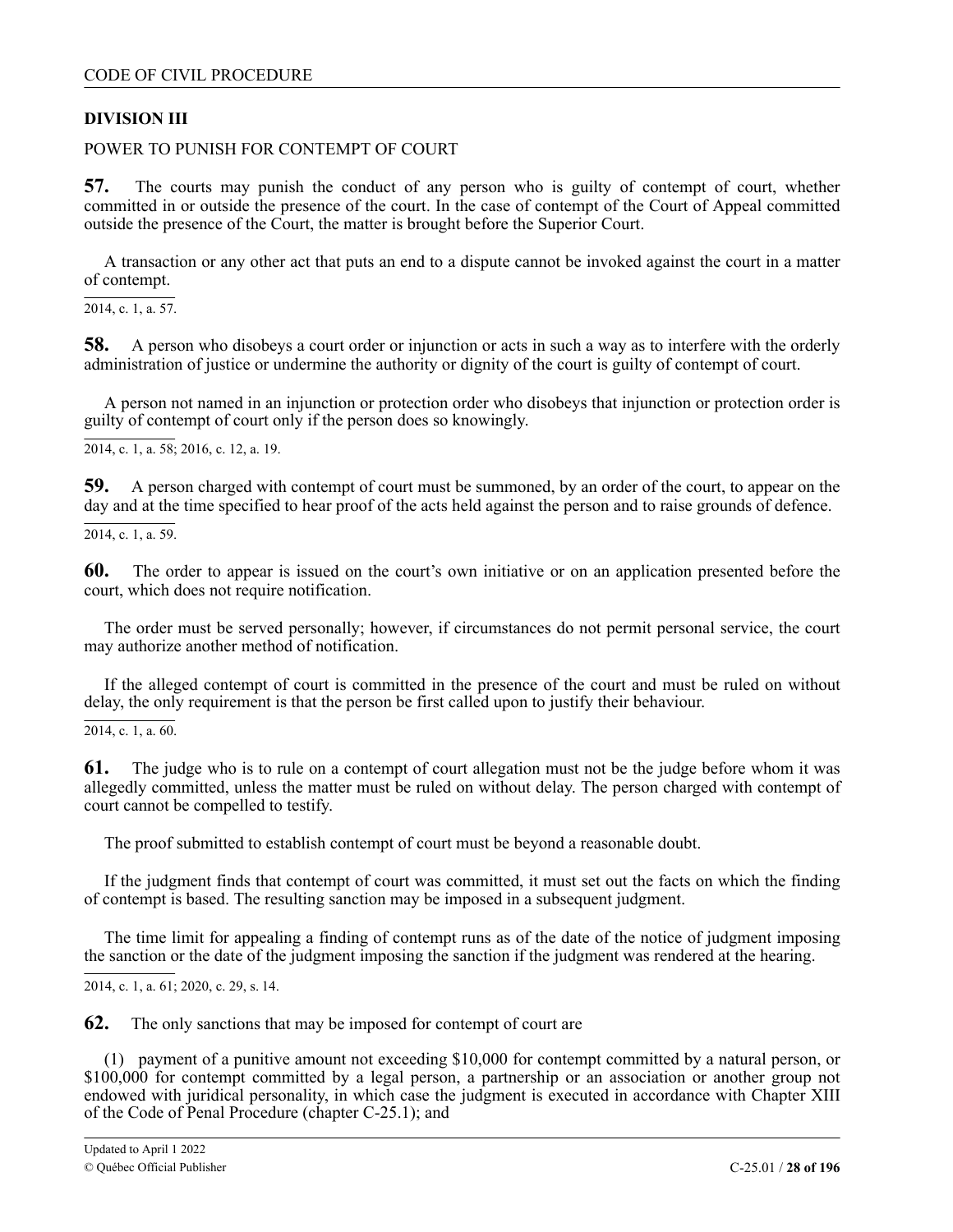**DIVISION III**

POWER TO PUNISH FOR CONTEMPT OF COURT

**57.** The courts may punish the conduct of any person who is guilty of contempt of court, whether committed in or outside the presence of the court. In the case of contempt of the Court of Appeal committed outside the presence of the Court, the matter is brought before the Superior Court.

A transaction or any other act that puts an end to a dispute cannot be invoked against the court in a matter of contempt.

2014, c. 1, a. 57.

**58.** A person who disobeys a court order or injunction or acts in such a way as to interfere with the orderly administration of justice or undermine the authority or dignity of the court is guilty of contempt of court.

A person not named in an injunction or protection order who disobeys that injunction or protection order is guilty of contempt of court only if the person does so knowingly.

2014, c. 1, a. 58; 2016, c. 12, a. 19.

**59.** A person charged with contempt of court must be summoned, by an order of the court, to appear on the day and at the time specified to hear proof of the acts held against the person and to raise grounds of defence.

2014, c. 1, a. 59.

**60.** The order to appear is issued on the court's own initiative or on an application presented before the court, which does not require notification.

The order must be served personally; however, if circumstances do not permit personal service, the court may authorize another method of notification.

If the alleged contempt of court is committed in the presence of the court and must be ruled on without delay, the only requirement is that the person be first called upon to justify their behaviour.

2014, c. 1, a. 60.

**61.** The judge who is to rule on a contempt of court allegation must not be the judge before whom it was allegedly committed, unless the matter must be ruled on without delay. The person charged with contempt of court cannot be compelled to testify.

The proof submitted to establish contempt of court must be beyond a reasonable doubt.

If the judgment finds that contempt of court was committed, it must set out the facts on which the finding of contempt is based. The resulting sanction may be imposed in a subsequent judgment.

The time limit for appealing a finding of contempt runs as of the date of the notice of judgment imposing the sanction or the date of the judgment imposing the sanction if the judgment was rendered at the hearing.

2014, c. 1, a. 61; 2020, c. 29, s. 14.

**62.** The only sanctions that may be imposed for contempt of court are

(1) payment of a punitive amount not exceeding $10,000 for contempt committed by a natural person, or $100,000 for contempt committed by a legal person, a partnership or an association or another group not endowed with juridical personality, in which case the judgment is executed in accordance with Chapter XIII of the Code of Penal Procedure (chapter C-25.1); and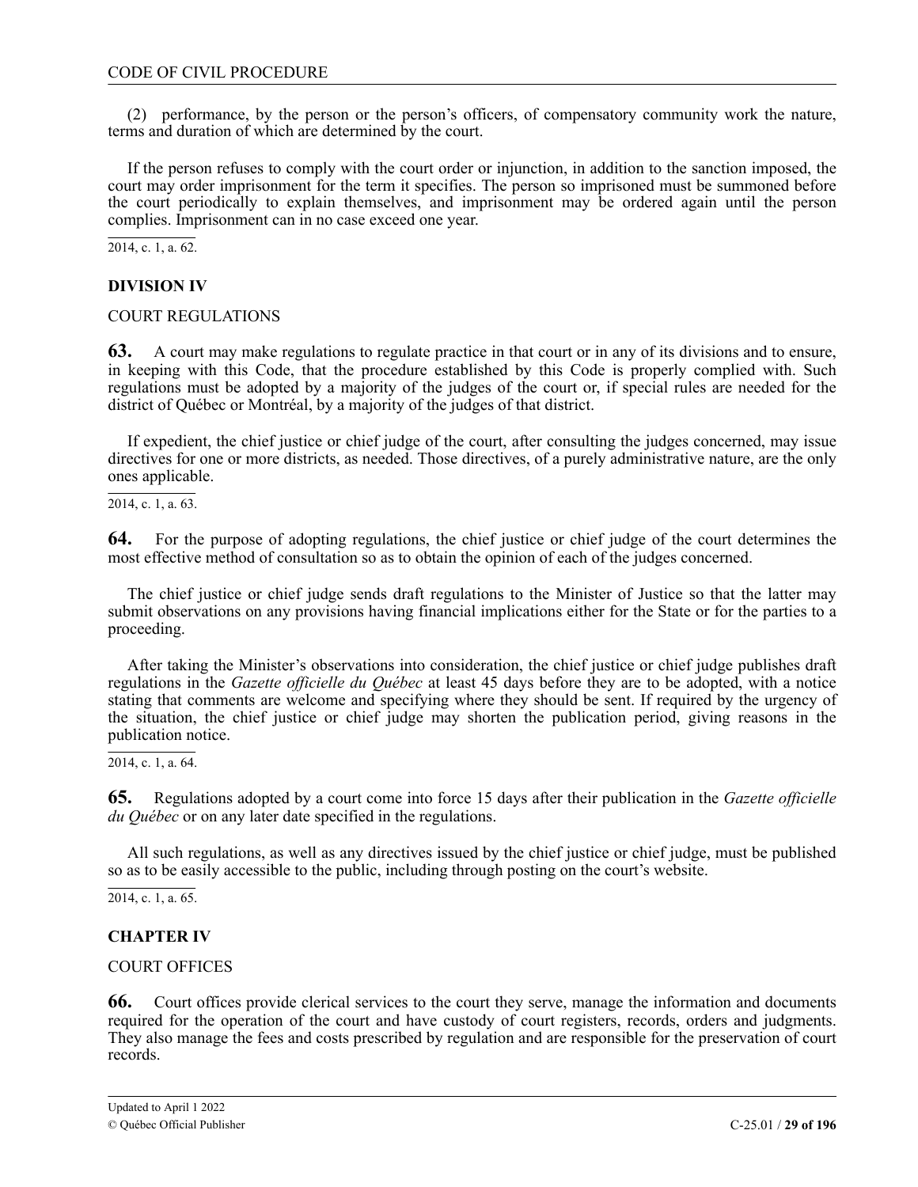(2) performance, by the person or the person's officers, of compensatory community work the nature, terms and duration of which are determined by the court.

If the person refuses to comply with the court order or injunction, in addition to the sanction imposed, the court may order imprisonment for the term it specifies. The person so imprisoned must be summoned before the court periodically to explain themselves, and imprisonment may be ordered again until the person complies. Imprisonment can in no case exceed one year.

2014, c. 1, a. 62.

## DIVISION IV

### COURT REGULATIONS

**63.** A court may make regulations to regulate practice in that court or in any of its divisions and to ensure, in keeping with this Code, that the procedure established by this Code is properly complied with. Such regulations must be adopted by a majority of the judges of the court or, if special rules are needed for the district of Québec or Montréal, by a majority of the judges of that district.

If expedient, the chief justice or chief judge of the court, after consulting the judges concerned, may issue directives for one or more districts, as needed. Those directives, of a purely administrative nature, are the only ones applicable.

2014, c. 1, a. 63.

**64.** For the purpose of adopting regulations, the chief justice or chief judge of the court determines the most effective method of consultation so as to obtain the opinion of each of the judges concerned.

The chief justice or chief judge sends draft regulations to the Minister of Justice so that the latter may submit observations on any provisions having financial implications either for the State or for the parties to a proceeding.

After taking the Minister's observations into consideration, the chief justice or chief judge publishes draft regulations in the *Gazette officielle du Québec* at least 45 days before they are to be adopted, with a notice stating that comments are welcome and specifying where they should be sent. If required by the urgency of the situation, the chief justice or chief judge may shorten the publication period, giving reasons in the publication notice.

2014, c. 1, a. 64.

**65.** Regulations adopted by a court come into force 15 days after their publication in the *Gazette officielle du Québec* or on any later date specified in the regulations.

All such regulations, as well as any directives issued by the chief justice or chief judge, must be published so as to be easily accessible to the public, including through posting on the court's website.

2014, c. 1, a. 65.

## CHAPTER IV

### COURT OFFICES

**66.** Court offices provide clerical services to the court they serve, manage the information and documents required for the operation of the court and have custody of court registers, records, orders and judgments. They also manage the fees and costs prescribed by regulation and are responsible for the preservation of court records.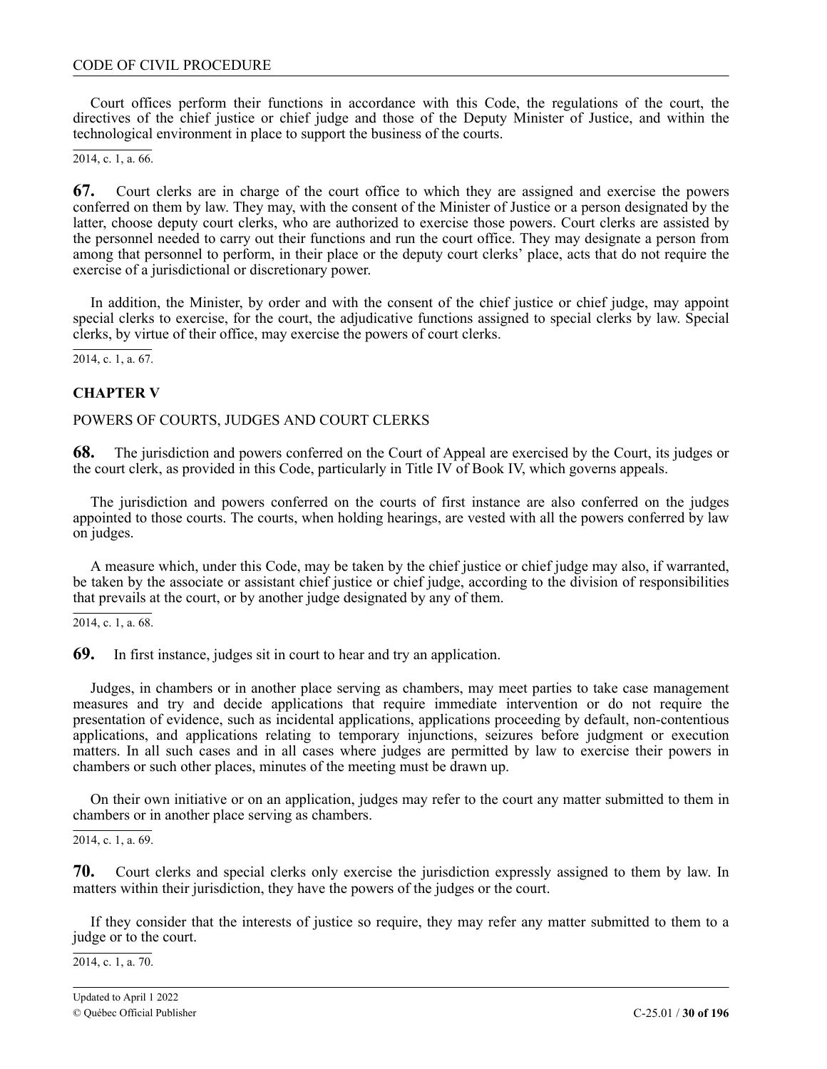Court offices perform their functions in accordance with this Code, the regulations of the court, the directives of the chief justice or chief judge and those of the Deputy Minister of Justice, and within the technological environment in place to support the business of the courts.

2014, c. 1, a. 66.

**67.** Court clerks are in charge of the court office to which they are assigned and exercise the powers conferred on them by law. They may, with the consent of the Minister of Justice or a person designated by the latter, choose deputy court clerks, who are authorized to exercise those powers. Court clerks are assisted by the personnel needed to carry out their functions and run the court office. They may designate a person from among that personnel to perform, in their place or the deputy court clerks' place, acts that do not require the exercise of a jurisdictional or discretionary power.

In addition, the Minister, by order and with the consent of the chief justice or chief judge, may appoint special clerks to exercise, for the court, the adjudicative functions assigned to special clerks by law. Special clerks, by virtue of their office, may exercise the powers of court clerks.

2014, c. 1, a. 67.

## CHAPTER V

### POWERS OF COURTS, JUDGES AND COURT CLERKS

**68.** The jurisdiction and powers conferred on the Court of Appeal are exercised by the Court, its judges or the court clerk, as provided in this Code, particularly in Title IV of Book IV, which governs appeals.

The jurisdiction and powers conferred on the courts of first instance are also conferred on the judges appointed to those courts. The courts, when holding hearings, are vested with all the powers conferred by law on judges.

A measure which, under this Code, may be taken by the chief justice or chief judge may also, if warranted, be taken by the associate or assistant chief justice or chief judge, according to the division of responsibilities that prevails at the court, or by another judge designated by any of them.

2014, c. 1, a. 68.

**69.** In first instance, judges sit in court to hear and try an application.

Judges, in chambers or in another place serving as chambers, may meet parties to take case management measures and try and decide applications that require immediate intervention or do not require the presentation of evidence, such as incidental applications, applications proceeding by default, non-contentious applications, and applications relating to temporary injunctions, seizures before judgment or execution matters. In all such cases and in all cases where judges are permitted by law to exercise their powers in chambers or such other places, minutes of the meeting must be drawn up.

On their own initiative or on an application, judges may refer to the court any matter submitted to them in chambers or in another place serving as chambers.

2014, c. 1, a. 69.

**70.** Court clerks and special clerks only exercise the jurisdiction expressly assigned to them by law. In matters within their jurisdiction, they have the powers of the judges or the court.

If they consider that the interests of justice so require, they may refer any matter submitted to them to a judge or to the court.

2014, c. 1, a. 70.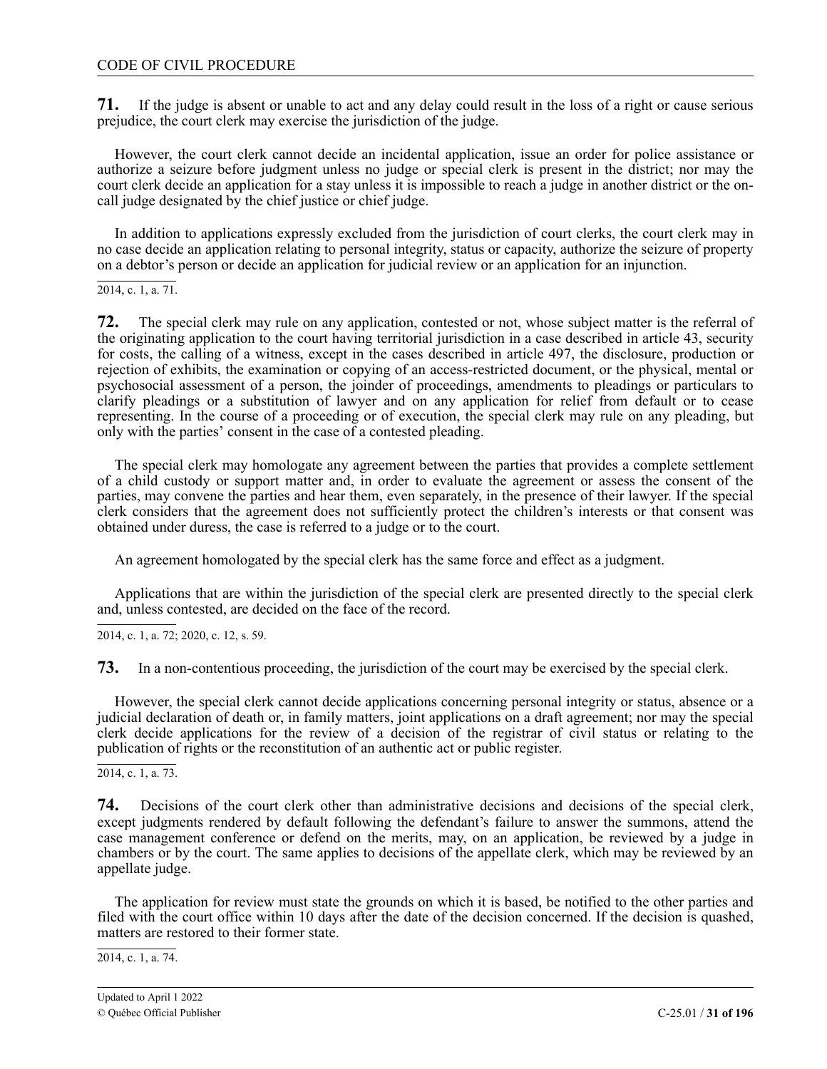**71.** If the judge is absent or unable to act and any delay could result in the loss of a right or cause serious prejudice, the court clerk may exercise the jurisdiction of the judge.

However, the court clerk cannot decide an incidental application, issue an order for police assistance or authorize a seizure before judgment unless no judge or special clerk is present in the district; nor may the court clerk decide an application for a stay unless it is impossible to reach a judge in another district or the on-call judge designated by the chief justice or chief judge.

In addition to applications expressly excluded from the jurisdiction of court clerks, the court clerk may in no case decide an application relating to personal integrity, status or capacity, authorize the seizure of property on a debtor's person or decide an application for judicial review or an application for an injunction.

2014, c. 1, a. 71.

**72.** The special clerk may rule on any application, contested or not, whose subject matter is the referral of the originating application to the court having territorial jurisdiction in a case described in article 43, security for costs, the calling of a witness, except in the cases described in article 497, the disclosure, production or rejection of exhibits, the examination or copying of an access-restricted document, or the physical, mental or psychosocial assessment of a person, the joinder of proceedings, amendments to pleadings or particulars to clarify pleadings or a substitution of lawyer and on any application for relief from default or to cease representing. In the course of a proceeding or of execution, the special clerk may rule on any pleading, but only with the parties' consent in the case of a contested pleading.

The special clerk may homologate any agreement between the parties that provides a complete settlement of a child custody or support matter and, in order to evaluate the agreement or assess the consent of the parties, may convene the parties and hear them, even separately, in the presence of their lawyer. If the special clerk considers that the agreement does not sufficiently protect the children's interests or that consent was obtained under duress, the case is referred to a judge or to the court.

An agreement homologated by the special clerk has the same force and effect as a judgment.

Applications that are within the jurisdiction of the special clerk are presented directly to the special clerk and, unless contested, are decided on the face of the record.

2014, c. 1, a. 72; 2020, c. 12, s. 59.

**73.** In a non-contentious proceeding, the jurisdiction of the court may be exercised by the special clerk.

However, the special clerk cannot decide applications concerning personal integrity or status, absence or a judicial declaration of death or, in family matters, joint applications on a draft agreement; nor may the special clerk decide applications for the review of a decision of the registrar of civil status or relating to the publication of rights or the reconstitution of an authentic act or public register.

2014, c. 1, a. 73.

**74.** Decisions of the court clerk other than administrative decisions and decisions of the special clerk, except judgments rendered by default following the defendant's failure to answer the summons, attend the case management conference or defend on the merits, may, on an application, be reviewed by a judge in chambers or by the court. The same applies to decisions of the appellate clerk, which may be reviewed by an appellate judge.

The application for review must state the grounds on which it is based, be notified to the other parties and filed with the court office within 10 days after the date of the decision concerned. If the decision is quashed, matters are restored to their former state.

2014, c. 1, a. 74.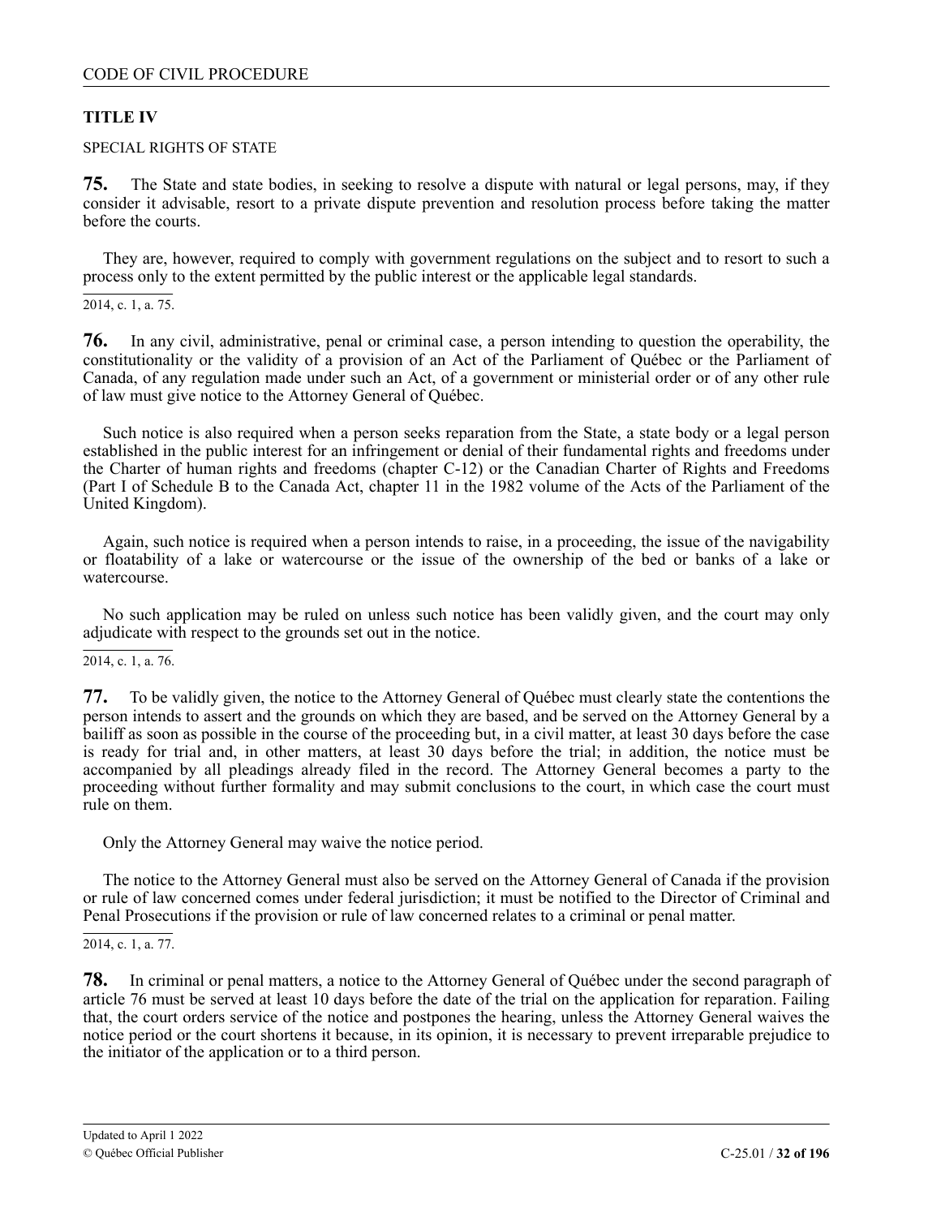## TITLE IV

SPECIAL RIGHTS OF STATE

**75.** The State and state bodies, in seeking to resolve a dispute with natural or legal persons, may, if they consider it advisable, resort to a private dispute prevention and resolution process before taking the matter before the courts.

They are, however, required to comply with government regulations on the subject and to resort to such a process only to the extent permitted by the public interest or the applicable legal standards.

2014, c. 1, a. 75.

**76.** In any civil, administrative, penal or criminal case, a person intending to question the operability, the constitutionality or the validity of a provision of an Act of the Parliament of Québec or the Parliament of Canada, of any regulation made under such an Act, of a government or ministerial order or of any other rule of law must give notice to the Attorney General of Québec.

Such notice is also required when a person seeks reparation from the State, a state body or a legal person established in the public interest for an infringement or denial of their fundamental rights and freedoms under the Charter of human rights and freedoms (chapter C-12) or the Canadian Charter of Rights and Freedoms (Part I of Schedule B to the Canada Act, chapter 11 in the 1982 volume of the Acts of the Parliament of the United Kingdom).

Again, such notice is required when a person intends to raise, in a proceeding, the issue of the navigability or floatability of a lake or watercourse or the issue of the ownership of the bed or banks of a lake or watercourse.

No such application may be ruled on unless such notice has been validly given, and the court may only adjudicate with respect to the grounds set out in the notice.

2014, c. 1, a. 76.

**77.** To be validly given, the notice to the Attorney General of Québec must clearly state the contentions the person intends to assert and the grounds on which they are based, and be served on the Attorney General by a bailiff as soon as possible in the course of the proceeding but, in a civil matter, at least 30 days before the case is ready for trial and, in other matters, at least 30 days before the trial; in addition, the notice must be accompanied by all pleadings already filed in the record. The Attorney General becomes a party to the proceeding without further formality and may submit conclusions to the court, in which case the court must rule on them.

Only the Attorney General may waive the notice period.

The notice to the Attorney General must also be served on the Attorney General of Canada if the provision or rule of law concerned comes under federal jurisdiction; it must be notified to the Director of Criminal and Penal Prosecutions if the provision or rule of law concerned relates to a criminal or penal matter.

2014, c. 1, a. 77.

**78.** In criminal or penal matters, a notice to the Attorney General of Québec under the second paragraph of article 76 must be served at least 10 days before the date of the trial on the application for reparation. Failing that, the court orders service of the notice and postpones the hearing, unless the Attorney General waives the notice period or the court shortens it because, in its opinion, it is necessary to prevent irreparable prejudice to the initiator of the application or to a third person.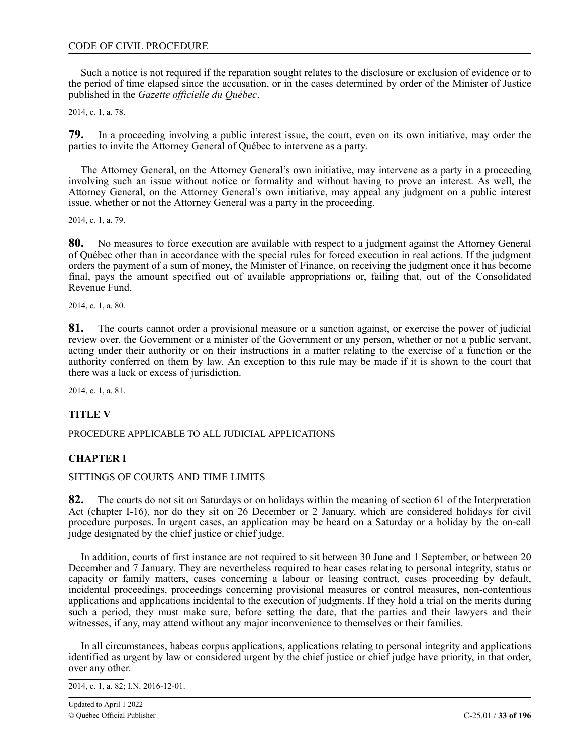Such a notice is not required if the reparation sought relates to the disclosure or exclusion of evidence or to the period of time elapsed since the accusation, or in the cases determined by order of the Minister of Justice published in the *Gazette officielle du Québec*.

2014, c. 1, a. 78.

**79.** In a proceeding involving a public interest issue, the court, even on its own initiative, may order the parties to invite the Attorney General of Québec to intervene as a party.

The Attorney General, on the Attorney General's own initiative, may intervene as a party in a proceeding involving such an issue without notice or formality and without having to prove an interest. As well, the Attorney General, on the Attorney General's own initiative, may appeal any judgment on a public interest issue, whether or not the Attorney General was a party in the proceeding.

2014, c. 1, a. 79.

**80.** No measures to force execution are available with respect to a judgment against the Attorney General of Québec other than in accordance with the special rules for forced execution in real actions. If the judgment orders the payment of a sum of money, the Minister of Finance, on receiving the judgment once it has become final, pays the amount specified out of available appropriations or, failing that, out of the Consolidated Revenue Fund.

2014, c. 1, a. 80.

**81.** The courts cannot order a provisional measure or a sanction against, or exercise the power of judicial review over, the Government or a minister of the Government or any person, whether or not a public servant, acting under their authority or on their instructions in a matter relating to the exercise of a function or the authority conferred on them by law. An exception to this rule may be made if it is shown to the court that there was a lack or excess of jurisdiction.

2014, c. 1, a. 81.

## TITLE V

PROCEDURE APPLICABLE TO ALL JUDICIAL APPLICATIONS

### CHAPTER I

SITTINGS OF COURTS AND TIME LIMITS

**82.** The courts do not sit on Saturdays or on holidays within the meaning of section 61 of the Interpretation Act (chapter I-16), nor do they sit on 26 December or 2 January, which are considered holidays for civil procedure purposes. In urgent cases, an application may be heard on a Saturday or a holiday by the on-call judge designated by the chief justice or chief judge.

In addition, courts of first instance are not required to sit between 30 June and 1 September, or between 20 December and 7 January. They are nevertheless required to hear cases relating to personal integrity, status or capacity or family matters, cases concerning a labour or leasing contract, cases proceeding by default, incidental proceedings, proceedings concerning provisional measures or control measures, non-contentious applications and applications incidental to the execution of judgments. If they hold a trial on the merits during such a period, they must make sure, before setting the date, that the parties and their lawyers and their witnesses, if any, may attend without any major inconvenience to themselves or their families.

In all circumstances, habeas corpus applications, applications relating to personal integrity and applications identified as urgent by law or considered urgent by the chief justice or chief judge have priority, in that order, over any other.

2014, c. 1, a. 82; I.N. 2016-12-01.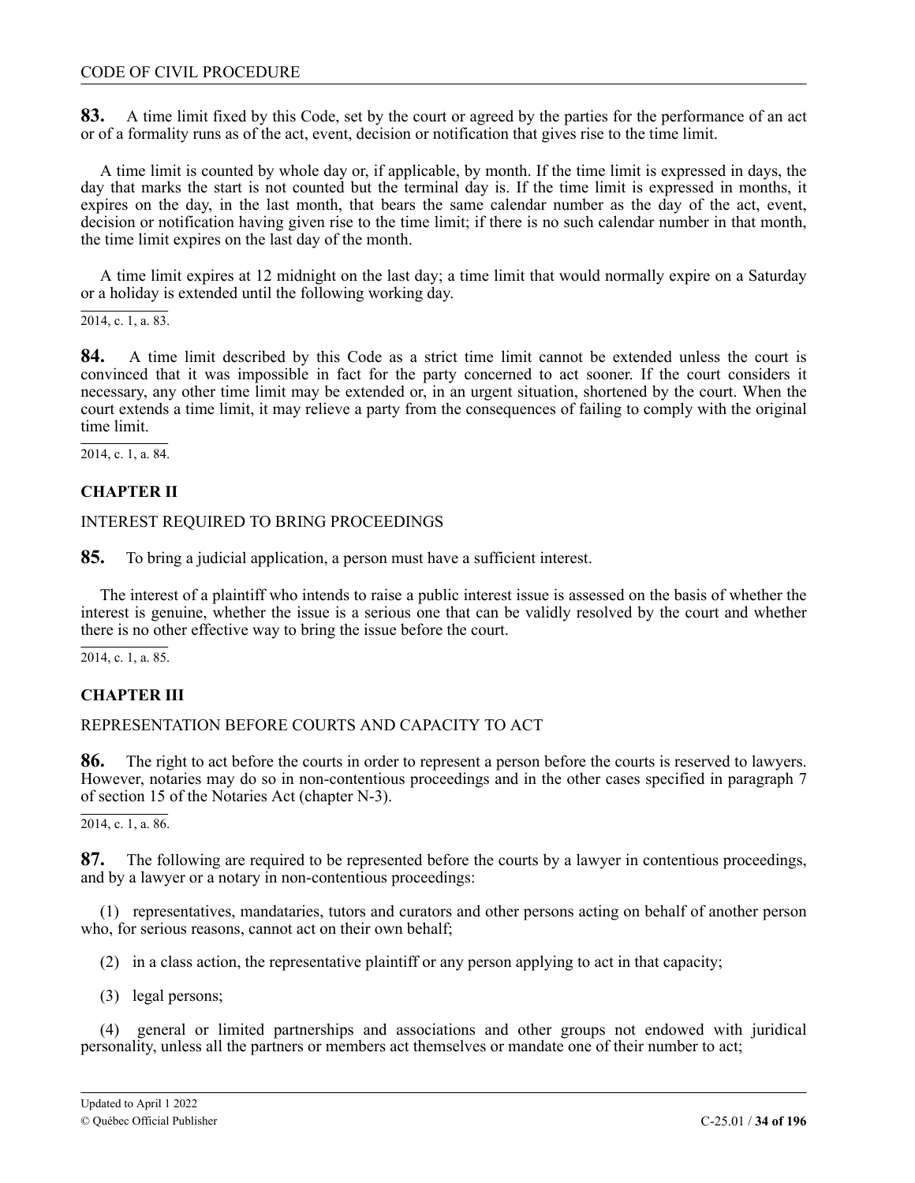**83.** A time limit fixed by this Code, set by the court or agreed by the parties for the performance of an act or of a formality runs as of the act, event, decision or notification that gives rise to the time limit.

A time limit is counted by whole day or, if applicable, by month. If the time limit is expressed in days, the day that marks the start is not counted but the terminal day is. If the time limit is expressed in months, it expires on the day, in the last month, that bears the same calendar number as the day of the act, event, decision or notification having given rise to the time limit; if there is no such calendar number in that month, the time limit expires on the last day of the month.

A time limit expires at 12 midnight on the last day; a time limit that would normally expire on a Saturday or a holiday is extended until the following working day.

2014, c. 1, a. 83.

**84.** A time limit described by this Code as a strict time limit cannot be extended unless the court is convinced that it was impossible in fact for the party concerned to act sooner. If the court considers it necessary, any other time limit may be extended or, in an urgent situation, shortened by the court. When the court extends a time limit, it may relieve a party from the consequences of failing to comply with the original time limit.

2014, c. 1, a. 84.

## CHAPTER II

INTEREST REQUIRED TO BRING PROCEEDINGS

**85.** To bring a judicial application, a person must have a sufficient interest.

The interest of a plaintiff who intends to raise a public interest issue is assessed on the basis of whether the interest is genuine, whether the issue is a serious one that can be validly resolved by the court and whether there is no other effective way to bring the issue before the court.

2014, c. 1, a. 85.

## CHAPTER III

REPRESENTATION BEFORE COURTS AND CAPACITY TO ACT

**86.** The right to act before the courts in order to represent a person before the courts is reserved to lawyers. However, notaries may do so in non-contentious proceedings and in the other cases specified in paragraph 7 of section 15 of the Notaries Act (chapter N-3).

2014, c. 1, a. 86.

**87.** The following are required to be represented before the courts by a lawyer in contentious proceedings, and by a lawyer or a notary in non-contentious proceedings:

(1) representatives, mandataries, tutors and curators and other persons acting on behalf of another person who, for serious reasons, cannot act on their own behalf;

(2) in a class action, the representative plaintiff or any person applying to act in that capacity;

(3) legal persons;

(4) general or limited partnerships and associations and other groups not endowed with juridical personality, unless all the partners or members act themselves or mandate one of their number to act;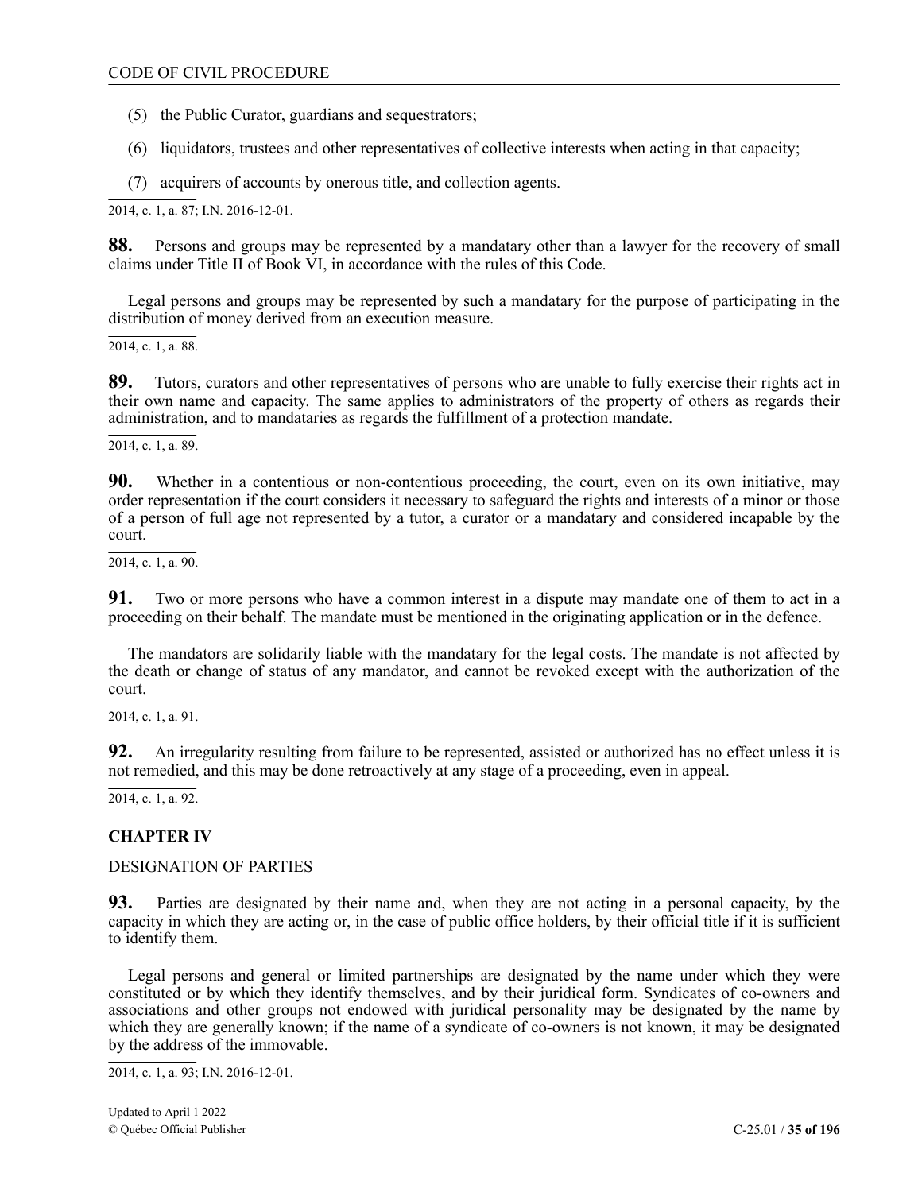(5) the Public Curator, guardians and sequestrators;

(6) liquidators, trustees and other representatives of collective interests when acting in that capacity;

(7) acquirers of accounts by onerous title, and collection agents.

2014, c. 1, a. 87; I.N. 2016-12-01.

**88.** Persons and groups may be represented by a mandatary other than a lawyer for the recovery of small claims under Title II of Book VI, in accordance with the rules of this Code.

Legal persons and groups may be represented by such a mandatary for the purpose of participating in the distribution of money derived from an execution measure.

2014, c. 1, a. 88.

**89.** Tutors, curators and other representatives of persons who are unable to fully exercise their rights act in their own name and capacity. The same applies to administrators of the property of others as regards their administration, and to mandataries as regards the fulfillment of a protection mandate.

2014, c. 1, a. 89.

**90.** Whether in a contentious or non-contentious proceeding, the court, even on its own initiative, may order representation if the court considers it necessary to safeguard the rights and interests of a minor or those of a person of full age not represented by a tutor, a curator or a mandatary and considered incapable by the court.

2014, c. 1, a. 90.

**91.** Two or more persons who have a common interest in a dispute may mandate one of them to act in a proceeding on their behalf. The mandate must be mentioned in the originating application or in the defence.

The mandators are solidarily liable with the mandatary for the legal costs. The mandate is not affected by the death or change of status of any mandator, and cannot be revoked except with the authorization of the court.

2014, c. 1, a. 91.

**92.** An irregularity resulting from failure to be represented, assisted or authorized has no effect unless it is not remedied, and this may be done retroactively at any stage of a proceeding, even in appeal.

2014, c. 1, a. 92.

## CHAPTER IV

DESIGNATION OF PARTIES

**93.** Parties are designated by their name and, when they are not acting in a personal capacity, by the capacity in which they are acting or, in the case of public office holders, by their official title if it is sufficient to identify them.

Legal persons and general or limited partnerships are designated by the name under which they were constituted or by which they identify themselves, and by their juridical form. Syndicates of co-owners and associations and other groups not endowed with juridical personality may be designated by the name by which they are generally known; if the name of a syndicate of co-owners is not known, it may be designated by the address of the immovable.

2014, c. 1, a. 93; I.N. 2016-12-01.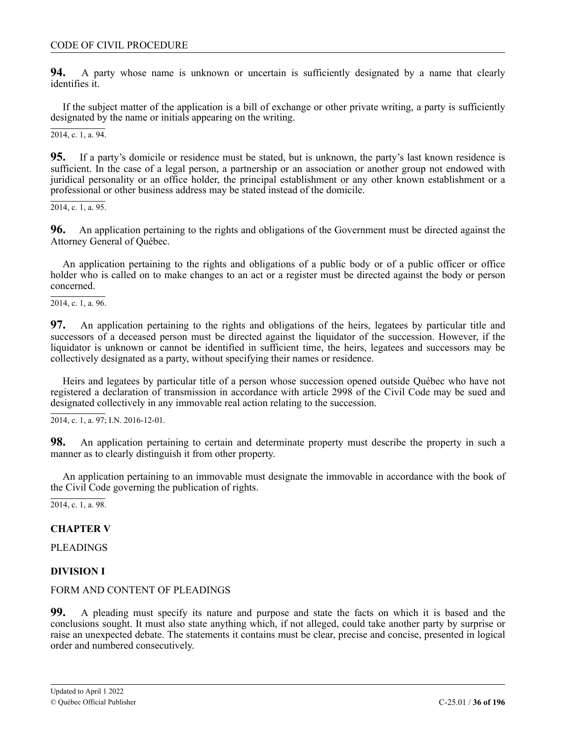**94.** A party whose name is unknown or uncertain is sufficiently designated by a name that clearly identifies it.

If the subject matter of the application is a bill of exchange or other private writing, a party is sufficiently designated by the name or initials appearing on the writing.

2014, c. 1, a. 94.

**95.** If a party's domicile or residence must be stated, but is unknown, the party's last known residence is sufficient. In the case of a legal person, a partnership or an association or another group not endowed with juridical personality or an office holder, the principal establishment or any other known establishment or a professional or other business address may be stated instead of the domicile.

2014, c. 1, a. 95.

**96.** An application pertaining to the rights and obligations of the Government must be directed against the Attorney General of Québec.

An application pertaining to the rights and obligations of a public body or of a public officer or office holder who is called on to make changes to an act or a register must be directed against the body or person concerned.

2014, c. 1, a. 96.

**97.** An application pertaining to the rights and obligations of the heirs, legatees by particular title and successors of a deceased person must be directed against the liquidator of the succession. However, if the liquidator is unknown or cannot be identified in sufficient time, the heirs, legatees and successors may be collectively designated as a party, without specifying their names or residence.

Heirs and legatees by particular title of a person whose succession opened outside Québec who have not registered a declaration of transmission in accordance with article 2998 of the Civil Code may be sued and designated collectively in any immovable real action relating to the succession.

2014, c. 1, a. 97; I.N. 2016-12-01.

**98.** An application pertaining to certain and determinate property must describe the property in such a manner as to clearly distinguish it from other property.

An application pertaining to an immovable must designate the immovable in accordance with the book of the Civil Code governing the publication of rights.

2014, c. 1, a. 98.

## CHAPTER V

## PLEADINGS

### DIVISION I

### FORM AND CONTENT OF PLEADINGS

**99.** A pleading must specify its nature and purpose and state the facts on which it is based and the conclusions sought. It must also state anything which, if not alleged, could take another party by surprise or raise an unexpected debate. The statements it contains must be clear, precise and concise, presented in logical order and numbered consecutively.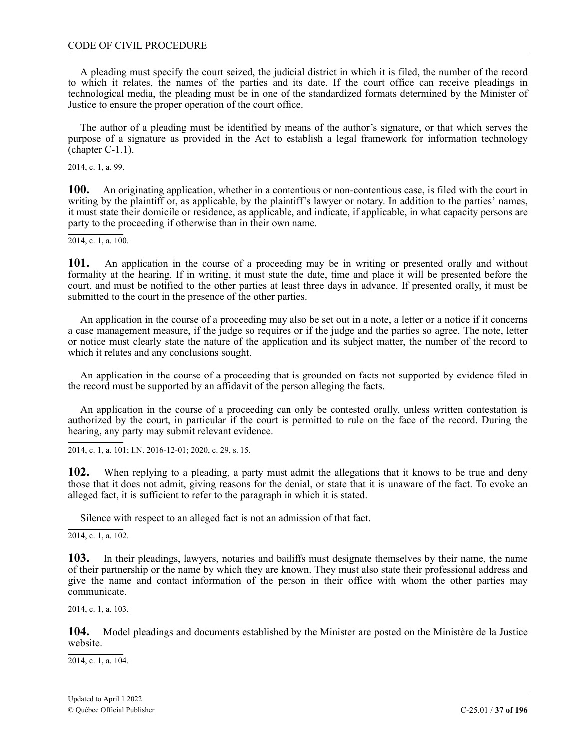A pleading must specify the court seized, the judicial district in which it is filed, the number of the record to which it relates, the names of the parties and its date. If the court office can receive pleadings in technological media, the pleading must be in one of the standardized formats determined by the Minister of Justice to ensure the proper operation of the court office.

The author of a pleading must be identified by means of the author's signature, or that which serves the purpose of a signature as provided in the Act to establish a legal framework for information technology (chapter C-1.1).

2014, c. 1, a. 99.

**100.** An originating application, whether in a contentious or non-contentious case, is filed with the court in writing by the plaintiff or, as applicable, by the plaintiff's lawyer or notary. In addition to the parties' names, it must state their domicile or residence, as applicable, and indicate, if applicable, in what capacity persons are party to the proceeding if otherwise than in their own name.

2014, c. 1, a. 100.

**101.** An application in the course of a proceeding may be in writing or presented orally and without formality at the hearing. If in writing, it must state the date, time and place it will be presented before the court, and must be notified to the other parties at least three days in advance. If presented orally, it must be submitted to the court in the presence of the other parties.

An application in the course of a proceeding may also be set out in a note, a letter or a notice if it concerns a case management measure, if the judge so requires or if the judge and the parties so agree. The note, letter or notice must clearly state the nature of the application and its subject matter, the number of the record to which it relates and any conclusions sought.

An application in the course of a proceeding that is grounded on facts not supported by evidence filed in the record must be supported by an affidavit of the person alleging the facts.

An application in the course of a proceeding can only be contested orally, unless written contestation is authorized by the court, in particular if the court is permitted to rule on the face of the record. During the hearing, any party may submit relevant evidence.

2014, c. 1, a. 101; I.N. 2016-12-01; 2020, c. 29, s. 15.

**102.** When replying to a pleading, a party must admit the allegations that it knows to be true and deny those that it does not admit, giving reasons for the denial, or state that it is unaware of the fact. To evoke an alleged fact, it is sufficient to refer to the paragraph in which it is stated.

Silence with respect to an alleged fact is not an admission of that fact.

2014, c. 1, a. 102.

**103.** In their pleadings, lawyers, notaries and bailiffs must designate themselves by their name, the name of their partnership or the name by which they are known. They must also state their professional address and give the name and contact information of the person in their office with whom the other parties may communicate.

2014, c. 1, a. 103.

**104.** Model pleadings and documents established by the Minister are posted on the Ministère de la Justice website.

2014, c. 1, a. 104.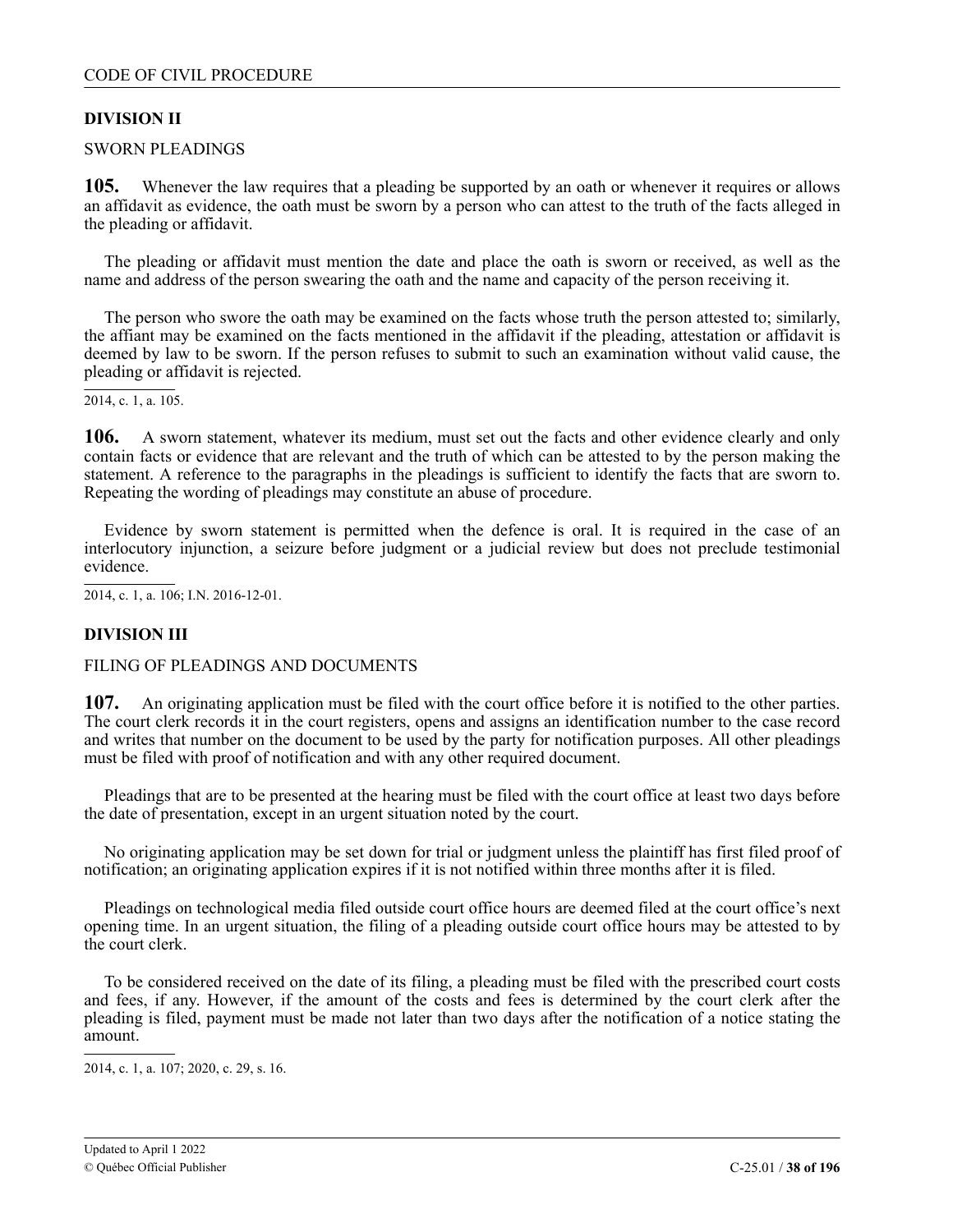## DIVISION II

SWORN PLEADINGS

**105.** Whenever the law requires that a pleading be supported by an oath or whenever it requires or allows an affidavit as evidence, the oath must be sworn by a person who can attest to the truth of the facts alleged in the pleading or affidavit.

The pleading or affidavit must mention the date and place the oath is sworn or received, as well as the name and address of the person swearing the oath and the name and capacity of the person receiving it.

The person who swore the oath may be examined on the facts whose truth the person attested to; similarly, the affiant may be examined on the facts mentioned in the affidavit if the pleading, attestation or affidavit is deemed by law to be sworn. If the person refuses to submit to such an examination without valid cause, the pleading or affidavit is rejected.

2014, c. 1, a. 105.

**106.** A sworn statement, whatever its medium, must set out the facts and other evidence clearly and only contain facts or evidence that are relevant and the truth of which can be attested to by the person making the statement. A reference to the paragraphs in the pleadings is sufficient to identify the facts that are sworn to. Repeating the wording of pleadings may constitute an abuse of procedure.

Evidence by sworn statement is permitted when the defence is oral. It is required in the case of an interlocutory injunction, a seizure before judgment or a judicial review but does not preclude testimonial evidence.

2014, c. 1, a. 106; I.N. 2016-12-01.

## DIVISION III

FILING OF PLEADINGS AND DOCUMENTS

**107.** An originating application must be filed with the court office before it is notified to the other parties. The court clerk records it in the court registers, opens and assigns an identification number to the case record and writes that number on the document to be used by the party for notification purposes. All other pleadings must be filed with proof of notification and with any other required document.

Pleadings that are to be presented at the hearing must be filed with the court office at least two days before the date of presentation, except in an urgent situation noted by the court.

No originating application may be set down for trial or judgment unless the plaintiff has first filed proof of notification; an originating application expires if it is not notified within three months after it is filed.

Pleadings on technological media filed outside court office hours are deemed filed at the court office's next opening time. In an urgent situation, the filing of a pleading outside court office hours may be attested to by the court clerk.

To be considered received on the date of its filing, a pleading must be filed with the prescribed court costs and fees, if any. However, if the amount of the costs and fees is determined by the court clerk after the pleading is filed, payment must be made not later than two days after the notification of a notice stating the amount.

2014, c. 1, a. 107; 2020, c. 29, s. 16.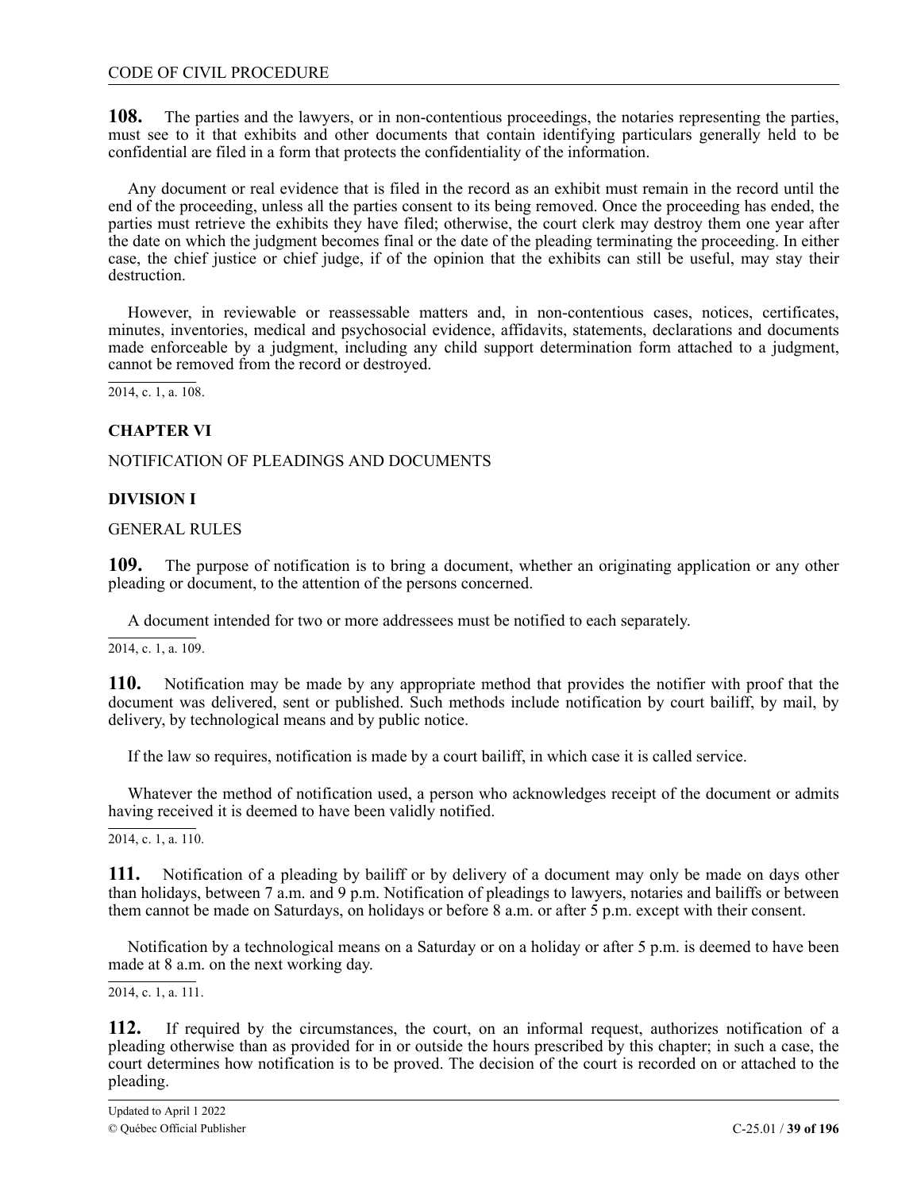**108.** The parties and the lawyers, or in non-contentious proceedings, the notaries representing the parties, must see to it that exhibits and other documents that contain identifying particulars generally held to be confidential are filed in a form that protects the confidentiality of the information.

Any document or real evidence that is filed in the record as an exhibit must remain in the record until the end of the proceeding, unless all the parties consent to its being removed. Once the proceeding has ended, the parties must retrieve the exhibits they have filed; otherwise, the court clerk may destroy them one year after the date on which the judgment becomes final or the date of the pleading terminating the proceeding. In either case, the chief justice or chief judge, if of the opinion that the exhibits can still be useful, may stay their destruction.

However, in reviewable or reassessable matters and, in non-contentious cases, notices, certificates, minutes, inventories, medical and psychosocial evidence, affidavits, statements, declarations and documents made enforceable by a judgment, including any child support determination form attached to a judgment, cannot be removed from the record or destroyed.

2014, c. 1, a. 108.

## CHAPTER VI

NOTIFICATION OF PLEADINGS AND DOCUMENTS

### DIVISION I

GENERAL RULES

**109.** The purpose of notification is to bring a document, whether an originating application or any other pleading or document, to the attention of the persons concerned.

A document intended for two or more addressees must be notified to each separately.

2014, c. 1, a. 109.

**110.** Notification may be made by any appropriate method that provides the notifier with proof that the document was delivered, sent or published. Such methods include notification by court bailiff, by mail, by delivery, by technological means and by public notice.

If the law so requires, notification is made by a court bailiff, in which case it is called service.

Whatever the method of notification used, a person who acknowledges receipt of the document or admits having received it is deemed to have been validly notified.

2014, c. 1, a. 110.

**111.** Notification of a pleading by bailiff or by delivery of a document may only be made on days other than holidays, between 7 a.m. and 9 p.m. Notification of pleadings to lawyers, notaries and bailiffs or between them cannot be made on Saturdays, on holidays or before 8 a.m. or after 5 p.m. except with their consent.

Notification by a technological means on a Saturday or on a holiday or after 5 p.m. is deemed to have been made at 8 a.m. on the next working day.

2014, c. 1, a. 111.

**112.** If required by the circumstances, the court, on an informal request, authorizes notification of a pleading otherwise than as provided for in or outside the hours prescribed by this chapter; in such a case, the court determines how notification is to be proved. The decision of the court is recorded on or attached to the pleading.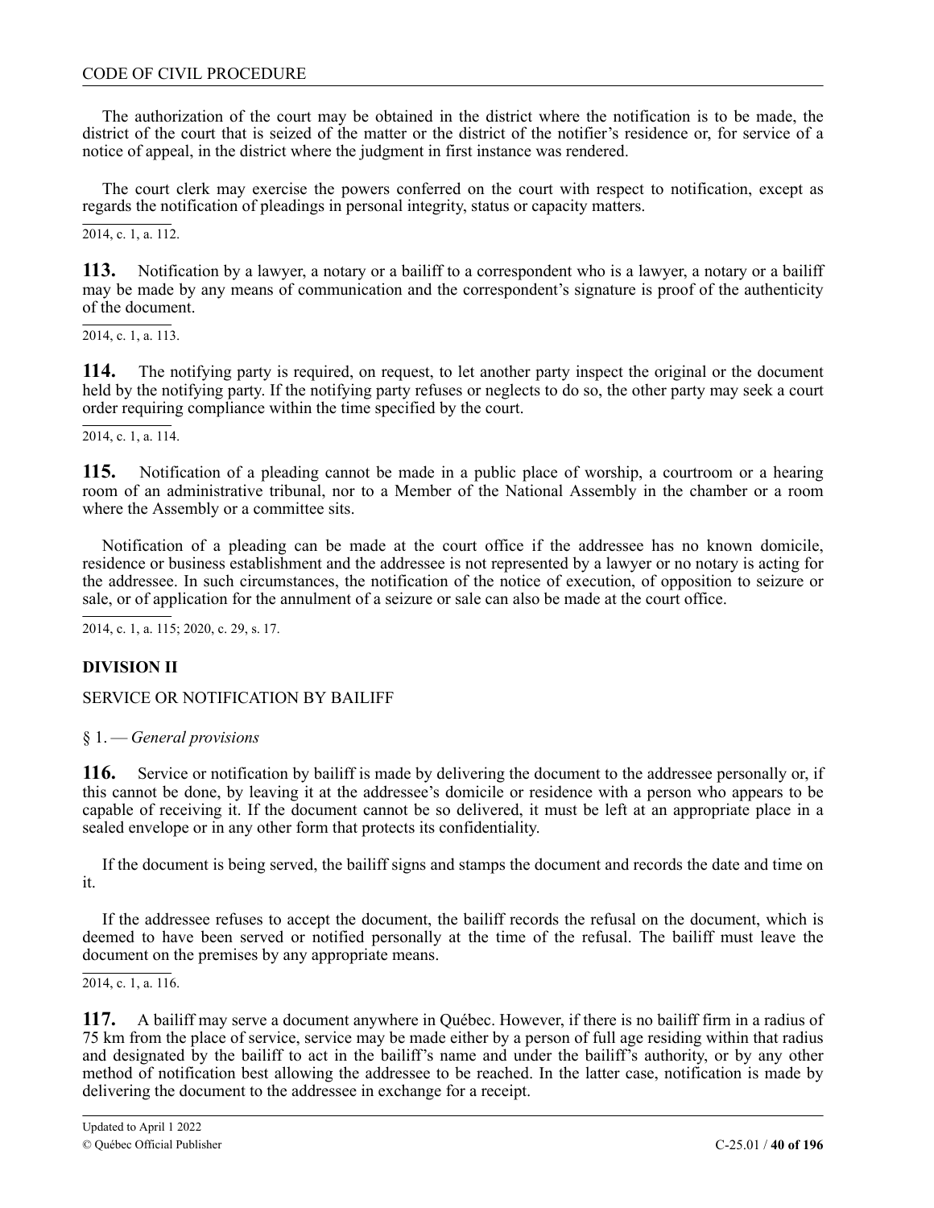The authorization of the court may be obtained in the district where the notification is to be made, the district of the court that is seized of the matter or the district of the notifier's residence or, for service of a notice of appeal, in the district where the judgment in first instance was rendered.

The court clerk may exercise the powers conferred on the court with respect to notification, except as regards the notification of pleadings in personal integrity, status or capacity matters.

2014, c. 1, a. 112.

**113.** Notification by a lawyer, a notary or a bailiff to a correspondent who is a lawyer, a notary or a bailiff may be made by any means of communication and the correspondent's signature is proof of the authenticity of the document.

2014, c. 1, a. 113.

**114.** The notifying party is required, on request, to let another party inspect the original or the document held by the notifying party. If the notifying party refuses or neglects to do so, the other party may seek a court order requiring compliance within the time specified by the court.

2014, c. 1, a. 114.

**115.** Notification of a pleading cannot be made in a public place of worship, a courtroom or a hearing room of an administrative tribunal, nor to a Member of the National Assembly in the chamber or a room where the Assembly or a committee sits.

Notification of a pleading can be made at the court office if the addressee has no known domicile, residence or business establishment and the addressee is not represented by a lawyer or no notary is acting for the addressee. In such circumstances, the notification of the notice of execution, of opposition to seizure or sale, or of application for the annulment of a seizure or sale can also be made at the court office.

2014, c. 1, a. 115; 2020, c. 29, s. 17.

## DIVISION II

SERVICE OR NOTIFICATION BY BAILIFF

§ 1. — *General provisions*

**116.** Service or notification by bailiff is made by delivering the document to the addressee personally or, if this cannot be done, by leaving it at the addressee's domicile or residence with a person who appears to be capable of receiving it. If the document cannot be so delivered, it must be left at an appropriate place in a sealed envelope or in any other form that protects its confidentiality.

If the document is being served, the bailiff signs and stamps the document and records the date and time on it.

If the addressee refuses to accept the document, the bailiff records the refusal on the document, which is deemed to have been served or notified personally at the time of the refusal. The bailiff must leave the document on the premises by any appropriate means.

2014, c. 1, a. 116.

**117.** A bailiff may serve a document anywhere in Québec. However, if there is no bailiff firm in a radius of 75 km from the place of service, service may be made either by a person of full age residing within that radius and designated by the bailiff to act in the bailiff's name and under the bailiff's authority, or by any other method of notification best allowing the addressee to be reached. In the latter case, notification is made by delivering the document to the addressee in exchange for a receipt.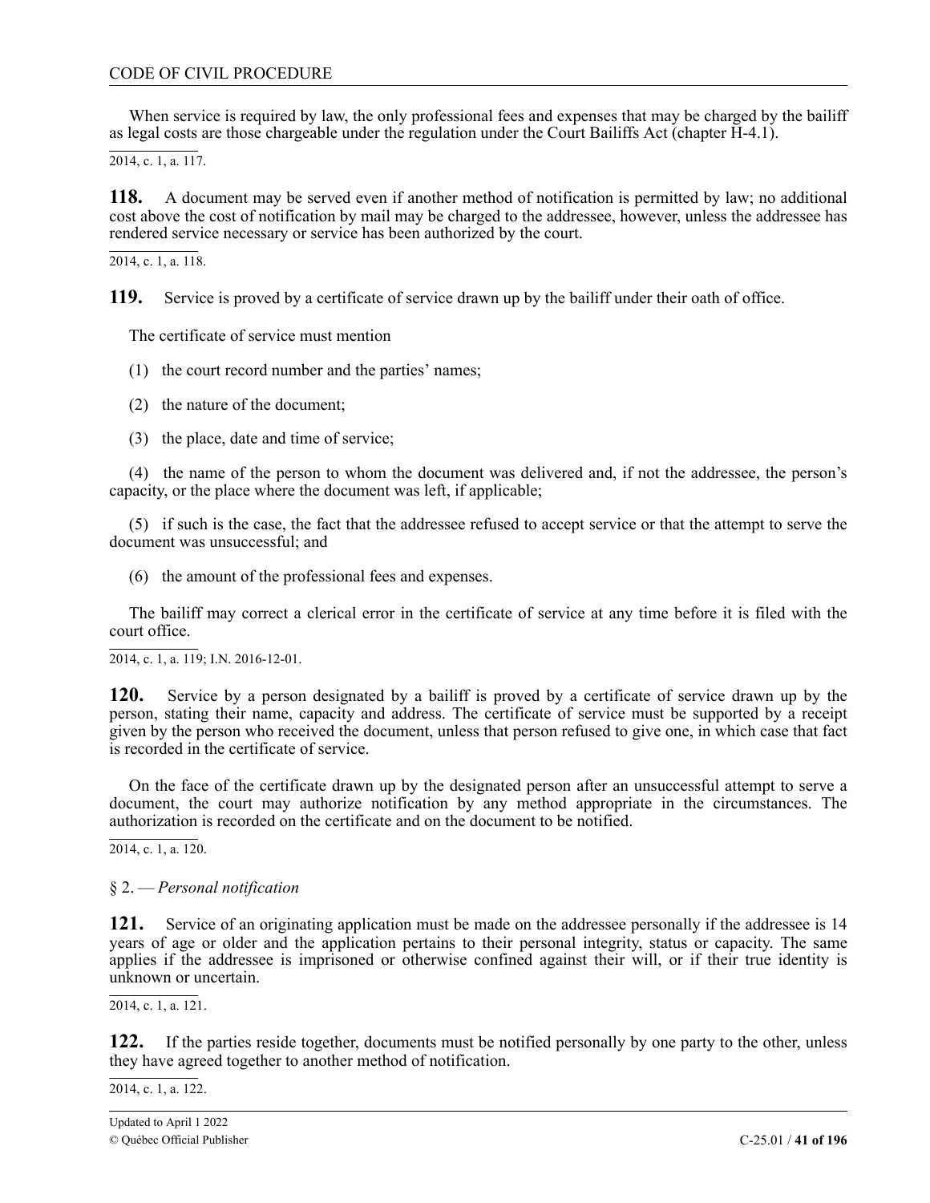When service is required by law, the only professional fees and expenses that may be charged by the bailiff as legal costs are those chargeable under the regulation under the Court Bailiffs Act (chapter H-4.1).

2014, c. 1, a. 117.

**118.** A document may be served even if another method of notification is permitted by law; no additional cost above the cost of notification by mail may be charged to the addressee, however, unless the addressee has rendered service necessary or service has been authorized by the court.

2014, c. 1, a. 118.

**119.** Service is proved by a certificate of service drawn up by the bailiff under their oath of office.

The certificate of service must mention

(1) the court record number and the parties' names;

(2) the nature of the document;

(3) the place, date and time of service;

(4) the name of the person to whom the document was delivered and, if not the addressee, the person's capacity, or the place where the document was left, if applicable;

(5) if such is the case, the fact that the addressee refused to accept service or that the attempt to serve the document was unsuccessful; and

(6) the amount of the professional fees and expenses.

The bailiff may correct a clerical error in the certificate of service at any time before it is filed with the court office.

2014, c. 1, a. 119; I.N. 2016-12-01.

**120.** Service by a person designated by a bailiff is proved by a certificate of service drawn up by the person, stating their name, capacity and address. The certificate of service must be supported by a receipt given by the person who received the document, unless that person refused to give one, in which case that fact is recorded in the certificate of service.

On the face of the certificate drawn up by the designated person after an unsuccessful attempt to serve a document, the court may authorize notification by any method appropriate in the circumstances. The authorization is recorded on the certificate and on the document to be notified.

2014, c. 1, a. 120.

§ 2. — *Personal notification*

**121.** Service of an originating application must be made on the addressee personally if the addressee is 14 years of age or older and the application pertains to their personal integrity, status or capacity. The same applies if the addressee is imprisoned or otherwise confined against their will, or if their true identity is unknown or uncertain.

2014, c. 1, a. 121.

**122.** If the parties reside together, documents must be notified personally by one party to the other, unless they have agreed together to another method of notification.

2014, c. 1, a. 122.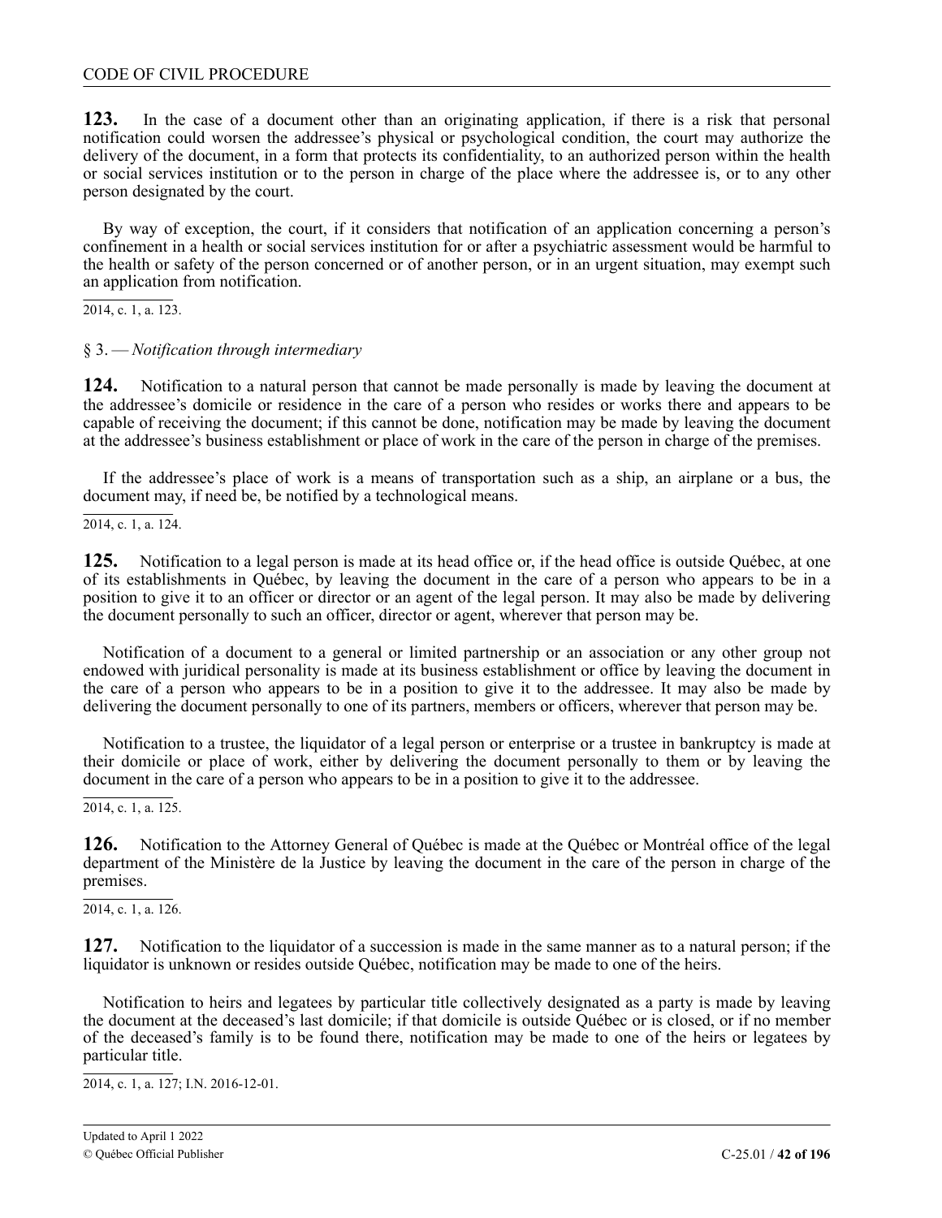**123.** In the case of a document other than an originating application, if there is a risk that personal notification could worsen the addressee's physical or psychological condition, the court may authorize the delivery of the document, in a form that protects its confidentiality, to an authorized person within the health or social services institution or to the person in charge of the place where the addressee is, or to any other person designated by the court.

By way of exception, the court, if it considers that notification of an application concerning a person's confinement in a health or social services institution for or after a psychiatric assessment would be harmful to the health or safety of the person concerned or of another person, or in an urgent situation, may exempt such an application from notification.

2014, c. 1, a. 123.

§ 3. — *Notification through intermediary*

**124.** Notification to a natural person that cannot be made personally is made by leaving the document at the addressee's domicile or residence in the care of a person who resides or works there and appears to be capable of receiving the document; if this cannot be done, notification may be made by leaving the document at the addressee's business establishment or place of work in the care of the person in charge of the premises.

If the addressee's place of work is a means of transportation such as a ship, an airplane or a bus, the document may, if need be, be notified by a technological means.

2014, c. 1, a. 124.

**125.** Notification to a legal person is made at its head office or, if the head office is outside Québec, at one of its establishments in Québec, by leaving the document in the care of a person who appears to be in a position to give it to an officer or director or an agent of the legal person. It may also be made by delivering the document personally to such an officer, director or agent, wherever that person may be.

Notification of a document to a general or limited partnership or an association or any other group not endowed with juridical personality is made at its business establishment or office by leaving the document in the care of a person who appears to be in a position to give it to the addressee. It may also be made by delivering the document personally to one of its partners, members or officers, wherever that person may be.

Notification to a trustee, the liquidator of a legal person or enterprise or a trustee in bankruptcy is made at their domicile or place of work, either by delivering the document personally to them or by leaving the document in the care of a person who appears to be in a position to give it to the addressee.

2014, c. 1, a. 125.

**126.** Notification to the Attorney General of Québec is made at the Québec or Montréal office of the legal department of the Ministère de la Justice by leaving the document in the care of the person in charge of the premises.

2014, c. 1, a. 126.

**127.** Notification to the liquidator of a succession is made in the same manner as to a natural person; if the liquidator is unknown or resides outside Québec, notification may be made to one of the heirs.

Notification to heirs and legatees by particular title collectively designated as a party is made by leaving the document at the deceased's last domicile; if that domicile is outside Québec or is closed, or if no member of the deceased's family is to be found there, notification may be made to one of the heirs or legatees by particular title.

2014, c. 1, a. 127; I.N. 2016-12-01.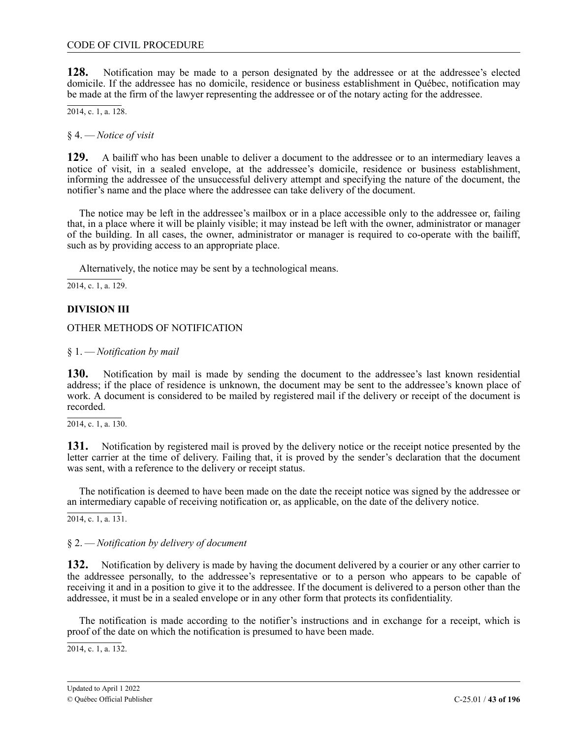**128.** Notification may be made to a person designated by the addressee or at the addressee's elected domicile. If the addressee has no domicile, residence or business establishment in Québec, notification may be made at the firm of the lawyer representing the addressee or of the notary acting for the addressee.

2014, c. 1, a. 128.

§ 4. — *Notice of visit*

**129.** A bailiff who has been unable to deliver a document to the addressee or to an intermediary leaves a notice of visit, in a sealed envelope, at the addressee's domicile, residence or business establishment, informing the addressee of the unsuccessful delivery attempt and specifying the nature of the document, the notifier's name and the place where the addressee can take delivery of the document.

The notice may be left in the addressee's mailbox or in a place accessible only to the addressee or, failing that, in a place where it will be plainly visible; it may instead be left with the owner, administrator or manager of the building. In all cases, the owner, administrator or manager is required to co-operate with the bailiff, such as by providing access to an appropriate place.

Alternatively, the notice may be sent by a technological means.

2014, c. 1, a. 129.

**DIVISION III**

OTHER METHODS OF NOTIFICATION

§ 1. — *Notification by mail*

**130.** Notification by mail is made by sending the document to the addressee's last known residential address; if the place of residence is unknown, the document may be sent to the addressee's known place of work. A document is considered to be mailed by registered mail if the delivery or receipt of the document is recorded.

2014, c. 1, a. 130.

**131.** Notification by registered mail is proved by the delivery notice or the receipt notice presented by the letter carrier at the time of delivery. Failing that, it is proved by the sender's declaration that the document was sent, with a reference to the delivery or receipt status.

The notification is deemed to have been made on the date the receipt notice was signed by the addressee or an intermediary capable of receiving notification or, as applicable, on the date of the delivery notice.

2014, c. 1, a. 131.

§ 2. — *Notification by delivery of document*

**132.** Notification by delivery is made by having the document delivered by a courier or any other carrier to the addressee personally, to the addressee's representative or to a person who appears to be capable of receiving it and in a position to give it to the addressee. If the document is delivered to a person other than the addressee, it must be in a sealed envelope or in any other form that protects its confidentiality.

The notification is made according to the notifier's instructions and in exchange for a receipt, which is proof of the date on which the notification is presumed to have been made.

2014, c. 1, a. 132.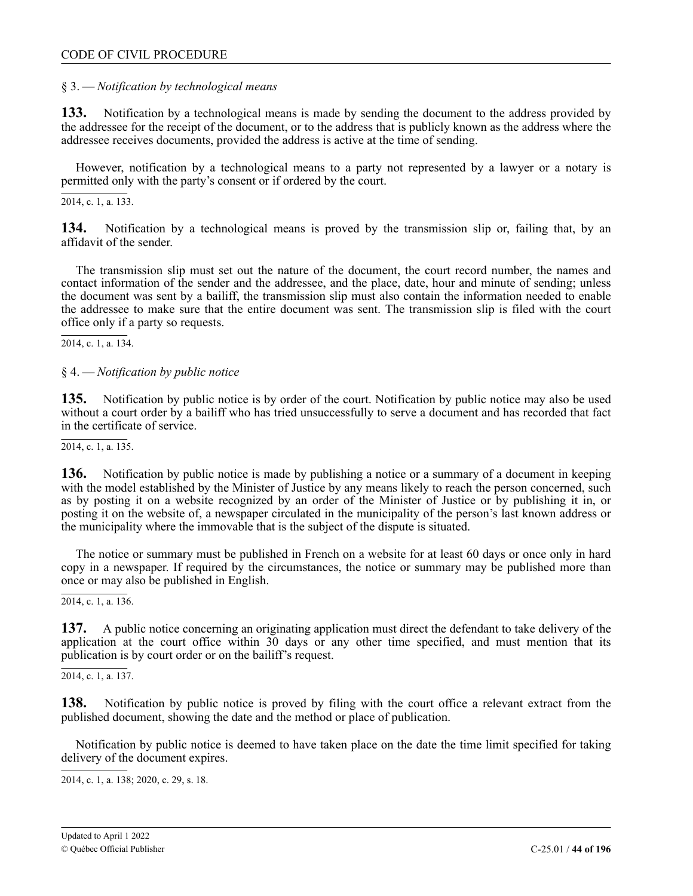§ 3. — *Notification by technological means*

**133.** Notification by a technological means is made by sending the document to the address provided by the addressee for the receipt of the document, or to the address that is publicly known as the address where the addressee receives documents, provided the address is active at the time of sending.

However, notification by a technological means to a party not represented by a lawyer or a notary is permitted only with the party's consent or if ordered by the court.

2014, c. 1, a. 133.

**134.** Notification by a technological means is proved by the transmission slip or, failing that, by an affidavit of the sender.

The transmission slip must set out the nature of the document, the court record number, the names and contact information of the sender and the addressee, and the place, date, hour and minute of sending; unless the document was sent by a bailiff, the transmission slip must also contain the information needed to enable the addressee to make sure that the entire document was sent. The transmission slip is filed with the court office only if a party so requests.

2014, c. 1, a. 134.

§ 4. — *Notification by public notice*

**135.** Notification by public notice is by order of the court. Notification by public notice may also be used without a court order by a bailiff who has tried unsuccessfully to serve a document and has recorded that fact in the certificate of service.

2014, c. 1, a. 135.

**136.** Notification by public notice is made by publishing a notice or a summary of a document in keeping with the model established by the Minister of Justice by any means likely to reach the person concerned, such as by posting it on a website recognized by an order of the Minister of Justice or by publishing it in, or posting it on the website of, a newspaper circulated in the municipality of the person's last known address or the municipality where the immovable that is the subject of the dispute is situated.

The notice or summary must be published in French on a website for at least 60 days or once only in hard copy in a newspaper. If required by the circumstances, the notice or summary may be published more than once or may also be published in English.

2014, c. 1, a. 136.

**137.** A public notice concerning an originating application must direct the defendant to take delivery of the application at the court office within 30 days or any other time specified, and must mention that its publication is by court order or on the bailiff's request.

2014, c. 1, a. 137.

**138.** Notification by public notice is proved by filing with the court office a relevant extract from the published document, showing the date and the method or place of publication.

Notification by public notice is deemed to have taken place on the date the time limit specified for taking delivery of the document expires.

2014, c. 1, a. 138; 2020, c. 29, s. 18.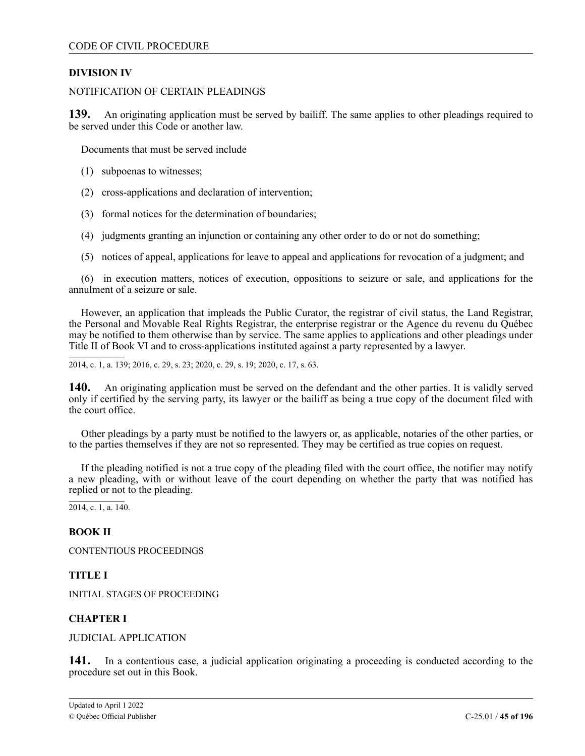## DIVISION IV

NOTIFICATION OF CERTAIN PLEADINGS

**139.** An originating application must be served by bailiff. The same applies to other pleadings required to be served under this Code or another law.

Documents that must be served include

(1) subpoenas to witnesses;

(2) cross-applications and declaration of intervention;

(3) formal notices for the determination of boundaries;

(4) judgments granting an injunction or containing any other order to do or not do something;

(5) notices of appeal, applications for leave to appeal and applications for revocation of a judgment; and

(6) in execution matters, notices of execution, oppositions to seizure or sale, and applications for the annulment of a seizure or sale.

However, an application that impleads the Public Curator, the registrar of civil status, the Land Registrar, the Personal and Movable Real Rights Registrar, the enterprise registrar or the Agence du revenu du Québec may be notified to them otherwise than by service. The same applies to applications and other pleadings under Title II of Book VI and to cross-applications instituted against a party represented by a lawyer.

2014, c. 1, a. 139; 2016, c. 29, s. 23; 2020, c. 29, s. 19; 2020, c. 17, s. 63.

**140.** An originating application must be served on the defendant and the other parties. It is validly served only if certified by the serving party, its lawyer or the bailiff as being a true copy of the document filed with the court office.

Other pleadings by a party must be notified to the lawyers or, as applicable, notaries of the other parties, or to the parties themselves if they are not so represented. They may be certified as true copies on request.

If the pleading notified is not a true copy of the pleading filed with the court office, the notifier may notify a new pleading, with or without leave of the court depending on whether the party that was notified has replied or not to the pleading.

2014, c. 1, a. 140.

# BOOK II

CONTENTIOUS PROCEEDINGS

## TITLE I

INITIAL STAGES OF PROCEEDING

## CHAPTER I

JUDICIAL APPLICATION

**141.** In a contentious case, a judicial application originating a proceeding is conducted according to the procedure set out in this Book.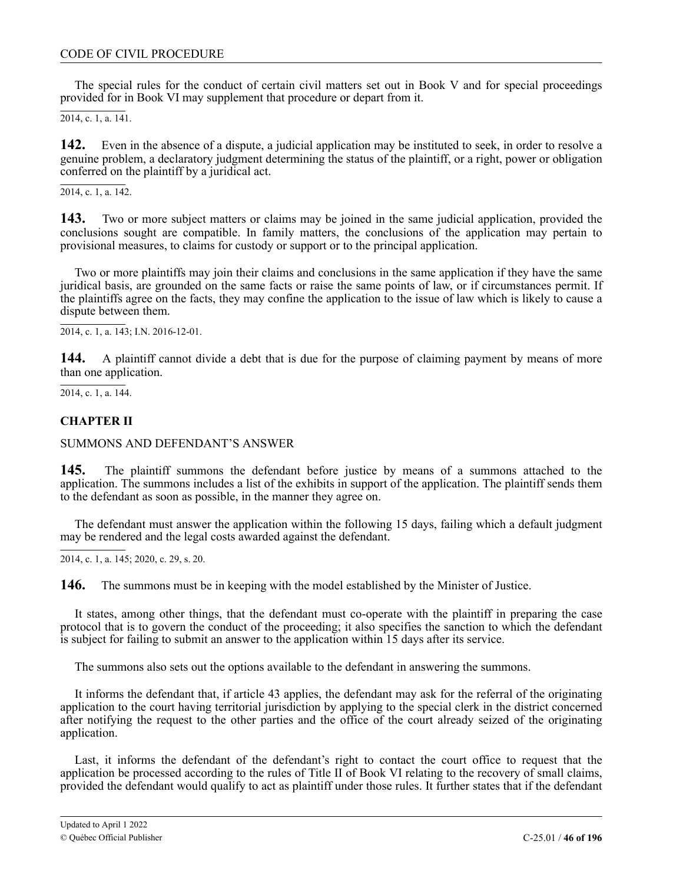The special rules for the conduct of certain civil matters set out in Book V and for special proceedings provided for in Book VI may supplement that procedure or depart from it.

2014, c. 1, a. 141.

**142.** Even in the absence of a dispute, a judicial application may be instituted to seek, in order to resolve a genuine problem, a declaratory judgment determining the status of the plaintiff, or a right, power or obligation conferred on the plaintiff by a juridical act.

2014, c. 1, a. 142.

**143.** Two or more subject matters or claims may be joined in the same judicial application, provided the conclusions sought are compatible. In family matters, the conclusions of the application may pertain to provisional measures, to claims for custody or support or to the principal application.

Two or more plaintiffs may join their claims and conclusions in the same application if they have the same juridical basis, are grounded on the same facts or raise the same points of law, or if circumstances permit. If the plaintiffs agree on the facts, they may confine the application to the issue of law which is likely to cause a dispute between them.

2014, c. 1, a. 143; I.N. 2016-12-01.

**144.** A plaintiff cannot divide a debt that is due for the purpose of claiming payment by means of more than one application.

2014, c. 1, a. 144.

## CHAPTER II

SUMMONS AND DEFENDANT'S ANSWER

**145.** The plaintiff summons the defendant before justice by means of a summons attached to the application. The summons includes a list of the exhibits in support of the application. The plaintiff sends them to the defendant as soon as possible, in the manner they agree on.

The defendant must answer the application within the following 15 days, failing which a default judgment may be rendered and the legal costs awarded against the defendant.

2014, c. 1, a. 145; 2020, c. 29, s. 20.

**146.** The summons must be in keeping with the model established by the Minister of Justice.

It states, among other things, that the defendant must co-operate with the plaintiff in preparing the case protocol that is to govern the conduct of the proceeding; it also specifies the sanction to which the defendant is subject for failing to submit an answer to the application within 15 days after its service.

The summons also sets out the options available to the defendant in answering the summons.

It informs the defendant that, if article 43 applies, the defendant may ask for the referral of the originating application to the court having territorial jurisdiction by applying to the special clerk in the district concerned after notifying the request to the other parties and the office of the court already seized of the originating application.

Last, it informs the defendant of the defendant's right to contact the court office to request that the application be processed according to the rules of Title II of Book VI relating to the recovery of small claims, provided the defendant would qualify to act as plaintiff under those rules. It further states that if the defendant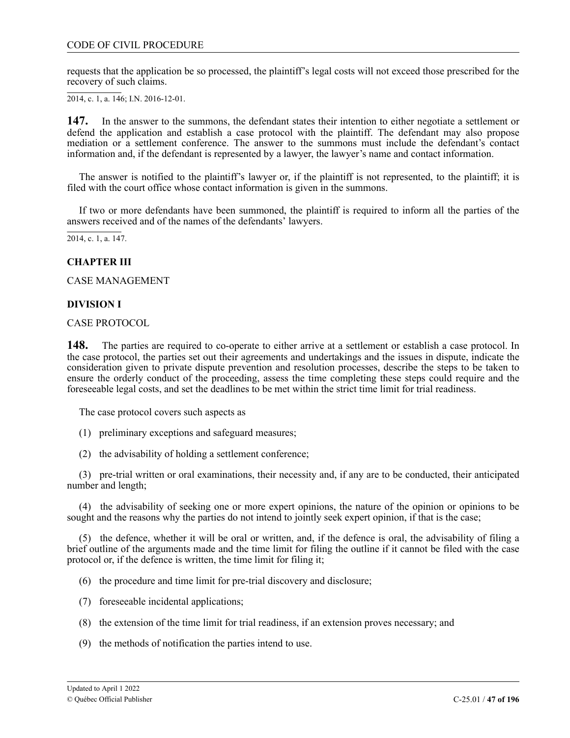requests that the application be so processed, the plaintiff's legal costs will not exceed those prescribed for the recovery of such claims.

2014, c. 1, a. 146; I.N. 2016-12-01.

**147.** In the answer to the summons, the defendant states their intention to either negotiate a settlement or defend the application and establish a case protocol with the plaintiff. The defendant may also propose mediation or a settlement conference. The answer to the summons must include the defendant's contact information and, if the defendant is represented by a lawyer, the lawyer's name and contact information.

The answer is notified to the plaintiff's lawyer or, if the plaintiff is not represented, to the plaintiff; it is filed with the court office whose contact information is given in the summons.

If two or more defendants have been summoned, the plaintiff is required to inform all the parties of the answers received and of the names of the defendants' lawyers.

2014, c. 1, a. 147.

## CHAPTER III

CASE MANAGEMENT

### DIVISION I

CASE PROTOCOL

**148.** The parties are required to co-operate to either arrive at a settlement or establish a case protocol. In the case protocol, the parties set out their agreements and undertakings and the issues in dispute, indicate the consideration given to private dispute prevention and resolution processes, describe the steps to be taken to ensure the orderly conduct of the proceeding, assess the time completing these steps could require and the foreseeable legal costs, and set the deadlines to be met within the strict time limit for trial readiness.

The case protocol covers such aspects as

(1) preliminary exceptions and safeguard measures;

(2) the advisability of holding a settlement conference;

(3) pre-trial written or oral examinations, their necessity and, if any are to be conducted, their anticipated number and length;

(4) the advisability of seeking one or more expert opinions, the nature of the opinion or opinions to be sought and the reasons why the parties do not intend to jointly seek expert opinion, if that is the case;

(5) the defence, whether it will be oral or written, and, if the defence is oral, the advisability of filing a brief outline of the arguments made and the time limit for filing the outline if it cannot be filed with the case protocol or, if the defence is written, the time limit for filing it;

(6) the procedure and time limit for pre-trial discovery and disclosure;

(7) foreseeable incidental applications;

(8) the extension of the time limit for trial readiness, if an extension proves necessary; and

(9) the methods of notification the parties intend to use.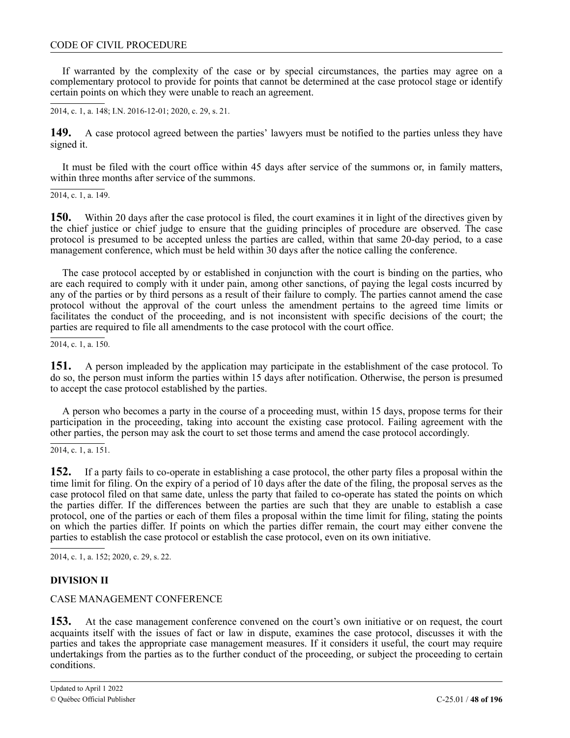If warranted by the complexity of the case or by special circumstances, the parties may agree on a complementary protocol to provide for points that cannot be determined at the case protocol stage or identify certain points on which they were unable to reach an agreement.

2014, c. 1, a. 148; I.N. 2016-12-01; 2020, c. 29, s. 21.

**149.** A case protocol agreed between the parties' lawyers must be notified to the parties unless they have signed it.

It must be filed with the court office within 45 days after service of the summons or, in family matters, within three months after service of the summons.

2014, c. 1, a. 149.

**150.** Within 20 days after the case protocol is filed, the court examines it in light of the directives given by the chief justice or chief judge to ensure that the guiding principles of procedure are observed. The case protocol is presumed to be accepted unless the parties are called, within that same 20-day period, to a case management conference, which must be held within 30 days after the notice calling the conference.

The case protocol accepted by or established in conjunction with the court is binding on the parties, who are each required to comply with it under pain, among other sanctions, of paying the legal costs incurred by any of the parties or by third persons as a result of their failure to comply. The parties cannot amend the case protocol without the approval of the court unless the amendment pertains to the agreed time limits or facilitates the conduct of the proceeding, and is not inconsistent with specific decisions of the court; the parties are required to file all amendments to the case protocol with the court office.

2014, c. 1, a. 150.

**151.** A person impleaded by the application may participate in the establishment of the case protocol. To do so, the person must inform the parties within 15 days after notification. Otherwise, the person is presumed to accept the case protocol established by the parties.

A person who becomes a party in the course of a proceeding must, within 15 days, propose terms for their participation in the proceeding, taking into account the existing case protocol. Failing agreement with the other parties, the person may ask the court to set those terms and amend the case protocol accordingly.

2014, c. 1, a. 151.

**152.** If a party fails to co-operate in establishing a case protocol, the other party files a proposal within the time limit for filing. On the expiry of a period of 10 days after the date of the filing, the proposal serves as the case protocol filed on that same date, unless the party that failed to co-operate has stated the points on which the parties differ. If the differences between the parties are such that they are unable to establish a case protocol, one of the parties or each of them files a proposal within the time limit for filing, stating the points on which the parties differ. If points on which the parties differ remain, the court may either convene the parties to establish the case protocol or establish the case protocol, even on its own initiative.

2014, c. 1, a. 152; 2020, c. 29, s. 22.

## DIVISION II

CASE MANAGEMENT CONFERENCE

**153.** At the case management conference convened on the court's own initiative or on request, the court acquaints itself with the issues of fact or law in dispute, examines the case protocol, discusses it with the parties and takes the appropriate case management measures. If it considers it useful, the court may require undertakings from the parties as to the further conduct of the proceeding, or subject the proceeding to certain conditions.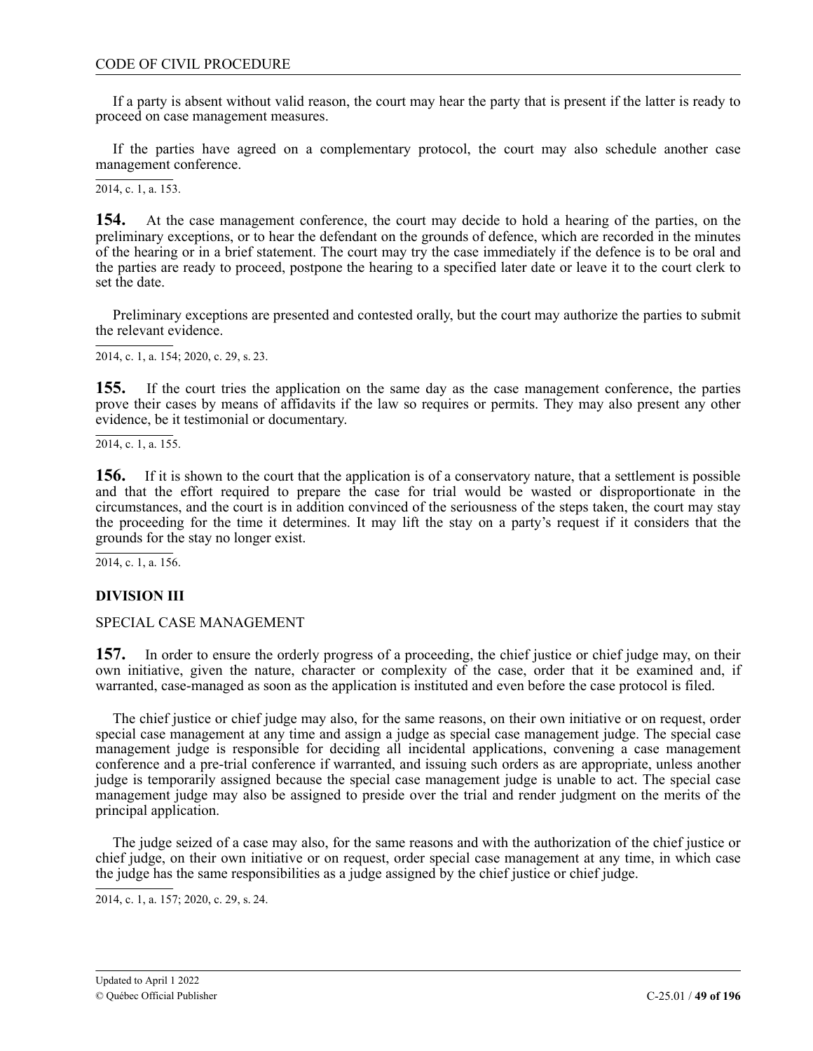If a party is absent without valid reason, the court may hear the party that is present if the latter is ready to proceed on case management measures.

If the parties have agreed on a complementary protocol, the court may also schedule another case management conference.

2014, c. 1, a. 153.

**154.** At the case management conference, the court may decide to hold a hearing of the parties, on the preliminary exceptions, or to hear the defendant on the grounds of defence, which are recorded in the minutes of the hearing or in a brief statement. The court may try the case immediately if the defence is to be oral and the parties are ready to proceed, postpone the hearing to a specified later date or leave it to the court clerk to set the date.

Preliminary exceptions are presented and contested orally, but the court may authorize the parties to submit the relevant evidence.

2014, c. 1, a. 154; 2020, c. 29, s. 23.

**155.** If the court tries the application on the same day as the case management conference, the parties prove their cases by means of affidavits if the law so requires or permits. They may also present any other evidence, be it testimonial or documentary.

2014, c. 1, a. 155.

**156.** If it is shown to the court that the application is of a conservatory nature, that a settlement is possible and that the effort required to prepare the case for trial would be wasted or disproportionate in the circumstances, and the court is in addition convinced of the seriousness of the steps taken, the court may stay the proceeding for the time it determines. It may lift the stay on a party's request if it considers that the grounds for the stay no longer exist.

2014, c. 1, a. 156.

## DIVISION III

SPECIAL CASE MANAGEMENT

**157.** In order to ensure the orderly progress of a proceeding, the chief justice or chief judge may, on their own initiative, given the nature, character or complexity of the case, order that it be examined and, if warranted, case-managed as soon as the application is instituted and even before the case protocol is filed.

The chief justice or chief judge may also, for the same reasons, on their own initiative or on request, order special case management at any time and assign a judge as special case management judge. The special case management judge is responsible for deciding all incidental applications, convening a case management conference and a pre-trial conference if warranted, and issuing such orders as are appropriate, unless another judge is temporarily assigned because the special case management judge is unable to act. The special case management judge may also be assigned to preside over the trial and render judgment on the merits of the principal application.

The judge seized of a case may also, for the same reasons and with the authorization of the chief justice or chief judge, on their own initiative or on request, order special case management at any time, in which case the judge has the same responsibilities as a judge assigned by the chief justice or chief judge.

2014, c. 1, a. 157; 2020, c. 29, s. 24.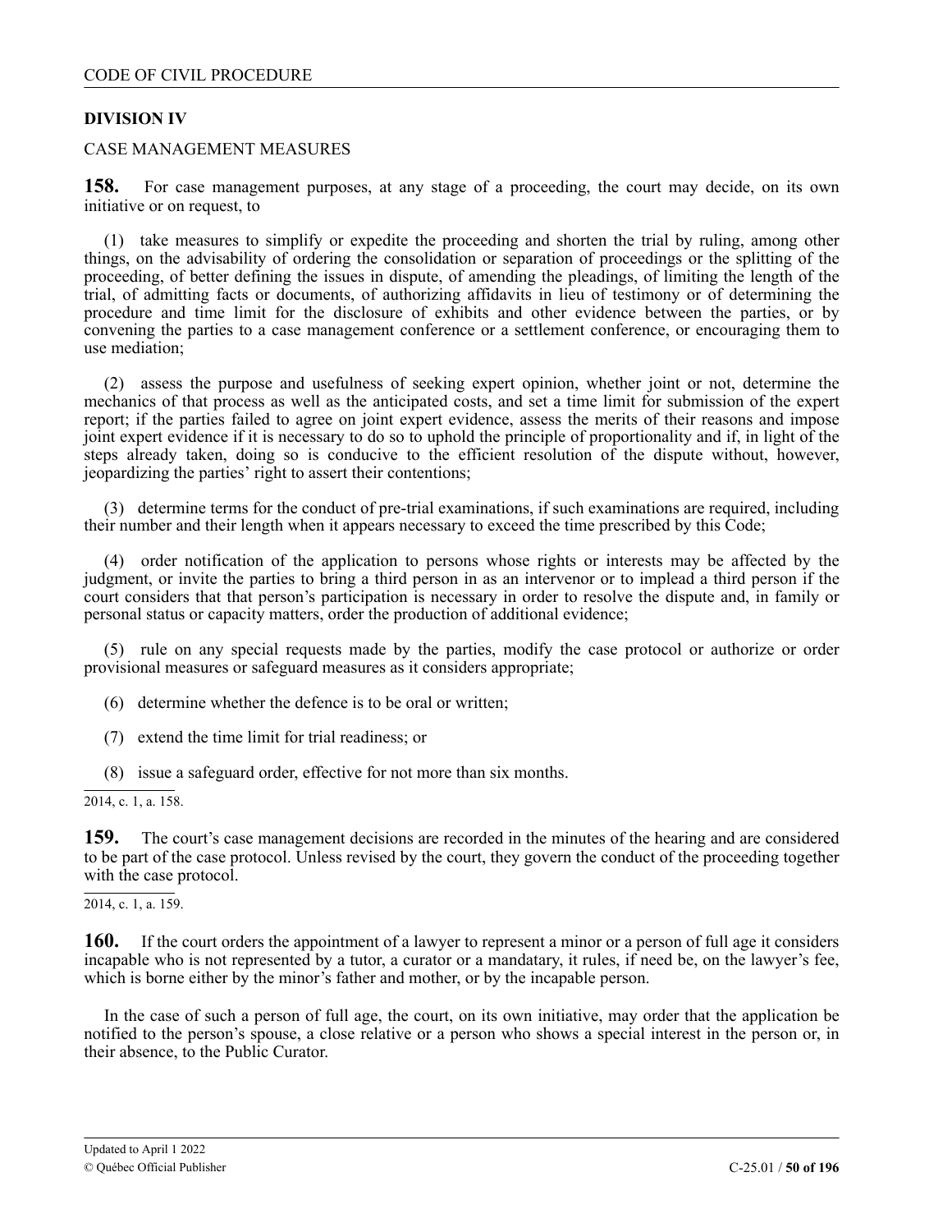**DIVISION IV**

CASE MANAGEMENT MEASURES

**158.** For case management purposes, at any stage of a proceeding, the court may decide, on its own initiative or on request, to

(1) take measures to simplify or expedite the proceeding and shorten the trial by ruling, among other things, on the advisability of ordering the consolidation or separation of proceedings or the splitting of the proceeding, of better defining the issues in dispute, of amending the pleadings, of limiting the length of the trial, of admitting facts or documents, of authorizing affidavits in lieu of testimony or of determining the procedure and time limit for the disclosure of exhibits and other evidence between the parties, or by convening the parties to a case management conference or a settlement conference, or encouraging them to use mediation;

(2) assess the purpose and usefulness of seeking expert opinion, whether joint or not, determine the mechanics of that process as well as the anticipated costs, and set a time limit for submission of the expert report; if the parties failed to agree on joint expert evidence, assess the merits of their reasons and impose joint expert evidence if it is necessary to do so to uphold the principle of proportionality and if, in light of the steps already taken, doing so is conducive to the efficient resolution of the dispute without, however, jeopardizing the parties' right to assert their contentions;

(3) determine terms for the conduct of pre-trial examinations, if such examinations are required, including their number and their length when it appears necessary to exceed the time prescribed by this Code;

(4) order notification of the application to persons whose rights or interests may be affected by the judgment, or invite the parties to bring a third person in as an intervenor or to implead a third person if the court considers that that person's participation is necessary in order to resolve the dispute and, in family or personal status or capacity matters, order the production of additional evidence;

(5) rule on any special requests made by the parties, modify the case protocol or authorize or order provisional measures or safeguard measures as it considers appropriate;

(6) determine whether the defence is to be oral or written;

(7) extend the time limit for trial readiness; or

(8) issue a safeguard order, effective for not more than six months.

2014, c. 1, a. 158.

**159.** The court's case management decisions are recorded in the minutes of the hearing and are considered to be part of the case protocol. Unless revised by the court, they govern the conduct of the proceeding together with the case protocol.

2014, c. 1, a. 159.

**160.** If the court orders the appointment of a lawyer to represent a minor or a person of full age it considers incapable who is not represented by a tutor, a curator or a mandatary, it rules, if need be, on the lawyer's fee, which is borne either by the minor's father and mother, or by the incapable person.

In the case of such a person of full age, the court, on its own initiative, may order that the application be notified to the person's spouse, a close relative or a person who shows a special interest in the person or, in their absence, to the Public Curator.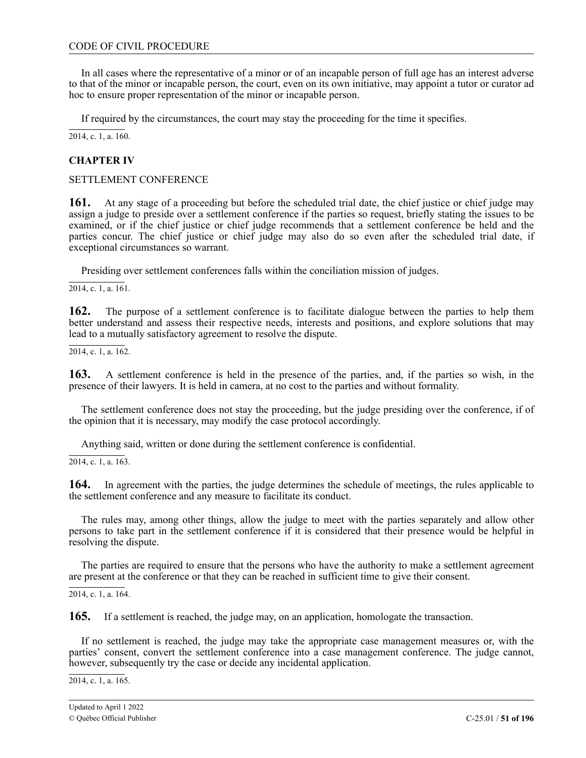In all cases where the representative of a minor or of an incapable person of full age has an interest adverse to that of the minor or incapable person, the court, even on its own initiative, may appoint a tutor or curator ad hoc to ensure proper representation of the minor or incapable person.

If required by the circumstances, the court may stay the proceeding for the time it specifies.

2014, c. 1, a. 160.

## CHAPTER IV

SETTLEMENT CONFERENCE

**161.** At any stage of a proceeding but before the scheduled trial date, the chief justice or chief judge may assign a judge to preside over a settlement conference if the parties so request, briefly stating the issues to be examined, or if the chief justice or chief judge recommends that a settlement conference be held and the parties concur. The chief justice or chief judge may also do so even after the scheduled trial date, if exceptional circumstances so warrant.

Presiding over settlement conferences falls within the conciliation mission of judges.

2014, c. 1, a. 161.

**162.** The purpose of a settlement conference is to facilitate dialogue between the parties to help them better understand and assess their respective needs, interests and positions, and explore solutions that may lead to a mutually satisfactory agreement to resolve the dispute.

2014, c. 1, a. 162.

**163.** A settlement conference is held in the presence of the parties, and, if the parties so wish, in the presence of their lawyers. It is held in camera, at no cost to the parties and without formality.

The settlement conference does not stay the proceeding, but the judge presiding over the conference, if of the opinion that it is necessary, may modify the case protocol accordingly.

Anything said, written or done during the settlement conference is confidential.

2014, c. 1, a. 163.

**164.** In agreement with the parties, the judge determines the schedule of meetings, the rules applicable to the settlement conference and any measure to facilitate its conduct.

The rules may, among other things, allow the judge to meet with the parties separately and allow other persons to take part in the settlement conference if it is considered that their presence would be helpful in resolving the dispute.

The parties are required to ensure that the persons who have the authority to make a settlement agreement are present at the conference or that they can be reached in sufficient time to give their consent.

2014, c. 1, a. 164.

**165.** If a settlement is reached, the judge may, on an application, homologate the transaction.

If no settlement is reached, the judge may take the appropriate case management measures or, with the parties' consent, convert the settlement conference into a case management conference. The judge cannot, however, subsequently try the case or decide any incidental application.

2014, c. 1, a. 165.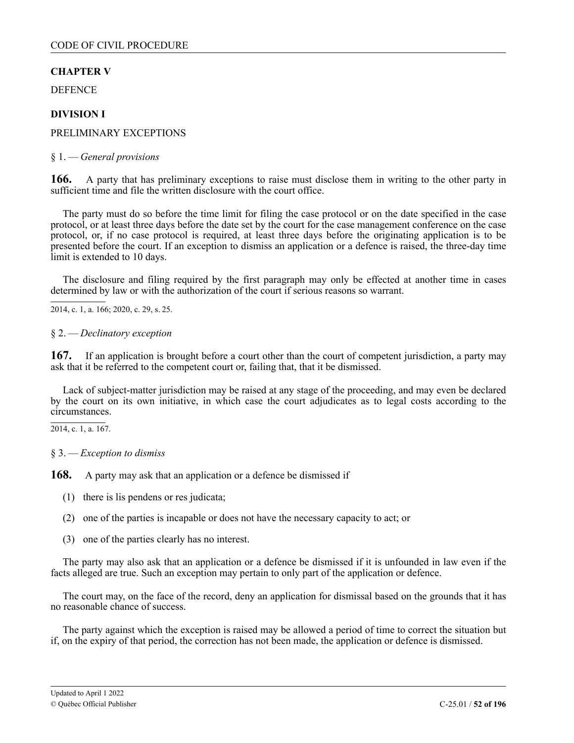## CHAPTER V

DEFENCE

### DIVISION I

PRELIMINARY EXCEPTIONS

§ 1. — *General provisions*

**166.** A party that has preliminary exceptions to raise must disclose them in writing to the other party in sufficient time and file the written disclosure with the court office.

The party must do so before the time limit for filing the case protocol or on the date specified in the case protocol, or at least three days before the date set by the court for the case management conference on the case protocol, or, if no case protocol is required, at least three days before the originating application is to be presented before the court. If an exception to dismiss an application or a defence is raised, the three-day time limit is extended to 10 days.

The disclosure and filing required by the first paragraph may only be effected at another time in cases determined by law or with the authorization of the court if serious reasons so warrant.

2014, c. 1, a. 166; 2020, c. 29, s. 25.

§ 2. — *Declinatory exception*

**167.** If an application is brought before a court other than the court of competent jurisdiction, a party may ask that it be referred to the competent court or, failing that, that it be dismissed.

Lack of subject-matter jurisdiction may be raised at any stage of the proceeding, and may even be declared by the court on its own initiative, in which case the court adjudicates as to legal costs according to the circumstances.

2014, c. 1, a. 167.

§ 3. — *Exception to dismiss*

**168.** A party may ask that an application or a defence be dismissed if

(1) there is lis pendens or res judicata;

(2) one of the parties is incapable or does not have the necessary capacity to act; or

(3) one of the parties clearly has no interest.

The party may also ask that an application or a defence be dismissed if it is unfounded in law even if the facts alleged are true. Such an exception may pertain to only part of the application or defence.

The court may, on the face of the record, deny an application for dismissal based on the grounds that it has no reasonable chance of success.

The party against which the exception is raised may be allowed a period of time to correct the situation but if, on the expiry of that period, the correction has not been made, the application or defence is dismissed.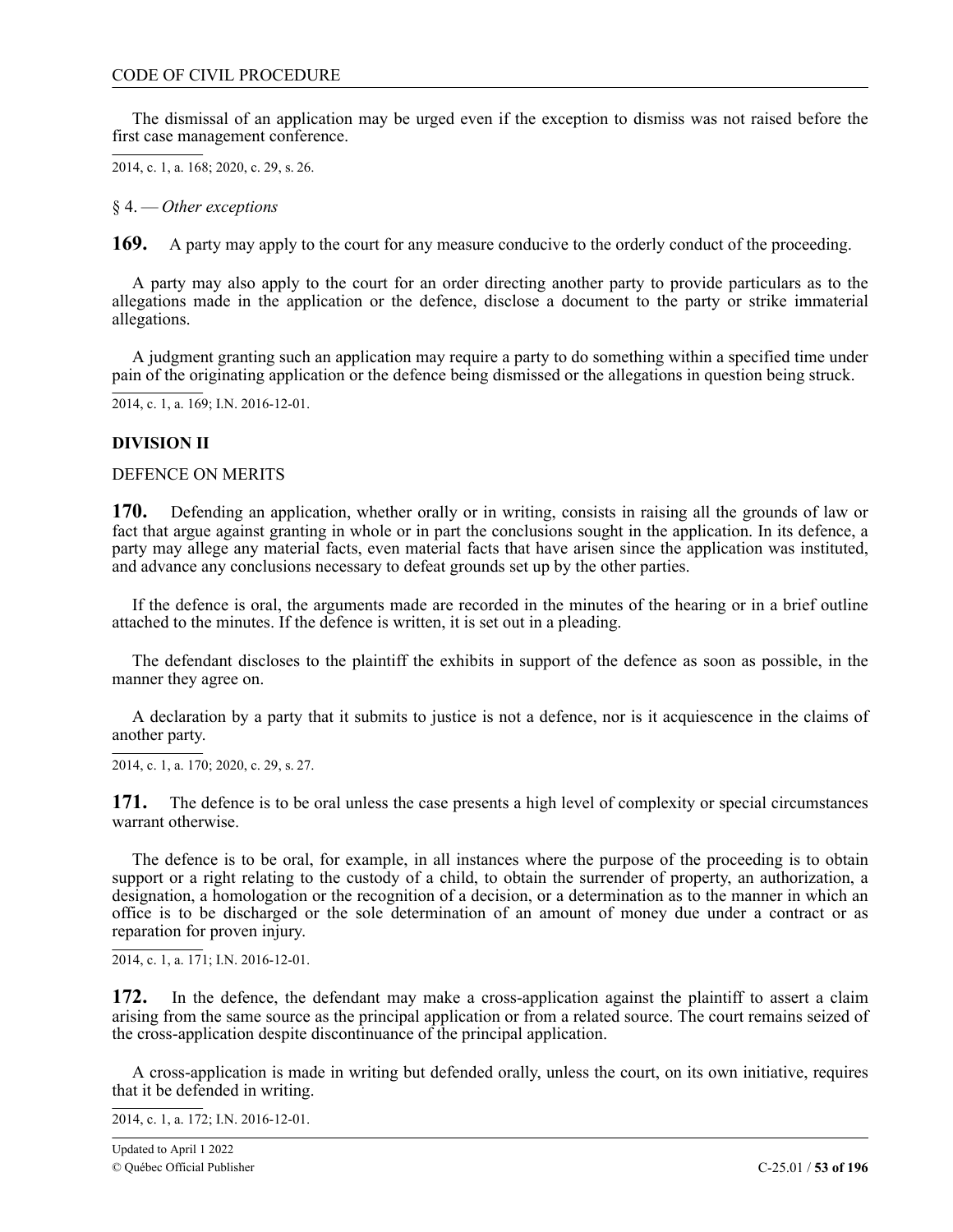The dismissal of an application may be urged even if the exception to dismiss was not raised before the first case management conference.

2014, c. 1, a. 168; 2020, c. 29, s. 26.

§ 4. — *Other exceptions*

**169.** A party may apply to the court for any measure conducive to the orderly conduct of the proceeding.

A party may also apply to the court for an order directing another party to provide particulars as to the allegations made in the application or the defence, disclose a document to the party or strike immaterial allegations.

A judgment granting such an application may require a party to do something within a specified time under pain of the originating application or the defence being dismissed or the allegations in question being struck.

2014, c. 1, a. 169; I.N. 2016-12-01.

**DIVISION II**

DEFENCE ON MERITS

**170.** Defending an application, whether orally or in writing, consists in raising all the grounds of law or fact that argue against granting in whole or in part the conclusions sought in the application. In its defence, a party may allege any material facts, even material facts that have arisen since the application was instituted, and advance any conclusions necessary to defeat grounds set up by the other parties.

If the defence is oral, the arguments made are recorded in the minutes of the hearing or in a brief outline attached to the minutes. If the defence is written, it is set out in a pleading.

The defendant discloses to the plaintiff the exhibits in support of the defence as soon as possible, in the manner they agree on.

A declaration by a party that it submits to justice is not a defence, nor is it acquiescence in the claims of another party.

2014, c. 1, a. 170; 2020, c. 29, s. 27.

**171.** The defence is to be oral unless the case presents a high level of complexity or special circumstances warrant otherwise.

The defence is to be oral, for example, in all instances where the purpose of the proceeding is to obtain support or a right relating to the custody of a child, to obtain the surrender of property, an authorization, a designation, a homologation or the recognition of a decision, or a determination as to the manner in which an office is to be discharged or the sole determination of an amount of money due under a contract or as reparation for proven injury.

2014, c. 1, a. 171; I.N. 2016-12-01.

**172.** In the defence, the defendant may make a cross-application against the plaintiff to assert a claim arising from the same source as the principal application or from a related source. The court remains seized of the cross-application despite discontinuance of the principal application.

A cross-application is made in writing but defended orally, unless the court, on its own initiative, requires that it be defended in writing.

2014, c. 1, a. 172; I.N. 2016-12-01.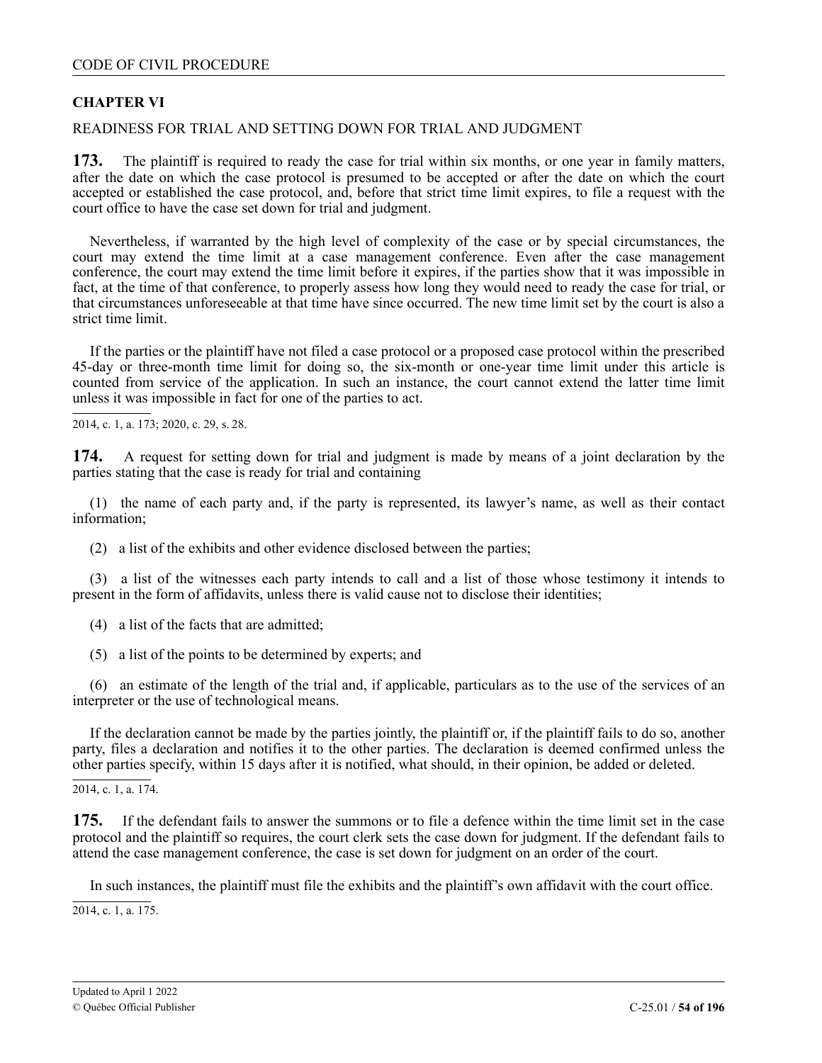## CHAPTER VI

READINESS FOR TRIAL AND SETTING DOWN FOR TRIAL AND JUDGMENT

**173.** The plaintiff is required to ready the case for trial within six months, or one year in family matters, after the date on which the case protocol is presumed to be accepted or after the date on which the court accepted or established the case protocol, and, before that strict time limit expires, to file a request with the court office to have the case set down for trial and judgment.

Nevertheless, if warranted by the high level of complexity of the case or by special circumstances, the court may extend the time limit at a case management conference. Even after the case management conference, the court may extend the time limit before it expires, if the parties show that it was impossible in fact, at the time of that conference, to properly assess how long they would need to ready the case for trial, or that circumstances unforeseeable at that time have since occurred. The new time limit set by the court is also a strict time limit.

If the parties or the plaintiff have not filed a case protocol or a proposed case protocol within the prescribed 45-day or three-month time limit for doing so, the six-month or one-year time limit under this article is counted from service of the application. In such an instance, the court cannot extend the latter time limit unless it was impossible in fact for one of the parties to act.

2014, c. 1, a. 173; 2020, c. 29, s. 28.

**174.** A request for setting down for trial and judgment is made by means of a joint declaration by the parties stating that the case is ready for trial and containing

(1) the name of each party and, if the party is represented, its lawyer's name, as well as their contact information;

(2) a list of the exhibits and other evidence disclosed between the parties;

(3) a list of the witnesses each party intends to call and a list of those whose testimony it intends to present in the form of affidavits, unless there is valid cause not to disclose their identities;

(4) a list of the facts that are admitted;

(5) a list of the points to be determined by experts; and

(6) an estimate of the length of the trial and, if applicable, particulars as to the use of the services of an interpreter or the use of technological means.

If the declaration cannot be made by the parties jointly, the plaintiff or, if the plaintiff fails to do so, another party, files a declaration and notifies it to the other parties. The declaration is deemed confirmed unless the other parties specify, within 15 days after it is notified, what should, in their opinion, be added or deleted.

2014, c. 1, a. 174.

**175.** If the defendant fails to answer the summons or to file a defence within the time limit set in the case protocol and the plaintiff so requires, the court clerk sets the case down for judgment. If the defendant fails to attend the case management conference, the case is set down for judgment on an order of the court.

In such instances, the plaintiff must file the exhibits and the plaintiff's own affidavit with the court office.

2014, c. 1, a. 175.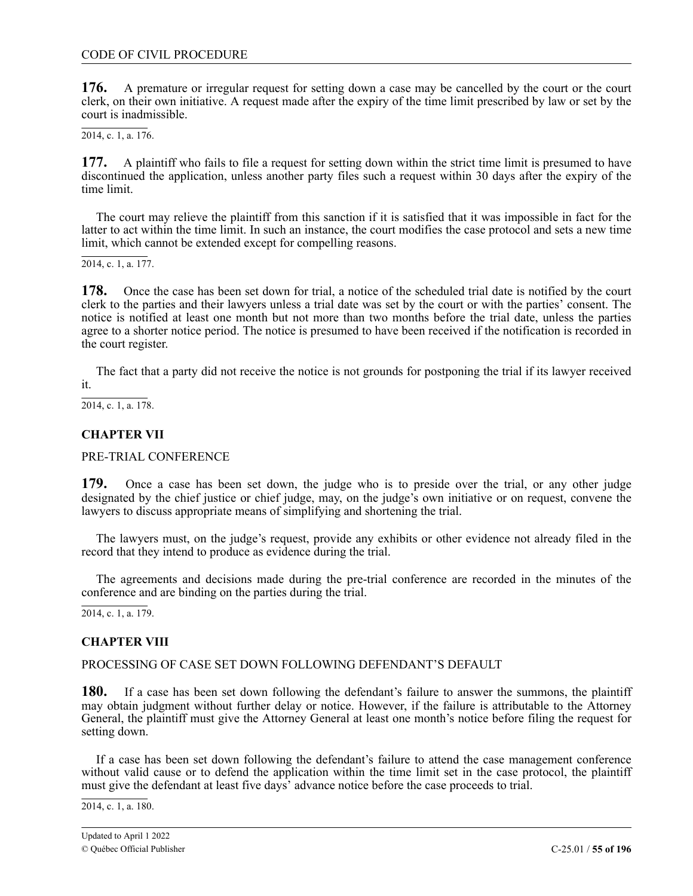**176.** A premature or irregular request for setting down a case may be cancelled by the court or the court clerk, on their own initiative. A request made after the expiry of the time limit prescribed by law or set by the court is inadmissible.

2014, c. 1, a. 176.

**177.** A plaintiff who fails to file a request for setting down within the strict time limit is presumed to have discontinued the application, unless another party files such a request within 30 days after the expiry of the time limit.

The court may relieve the plaintiff from this sanction if it is satisfied that it was impossible in fact for the latter to act within the time limit. In such an instance, the court modifies the case protocol and sets a new time limit, which cannot be extended except for compelling reasons.

2014, c. 1, a. 177.

**178.** Once the case has been set down for trial, a notice of the scheduled trial date is notified by the court clerk to the parties and their lawyers unless a trial date was set by the court or with the parties' consent. The notice is notified at least one month but not more than two months before the trial date, unless the parties agree to a shorter notice period. The notice is presumed to have been received if the notification is recorded in the court register.

The fact that a party did not receive the notice is not grounds for postponing the trial if its lawyer received it.

2014, c. 1, a. 178.

## CHAPTER VII

### PRE-TRIAL CONFERENCE

**179.** Once a case has been set down, the judge who is to preside over the trial, or any other judge designated by the chief justice or chief judge, may, on the judge's own initiative or on request, convene the lawyers to discuss appropriate means of simplifying and shortening the trial.

The lawyers must, on the judge's request, provide any exhibits or other evidence not already filed in the record that they intend to produce as evidence during the trial.

The agreements and decisions made during the pre-trial conference are recorded in the minutes of the conference and are binding on the parties during the trial.

2014, c. 1, a. 179.

## CHAPTER VIII

### PROCESSING OF CASE SET DOWN FOLLOWING DEFENDANT'S DEFAULT

**180.** If a case has been set down following the defendant's failure to answer the summons, the plaintiff may obtain judgment without further delay or notice. However, if the failure is attributable to the Attorney General, the plaintiff must give the Attorney General at least one month's notice before filing the request for setting down.

If a case has been set down following the defendant's failure to attend the case management conference without valid cause or to defend the application within the time limit set in the case protocol, the plaintiff must give the defendant at least five days' advance notice before the case proceeds to trial.

2014, c. 1, a. 180.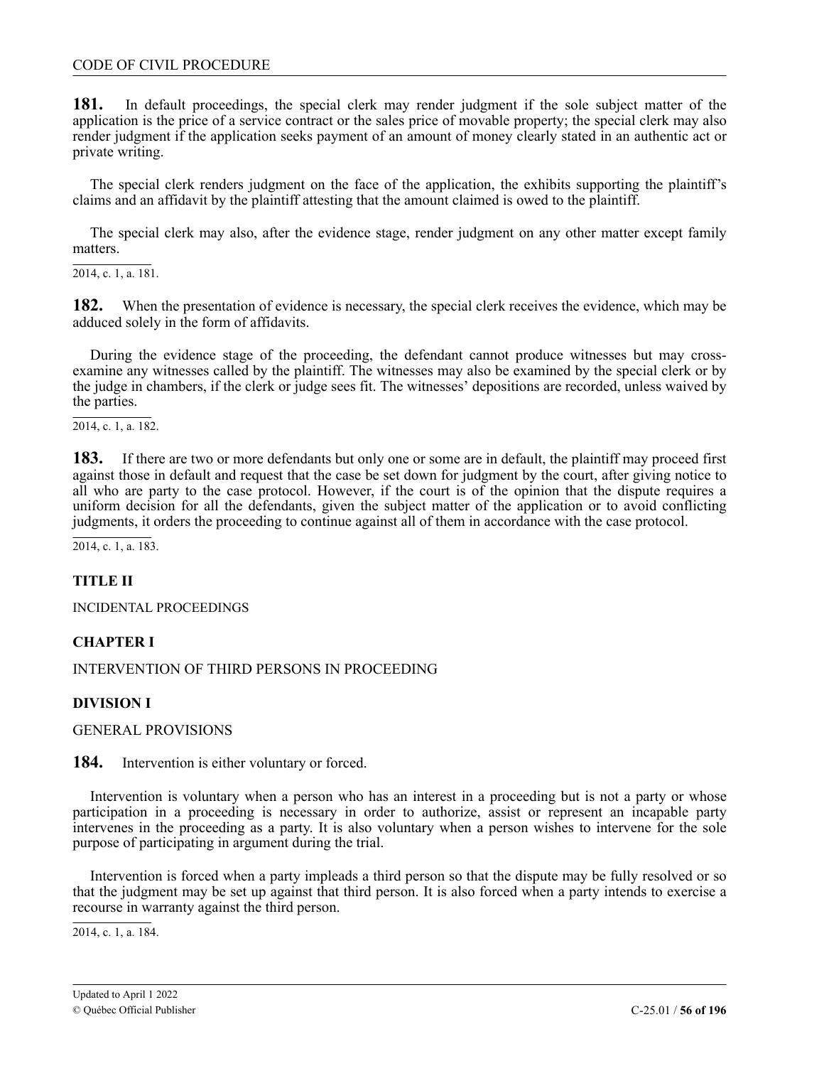**181.** In default proceedings, the special clerk may render judgment if the sole subject matter of the application is the price of a service contract or the sales price of movable property; the special clerk may also render judgment if the application seeks payment of an amount of money clearly stated in an authentic act or private writing.

The special clerk renders judgment on the face of the application, the exhibits supporting the plaintiff's claims and an affidavit by the plaintiff attesting that the amount claimed is owed to the plaintiff.

The special clerk may also, after the evidence stage, render judgment on any other matter except family matters.

2014, c. 1, a. 181.

**182.** When the presentation of evidence is necessary, the special clerk receives the evidence, which may be adduced solely in the form of affidavits.

During the evidence stage of the proceeding, the defendant cannot produce witnesses but may cross-examine any witnesses called by the plaintiff. The witnesses may also be examined by the special clerk or by the judge in chambers, if the clerk or judge sees fit. The witnesses' depositions are recorded, unless waived by the parties.

2014, c. 1, a. 182.

**183.** If there are two or more defendants but only one or some are in default, the plaintiff may proceed first against those in default and request that the case be set down for judgment by the court, after giving notice to all who are party to the case protocol. However, if the court is of the opinion that the dispute requires a uniform decision for all the defendants, given the subject matter of the application or to avoid conflicting judgments, it orders the proceeding to continue against all of them in accordance with the case protocol.

2014, c. 1, a. 183.

## TITLE II

INCIDENTAL PROCEEDINGS

### CHAPTER I

INTERVENTION OF THIRD PERSONS IN PROCEEDING

#### DIVISION I

GENERAL PROVISIONS

**184.** Intervention is either voluntary or forced.

Intervention is voluntary when a person who has an interest in a proceeding but is not a party or whose participation in a proceeding is necessary in order to authorize, assist or represent an incapable party intervenes in the proceeding as a party. It is also voluntary when a person wishes to intervene for the sole purpose of participating in argument during the trial.

Intervention is forced when a party impleads a third person so that the dispute may be fully resolved or so that the judgment may be set up against that third person. It is also forced when a party intends to exercise a recourse in warranty against the third person.

2014, c. 1, a. 184.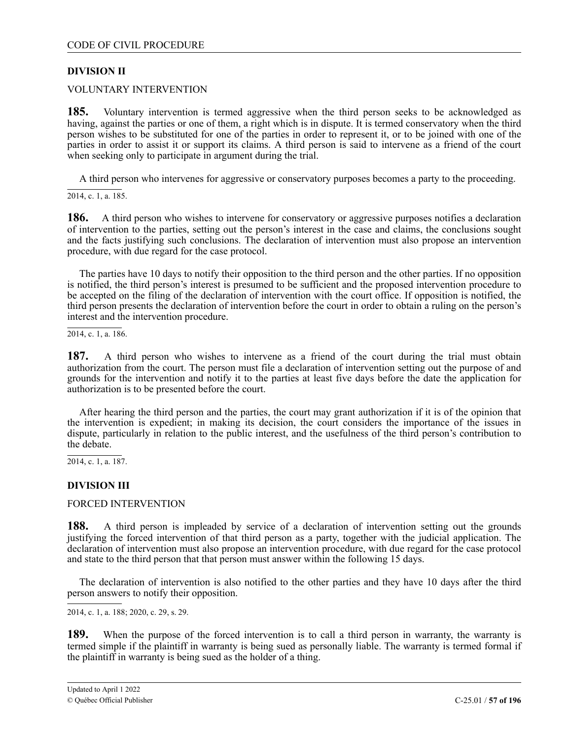## DIVISION II

VOLUNTARY INTERVENTION

**185.** Voluntary intervention is termed aggressive when the third person seeks to be acknowledged as having, against the parties or one of them, a right which is in dispute. It is termed conservatory when the third person wishes to be substituted for one of the parties in order to represent it, or to be joined with one of the parties in order to assist it or support its claims. A third person is said to intervene as a friend of the court when seeking only to participate in argument during the trial.

A third person who intervenes for aggressive or conservatory purposes becomes a party to the proceeding.

2014, c. 1, a. 185.

**186.** A third person who wishes to intervene for conservatory or aggressive purposes notifies a declaration of intervention to the parties, setting out the person's interest in the case and claims, the conclusions sought and the facts justifying such conclusions. The declaration of intervention must also propose an intervention procedure, with due regard for the case protocol.

The parties have 10 days to notify their opposition to the third person and the other parties. If no opposition is notified, the third person's interest is presumed to be sufficient and the proposed intervention procedure to be accepted on the filing of the declaration of intervention with the court office. If opposition is notified, the third person presents the declaration of intervention before the court in order to obtain a ruling on the person's interest and the intervention procedure.

2014, c. 1, a. 186.

**187.** A third person who wishes to intervene as a friend of the court during the trial must obtain authorization from the court. The person must file a declaration of intervention setting out the purpose of and grounds for the intervention and notify it to the parties at least five days before the date the application for authorization is to be presented before the court.

After hearing the third person and the parties, the court may grant authorization if it is of the opinion that the intervention is expedient; in making its decision, the court considers the importance of the issues in dispute, particularly in relation to the public interest, and the usefulness of the third person's contribution to the debate.

2014, c. 1, a. 187.

## DIVISION III

FORCED INTERVENTION

**188.** A third person is impleaded by service of a declaration of intervention setting out the grounds justifying the forced intervention of that third person as a party, together with the judicial application. The declaration of intervention must also propose an intervention procedure, with due regard for the case protocol and state to the third person that that person must answer within the following 15 days.

The declaration of intervention is also notified to the other parties and they have 10 days after the third person answers to notify their opposition.

2014, c. 1, a. 188; 2020, c. 29, s. 29.

**189.** When the purpose of the forced intervention is to call a third person in warranty, the warranty is termed simple if the plaintiff in warranty is being sued as personally liable. The warranty is termed formal if the plaintiff in warranty is being sued as the holder of a thing.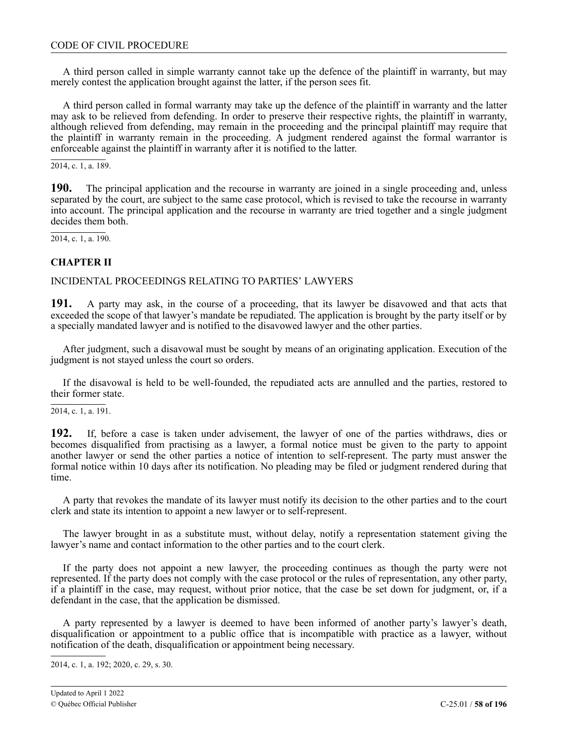A third person called in simple warranty cannot take up the defence of the plaintiff in warranty, but may merely contest the application brought against the latter, if the person sees fit.

A third person called in formal warranty may take up the defence of the plaintiff in warranty and the latter may ask to be relieved from defending. In order to preserve their respective rights, the plaintiff in warranty, although relieved from defending, may remain in the proceeding and the principal plaintiff may require that the plaintiff in warranty remain in the proceeding. A judgment rendered against the formal warrantor is enforceable against the plaintiff in warranty after it is notified to the latter.

2014, c. 1, a. 189.

**190.** The principal application and the recourse in warranty are joined in a single proceeding and, unless separated by the court, are subject to the same case protocol, which is revised to take the recourse in warranty into account. The principal application and the recourse in warranty are tried together and a single judgment decides them both.

2014, c. 1, a. 190.

## CHAPTER II

INCIDENTAL PROCEEDINGS RELATING TO PARTIES' LAWYERS

**191.** A party may ask, in the course of a proceeding, that its lawyer be disavowed and that acts that exceeded the scope of that lawyer's mandate be repudiated. The application is brought by the party itself or by a specially mandated lawyer and is notified to the disavowed lawyer and the other parties.

After judgment, such a disavowal must be sought by means of an originating application. Execution of the judgment is not stayed unless the court so orders.

If the disavowal is held to be well-founded, the repudiated acts are annulled and the parties, restored to their former state.

2014, c. 1, a. 191.

**192.** If, before a case is taken under advisement, the lawyer of one of the parties withdraws, dies or becomes disqualified from practising as a lawyer, a formal notice must be given to the party to appoint another lawyer or send the other parties a notice of intention to self-represent. The party must answer the formal notice within 10 days after its notification. No pleading may be filed or judgment rendered during that time.

A party that revokes the mandate of its lawyer must notify its decision to the other parties and to the court clerk and state its intention to appoint a new lawyer or to self-represent.

The lawyer brought in as a substitute must, without delay, notify a representation statement giving the lawyer's name and contact information to the other parties and to the court clerk.

If the party does not appoint a new lawyer, the proceeding continues as though the party were not represented. If the party does not comply with the case protocol or the rules of representation, any other party, if a plaintiff in the case, may request, without prior notice, that the case be set down for judgment, or, if a defendant in the case, that the application be dismissed.

A party represented by a lawyer is deemed to have been informed of another party's lawyer's death, disqualification or appointment to a public office that is incompatible with practice as a lawyer, without notification of the death, disqualification or appointment being necessary.

2014, c. 1, a. 192; 2020, c. 29, s. 30.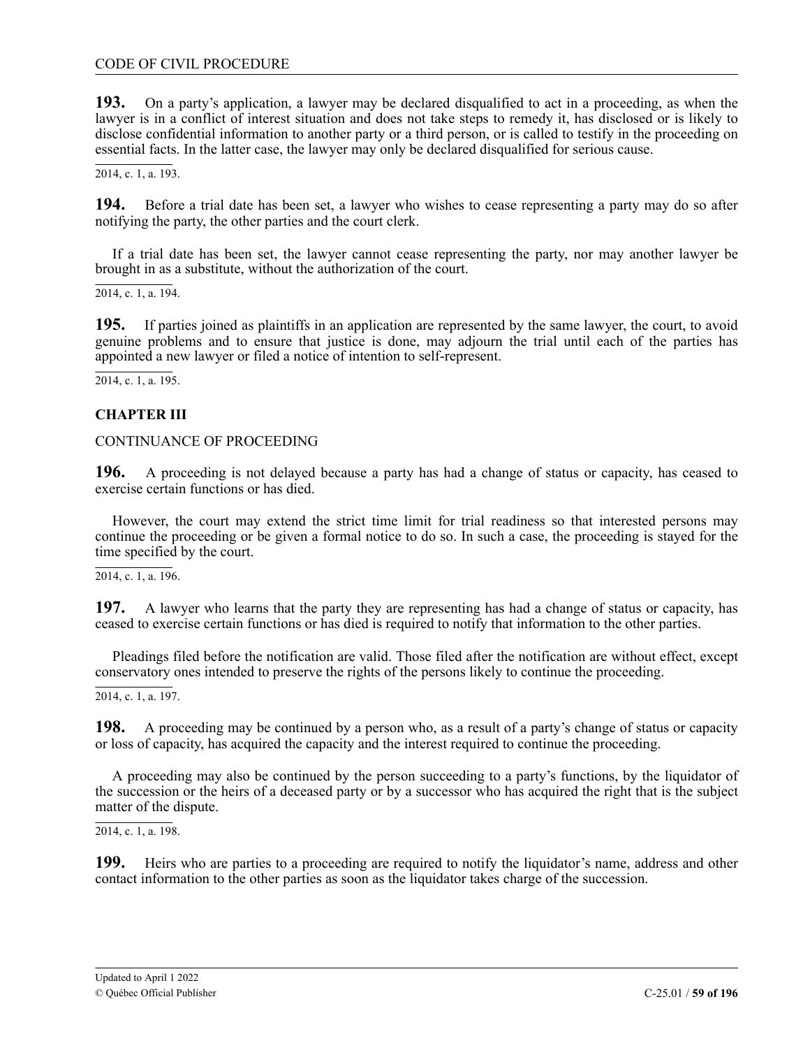**193.** On a party's application, a lawyer may be declared disqualified to act in a proceeding, as when the lawyer is in a conflict of interest situation and does not take steps to remedy it, has disclosed or is likely to disclose confidential information to another party or a third person, or is called to testify in the proceeding on essential facts. In the latter case, the lawyer may only be declared disqualified for serious cause.

2014, c. 1, a. 193.

**194.** Before a trial date has been set, a lawyer who wishes to cease representing a party may do so after notifying the party, the other parties and the court clerk.

If a trial date has been set, the lawyer cannot cease representing the party, nor may another lawyer be brought in as a substitute, without the authorization of the court.

2014, c. 1, a. 194.

**195.** If parties joined as plaintiffs in an application are represented by the same lawyer, the court, to avoid genuine problems and to ensure that justice is done, may adjourn the trial until each of the parties has appointed a new lawyer or filed a notice of intention to self-represent.

2014, c. 1, a. 195.

## CHAPTER III

CONTINUANCE OF PROCEEDING

**196.** A proceeding is not delayed because a party has had a change of status or capacity, has ceased to exercise certain functions or has died.

However, the court may extend the strict time limit for trial readiness so that interested persons may continue the proceeding or be given a formal notice to do so. In such a case, the proceeding is stayed for the time specified by the court.

2014, c. 1, a. 196.

**197.** A lawyer who learns that the party they are representing has had a change of status or capacity, has ceased to exercise certain functions or has died is required to notify that information to the other parties.

Pleadings filed before the notification are valid. Those filed after the notification are without effect, except conservatory ones intended to preserve the rights of the persons likely to continue the proceeding.

2014, c. 1, a. 197.

**198.** A proceeding may be continued by a person who, as a result of a party's change of status or capacity or loss of capacity, has acquired the capacity and the interest required to continue the proceeding.

A proceeding may also be continued by the person succeeding to a party's functions, by the liquidator of the succession or the heirs of a deceased party or by a successor who has acquired the right that is the subject matter of the dispute.

2014, c. 1, a. 198.

**199.** Heirs who are parties to a proceeding are required to notify the liquidator's name, address and other contact information to the other parties as soon as the liquidator takes charge of the succession.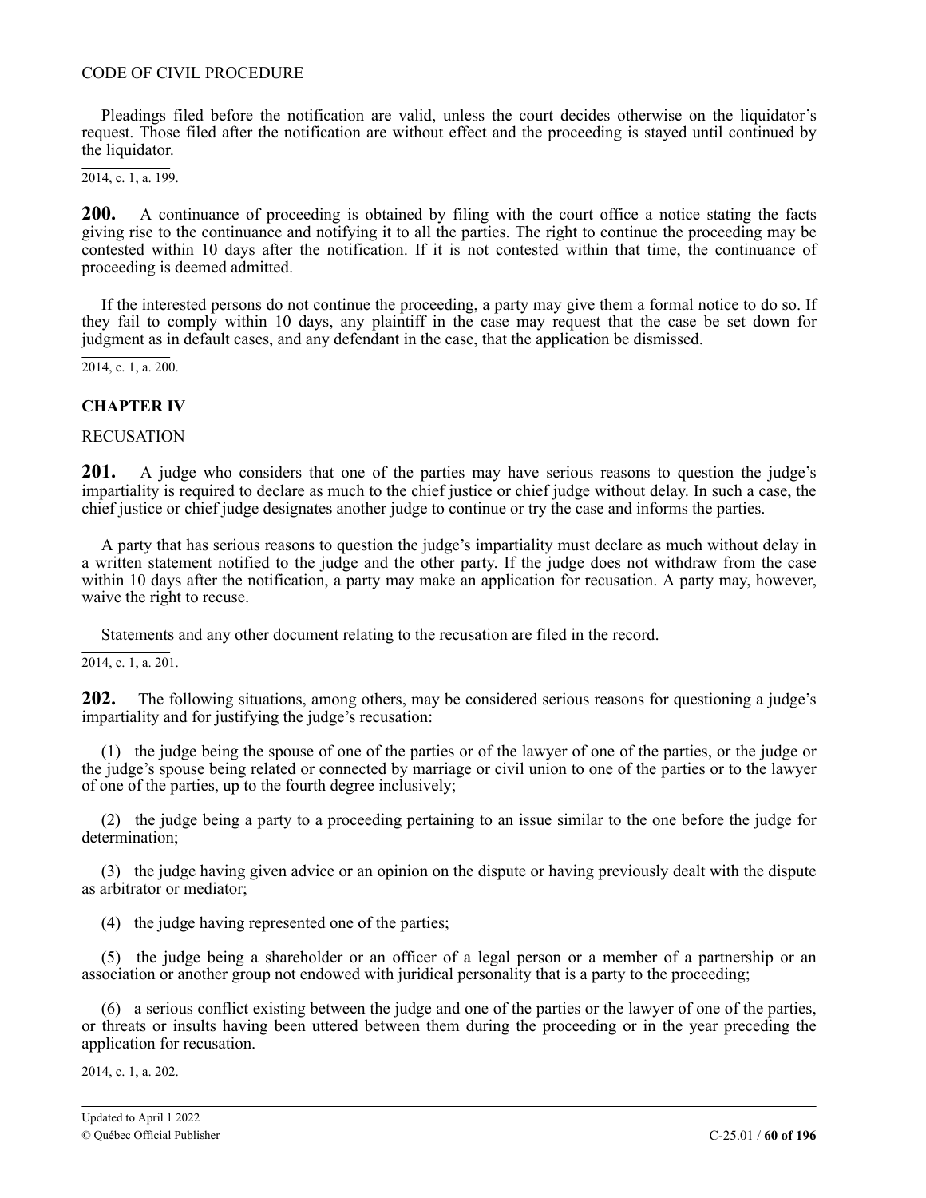Pleadings filed before the notification are valid, unless the court decides otherwise on the liquidator's request. Those filed after the notification are without effect and the proceeding is stayed until continued by the liquidator.

2014, c. 1, a. 199.

**200.** A continuance of proceeding is obtained by filing with the court office a notice stating the facts giving rise to the continuance and notifying it to all the parties. The right to continue the proceeding may be contested within 10 days after the notification. If it is not contested within that time, the continuance of proceeding is deemed admitted.

If the interested persons do not continue the proceeding, a party may give them a formal notice to do so. If they fail to comply within 10 days, any plaintiff in the case may request that the case be set down for judgment as in default cases, and any defendant in the case, that the application be dismissed.

2014, c. 1, a. 200.

## CHAPTER IV

RECUSATION

**201.** A judge who considers that one of the parties may have serious reasons to question the judge's impartiality is required to declare as much to the chief justice or chief judge without delay. In such a case, the chief justice or chief judge designates another judge to continue or try the case and informs the parties.

A party that has serious reasons to question the judge's impartiality must declare as much without delay in a written statement notified to the judge and the other party. If the judge does not withdraw from the case within 10 days after the notification, a party may make an application for recusation. A party may, however, waive the right to recuse.

Statements and any other document relating to the recusation are filed in the record.

2014, c. 1, a. 201.

**202.** The following situations, among others, may be considered serious reasons for questioning a judge's impartiality and for justifying the judge's recusation:

(1) the judge being the spouse of one of the parties or of the lawyer of one of the parties, or the judge or the judge's spouse being related or connected by marriage or civil union to one of the parties or to the lawyer of one of the parties, up to the fourth degree inclusively;

(2) the judge being a party to a proceeding pertaining to an issue similar to the one before the judge for determination;

(3) the judge having given advice or an opinion on the dispute or having previously dealt with the dispute as arbitrator or mediator;

(4) the judge having represented one of the parties;

(5) the judge being a shareholder or an officer of a legal person or a member of a partnership or an association or another group not endowed with juridical personality that is a party to the proceeding;

(6) a serious conflict existing between the judge and one of the parties or the lawyer of one of the parties, or threats or insults having been uttered between them during the proceeding or in the year preceding the application for recusation.

2014, c. 1, a. 202.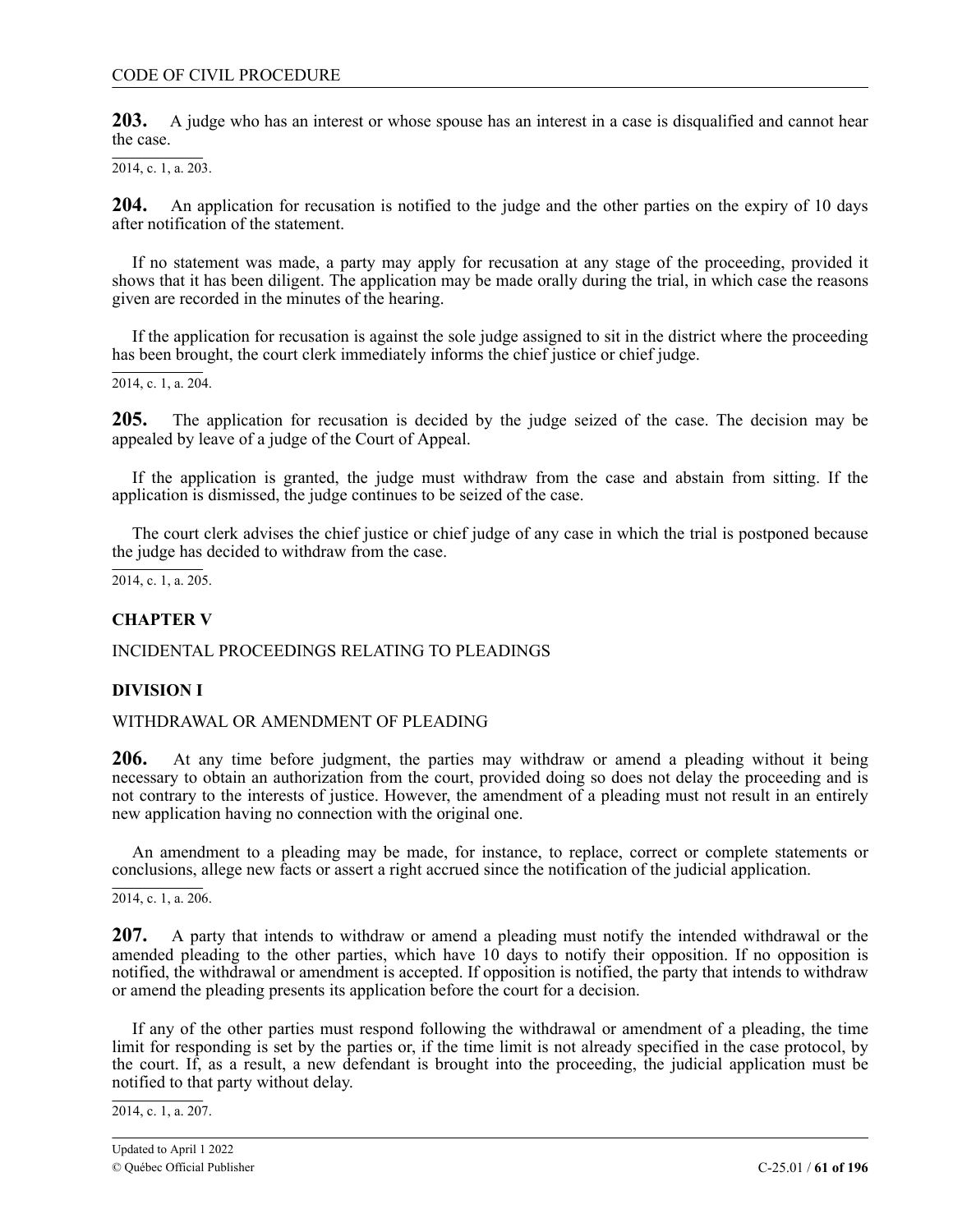**203.** A judge who has an interest or whose spouse has an interest in a case is disqualified and cannot hear the case.

2014, c. 1, a. 203.

**204.** An application for recusation is notified to the judge and the other parties on the expiry of 10 days after notification of the statement.

If no statement was made, a party may apply for recusation at any stage of the proceeding, provided it shows that it has been diligent. The application may be made orally during the trial, in which case the reasons given are recorded in the minutes of the hearing.

If the application for recusation is against the sole judge assigned to sit in the district where the proceeding has been brought, the court clerk immediately informs the chief justice or chief judge.

2014, c. 1, a. 204.

**205.** The application for recusation is decided by the judge seized of the case. The decision may be appealed by leave of a judge of the Court of Appeal.

If the application is granted, the judge must withdraw from the case and abstain from sitting. If the application is dismissed, the judge continues to be seized of the case.

The court clerk advises the chief justice or chief judge of any case in which the trial is postponed because the judge has decided to withdraw from the case.

2014, c. 1, a. 205.

## CHAPTER V

INCIDENTAL PROCEEDINGS RELATING TO PLEADINGS

### DIVISION I

WITHDRAWAL OR AMENDMENT OF PLEADING

**206.** At any time before judgment, the parties may withdraw or amend a pleading without it being necessary to obtain an authorization from the court, provided doing so does not delay the proceeding and is not contrary to the interests of justice. However, the amendment of a pleading must not result in an entirely new application having no connection with the original one.

An amendment to a pleading may be made, for instance, to replace, correct or complete statements or conclusions, allege new facts or assert a right accrued since the notification of the judicial application.

2014, c. 1, a. 206.

**207.** A party that intends to withdraw or amend a pleading must notify the intended withdrawal or the amended pleading to the other parties, which have 10 days to notify their opposition. If no opposition is notified, the withdrawal or amendment is accepted. If opposition is notified, the party that intends to withdraw or amend the pleading presents its application before the court for a decision.

If any of the other parties must respond following the withdrawal or amendment of a pleading, the time limit for responding is set by the parties or, if the time limit is not already specified in the case protocol, by the court. If, as a result, a new defendant is brought into the proceeding, the judicial application must be notified to that party without delay.

2014, c. 1, a. 207.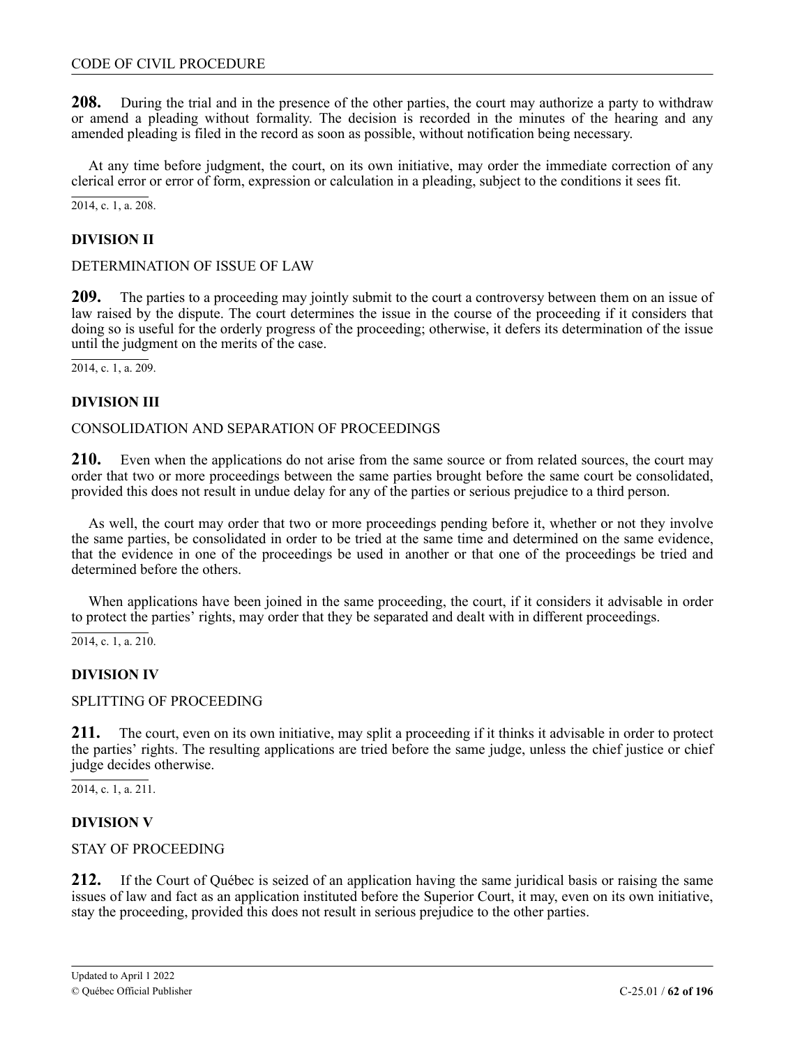**208.** During the trial and in the presence of the other parties, the court may authorize a party to withdraw or amend a pleading without formality. The decision is recorded in the minutes of the hearing and any amended pleading is filed in the record as soon as possible, without notification being necessary.

At any time before judgment, the court, on its own initiative, may order the immediate correction of any clerical error or error of form, expression or calculation in a pleading, subject to the conditions it sees fit.

2014, c. 1, a. 208.

## DIVISION II

### DETERMINATION OF ISSUE OF LAW

**209.** The parties to a proceeding may jointly submit to the court a controversy between them on an issue of law raised by the dispute. The court determines the issue in the course of the proceeding if it considers that doing so is useful for the orderly progress of the proceeding; otherwise, it defers its determination of the issue until the judgment on the merits of the case.

2014, c. 1, a. 209.

## DIVISION III

### CONSOLIDATION AND SEPARATION OF PROCEEDINGS

**210.** Even when the applications do not arise from the same source or from related sources, the court may order that two or more proceedings between the same parties brought before the same court be consolidated, provided this does not result in undue delay for any of the parties or serious prejudice to a third person.

As well, the court may order that two or more proceedings pending before it, whether or not they involve the same parties, be consolidated in order to be tried at the same time and determined on the same evidence, that the evidence in one of the proceedings be used in another or that one of the proceedings be tried and determined before the others.

When applications have been joined in the same proceeding, the court, if it considers it advisable in order to protect the parties' rights, may order that they be separated and dealt with in different proceedings.

2014, c. 1, a. 210.

## DIVISION IV

### SPLITTING OF PROCEEDING

**211.** The court, even on its own initiative, may split a proceeding if it thinks it advisable in order to protect the parties' rights. The resulting applications are tried before the same judge, unless the chief justice or chief judge decides otherwise.

2014, c. 1, a. 211.

## DIVISION V

### STAY OF PROCEEDING

**212.** If the Court of Québec is seized of an application having the same juridical basis or raising the same issues of law and fact as an application instituted before the Superior Court, it may, even on its own initiative, stay the proceeding, provided this does not result in serious prejudice to the other parties.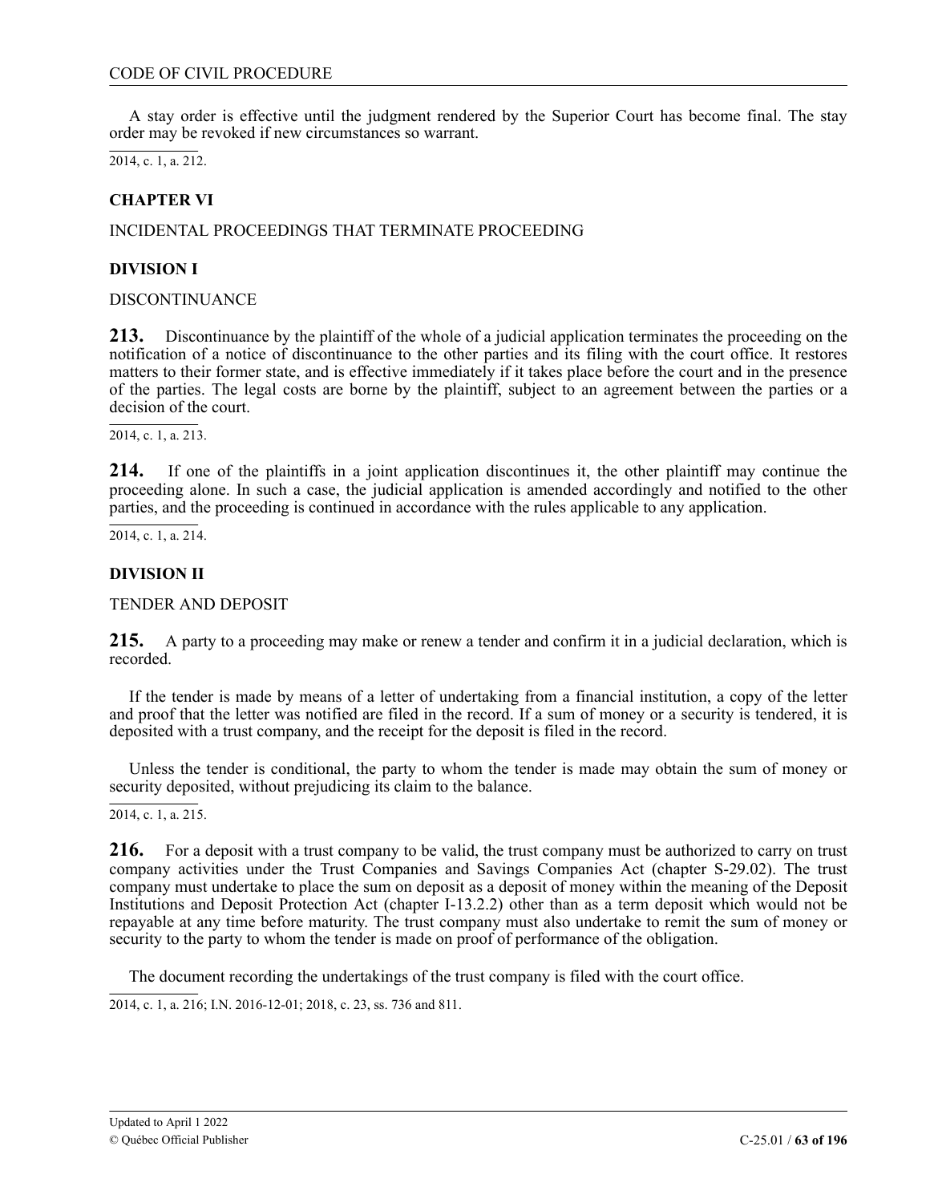A stay order is effective until the judgment rendered by the Superior Court has become final. The stay order may be revoked if new circumstances so warrant.

2014, c. 1, a. 212.

## CHAPTER VI

INCIDENTAL PROCEEDINGS THAT TERMINATE PROCEEDING

### DIVISION I

DISCONTINUANCE

**213.** Discontinuance by the plaintiff of the whole of a judicial application terminates the proceeding on the notification of a notice of discontinuance to the other parties and its filing with the court office. It restores matters to their former state, and is effective immediately if it takes place before the court and in the presence of the parties. The legal costs are borne by the plaintiff, subject to an agreement between the parties or a decision of the court.

2014, c. 1, a. 213.

**214.** If one of the plaintiffs in a joint application discontinues it, the other plaintiff may continue the proceeding alone. In such a case, the judicial application is amended accordingly and notified to the other parties, and the proceeding is continued in accordance with the rules applicable to any application.

2014, c. 1, a. 214.

### DIVISION II

TENDER AND DEPOSIT

**215.** A party to a proceeding may make or renew a tender and confirm it in a judicial declaration, which is recorded.

If the tender is made by means of a letter of undertaking from a financial institution, a copy of the letter and proof that the letter was notified are filed in the record. If a sum of money or a security is tendered, it is deposited with a trust company, and the receipt for the deposit is filed in the record.

Unless the tender is conditional, the party to whom the tender is made may obtain the sum of money or security deposited, without prejudicing its claim to the balance.

2014, c. 1, a. 215.

**216.** For a deposit with a trust company to be valid, the trust company must be authorized to carry on trust company activities under the Trust Companies and Savings Companies Act (chapter S-29.02). The trust company must undertake to place the sum on deposit as a deposit of money within the meaning of the Deposit Institutions and Deposit Protection Act (chapter I-13.2.2) other than as a term deposit which would not be repayable at any time before maturity. The trust company must also undertake to remit the sum of money or security to the party to whom the tender is made on proof of performance of the obligation.

The document recording the undertakings of the trust company is filed with the court office.

2014, c. 1, a. 216; I.N. 2016-12-01; 2018, c. 23, ss. 736 and 811.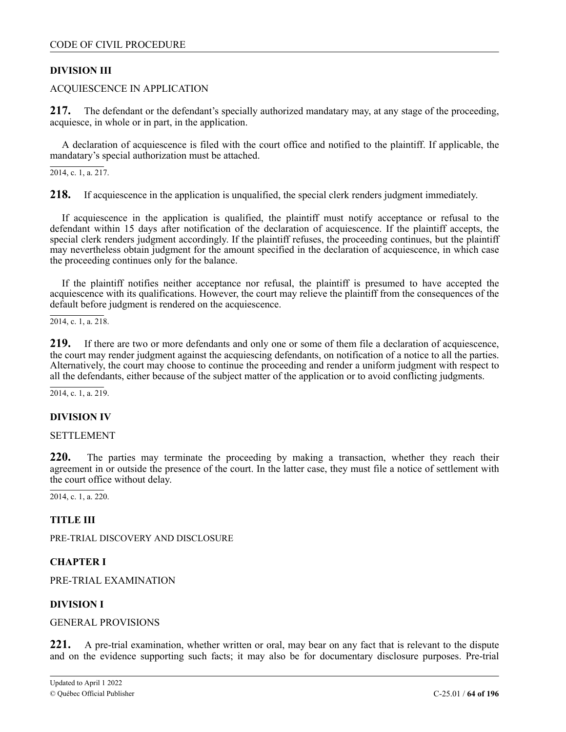## DIVISION III

ACQUIESCENCE IN APPLICATION

**217.** The defendant or the defendant's specially authorized mandatary may, at any stage of the proceeding, acquiesce, in whole or in part, in the application.

A declaration of acquiescence is filed with the court office and notified to the plaintiff. If applicable, the mandatary's special authorization must be attached.

2014, c. 1, a. 217.

**218.** If acquiescence in the application is unqualified, the special clerk renders judgment immediately.

If acquiescence in the application is qualified, the plaintiff must notify acceptance or refusal to the defendant within 15 days after notification of the declaration of acquiescence. If the plaintiff accepts, the special clerk renders judgment accordingly. If the plaintiff refuses, the proceeding continues, but the plaintiff may nevertheless obtain judgment for the amount specified in the declaration of acquiescence, in which case the proceeding continues only for the balance.

If the plaintiff notifies neither acceptance nor refusal, the plaintiff is presumed to have accepted the acquiescence with its qualifications. However, the court may relieve the plaintiff from the consequences of the default before judgment is rendered on the acquiescence.

2014, c. 1, a. 218.

**219.** If there are two or more defendants and only one or some of them file a declaration of acquiescence, the court may render judgment against the acquiescing defendants, on notification of a notice to all the parties. Alternatively, the court may choose to continue the proceeding and render a uniform judgment with respect to all the defendants, either because of the subject matter of the application or to avoid conflicting judgments.

2014, c. 1, a. 219.

## DIVISION IV

SETTLEMENT

**220.** The parties may terminate the proceeding by making a transaction, whether they reach their agreement in or outside the presence of the court. In the latter case, they must file a notice of settlement with the court office without delay.

2014, c. 1, a. 220.

# TITLE III

PRE-TRIAL DISCOVERY AND DISCLOSURE

## CHAPTER I

PRE-TRIAL EXAMINATION

## DIVISION I

GENERAL PROVISIONS

**221.** A pre-trial examination, whether written or oral, may bear on any fact that is relevant to the dispute and on the evidence supporting such facts; it may also be for documentary disclosure purposes. Pre-trial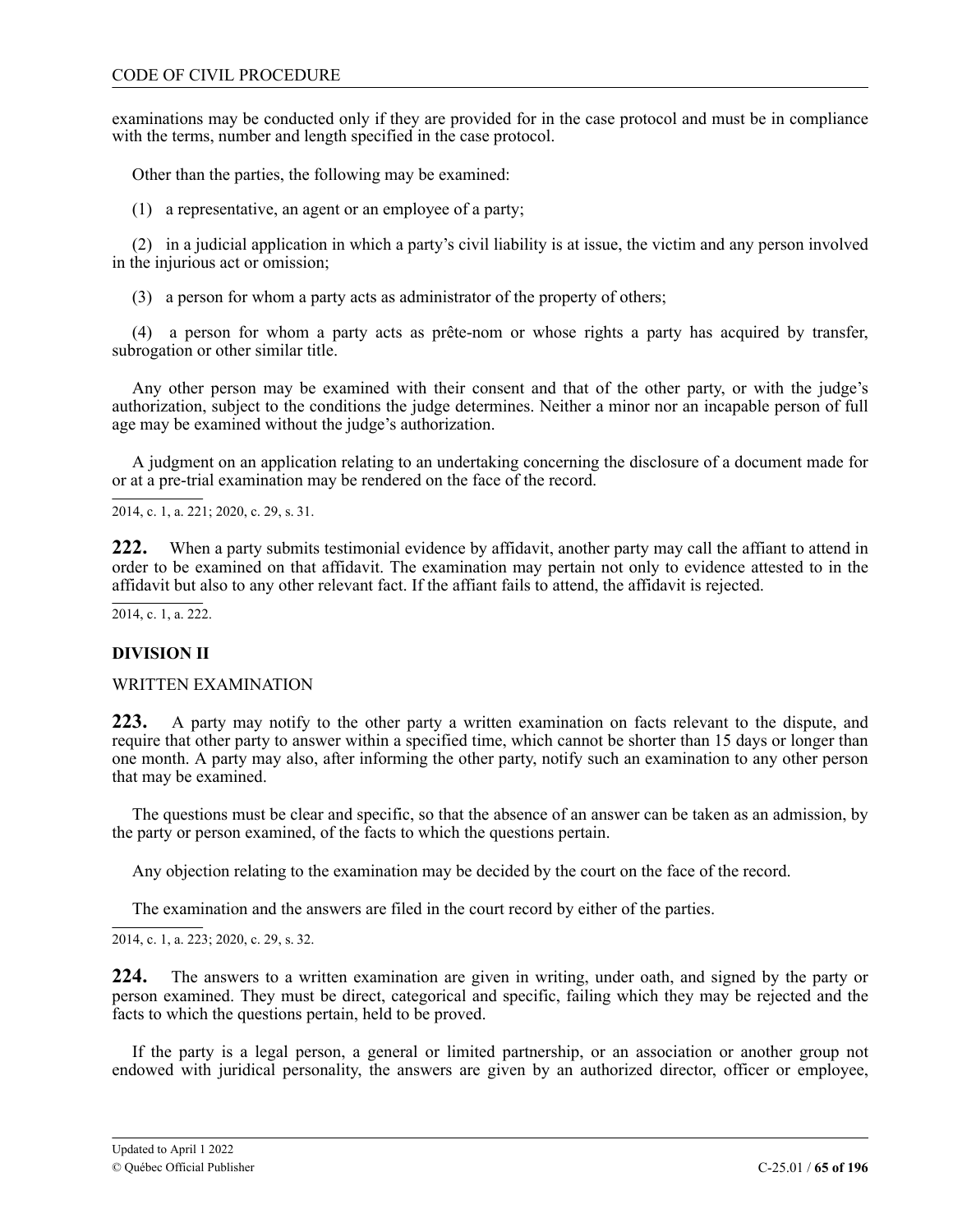examinations may be conducted only if they are provided for in the case protocol and must be in compliance with the terms, number and length specified in the case protocol.

Other than the parties, the following may be examined:

(1) a representative, an agent or an employee of a party;

(2) in a judicial application in which a party's civil liability is at issue, the victim and any person involved in the injurious act or omission;

(3) a person for whom a party acts as administrator of the property of others;

(4) a person for whom a party acts as prête-nom or whose rights a party has acquired by transfer, subrogation or other similar title.

Any other person may be examined with their consent and that of the other party, or with the judge's authorization, subject to the conditions the judge determines. Neither a minor nor an incapable person of full age may be examined without the judge's authorization.

A judgment on an application relating to an undertaking concerning the disclosure of a document made for or at a pre-trial examination may be rendered on the face of the record.

2014, c. 1, a. 221; 2020, c. 29, s. 31.

**222.** When a party submits testimonial evidence by affidavit, another party may call the affiant to attend in order to be examined on that affidavit. The examination may pertain not only to evidence attested to in the affidavit but also to any other relevant fact. If the affiant fails to attend, the affidavit is rejected.

2014, c. 1, a. 222.

## DIVISION II

WRITTEN EXAMINATION

**223.** A party may notify to the other party a written examination on facts relevant to the dispute, and require that other party to answer within a specified time, which cannot be shorter than 15 days or longer than one month. A party may also, after informing the other party, notify such an examination to any other person that may be examined.

The questions must be clear and specific, so that the absence of an answer can be taken as an admission, by the party or person examined, of the facts to which the questions pertain.

Any objection relating to the examination may be decided by the court on the face of the record.

The examination and the answers are filed in the court record by either of the parties.

2014, c. 1, a. 223; 2020, c. 29, s. 32.

**224.** The answers to a written examination are given in writing, under oath, and signed by the party or person examined. They must be direct, categorical and specific, failing which they may be rejected and the facts to which the questions pertain, held to be proved.

If the party is a legal person, a general or limited partnership, or an association or another group not endowed with juridical personality, the answers are given by an authorized director, officer or employee,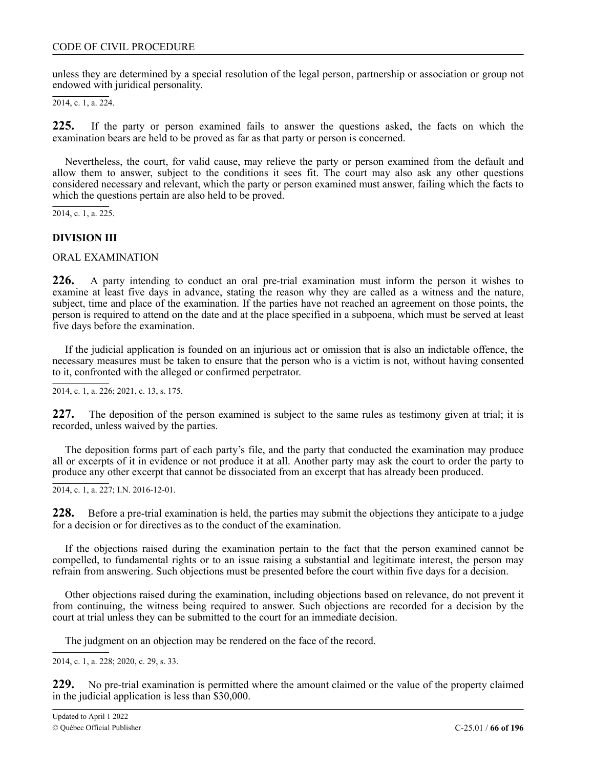unless they are determined by a special resolution of the legal person, partnership or association or group not endowed with juridical personality.

2014, c. 1, a. 224.

**225.** If the party or person examined fails to answer the questions asked, the facts on which the examination bears are held to be proved as far as that party or person is concerned.

Nevertheless, the court, for valid cause, may relieve the party or person examined from the default and allow them to answer, subject to the conditions it sees fit. The court may also ask any other questions considered necessary and relevant, which the party or person examined must answer, failing which the facts to which the questions pertain are also held to be proved.

2014, c. 1, a. 225.

### DIVISION III

ORAL EXAMINATION

**226.** A party intending to conduct an oral pre-trial examination must inform the person it wishes to examine at least five days in advance, stating the reason why they are called as a witness and the nature, subject, time and place of the examination. If the parties have not reached an agreement on those points, the person is required to attend on the date and at the place specified in a subpoena, which must be served at least five days before the examination.

If the judicial application is founded on an injurious act or omission that is also an indictable offence, the necessary measures must be taken to ensure that the person who is a victim is not, without having consented to it, confronted with the alleged or confirmed perpetrator.

2014, c. 1, a. 226; 2021, c. 13, s. 175.

**227.** The deposition of the person examined is subject to the same rules as testimony given at trial; it is recorded, unless waived by the parties.

The deposition forms part of each party's file, and the party that conducted the examination may produce all or excerpts of it in evidence or not produce it at all. Another party may ask the court to order the party to produce any other excerpt that cannot be dissociated from an excerpt that has already been produced.

2014, c. 1, a. 227; I.N. 2016-12-01.

**228.** Before a pre-trial examination is held, the parties may submit the objections they anticipate to a judge for a decision or for directives as to the conduct of the examination.

If the objections raised during the examination pertain to the fact that the person examined cannot be compelled, to fundamental rights or to an issue raising a substantial and legitimate interest, the person may refrain from answering. Such objections must be presented before the court within five days for a decision.

Other objections raised during the examination, including objections based on relevance, do not prevent it from continuing, the witness being required to answer. Such objections are recorded for a decision by the court at trial unless they can be submitted to the court for an immediate decision.

The judgment on an objection may be rendered on the face of the record.

2014, c. 1, a. 228; 2020, c. 29, s. 33.

**229.** No pre-trial examination is permitted where the amount claimed or the value of the property claimed in the judicial application is less than $30,000.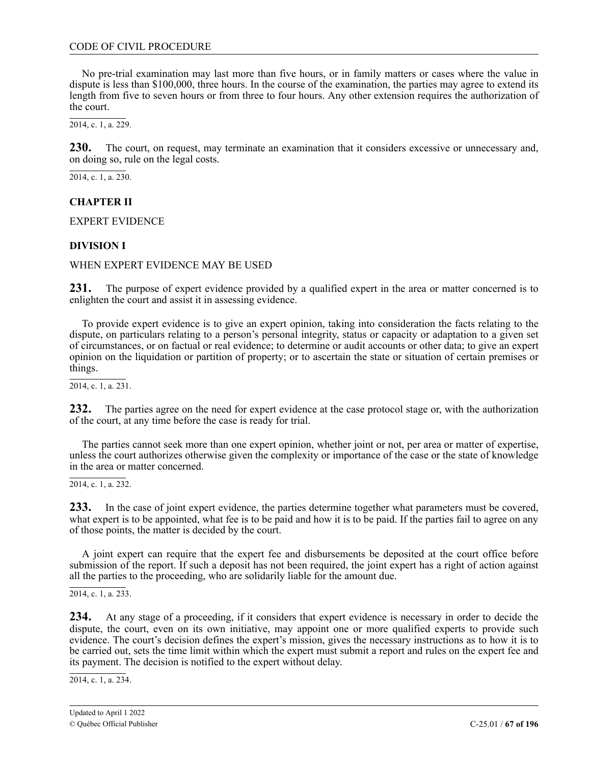No pre-trial examination may last more than five hours, or in family matters or cases where the value in dispute is less than $100,000, three hours. In the course of the examination, the parties may agree to extend its length from five to seven hours or from three to four hours. Any other extension requires the authorization of the court.

2014, c. 1, a. 229.

**230.** The court, on request, may terminate an examination that it considers excessive or unnecessary and, on doing so, rule on the legal costs.

2014, c. 1, a. 230.

## CHAPTER II

EXPERT EVIDENCE

### DIVISION I

WHEN EXPERT EVIDENCE MAY BE USED

**231.** The purpose of expert evidence provided by a qualified expert in the area or matter concerned is to enlighten the court and assist it in assessing evidence.

To provide expert evidence is to give an expert opinion, taking into consideration the facts relating to the dispute, on particulars relating to a person's personal integrity, status or capacity or adaptation to a given set of circumstances, or on factual or real evidence; to determine or audit accounts or other data; to give an expert opinion on the liquidation or partition of property; or to ascertain the state or situation of certain premises or things.

2014, c. 1, a. 231.

**232.** The parties agree on the need for expert evidence at the case protocol stage or, with the authorization of the court, at any time before the case is ready for trial.

The parties cannot seek more than one expert opinion, whether joint or not, per area or matter of expertise, unless the court authorizes otherwise given the complexity or importance of the case or the state of knowledge in the area or matter concerned.

2014, c. 1, a. 232.

**233.** In the case of joint expert evidence, the parties determine together what parameters must be covered, what expert is to be appointed, what fee is to be paid and how it is to be paid. If the parties fail to agree on any of those points, the matter is decided by the court.

A joint expert can require that the expert fee and disbursements be deposited at the court office before submission of the report. If such a deposit has not been required, the joint expert has a right of action against all the parties to the proceeding, who are solidarily liable for the amount due.

2014, c. 1, a. 233.

**234.** At any stage of a proceeding, if it considers that expert evidence is necessary in order to decide the dispute, the court, even on its own initiative, may appoint one or more qualified experts to provide such evidence. The court's decision defines the expert's mission, gives the necessary instructions as to how it is to be carried out, sets the time limit within which the expert must submit a report and rules on the expert fee and its payment. The decision is notified to the expert without delay.

2014, c. 1, a. 234.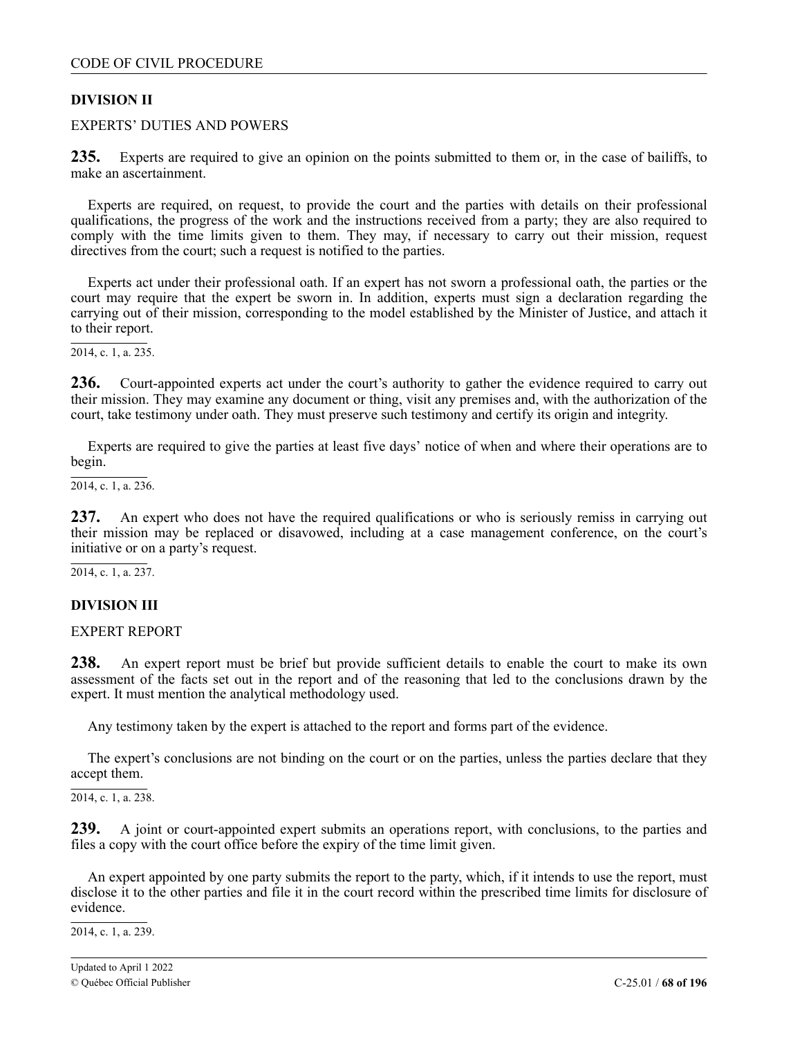## DIVISION II

EXPERTS' DUTIES AND POWERS

**235.** Experts are required to give an opinion on the points submitted to them or, in the case of bailiffs, to make an ascertainment.

Experts are required, on request, to provide the court and the parties with details on their professional qualifications, the progress of the work and the instructions received from a party; they are also required to comply with the time limits given to them. They may, if necessary to carry out their mission, request directives from the court; such a request is notified to the parties.

Experts act under their professional oath. If an expert has not sworn a professional oath, the parties or the court may require that the expert be sworn in. In addition, experts must sign a declaration regarding the carrying out of their mission, corresponding to the model established by the Minister of Justice, and attach it to their report.

2014, c. 1, a. 235.

**236.** Court-appointed experts act under the court's authority to gather the evidence required to carry out their mission. They may examine any document or thing, visit any premises and, with the authorization of the court, take testimony under oath. They must preserve such testimony and certify its origin and integrity.

Experts are required to give the parties at least five days' notice of when and where their operations are to begin.

2014, c. 1, a. 236.

**237.** An expert who does not have the required qualifications or who is seriously remiss in carrying out their mission may be replaced or disavowed, including at a case management conference, on the court's initiative or on a party's request.

2014, c. 1, a. 237.

## DIVISION III

EXPERT REPORT

**238.** An expert report must be brief but provide sufficient details to enable the court to make its own assessment of the facts set out in the report and of the reasoning that led to the conclusions drawn by the expert. It must mention the analytical methodology used.

Any testimony taken by the expert is attached to the report and forms part of the evidence.

The expert's conclusions are not binding on the court or on the parties, unless the parties declare that they accept them.

2014, c. 1, a. 238.

**239.** A joint or court-appointed expert submits an operations report, with conclusions, to the parties and files a copy with the court office before the expiry of the time limit given.

An expert appointed by one party submits the report to the party, which, if it intends to use the report, must disclose it to the other parties and file it in the court record within the prescribed time limits for disclosure of evidence.

2014, c. 1, a. 239.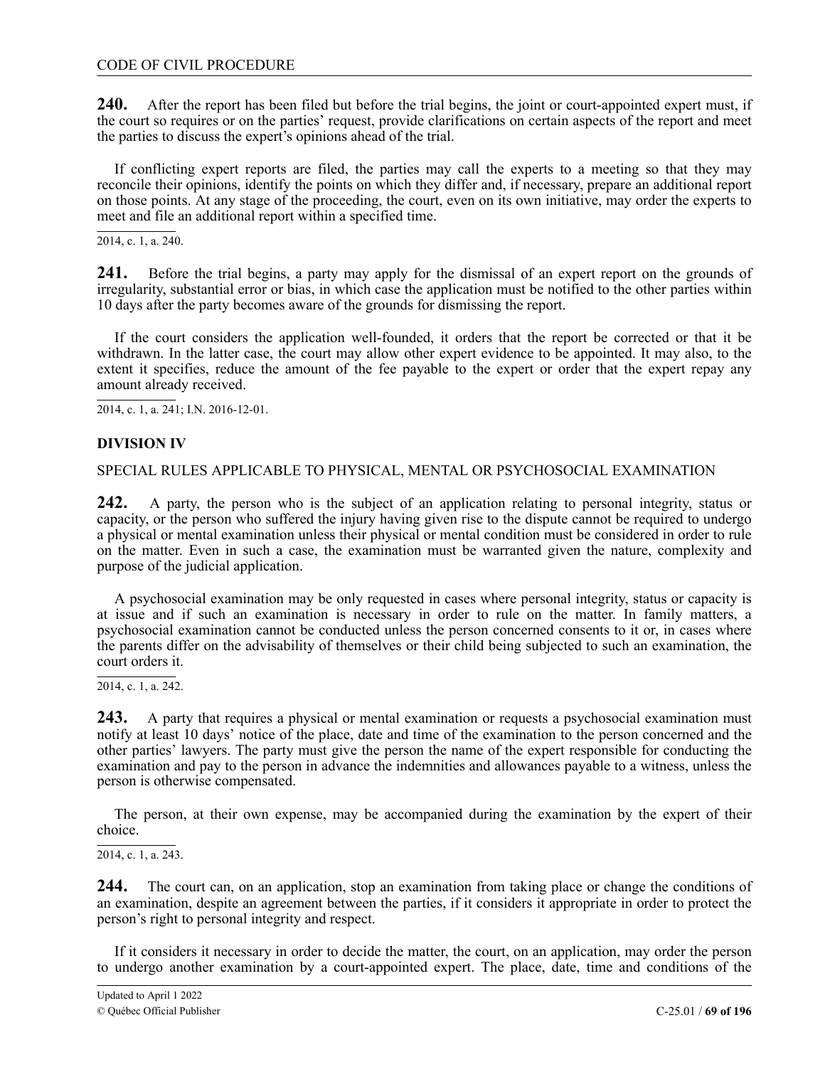**240.** After the report has been filed but before the trial begins, the joint or court-appointed expert must, if the court so requires or on the parties' request, provide clarifications on certain aspects of the report and meet the parties to discuss the expert's opinions ahead of the trial.

If conflicting expert reports are filed, the parties may call the experts to a meeting so that they may reconcile their opinions, identify the points on which they differ and, if necessary, prepare an additional report on those points. At any stage of the proceeding, the court, even on its own initiative, may order the experts to meet and file an additional report within a specified time.

2014, c. 1, a. 240.

**241.** Before the trial begins, a party may apply for the dismissal of an expert report on the grounds of irregularity, substantial error or bias, in which case the application must be notified to the other parties within 10 days after the party becomes aware of the grounds for dismissing the report.

If the court considers the application well-founded, it orders that the report be corrected or that it be withdrawn. In the latter case, the court may allow other expert evidence to be appointed. It may also, to the extent it specifies, reduce the amount of the fee payable to the expert or order that the expert repay any amount already received.

2014, c. 1, a. 241; I.N. 2016-12-01.

**DIVISION IV**

SPECIAL RULES APPLICABLE TO PHYSICAL, MENTAL OR PSYCHOSOCIAL EXAMINATION

**242.** A party, the person who is the subject of an application relating to personal integrity, status or capacity, or the person who suffered the injury having given rise to the dispute cannot be required to undergo a physical or mental examination unless their physical or mental condition must be considered in order to rule on the matter. Even in such a case, the examination must be warranted given the nature, complexity and purpose of the judicial application.

A psychosocial examination may be only requested in cases where personal integrity, status or capacity is at issue and if such an examination is necessary in order to rule on the matter. In family matters, a psychosocial examination cannot be conducted unless the person concerned consents to it or, in cases where the parents differ on the advisability of themselves or their child being subjected to such an examination, the court orders it.

2014, c. 1, a. 242.

**243.** A party that requires a physical or mental examination or requests a psychosocial examination must notify at least 10 days' notice of the place, date and time of the examination to the person concerned and the other parties' lawyers. The party must give the person the name of the expert responsible for conducting the examination and pay to the person in advance the indemnities and allowances payable to a witness, unless the person is otherwise compensated.

The person, at their own expense, may be accompanied during the examination by the expert of their choice.

2014, c. 1, a. 243.

**244.** The court can, on an application, stop an examination from taking place or change the conditions of an examination, despite an agreement between the parties, if it considers it appropriate in order to protect the person's right to personal integrity and respect.

If it considers it necessary in order to decide the matter, the court, on an application, may order the person to undergo another examination by a court-appointed expert. The place, date, time and conditions of the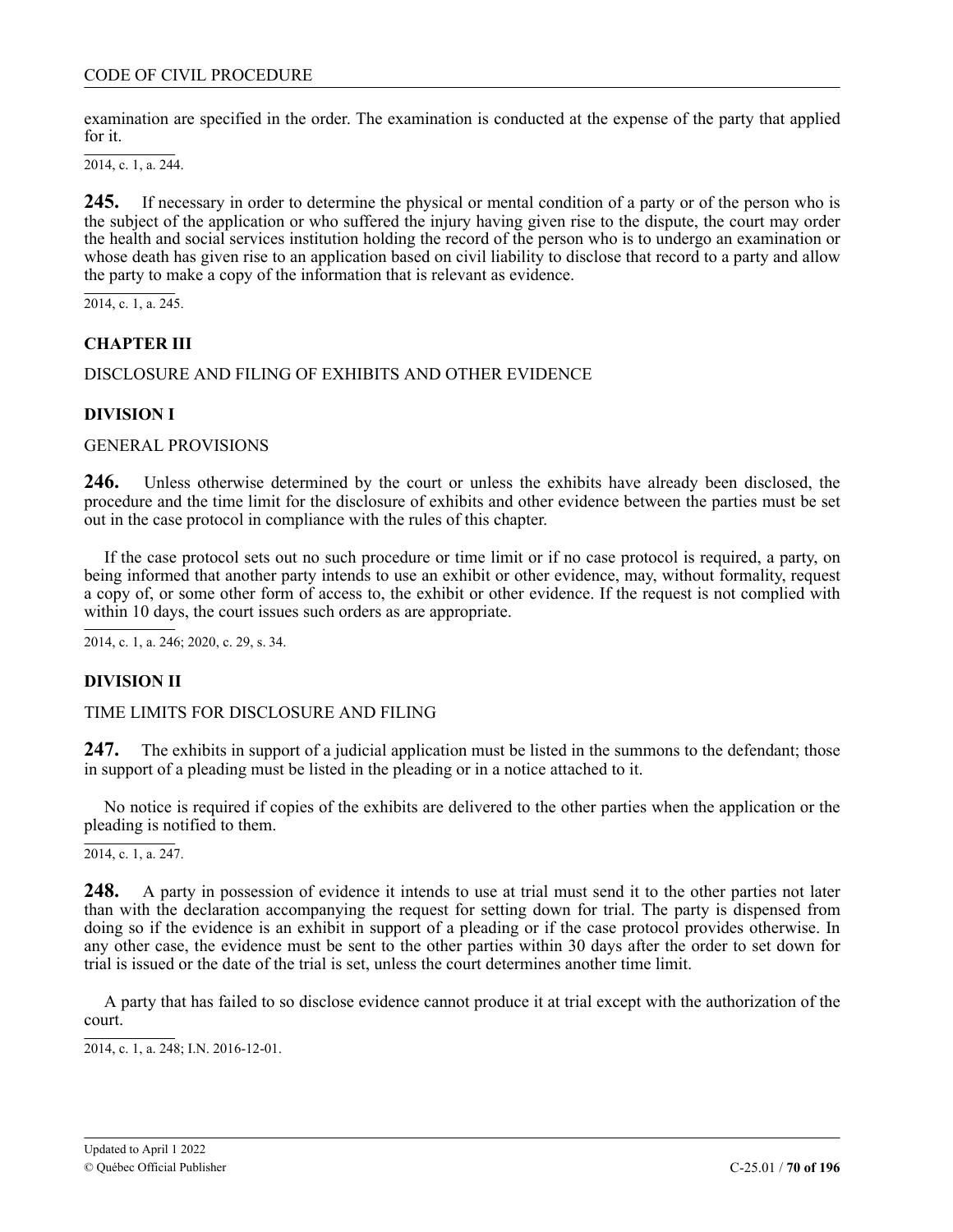examination are specified in the order. The examination is conducted at the expense of the party that applied for it.

2014, c. 1, a. 244.

**245.** If necessary in order to determine the physical or mental condition of a party or of the person who is the subject of the application or who suffered the injury having given rise to the dispute, the court may order the health and social services institution holding the record of the person who is to undergo an examination or whose death has given rise to an application based on civil liability to disclose that record to a party and allow the party to make a copy of the information that is relevant as evidence.

2014, c. 1, a. 245.

## CHAPTER III

DISCLOSURE AND FILING OF EXHIBITS AND OTHER EVIDENCE

### DIVISION I

GENERAL PROVISIONS

**246.** Unless otherwise determined by the court or unless the exhibits have already been disclosed, the procedure and the time limit for the disclosure of exhibits and other evidence between the parties must be set out in the case protocol in compliance with the rules of this chapter.

If the case protocol sets out no such procedure or time limit or if no case protocol is required, a party, on being informed that another party intends to use an exhibit or other evidence, may, without formality, request a copy of, or some other form of access to, the exhibit or other evidence. If the request is not complied with within 10 days, the court issues such orders as are appropriate.

2014, c. 1, a. 246; 2020, c. 29, s. 34.

### DIVISION II

TIME LIMITS FOR DISCLOSURE AND FILING

**247.** The exhibits in support of a judicial application must be listed in the summons to the defendant; those in support of a pleading must be listed in the pleading or in a notice attached to it.

No notice is required if copies of the exhibits are delivered to the other parties when the application or the pleading is notified to them.

2014, c. 1, a. 247.

**248.** A party in possession of evidence it intends to use at trial must send it to the other parties not later than with the declaration accompanying the request for setting down for trial. The party is dispensed from doing so if the evidence is an exhibit in support of a pleading or if the case protocol provides otherwise. In any other case, the evidence must be sent to the other parties within 30 days after the order to set down for trial is issued or the date of the trial is set, unless the court determines another time limit.

A party that has failed to so disclose evidence cannot produce it at trial except with the authorization of the court.

2014, c. 1, a. 248; I.N. 2016-12-01.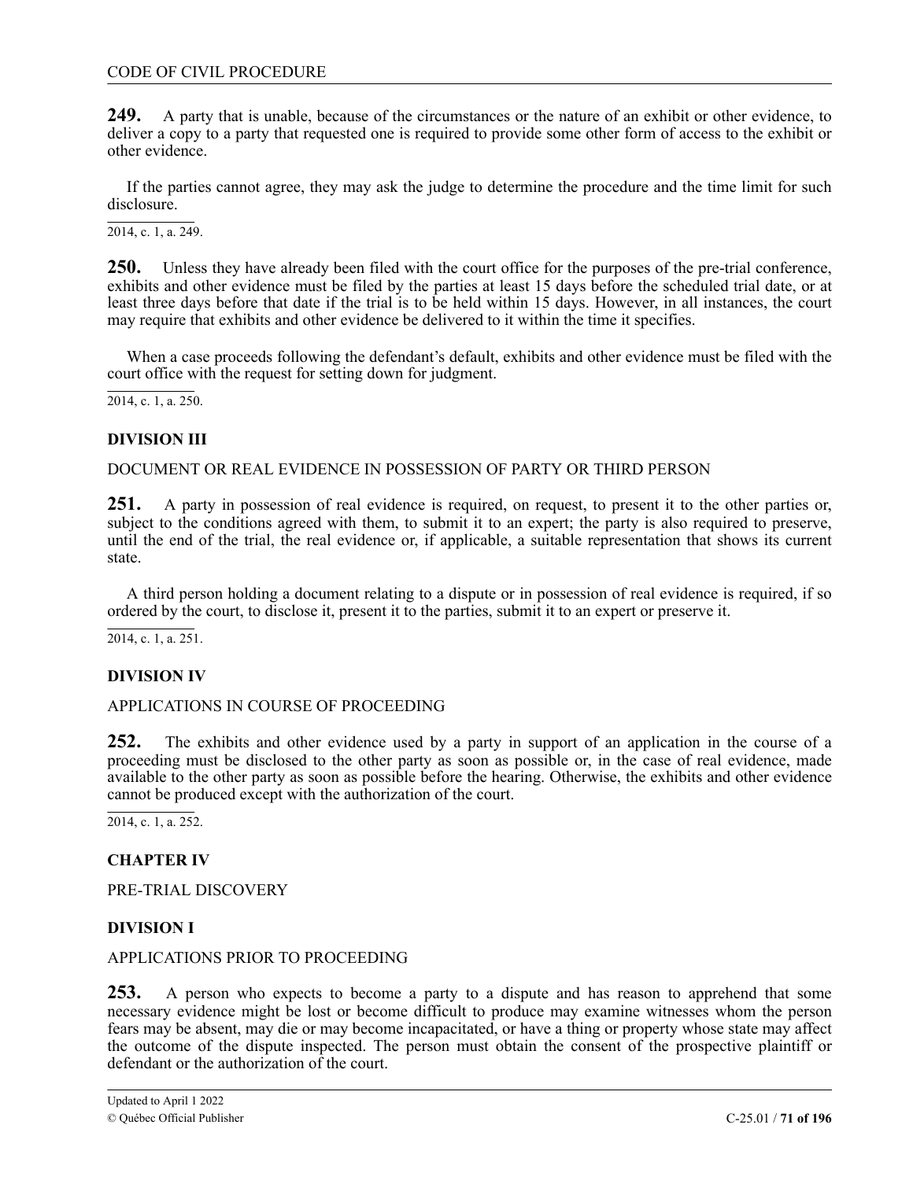**249.** A party that is unable, because of the circumstances or the nature of an exhibit or other evidence, to deliver a copy to a party that requested one is required to provide some other form of access to the exhibit or other evidence.

If the parties cannot agree, they may ask the judge to determine the procedure and the time limit for such disclosure.

2014, c. 1, a. 249.

**250.** Unless they have already been filed with the court office for the purposes of the pre-trial conference, exhibits and other evidence must be filed by the parties at least 15 days before the scheduled trial date, or at least three days before that date if the trial is to be held within 15 days. However, in all instances, the court may require that exhibits and other evidence be delivered to it within the time it specifies.

When a case proceeds following the defendant's default, exhibits and other evidence must be filed with the court office with the request for setting down for judgment.

2014, c. 1, a. 250.

## DIVISION III

DOCUMENT OR REAL EVIDENCE IN POSSESSION OF PARTY OR THIRD PERSON

**251.** A party in possession of real evidence is required, on request, to present it to the other parties or, subject to the conditions agreed with them, to submit it to an expert; the party is also required to preserve, until the end of the trial, the real evidence or, if applicable, a suitable representation that shows its current state.

A third person holding a document relating to a dispute or in possession of real evidence is required, if so ordered by the court, to disclose it, present it to the parties, submit it to an expert or preserve it.

2014, c. 1, a. 251.

## DIVISION IV

APPLICATIONS IN COURSE OF PROCEEDING

**252.** The exhibits and other evidence used by a party in support of an application in the course of a proceeding must be disclosed to the other party as soon as possible or, in the case of real evidence, made available to the other party as soon as possible before the hearing. Otherwise, the exhibits and other evidence cannot be produced except with the authorization of the court.

2014, c. 1, a. 252.

## CHAPTER IV

PRE-TRIAL DISCOVERY

## DIVISION I

APPLICATIONS PRIOR TO PROCEEDING

**253.** A person who expects to become a party to a dispute and has reason to apprehend that some necessary evidence might be lost or become difficult to produce may examine witnesses whom the person fears may be absent, may die or may become incapacitated, or have a thing or property whose state may affect the outcome of the dispute inspected. The person must obtain the consent of the prospective plaintiff or defendant or the authorization of the court.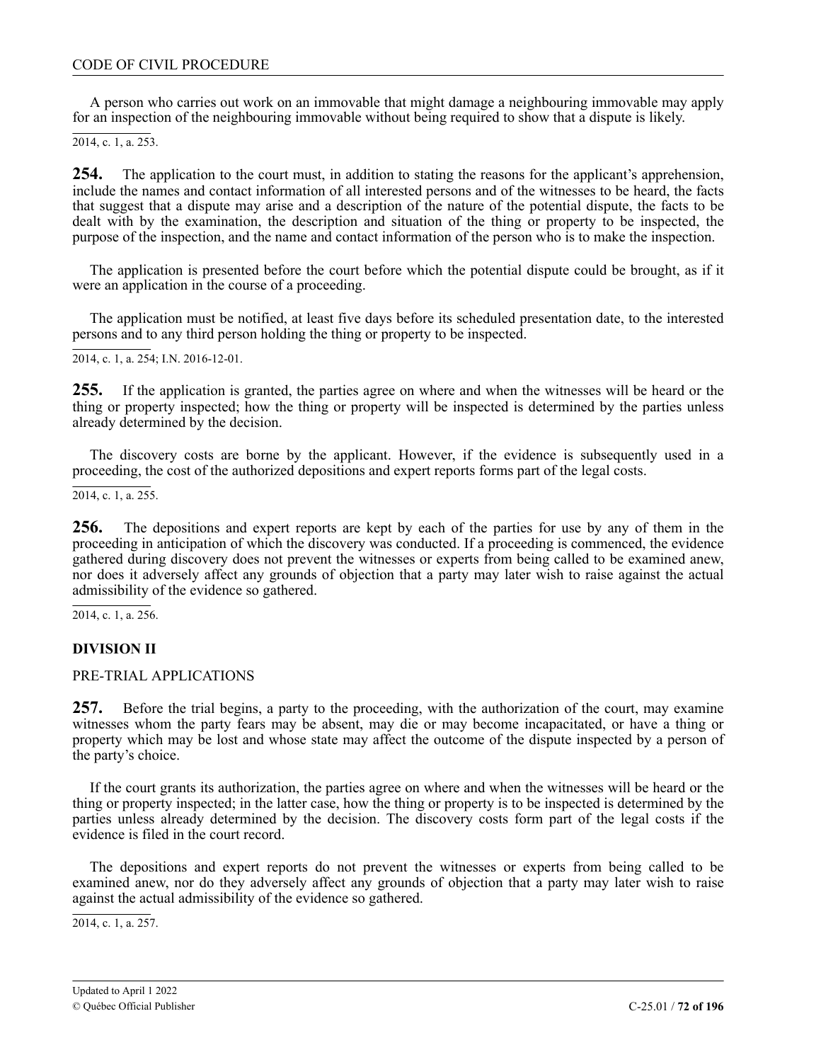A person who carries out work on an immovable that might damage a neighbouring immovable may apply for an inspection of the neighbouring immovable without being required to show that a dispute is likely.

2014, c. 1, a. 253.

**254.** The application to the court must, in addition to stating the reasons for the applicant's apprehension, include the names and contact information of all interested persons and of the witnesses to be heard, the facts that suggest that a dispute may arise and a description of the nature of the potential dispute, the facts to be dealt with by the examination, the description and situation of the thing or property to be inspected, the purpose of the inspection, and the name and contact information of the person who is to make the inspection.

The application is presented before the court before which the potential dispute could be brought, as if it were an application in the course of a proceeding.

The application must be notified, at least five days before its scheduled presentation date, to the interested persons and to any third person holding the thing or property to be inspected.

2014, c. 1, a. 254; I.N. 2016-12-01.

**255.** If the application is granted, the parties agree on where and when the witnesses will be heard or the thing or property inspected; how the thing or property will be inspected is determined by the parties unless already determined by the decision.

The discovery costs are borne by the applicant. However, if the evidence is subsequently used in a proceeding, the cost of the authorized depositions and expert reports forms part of the legal costs.

2014, c. 1, a. 255.

**256.** The depositions and expert reports are kept by each of the parties for use by any of them in the proceeding in anticipation of which the discovery was conducted. If a proceeding is commenced, the evidence gathered during discovery does not prevent the witnesses or experts from being called to be examined anew, nor does it adversely affect any grounds of objection that a party may later wish to raise against the actual admissibility of the evidence so gathered.

2014, c. 1, a. 256.

## DIVISION II

PRE-TRIAL APPLICATIONS

**257.** Before the trial begins, a party to the proceeding, with the authorization of the court, may examine witnesses whom the party fears may be absent, may die or may become incapacitated, or have a thing or property which may be lost and whose state may affect the outcome of the dispute inspected by a person of the party's choice.

If the court grants its authorization, the parties agree on where and when the witnesses will be heard or the thing or property inspected; in the latter case, how the thing or property is to be inspected is determined by the parties unless already determined by the decision. The discovery costs form part of the legal costs if the evidence is filed in the court record.

The depositions and expert reports do not prevent the witnesses or experts from being called to be examined anew, nor do they adversely affect any grounds of objection that a party may later wish to raise against the actual admissibility of the evidence so gathered.

2014, c. 1, a. 257.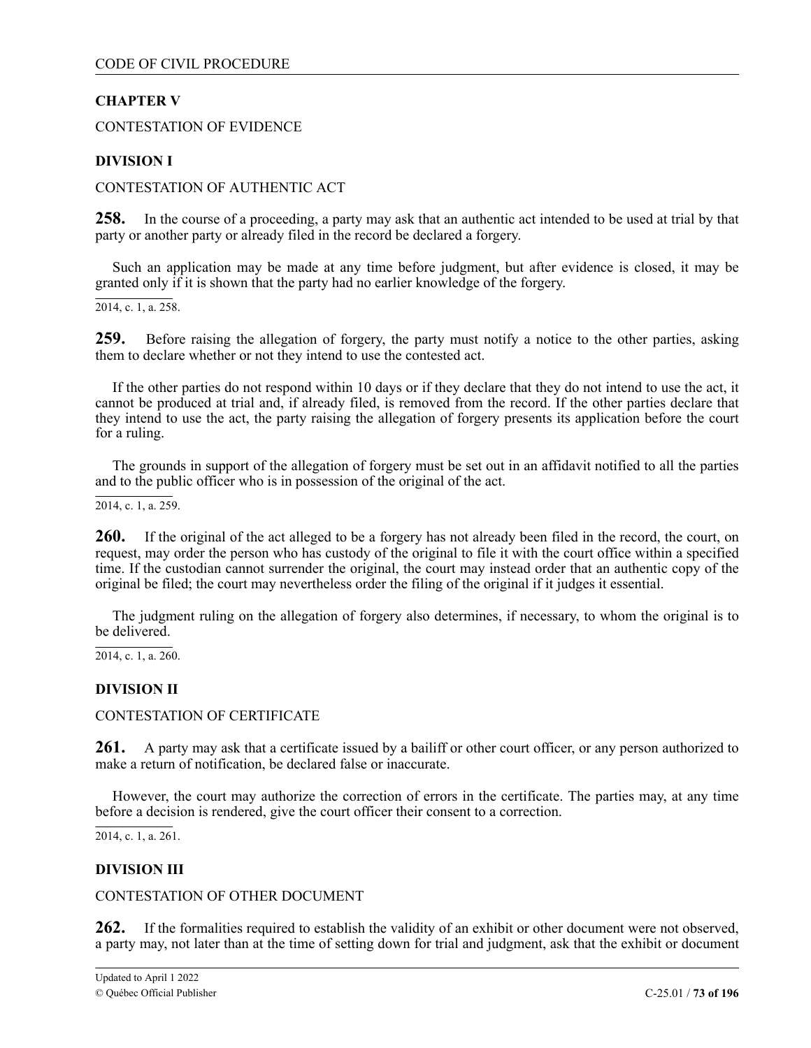## CHAPTER V

CONTESTATION OF EVIDENCE

### DIVISION I

CONTESTATION OF AUTHENTIC ACT

**258.** In the course of a proceeding, a party may ask that an authentic act intended to be used at trial by that party or another party or already filed in the record be declared a forgery.

Such an application may be made at any time before judgment, but after evidence is closed, it may be granted only if it is shown that the party had no earlier knowledge of the forgery.

2014, c. 1, a. 258.

**259.** Before raising the allegation of forgery, the party must notify a notice to the other parties, asking them to declare whether or not they intend to use the contested act.

If the other parties do not respond within 10 days or if they declare that they do not intend to use the act, it cannot be produced at trial and, if already filed, is removed from the record. If the other parties declare that they intend to use the act, the party raising the allegation of forgery presents its application before the court for a ruling.

The grounds in support of the allegation of forgery must be set out in an affidavit notified to all the parties and to the public officer who is in possession of the original of the act.

2014, c. 1, a. 259.

**260.** If the original of the act alleged to be a forgery has not already been filed in the record, the court, on request, may order the person who has custody of the original to file it with the court office within a specified time. If the custodian cannot surrender the original, the court may instead order that an authentic copy of the original be filed; the court may nevertheless order the filing of the original if it judges it essential.

The judgment ruling on the allegation of forgery also determines, if necessary, to whom the original is to be delivered.

2014, c. 1, a. 260.

### DIVISION II

CONTESTATION OF CERTIFICATE

**261.** A party may ask that a certificate issued by a bailiff or other court officer, or any person authorized to make a return of notification, be declared false or inaccurate.

However, the court may authorize the correction of errors in the certificate. The parties may, at any time before a decision is rendered, give the court officer their consent to a correction.

2014, c. 1, a. 261.

### DIVISION III

CONTESTATION OF OTHER DOCUMENT

**262.** If the formalities required to establish the validity of an exhibit or other document were not observed, a party may, not later than at the time of setting down for trial and judgment, ask that the exhibit or document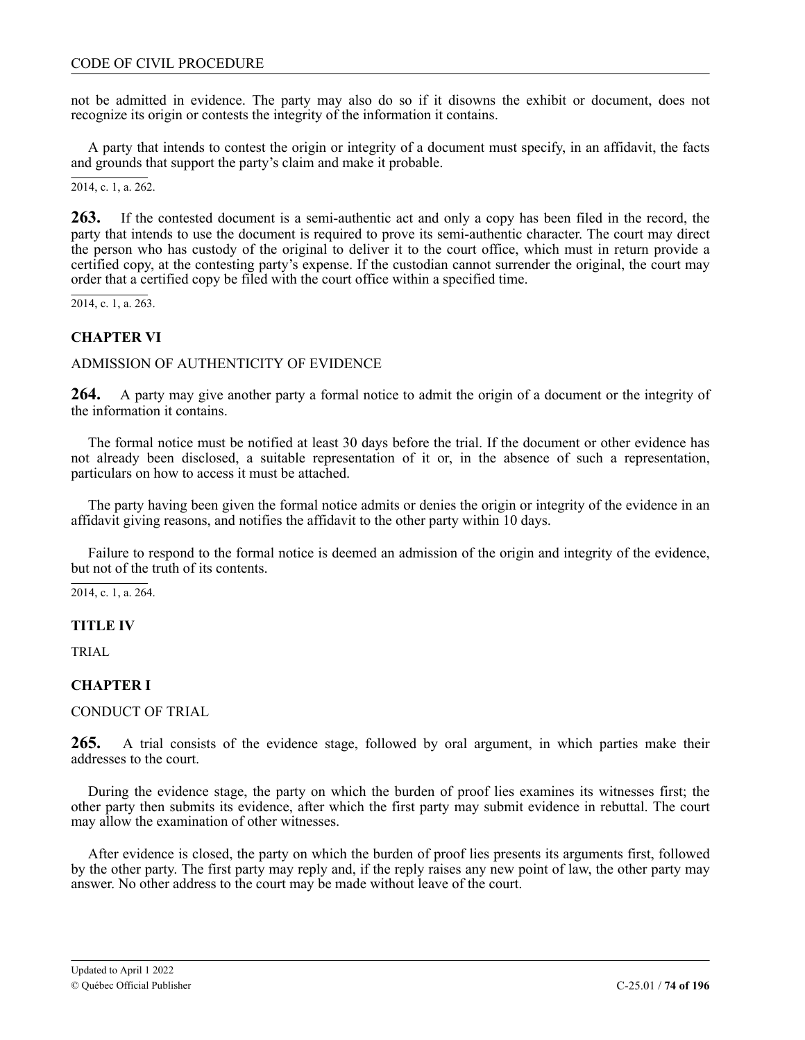not be admitted in evidence. The party may also do so if it disowns the exhibit or document, does not recognize its origin or contests the integrity of the information it contains.

A party that intends to contest the origin or integrity of a document must specify, in an affidavit, the facts and grounds that support the party's claim and make it probable.

2014, c. 1, a. 262.

**263.** If the contested document is a semi-authentic act and only a copy has been filed in the record, the party that intends to use the document is required to prove its semi-authentic character. The court may direct the person who has custody of the original to deliver it to the court office, which must in return provide a certified copy, at the contesting party's expense. If the custodian cannot surrender the original, the court may order that a certified copy be filed with the court office within a specified time.

2014, c. 1, a. 263.

## CHAPTER VI

ADMISSION OF AUTHENTICITY OF EVIDENCE

**264.** A party may give another party a formal notice to admit the origin of a document or the integrity of the information it contains.

The formal notice must be notified at least 30 days before the trial. If the document or other evidence has not already been disclosed, a suitable representation of it or, in the absence of such a representation, particulars on how to access it must be attached.

The party having been given the formal notice admits or denies the origin or integrity of the evidence in an affidavit giving reasons, and notifies the affidavit to the other party within 10 days.

Failure to respond to the formal notice is deemed an admission of the origin and integrity of the evidence, but not of the truth of its contents.

2014, c. 1, a. 264.

# TITLE IV

TRIAL

## CHAPTER I

CONDUCT OF TRIAL

**265.** A trial consists of the evidence stage, followed by oral argument, in which parties make their addresses to the court.

During the evidence stage, the party on which the burden of proof lies examines its witnesses first; the other party then submits its evidence, after which the first party may submit evidence in rebuttal. The court may allow the examination of other witnesses.

After evidence is closed, the party on which the burden of proof lies presents its arguments first, followed by the other party. The first party may reply and, if the reply raises any new point of law, the other party may answer. No other address to the court may be made without leave of the court.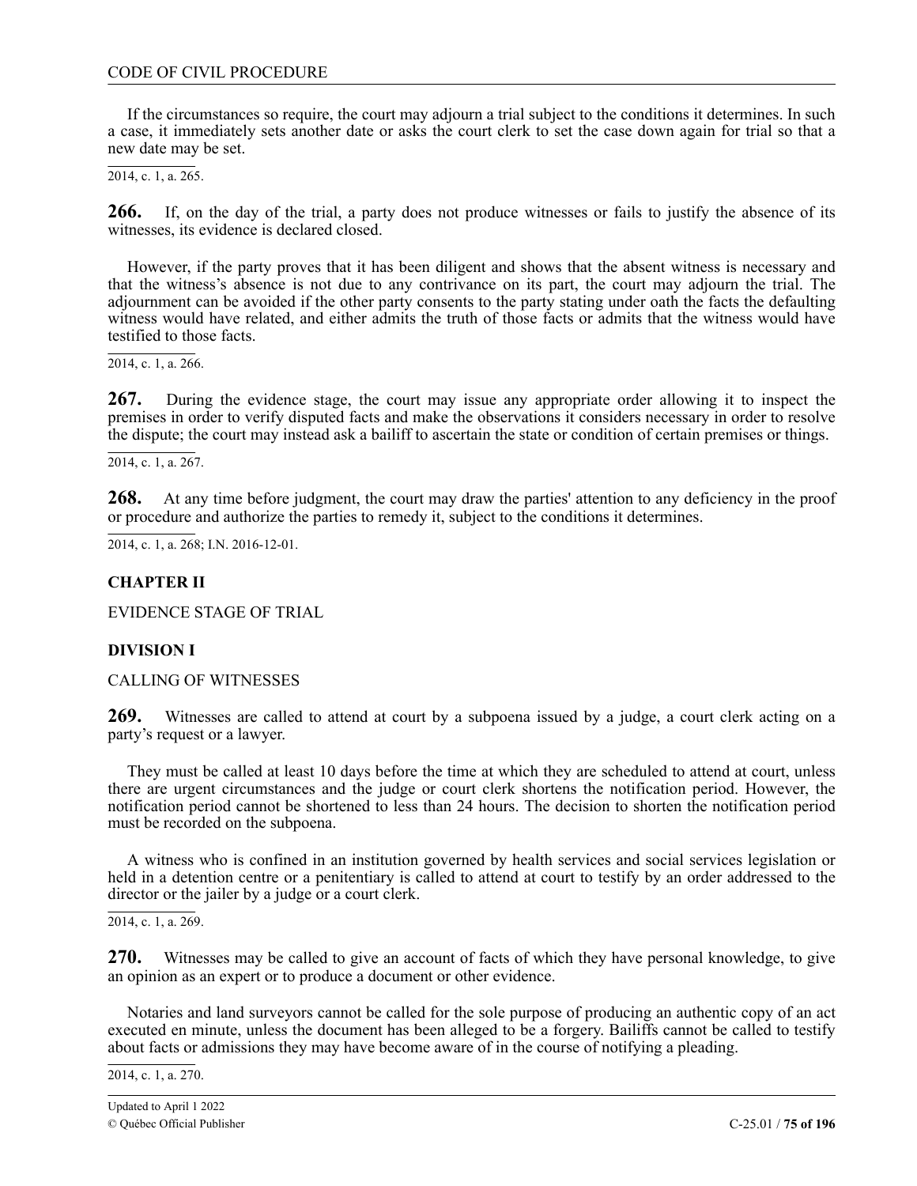If the circumstances so require, the court may adjourn a trial subject to the conditions it determines. In such a case, it immediately sets another date or asks the court clerk to set the case down again for trial so that a new date may be set.

2014, c. 1, a. 265.

**266.** If, on the day of the trial, a party does not produce witnesses or fails to justify the absence of its witnesses, its evidence is declared closed.

However, if the party proves that it has been diligent and shows that the absent witness is necessary and that the witness's absence is not due to any contrivance on its part, the court may adjourn the trial. The adjournment can be avoided if the other party consents to the party stating under oath the facts the defaulting witness would have related, and either admits the truth of those facts or admits that the witness would have testified to those facts.

2014, c. 1, a. 266.

**267.** During the evidence stage, the court may issue any appropriate order allowing it to inspect the premises in order to verify disputed facts and make the observations it considers necessary in order to resolve the dispute; the court may instead ask a bailiff to ascertain the state or condition of certain premises or things.

2014, c. 1, a. 267.

**268.** At any time before judgment, the court may draw the parties' attention to any deficiency in the proof or procedure and authorize the parties to remedy it, subject to the conditions it determines.

2014, c. 1, a. 268; I.N. 2016-12-01.

## CHAPTER II

EVIDENCE STAGE OF TRIAL

### DIVISION I

CALLING OF WITNESSES

**269.** Witnesses are called to attend at court by a subpoena issued by a judge, a court clerk acting on a party's request or a lawyer.

They must be called at least 10 days before the time at which they are scheduled to attend at court, unless there are urgent circumstances and the judge or court clerk shortens the notification period. However, the notification period cannot be shortened to less than 24 hours. The decision to shorten the notification period must be recorded on the subpoena.

A witness who is confined in an institution governed by health services and social services legislation or held in a detention centre or a penitentiary is called to attend at court to testify by an order addressed to the director or the jailer by a judge or a court clerk.

2014, c. 1, a. 269.

**270.** Witnesses may be called to give an account of facts of which they have personal knowledge, to give an opinion as an expert or to produce a document or other evidence.

Notaries and land surveyors cannot be called for the sole purpose of producing an authentic copy of an act executed en minute, unless the document has been alleged to be a forgery. Bailiffs cannot be called to testify about facts or admissions they may have become aware of in the course of notifying a pleading.

2014, c. 1, a. 270.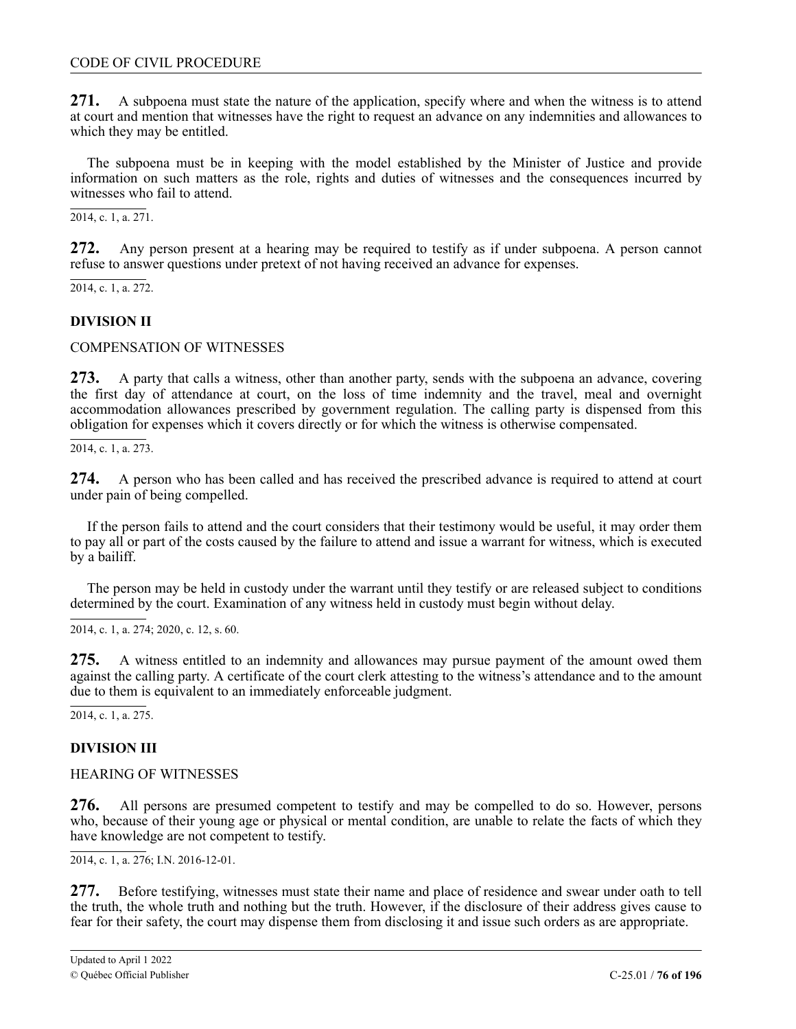**271.** A subpoena must state the nature of the application, specify where and when the witness is to attend at court and mention that witnesses have the right to request an advance on any indemnities and allowances to which they may be entitled.

The subpoena must be in keeping with the model established by the Minister of Justice and provide information on such matters as the role, rights and duties of witnesses and the consequences incurred by witnesses who fail to attend.

2014, c. 1, a. 271.

**272.** Any person present at a hearing may be required to testify as if under subpoena. A person cannot refuse to answer questions under pretext of not having received an advance for expenses.

2014, c. 1, a. 272.

## DIVISION II

COMPENSATION OF WITNESSES

**273.** A party that calls a witness, other than another party, sends with the subpoena an advance, covering the first day of attendance at court, on the loss of time indemnity and the travel, meal and overnight accommodation allowances prescribed by government regulation. The calling party is dispensed from this obligation for expenses which it covers directly or for which the witness is otherwise compensated.

2014, c. 1, a. 273.

**274.** A person who has been called and has received the prescribed advance is required to attend at court under pain of being compelled.

If the person fails to attend and the court considers that their testimony would be useful, it may order them to pay all or part of the costs caused by the failure to attend and issue a warrant for witness, which is executed by a bailiff.

The person may be held in custody under the warrant until they testify or are released subject to conditions determined by the court. Examination of any witness held in custody must begin without delay.

2014, c. 1, a. 274; 2020, c. 12, s. 60.

**275.** A witness entitled to an indemnity and allowances may pursue payment of the amount owed them against the calling party. A certificate of the court clerk attesting to the witness's attendance and to the amount due to them is equivalent to an immediately enforceable judgment.

2014, c. 1, a. 275.

## DIVISION III

HEARING OF WITNESSES

**276.** All persons are presumed competent to testify and may be compelled to do so. However, persons who, because of their young age or physical or mental condition, are unable to relate the facts of which they have knowledge are not competent to testify.

2014, c. 1, a. 276; I.N. 2016-12-01.

**277.** Before testifying, witnesses must state their name and place of residence and swear under oath to tell the truth, the whole truth and nothing but the truth. However, if the disclosure of their address gives cause to fear for their safety, the court may dispense them from disclosing it and issue such orders as are appropriate.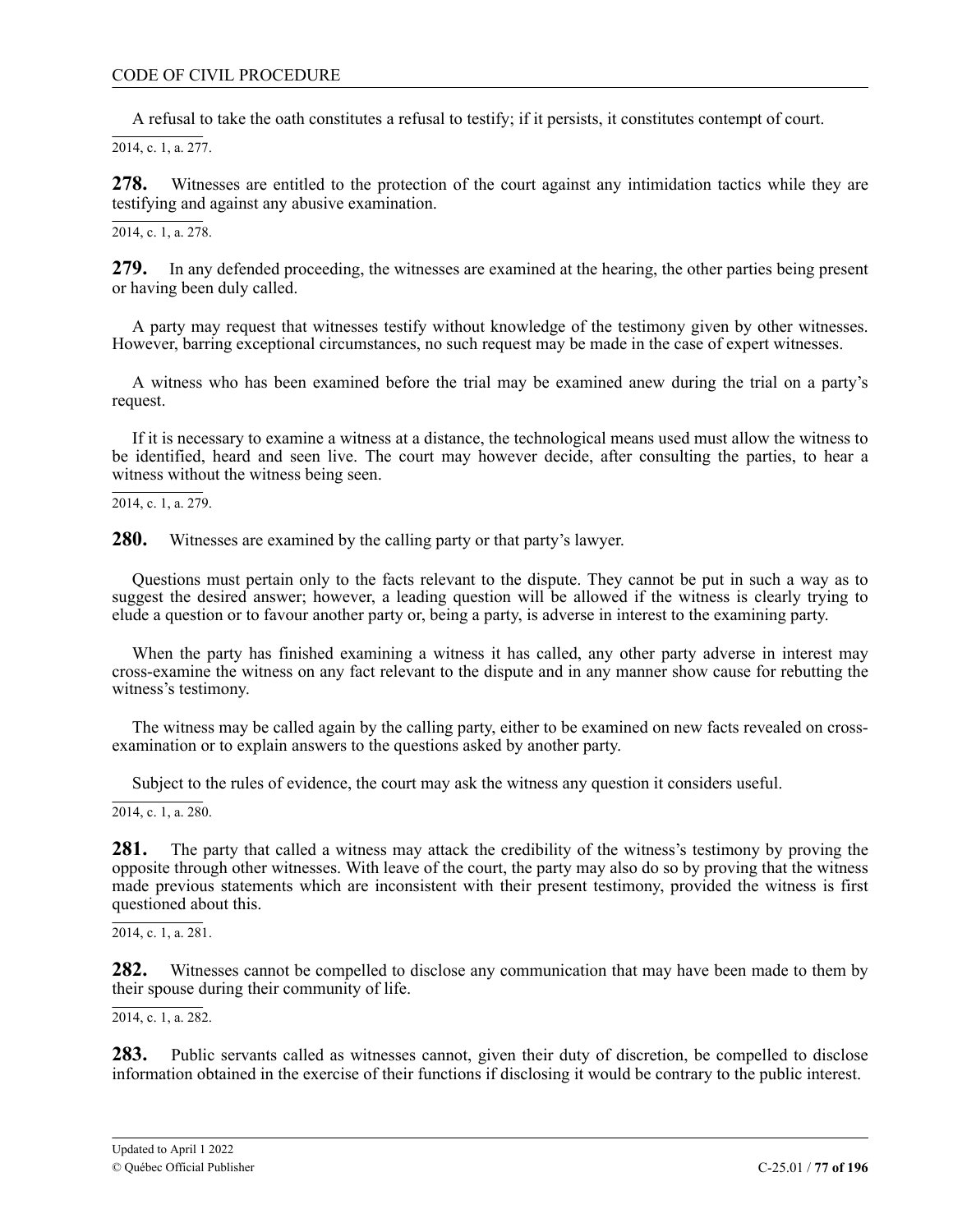A refusal to take the oath constitutes a refusal to testify; if it persists, it constitutes contempt of court.

2014, c. 1, a. 277.

**278.** Witnesses are entitled to the protection of the court against any intimidation tactics while they are testifying and against any abusive examination.

2014, c. 1, a. 278.

**279.** In any defended proceeding, the witnesses are examined at the hearing, the other parties being present or having been duly called.

A party may request that witnesses testify without knowledge of the testimony given by other witnesses. However, barring exceptional circumstances, no such request may be made in the case of expert witnesses.

A witness who has been examined before the trial may be examined anew during the trial on a party's request.

If it is necessary to examine a witness at a distance, the technological means used must allow the witness to be identified, heard and seen live. The court may however decide, after consulting the parties, to hear a witness without the witness being seen.

2014, c. 1, a. 279.

**280.** Witnesses are examined by the calling party or that party's lawyer.

Questions must pertain only to the facts relevant to the dispute. They cannot be put in such a way as to suggest the desired answer; however, a leading question will be allowed if the witness is clearly trying to elude a question or to favour another party or, being a party, is adverse in interest to the examining party.

When the party has finished examining a witness it has called, any other party adverse in interest may cross-examine the witness on any fact relevant to the dispute and in any manner show cause for rebutting the witness's testimony.

The witness may be called again by the calling party, either to be examined on new facts revealed on cross-examination or to explain answers to the questions asked by another party.

Subject to the rules of evidence, the court may ask the witness any question it considers useful.

2014, c. 1, a. 280.

**281.** The party that called a witness may attack the credibility of the witness's testimony by proving the opposite through other witnesses. With leave of the court, the party may also do so by proving that the witness made previous statements which are inconsistent with their present testimony, provided the witness is first questioned about this.

2014, c. 1, a. 281.

**282.** Witnesses cannot be compelled to disclose any communication that may have been made to them by their spouse during their community of life.

2014, c. 1, a. 282.

**283.** Public servants called as witnesses cannot, given their duty of discretion, be compelled to disclose information obtained in the exercise of their functions if disclosing it would be contrary to the public interest.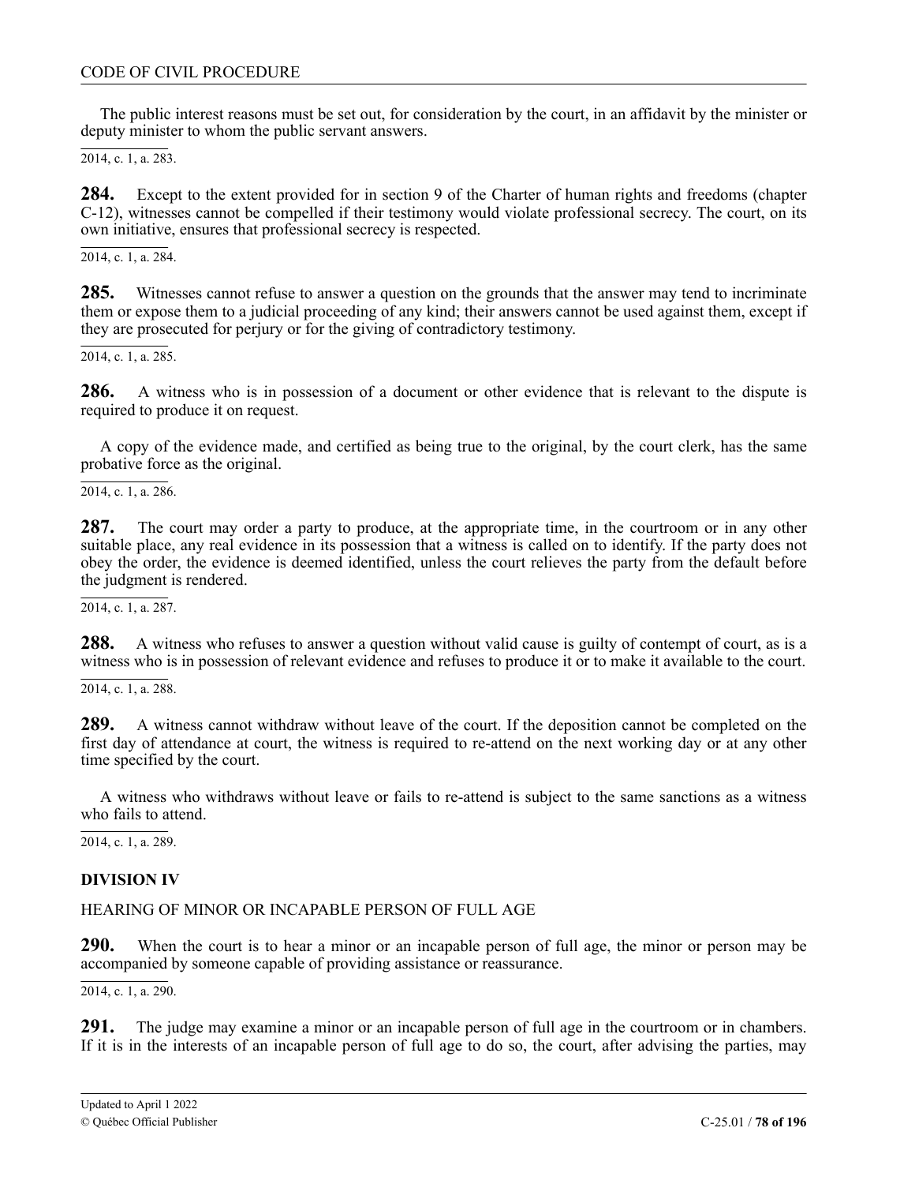The public interest reasons must be set out, for consideration by the court, in an affidavit by the minister or deputy minister to whom the public servant answers.

2014, c. 1, a. 283.

**284.** Except to the extent provided for in section 9 of the Charter of human rights and freedoms (chapter C-12), witnesses cannot be compelled if their testimony would violate professional secrecy. The court, on its own initiative, ensures that professional secrecy is respected.

2014, c. 1, a. 284.

**285.** Witnesses cannot refuse to answer a question on the grounds that the answer may tend to incriminate them or expose them to a judicial proceeding of any kind; their answers cannot be used against them, except if they are prosecuted for perjury or for the giving of contradictory testimony.

2014, c. 1, a. 285.

**286.** A witness who is in possession of a document or other evidence that is relevant to the dispute is required to produce it on request.

A copy of the evidence made, and certified as being true to the original, by the court clerk, has the same probative force as the original.

2014, c. 1, a. 286.

**287.** The court may order a party to produce, at the appropriate time, in the courtroom or in any other suitable place, any real evidence in its possession that a witness is called on to identify. If the party does not obey the order, the evidence is deemed identified, unless the court relieves the party from the default before the judgment is rendered.

2014, c. 1, a. 287.

**288.** A witness who refuses to answer a question without valid cause is guilty of contempt of court, as is a witness who is in possession of relevant evidence and refuses to produce it or to make it available to the court.

2014, c. 1, a. 288.

**289.** A witness cannot withdraw without leave of the court. If the deposition cannot be completed on the first day of attendance at court, the witness is required to re-attend on the next working day or at any other time specified by the court.

A witness who withdraws without leave or fails to re-attend is subject to the same sanctions as a witness who fails to attend.

2014, c. 1, a. 289.

## DIVISION IV

HEARING OF MINOR OR INCAPABLE PERSON OF FULL AGE

**290.** When the court is to hear a minor or an incapable person of full age, the minor or person may be accompanied by someone capable of providing assistance or reassurance.

2014, c. 1, a. 290.

**291.** The judge may examine a minor or an incapable person of full age in the courtroom or in chambers. If it is in the interests of an incapable person of full age to do so, the court, after advising the parties, may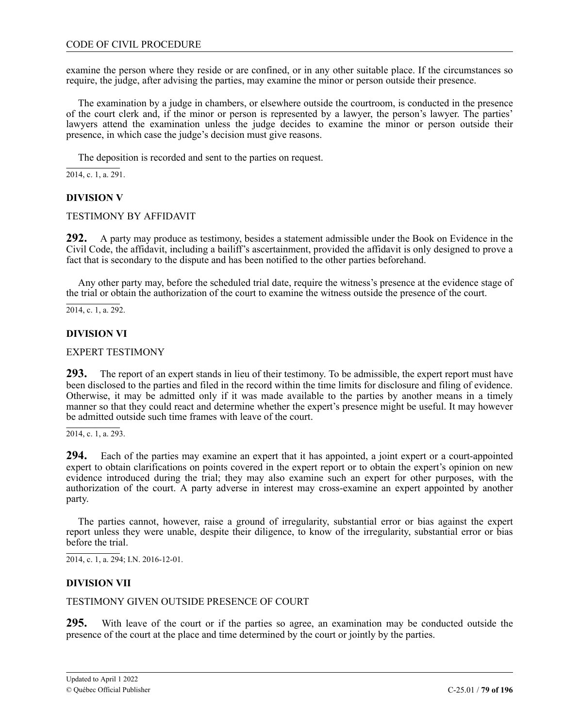examine the person where they reside or are confined, or in any other suitable place. If the circumstances so require, the judge, after advising the parties, may examine the minor or person outside their presence.

The examination by a judge in chambers, or elsewhere outside the courtroom, is conducted in the presence of the court clerk and, if the minor or person is represented by a lawyer, the person's lawyer. The parties' lawyers attend the examination unless the judge decides to examine the minor or person outside their presence, in which case the judge's decision must give reasons.

The deposition is recorded and sent to the parties on request.

2014, c. 1, a. 291.

### DIVISION V

TESTIMONY BY AFFIDAVIT

**292.** A party may produce as testimony, besides a statement admissible under the Book on Evidence in the Civil Code, the affidavit, including a bailiff's ascertainment, provided the affidavit is only designed to prove a fact that is secondary to the dispute and has been notified to the other parties beforehand.

Any other party may, before the scheduled trial date, require the witness's presence at the evidence stage of the trial or obtain the authorization of the court to examine the witness outside the presence of the court.

2014, c. 1, a. 292.

### DIVISION VI

EXPERT TESTIMONY

**293.** The report of an expert stands in lieu of their testimony. To be admissible, the expert report must have been disclosed to the parties and filed in the record within the time limits for disclosure and filing of evidence. Otherwise, it may be admitted only if it was made available to the parties by another means in a timely manner so that they could react and determine whether the expert's presence might be useful. It may however be admitted outside such time frames with leave of the court.

2014, c. 1, a. 293.

**294.** Each of the parties may examine an expert that it has appointed, a joint expert or a court-appointed expert to obtain clarifications on points covered in the expert report or to obtain the expert's opinion on new evidence introduced during the trial; they may also examine such an expert for other purposes, with the authorization of the court. A party adverse in interest may cross-examine an expert appointed by another party.

The parties cannot, however, raise a ground of irregularity, substantial error or bias against the expert report unless they were unable, despite their diligence, to know of the irregularity, substantial error or bias before the trial.

2014, c. 1, a. 294; I.N. 2016-12-01.

### DIVISION VII

TESTIMONY GIVEN OUTSIDE PRESENCE OF COURT

**295.** With leave of the court or if the parties so agree, an examination may be conducted outside the presence of the court at the place and time determined by the court or jointly by the parties.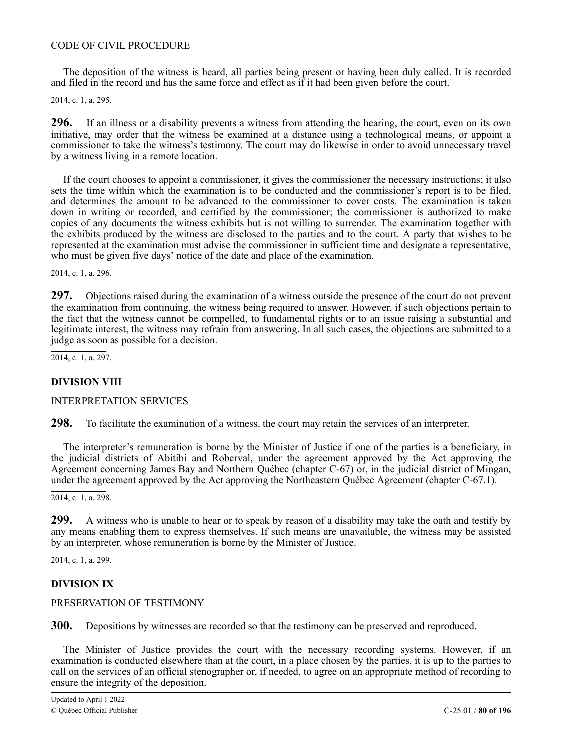The deposition of the witness is heard, all parties being present or having been duly called. It is recorded and filed in the record and has the same force and effect as if it had been given before the court.

2014, c. 1, a. 295.

**296.** If an illness or a disability prevents a witness from attending the hearing, the court, even on its own initiative, may order that the witness be examined at a distance using a technological means, or appoint a commissioner to take the witness's testimony. The court may do likewise in order to avoid unnecessary travel by a witness living in a remote location.

If the court chooses to appoint a commissioner, it gives the commissioner the necessary instructions; it also sets the time within which the examination is to be conducted and the commissioner's report is to be filed, and determines the amount to be advanced to the commissioner to cover costs. The examination is taken down in writing or recorded, and certified by the commissioner; the commissioner is authorized to make copies of any documents the witness exhibits but is not willing to surrender. The examination together with the exhibits produced by the witness are disclosed to the parties and to the court. A party that wishes to be represented at the examination must advise the commissioner in sufficient time and designate a representative, who must be given five days' notice of the date and place of the examination.

2014, c. 1, a. 296.

**297.** Objections raised during the examination of a witness outside the presence of the court do not prevent the examination from continuing, the witness being required to answer. However, if such objections pertain to the fact that the witness cannot be compelled, to fundamental rights or to an issue raising a substantial and legitimate interest, the witness may refrain from answering. In all such cases, the objections are submitted to a judge as soon as possible for a decision.

2014, c. 1, a. 297.

## DIVISION VIII

INTERPRETATION SERVICES

**298.** To facilitate the examination of a witness, the court may retain the services of an interpreter.

The interpreter's remuneration is borne by the Minister of Justice if one of the parties is a beneficiary, in the judicial districts of Abitibi and Roberval, under the agreement approved by the Act approving the Agreement concerning James Bay and Northern Québec (chapter C-67) or, in the judicial district of Mingan, under the agreement approved by the Act approving the Northeastern Québec Agreement (chapter C-67.1).

2014, c. 1, a. 298.

**299.** A witness who is unable to hear or to speak by reason of a disability may take the oath and testify by any means enabling them to express themselves. If such means are unavailable, the witness may be assisted by an interpreter, whose remuneration is borne by the Minister of Justice.

2014, c. 1, a. 299.

## DIVISION IX

PRESERVATION OF TESTIMONY

**300.** Depositions by witnesses are recorded so that the testimony can be preserved and reproduced.

The Minister of Justice provides the court with the necessary recording systems. However, if an examination is conducted elsewhere than at the court, in a place chosen by the parties, it is up to the parties to call on the services of an official stenographer or, if needed, to agree on an appropriate method of recording to ensure the integrity of the deposition.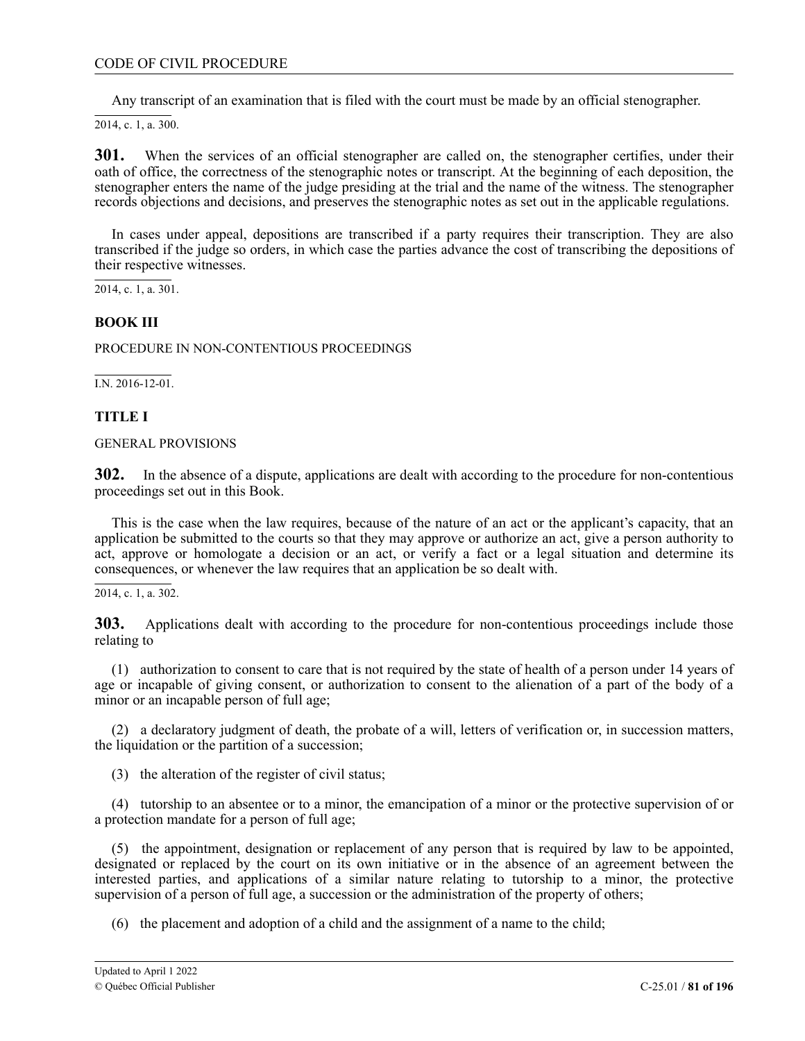Any transcript of an examination that is filed with the court must be made by an official stenographer.

2014, c. 1, a. 300.

**301.** When the services of an official stenographer are called on, the stenographer certifies, under their oath of office, the correctness of the stenographic notes or transcript. At the beginning of each deposition, the stenographer enters the name of the judge presiding at the trial and the name of the witness. The stenographer records objections and decisions, and preserves the stenographic notes as set out in the applicable regulations.

In cases under appeal, depositions are transcribed if a party requires their transcription. They are also transcribed if the judge so orders, in which case the parties advance the cost of transcribing the depositions of their respective witnesses.

2014, c. 1, a. 301.

## BOOK III

PROCEDURE IN NON-CONTENTIOUS PROCEEDINGS

I.N. 2016-12-01.

### TITLE I

GENERAL PROVISIONS

**302.** In the absence of a dispute, applications are dealt with according to the procedure for non-contentious proceedings set out in this Book.

This is the case when the law requires, because of the nature of an act or the applicant's capacity, that an application be submitted to the courts so that they may approve or authorize an act, give a person authority to act, approve or homologate a decision or an act, or verify a fact or a legal situation and determine its consequences, or whenever the law requires that an application be so dealt with.

2014, c. 1, a. 302.

**303.** Applications dealt with according to the procedure for non-contentious proceedings include those relating to

(1) authorization to consent to care that is not required by the state of health of a person under 14 years of age or incapable of giving consent, or authorization to consent to the alienation of a part of the body of a minor or an incapable person of full age;

(2) a declaratory judgment of death, the probate of a will, letters of verification or, in succession matters, the liquidation or the partition of a succession;

(3) the alteration of the register of civil status;

(4) tutorship to an absentee or to a minor, the emancipation of a minor or the protective supervision of or a protection mandate for a person of full age;

(5) the appointment, designation or replacement of any person that is required by law to be appointed, designated or replaced by the court on its own initiative or in the absence of an agreement between the interested parties, and applications of a similar nature relating to tutorship to a minor, the protective supervision of a person of full age, a succession or the administration of the property of others;

(6) the placement and adoption of a child and the assignment of a name to the child;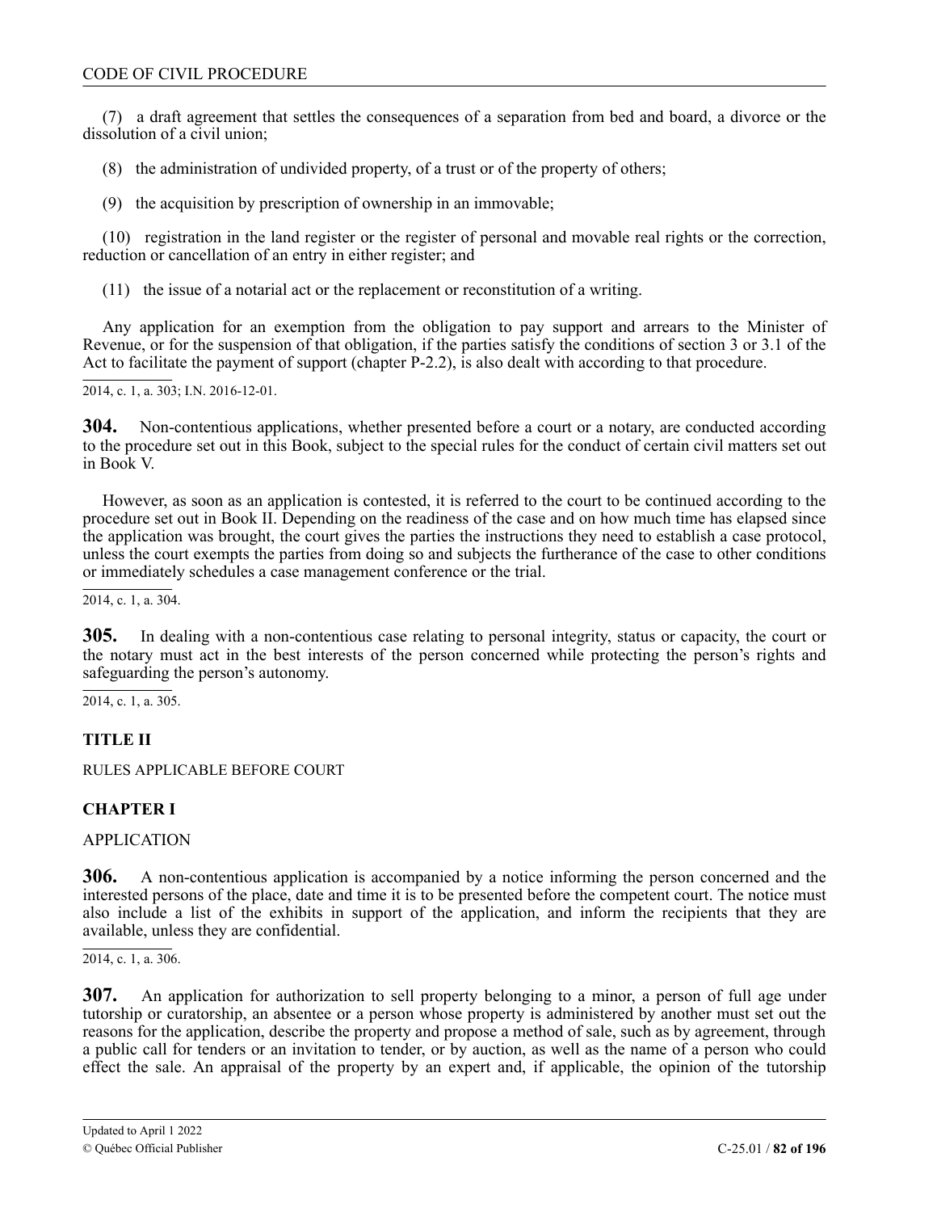(7) a draft agreement that settles the consequences of a separation from bed and board, a divorce or the dissolution of a civil union;

(8) the administration of undivided property, of a trust or of the property of others;

(9) the acquisition by prescription of ownership in an immovable;

(10) registration in the land register or the register of personal and movable real rights or the correction, reduction or cancellation of an entry in either register; and

(11) the issue of a notarial act or the replacement or reconstitution of a writing.

Any application for an exemption from the obligation to pay support and arrears to the Minister of Revenue, or for the suspension of that obligation, if the parties satisfy the conditions of section 3 or 3.1 of the Act to facilitate the payment of support (chapter P-2.2), is also dealt with according to that procedure.

2014, c. 1, a. 303; I.N. 2016-12-01.

**304.** Non-contentious applications, whether presented before a court or a notary, are conducted according to the procedure set out in this Book, subject to the special rules for the conduct of certain civil matters set out in Book V.

However, as soon as an application is contested, it is referred to the court to be continued according to the procedure set out in Book II. Depending on the readiness of the case and on how much time has elapsed since the application was brought, the court gives the parties the instructions they need to establish a case protocol, unless the court exempts the parties from doing so and subjects the furtherance of the case to other conditions or immediately schedules a case management conference or the trial.

2014, c. 1, a. 304.

**305.** In dealing with a non-contentious case relating to personal integrity, status or capacity, the court or the notary must act in the best interests of the person concerned while protecting the person's rights and safeguarding the person's autonomy.

2014, c. 1, a. 305.

## TITLE II

RULES APPLICABLE BEFORE COURT

### CHAPTER I

APPLICATION

**306.** A non-contentious application is accompanied by a notice informing the person concerned and the interested persons of the place, date and time it is to be presented before the competent court. The notice must also include a list of the exhibits in support of the application, and inform the recipients that they are available, unless they are confidential.

2014, c. 1, a. 306.

**307.** An application for authorization to sell property belonging to a minor, a person of full age under tutorship or curatorship, an absentee or a person whose property is administered by another must set out the reasons for the application, describe the property and propose a method of sale, such as by agreement, through a public call for tenders or an invitation to tender, or by auction, as well as the name of a person who could effect the sale. An appraisal of the property by an expert and, if applicable, the opinion of the tutorship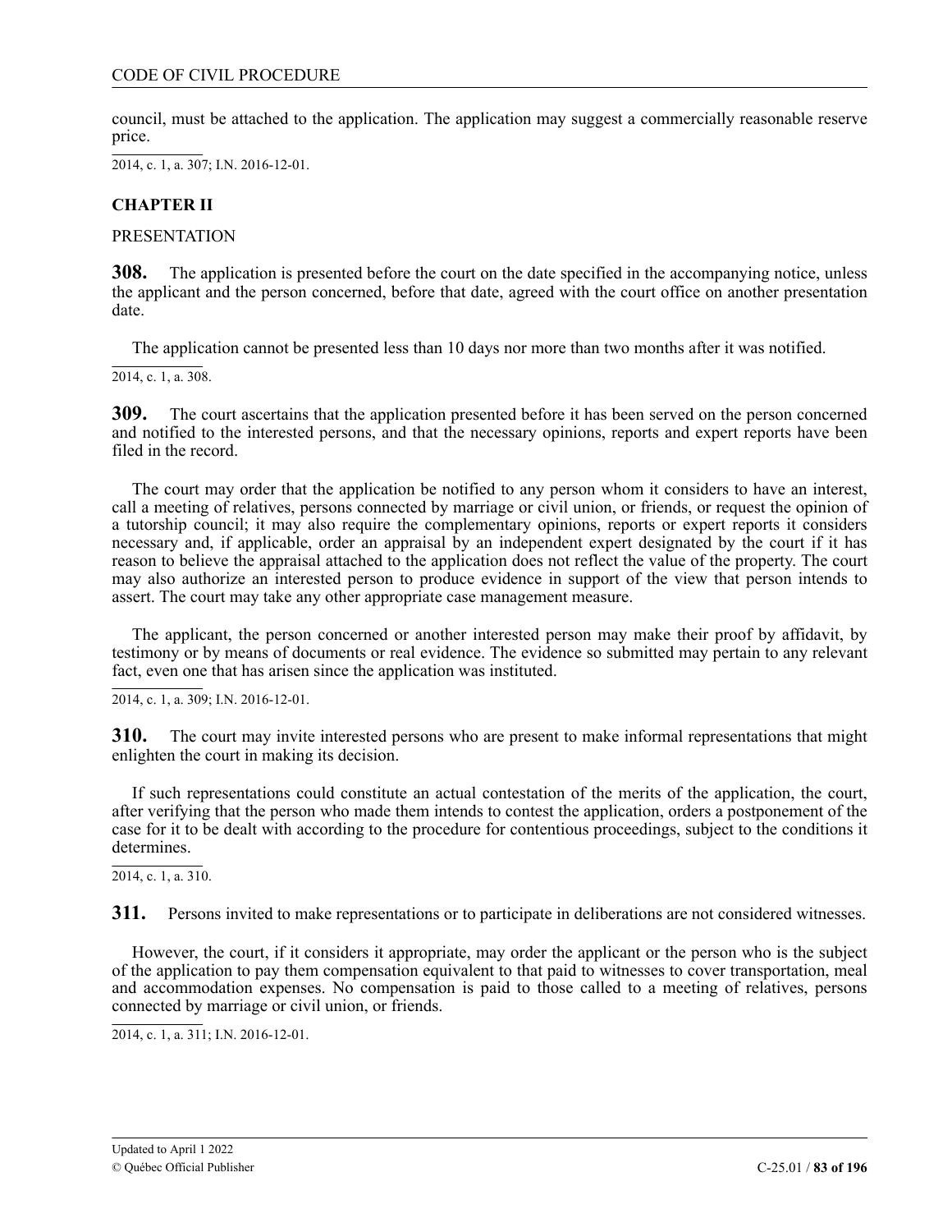council, must be attached to the application. The application may suggest a commercially reasonable reserve price.

2014, c. 1, a. 307; I.N. 2016-12-01.

## CHAPTER II

PRESENTATION

**308.** The application is presented before the court on the date specified in the accompanying notice, unless the applicant and the person concerned, before that date, agreed with the court office on another presentation date.

The application cannot be presented less than 10 days nor more than two months after it was notified.

2014, c. 1, a. 308.

**309.** The court ascertains that the application presented before it has been served on the person concerned and notified to the interested persons, and that the necessary opinions, reports and expert reports have been filed in the record.

The court may order that the application be notified to any person whom it considers to have an interest, call a meeting of relatives, persons connected by marriage or civil union, or friends, or request the opinion of a tutorship council; it may also require the complementary opinions, reports or expert reports it considers necessary and, if applicable, order an appraisal by an independent expert designated by the court if it has reason to believe the appraisal attached to the application does not reflect the value of the property. The court may also authorize an interested person to produce evidence in support of the view that person intends to assert. The court may take any other appropriate case management measure.

The applicant, the person concerned or another interested person may make their proof by affidavit, by testimony or by means of documents or real evidence. The evidence so submitted may pertain to any relevant fact, even one that has arisen since the application was instituted.

2014, c. 1, a. 309; I.N. 2016-12-01.

**310.** The court may invite interested persons who are present to make informal representations that might enlighten the court in making its decision.

If such representations could constitute an actual contestation of the merits of the application, the court, after verifying that the person who made them intends to contest the application, orders a postponement of the case for it to be dealt with according to the procedure for contentious proceedings, subject to the conditions it determines.

2014, c. 1, a. 310.

**311.** Persons invited to make representations or to participate in deliberations are not considered witnesses.

However, the court, if it considers it appropriate, may order the applicant or the person who is the subject of the application to pay them compensation equivalent to that paid to witnesses to cover transportation, meal and accommodation expenses. No compensation is paid to those called to a meeting of relatives, persons connected by marriage or civil union, or friends.

2014, c. 1, a. 311; I.N. 2016-12-01.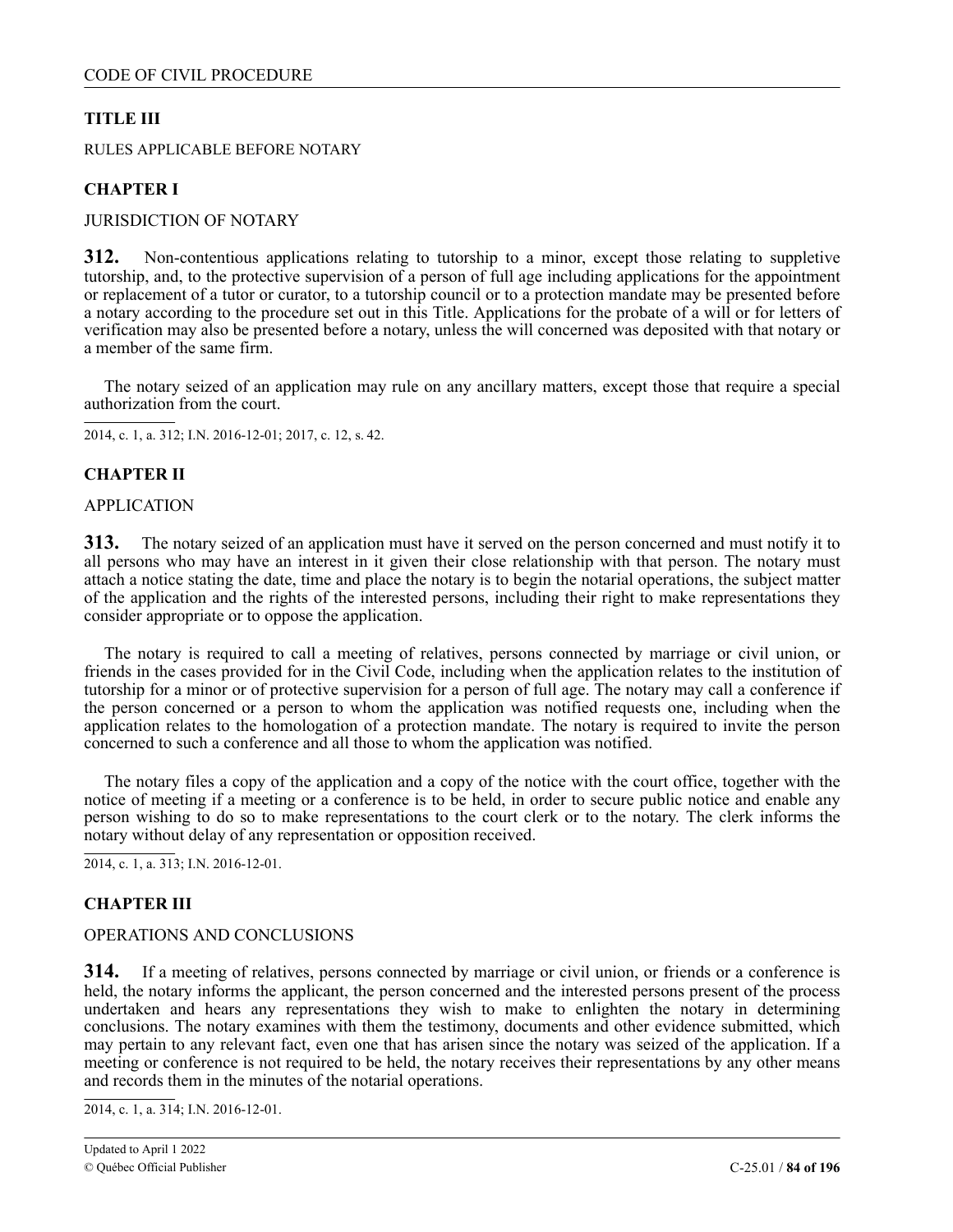## TITLE III

RULES APPLICABLE BEFORE NOTARY

### CHAPTER I

JURISDICTION OF NOTARY

**312.** Non-contentious applications relating to tutorship to a minor, except those relating to suppletive tutorship, and, to the protective supervision of a person of full age including applications for the appointment or replacement of a tutor or curator, to a tutorship council or to a protection mandate may be presented before a notary according to the procedure set out in this Title. Applications for the probate of a will or for letters of verification may also be presented before a notary, unless the will concerned was deposited with that notary or a member of the same firm.

The notary seized of an application may rule on any ancillary matters, except those that require a special authorization from the court.

2014, c. 1, a. 312; I.N. 2016-12-01; 2017, c. 12, s. 42.

### CHAPTER II

APPLICATION

**313.** The notary seized of an application must have it served on the person concerned and must notify it to all persons who may have an interest in it given their close relationship with that person. The notary must attach a notice stating the date, time and place the notary is to begin the notarial operations, the subject matter of the application and the rights of the interested persons, including their right to make representations they consider appropriate or to oppose the application.

The notary is required to call a meeting of relatives, persons connected by marriage or civil union, or friends in the cases provided for in the Civil Code, including when the application relates to the institution of tutorship for a minor or of protective supervision for a person of full age. The notary may call a conference if the person concerned or a person to whom the application was notified requests one, including when the application relates to the homologation of a protection mandate. The notary is required to invite the person concerned to such a conference and all those to whom the application was notified.

The notary files a copy of the application and a copy of the notice with the court office, together with the notice of meeting if a meeting or a conference is to be held, in order to secure public notice and enable any person wishing to do so to make representations to the court clerk or to the notary. The clerk informs the notary without delay of any representation or opposition received.

2014, c. 1, a. 313; I.N. 2016-12-01.

### CHAPTER III

OPERATIONS AND CONCLUSIONS

**314.** If a meeting of relatives, persons connected by marriage or civil union, or friends or a conference is held, the notary informs the applicant, the person concerned and the interested persons present of the process undertaken and hears any representations they wish to make to enlighten the notary in determining conclusions. The notary examines with them the testimony, documents and other evidence submitted, which may pertain to any relevant fact, even one that has arisen since the notary was seized of the application. If a meeting or conference is not required to be held, the notary receives their representations by any other means and records them in the minutes of the notarial operations.

2014, c. 1, a. 314; I.N. 2016-12-01.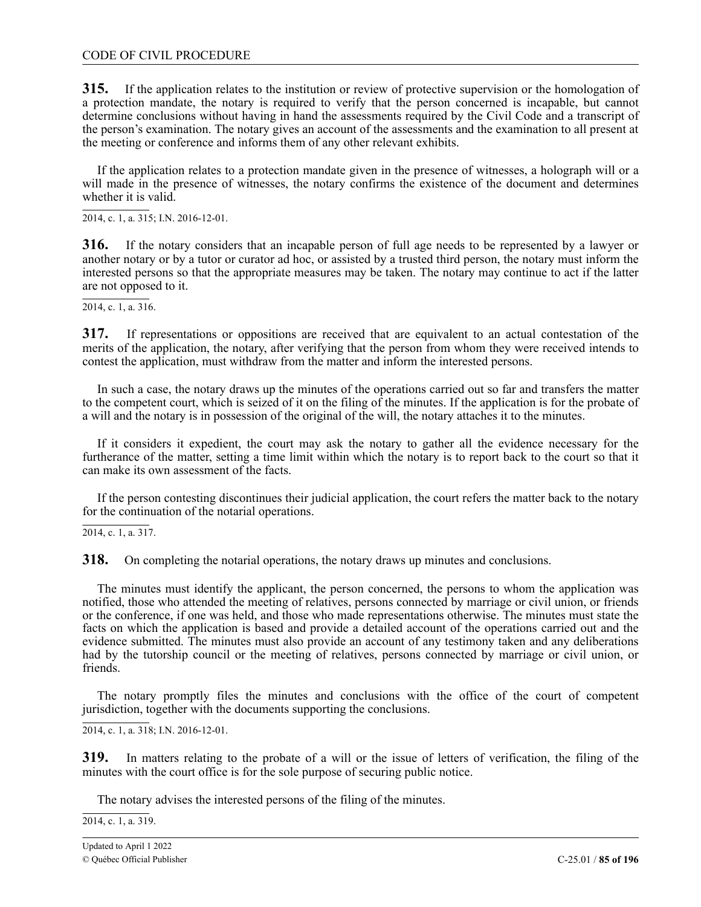**315.** If the application relates to the institution or review of protective supervision or the homologation of a protection mandate, the notary is required to verify that the person concerned is incapable, but cannot determine conclusions without having in hand the assessments required by the Civil Code and a transcript of the person's examination. The notary gives an account of the assessments and the examination to all present at the meeting or conference and informs them of any other relevant exhibits.

If the application relates to a protection mandate given in the presence of witnesses, a holograph will or a will made in the presence of witnesses, the notary confirms the existence of the document and determines whether it is valid.

2014, c. 1, a. 315; I.N. 2016-12-01.

**316.** If the notary considers that an incapable person of full age needs to be represented by a lawyer or another notary or by a tutor or curator ad hoc, or assisted by a trusted third person, the notary must inform the interested persons so that the appropriate measures may be taken. The notary may continue to act if the latter are not opposed to it.

2014, c. 1, a. 316.

**317.** If representations or oppositions are received that are equivalent to an actual contestation of the merits of the application, the notary, after verifying that the person from whom they were received intends to contest the application, must withdraw from the matter and inform the interested persons.

In such a case, the notary draws up the minutes of the operations carried out so far and transfers the matter to the competent court, which is seized of it on the filing of the minutes. If the application is for the probate of a will and the notary is in possession of the original of the will, the notary attaches it to the minutes.

If it considers it expedient, the court may ask the notary to gather all the evidence necessary for the furtherance of the matter, setting a time limit within which the notary is to report back to the court so that it can make its own assessment of the facts.

If the person contesting discontinues their judicial application, the court refers the matter back to the notary for the continuation of the notarial operations.

2014, c. 1, a. 317.

**318.** On completing the notarial operations, the notary draws up minutes and conclusions.

The minutes must identify the applicant, the person concerned, the persons to whom the application was notified, those who attended the meeting of relatives, persons connected by marriage or civil union, or friends or the conference, if one was held, and those who made representations otherwise. The minutes must state the facts on which the application is based and provide a detailed account of the operations carried out and the evidence submitted. The minutes must also provide an account of any testimony taken and any deliberations had by the tutorship council or the meeting of relatives, persons connected by marriage or civil union, or friends.

The notary promptly files the minutes and conclusions with the office of the court of competent jurisdiction, together with the documents supporting the conclusions.

2014, c. 1, a. 318; I.N. 2016-12-01.

**319.** In matters relating to the probate of a will or the issue of letters of verification, the filing of the minutes with the court office is for the sole purpose of securing public notice.

The notary advises the interested persons of the filing of the minutes.

2014, c. 1, a. 319.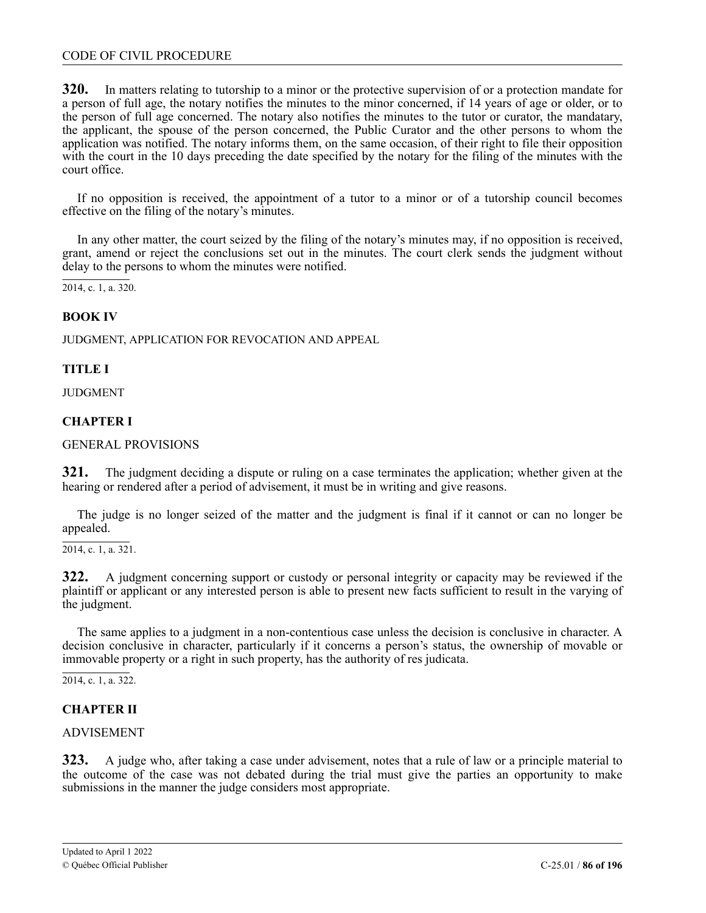**320.** In matters relating to tutorship to a minor or the protective supervision of or a protection mandate for a person of full age, the notary notifies the minutes to the minor concerned, if 14 years of age or older, or to the person of full age concerned. The notary also notifies the minutes to the tutor or curator, the mandatary, the applicant, the spouse of the person concerned, the Public Curator and the other persons to whom the application was notified. The notary informs them, on the same occasion, of their right to file their opposition with the court in the 10 days preceding the date specified by the notary for the filing of the minutes with the court office.

If no opposition is received, the appointment of a tutor to a minor or of a tutorship council becomes effective on the filing of the notary's minutes.

In any other matter, the court seized by the filing of the notary's minutes may, if no opposition is received, grant, amend or reject the conclusions set out in the minutes. The court clerk sends the judgment without delay to the persons to whom the minutes were notified.

2014, c. 1, a. 320.

## BOOK IV

JUDGMENT, APPLICATION FOR REVOCATION AND APPEAL

## TITLE I

JUDGMENT

## CHAPTER I

GENERAL PROVISIONS

**321.** The judgment deciding a dispute or ruling on a case terminates the application; whether given at the hearing or rendered after a period of advisement, it must be in writing and give reasons.

The judge is no longer seized of the matter and the judgment is final if it cannot or can no longer be appealed.

2014, c. 1, a. 321.

**322.** A judgment concerning support or custody or personal integrity or capacity may be reviewed if the plaintiff or applicant or any interested person is able to present new facts sufficient to result in the varying of the judgment.

The same applies to a judgment in a non-contentious case unless the decision is conclusive in character. A decision conclusive in character, particularly if it concerns a person's status, the ownership of movable or immovable property or a right in such property, has the authority of res judicata.

2014, c. 1, a. 322.

## CHAPTER II

ADVISEMENT

**323.** A judge who, after taking a case under advisement, notes that a rule of law or a principle material to the outcome of the case was not debated during the trial must give the parties an opportunity to make submissions in the manner the judge considers most appropriate.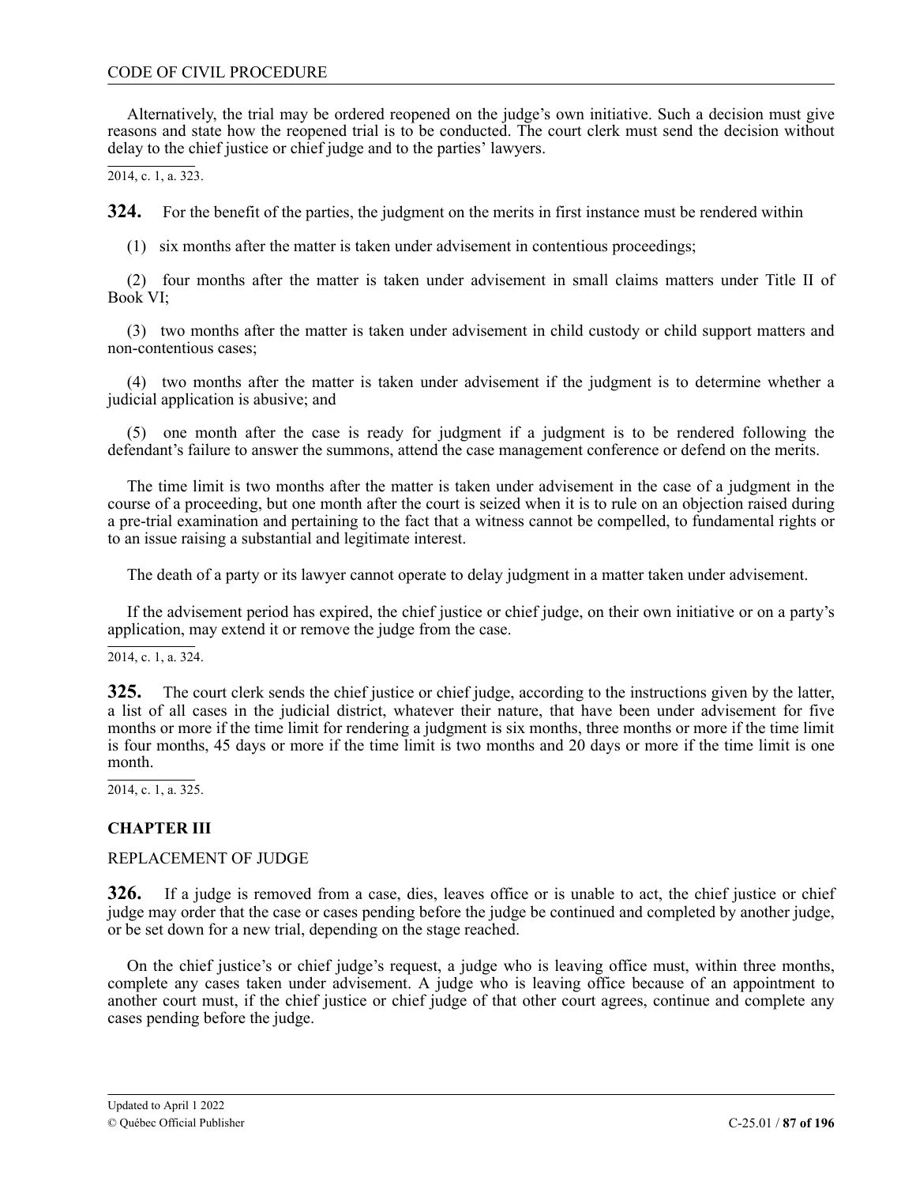Alternatively, the trial may be ordered reopened on the judge's own initiative. Such a decision must give reasons and state how the reopened trial is to be conducted. The court clerk must send the decision without delay to the chief justice or chief judge and to the parties' lawyers.

2014, c. 1, a. 323.

**324.** For the benefit of the parties, the judgment on the merits in first instance must be rendered within

(1) six months after the matter is taken under advisement in contentious proceedings;

(2) four months after the matter is taken under advisement in small claims matters under Title II of Book VI;

(3) two months after the matter is taken under advisement in child custody or child support matters and non-contentious cases;

(4) two months after the matter is taken under advisement if the judgment is to determine whether a judicial application is abusive; and

(5) one month after the case is ready for judgment if a judgment is to be rendered following the defendant's failure to answer the summons, attend the case management conference or defend on the merits.

The time limit is two months after the matter is taken under advisement in the case of a judgment in the course of a proceeding, but one month after the court is seized when it is to rule on an objection raised during a pre-trial examination and pertaining to the fact that a witness cannot be compelled, to fundamental rights or to an issue raising a substantial and legitimate interest.

The death of a party or its lawyer cannot operate to delay judgment in a matter taken under advisement.

If the advisement period has expired, the chief justice or chief judge, on their own initiative or on a party's application, may extend it or remove the judge from the case.

2014, c. 1, a. 324.

**325.** The court clerk sends the chief justice or chief judge, according to the instructions given by the latter, a list of all cases in the judicial district, whatever their nature, that have been under advisement for five months or more if the time limit for rendering a judgment is six months, three months or more if the time limit is four months, 45 days or more if the time limit is two months and 20 days or more if the time limit is one month.

2014, c. 1, a. 325.

## CHAPTER III

REPLACEMENT OF JUDGE

**326.** If a judge is removed from a case, dies, leaves office or is unable to act, the chief justice or chief judge may order that the case or cases pending before the judge be continued and completed by another judge, or be set down for a new trial, depending on the stage reached.

On the chief justice's or chief judge's request, a judge who is leaving office must, within three months, complete any cases taken under advisement. A judge who is leaving office because of an appointment to another court must, if the chief justice or chief judge of that other court agrees, continue and complete any cases pending before the judge.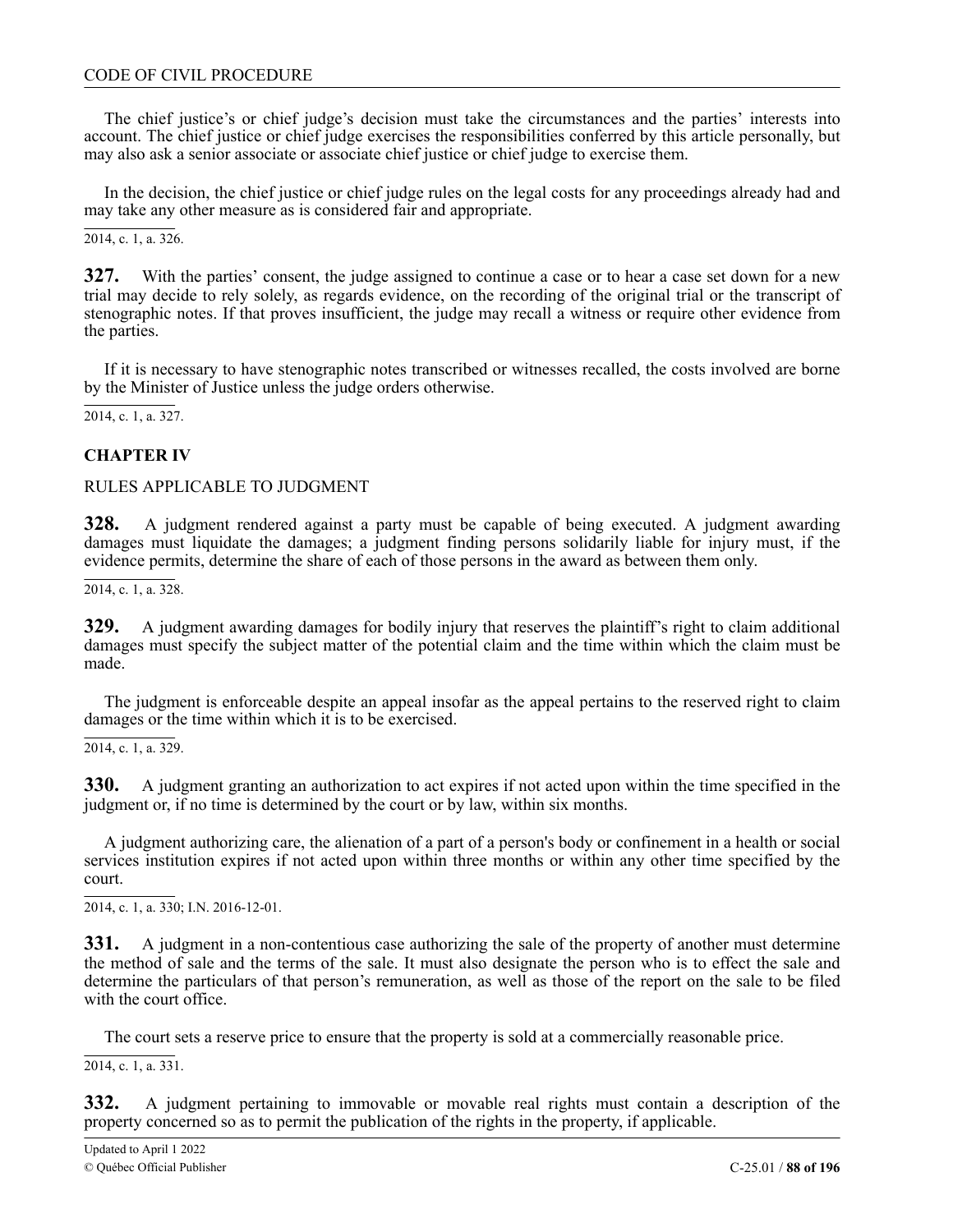The chief justice's or chief judge's decision must take the circumstances and the parties' interests into account. The chief justice or chief judge exercises the responsibilities conferred by this article personally, but may also ask a senior associate or associate chief justice or chief judge to exercise them.

In the decision, the chief justice or chief judge rules on the legal costs for any proceedings already had and may take any other measure as is considered fair and appropriate.

2014, c. 1, a. 326.

**327.** With the parties' consent, the judge assigned to continue a case or to hear a case set down for a new trial may decide to rely solely, as regards evidence, on the recording of the original trial or the transcript of stenographic notes. If that proves insufficient, the judge may recall a witness or require other evidence from the parties.

If it is necessary to have stenographic notes transcribed or witnesses recalled, the costs involved are borne by the Minister of Justice unless the judge orders otherwise.

2014, c. 1, a. 327.

## CHAPTER IV

RULES APPLICABLE TO JUDGMENT

**328.** A judgment rendered against a party must be capable of being executed. A judgment awarding damages must liquidate the damages; a judgment finding persons solidarily liable for injury must, if the evidence permits, determine the share of each of those persons in the award as between them only.

2014, c. 1, a. 328.

**329.** A judgment awarding damages for bodily injury that reserves the plaintiff's right to claim additional damages must specify the subject matter of the potential claim and the time within which the claim must be made.

The judgment is enforceable despite an appeal insofar as the appeal pertains to the reserved right to claim damages or the time within which it is to be exercised.

2014, c. 1, a. 329.

**330.** A judgment granting an authorization to act expires if not acted upon within the time specified in the judgment or, if no time is determined by the court or by law, within six months.

A judgment authorizing care, the alienation of a part of a person's body or confinement in a health or social services institution expires if not acted upon within three months or within any other time specified by the court.

2014, c. 1, a. 330; I.N. 2016-12-01.

**331.** A judgment in a non-contentious case authorizing the sale of the property of another must determine the method of sale and the terms of the sale. It must also designate the person who is to effect the sale and determine the particulars of that person's remuneration, as well as those of the report on the sale to be filed with the court office.

The court sets a reserve price to ensure that the property is sold at a commercially reasonable price.

2014, c. 1, a. 331.

**332.** A judgment pertaining to immovable or movable real rights must contain a description of the property concerned so as to permit the publication of the rights in the property, if applicable.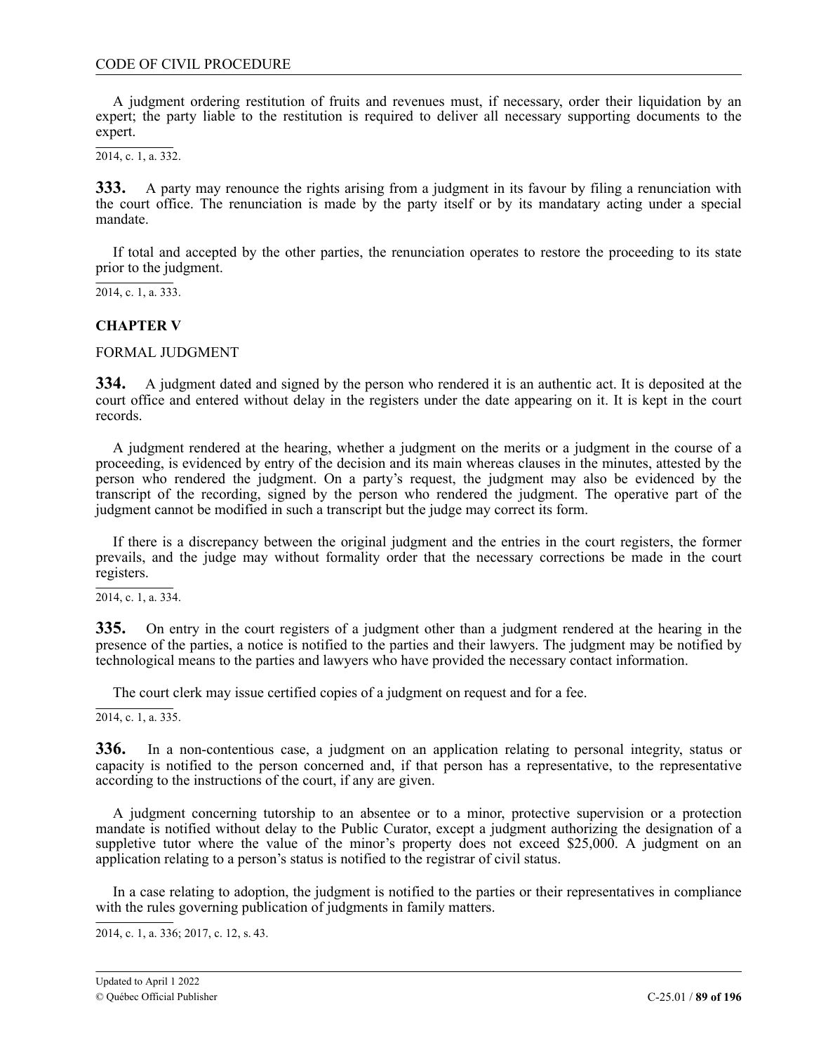A judgment ordering restitution of fruits and revenues must, if necessary, order their liquidation by an expert; the party liable to the restitution is required to deliver all necessary supporting documents to the expert.

2014, c. 1, a. 332.

**333.** A party may renounce the rights arising from a judgment in its favour by filing a renunciation with the court office. The renunciation is made by the party itself or by its mandatary acting under a special mandate.

If total and accepted by the other parties, the renunciation operates to restore the proceeding to its state prior to the judgment.

2014, c. 1, a. 333.

## CHAPTER V

FORMAL JUDGMENT

**334.** A judgment dated and signed by the person who rendered it is an authentic act. It is deposited at the court office and entered without delay in the registers under the date appearing on it. It is kept in the court records.

A judgment rendered at the hearing, whether a judgment on the merits or a judgment in the course of a proceeding, is evidenced by entry of the decision and its main whereas clauses in the minutes, attested by the person who rendered the judgment. On a party's request, the judgment may also be evidenced by the transcript of the recording, signed by the person who rendered the judgment. The operative part of the judgment cannot be modified in such a transcript but the judge may correct its form.

If there is a discrepancy between the original judgment and the entries in the court registers, the former prevails, and the judge may without formality order that the necessary corrections be made in the court registers.

2014, c. 1, a. 334.

**335.** On entry in the court registers of a judgment other than a judgment rendered at the hearing in the presence of the parties, a notice is notified to the parties and their lawyers. The judgment may be notified by technological means to the parties and lawyers who have provided the necessary contact information.

The court clerk may issue certified copies of a judgment on request and for a fee.

2014, c. 1, a. 335.

**336.** In a non-contentious case, a judgment on an application relating to personal integrity, status or capacity is notified to the person concerned and, if that person has a representative, to the representative according to the instructions of the court, if any are given.

A judgment concerning tutorship to an absentee or to a minor, protective supervision or a protection mandate is notified without delay to the Public Curator, except a judgment authorizing the designation of a suppletive tutor where the value of the minor's property does not exceed $25,000. A judgment on an application relating to a person's status is notified to the registrar of civil status.

In a case relating to adoption, the judgment is notified to the parties or their representatives in compliance with the rules governing publication of judgments in family matters.

2014, c. 1, a. 336; 2017, c. 12, s. 43.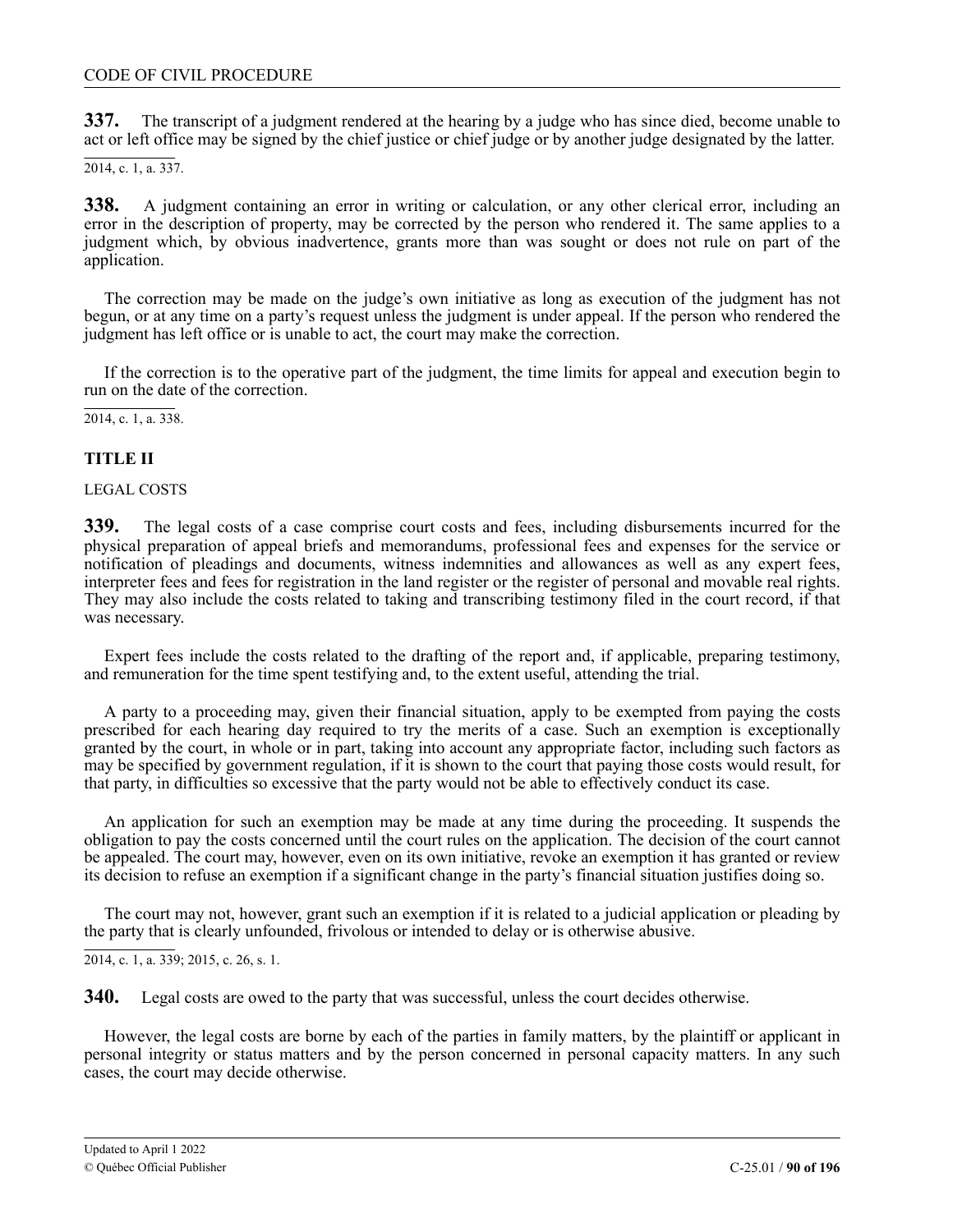**337.** The transcript of a judgment rendered at the hearing by a judge who has since died, become unable to act or left office may be signed by the chief justice or chief judge or by another judge designated by the latter.

2014, c. 1, a. 337.

**338.** A judgment containing an error in writing or calculation, or any other clerical error, including an error in the description of property, may be corrected by the person who rendered it. The same applies to a judgment which, by obvious inadvertence, grants more than was sought or does not rule on part of the application.

The correction may be made on the judge's own initiative as long as execution of the judgment has not begun, or at any time on a party's request unless the judgment is under appeal. If the person who rendered the judgment has left office or is unable to act, the court may make the correction.

If the correction is to the operative part of the judgment, the time limits for appeal and execution begin to run on the date of the correction.

2014, c. 1, a. 338.

**TITLE II**

LEGAL COSTS

**339.** The legal costs of a case comprise court costs and fees, including disbursements incurred for the physical preparation of appeal briefs and memorandums, professional fees and expenses for the service or notification of pleadings and documents, witness indemnities and allowances as well as any expert fees, interpreter fees and fees for registration in the land register or the register of personal and movable real rights. They may also include the costs related to taking and transcribing testimony filed in the court record, if that was necessary.

Expert fees include the costs related to the drafting of the report and, if applicable, preparing testimony, and remuneration for the time spent testifying and, to the extent useful, attending the trial.

A party to a proceeding may, given their financial situation, apply to be exempted from paying the costs prescribed for each hearing day required to try the merits of a case. Such an exemption is exceptionally granted by the court, in whole or in part, taking into account any appropriate factor, including such factors as may be specified by government regulation, if it is shown to the court that paying those costs would result, for that party, in difficulties so excessive that the party would not be able to effectively conduct its case.

An application for such an exemption may be made at any time during the proceeding. It suspends the obligation to pay the costs concerned until the court rules on the application. The decision of the court cannot be appealed. The court may, however, even on its own initiative, revoke an exemption it has granted or review its decision to refuse an exemption if a significant change in the party's financial situation justifies doing so.

The court may not, however, grant such an exemption if it is related to a judicial application or pleading by the party that is clearly unfounded, frivolous or intended to delay or is otherwise abusive.

2014, c. 1, a. 339; 2015, c. 26, s. 1.

**340.** Legal costs are owed to the party that was successful, unless the court decides otherwise.

However, the legal costs are borne by each of the parties in family matters, by the plaintiff or applicant in personal integrity or status matters and by the person concerned in personal capacity matters. In any such cases, the court may decide otherwise.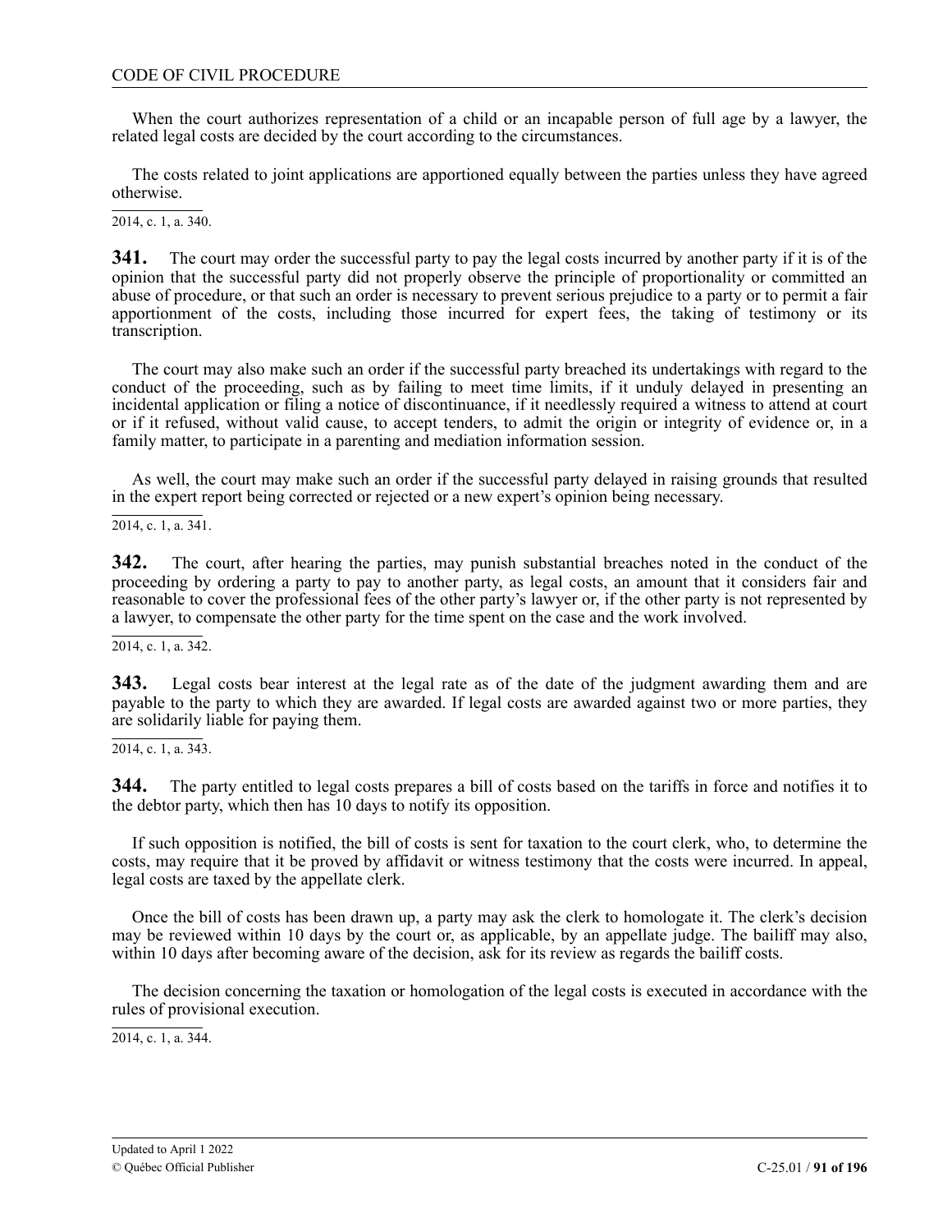When the court authorizes representation of a child or an incapable person of full age by a lawyer, the related legal costs are decided by the court according to the circumstances.

The costs related to joint applications are apportioned equally between the parties unless they have agreed otherwise.

2014, c. 1, a. 340.

**341.** The court may order the successful party to pay the legal costs incurred by another party if it is of the opinion that the successful party did not properly observe the principle of proportionality or committed an abuse of procedure, or that such an order is necessary to prevent serious prejudice to a party or to permit a fair apportionment of the costs, including those incurred for expert fees, the taking of testimony or its transcription.

The court may also make such an order if the successful party breached its undertakings with regard to the conduct of the proceeding, such as by failing to meet time limits, if it unduly delayed in presenting an incidental application or filing a notice of discontinuance, if it needlessly required a witness to attend at court or if it refused, without valid cause, to accept tenders, to admit the origin or integrity of evidence or, in a family matter, to participate in a parenting and mediation information session.

As well, the court may make such an order if the successful party delayed in raising grounds that resulted in the expert report being corrected or rejected or a new expert's opinion being necessary.

2014, c. 1, a. 341.

**342.** The court, after hearing the parties, may punish substantial breaches noted in the conduct of the proceeding by ordering a party to pay to another party, as legal costs, an amount that it considers fair and reasonable to cover the professional fees of the other party's lawyer or, if the other party is not represented by a lawyer, to compensate the other party for the time spent on the case and the work involved.

2014, c. 1, a. 342.

**343.** Legal costs bear interest at the legal rate as of the date of the judgment awarding them and are payable to the party to which they are awarded. If legal costs are awarded against two or more parties, they are solidarily liable for paying them.

2014, c. 1, a. 343.

**344.** The party entitled to legal costs prepares a bill of costs based on the tariffs in force and notifies it to the debtor party, which then has 10 days to notify its opposition.

If such opposition is notified, the bill of costs is sent for taxation to the court clerk, who, to determine the costs, may require that it be proved by affidavit or witness testimony that the costs were incurred. In appeal, legal costs are taxed by the appellate clerk.

Once the bill of costs has been drawn up, a party may ask the clerk to homologate it. The clerk's decision may be reviewed within 10 days by the court or, as applicable, by an appellate judge. The bailiff may also, within 10 days after becoming aware of the decision, ask for its review as regards the bailiff costs.

The decision concerning the taxation or homologation of the legal costs is executed in accordance with the rules of provisional execution.

2014, c. 1, a. 344.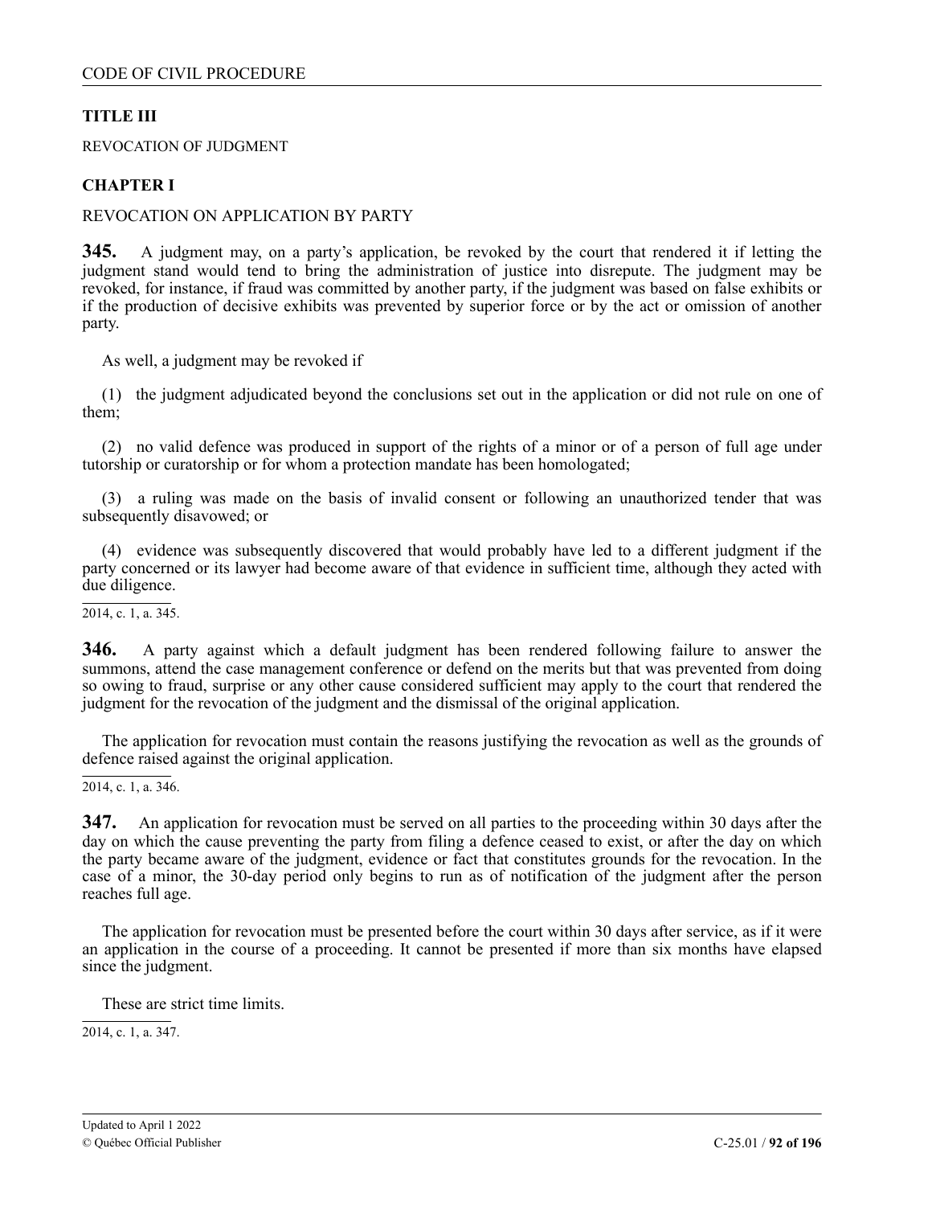**TITLE III**

REVOCATION OF JUDGMENT

**CHAPTER I**

REVOCATION ON APPLICATION BY PARTY

**345.** A judgment may, on a party's application, be revoked by the court that rendered it if letting the judgment stand would tend to bring the administration of justice into disrepute. The judgment may be revoked, for instance, if fraud was committed by another party, if the judgment was based on false exhibits or if the production of decisive exhibits was prevented by superior force or by the act or omission of another party.

As well, a judgment may be revoked if

(1) the judgment adjudicated beyond the conclusions set out in the application or did not rule on one of them;

(2) no valid defence was produced in support of the rights of a minor or of a person of full age under tutorship or curatorship or for whom a protection mandate has been homologated;

(3) a ruling was made on the basis of invalid consent or following an unauthorized tender that was subsequently disavowed; or

(4) evidence was subsequently discovered that would probably have led to a different judgment if the party concerned or its lawyer had become aware of that evidence in sufficient time, although they acted with due diligence.

2014, c. 1, a. 345.

**346.** A party against which a default judgment has been rendered following failure to answer the summons, attend the case management conference or defend on the merits but that was prevented from doing so owing to fraud, surprise or any other cause considered sufficient may apply to the court that rendered the judgment for the revocation of the judgment and the dismissal of the original application.

The application for revocation must contain the reasons justifying the revocation as well as the grounds of defence raised against the original application.

2014, c. 1, a. 346.

**347.** An application for revocation must be served on all parties to the proceeding within 30 days after the day on which the cause preventing the party from filing a defence ceased to exist, or after the day on which the party became aware of the judgment, evidence or fact that constitutes grounds for the revocation. In the case of a minor, the 30-day period only begins to run as of notification of the judgment after the person reaches full age.

The application for revocation must be presented before the court within 30 days after service, as if it were an application in the course of a proceeding. It cannot be presented if more than six months have elapsed since the judgment.

These are strict time limits.

2014, c. 1, a. 347.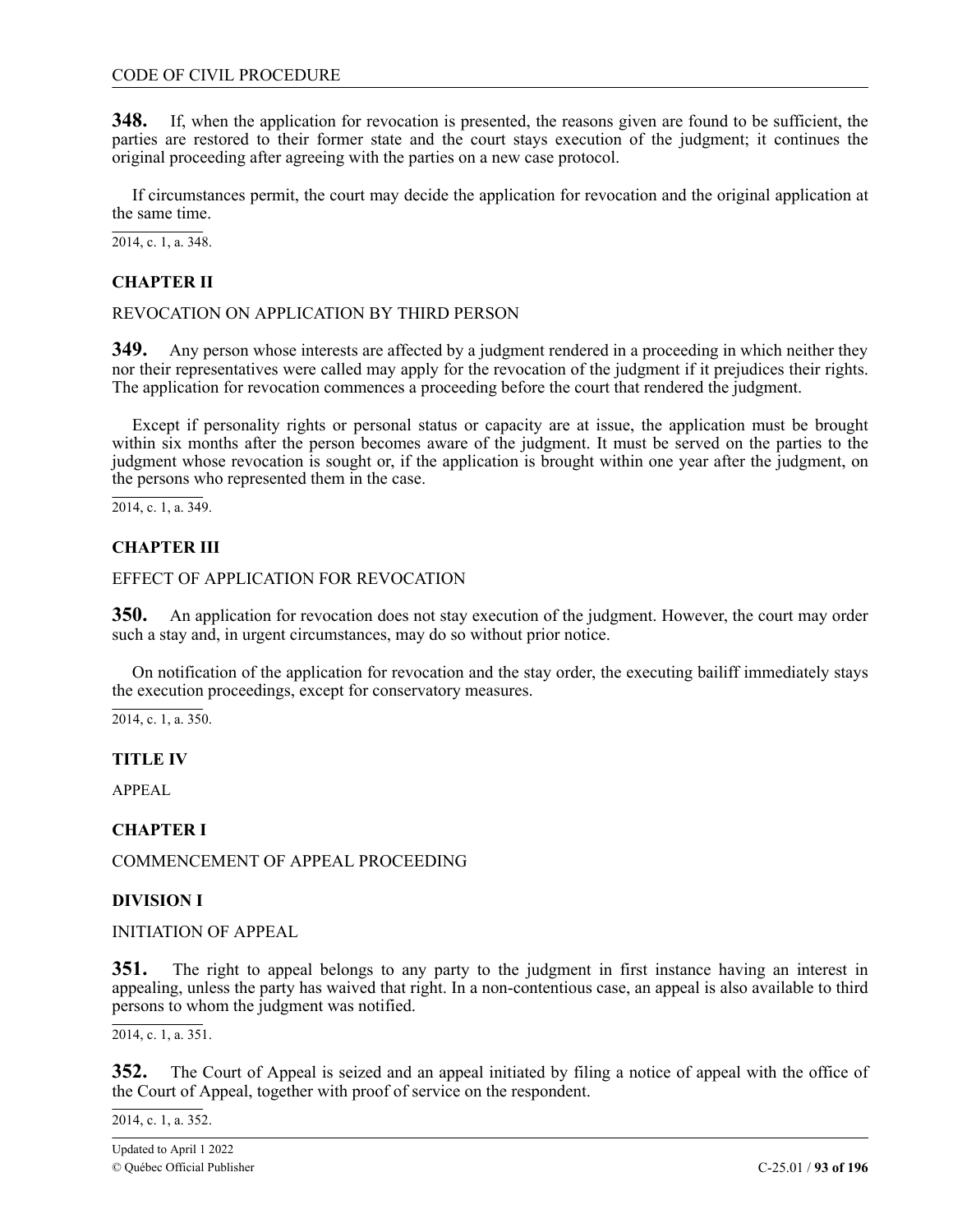**348.** If, when the application for revocation is presented, the reasons given are found to be sufficient, the parties are restored to their former state and the court stays execution of the judgment; it continues the original proceeding after agreeing with the parties on a new case protocol.

If circumstances permit, the court may decide the application for revocation and the original application at the same time.

2014, c. 1, a. 348.

### CHAPTER II

REVOCATION ON APPLICATION BY THIRD PERSON

**349.** Any person whose interests are affected by a judgment rendered in a proceeding in which neither they nor their representatives were called may apply for the revocation of the judgment if it prejudices their rights. The application for revocation commences a proceeding before the court that rendered the judgment.

Except if personality rights or personal status or capacity are at issue, the application must be brought within six months after the person becomes aware of the judgment. It must be served on the parties to the judgment whose revocation is sought or, if the application is brought within one year after the judgment, on the persons who represented them in the case.

2014, c. 1, a. 349.

### CHAPTER III

EFFECT OF APPLICATION FOR REVOCATION

**350.** An application for revocation does not stay execution of the judgment. However, the court may order such a stay and, in urgent circumstances, may do so without prior notice.

On notification of the application for revocation and the stay order, the executing bailiff immediately stays the execution proceedings, except for conservatory measures.

2014, c. 1, a. 350.

## TITLE IV

APPEAL

### CHAPTER I

COMMENCEMENT OF APPEAL PROCEEDING

#### DIVISION I

INITIATION OF APPEAL

**351.** The right to appeal belongs to any party to the judgment in first instance having an interest in appealing, unless the party has waived that right. In a non-contentious case, an appeal is also available to third persons to whom the judgment was notified.

2014, c. 1, a. 351.

**352.** The Court of Appeal is seized and an appeal initiated by filing a notice of appeal with the office of the Court of Appeal, together with proof of service on the respondent.

2014, c. 1, a. 352.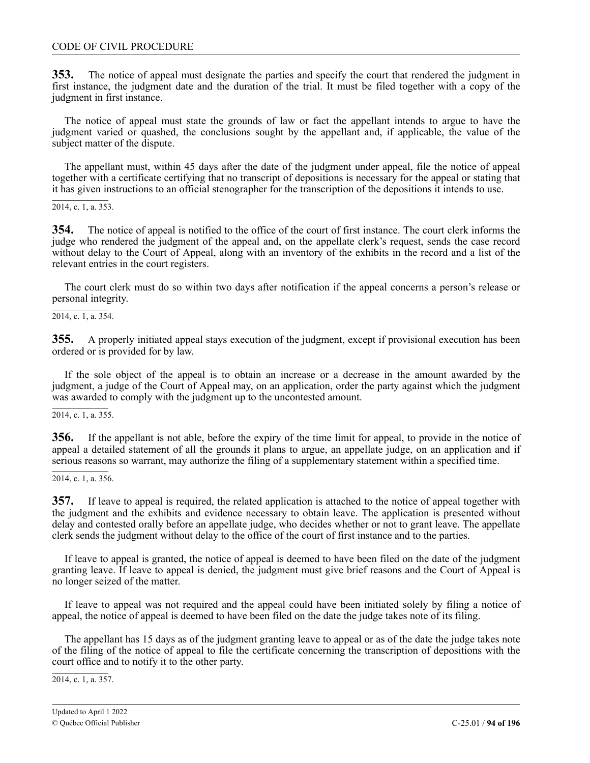**353.** The notice of appeal must designate the parties and specify the court that rendered the judgment in first instance, the judgment date and the duration of the trial. It must be filed together with a copy of the judgment in first instance.

The notice of appeal must state the grounds of law or fact the appellant intends to argue to have the judgment varied or quashed, the conclusions sought by the appellant and, if applicable, the value of the subject matter of the dispute.

The appellant must, within 45 days after the date of the judgment under appeal, file the notice of appeal together with a certificate certifying that no transcript of depositions is necessary for the appeal or stating that it has given instructions to an official stenographer for the transcription of the depositions it intends to use.

2014, c. 1, a. 353.

**354.** The notice of appeal is notified to the office of the court of first instance. The court clerk informs the judge who rendered the judgment of the appeal and, on the appellate clerk's request, sends the case record without delay to the Court of Appeal, along with an inventory of the exhibits in the record and a list of the relevant entries in the court registers.

The court clerk must do so within two days after notification if the appeal concerns a person's release or personal integrity.

2014, c. 1, a. 354.

**355.** A properly initiated appeal stays execution of the judgment, except if provisional execution has been ordered or is provided for by law.

If the sole object of the appeal is to obtain an increase or a decrease in the amount awarded by the judgment, a judge of the Court of Appeal may, on an application, order the party against which the judgment was awarded to comply with the judgment up to the uncontested amount.

2014, c. 1, a. 355.

**356.** If the appellant is not able, before the expiry of the time limit for appeal, to provide in the notice of appeal a detailed statement of all the grounds it plans to argue, an appellate judge, on an application and if serious reasons so warrant, may authorize the filing of a supplementary statement within a specified time.

2014, c. 1, a. 356.

**357.** If leave to appeal is required, the related application is attached to the notice of appeal together with the judgment and the exhibits and evidence necessary to obtain leave. The application is presented without delay and contested orally before an appellate judge, who decides whether or not to grant leave. The appellate clerk sends the judgment without delay to the office of the court of first instance and to the parties.

If leave to appeal is granted, the notice of appeal is deemed to have been filed on the date of the judgment granting leave. If leave to appeal is denied, the judgment must give brief reasons and the Court of Appeal is no longer seized of the matter.

If leave to appeal was not required and the appeal could have been initiated solely by filing a notice of appeal, the notice of appeal is deemed to have been filed on the date the judge takes note of its filing.

The appellant has 15 days as of the judgment granting leave to appeal or as of the date the judge takes note of the filing of the notice of appeal to file the certificate concerning the transcription of depositions with the court office and to notify it to the other party.

2014, c. 1, a. 357.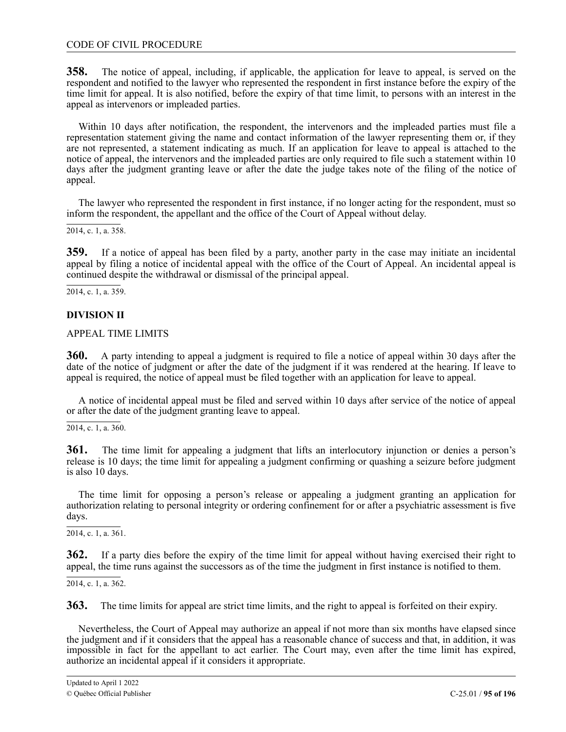**358.** The notice of appeal, including, if applicable, the application for leave to appeal, is served on the respondent and notified to the lawyer who represented the respondent in first instance before the expiry of the time limit for appeal. It is also notified, before the expiry of that time limit, to persons with an interest in the appeal as intervenors or impleaded parties.

Within 10 days after notification, the respondent, the intervenors and the impleaded parties must file a representation statement giving the name and contact information of the lawyer representing them or, if they are not represented, a statement indicating as much. If an application for leave to appeal is attached to the notice of appeal, the intervenors and the impleaded parties are only required to file such a statement within 10 days after the judgment granting leave or after the date the judge takes note of the filing of the notice of appeal.

The lawyer who represented the respondent in first instance, if no longer acting for the respondent, must so inform the respondent, the appellant and the office of the Court of Appeal without delay.

2014, c. 1, a. 358.

**359.** If a notice of appeal has been filed by a party, another party in the case may initiate an incidental appeal by filing a notice of incidental appeal with the office of the Court of Appeal. An incidental appeal is continued despite the withdrawal or dismissal of the principal appeal.

2014, c. 1, a. 359.

## DIVISION II

### APPEAL TIME LIMITS

**360.** A party intending to appeal a judgment is required to file a notice of appeal within 30 days after the date of the notice of judgment or after the date of the judgment if it was rendered at the hearing. If leave to appeal is required, the notice of appeal must be filed together with an application for leave to appeal.

A notice of incidental appeal must be filed and served within 10 days after service of the notice of appeal or after the date of the judgment granting leave to appeal.

2014, c. 1, a. 360.

**361.** The time limit for appealing a judgment that lifts an interlocutory injunction or denies a person's release is 10 days; the time limit for appealing a judgment confirming or quashing a seizure before judgment is also 10 days.

The time limit for opposing a person's release or appealing a judgment granting an application for authorization relating to personal integrity or ordering confinement for or after a psychiatric assessment is five days.

2014, c. 1, a. 361.

**362.** If a party dies before the expiry of the time limit for appeal without having exercised their right to appeal, the time runs against the successors as of the time the judgment in first instance is notified to them.

2014, c. 1, a. 362.

**363.** The time limits for appeal are strict time limits, and the right to appeal is forfeited on their expiry.

Nevertheless, the Court of Appeal may authorize an appeal if not more than six months have elapsed since the judgment and if it considers that the appeal has a reasonable chance of success and that, in addition, it was impossible in fact for the appellant to act earlier. The Court may, even after the time limit has expired, authorize an incidental appeal if it considers it appropriate.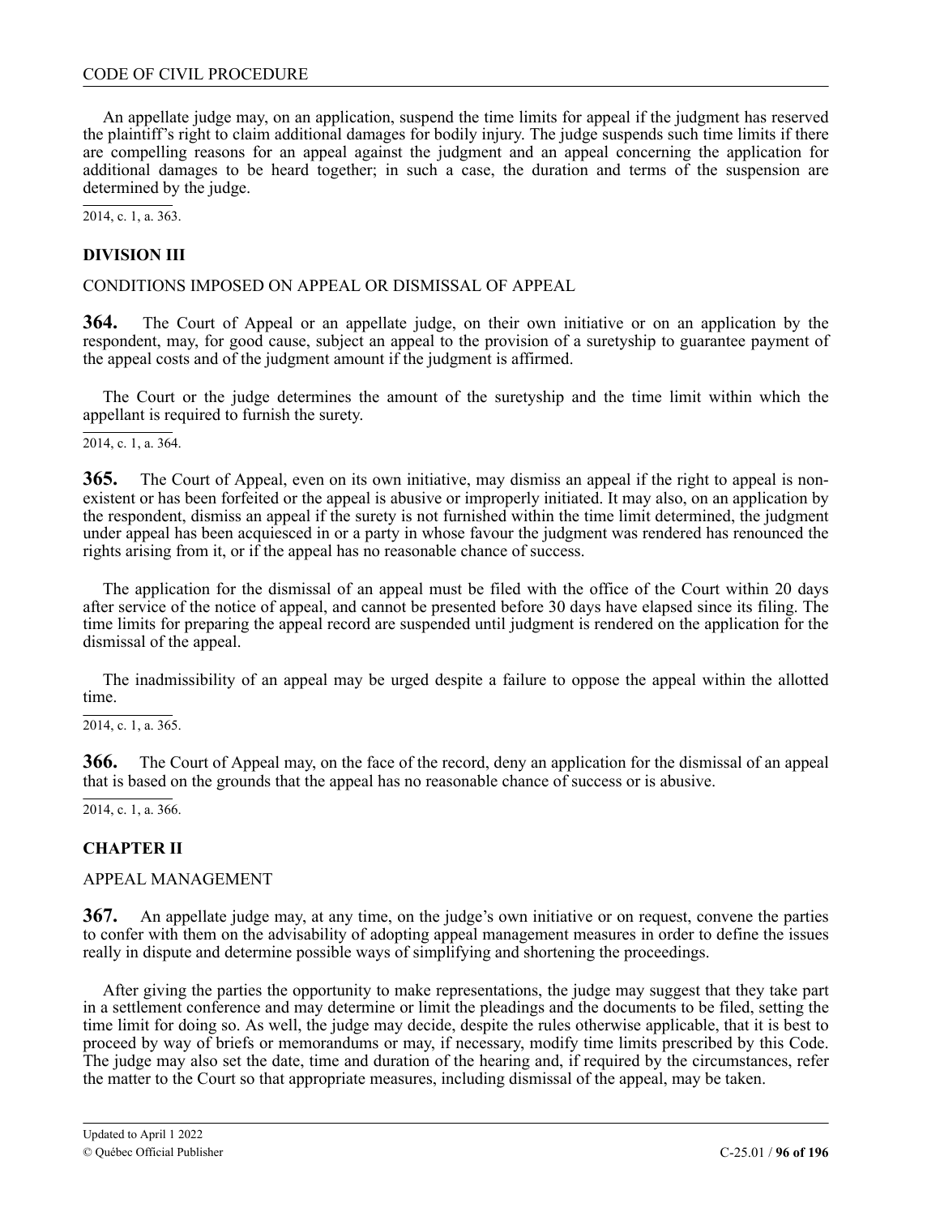An appellate judge may, on an application, suspend the time limits for appeal if the judgment has reserved the plaintiff's right to claim additional damages for bodily injury. The judge suspends such time limits if there are compelling reasons for an appeal against the judgment and an appeal concerning the application for additional damages to be heard together; in such a case, the duration and terms of the suspension are determined by the judge.

2014, c. 1, a. 363.

### DIVISION III

CONDITIONS IMPOSED ON APPEAL OR DISMISSAL OF APPEAL

**364.** The Court of Appeal or an appellate judge, on their own initiative or on an application by the respondent, may, for good cause, subject an appeal to the provision of a suretyship to guarantee payment of the appeal costs and of the judgment amount if the judgment is affirmed.

The Court or the judge determines the amount of the suretyship and the time limit within which the appellant is required to furnish the surety.

2014, c. 1, a. 364.

**365.** The Court of Appeal, even on its own initiative, may dismiss an appeal if the right to appeal is non-existent or has been forfeited or the appeal is abusive or improperly initiated. It may also, on an application by the respondent, dismiss an appeal if the surety is not furnished within the time limit determined, the judgment under appeal has been acquiesced in or a party in whose favour the judgment was rendered has renounced the rights arising from it, or if the appeal has no reasonable chance of success.

The application for the dismissal of an appeal must be filed with the office of the Court within 20 days after service of the notice of appeal, and cannot be presented before 30 days have elapsed since its filing. The time limits for preparing the appeal record are suspended until judgment is rendered on the application for the dismissal of the appeal.

The inadmissibility of an appeal may be urged despite a failure to oppose the appeal within the allotted time.

2014, c. 1, a. 365.

**366.** The Court of Appeal may, on the face of the record, deny an application for the dismissal of an appeal that is based on the grounds that the appeal has no reasonable chance of success or is abusive.

2014, c. 1, a. 366.

## CHAPTER II

APPEAL MANAGEMENT

**367.** An appellate judge may, at any time, on the judge's own initiative or on request, convene the parties to confer with them on the advisability of adopting appeal management measures in order to define the issues really in dispute and determine possible ways of simplifying and shortening the proceedings.

After giving the parties the opportunity to make representations, the judge may suggest that they take part in a settlement conference and may determine or limit the pleadings and the documents to be filed, setting the time limit for doing so. As well, the judge may decide, despite the rules otherwise applicable, that it is best to proceed by way of briefs or memorandums or may, if necessary, modify time limits prescribed by this Code. The judge may also set the date, time and duration of the hearing and, if required by the circumstances, refer the matter to the Court so that appropriate measures, including dismissal of the appeal, may be taken.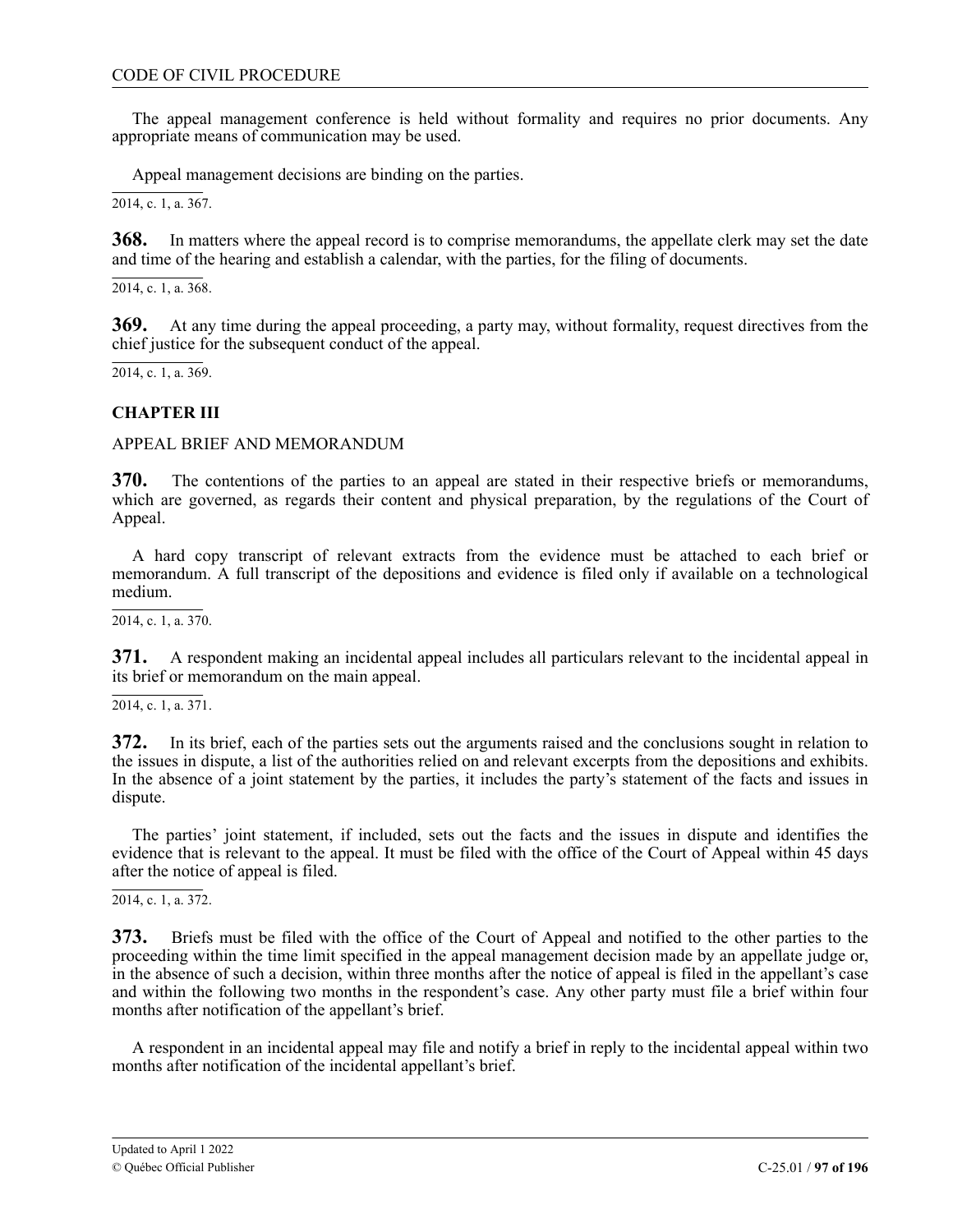The appeal management conference is held without formality and requires no prior documents. Any appropriate means of communication may be used.

Appeal management decisions are binding on the parties.

2014, c. 1, a. 367.

**368.** In matters where the appeal record is to comprise memorandums, the appellate clerk may set the date and time of the hearing and establish a calendar, with the parties, for the filing of documents.

2014, c. 1, a. 368.

**369.** At any time during the appeal proceeding, a party may, without formality, request directives from the chief justice for the subsequent conduct of the appeal.

2014, c. 1, a. 369.

## CHAPTER III

APPEAL BRIEF AND MEMORANDUM

**370.** The contentions of the parties to an appeal are stated in their respective briefs or memorandums, which are governed, as regards their content and physical preparation, by the regulations of the Court of Appeal.

A hard copy transcript of relevant extracts from the evidence must be attached to each brief or memorandum. A full transcript of the depositions and evidence is filed only if available on a technological medium.

2014, c. 1, a. 370.

**371.** A respondent making an incidental appeal includes all particulars relevant to the incidental appeal in its brief or memorandum on the main appeal.

2014, c. 1, a. 371.

**372.** In its brief, each of the parties sets out the arguments raised and the conclusions sought in relation to the issues in dispute, a list of the authorities relied on and relevant excerpts from the depositions and exhibits. In the absence of a joint statement by the parties, it includes the party's statement of the facts and issues in dispute.

The parties' joint statement, if included, sets out the facts and the issues in dispute and identifies the evidence that is relevant to the appeal. It must be filed with the office of the Court of Appeal within 45 days after the notice of appeal is filed.

2014, c. 1, a. 372.

**373.** Briefs must be filed with the office of the Court of Appeal and notified to the other parties to the proceeding within the time limit specified in the appeal management decision made by an appellate judge or, in the absence of such a decision, within three months after the notice of appeal is filed in the appellant's case and within the following two months in the respondent's case. Any other party must file a brief within four months after notification of the appellant's brief.

A respondent in an incidental appeal may file and notify a brief in reply to the incidental appeal within two months after notification of the incidental appellant's brief.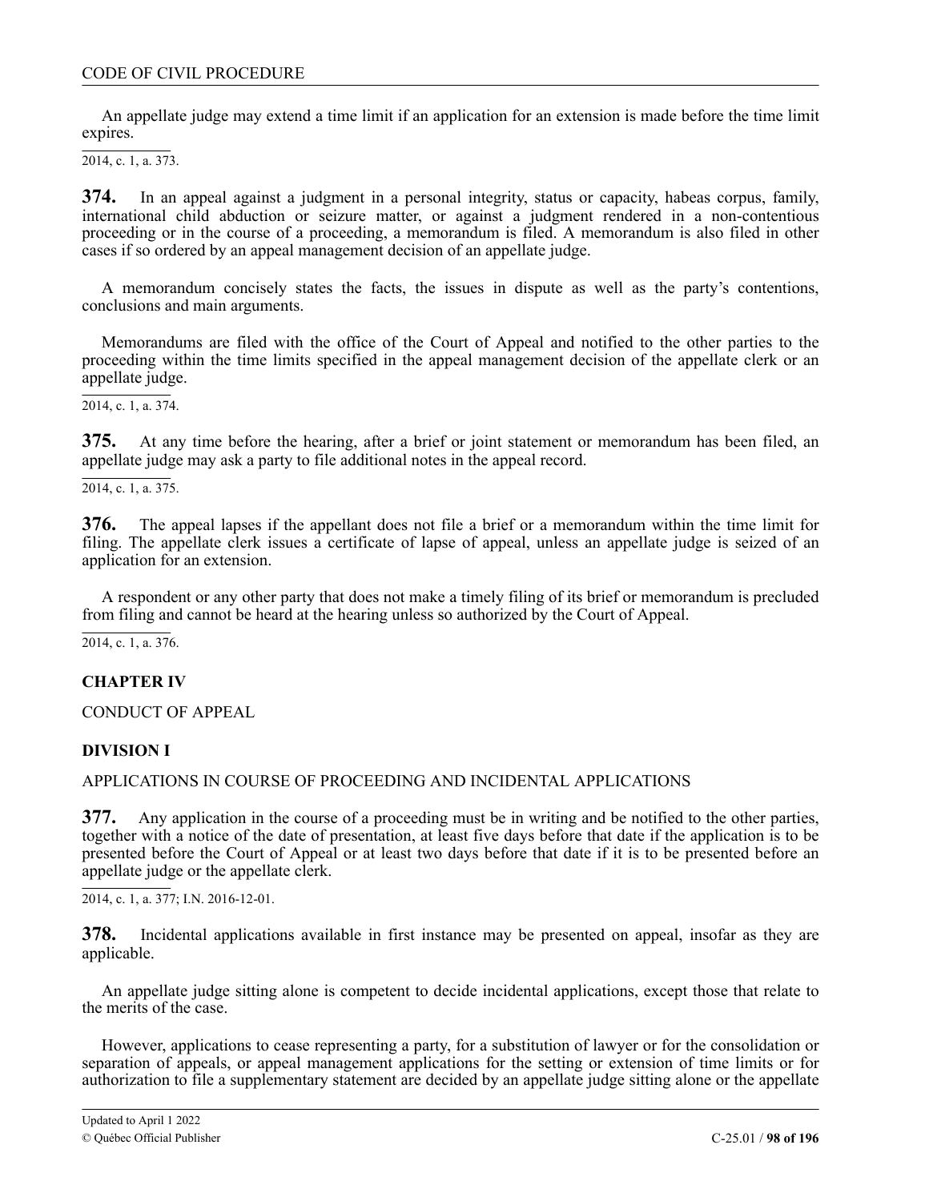An appellate judge may extend a time limit if an application for an extension is made before the time limit expires.

2014, c. 1, a. 373.

**374.** In an appeal against a judgment in a personal integrity, status or capacity, habeas corpus, family, international child abduction or seizure matter, or against a judgment rendered in a non-contentious proceeding or in the course of a proceeding, a memorandum is filed. A memorandum is also filed in other cases if so ordered by an appeal management decision of an appellate judge.

A memorandum concisely states the facts, the issues in dispute as well as the party's contentions, conclusions and main arguments.

Memorandums are filed with the office of the Court of Appeal and notified to the other parties to the proceeding within the time limits specified in the appeal management decision of the appellate clerk or an appellate judge.

2014, c. 1, a. 374.

**375.** At any time before the hearing, after a brief or joint statement or memorandum has been filed, an appellate judge may ask a party to file additional notes in the appeal record.

2014, c. 1, a. 375.

**376.** The appeal lapses if the appellant does not file a brief or a memorandum within the time limit for filing. The appellate clerk issues a certificate of lapse of appeal, unless an appellate judge is seized of an application for an extension.

A respondent or any other party that does not make a timely filing of its brief or memorandum is precluded from filing and cannot be heard at the hearing unless so authorized by the Court of Appeal.

2014, c. 1, a. 376.

## CHAPTER IV

CONDUCT OF APPEAL

### DIVISION I

APPLICATIONS IN COURSE OF PROCEEDING AND INCIDENTAL APPLICATIONS

**377.** Any application in the course of a proceeding must be in writing and be notified to the other parties, together with a notice of the date of presentation, at least five days before that date if the application is to be presented before the Court of Appeal or at least two days before that date if it is to be presented before an appellate judge or the appellate clerk.

2014, c. 1, a. 377; I.N. 2016-12-01.

**378.** Incidental applications available in first instance may be presented on appeal, insofar as they are applicable.

An appellate judge sitting alone is competent to decide incidental applications, except those that relate to the merits of the case.

However, applications to cease representing a party, for a substitution of lawyer or for the consolidation or separation of appeals, or appeal management applications for the setting or extension of time limits or for authorization to file a supplementary statement are decided by an appellate judge sitting alone or the appellate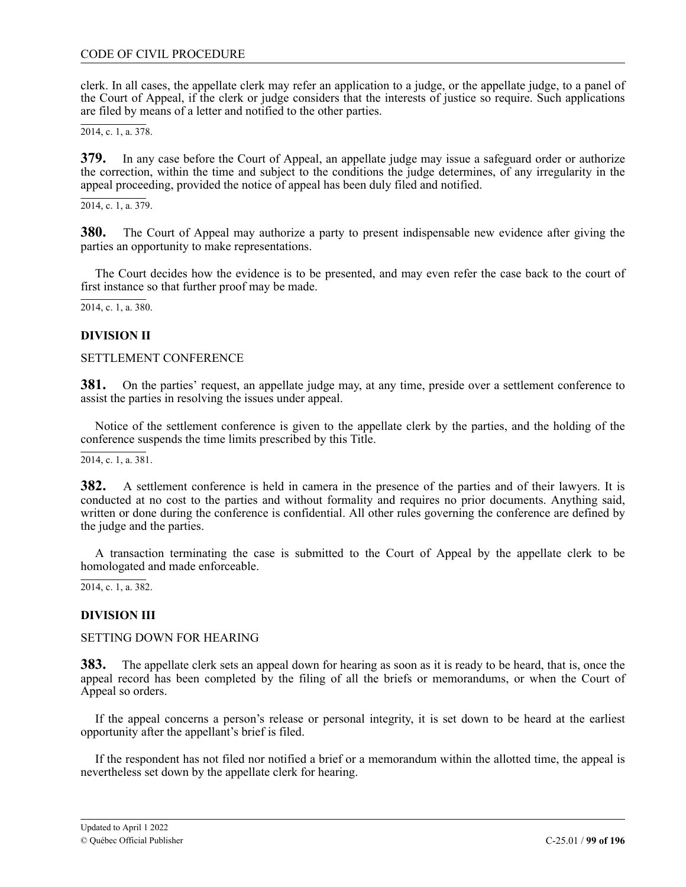clerk. In all cases, the appellate clerk may refer an application to a judge, or the appellate judge, to a panel of the Court of Appeal, if the clerk or judge considers that the interests of justice so require. Such applications are filed by means of a letter and notified to the other parties.

2014, c. 1, a. 378.

**379.** In any case before the Court of Appeal, an appellate judge may issue a safeguard order or authorize the correction, within the time and subject to the conditions the judge determines, of any irregularity in the appeal proceeding, provided the notice of appeal has been duly filed and notified.

2014, c. 1, a. 379.

**380.** The Court of Appeal may authorize a party to present indispensable new evidence after giving the parties an opportunity to make representations.

The Court decides how the evidence is to be presented, and may even refer the case back to the court of first instance so that further proof may be made.

2014, c. 1, a. 380.

**DIVISION II**

SETTLEMENT CONFERENCE

**381.** On the parties' request, an appellate judge may, at any time, preside over a settlement conference to assist the parties in resolving the issues under appeal.

Notice of the settlement conference is given to the appellate clerk by the parties, and the holding of the conference suspends the time limits prescribed by this Title.

2014, c. 1, a. 381.

**382.** A settlement conference is held in camera in the presence of the parties and of their lawyers. It is conducted at no cost to the parties and without formality and requires no prior documents. Anything said, written or done during the conference is confidential. All other rules governing the conference are defined by the judge and the parties.

A transaction terminating the case is submitted to the Court of Appeal by the appellate clerk to be homologated and made enforceable.

2014, c. 1, a. 382.

**DIVISION III**

SETTING DOWN FOR HEARING

**383.** The appellate clerk sets an appeal down for hearing as soon as it is ready to be heard, that is, once the appeal record has been completed by the filing of all the briefs or memorandums, or when the Court of Appeal so orders.

If the appeal concerns a person's release or personal integrity, it is set down to be heard at the earliest opportunity after the appellant's brief is filed.

If the respondent has not filed nor notified a brief or a memorandum within the allotted time, the appeal is nevertheless set down by the appellate clerk for hearing.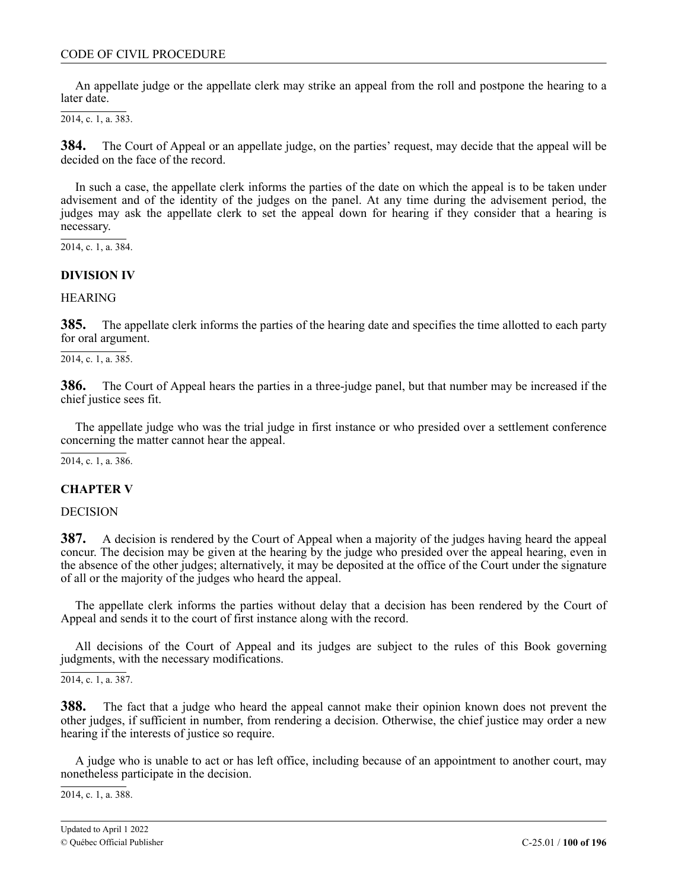An appellate judge or the appellate clerk may strike an appeal from the roll and postpone the hearing to a later date.

2014, c. 1, a. 383.

**384.** The Court of Appeal or an appellate judge, on the parties' request, may decide that the appeal will be decided on the face of the record.

In such a case, the appellate clerk informs the parties of the date on which the appeal is to be taken under advisement and of the identity of the judges on the panel. At any time during the advisement period, the judges may ask the appellate clerk to set the appeal down for hearing if they consider that a hearing is necessary.

2014, c. 1, a. 384.

## DIVISION IV

HEARING

**385.** The appellate clerk informs the parties of the hearing date and specifies the time allotted to each party for oral argument.

2014, c. 1, a. 385.

**386.** The Court of Appeal hears the parties in a three-judge panel, but that number may be increased if the chief justice sees fit.

The appellate judge who was the trial judge in first instance or who presided over a settlement conference concerning the matter cannot hear the appeal.

2014, c. 1, a. 386.

## CHAPTER V

DECISION

**387.** A decision is rendered by the Court of Appeal when a majority of the judges having heard the appeal concur. The decision may be given at the hearing by the judge who presided over the appeal hearing, even in the absence of the other judges; alternatively, it may be deposited at the office of the Court under the signature of all or the majority of the judges who heard the appeal.

The appellate clerk informs the parties without delay that a decision has been rendered by the Court of Appeal and sends it to the court of first instance along with the record.

All decisions of the Court of Appeal and its judges are subject to the rules of this Book governing judgments, with the necessary modifications.

2014, c. 1, a. 387.

**388.** The fact that a judge who heard the appeal cannot make their opinion known does not prevent the other judges, if sufficient in number, from rendering a decision. Otherwise, the chief justice may order a new hearing if the interests of justice so require.

A judge who is unable to act or has left office, including because of an appointment to another court, may nonetheless participate in the decision.

2014, c. 1, a. 388.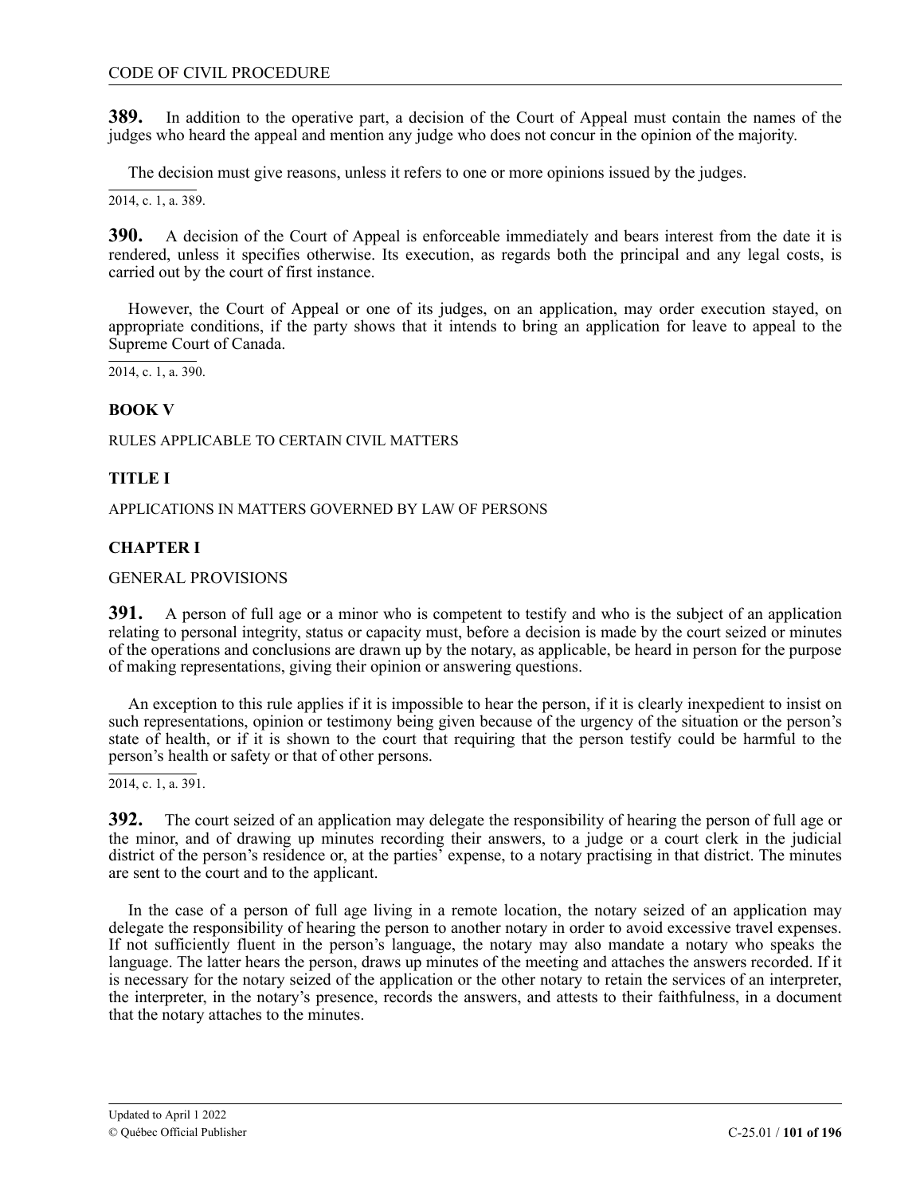**389.** In addition to the operative part, a decision of the Court of Appeal must contain the names of the judges who heard the appeal and mention any judge who does not concur in the opinion of the majority.

The decision must give reasons, unless it refers to one or more opinions issued by the judges.

2014, c. 1, a. 389.

**390.** A decision of the Court of Appeal is enforceable immediately and bears interest from the date it is rendered, unless it specifies otherwise. Its execution, as regards both the principal and any legal costs, is carried out by the court of first instance.

However, the Court of Appeal or one of its judges, on an application, may order execution stayed, on appropriate conditions, if the party shows that it intends to bring an application for leave to appeal to the Supreme Court of Canada.

2014, c. 1, a. 390.

## BOOK V

RULES APPLICABLE TO CERTAIN CIVIL MATTERS

## TITLE I

APPLICATIONS IN MATTERS GOVERNED BY LAW OF PERSONS

## CHAPTER I

GENERAL PROVISIONS

**391.** A person of full age or a minor who is competent to testify and who is the subject of an application relating to personal integrity, status or capacity must, before a decision is made by the court seized or minutes of the operations and conclusions are drawn up by the notary, as applicable, be heard in person for the purpose of making representations, giving their opinion or answering questions.

An exception to this rule applies if it is impossible to hear the person, if it is clearly inexpedient to insist on such representations, opinion or testimony being given because of the urgency of the situation or the person's state of health, or if it is shown to the court that requiring that the person testify could be harmful to the person's health or safety or that of other persons.

2014, c. 1, a. 391.

**392.** The court seized of an application may delegate the responsibility of hearing the person of full age or the minor, and of drawing up minutes recording their answers, to a judge or a court clerk in the judicial district of the person's residence or, at the parties' expense, to a notary practising in that district. The minutes are sent to the court and to the applicant.

In the case of a person of full age living in a remote location, the notary seized of an application may delegate the responsibility of hearing the person to another notary in order to avoid excessive travel expenses. If not sufficiently fluent in the person's language, the notary may also mandate a notary who speaks the language. The latter hears the person, draws up minutes of the meeting and attaches the answers recorded. If it is necessary for the notary seized of the application or the other notary to retain the services of an interpreter, the interpreter, in the notary's presence, records the answers, and attests to their faithfulness, in a document that the notary attaches to the minutes.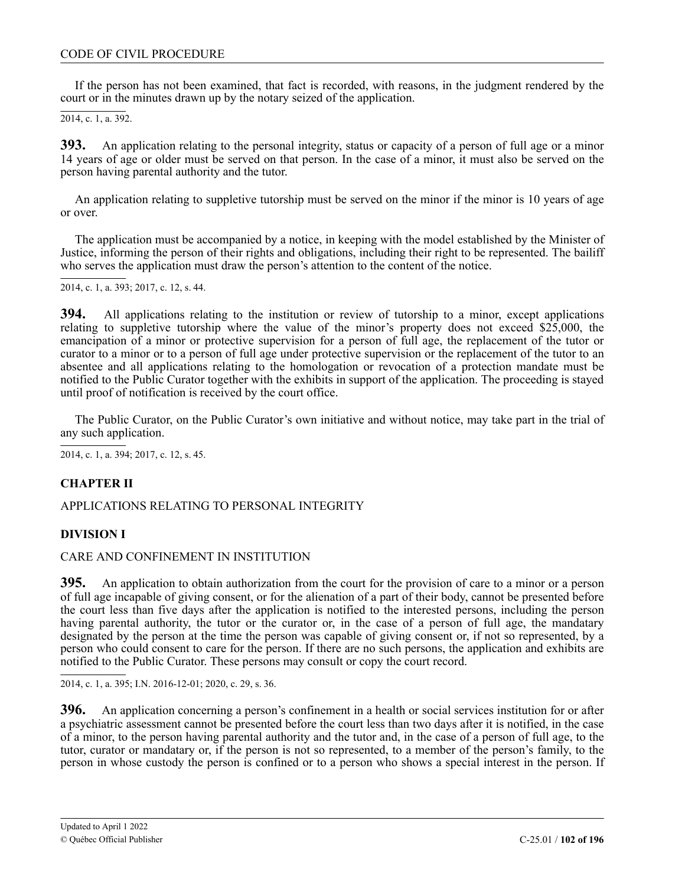If the person has not been examined, that fact is recorded, with reasons, in the judgment rendered by the court or in the minutes drawn up by the notary seized of the application.

2014, c. 1, a. 392.

**393.** An application relating to the personal integrity, status or capacity of a person of full age or a minor 14 years of age or older must be served on that person. In the case of a minor, it must also be served on the person having parental authority and the tutor.

An application relating to suppletive tutorship must be served on the minor if the minor is 10 years of age or over.

The application must be accompanied by a notice, in keeping with the model established by the Minister of Justice, informing the person of their rights and obligations, including their right to be represented. The bailiff who serves the application must draw the person's attention to the content of the notice.

2014, c. 1, a. 393; 2017, c. 12, s. 44.

**394.** All applications relating to the institution or review of tutorship to a minor, except applications relating to suppletive tutorship where the value of the minor's property does not exceed $25,000, the emancipation of a minor or protective supervision for a person of full age, the replacement of the tutor or curator to a minor or to a person of full age under protective supervision or the replacement of the tutor to an absentee and all applications relating to the homologation or revocation of a protection mandate must be notified to the Public Curator together with the exhibits in support of the application. The proceeding is stayed until proof of notification is received by the court office.

The Public Curator, on the Public Curator's own initiative and without notice, may take part in the trial of any such application.

2014, c. 1, a. 394; 2017, c. 12, s. 45.

## CHAPTER II

APPLICATIONS RELATING TO PERSONAL INTEGRITY

### DIVISION I

CARE AND CONFINEMENT IN INSTITUTION

**395.** An application to obtain authorization from the court for the provision of care to a minor or a person of full age incapable of giving consent, or for the alienation of a part of their body, cannot be presented before the court less than five days after the application is notified to the interested persons, including the person having parental authority, the tutor or the curator or, in the case of a person of full age, the mandatary designated by the person at the time the person was capable of giving consent or, if not so represented, by a person who could consent to care for the person. If there are no such persons, the application and exhibits are notified to the Public Curator. These persons may consult or copy the court record.

2014, c. 1, a. 395; I.N. 2016-12-01; 2020, c. 29, s. 36.

**396.** An application concerning a person's confinement in a health or social services institution for or after a psychiatric assessment cannot be presented before the court less than two days after it is notified, in the case of a minor, to the person having parental authority and the tutor and, in the case of a person of full age, to the tutor, curator or mandatary or, if the person is not so represented, to a member of the person's family, to the person in whose custody the person is confined or to a person who shows a special interest in the person. If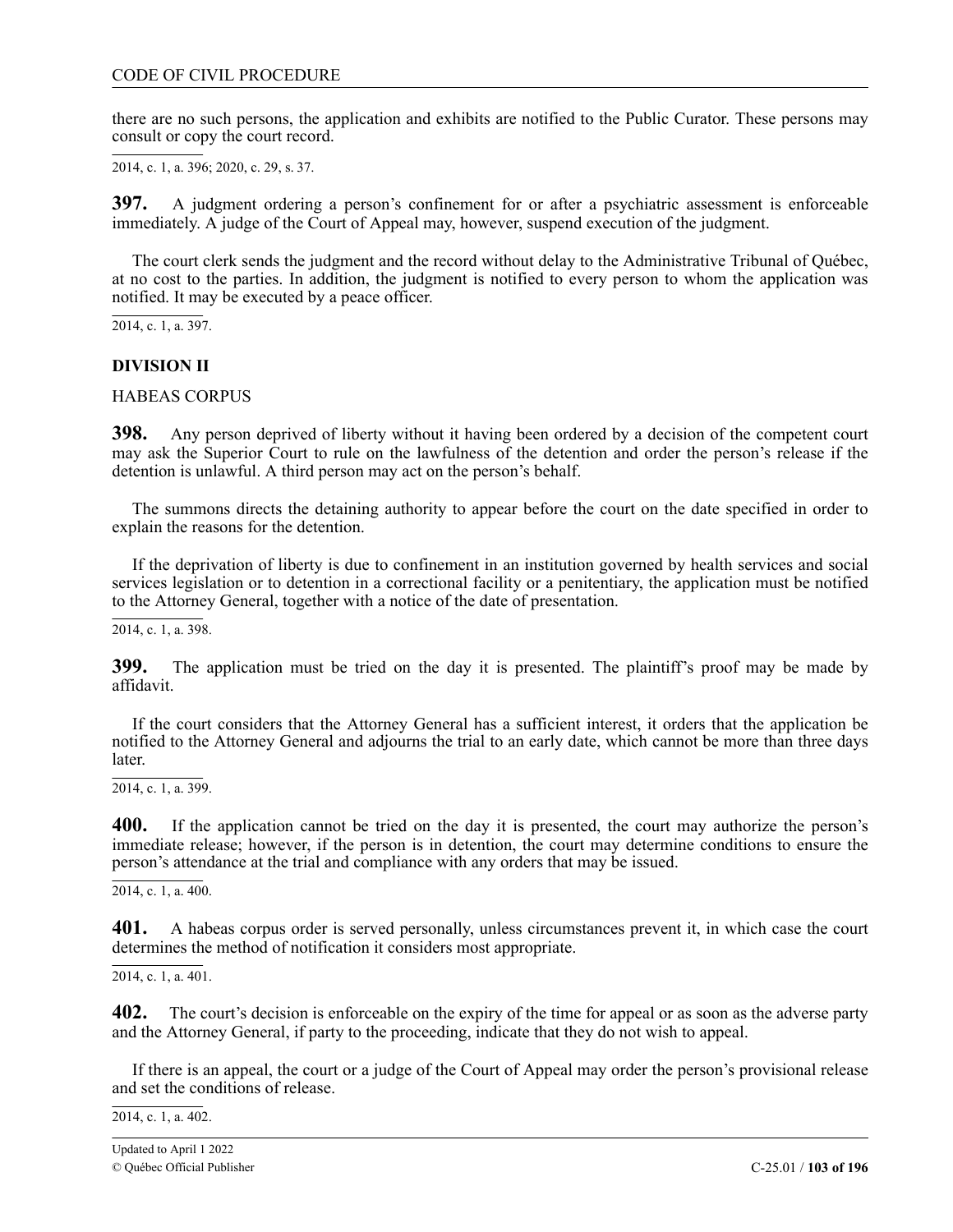there are no such persons, the application and exhibits are notified to the Public Curator. These persons may consult or copy the court record.

2014, c. 1, a. 396; 2020, c. 29, s. 37.

**397.** A judgment ordering a person's confinement for or after a psychiatric assessment is enforceable immediately. A judge of the Court of Appeal may, however, suspend execution of the judgment.

The court clerk sends the judgment and the record without delay to the Administrative Tribunal of Québec, at no cost to the parties. In addition, the judgment is notified to every person to whom the application was notified. It may be executed by a peace officer.

2014, c. 1, a. 397.

**DIVISION II**

HABEAS CORPUS

**398.** Any person deprived of liberty without it having been ordered by a decision of the competent court may ask the Superior Court to rule on the lawfulness of the detention and order the person's release if the detention is unlawful. A third person may act on the person's behalf.

The summons directs the detaining authority to appear before the court on the date specified in order to explain the reasons for the detention.

If the deprivation of liberty is due to confinement in an institution governed by health services and social services legislation or to detention in a correctional facility or a penitentiary, the application must be notified to the Attorney General, together with a notice of the date of presentation.

2014, c. 1, a. 398.

**399.** The application must be tried on the day it is presented. The plaintiff's proof may be made by affidavit.

If the court considers that the Attorney General has a sufficient interest, it orders that the application be notified to the Attorney General and adjourns the trial to an early date, which cannot be more than three days later.

2014, c. 1, a. 399.

**400.** If the application cannot be tried on the day it is presented, the court may authorize the person's immediate release; however, if the person is in detention, the court may determine conditions to ensure the person's attendance at the trial and compliance with any orders that may be issued.

2014, c. 1, a. 400.

**401.** A habeas corpus order is served personally, unless circumstances prevent it, in which case the court determines the method of notification it considers most appropriate.

2014, c. 1, a. 401.

**402.** The court's decision is enforceable on the expiry of the time for appeal or as soon as the adverse party and the Attorney General, if party to the proceeding, indicate that they do not wish to appeal.

If there is an appeal, the court or a judge of the Court of Appeal may order the person's provisional release and set the conditions of release.

2014, c. 1, a. 402.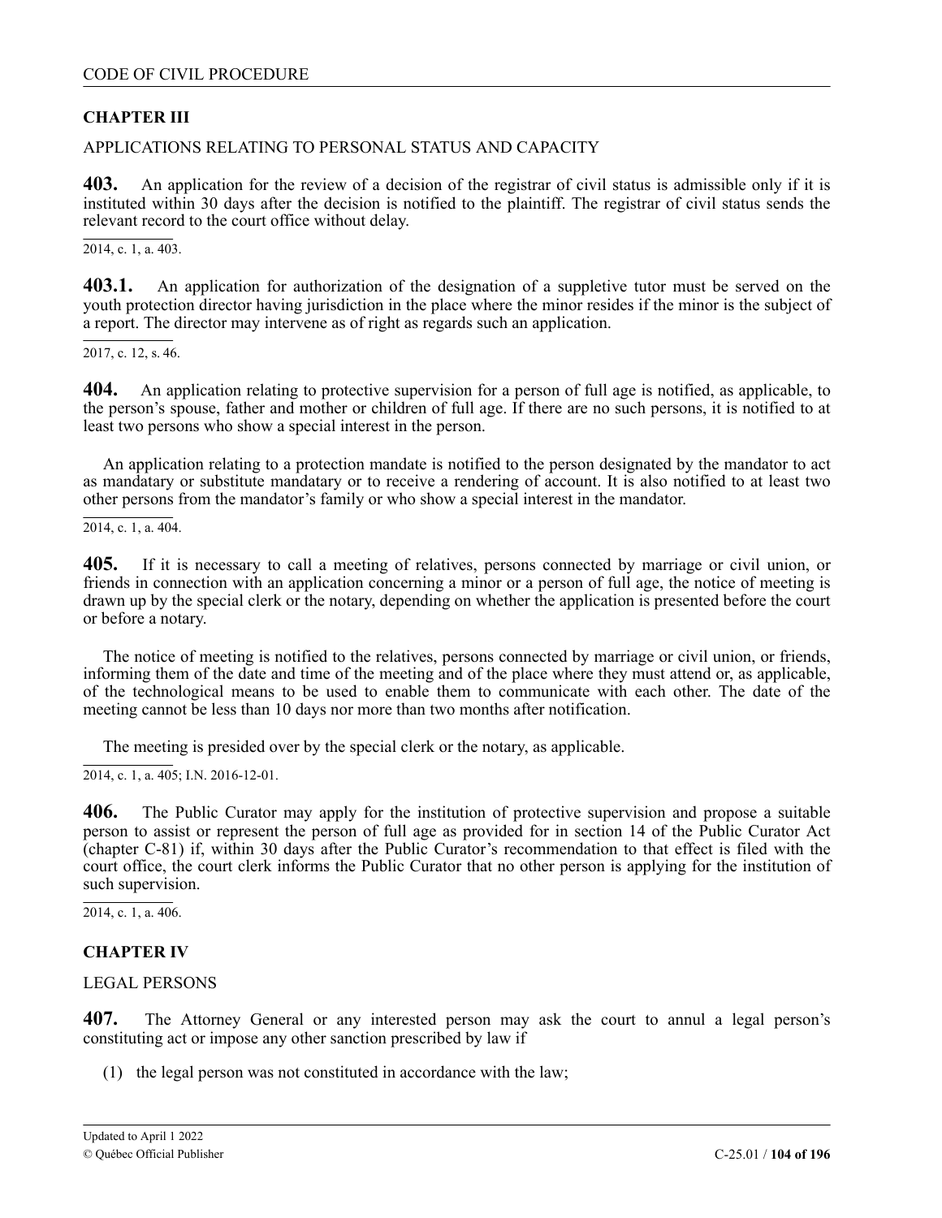## CHAPTER III

APPLICATIONS RELATING TO PERSONAL STATUS AND CAPACITY

**403.** An application for the review of a decision of the registrar of civil status is admissible only if it is instituted within 30 days after the decision is notified to the plaintiff. The registrar of civil status sends the relevant record to the court office without delay.

2014, c. 1, a. 403.

**403.1.** An application for authorization of the designation of a suppletive tutor must be served on the youth protection director having jurisdiction in the place where the minor resides if the minor is the subject of a report. The director may intervene as of right as regards such an application.

2017, c. 12, s. 46.

**404.** An application relating to protective supervision for a person of full age is notified, as applicable, to the person's spouse, father and mother or children of full age. If there are no such persons, it is notified to at least two persons who show a special interest in the person.

An application relating to a protection mandate is notified to the person designated by the mandator to act as mandatary or substitute mandatary or to receive a rendering of account. It is also notified to at least two other persons from the mandator's family or who show a special interest in the mandator.

2014, c. 1, a. 404.

**405.** If it is necessary to call a meeting of relatives, persons connected by marriage or civil union, or friends in connection with an application concerning a minor or a person of full age, the notice of meeting is drawn up by the special clerk or the notary, depending on whether the application is presented before the court or before a notary.

The notice of meeting is notified to the relatives, persons connected by marriage or civil union, or friends, informing them of the date and time of the meeting and of the place where they must attend or, as applicable, of the technological means to be used to enable them to communicate with each other. The date of the meeting cannot be less than 10 days nor more than two months after notification.

The meeting is presided over by the special clerk or the notary, as applicable.

2014, c. 1, a. 405; I.N. 2016-12-01.

**406.** The Public Curator may apply for the institution of protective supervision and propose a suitable person to assist or represent the person of full age as provided for in section 14 of the Public Curator Act (chapter C-81) if, within 30 days after the Public Curator's recommendation to that effect is filed with the court office, the court clerk informs the Public Curator that no other person is applying for the institution of such supervision.

2014, c. 1, a. 406.

## CHAPTER IV

LEGAL PERSONS

**407.** The Attorney General or any interested person may ask the court to annul a legal person's constituting act or impose any other sanction prescribed by law if

(1) the legal person was not constituted in accordance with the law;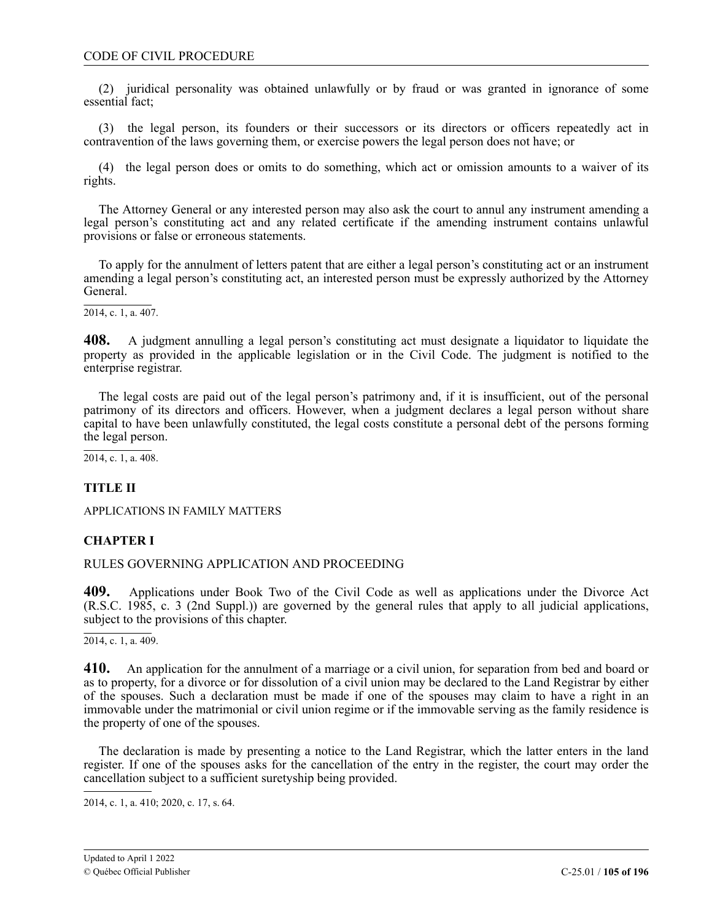(2) juridical personality was obtained unlawfully or by fraud or was granted in ignorance of some essential fact;

(3) the legal person, its founders or their successors or its directors or officers repeatedly act in contravention of the laws governing them, or exercise powers the legal person does not have; or

(4) the legal person does or omits to do something, which act or omission amounts to a waiver of its rights.

The Attorney General or any interested person may also ask the court to annul any instrument amending a legal person's constituting act and any related certificate if the amending instrument contains unlawful provisions or false or erroneous statements.

To apply for the annulment of letters patent that are either a legal person's constituting act or an instrument amending a legal person's constituting act, an interested person must be expressly authorized by the Attorney General.

2014, c. 1, a. 407.

**408.** A judgment annulling a legal person's constituting act must designate a liquidator to liquidate the property as provided in the applicable legislation or in the Civil Code. The judgment is notified to the enterprise registrar.

The legal costs are paid out of the legal person's patrimony and, if it is insufficient, out of the personal patrimony of its directors and officers. However, when a judgment declares a legal person without share capital to have been unlawfully constituted, the legal costs constitute a personal debt of the persons forming the legal person.

2014, c. 1, a. 408.

## TITLE II

APPLICATIONS IN FAMILY MATTERS

### CHAPTER I

RULES GOVERNING APPLICATION AND PROCEEDING

**409.** Applications under Book Two of the Civil Code as well as applications under the Divorce Act (R.S.C. 1985, c. 3 (2nd Suppl.)) are governed by the general rules that apply to all judicial applications, subject to the provisions of this chapter.

2014, c. 1, a. 409.

**410.** An application for the annulment of a marriage or a civil union, for separation from bed and board or as to property, for a divorce or for dissolution of a civil union may be declared to the Land Registrar by either of the spouses. Such a declaration must be made if one of the spouses may claim to have a right in an immovable under the matrimonial or civil union regime or if the immovable serving as the family residence is the property of one of the spouses.

The declaration is made by presenting a notice to the Land Registrar, which the latter enters in the land register. If one of the spouses asks for the cancellation of the entry in the register, the court may order the cancellation subject to a sufficient suretyship being provided.

2014, c. 1, a. 410; 2020, c. 17, s. 64.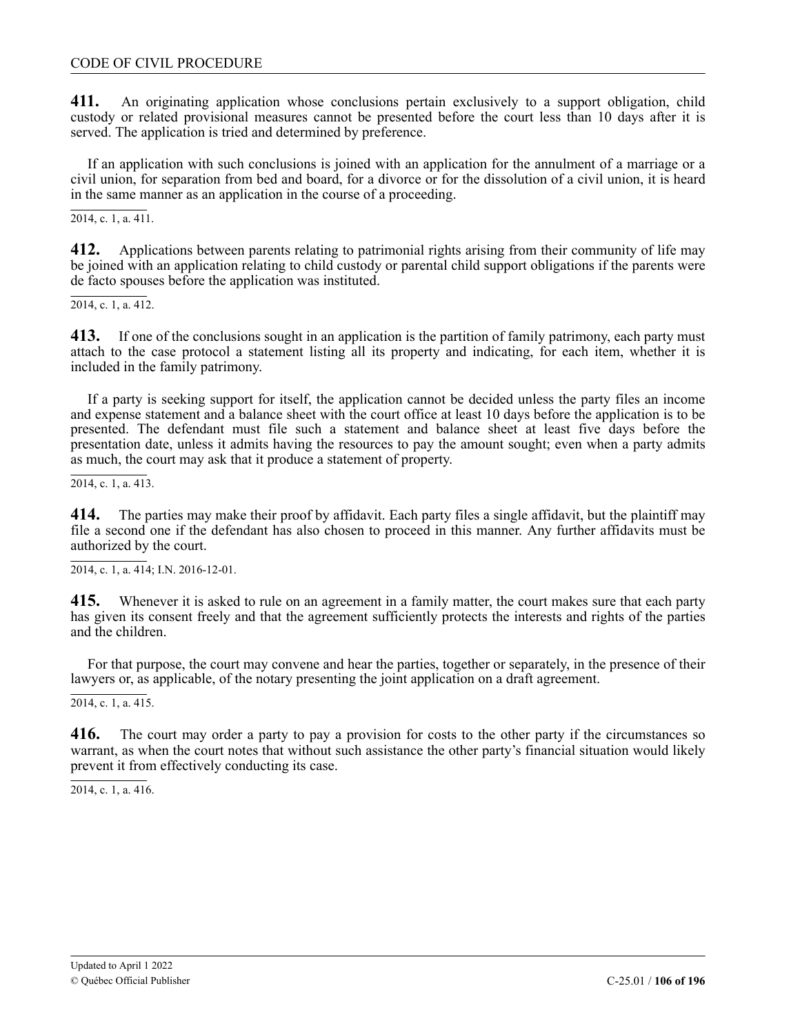**411.** An originating application whose conclusions pertain exclusively to a support obligation, child custody or related provisional measures cannot be presented before the court less than 10 days after it is served. The application is tried and determined by preference.

If an application with such conclusions is joined with an application for the annulment of a marriage or a civil union, for separation from bed and board, for a divorce or for the dissolution of a civil union, it is heard in the same manner as an application in the course of a proceeding.

2014, c. 1, a. 411.

**412.** Applications between parents relating to patrimonial rights arising from their community of life may be joined with an application relating to child custody or parental child support obligations if the parents were de facto spouses before the application was instituted.

2014, c. 1, a. 412.

**413.** If one of the conclusions sought in an application is the partition of family patrimony, each party must attach to the case protocol a statement listing all its property and indicating, for each item, whether it is included in the family patrimony.

If a party is seeking support for itself, the application cannot be decided unless the party files an income and expense statement and a balance sheet with the court office at least 10 days before the application is to be presented. The defendant must file such a statement and balance sheet at least five days before the presentation date, unless it admits having the resources to pay the amount sought; even when a party admits as much, the court may ask that it produce a statement of property.

2014, c. 1, a. 413.

**414.** The parties may make their proof by affidavit. Each party files a single affidavit, but the plaintiff may file a second one if the defendant has also chosen to proceed in this manner. Any further affidavits must be authorized by the court.

2014, c. 1, a. 414; I.N. 2016-12-01.

**415.** Whenever it is asked to rule on an agreement in a family matter, the court makes sure that each party has given its consent freely and that the agreement sufficiently protects the interests and rights of the parties and the children.

For that purpose, the court may convene and hear the parties, together or separately, in the presence of their lawyers or, as applicable, of the notary presenting the joint application on a draft agreement.

2014, c. 1, a. 415.

**416.** The court may order a party to pay a provision for costs to the other party if the circumstances so warrant, as when the court notes that without such assistance the other party's financial situation would likely prevent it from effectively conducting its case.

2014, c. 1, a. 416.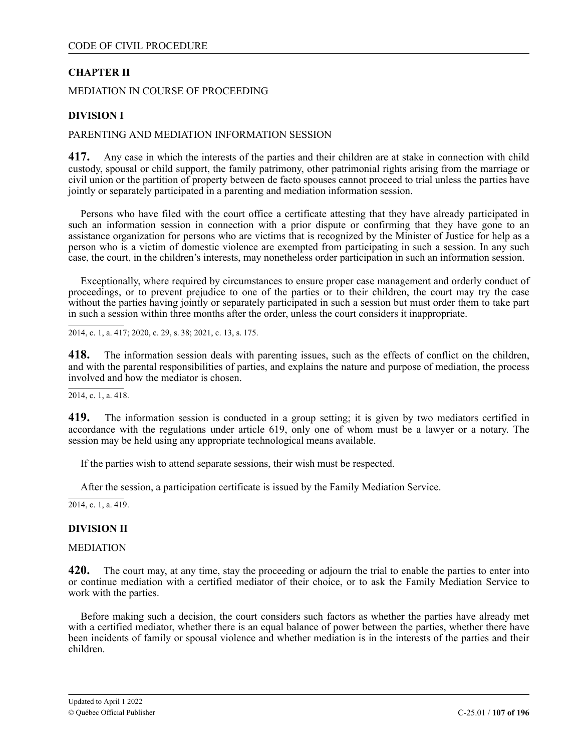## CHAPTER II

MEDIATION IN COURSE OF PROCEEDING

### DIVISION I

PARENTING AND MEDIATION INFORMATION SESSION

**417.** Any case in which the interests of the parties and their children are at stake in connection with child custody, spousal or child support, the family patrimony, other patrimonial rights arising from the marriage or civil union or the partition of property between de facto spouses cannot proceed to trial unless the parties have jointly or separately participated in a parenting and mediation information session.

Persons who have filed with the court office a certificate attesting that they have already participated in such an information session in connection with a prior dispute or confirming that they have gone to an assistance organization for persons who are victims that is recognized by the Minister of Justice for help as a person who is a victim of domestic violence are exempted from participating in such a session. In any such case, the court, in the children's interests, may nonetheless order participation in such an information session.

Exceptionally, where required by circumstances to ensure proper case management and orderly conduct of proceedings, or to prevent prejudice to one of the parties or to their children, the court may try the case without the parties having jointly or separately participated in such a session but must order them to take part in such a session within three months after the order, unless the court considers it inappropriate.

2014, c. 1, a. 417; 2020, c. 29, s. 38; 2021, c. 13, s. 175.

**418.** The information session deals with parenting issues, such as the effects of conflict on the children, and with the parental responsibilities of parties, and explains the nature and purpose of mediation, the process involved and how the mediator is chosen.

2014, c. 1, a. 418.

**419.** The information session is conducted in a group setting; it is given by two mediators certified in accordance with the regulations under article 619, only one of whom must be a lawyer or a notary. The session may be held using any appropriate technological means available.

If the parties wish to attend separate sessions, their wish must be respected.

After the session, a participation certificate is issued by the Family Mediation Service.

2014, c. 1, a. 419.

### DIVISION II

MEDIATION

**420.** The court may, at any time, stay the proceeding or adjourn the trial to enable the parties to enter into or continue mediation with a certified mediator of their choice, or to ask the Family Mediation Service to work with the parties.

Before making such a decision, the court considers such factors as whether the parties have already met with a certified mediator, whether there is an equal balance of power between the parties, whether there have been incidents of family or spousal violence and whether mediation is in the interests of the parties and their children.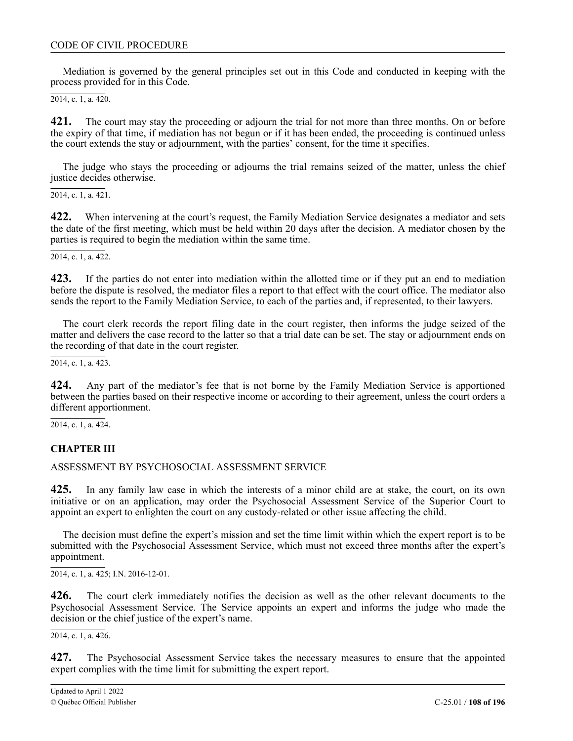Mediation is governed by the general principles set out in this Code and conducted in keeping with the process provided for in this Code.

2014, c. 1, a. 420.

**421.** The court may stay the proceeding or adjourn the trial for not more than three months. On or before the expiry of that time, if mediation has not begun or if it has been ended, the proceeding is continued unless the court extends the stay or adjournment, with the parties' consent, for the time it specifies.

The judge who stays the proceeding or adjourns the trial remains seized of the matter, unless the chief justice decides otherwise.

2014, c. 1, a. 421.

**422.** When intervening at the court's request, the Family Mediation Service designates a mediator and sets the date of the first meeting, which must be held within 20 days after the decision. A mediator chosen by the parties is required to begin the mediation within the same time.

2014, c. 1, a. 422.

**423.** If the parties do not enter into mediation within the allotted time or if they put an end to mediation before the dispute is resolved, the mediator files a report to that effect with the court office. The mediator also sends the report to the Family Mediation Service, to each of the parties and, if represented, to their lawyers.

The court clerk records the report filing date in the court register, then informs the judge seized of the matter and delivers the case record to the latter so that a trial date can be set. The stay or adjournment ends on the recording of that date in the court register.

2014, c. 1, a. 423.

**424.** Any part of the mediator's fee that is not borne by the Family Mediation Service is apportioned between the parties based on their respective income or according to their agreement, unless the court orders a different apportionment.

2014, c. 1, a. 424.

## CHAPTER III

### ASSESSMENT BY PSYCHOSOCIAL ASSESSMENT SERVICE

**425.** In any family law case in which the interests of a minor child are at stake, the court, on its own initiative or on an application, may order the Psychosocial Assessment Service of the Superior Court to appoint an expert to enlighten the court on any custody-related or other issue affecting the child.

The decision must define the expert's mission and set the time limit within which the expert report is to be submitted with the Psychosocial Assessment Service, which must not exceed three months after the expert's appointment.

2014, c. 1, a. 425; I.N. 2016-12-01.

**426.** The court clerk immediately notifies the decision as well as the other relevant documents to the Psychosocial Assessment Service. The Service appoints an expert and informs the judge who made the decision or the chief justice of the expert's name.

2014, c. 1, a. 426.

**427.** The Psychosocial Assessment Service takes the necessary measures to ensure that the appointed expert complies with the time limit for submitting the expert report.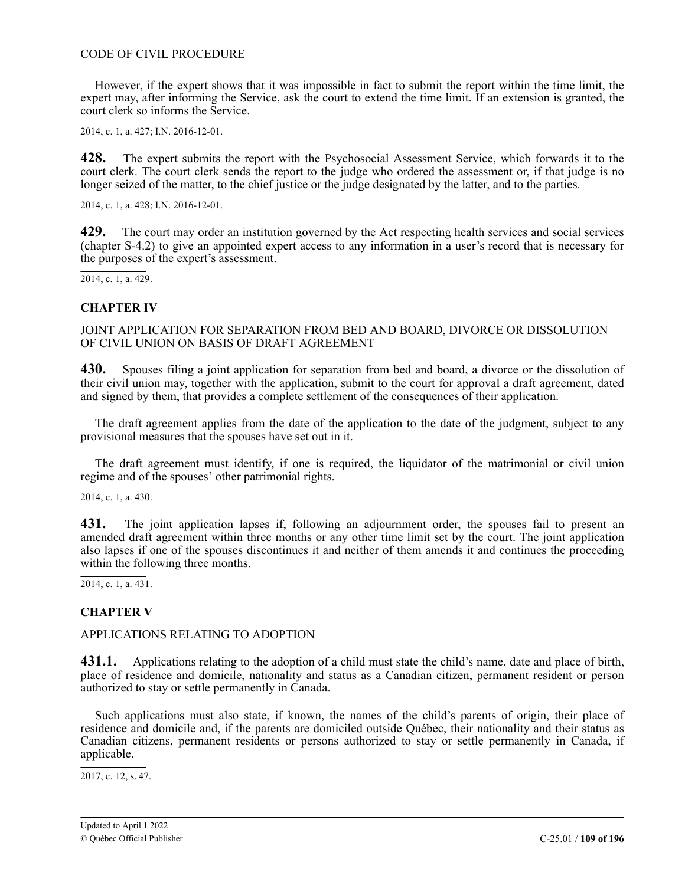However, if the expert shows that it was impossible in fact to submit the report within the time limit, the expert may, after informing the Service, ask the court to extend the time limit. If an extension is granted, the court clerk so informs the Service.

2014, c. 1, a. 427; I.N. 2016-12-01.

**428.** The expert submits the report with the Psychosocial Assessment Service, which forwards it to the court clerk. The court clerk sends the report to the judge who ordered the assessment or, if that judge is no longer seized of the matter, to the chief justice or the judge designated by the latter, and to the parties.

2014, c. 1, a. 428; I.N. 2016-12-01.

**429.** The court may order an institution governed by the Act respecting health services and social services (chapter S-4.2) to give an appointed expert access to any information in a user's record that is necessary for the purposes of the expert's assessment.

2014, c. 1, a. 429.

## CHAPTER IV

JOINT APPLICATION FOR SEPARATION FROM BED AND BOARD, DIVORCE OR DISSOLUTION OF CIVIL UNION ON BASIS OF DRAFT AGREEMENT

**430.** Spouses filing a joint application for separation from bed and board, a divorce or the dissolution of their civil union may, together with the application, submit to the court for approval a draft agreement, dated and signed by them, that provides a complete settlement of the consequences of their application.

The draft agreement applies from the date of the application to the date of the judgment, subject to any provisional measures that the spouses have set out in it.

The draft agreement must identify, if one is required, the liquidator of the matrimonial or civil union regime and of the spouses' other patrimonial rights.

2014, c. 1, a. 430.

**431.** The joint application lapses if, following an adjournment order, the spouses fail to present an amended draft agreement within three months or any other time limit set by the court. The joint application also lapses if one of the spouses discontinues it and neither of them amends it and continues the proceeding within the following three months.

2014, c. 1, a. 431.

## CHAPTER V

APPLICATIONS RELATING TO ADOPTION

**431.1.** Applications relating to the adoption of a child must state the child's name, date and place of birth, place of residence and domicile, nationality and status as a Canadian citizen, permanent resident or person authorized to stay or settle permanently in Canada.

Such applications must also state, if known, the names of the child's parents of origin, their place of residence and domicile and, if the parents are domiciled outside Québec, their nationality and their status as Canadian citizens, permanent residents or persons authorized to stay or settle permanently in Canada, if applicable.

2017, c. 12, s. 47.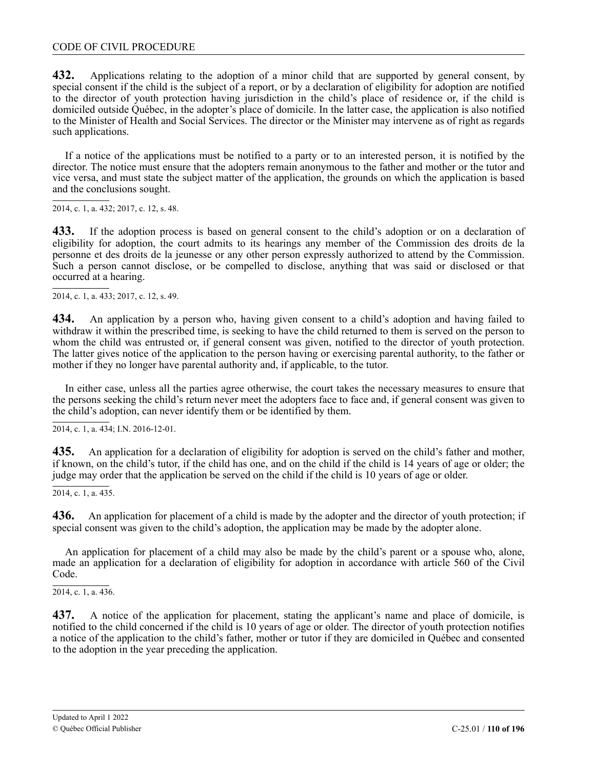**432.** Applications relating to the adoption of a minor child that are supported by general consent, by special consent if the child is the subject of a report, or by a declaration of eligibility for adoption are notified to the director of youth protection having jurisdiction in the child's place of residence or, if the child is domiciled outside Québec, in the adopter's place of domicile. In the latter case, the application is also notified to the Minister of Health and Social Services. The director or the Minister may intervene as of right as regards such applications.

If a notice of the applications must be notified to a party or to an interested person, it is notified by the director. The notice must ensure that the adopters remain anonymous to the father and mother or the tutor and vice versa, and must state the subject matter of the application, the grounds on which the application is based and the conclusions sought.

2014, c. 1, a. 432; 2017, c. 12, s. 48.

**433.** If the adoption process is based on general consent to the child's adoption or on a declaration of eligibility for adoption, the court admits to its hearings any member of the Commission des droits de la personne et des droits de la jeunesse or any other person expressly authorized to attend by the Commission. Such a person cannot disclose, or be compelled to disclose, anything that was said or disclosed or that occurred at a hearing.

2014, c. 1, a. 433; 2017, c. 12, s. 49.

**434.** An application by a person who, having given consent to a child's adoption and having failed to withdraw it within the prescribed time, is seeking to have the child returned to them is served on the person to whom the child was entrusted or, if general consent was given, notified to the director of youth protection. The latter gives notice of the application to the person having or exercising parental authority, to the father or mother if they no longer have parental authority and, if applicable, to the tutor.

In either case, unless all the parties agree otherwise, the court takes the necessary measures to ensure that the persons seeking the child's return never meet the adopters face to face and, if general consent was given to the child's adoption, can never identify them or be identified by them.

2014, c. 1, a. 434; I.N. 2016-12-01.

**435.** An application for a declaration of eligibility for adoption is served on the child's father and mother, if known, on the child's tutor, if the child has one, and on the child if the child is 14 years of age or older; the judge may order that the application be served on the child if the child is 10 years of age or older.

2014, c. 1, a. 435.

**436.** An application for placement of a child is made by the adopter and the director of youth protection; if special consent was given to the child's adoption, the application may be made by the adopter alone.

An application for placement of a child may also be made by the child's parent or a spouse who, alone, made an application for a declaration of eligibility for adoption in accordance with article 560 of the Civil Code.

2014, c. 1, a. 436.

**437.** A notice of the application for placement, stating the applicant's name and place of domicile, is notified to the child concerned if the child is 10 years of age or older. The director of youth protection notifies a notice of the application to the child's father, mother or tutor if they are domiciled in Québec and consented to the adoption in the year preceding the application.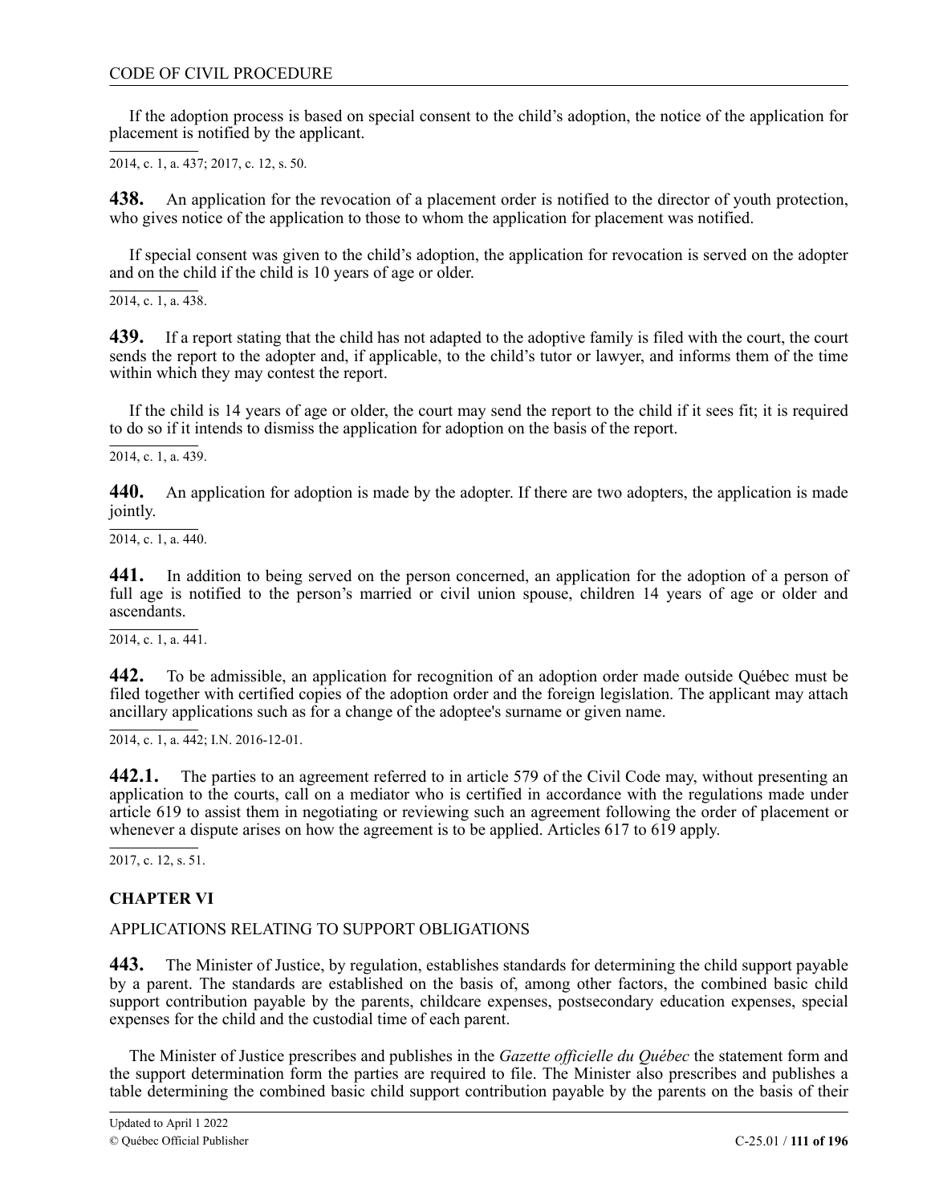If the adoption process is based on special consent to the child's adoption, the notice of the application for placement is notified by the applicant.

2014, c. 1, a. 437; 2017, c. 12, s. 50.

**438.** An application for the revocation of a placement order is notified to the director of youth protection, who gives notice of the application to those to whom the application for placement was notified.

If special consent was given to the child's adoption, the application for revocation is served on the adopter and on the child if the child is 10 years of age or older.

2014, c. 1, a. 438.

**439.** If a report stating that the child has not adapted to the adoptive family is filed with the court, the court sends the report to the adopter and, if applicable, to the child's tutor or lawyer, and informs them of the time within which they may contest the report.

If the child is 14 years of age or older, the court may send the report to the child if it sees fit; it is required to do so if it intends to dismiss the application for adoption on the basis of the report.

2014, c. 1, a. 439.

**440.** An application for adoption is made by the adopter. If there are two adopters, the application is made jointly.

2014, c. 1, a. 440.

**441.** In addition to being served on the person concerned, an application for the adoption of a person of full age is notified to the person's married or civil union spouse, children 14 years of age or older and ascendants.

2014, c. 1, a. 441.

**442.** To be admissible, an application for recognition of an adoption order made outside Québec must be filed together with certified copies of the adoption order and the foreign legislation. The applicant may attach ancillary applications such as for a change of the adoptee's surname or given name.

2014, c. 1, a. 442; I.N. 2016-12-01.

**442.1.** The parties to an agreement referred to in article 579 of the Civil Code may, without presenting an application to the courts, call on a mediator who is certified in accordance with the regulations made under article 619 to assist them in negotiating or reviewing such an agreement following the order of placement or whenever a dispute arises on how the agreement is to be applied. Articles 617 to 619 apply.

2017, c. 12, s. 51.

## CHAPTER VI

### APPLICATIONS RELATING TO SUPPORT OBLIGATIONS

**443.** The Minister of Justice, by regulation, establishes standards for determining the child support payable by a parent. The standards are established on the basis of, among other factors, the combined basic child support contribution payable by the parents, childcare expenses, postsecondary education expenses, special expenses for the child and the custodial time of each parent.

The Minister of Justice prescribes and publishes in the *Gazette officielle du Québec* the statement form and the support determination form the parties are required to file. The Minister also prescribes and publishes a table determining the combined basic child support contribution payable by the parents on the basis of their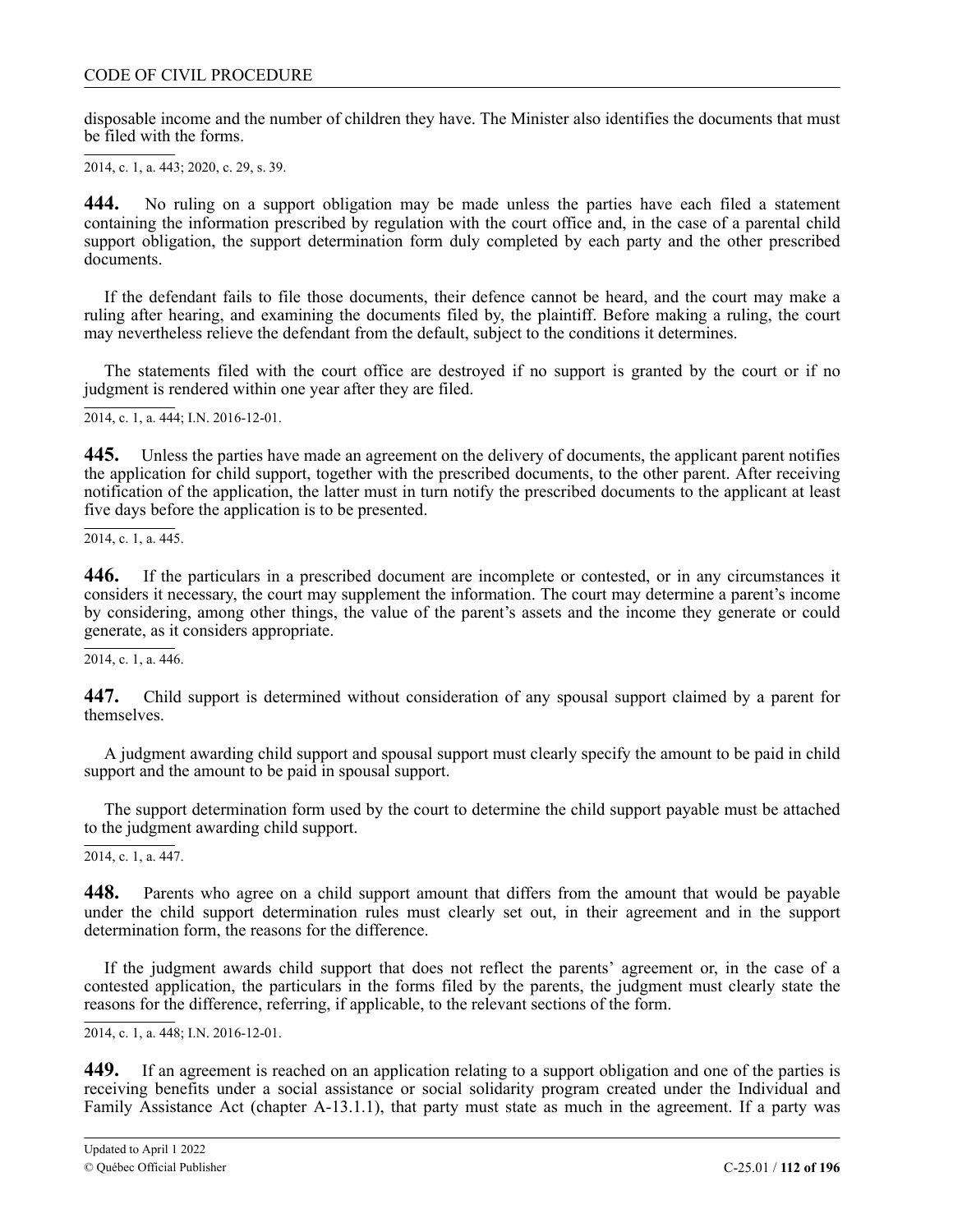disposable income and the number of children they have. The Minister also identifies the documents that must be filed with the forms.

2014, c. 1, a. 443; 2020, c. 29, s. 39.

**444.** No ruling on a support obligation may be made unless the parties have each filed a statement containing the information prescribed by regulation with the court office and, in the case of a parental child support obligation, the support determination form duly completed by each party and the other prescribed documents.

If the defendant fails to file those documents, their defence cannot be heard, and the court may make a ruling after hearing, and examining the documents filed by, the plaintiff. Before making a ruling, the court may nevertheless relieve the defendant from the default, subject to the conditions it determines.

The statements filed with the court office are destroyed if no support is granted by the court or if no judgment is rendered within one year after they are filed.

2014, c. 1, a. 444; I.N. 2016-12-01.

**445.** Unless the parties have made an agreement on the delivery of documents, the applicant parent notifies the application for child support, together with the prescribed documents, to the other parent. After receiving notification of the application, the latter must in turn notify the prescribed documents to the applicant at least five days before the application is to be presented.

2014, c. 1, a. 445.

**446.** If the particulars in a prescribed document are incomplete or contested, or in any circumstances it considers it necessary, the court may supplement the information. The court may determine a parent's income by considering, among other things, the value of the parent's assets and the income they generate or could generate, as it considers appropriate.

2014, c. 1, a. 446.

**447.** Child support is determined without consideration of any spousal support claimed by a parent for themselves.

A judgment awarding child support and spousal support must clearly specify the amount to be paid in child support and the amount to be paid in spousal support.

The support determination form used by the court to determine the child support payable must be attached to the judgment awarding child support.

2014, c. 1, a. 447.

**448.** Parents who agree on a child support amount that differs from the amount that would be payable under the child support determination rules must clearly set out, in their agreement and in the support determination form, the reasons for the difference.

If the judgment awards child support that does not reflect the parents' agreement or, in the case of a contested application, the particulars in the forms filed by the parents, the judgment must clearly state the reasons for the difference, referring, if applicable, to the relevant sections of the form.

2014, c. 1, a. 448; I.N. 2016-12-01.

**449.** If an agreement is reached on an application relating to a support obligation and one of the parties is receiving benefits under a social assistance or social solidarity program created under the Individual and Family Assistance Act (chapter A-13.1.1), that party must state as much in the agreement. If a party was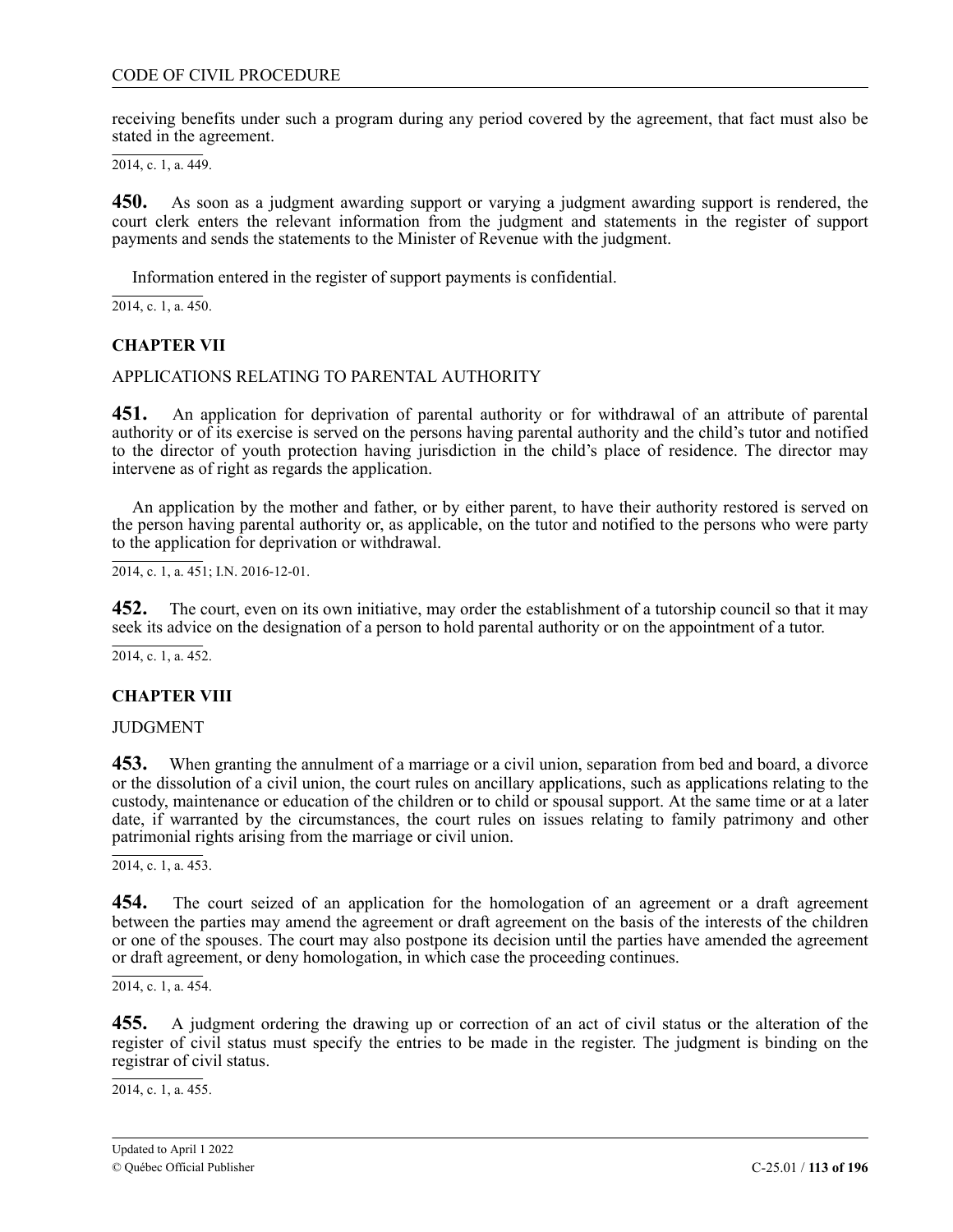receiving benefits under such a program during any period covered by the agreement, that fact must also be stated in the agreement.

2014, c. 1, a. 449.

**450.** As soon as a judgment awarding support or varying a judgment awarding support is rendered, the court clerk enters the relevant information from the judgment and statements in the register of support payments and sends the statements to the Minister of Revenue with the judgment.

Information entered in the register of support payments is confidential.

2014, c. 1, a. 450.

## CHAPTER VII

APPLICATIONS RELATING TO PARENTAL AUTHORITY

**451.** An application for deprivation of parental authority or for withdrawal of an attribute of parental authority or of its exercise is served on the persons having parental authority and the child's tutor and notified to the director of youth protection having jurisdiction in the child's place of residence. The director may intervene as of right as regards the application.

An application by the mother and father, or by either parent, to have their authority restored is served on the person having parental authority or, as applicable, on the tutor and notified to the persons who were party to the application for deprivation or withdrawal.

2014, c. 1, a. 451; I.N. 2016-12-01.

**452.** The court, even on its own initiative, may order the establishment of a tutorship council so that it may seek its advice on the designation of a person to hold parental authority or on the appointment of a tutor.

2014, c. 1, a. 452.

## CHAPTER VIII

JUDGMENT

**453.** When granting the annulment of a marriage or a civil union, separation from bed and board, a divorce or the dissolution of a civil union, the court rules on ancillary applications, such as applications relating to the custody, maintenance or education of the children or to child or spousal support. At the same time or at a later date, if warranted by the circumstances, the court rules on issues relating to family patrimony and other patrimonial rights arising from the marriage or civil union.

2014, c. 1, a. 453.

**454.** The court seized of an application for the homologation of an agreement or a draft agreement between the parties may amend the agreement or draft agreement on the basis of the interests of the children or one of the spouses. The court may also postpone its decision until the parties have amended the agreement or draft agreement, or deny homologation, in which case the proceeding continues.

2014, c. 1, a. 454.

**455.** A judgment ordering the drawing up or correction of an act of civil status or the alteration of the register of civil status must specify the entries to be made in the register. The judgment is binding on the registrar of civil status.

2014, c. 1, a. 455.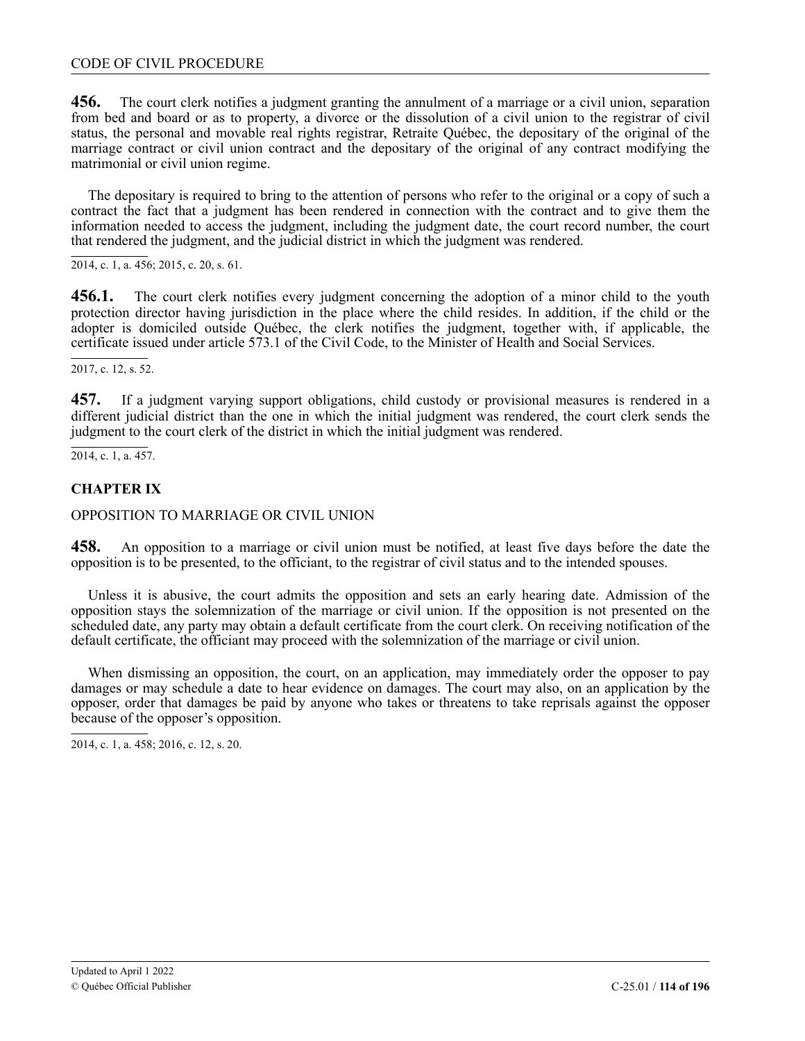**456.** The court clerk notifies a judgment granting the annulment of a marriage or a civil union, separation from bed and board or as to property, a divorce or the dissolution of a civil union to the registrar of civil status, the personal and movable real rights registrar, Retraite Québec, the depositary of the original of the marriage contract or civil union contract and the depositary of the original of any contract modifying the matrimonial or civil union regime.

The depositary is required to bring to the attention of persons who refer to the original or a copy of such a contract the fact that a judgment has been rendered in connection with the contract and to give them the information needed to access the judgment, including the judgment date, the court record number, the court that rendered the judgment, and the judicial district in which the judgment was rendered.

2014, c. 1, a. 456; 2015, c. 20, s. 61.

**456.1.** The court clerk notifies every judgment concerning the adoption of a minor child to the youth protection director having jurisdiction in the place where the child resides. In addition, if the child or the adopter is domiciled outside Québec, the clerk notifies the judgment, together with, if applicable, the certificate issued under article 573.1 of the Civil Code, to the Minister of Health and Social Services.

2017, c. 12, s. 52.

**457.** If a judgment varying support obligations, child custody or provisional measures is rendered in a different judicial district than the one in which the initial judgment was rendered, the court clerk sends the judgment to the court clerk of the district in which the initial judgment was rendered.

2014, c. 1, a. 457.

## CHAPTER IX

### OPPOSITION TO MARRIAGE OR CIVIL UNION

**458.** An opposition to a marriage or civil union must be notified, at least five days before the date the opposition is to be presented, to the officiant, to the registrar of civil status and to the intended spouses.

Unless it is abusive, the court admits the opposition and sets an early hearing date. Admission of the opposition stays the solemnization of the marriage or civil union. If the opposition is not presented on the scheduled date, any party may obtain a default certificate from the court clerk. On receiving notification of the default certificate, the officiant may proceed with the solemnization of the marriage or civil union.

When dismissing an opposition, the court, on an application, may immediately order the opposer to pay damages or may schedule a date to hear evidence on damages. The court may also, on an application by the opposer, order that damages be paid by anyone who takes or threatens to take reprisals against the opposer because of the opposer's opposition.

2014, c. 1, a. 458; 2016, c. 12, s. 20.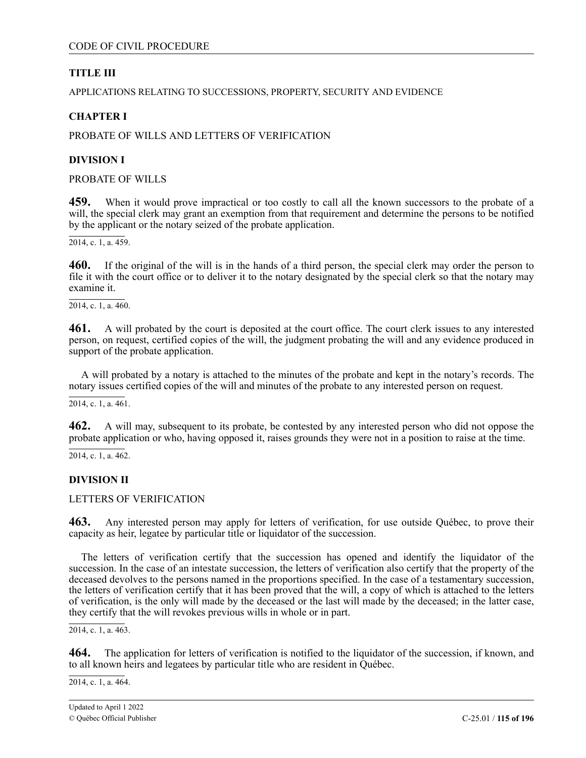## TITLE III

APPLICATIONS RELATING TO SUCCESSIONS, PROPERTY, SECURITY AND EVIDENCE

### CHAPTER I

PROBATE OF WILLS AND LETTERS OF VERIFICATION

#### DIVISION I

PROBATE OF WILLS

**459.** When it would prove impractical or too costly to call all the known successors to the probate of a will, the special clerk may grant an exemption from that requirement and determine the persons to be notified by the applicant or the notary seized of the probate application.

2014, c. 1, a. 459.

**460.** If the original of the will is in the hands of a third person, the special clerk may order the person to file it with the court office or to deliver it to the notary designated by the special clerk so that the notary may examine it.

2014, c. 1, a. 460.

**461.** A will probated by the court is deposited at the court office. The court clerk issues to any interested person, on request, certified copies of the will, the judgment probating the will and any evidence produced in support of the probate application.

A will probated by a notary is attached to the minutes of the probate and kept in the notary's records. The notary issues certified copies of the will and minutes of the probate to any interested person on request.

2014, c. 1, a. 461.

**462.** A will may, subsequent to its probate, be contested by any interested person who did not oppose the probate application or who, having opposed it, raises grounds they were not in a position to raise at the time.

2014, c. 1, a. 462.

#### DIVISION II

LETTERS OF VERIFICATION

**463.** Any interested person may apply for letters of verification, for use outside Québec, to prove their capacity as heir, legatee by particular title or liquidator of the succession.

The letters of verification certify that the succession has opened and identify the liquidator of the succession. In the case of an intestate succession, the letters of verification also certify that the property of the deceased devolves to the persons named in the proportions specified. In the case of a testamentary succession, the letters of verification certify that it has been proved that the will, a copy of which is attached to the letters of verification, is the only will made by the deceased or the last will made by the deceased; in the latter case, they certify that the will revokes previous wills in whole or in part.

2014, c. 1, a. 463.

**464.** The application for letters of verification is notified to the liquidator of the succession, if known, and to all known heirs and legatees by particular title who are resident in Québec.

2014, c. 1, a. 464.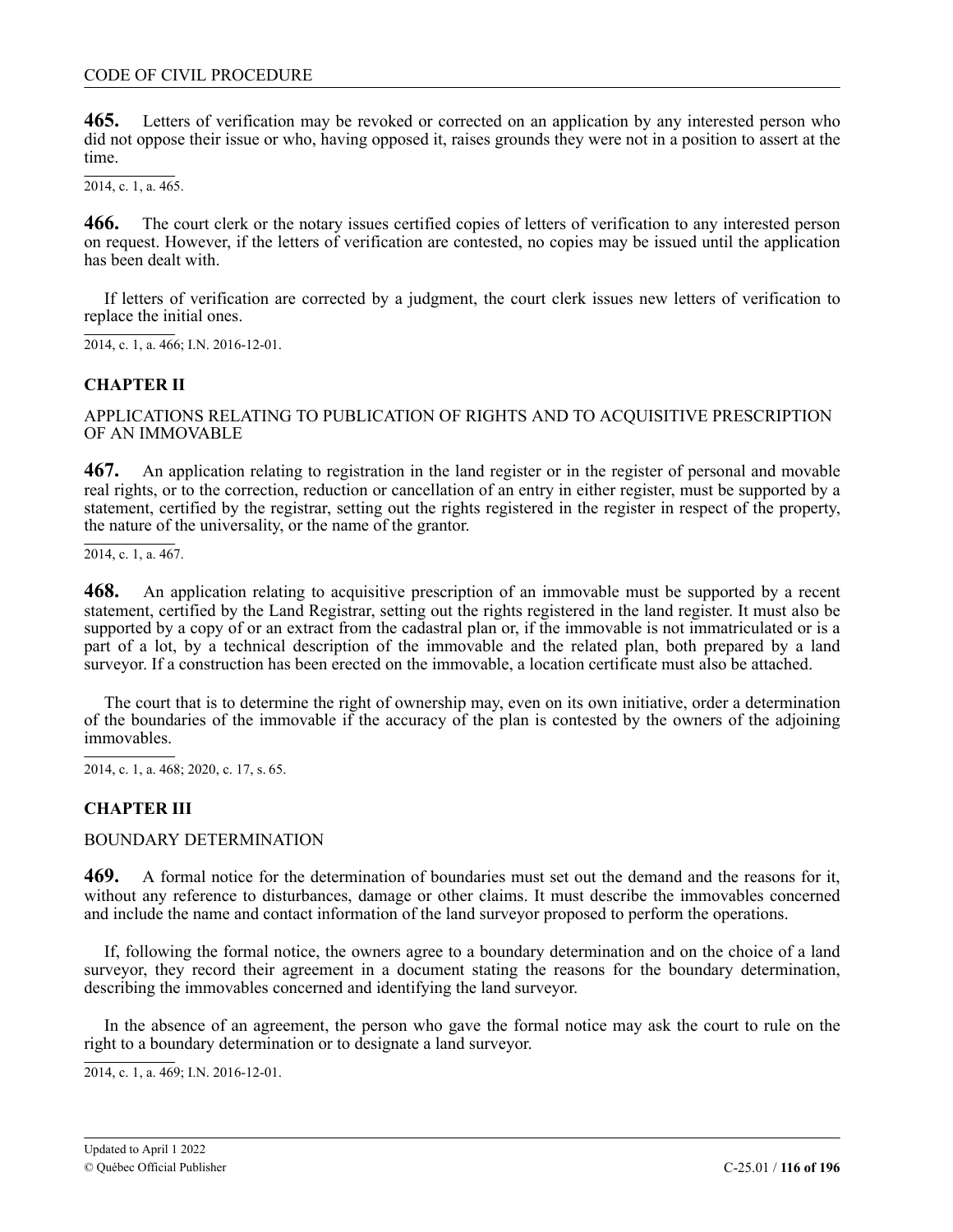**465.** Letters of verification may be revoked or corrected on an application by any interested person who did not oppose their issue or who, having opposed it, raises grounds they were not in a position to assert at the time.

2014, c. 1, a. 465.

**466.** The court clerk or the notary issues certified copies of letters of verification to any interested person on request. However, if the letters of verification are contested, no copies may be issued until the application has been dealt with.

If letters of verification are corrected by a judgment, the court clerk issues new letters of verification to replace the initial ones.

2014, c. 1, a. 466; I.N. 2016-12-01.

## CHAPTER II

### APPLICATIONS RELATING TO PUBLICATION OF RIGHTS AND TO ACQUISITIVE PRESCRIPTION OF AN IMMOVABLE

**467.** An application relating to registration in the land register or in the register of personal and movable real rights, or to the correction, reduction or cancellation of an entry in either register, must be supported by a statement, certified by the registrar, setting out the rights registered in the register in respect of the property, the nature of the universality, or the name of the grantor.

2014, c. 1, a. 467.

**468.** An application relating to acquisitive prescription of an immovable must be supported by a recent statement, certified by the Land Registrar, setting out the rights registered in the land register. It must also be supported by a copy of or an extract from the cadastral plan or, if the immovable is not immatriculated or is a part of a lot, by a technical description of the immovable and the related plan, both prepared by a land surveyor. If a construction has been erected on the immovable, a location certificate must also be attached.

The court that is to determine the right of ownership may, even on its own initiative, order a determination of the boundaries of the immovable if the accuracy of the plan is contested by the owners of the adjoining immovables.

2014, c. 1, a. 468; 2020, c. 17, s. 65.

## CHAPTER III

### BOUNDARY DETERMINATION

**469.** A formal notice for the determination of boundaries must set out the demand and the reasons for it, without any reference to disturbances, damage or other claims. It must describe the immovables concerned and include the name and contact information of the land surveyor proposed to perform the operations.

If, following the formal notice, the owners agree to a boundary determination and on the choice of a land surveyor, they record their agreement in a document stating the reasons for the boundary determination, describing the immovables concerned and identifying the land surveyor.

In the absence of an agreement, the person who gave the formal notice may ask the court to rule on the right to a boundary determination or to designate a land surveyor.

2014, c. 1, a. 469; I.N. 2016-12-01.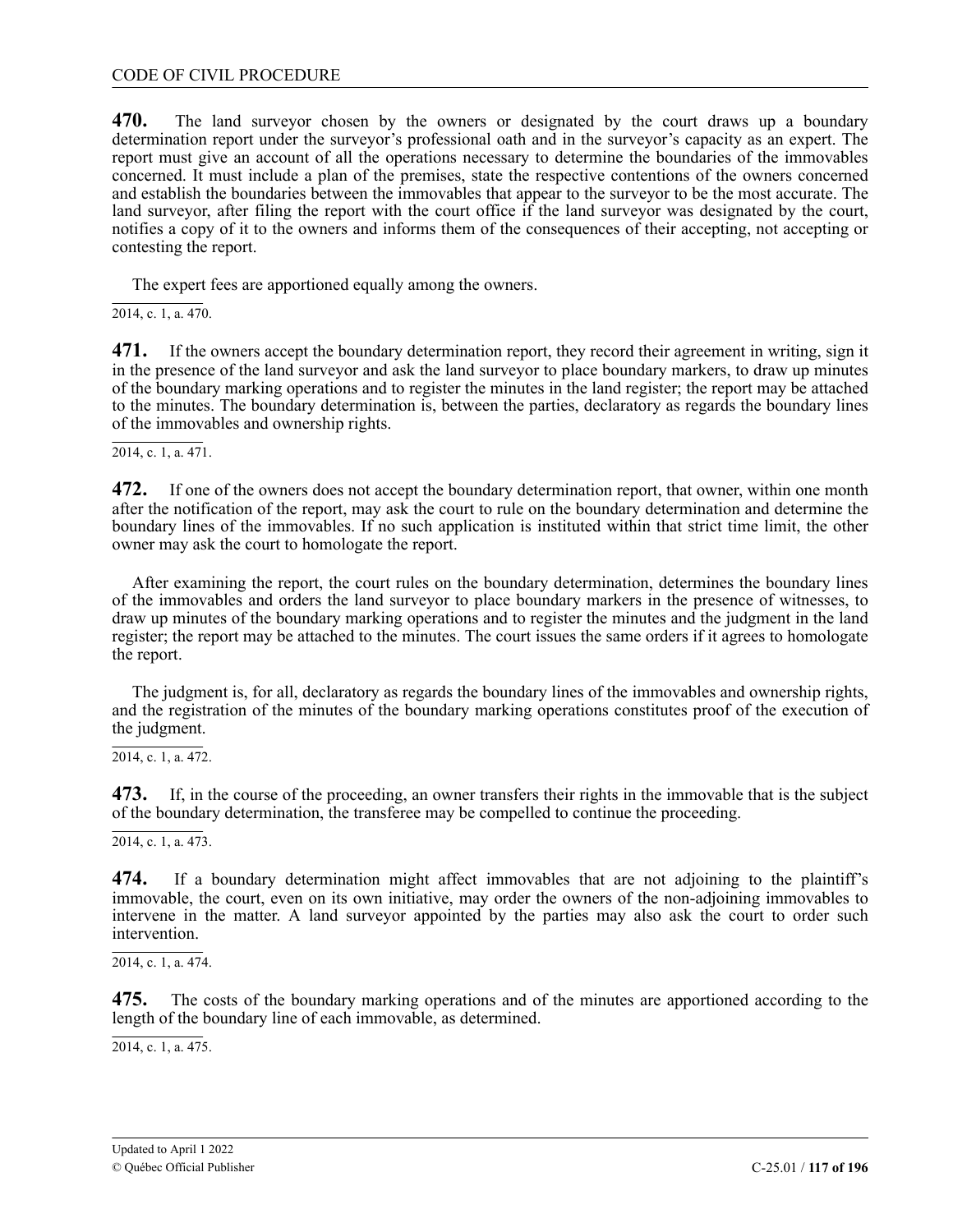**470.** The land surveyor chosen by the owners or designated by the court draws up a boundary determination report under the surveyor's professional oath and in the surveyor's capacity as an expert. The report must give an account of all the operations necessary to determine the boundaries of the immovables concerned. It must include a plan of the premises, state the respective contentions of the owners concerned and establish the boundaries between the immovables that appear to the surveyor to be the most accurate. The land surveyor, after filing the report with the court office if the land surveyor was designated by the court, notifies a copy of it to the owners and informs them of the consequences of their accepting, not accepting or contesting the report.

The expert fees are apportioned equally among the owners.

2014, c. 1, a. 470.

**471.** If the owners accept the boundary determination report, they record their agreement in writing, sign it in the presence of the land surveyor and ask the land surveyor to place boundary markers, to draw up minutes of the boundary marking operations and to register the minutes in the land register; the report may be attached to the minutes. The boundary determination is, between the parties, declaratory as regards the boundary lines of the immovables and ownership rights.

2014, c. 1, a. 471.

**472.** If one of the owners does not accept the boundary determination report, that owner, within one month after the notification of the report, may ask the court to rule on the boundary determination and determine the boundary lines of the immovables. If no such application is instituted within that strict time limit, the other owner may ask the court to homologate the report.

After examining the report, the court rules on the boundary determination, determines the boundary lines of the immovables and orders the land surveyor to place boundary markers in the presence of witnesses, to draw up minutes of the boundary marking operations and to register the minutes and the judgment in the land register; the report may be attached to the minutes. The court issues the same orders if it agrees to homologate the report.

The judgment is, for all, declaratory as regards the boundary lines of the immovables and ownership rights, and the registration of the minutes of the boundary marking operations constitutes proof of the execution of the judgment.

2014, c. 1, a. 472.

**473.** If, in the course of the proceeding, an owner transfers their rights in the immovable that is the subject of the boundary determination, the transferee may be compelled to continue the proceeding.

2014, c. 1, a. 473.

**474.** If a boundary determination might affect immovables that are not adjoining to the plaintiff's immovable, the court, even on its own initiative, may order the owners of the non-adjoining immovables to intervene in the matter. A land surveyor appointed by the parties may also ask the court to order such intervention.

2014, c. 1, a. 474.

**475.** The costs of the boundary marking operations and of the minutes are apportioned according to the length of the boundary line of each immovable, as determined.

2014, c. 1, a. 475.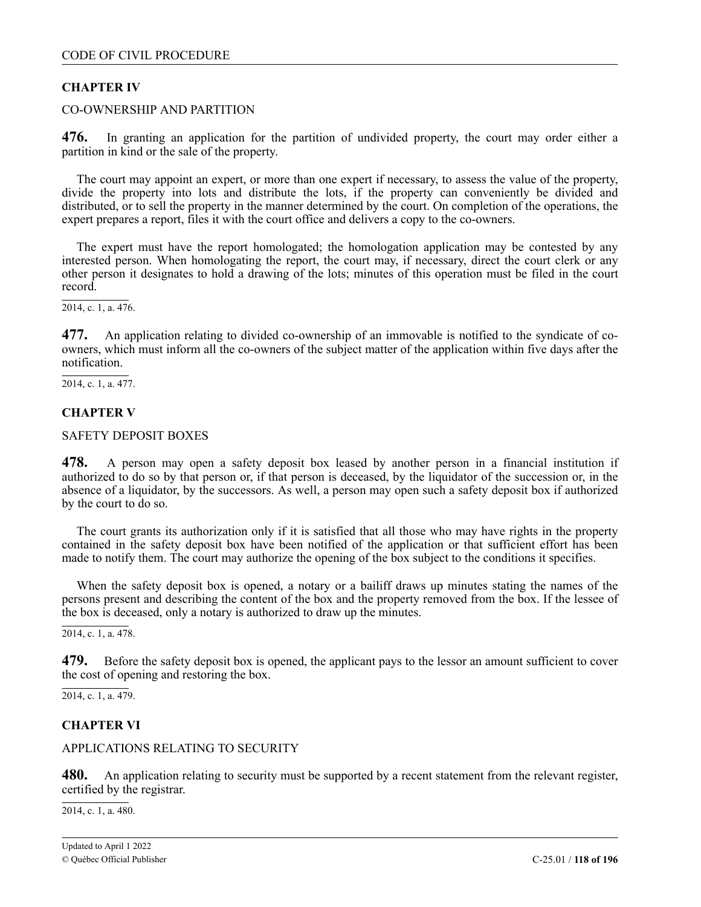## CHAPTER IV

CO-OWNERSHIP AND PARTITION

**476.** In granting an application for the partition of undivided property, the court may order either a partition in kind or the sale of the property.

The court may appoint an expert, or more than one expert if necessary, to assess the value of the property, divide the property into lots and distribute the lots, if the property can conveniently be divided and distributed, or to sell the property in the manner determined by the court. On completion of the operations, the expert prepares a report, files it with the court office and delivers a copy to the co-owners.

The expert must have the report homologated; the homologation application may be contested by any interested person. When homologating the report, the court may, if necessary, direct the court clerk or any other person it designates to hold a drawing of the lots; minutes of this operation must be filed in the court record.

2014, c. 1, a. 476.

**477.** An application relating to divided co-ownership of an immovable is notified to the syndicate of co-owners, which must inform all the co-owners of the subject matter of the application within five days after the notification.

2014, c. 1, a. 477.

## CHAPTER V

SAFETY DEPOSIT BOXES

**478.** A person may open a safety deposit box leased by another person in a financial institution if authorized to do so by that person or, if that person is deceased, by the liquidator of the succession or, in the absence of a liquidator, by the successors. As well, a person may open such a safety deposit box if authorized by the court to do so.

The court grants its authorization only if it is satisfied that all those who may have rights in the property contained in the safety deposit box have been notified of the application or that sufficient effort has been made to notify them. The court may authorize the opening of the box subject to the conditions it specifies.

When the safety deposit box is opened, a notary or a bailiff draws up minutes stating the names of the persons present and describing the content of the box and the property removed from the box. If the lessee of the box is deceased, only a notary is authorized to draw up the minutes.

2014, c. 1, a. 478.

**479.** Before the safety deposit box is opened, the applicant pays to the lessor an amount sufficient to cover the cost of opening and restoring the box.

2014, c. 1, a. 479.

## CHAPTER VI

APPLICATIONS RELATING TO SECURITY

**480.** An application relating to security must be supported by a recent statement from the relevant register, certified by the registrar.

2014, c. 1, a. 480.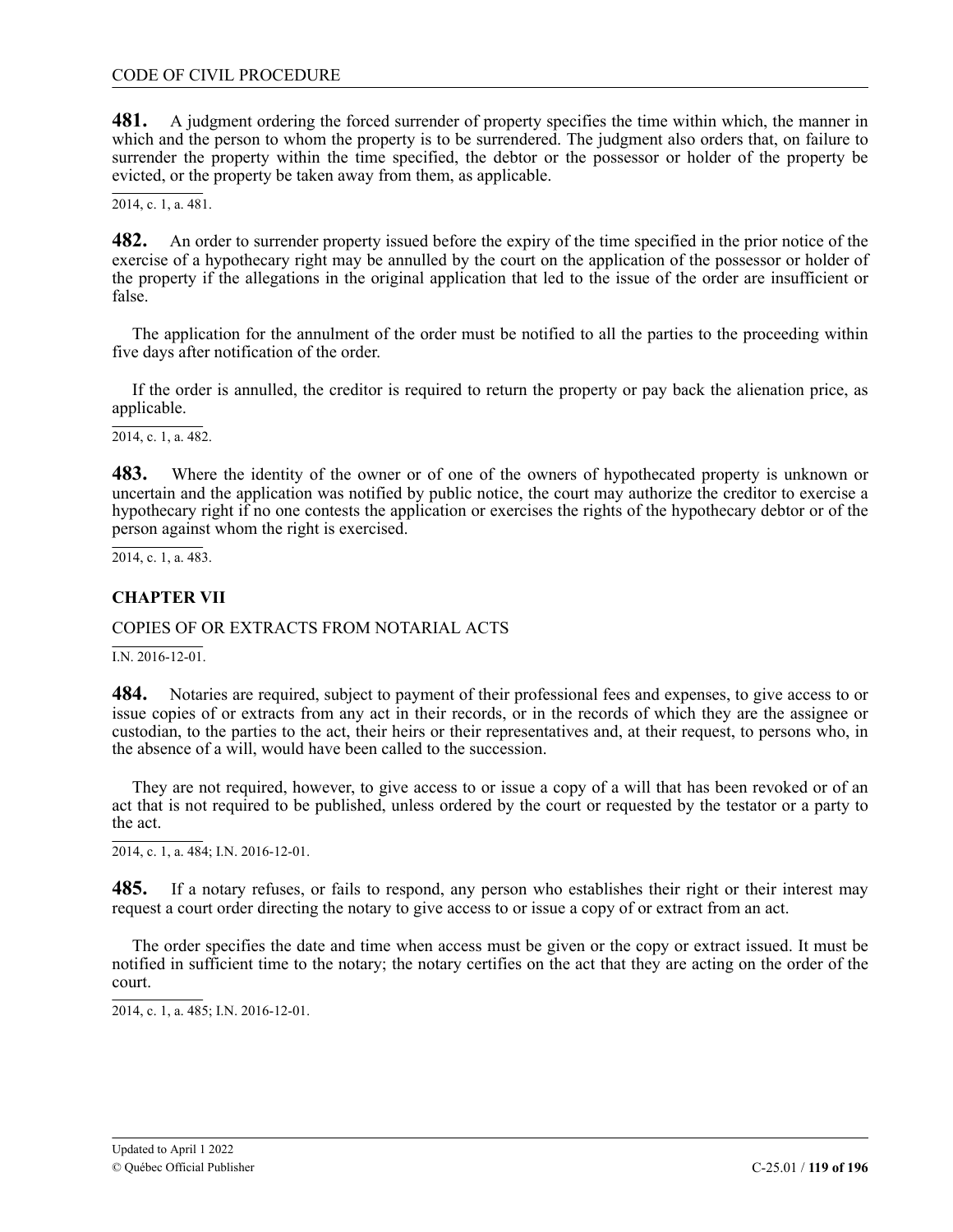**481.** A judgment ordering the forced surrender of property specifies the time within which, the manner in which and the person to whom the property is to be surrendered. The judgment also orders that, on failure to surrender the property within the time specified, the debtor or the possessor or holder of the property be evicted, or the property be taken away from them, as applicable.

2014, c. 1, a. 481.

**482.** An order to surrender property issued before the expiry of the time specified in the prior notice of the exercise of a hypothecary right may be annulled by the court on the application of the possessor or holder of the property if the allegations in the original application that led to the issue of the order are insufficient or false.

The application for the annulment of the order must be notified to all the parties to the proceeding within five days after notification of the order.

If the order is annulled, the creditor is required to return the property or pay back the alienation price, as applicable.

2014, c. 1, a. 482.

**483.** Where the identity of the owner or of one of the owners of hypothecated property is unknown or uncertain and the application was notified by public notice, the court may authorize the creditor to exercise a hypothecary right if no one contests the application or exercises the rights of the hypothecary debtor or of the person against whom the right is exercised.

2014, c. 1, a. 483.

## CHAPTER VII

COPIES OF OR EXTRACTS FROM NOTARIAL ACTS

I.N. 2016-12-01.

**484.** Notaries are required, subject to payment of their professional fees and expenses, to give access to or issue copies of or extracts from any act in their records, or in the records of which they are the assignee or custodian, to the parties to the act, their heirs or their representatives and, at their request, to persons who, in the absence of a will, would have been called to the succession.

They are not required, however, to give access to or issue a copy of a will that has been revoked or of an act that is not required to be published, unless ordered by the court or requested by the testator or a party to the act.

2014, c. 1, a. 484; I.N. 2016-12-01.

**485.** If a notary refuses, or fails to respond, any person who establishes their right or their interest may request a court order directing the notary to give access to or issue a copy of or extract from an act.

The order specifies the date and time when access must be given or the copy or extract issued. It must be notified in sufficient time to the notary; the notary certifies on the act that they are acting on the order of the court.

2014, c. 1, a. 485; I.N. 2016-12-01.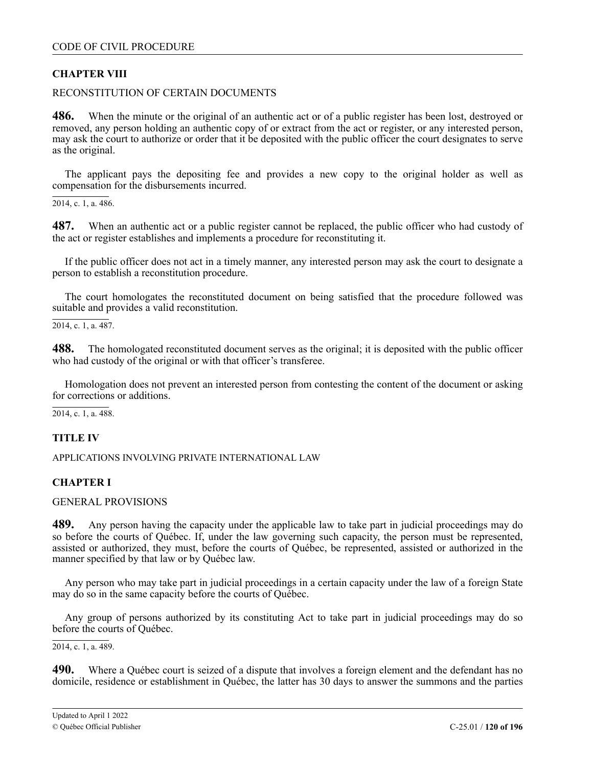## CHAPTER VIII

RECONSTITUTION OF CERTAIN DOCUMENTS

**486.** When the minute or the original of an authentic act or of a public register has been lost, destroyed or removed, any person holding an authentic copy of or extract from the act or register, or any interested person, may ask the court to authorize or order that it be deposited with the public officer the court designates to serve as the original.

The applicant pays the depositing fee and provides a new copy to the original holder as well as compensation for the disbursements incurred.

2014, c. 1, a. 486.

**487.** When an authentic act or a public register cannot be replaced, the public officer who had custody of the act or register establishes and implements a procedure for reconstituting it.

If the public officer does not act in a timely manner, any interested person may ask the court to designate a person to establish a reconstitution procedure.

The court homologates the reconstituted document on being satisfied that the procedure followed was suitable and provides a valid reconstitution.

2014, c. 1, a. 487.

**488.** The homologated reconstituted document serves as the original; it is deposited with the public officer who had custody of the original or with that officer's transferee.

Homologation does not prevent an interested person from contesting the content of the document or asking for corrections or additions.

2014, c. 1, a. 488.

# TITLE IV

APPLICATIONS INVOLVING PRIVATE INTERNATIONAL LAW

## CHAPTER I

GENERAL PROVISIONS

**489.** Any person having the capacity under the applicable law to take part in judicial proceedings may do so before the courts of Québec. If, under the law governing such capacity, the person must be represented, assisted or authorized, they must, before the courts of Québec, be represented, assisted or authorized in the manner specified by that law or by Québec law.

Any person who may take part in judicial proceedings in a certain capacity under the law of a foreign State may do so in the same capacity before the courts of Québec.

Any group of persons authorized by its constituting Act to take part in judicial proceedings may do so before the courts of Québec.

2014, c. 1, a. 489.

**490.** Where a Québec court is seized of a dispute that involves a foreign element and the defendant has no domicile, residence or establishment in Québec, the latter has 30 days to answer the summons and the parties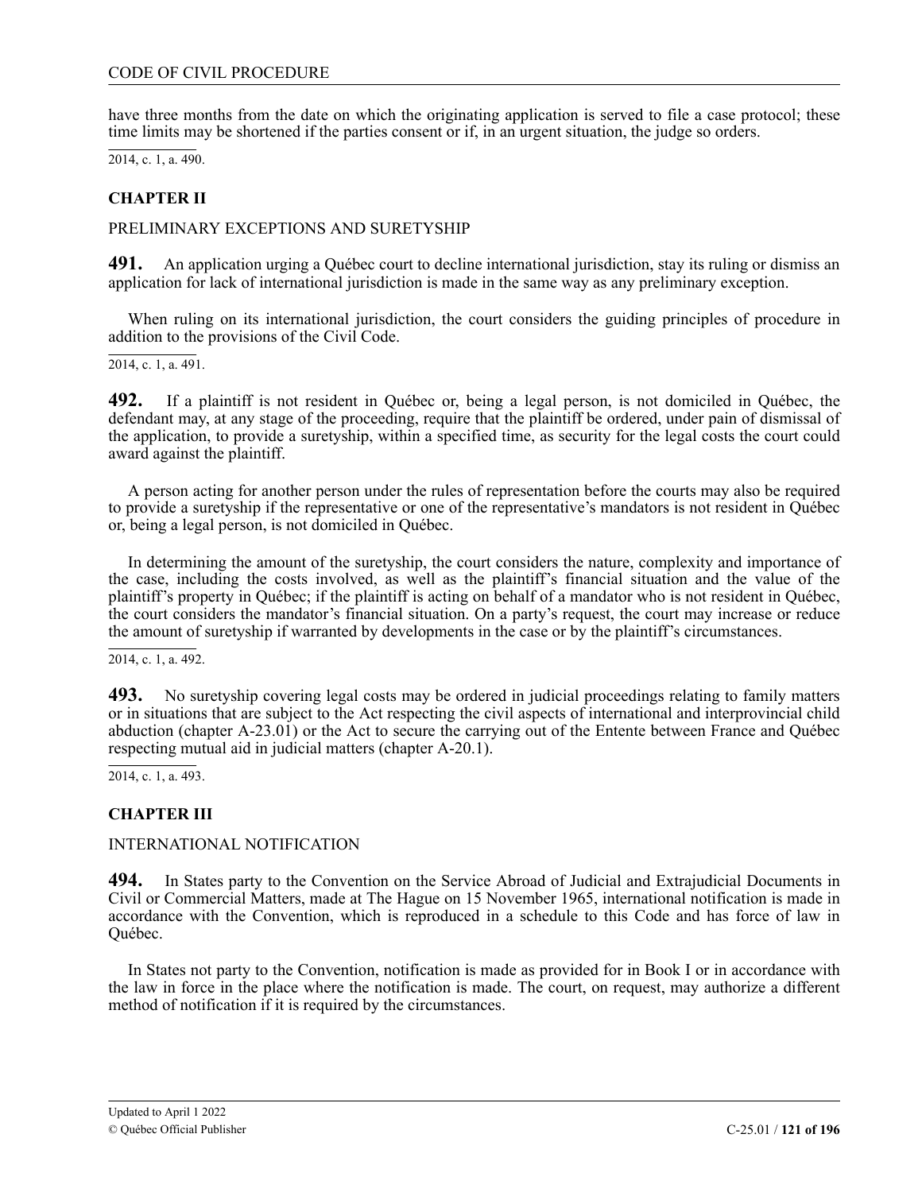have three months from the date on which the originating application is served to file a case protocol; these time limits may be shortened if the parties consent or if, in an urgent situation, the judge so orders.

2014, c. 1, a. 490.

### CHAPTER II

PRELIMINARY EXCEPTIONS AND SURETYSHIP

**491.** An application urging a Québec court to decline international jurisdiction, stay its ruling or dismiss an application for lack of international jurisdiction is made in the same way as any preliminary exception.

When ruling on its international jurisdiction, the court considers the guiding principles of procedure in addition to the provisions of the Civil Code.

2014, c. 1, a. 491.

**492.** If a plaintiff is not resident in Québec or, being a legal person, is not domiciled in Québec, the defendant may, at any stage of the proceeding, require that the plaintiff be ordered, under pain of dismissal of the application, to provide a suretyship, within a specified time, as security for the legal costs the court could award against the plaintiff.

A person acting for another person under the rules of representation before the courts may also be required to provide a suretyship if the representative or one of the representative's mandators is not resident in Québec or, being a legal person, is not domiciled in Québec.

In determining the amount of the suretyship, the court considers the nature, complexity and importance of the case, including the costs involved, as well as the plaintiff's financial situation and the value of the plaintiff's property in Québec; if the plaintiff is acting on behalf of a mandator who is not resident in Québec, the court considers the mandator's financial situation. On a party's request, the court may increase or reduce the amount of suretyship if warranted by developments in the case or by the plaintiff's circumstances.

2014, c. 1, a. 492.

**493.** No suretyship covering legal costs may be ordered in judicial proceedings relating to family matters or in situations that are subject to the Act respecting the civil aspects of international and interprovincial child abduction (chapter A-23.01) or the Act to secure the carrying out of the Entente between France and Québec respecting mutual aid in judicial matters (chapter A-20.1).

2014, c. 1, a. 493.

### CHAPTER III

INTERNATIONAL NOTIFICATION

**494.** In States party to the Convention on the Service Abroad of Judicial and Extrajudicial Documents in Civil or Commercial Matters, made at The Hague on 15 November 1965, international notification is made in accordance with the Convention, which is reproduced in a schedule to this Code and has force of law in Québec.

In States not party to the Convention, notification is made as provided for in Book I or in accordance with the law in force in the place where the notification is made. The court, on request, may authorize a different method of notification if it is required by the circumstances.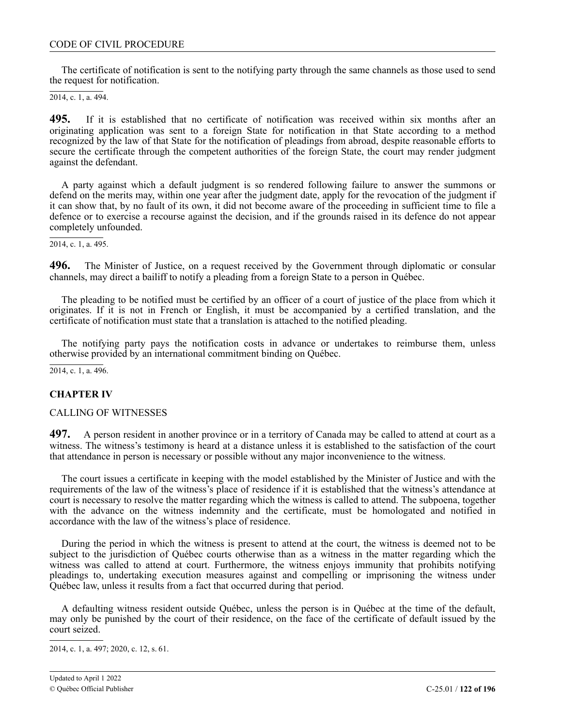The certificate of notification is sent to the notifying party through the same channels as those used to send the request for notification.

2014, c. 1, a. 494.

**495.** If it is established that no certificate of notification was received within six months after an originating application was sent to a foreign State for notification in that State according to a method recognized by the law of that State for the notification of pleadings from abroad, despite reasonable efforts to secure the certificate through the competent authorities of the foreign State, the court may render judgment against the defendant.

A party against which a default judgment is so rendered following failure to answer the summons or defend on the merits may, within one year after the judgment date, apply for the revocation of the judgment if it can show that, by no fault of its own, it did not become aware of the proceeding in sufficient time to file a defence or to exercise a recourse against the decision, and if the grounds raised in its defence do not appear completely unfounded.

2014, c. 1, a. 495.

**496.** The Minister of Justice, on a request received by the Government through diplomatic or consular channels, may direct a bailiff to notify a pleading from a foreign State to a person in Québec.

The pleading to be notified must be certified by an officer of a court of justice of the place from which it originates. If it is not in French or English, it must be accompanied by a certified translation, and the certificate of notification must state that a translation is attached to the notified pleading.

The notifying party pays the notification costs in advance or undertakes to reimburse them, unless otherwise provided by an international commitment binding on Québec.

2014, c. 1, a. 496.

## CHAPTER IV

CALLING OF WITNESSES

**497.** A person resident in another province or in a territory of Canada may be called to attend at court as a witness. The witness's testimony is heard at a distance unless it is established to the satisfaction of the court that attendance in person is necessary or possible without any major inconvenience to the witness.

The court issues a certificate in keeping with the model established by the Minister of Justice and with the requirements of the law of the witness's place of residence if it is established that the witness's attendance at court is necessary to resolve the matter regarding which the witness is called to attend. The subpoena, together with the advance on the witness indemnity and the certificate, must be homologated and notified in accordance with the law of the witness's place of residence.

During the period in which the witness is present to attend at the court, the witness is deemed not to be subject to the jurisdiction of Québec courts otherwise than as a witness in the matter regarding which the witness was called to attend at court. Furthermore, the witness enjoys immunity that prohibits notifying pleadings to, undertaking execution measures against and compelling or imprisoning the witness under Québec law, unless it results from a fact that occurred during that period.

A defaulting witness resident outside Québec, unless the person is in Québec at the time of the default, may only be punished by the court of their residence, on the face of the certificate of default issued by the court seized.

2014, c. 1, a. 497; 2020, c. 12, s. 61.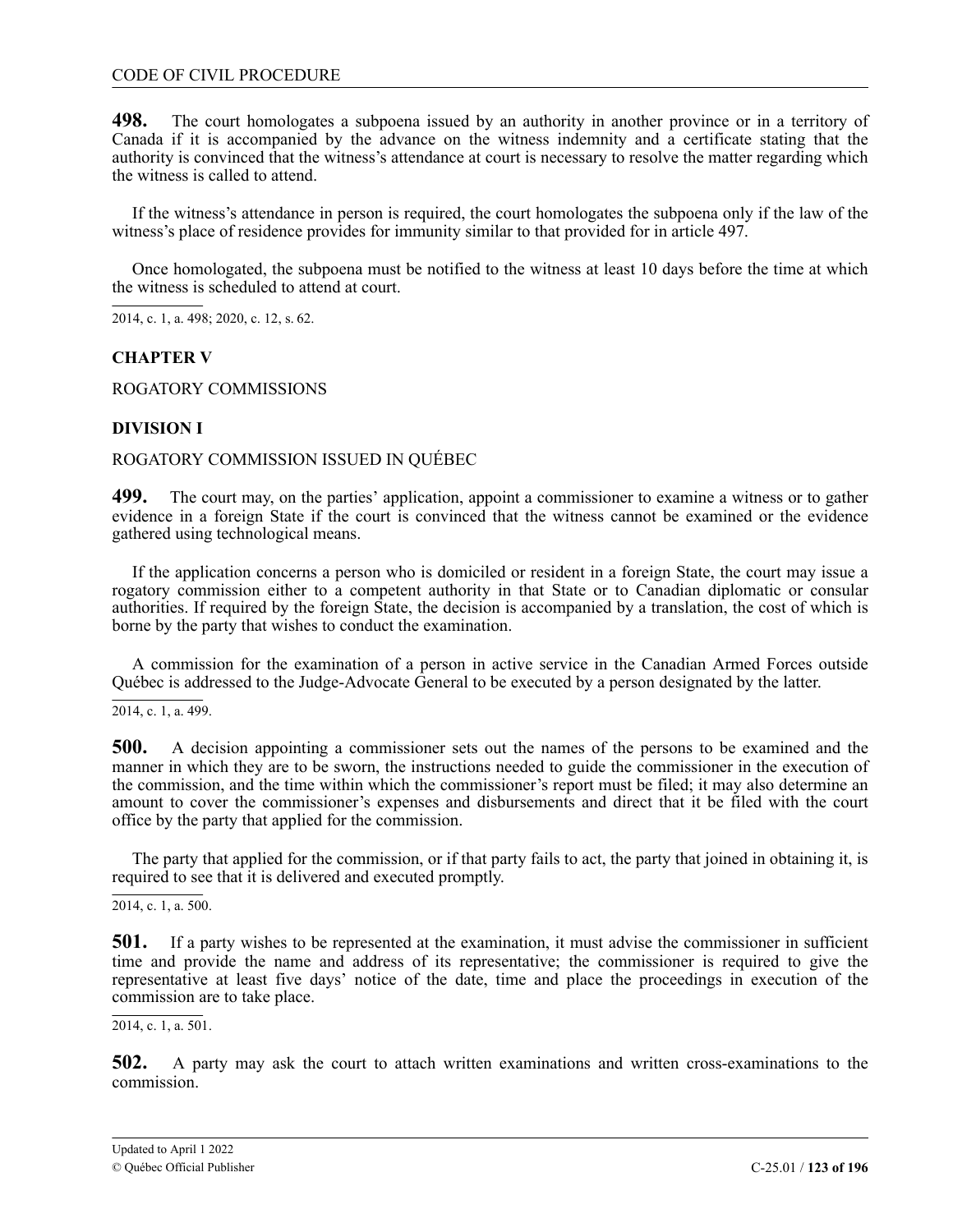**498.** The court homologates a subpoena issued by an authority in another province or in a territory of Canada if it is accompanied by the advance on the witness indemnity and a certificate stating that the authority is convinced that the witness's attendance at court is necessary to resolve the matter regarding which the witness is called to attend.

If the witness's attendance in person is required, the court homologates the subpoena only if the law of the witness's place of residence provides for immunity similar to that provided for in article 497.

Once homologated, the subpoena must be notified to the witness at least 10 days before the time at which the witness is scheduled to attend at court.

2014, c. 1, a. 498; 2020, c. 12, s. 62.

## CHAPTER V

ROGATORY COMMISSIONS

### DIVISION I

ROGATORY COMMISSION ISSUED IN QUÉBEC

**499.** The court may, on the parties' application, appoint a commissioner to examine a witness or to gather evidence in a foreign State if the court is convinced that the witness cannot be examined or the evidence gathered using technological means.

If the application concerns a person who is domiciled or resident in a foreign State, the court may issue a rogatory commission either to a competent authority in that State or to Canadian diplomatic or consular authorities. If required by the foreign State, the decision is accompanied by a translation, the cost of which is borne by the party that wishes to conduct the examination.

A commission for the examination of a person in active service in the Canadian Armed Forces outside Québec is addressed to the Judge-Advocate General to be executed by a person designated by the latter.

2014, c. 1, a. 499.

**500.** A decision appointing a commissioner sets out the names of the persons to be examined and the manner in which they are to be sworn, the instructions needed to guide the commissioner in the execution of the commission, and the time within which the commissioner's report must be filed; it may also determine an amount to cover the commissioner's expenses and disbursements and direct that it be filed with the court office by the party that applied for the commission.

The party that applied for the commission, or if that party fails to act, the party that joined in obtaining it, is required to see that it is delivered and executed promptly.

2014, c. 1, a. 500.

**501.** If a party wishes to be represented at the examination, it must advise the commissioner in sufficient time and provide the name and address of its representative; the commissioner is required to give the representative at least five days' notice of the date, time and place the proceedings in execution of the commission are to take place.

2014, c. 1, a. 501.

**502.** A party may ask the court to attach written examinations and written cross-examinations to the commission.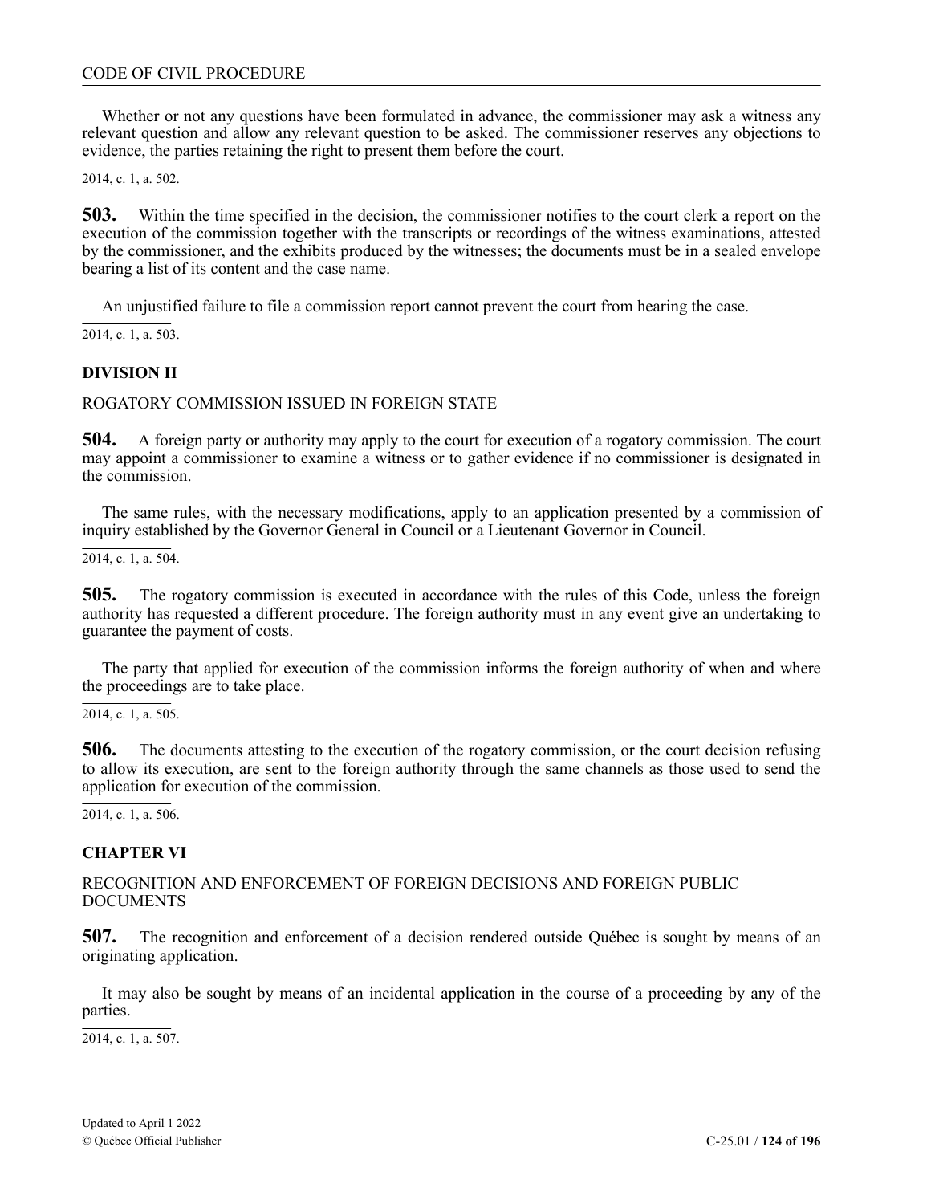Whether or not any questions have been formulated in advance, the commissioner may ask a witness any relevant question and allow any relevant question to be asked. The commissioner reserves any objections to evidence, the parties retaining the right to present them before the court.

2014, c. 1, a. 502.

**503.** Within the time specified in the decision, the commissioner notifies to the court clerk a report on the execution of the commission together with the transcripts or recordings of the witness examinations, attested by the commissioner, and the exhibits produced by the witnesses; the documents must be in a sealed envelope bearing a list of its content and the case name.

An unjustified failure to file a commission report cannot prevent the court from hearing the case.

2014, c. 1, a. 503.

**DIVISION II**

ROGATORY COMMISSION ISSUED IN FOREIGN STATE

**504.** A foreign party or authority may apply to the court for execution of a rogatory commission. The court may appoint a commissioner to examine a witness or to gather evidence if no commissioner is designated in the commission.

The same rules, with the necessary modifications, apply to an application presented by a commission of inquiry established by the Governor General in Council or a Lieutenant Governor in Council.

2014, c. 1, a. 504.

**505.** The rogatory commission is executed in accordance with the rules of this Code, unless the foreign authority has requested a different procedure. The foreign authority must in any event give an undertaking to guarantee the payment of costs.

The party that applied for execution of the commission informs the foreign authority of when and where the proceedings are to take place.

2014, c. 1, a. 505.

**506.** The documents attesting to the execution of the rogatory commission, or the court decision refusing to allow its execution, are sent to the foreign authority through the same channels as those used to send the application for execution of the commission.

2014, c. 1, a. 506.

**CHAPTER VI**

RECOGNITION AND ENFORCEMENT OF FOREIGN DECISIONS AND FOREIGN PUBLIC DOCUMENTS

**507.** The recognition and enforcement of a decision rendered outside Québec is sought by means of an originating application.

It may also be sought by means of an incidental application in the course of a proceeding by any of the parties.

2014, c. 1, a. 507.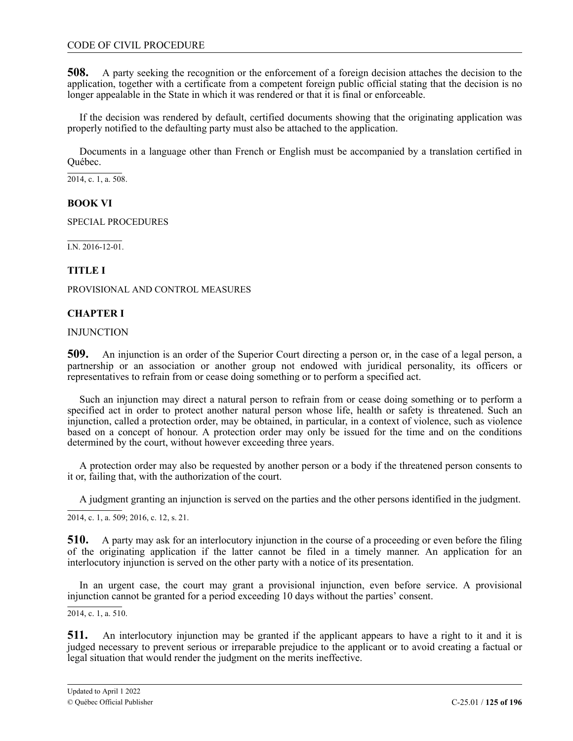**508.** A party seeking the recognition or the enforcement of a foreign decision attaches the decision to the application, together with a certificate from a competent foreign public official stating that the decision is no longer appealable in the State in which it was rendered or that it is final or enforceable.

If the decision was rendered by default, certified documents showing that the originating application was properly notified to the defaulting party must also be attached to the application.

Documents in a language other than French or English must be accompanied by a translation certified in Québec.

2014, c. 1, a. 508.

# BOOK VI

SPECIAL PROCEDURES

I.N. 2016-12-01.

## TITLE I

PROVISIONAL AND CONTROL MEASURES

### CHAPTER I

INJUNCTION

**509.** An injunction is an order of the Superior Court directing a person or, in the case of a legal person, a partnership or an association or another group not endowed with juridical personality, its officers or representatives to refrain from or cease doing something or to perform a specified act.

Such an injunction may direct a natural person to refrain from or cease doing something or to perform a specified act in order to protect another natural person whose life, health or safety is threatened. Such an injunction, called a protection order, may be obtained, in particular, in a context of violence, such as violence based on a concept of honour. A protection order may only be issued for the time and on the conditions determined by the court, without however exceeding three years.

A protection order may also be requested by another person or a body if the threatened person consents to it or, failing that, with the authorization of the court.

A judgment granting an injunction is served on the parties and the other persons identified in the judgment.

2014, c. 1, a. 509; 2016, c. 12, s. 21.

**510.** A party may ask for an interlocutory injunction in the course of a proceeding or even before the filing of the originating application if the latter cannot be filed in a timely manner. An application for an interlocutory injunction is served on the other party with a notice of its presentation.

In an urgent case, the court may grant a provisional injunction, even before service. A provisional injunction cannot be granted for a period exceeding 10 days without the parties' consent.

2014, c. 1, a. 510.

**511.** An interlocutory injunction may be granted if the applicant appears to have a right to it and it is judged necessary to prevent serious or irreparable prejudice to the applicant or to avoid creating a factual or legal situation that would render the judgment on the merits ineffective.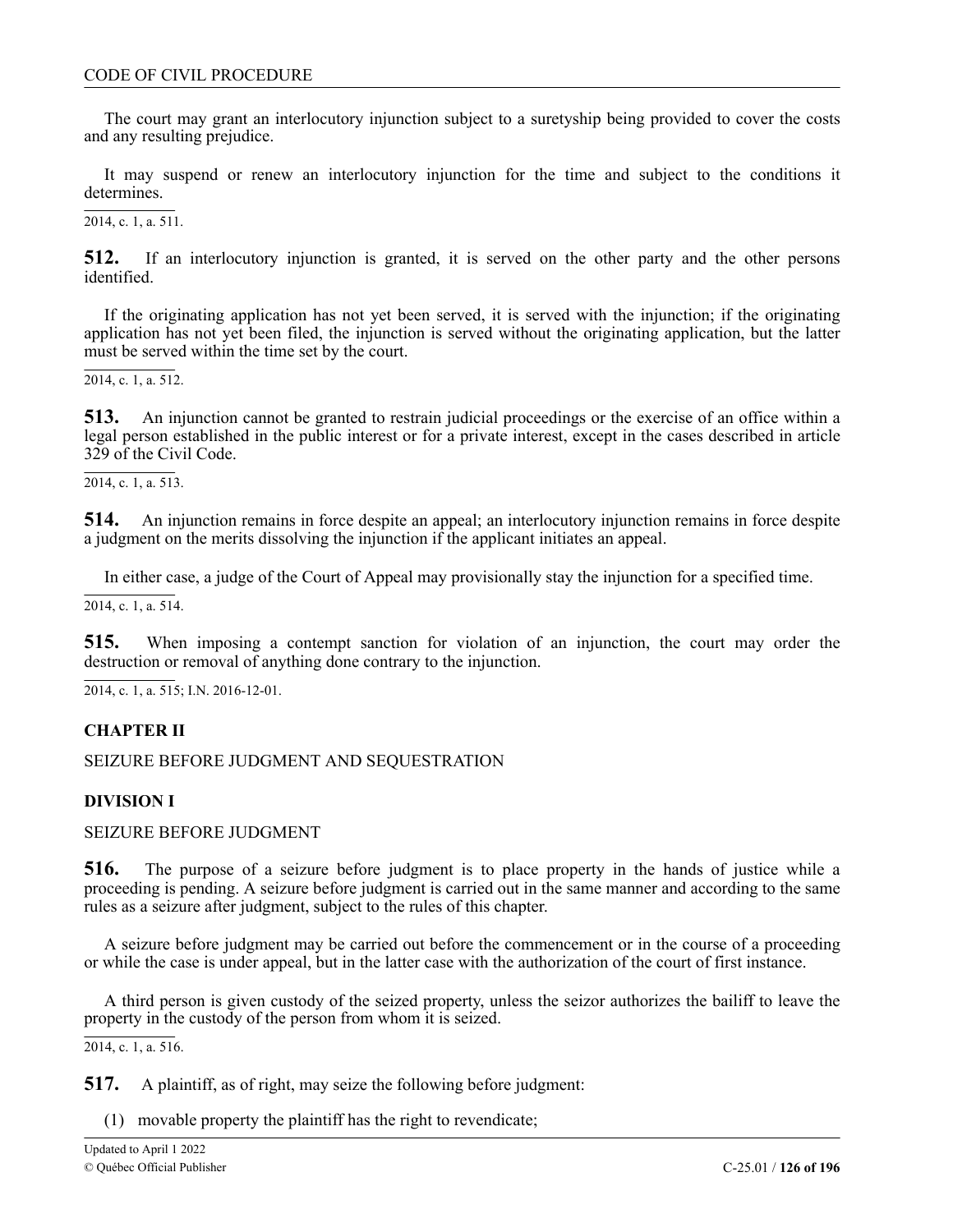The court may grant an interlocutory injunction subject to a suretyship being provided to cover the costs and any resulting prejudice.

It may suspend or renew an interlocutory injunction for the time and subject to the conditions it determines.

2014, c. 1, a. 511.

**512.** If an interlocutory injunction is granted, it is served on the other party and the other persons identified.

If the originating application has not yet been served, it is served with the injunction; if the originating application has not yet been filed, the injunction is served without the originating application, but the latter must be served within the time set by the court.

2014, c. 1, a. 512.

**513.** An injunction cannot be granted to restrain judicial proceedings or the exercise of an office within a legal person established in the public interest or for a private interest, except in the cases described in article 329 of the Civil Code.

2014, c. 1, a. 513.

**514.** An injunction remains in force despite an appeal; an interlocutory injunction remains in force despite a judgment on the merits dissolving the injunction if the applicant initiates an appeal.

In either case, a judge of the Court of Appeal may provisionally stay the injunction for a specified time.

2014, c. 1, a. 514.

**515.** When imposing a contempt sanction for violation of an injunction, the court may order the destruction or removal of anything done contrary to the injunction.

2014, c. 1, a. 515; I.N. 2016-12-01.

## CHAPTER II

SEIZURE BEFORE JUDGMENT AND SEQUESTRATION

### DIVISION I

SEIZURE BEFORE JUDGMENT

**516.** The purpose of a seizure before judgment is to place property in the hands of justice while a proceeding is pending. A seizure before judgment is carried out in the same manner and according to the same rules as a seizure after judgment, subject to the rules of this chapter.

A seizure before judgment may be carried out before the commencement or in the course of a proceeding or while the case is under appeal, but in the latter case with the authorization of the court of first instance.

A third person is given custody of the seized property, unless the seizor authorizes the bailiff to leave the property in the custody of the person from whom it is seized.

2014, c. 1, a. 516.

**517.** A plaintiff, as of right, may seize the following before judgment:

(1) movable property the plaintiff has the right to revendicate;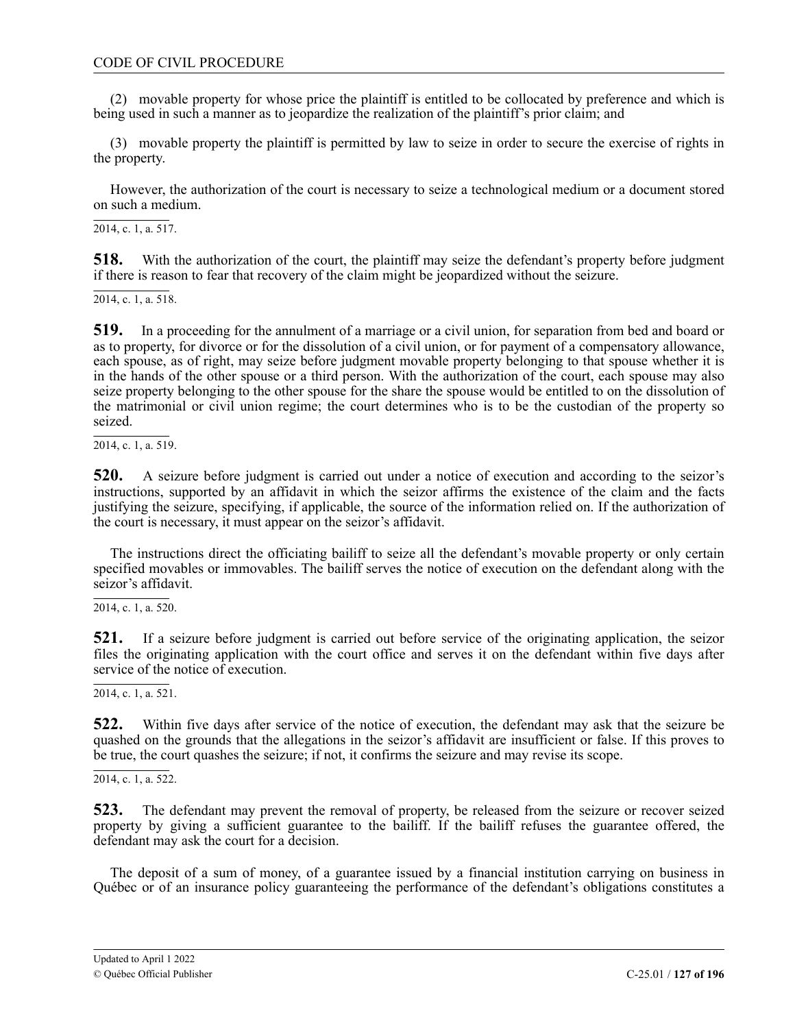(2) movable property for whose price the plaintiff is entitled to be collocated by preference and which is being used in such a manner as to jeopardize the realization of the plaintiff's prior claim; and

(3) movable property the plaintiff is permitted by law to seize in order to secure the exercise of rights in the property.

However, the authorization of the court is necessary to seize a technological medium or a document stored on such a medium.

2014, c. 1, a. 517.

**518.** With the authorization of the court, the plaintiff may seize the defendant's property before judgment if there is reason to fear that recovery of the claim might be jeopardized without the seizure.

2014, c. 1, a. 518.

**519.** In a proceeding for the annulment of a marriage or a civil union, for separation from bed and board or as to property, for divorce or for the dissolution of a civil union, or for payment of a compensatory allowance, each spouse, as of right, may seize before judgment movable property belonging to that spouse whether it is in the hands of the other spouse or a third person. With the authorization of the court, each spouse may also seize property belonging to the other spouse for the share the spouse would be entitled to on the dissolution of the matrimonial or civil union regime; the court determines who is to be the custodian of the property so seized.

2014, c. 1, a. 519.

**520.** A seizure before judgment is carried out under a notice of execution and according to the seizor's instructions, supported by an affidavit in which the seizor affirms the existence of the claim and the facts justifying the seizure, specifying, if applicable, the source of the information relied on. If the authorization of the court is necessary, it must appear on the seizor's affidavit.

The instructions direct the officiating bailiff to seize all the defendant's movable property or only certain specified movables or immovables. The bailiff serves the notice of execution on the defendant along with the seizor's affidavit.

2014, c. 1, a. 520.

**521.** If a seizure before judgment is carried out before service of the originating application, the seizor files the originating application with the court office and serves it on the defendant within five days after service of the notice of execution.

2014, c. 1, a. 521.

**522.** Within five days after service of the notice of execution, the defendant may ask that the seizure be quashed on the grounds that the allegations in the seizor's affidavit are insufficient or false. If this proves to be true, the court quashes the seizure; if not, it confirms the seizure and may revise its scope.

2014, c. 1, a. 522.

**523.** The defendant may prevent the removal of property, be released from the seizure or recover seized property by giving a sufficient guarantee to the bailiff. If the bailiff refuses the guarantee offered, the defendant may ask the court for a decision.

The deposit of a sum of money, of a guarantee issued by a financial institution carrying on business in Québec or of an insurance policy guaranteeing the performance of the defendant's obligations constitutes a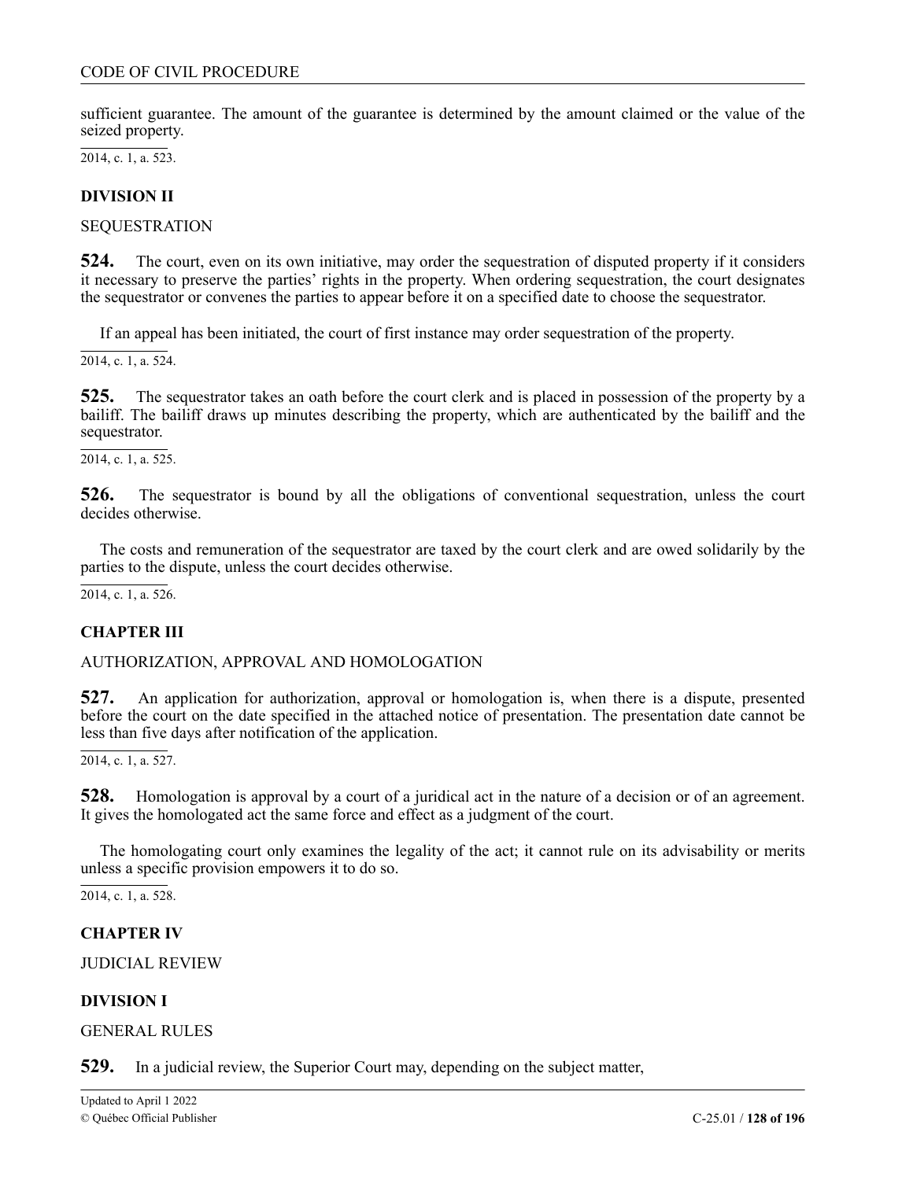sufficient guarantee. The amount of the guarantee is determined by the amount claimed or the value of the seized property.

2014, c. 1, a. 523.

**DIVISION II**

SEQUESTRATION

**524.** The court, even on its own initiative, may order the sequestration of disputed property if it considers it necessary to preserve the parties' rights in the property. When ordering sequestration, the court designates the sequestrator or convenes the parties to appear before it on a specified date to choose the sequestrator.

If an appeal has been initiated, the court of first instance may order sequestration of the property.

2014, c. 1, a. 524.

**525.** The sequestrator takes an oath before the court clerk and is placed in possession of the property by a bailiff. The bailiff draws up minutes describing the property, which are authenticated by the bailiff and the sequestrator.

2014, c. 1, a. 525.

**526.** The sequestrator is bound by all the obligations of conventional sequestration, unless the court decides otherwise.

The costs and remuneration of the sequestrator are taxed by the court clerk and are owed solidarily by the parties to the dispute, unless the court decides otherwise.

2014, c. 1, a. 526.

**CHAPTER III**

AUTHORIZATION, APPROVAL AND HOMOLOGATION

**527.** An application for authorization, approval or homologation is, when there is a dispute, presented before the court on the date specified in the attached notice of presentation. The presentation date cannot be less than five days after notification of the application.

2014, c. 1, a. 527.

**528.** Homologation is approval by a court of a juridical act in the nature of a decision or of an agreement. It gives the homologated act the same force and effect as a judgment of the court.

The homologating court only examines the legality of the act; it cannot rule on its advisability or merits unless a specific provision empowers it to do so.

2014, c. 1, a. 528.

**CHAPTER IV**

JUDICIAL REVIEW

**DIVISION I**

GENERAL RULES

**529.** In a judicial review, the Superior Court may, depending on the subject matter,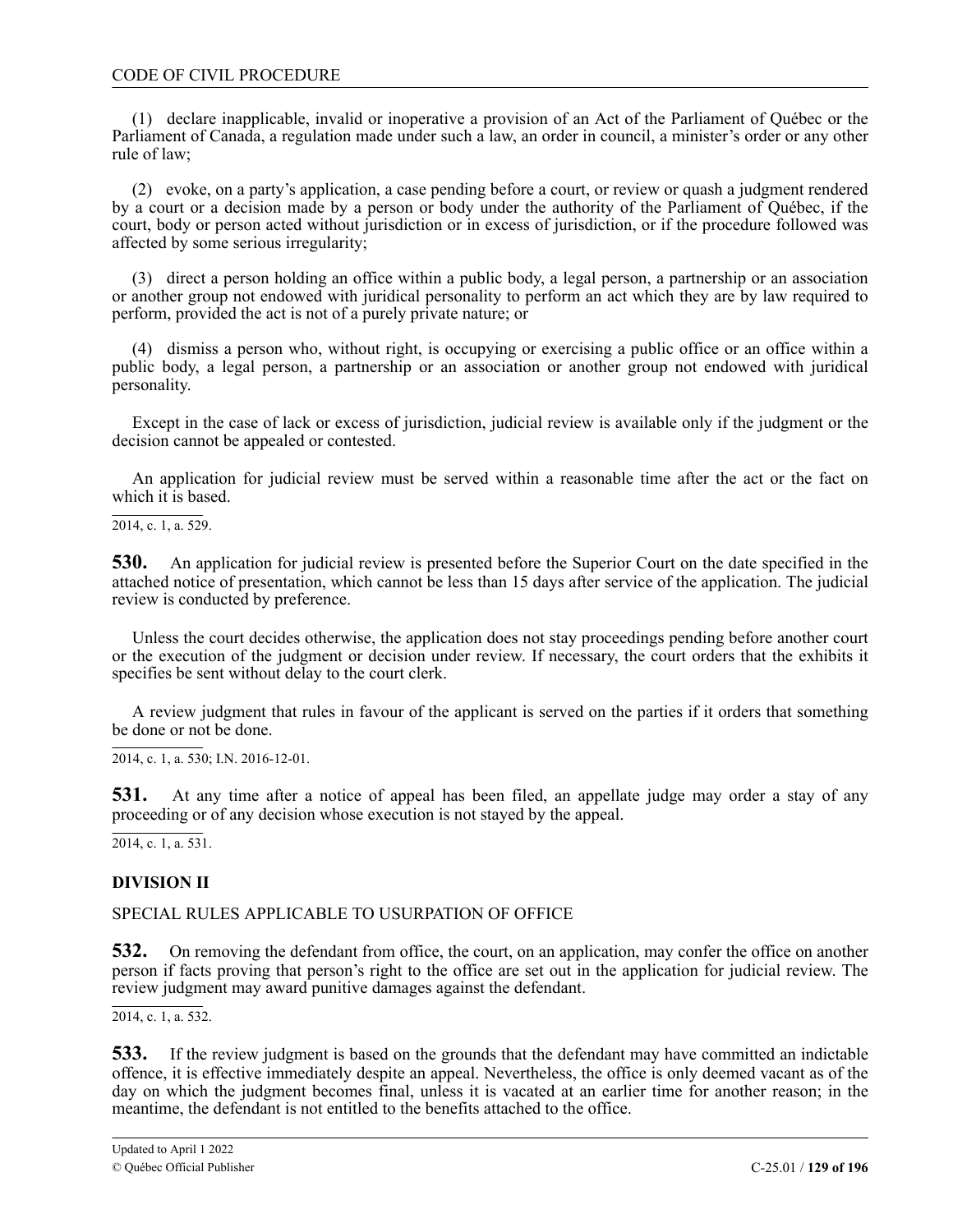(1) declare inapplicable, invalid or inoperative a provision of an Act of the Parliament of Québec or the Parliament of Canada, a regulation made under such a law, an order in council, a minister's order or any other rule of law;

(2) evoke, on a party's application, a case pending before a court, or review or quash a judgment rendered by a court or a decision made by a person or body under the authority of the Parliament of Québec, if the court, body or person acted without jurisdiction or in excess of jurisdiction, or if the procedure followed was affected by some serious irregularity;

(3) direct a person holding an office within a public body, a legal person, a partnership or an association or another group not endowed with juridical personality to perform an act which they are by law required to perform, provided the act is not of a purely private nature; or

(4) dismiss a person who, without right, is occupying or exercising a public office or an office within a public body, a legal person, a partnership or an association or another group not endowed with juridical personality.

Except in the case of lack or excess of jurisdiction, judicial review is available only if the judgment or the decision cannot be appealed or contested.

An application for judicial review must be served within a reasonable time after the act or the fact on which it is based.

2014, c. 1, a. 529.

**530.** An application for judicial review is presented before the Superior Court on the date specified in the attached notice of presentation, which cannot be less than 15 days after service of the application. The judicial review is conducted by preference.

Unless the court decides otherwise, the application does not stay proceedings pending before another court or the execution of the judgment or decision under review. If necessary, the court orders that the exhibits it specifies be sent without delay to the court clerk.

A review judgment that rules in favour of the applicant is served on the parties if it orders that something be done or not be done.

2014, c. 1, a. 530; I.N. 2016-12-01.

**531.** At any time after a notice of appeal has been filed, an appellate judge may order a stay of any proceeding or of any decision whose execution is not stayed by the appeal.

2014, c. 1, a. 531.

## DIVISION II

SPECIAL RULES APPLICABLE TO USURPATION OF OFFICE

**532.** On removing the defendant from office, the court, on an application, may confer the office on another person if facts proving that person's right to the office are set out in the application for judicial review. The review judgment may award punitive damages against the defendant.

2014, c. 1, a. 532.

**533.** If the review judgment is based on the grounds that the defendant may have committed an indictable offence, it is effective immediately despite an appeal. Nevertheless, the office is only deemed vacant as of the day on which the judgment becomes final, unless it is vacated at an earlier time for another reason; in the meantime, the defendant is not entitled to the benefits attached to the office.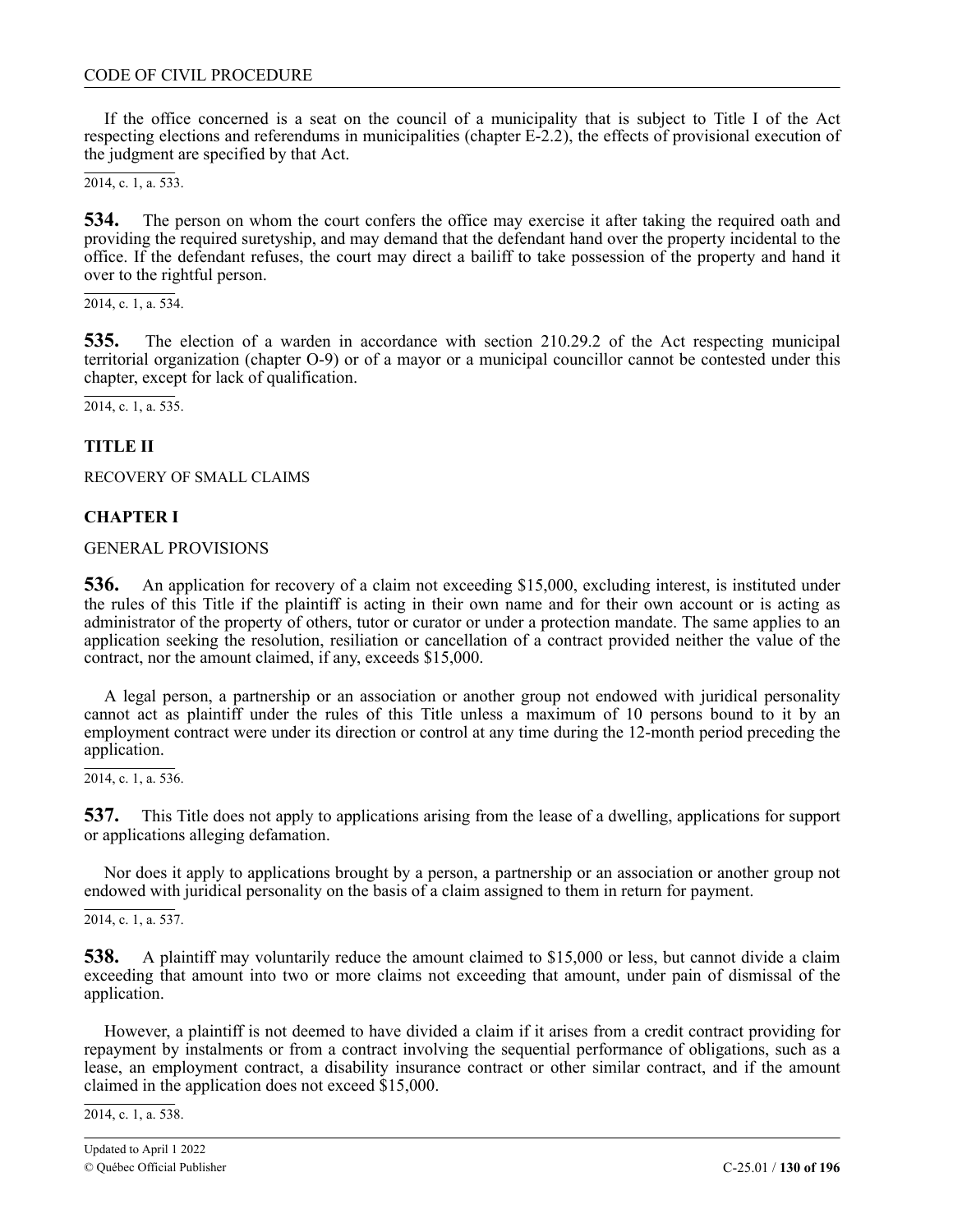If the office concerned is a seat on the council of a municipality that is subject to Title I of the Act respecting elections and referendums in municipalities (chapter E-2.2), the effects of provisional execution of the judgment are specified by that Act.

2014, c. 1, a. 533.

**534.** The person on whom the court confers the office may exercise it after taking the required oath and providing the required suretyship, and may demand that the defendant hand over the property incidental to the office. If the defendant refuses, the court may direct a bailiff to take possession of the property and hand it over to the rightful person.

2014, c. 1, a. 534.

**535.** The election of a warden in accordance with section 210.29.2 of the Act respecting municipal territorial organization (chapter O-9) or of a mayor or a municipal councillor cannot be contested under this chapter, except for lack of qualification.

2014, c. 1, a. 535.

## TITLE II

RECOVERY OF SMALL CLAIMS

### CHAPTER I

GENERAL PROVISIONS

**536.** An application for recovery of a claim not exceeding $15,000, excluding interest, is instituted under the rules of this Title if the plaintiff is acting in their own name and for their own account or is acting as administrator of the property of others, tutor or curator or under a protection mandate. The same applies to an application seeking the resolution, resiliation or cancellation of a contract provided neither the value of the contract, nor the amount claimed, if any, exceeds $15,000.

A legal person, a partnership or an association or another group not endowed with juridical personality cannot act as plaintiff under the rules of this Title unless a maximum of 10 persons bound to it by an employment contract were under its direction or control at any time during the 12-month period preceding the application.

2014, c. 1, a. 536.

**537.** This Title does not apply to applications arising from the lease of a dwelling, applications for support or applications alleging defamation.

Nor does it apply to applications brought by a person, a partnership or an association or another group not endowed with juridical personality on the basis of a claim assigned to them in return for payment.

2014, c. 1, a. 537.

**538.** A plaintiff may voluntarily reduce the amount claimed to $15,000 or less, but cannot divide a claim exceeding that amount into two or more claims not exceeding that amount, under pain of dismissal of the application.

However, a plaintiff is not deemed to have divided a claim if it arises from a credit contract providing for repayment by instalments or from a contract involving the sequential performance of obligations, such as a lease, an employment contract, a disability insurance contract or other similar contract, and if the amount claimed in the application does not exceed $15,000.

2014, c. 1, a. 538.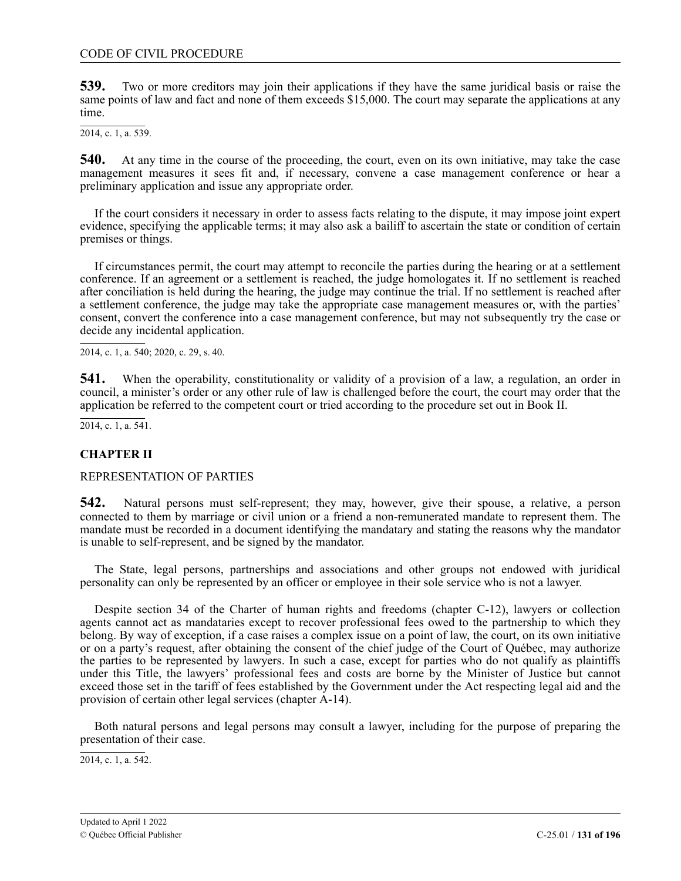**539.** Two or more creditors may join their applications if they have the same juridical basis or raise the same points of law and fact and none of them exceeds $15,000. The court may separate the applications at any time.

2014, c. 1, a. 539.

**540.** At any time in the course of the proceeding, the court, even on its own initiative, may take the case management measures it sees fit and, if necessary, convene a case management conference or hear a preliminary application and issue any appropriate order.

If the court considers it necessary in order to assess facts relating to the dispute, it may impose joint expert evidence, specifying the applicable terms; it may also ask a bailiff to ascertain the state or condition of certain premises or things.

If circumstances permit, the court may attempt to reconcile the parties during the hearing or at a settlement conference. If an agreement or a settlement is reached, the judge homologates it. If no settlement is reached after conciliation is held during the hearing, the judge may continue the trial. If no settlement is reached after a settlement conference, the judge may take the appropriate case management measures or, with the parties' consent, convert the conference into a case management conference, but may not subsequently try the case or decide any incidental application.

2014, c. 1, a. 540; 2020, c. 29, s. 40.

**541.** When the operability, constitutionality or validity of a provision of a law, a regulation, an order in council, a minister's order or any other rule of law is challenged before the court, the court may order that the application be referred to the competent court or tried according to the procedure set out in Book II.

2014, c. 1, a. 541.

## CHAPTER II

REPRESENTATION OF PARTIES

**542.** Natural persons must self-represent; they may, however, give their spouse, a relative, a person connected to them by marriage or civil union or a friend a non-remunerated mandate to represent them. The mandate must be recorded in a document identifying the mandatary and stating the reasons why the mandator is unable to self-represent, and be signed by the mandator.

The State, legal persons, partnerships and associations and other groups not endowed with juridical personality can only be represented by an officer or employee in their sole service who is not a lawyer.

Despite section 34 of the Charter of human rights and freedoms (chapter C-12), lawyers or collection agents cannot act as mandataries except to recover professional fees owed to the partnership to which they belong. By way of exception, if a case raises a complex issue on a point of law, the court, on its own initiative or on a party's request, after obtaining the consent of the chief judge of the Court of Québec, may authorize the parties to be represented by lawyers. In such a case, except for parties who do not qualify as plaintiffs under this Title, the lawyers' professional fees and costs are borne by the Minister of Justice but cannot exceed those set in the tariff of fees established by the Government under the Act respecting legal aid and the provision of certain other legal services (chapter A-14).

Both natural persons and legal persons may consult a lawyer, including for the purpose of preparing the presentation of their case.

2014, c. 1, a. 542.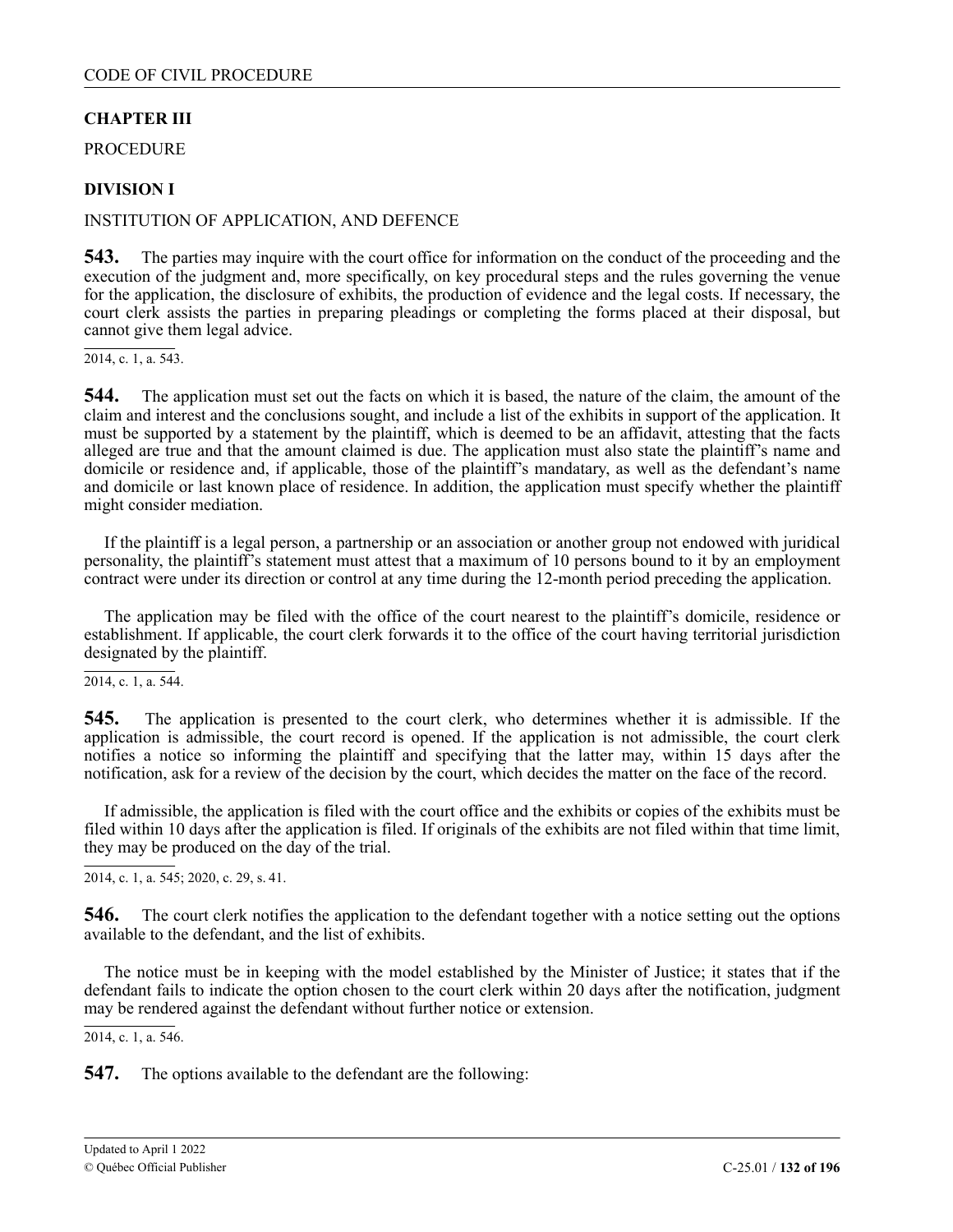**CHAPTER III**

PROCEDURE

**DIVISION I**

INSTITUTION OF APPLICATION, AND DEFENCE

**543.** The parties may inquire with the court office for information on the conduct of the proceeding and the execution of the judgment and, more specifically, on key procedural steps and the rules governing the venue for the application, the disclosure of exhibits, the production of evidence and the legal costs. If necessary, the court clerk assists the parties in preparing pleadings or completing the forms placed at their disposal, but cannot give them legal advice.

2014, c. 1, a. 543.

**544.** The application must set out the facts on which it is based, the nature of the claim, the amount of the claim and interest and the conclusions sought, and include a list of the exhibits in support of the application. It must be supported by a statement by the plaintiff, which is deemed to be an affidavit, attesting that the facts alleged are true and that the amount claimed is due. The application must also state the plaintiff's name and domicile or residence and, if applicable, those of the plaintiff's mandatary, as well as the defendant's name and domicile or last known place of residence. In addition, the application must specify whether the plaintiff might consider mediation.

If the plaintiff is a legal person, a partnership or an association or another group not endowed with juridical personality, the plaintiff's statement must attest that a maximum of 10 persons bound to it by an employment contract were under its direction or control at any time during the 12-month period preceding the application.

The application may be filed with the office of the court nearest to the plaintiff's domicile, residence or establishment. If applicable, the court clerk forwards it to the office of the court having territorial jurisdiction designated by the plaintiff.

2014, c. 1, a. 544.

**545.** The application is presented to the court clerk, who determines whether it is admissible. If the application is admissible, the court record is opened. If the application is not admissible, the court clerk notifies a notice so informing the plaintiff and specifying that the latter may, within 15 days after the notification, ask for a review of the decision by the court, which decides the matter on the face of the record.

If admissible, the application is filed with the court office and the exhibits or copies of the exhibits must be filed within 10 days after the application is filed. If originals of the exhibits are not filed within that time limit, they may be produced on the day of the trial.

2014, c. 1, a. 545; 2020, c. 29, s. 41.

**546.** The court clerk notifies the application to the defendant together with a notice setting out the options available to the defendant, and the list of exhibits.

The notice must be in keeping with the model established by the Minister of Justice; it states that if the defendant fails to indicate the option chosen to the court clerk within 20 days after the notification, judgment may be rendered against the defendant without further notice or extension.

2014, c. 1, a. 546.

**547.** The options available to the defendant are the following: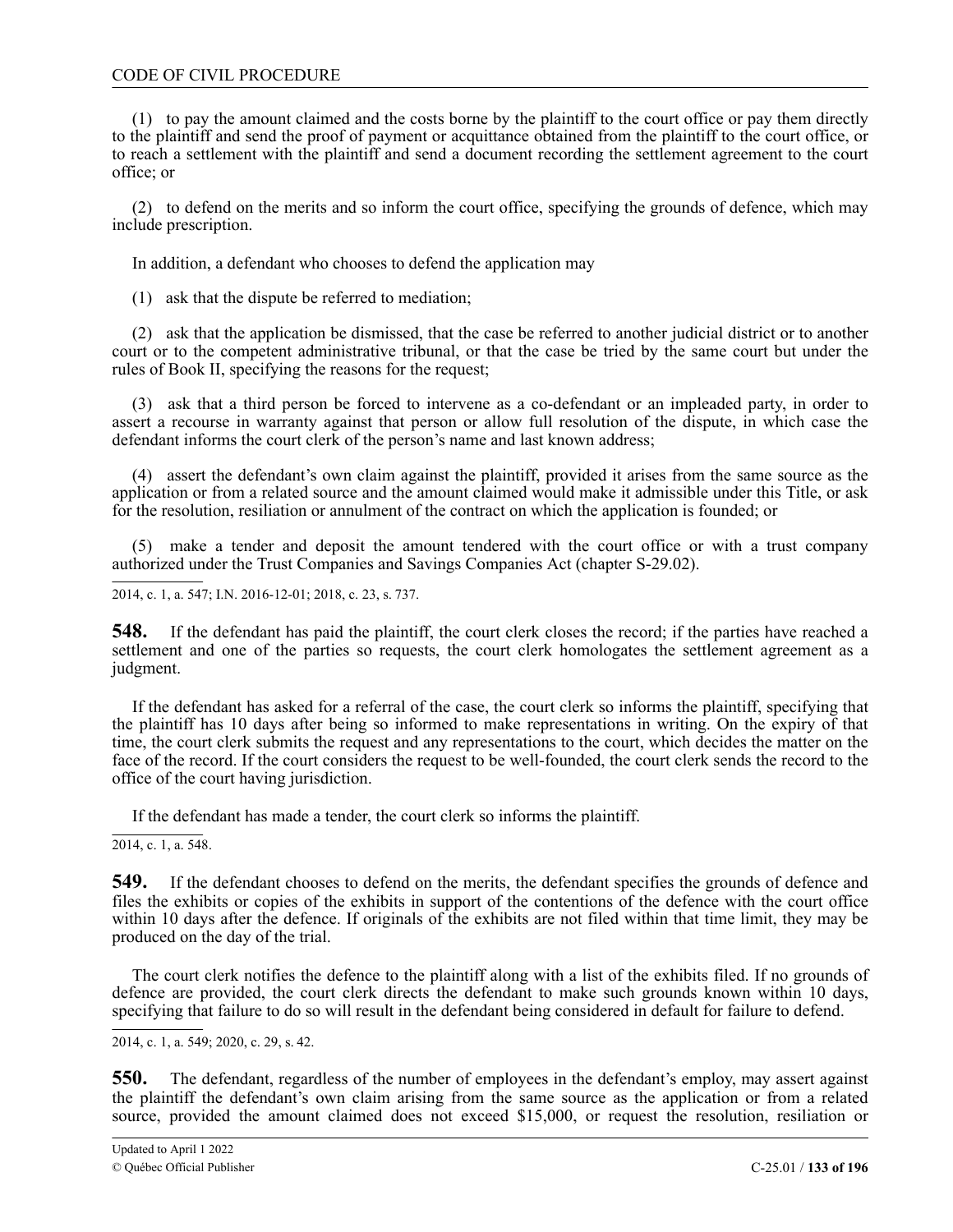(1) to pay the amount claimed and the costs borne by the plaintiff to the court office or pay them directly to the plaintiff and send the proof of payment or acquittance obtained from the plaintiff to the court office, or to reach a settlement with the plaintiff and send a document recording the settlement agreement to the court office; or

(2) to defend on the merits and so inform the court office, specifying the grounds of defence, which may include prescription.

In addition, a defendant who chooses to defend the application may

(1) ask that the dispute be referred to mediation;

(2) ask that the application be dismissed, that the case be referred to another judicial district or to another court or to the competent administrative tribunal, or that the case be tried by the same court but under the rules of Book II, specifying the reasons for the request;

(3) ask that a third person be forced to intervene as a co-defendant or an impleaded party, in order to assert a recourse in warranty against that person or allow full resolution of the dispute, in which case the defendant informs the court clerk of the person's name and last known address;

(4) assert the defendant's own claim against the plaintiff, provided it arises from the same source as the application or from a related source and the amount claimed would make it admissible under this Title, or ask for the resolution, resiliation or annulment of the contract on which the application is founded; or

(5) make a tender and deposit the amount tendered with the court office or with a trust company authorized under the Trust Companies and Savings Companies Act (chapter S-29.02).

2014, c. 1, a. 547; I.N. 2016-12-01; 2018, c. 23, s. 737.

**548.** If the defendant has paid the plaintiff, the court clerk closes the record; if the parties have reached a settlement and one of the parties so requests, the court clerk homologates the settlement agreement as a judgment.

If the defendant has asked for a referral of the case, the court clerk so informs the plaintiff, specifying that the plaintiff has 10 days after being so informed to make representations in writing. On the expiry of that time, the court clerk submits the request and any representations to the court, which decides the matter on the face of the record. If the court considers the request to be well-founded, the court clerk sends the record to the office of the court having jurisdiction.

If the defendant has made a tender, the court clerk so informs the plaintiff.

2014, c. 1, a. 548.

**549.** If the defendant chooses to defend on the merits, the defendant specifies the grounds of defence and files the exhibits or copies of the exhibits in support of the contentions of the defence with the court office within 10 days after the defence. If originals of the exhibits are not filed within that time limit, they may be produced on the day of the trial.

The court clerk notifies the defence to the plaintiff along with a list of the exhibits filed. If no grounds of defence are provided, the court clerk directs the defendant to make such grounds known within 10 days, specifying that failure to do so will result in the defendant being considered in default for failure to defend.

2014, c. 1, a. 549; 2020, c. 29, s. 42.

**550.** The defendant, regardless of the number of employees in the defendant's employ, may assert against the plaintiff the defendant's own claim arising from the same source as the application or from a related source, provided the amount claimed does not exceed $15,000, or request the resolution, resiliation or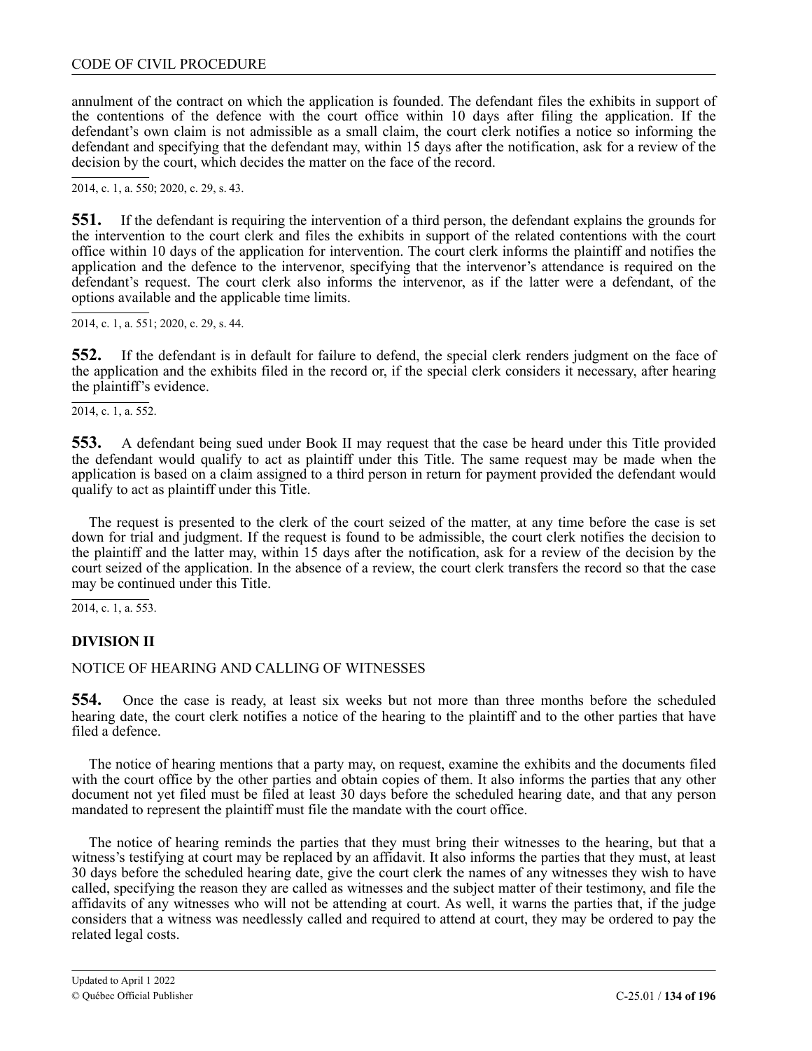annulment of the contract on which the application is founded. The defendant files the exhibits in support of the contentions of the defence with the court office within 10 days after filing the application. If the defendant's own claim is not admissible as a small claim, the court clerk notifies a notice so informing the defendant and specifying that the defendant may, within 15 days after the notification, ask for a review of the decision by the court, which decides the matter on the face of the record.

2014, c. 1, a. 550; 2020, c. 29, s. 43.

**551.** If the defendant is requiring the intervention of a third person, the defendant explains the grounds for the intervention to the court clerk and files the exhibits in support of the related contentions with the court office within 10 days of the application for intervention. The court clerk informs the plaintiff and notifies the application and the defence to the intervenor, specifying that the intervenor's attendance is required on the defendant's request. The court clerk also informs the intervenor, as if the latter were a defendant, of the options available and the applicable time limits.

2014, c. 1, a. 551; 2020, c. 29, s. 44.

**552.** If the defendant is in default for failure to defend, the special clerk renders judgment on the face of the application and the exhibits filed in the record or, if the special clerk considers it necessary, after hearing the plaintiff's evidence.

2014, c. 1, a. 552.

**553.** A defendant being sued under Book II may request that the case be heard under this Title provided the defendant would qualify to act as plaintiff under this Title. The same request may be made when the application is based on a claim assigned to a third person in return for payment provided the defendant would qualify to act as plaintiff under this Title.

The request is presented to the clerk of the court seized of the matter, at any time before the case is set down for trial and judgment. If the request is found to be admissible, the court clerk notifies the decision to the plaintiff and the latter may, within 15 days after the notification, ask for a review of the decision by the court seized of the application. In the absence of a review, the court clerk transfers the record so that the case may be continued under this Title.

2014, c. 1, a. 553.

## DIVISION II

NOTICE OF HEARING AND CALLING OF WITNESSES

**554.** Once the case is ready, at least six weeks but not more than three months before the scheduled hearing date, the court clerk notifies a notice of the hearing to the plaintiff and to the other parties that have filed a defence.

The notice of hearing mentions that a party may, on request, examine the exhibits and the documents filed with the court office by the other parties and obtain copies of them. It also informs the parties that any other document not yet filed must be filed at least 30 days before the scheduled hearing date, and that any person mandated to represent the plaintiff must file the mandate with the court office.

The notice of hearing reminds the parties that they must bring their witnesses to the hearing, but that a witness's testifying at court may be replaced by an affidavit. It also informs the parties that they must, at least 30 days before the scheduled hearing date, give the court clerk the names of any witnesses they wish to have called, specifying the reason they are called as witnesses and the subject matter of their testimony, and file the affidavits of any witnesses who will not be attending at court. As well, it warns the parties that, if the judge considers that a witness was needlessly called and required to attend at court, they may be ordered to pay the related legal costs.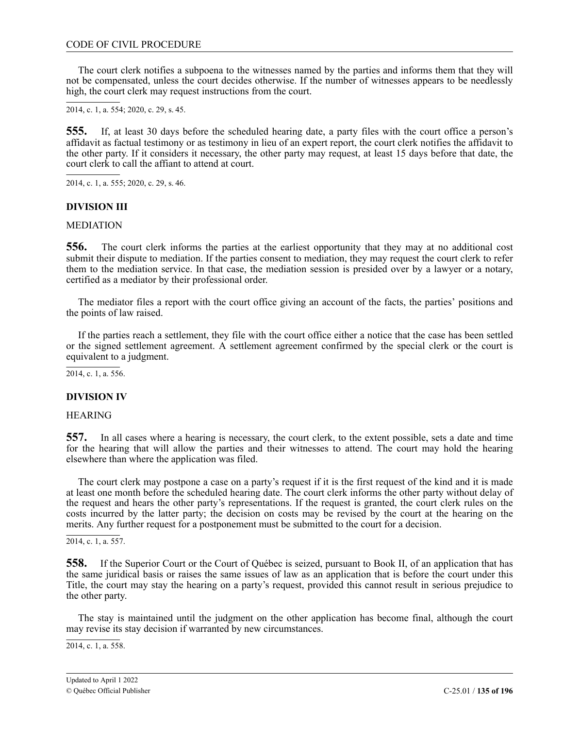The court clerk notifies a subpoena to the witnesses named by the parties and informs them that they will not be compensated, unless the court decides otherwise. If the number of witnesses appears to be needlessly high, the court clerk may request instructions from the court.

2014, c. 1, a. 554; 2020, c. 29, s. 45.

**555.** If, at least 30 days before the scheduled hearing date, a party files with the court office a person's affidavit as factual testimony or as testimony in lieu of an expert report, the court clerk notifies the affidavit to the other party. If it considers it necessary, the other party may request, at least 15 days before that date, the court clerk to call the affiant to attend at court.

2014, c. 1, a. 555; 2020, c. 29, s. 46.

### DIVISION III

MEDIATION

**556.** The court clerk informs the parties at the earliest opportunity that they may at no additional cost submit their dispute to mediation. If the parties consent to mediation, they may request the court clerk to refer them to the mediation service. In that case, the mediation session is presided over by a lawyer or a notary, certified as a mediator by their professional order.

The mediator files a report with the court office giving an account of the facts, the parties' positions and the points of law raised.

If the parties reach a settlement, they file with the court office either a notice that the case has been settled or the signed settlement agreement. A settlement agreement confirmed by the special clerk or the court is equivalent to a judgment.

2014, c. 1, a. 556.

### DIVISION IV

HEARING

**557.** In all cases where a hearing is necessary, the court clerk, to the extent possible, sets a date and time for the hearing that will allow the parties and their witnesses to attend. The court may hold the hearing elsewhere than where the application was filed.

The court clerk may postpone a case on a party's request if it is the first request of the kind and it is made at least one month before the scheduled hearing date. The court clerk informs the other party without delay of the request and hears the other party's representations. If the request is granted, the court clerk rules on the costs incurred by the latter party; the decision on costs may be revised by the court at the hearing on the merits. Any further request for a postponement must be submitted to the court for a decision.

2014, c. 1, a. 557.

**558.** If the Superior Court or the Court of Québec is seized, pursuant to Book II, of an application that has the same juridical basis or raises the same issues of law as an application that is before the court under this Title, the court may stay the hearing on a party's request, provided this cannot result in serious prejudice to the other party.

The stay is maintained until the judgment on the other application has become final, although the court may revise its stay decision if warranted by new circumstances.

2014, c. 1, a. 558.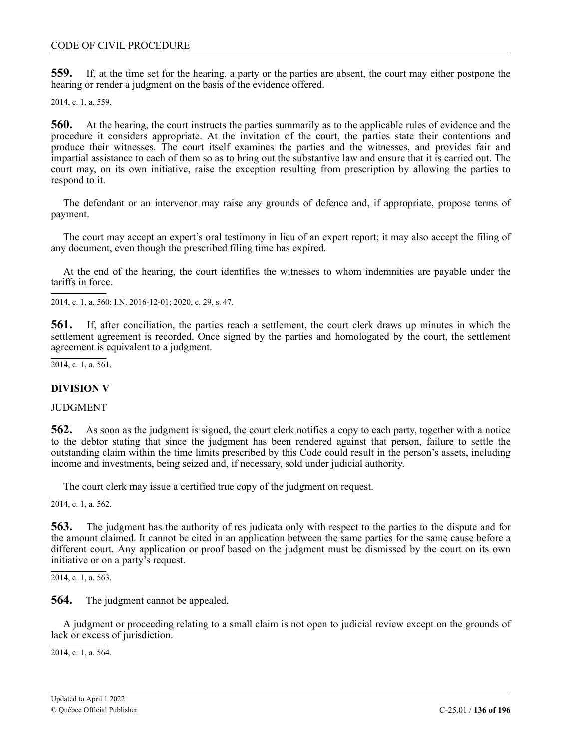**559.** If, at the time set for the hearing, a party or the parties are absent, the court may either postpone the hearing or render a judgment on the basis of the evidence offered.

2014, c. 1, a. 559.

**560.** At the hearing, the court instructs the parties summarily as to the applicable rules of evidence and the procedure it considers appropriate. At the invitation of the court, the parties state their contentions and produce their witnesses. The court itself examines the parties and the witnesses, and provides fair and impartial assistance to each of them so as to bring out the substantive law and ensure that it is carried out. The court may, on its own initiative, raise the exception resulting from prescription by allowing the parties to respond to it.

The defendant or an intervenor may raise any grounds of defence and, if appropriate, propose terms of payment.

The court may accept an expert's oral testimony in lieu of an expert report; it may also accept the filing of any document, even though the prescribed filing time has expired.

At the end of the hearing, the court identifies the witnesses to whom indemnities are payable under the tariffs in force.

2014, c. 1, a. 560; I.N. 2016-12-01; 2020, c. 29, s. 47.

**561.** If, after conciliation, the parties reach a settlement, the court clerk draws up minutes in which the settlement agreement is recorded. Once signed by the parties and homologated by the court, the settlement agreement is equivalent to a judgment.

2014, c. 1, a. 561.

## DIVISION V

JUDGMENT

**562.** As soon as the judgment is signed, the court clerk notifies a copy to each party, together with a notice to the debtor stating that since the judgment has been rendered against that person, failure to settle the outstanding claim within the time limits prescribed by this Code could result in the person's assets, including income and investments, being seized and, if necessary, sold under judicial authority.

The court clerk may issue a certified true copy of the judgment on request.

2014, c. 1, a. 562.

**563.** The judgment has the authority of res judicata only with respect to the parties to the dispute and for the amount claimed. It cannot be cited in an application between the same parties for the same cause before a different court. Any application or proof based on the judgment must be dismissed by the court on its own initiative or on a party's request.

2014, c. 1, a. 563.

**564.** The judgment cannot be appealed.

A judgment or proceeding relating to a small claim is not open to judicial review except on the grounds of lack or excess of jurisdiction.

2014, c. 1, a. 564.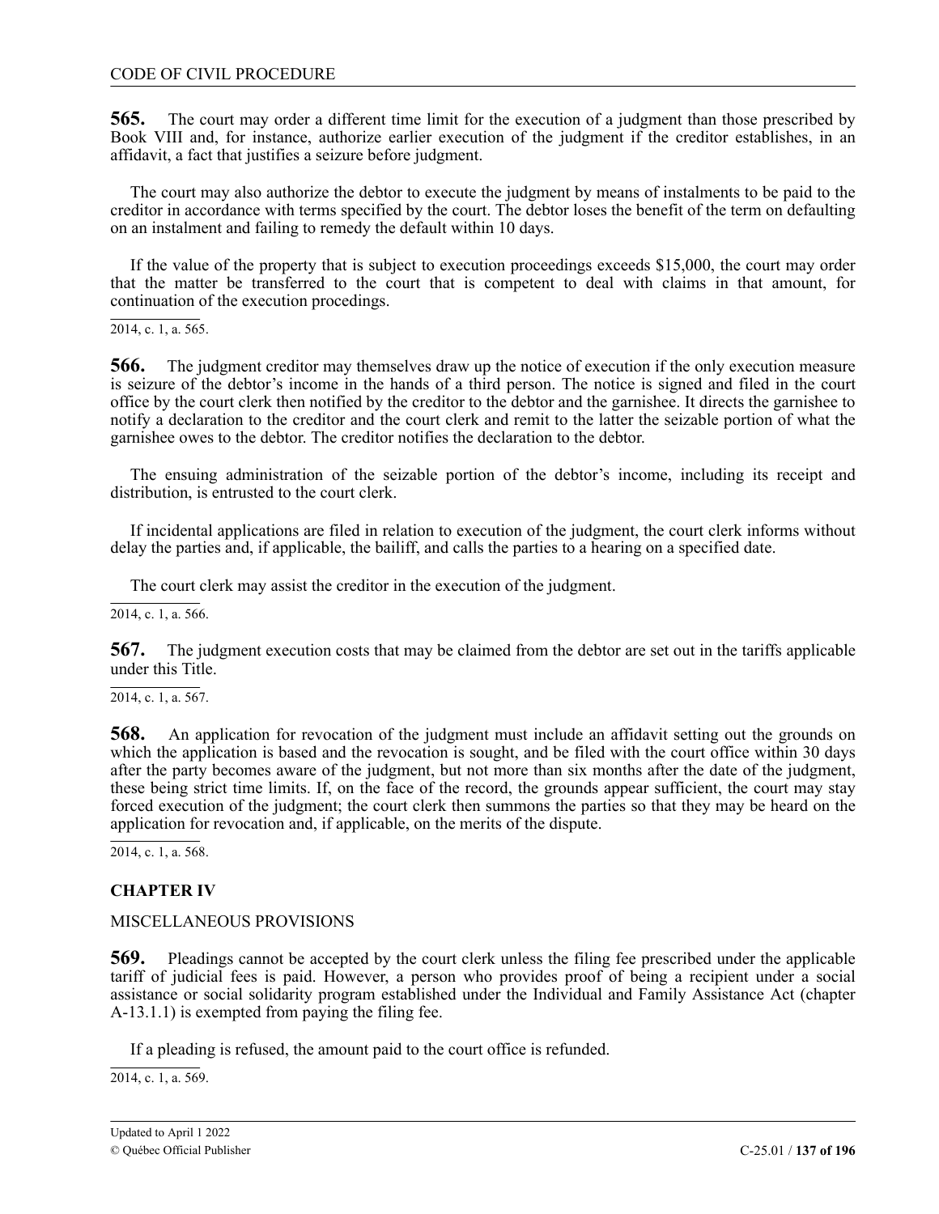**565.** The court may order a different time limit for the execution of a judgment than those prescribed by Book VIII and, for instance, authorize earlier execution of the judgment if the creditor establishes, in an affidavit, a fact that justifies a seizure before judgment.

The court may also authorize the debtor to execute the judgment by means of instalments to be paid to the creditor in accordance with terms specified by the court. The debtor loses the benefit of the term on defaulting on an instalment and failing to remedy the default within 10 days.

If the value of the property that is subject to execution proceedings exceeds $15,000, the court may order that the matter be transferred to the court that is competent to deal with claims in that amount, for continuation of the execution procedings.

2014, c. 1, a. 565.

**566.** The judgment creditor may themselves draw up the notice of execution if the only execution measure is seizure of the debtor's income in the hands of a third person. The notice is signed and filed in the court office by the court clerk then notified by the creditor to the debtor and the garnishee. It directs the garnishee to notify a declaration to the creditor and the court clerk and remit to the latter the seizable portion of what the garnishee owes to the debtor. The creditor notifies the declaration to the debtor.

The ensuing administration of the seizable portion of the debtor's income, including its receipt and distribution, is entrusted to the court clerk.

If incidental applications are filed in relation to execution of the judgment, the court clerk informs without delay the parties and, if applicable, the bailiff, and calls the parties to a hearing on a specified date.

The court clerk may assist the creditor in the execution of the judgment.

2014, c. 1, a. 566.

**567.** The judgment execution costs that may be claimed from the debtor are set out in the tariffs applicable under this Title.

2014, c. 1, a. 567.

**568.** An application for revocation of the judgment must include an affidavit setting out the grounds on which the application is based and the revocation is sought, and be filed with the court office within 30 days after the party becomes aware of the judgment, but not more than six months after the date of the judgment, these being strict time limits. If, on the face of the record, the grounds appear sufficient, the court may stay forced execution of the judgment; the court clerk then summons the parties so that they may be heard on the application for revocation and, if applicable, on the merits of the dispute.

2014, c. 1, a. 568.

## CHAPTER IV

MISCELLANEOUS PROVISIONS

**569.** Pleadings cannot be accepted by the court clerk unless the filing fee prescribed under the applicable tariff of judicial fees is paid. However, a person who provides proof of being a recipient under a social assistance or social solidarity program established under the Individual and Family Assistance Act (chapter A-13.1.1) is exempted from paying the filing fee.

If a pleading is refused, the amount paid to the court office is refunded.

2014, c. 1, a. 569.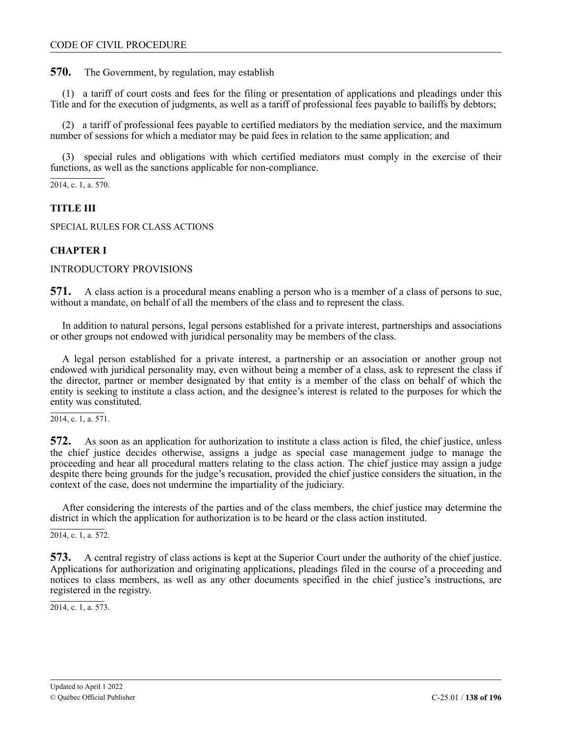**570.** The Government, by regulation, may establish

(1) a tariff of court costs and fees for the filing or presentation of applications and pleadings under this Title and for the execution of judgments, as well as a tariff of professional fees payable to bailiffs by debtors;

(2) a tariff of professional fees payable to certified mediators by the mediation service, and the maximum number of sessions for which a mediator may be paid fees in relation to the same application; and

(3) special rules and obligations with which certified mediators must comply in the exercise of their functions, as well as the sanctions applicable for non-compliance.

2014, c. 1, a. 570.

## TITLE III

SPECIAL RULES FOR CLASS ACTIONS

### CHAPTER I

INTRODUCTORY PROVISIONS

**571.** A class action is a procedural means enabling a person who is a member of a class of persons to sue, without a mandate, on behalf of all the members of the class and to represent the class.

In addition to natural persons, legal persons established for a private interest, partnerships and associations or other groups not endowed with juridical personality may be members of the class.

A legal person established for a private interest, a partnership or an association or another group not endowed with juridical personality may, even without being a member of a class, ask to represent the class if the director, partner or member designated by that entity is a member of the class on behalf of which the entity is seeking to institute a class action, and the designee's interest is related to the purposes for which the entity was constituted.

2014, c. 1, a. 571.

**572.** As soon as an application for authorization to institute a class action is filed, the chief justice, unless the chief justice decides otherwise, assigns a judge as special case management judge to manage the proceeding and hear all procedural matters relating to the class action. The chief justice may assign a judge despite there being grounds for the judge's recusation, provided the chief justice considers the situation, in the context of the case, does not undermine the impartiality of the judiciary.

After considering the interests of the parties and of the class members, the chief justice may determine the district in which the application for authorization is to be heard or the class action instituted.

2014, c. 1, a. 572.

**573.** A central registry of class actions is kept at the Superior Court under the authority of the chief justice. Applications for authorization and originating applications, pleadings filed in the course of a proceeding and notices to class members, as well as any other documents specified in the chief justice's instructions, are registered in the registry.

2014, c. 1, a. 573.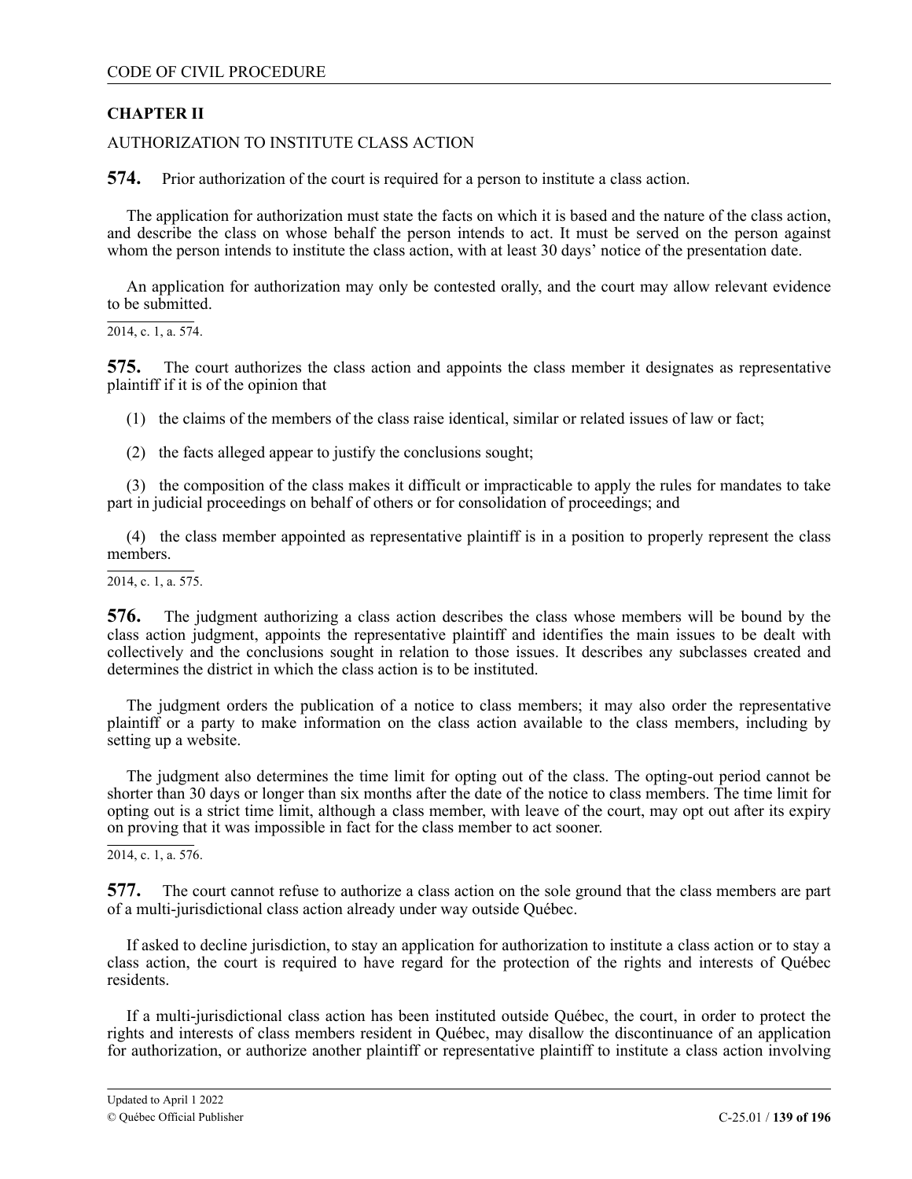**CHAPTER II**

AUTHORIZATION TO INSTITUTE CLASS ACTION

**574.** Prior authorization of the court is required for a person to institute a class action.

The application for authorization must state the facts on which it is based and the nature of the class action, and describe the class on whose behalf the person intends to act. It must be served on the person against whom the person intends to institute the class action, with at least 30 days' notice of the presentation date.

An application for authorization may only be contested orally, and the court may allow relevant evidence to be submitted.

2014, c. 1, a. 574.

**575.** The court authorizes the class action and appoints the class member it designates as representative plaintiff if it is of the opinion that

(1) the claims of the members of the class raise identical, similar or related issues of law or fact;

(2) the facts alleged appear to justify the conclusions sought;

(3) the composition of the class makes it difficult or impracticable to apply the rules for mandates to take part in judicial proceedings on behalf of others or for consolidation of proceedings; and

(4) the class member appointed as representative plaintiff is in a position to properly represent the class members.

2014, c. 1, a. 575.

**576.** The judgment authorizing a class action describes the class whose members will be bound by the class action judgment, appoints the representative plaintiff and identifies the main issues to be dealt with collectively and the conclusions sought in relation to those issues. It describes any subclasses created and determines the district in which the class action is to be instituted.

The judgment orders the publication of a notice to class members; it may also order the representative plaintiff or a party to make information on the class action available to the class members, including by setting up a website.

The judgment also determines the time limit for opting out of the class. The opting-out period cannot be shorter than 30 days or longer than six months after the date of the notice to class members. The time limit for opting out is a strict time limit, although a class member, with leave of the court, may opt out after its expiry on proving that it was impossible in fact for the class member to act sooner.

2014, c. 1, a. 576.

**577.** The court cannot refuse to authorize a class action on the sole ground that the class members are part of a multi-jurisdictional class action already under way outside Québec.

If asked to decline jurisdiction, to stay an application for authorization to institute a class action or to stay a class action, the court is required to have regard for the protection of the rights and interests of Québec residents.

If a multi-jurisdictional class action has been instituted outside Québec, the court, in order to protect the rights and interests of class members resident in Québec, may disallow the discontinuance of an application for authorization, or authorize another plaintiff or representative plaintiff to institute a class action involving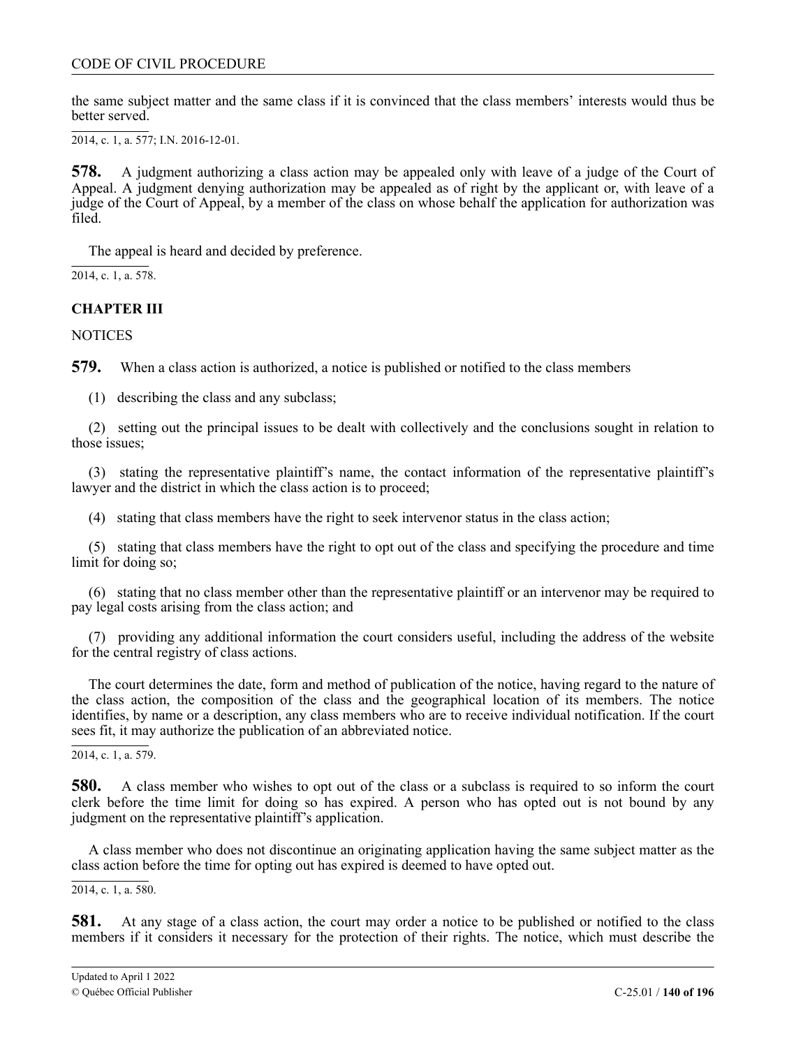the same subject matter and the same class if it is convinced that the class members' interests would thus be better served.

2014, c. 1, a. 577; I.N. 2016-12-01.

**578.** A judgment authorizing a class action may be appealed only with leave of a judge of the Court of Appeal. A judgment denying authorization may be appealed as of right by the applicant or, with leave of a judge of the Court of Appeal, by a member of the class on whose behalf the application for authorization was filed.

The appeal is heard and decided by preference.

2014, c. 1, a. 578.

## CHAPTER III

NOTICES

**579.** When a class action is authorized, a notice is published or notified to the class members

(1) describing the class and any subclass;

(2) setting out the principal issues to be dealt with collectively and the conclusions sought in relation to those issues;

(3) stating the representative plaintiff's name, the contact information of the representative plaintiff's lawyer and the district in which the class action is to proceed;

(4) stating that class members have the right to seek intervenor status in the class action;

(5) stating that class members have the right to opt out of the class and specifying the procedure and time limit for doing so;

(6) stating that no class member other than the representative plaintiff or an intervenor may be required to pay legal costs arising from the class action; and

(7) providing any additional information the court considers useful, including the address of the website for the central registry of class actions.

The court determines the date, form and method of publication of the notice, having regard to the nature of the class action, the composition of the class and the geographical location of its members. The notice identifies, by name or a description, any class members who are to receive individual notification. If the court sees fit, it may authorize the publication of an abbreviated notice.

2014, c. 1, a. 579.

**580.** A class member who wishes to opt out of the class or a subclass is required to so inform the court clerk before the time limit for doing so has expired. A person who has opted out is not bound by any judgment on the representative plaintiff's application.

A class member who does not discontinue an originating application having the same subject matter as the class action before the time for opting out has expired is deemed to have opted out.

2014, c. 1, a. 580.

**581.** At any stage of a class action, the court may order a notice to be published or notified to the class members if it considers it necessary for the protection of their rights. The notice, which must describe the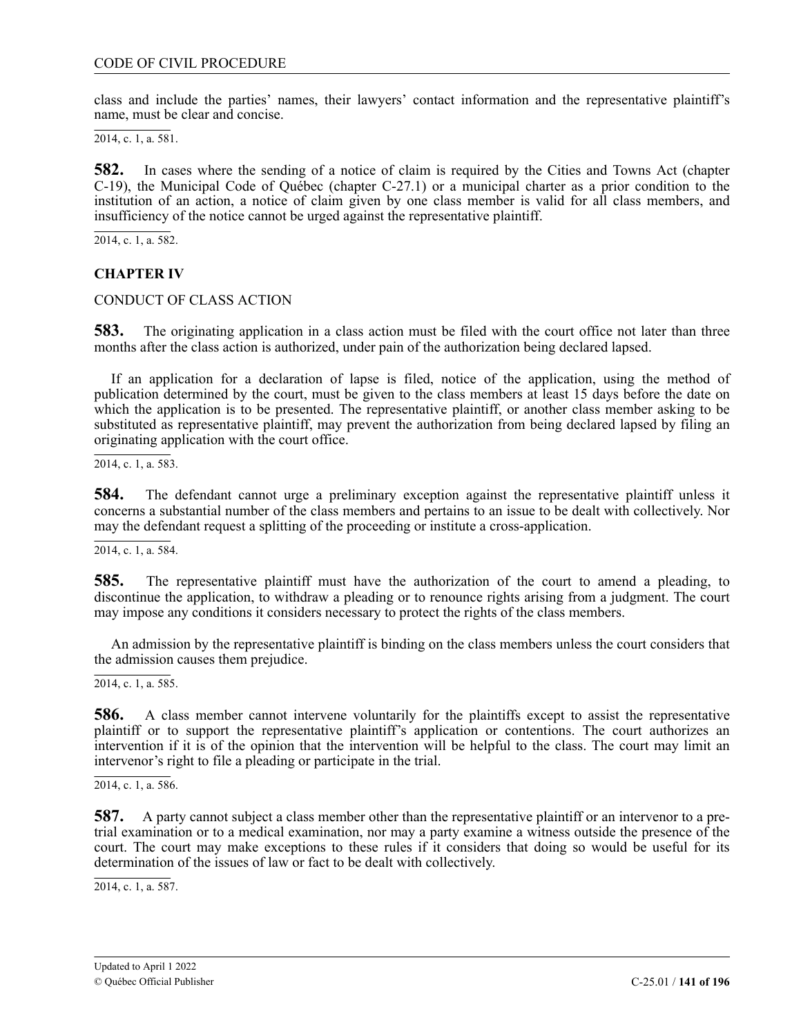class and include the parties' names, their lawyers' contact information and the representative plaintiff's name, must be clear and concise.

2014, c. 1, a. 581.

**582.** In cases where the sending of a notice of claim is required by the Cities and Towns Act (chapter C-19), the Municipal Code of Québec (chapter C-27.1) or a municipal charter as a prior condition to the institution of an action, a notice of claim given by one class member is valid for all class members, and insufficiency of the notice cannot be urged against the representative plaintiff.

2014, c. 1, a. 582.

## CHAPTER IV

CONDUCT OF CLASS ACTION

**583.** The originating application in a class action must be filed with the court office not later than three months after the class action is authorized, under pain of the authorization being declared lapsed.

If an application for a declaration of lapse is filed, notice of the application, using the method of publication determined by the court, must be given to the class members at least 15 days before the date on which the application is to be presented. The representative plaintiff, or another class member asking to be substituted as representative plaintiff, may prevent the authorization from being declared lapsed by filing an originating application with the court office.

2014, c. 1, a. 583.

**584.** The defendant cannot urge a preliminary exception against the representative plaintiff unless it concerns a substantial number of the class members and pertains to an issue to be dealt with collectively. Nor may the defendant request a splitting of the proceeding or institute a cross-application.

2014, c. 1, a. 584.

**585.** The representative plaintiff must have the authorization of the court to amend a pleading, to discontinue the application, to withdraw a pleading or to renounce rights arising from a judgment. The court may impose any conditions it considers necessary to protect the rights of the class members.

An admission by the representative plaintiff is binding on the class members unless the court considers that the admission causes them prejudice.

2014, c. 1, a. 585.

**586.** A class member cannot intervene voluntarily for the plaintiffs except to assist the representative plaintiff or to support the representative plaintiff's application or contentions. The court authorizes an intervention if it is of the opinion that the intervention will be helpful to the class. The court may limit an intervenor's right to file a pleading or participate in the trial.

2014, c. 1, a. 586.

**587.** A party cannot subject a class member other than the representative plaintiff or an intervenor to a pre-trial examination or to a medical examination, nor may a party examine a witness outside the presence of the court. The court may make exceptions to these rules if it considers that doing so would be useful for its determination of the issues of law or fact to be dealt with collectively.

2014, c. 1, a. 587.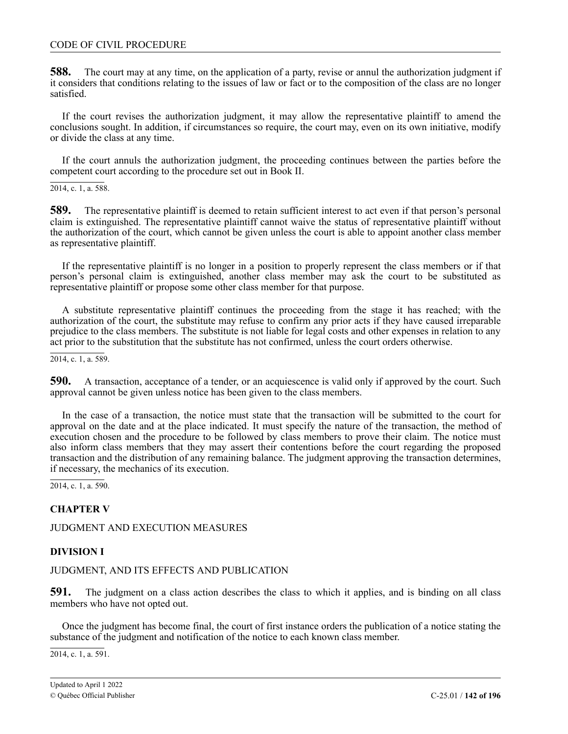**588.** The court may at any time, on the application of a party, revise or annul the authorization judgment if it considers that conditions relating to the issues of law or fact or to the composition of the class are no longer satisfied.

If the court revises the authorization judgment, it may allow the representative plaintiff to amend the conclusions sought. In addition, if circumstances so require, the court may, even on its own initiative, modify or divide the class at any time.

If the court annuls the authorization judgment, the proceeding continues between the parties before the competent court according to the procedure set out in Book II.

2014, c. 1, a. 588.

**589.** The representative plaintiff is deemed to retain sufficient interest to act even if that person's personal claim is extinguished. The representative plaintiff cannot waive the status of representative plaintiff without the authorization of the court, which cannot be given unless the court is able to appoint another class member as representative plaintiff.

If the representative plaintiff is no longer in a position to properly represent the class members or if that person's personal claim is extinguished, another class member may ask the court to be substituted as representative plaintiff or propose some other class member for that purpose.

A substitute representative plaintiff continues the proceeding from the stage it has reached; with the authorization of the court, the substitute may refuse to confirm any prior acts if they have caused irreparable prejudice to the class members. The substitute is not liable for legal costs and other expenses in relation to any act prior to the substitution that the substitute has not confirmed, unless the court orders otherwise.

2014, c. 1, a. 589.

**590.** A transaction, acceptance of a tender, or an acquiescence is valid only if approved by the court. Such approval cannot be given unless notice has been given to the class members.

In the case of a transaction, the notice must state that the transaction will be submitted to the court for approval on the date and at the place indicated. It must specify the nature of the transaction, the method of execution chosen and the procedure to be followed by class members to prove their claim. The notice must also inform class members that they may assert their contentions before the court regarding the proposed transaction and the distribution of any remaining balance. The judgment approving the transaction determines, if necessary, the mechanics of its execution.

2014, c. 1, a. 590.

## CHAPTER V

JUDGMENT AND EXECUTION MEASURES

### DIVISION I

JUDGMENT, AND ITS EFFECTS AND PUBLICATION

**591.** The judgment on a class action describes the class to which it applies, and is binding on all class members who have not opted out.

Once the judgment has become final, the court of first instance orders the publication of a notice stating the substance of the judgment and notification of the notice to each known class member.

2014, c. 1, a. 591.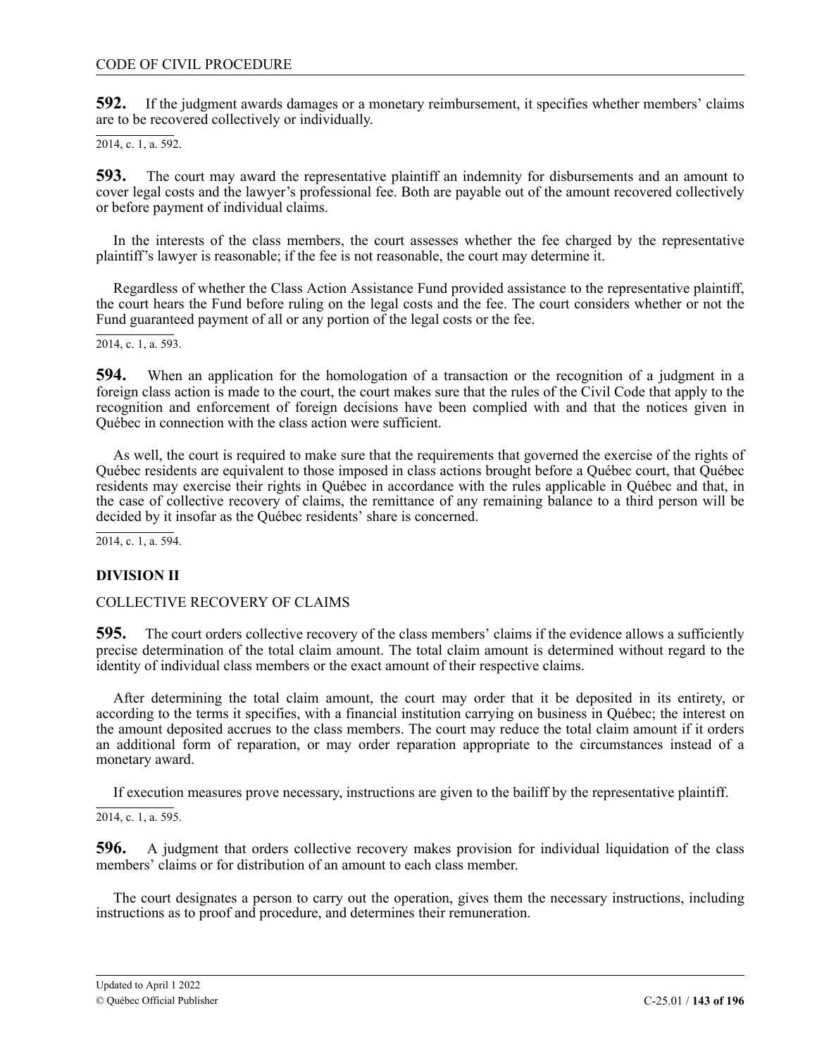**592.** If the judgment awards damages or a monetary reimbursement, it specifies whether members' claims are to be recovered collectively or individually.

2014, c. 1, a. 592.

**593.** The court may award the representative plaintiff an indemnity for disbursements and an amount to cover legal costs and the lawyer's professional fee. Both are payable out of the amount recovered collectively or before payment of individual claims.

In the interests of the class members, the court assesses whether the fee charged by the representative plaintiff's lawyer is reasonable; if the fee is not reasonable, the court may determine it.

Regardless of whether the Class Action Assistance Fund provided assistance to the representative plaintiff, the court hears the Fund before ruling on the legal costs and the fee. The court considers whether or not the Fund guaranteed payment of all or any portion of the legal costs or the fee.

2014, c. 1, a. 593.

**594.** When an application for the homologation of a transaction or the recognition of a judgment in a foreign class action is made to the court, the court makes sure that the rules of the Civil Code that apply to the recognition and enforcement of foreign decisions have been complied with and that the notices given in Québec in connection with the class action were sufficient.

As well, the court is required to make sure that the requirements that governed the exercise of the rights of Québec residents are equivalent to those imposed in class actions brought before a Québec court, that Québec residents may exercise their rights in Québec in accordance with the rules applicable in Québec and that, in the case of collective recovery of claims, the remittance of any remaining balance to a third person will be decided by it insofar as the Québec residents' share is concerned.

2014, c. 1, a. 594.

**DIVISION II**

COLLECTIVE RECOVERY OF CLAIMS

**595.** The court orders collective recovery of the class members' claims if the evidence allows a sufficiently precise determination of the total claim amount. The total claim amount is determined without regard to the identity of individual class members or the exact amount of their respective claims.

After determining the total claim amount, the court may order that it be deposited in its entirety, or according to the terms it specifies, with a financial institution carrying on business in Québec; the interest on the amount deposited accrues to the class members. The court may reduce the total claim amount if it orders an additional form of reparation, or may order reparation appropriate to the circumstances instead of a monetary award.

If execution measures prove necessary, instructions are given to the bailiff by the representative plaintiff.

2014, c. 1, a. 595.

**596.** A judgment that orders collective recovery makes provision for individual liquidation of the class members' claims or for distribution of an amount to each class member.

The court designates a person to carry out the operation, gives them the necessary instructions, including instructions as to proof and procedure, and determines their remuneration.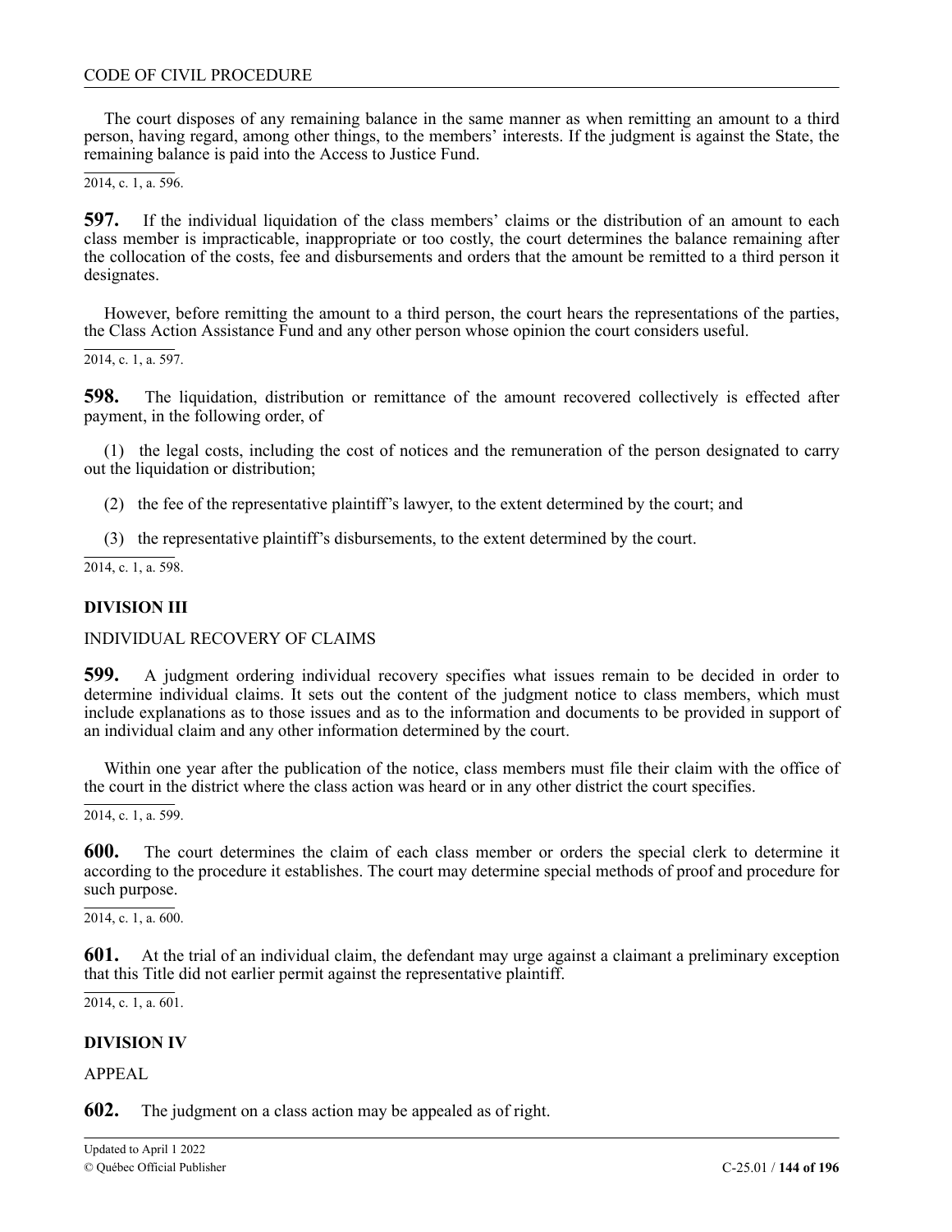The court disposes of any remaining balance in the same manner as when remitting an amount to a third person, having regard, among other things, to the members' interests. If the judgment is against the State, the remaining balance is paid into the Access to Justice Fund.

2014, c. 1, a. 596.

**597.** If the individual liquidation of the class members' claims or the distribution of an amount to each class member is impracticable, inappropriate or too costly, the court determines the balance remaining after the collocation of the costs, fee and disbursements and orders that the amount be remitted to a third person it designates.

However, before remitting the amount to a third person, the court hears the representations of the parties, the Class Action Assistance Fund and any other person whose opinion the court considers useful.

2014, c. 1, a. 597.

**598.** The liquidation, distribution or remittance of the amount recovered collectively is effected after payment, in the following order, of

(1) the legal costs, including the cost of notices and the remuneration of the person designated to carry out the liquidation or distribution;

(2) the fee of the representative plaintiff's lawyer, to the extent determined by the court; and

(3) the representative plaintiff's disbursements, to the extent determined by the court.

2014, c. 1, a. 598.

## DIVISION III

INDIVIDUAL RECOVERY OF CLAIMS

**599.** A judgment ordering individual recovery specifies what issues remain to be decided in order to determine individual claims. It sets out the content of the judgment notice to class members, which must include explanations as to those issues and as to the information and documents to be provided in support of an individual claim and any other information determined by the court.

Within one year after the publication of the notice, class members must file their claim with the office of the court in the district where the class action was heard or in any other district the court specifies.

2014, c. 1, a. 599.

**600.** The court determines the claim of each class member or orders the special clerk to determine it according to the procedure it establishes. The court may determine special methods of proof and procedure for such purpose.

2014, c. 1, a. 600.

**601.** At the trial of an individual claim, the defendant may urge against a claimant a preliminary exception that this Title did not earlier permit against the representative plaintiff.

2014, c. 1, a. 601.

## DIVISION IV

APPEAL

**602.** The judgment on a class action may be appealed as of right.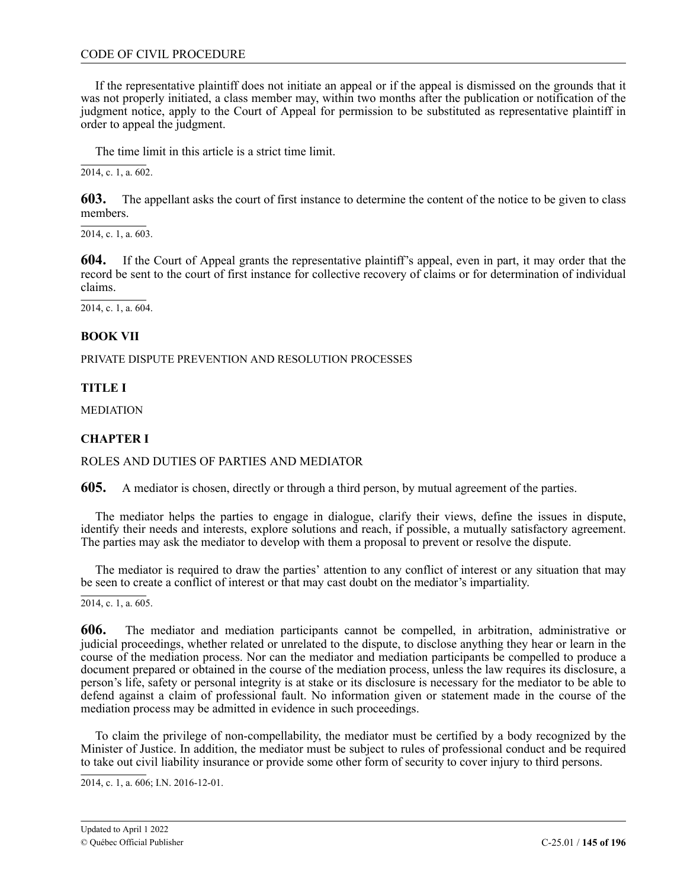If the representative plaintiff does not initiate an appeal or if the appeal is dismissed on the grounds that it was not properly initiated, a class member may, within two months after the publication or notification of the judgment notice, apply to the Court of Appeal for permission to be substituted as representative plaintiff in order to appeal the judgment.

The time limit in this article is a strict time limit.

2014, c. 1, a. 602.

**603.** The appellant asks the court of first instance to determine the content of the notice to be given to class members.

2014, c. 1, a. 603.

**604.** If the Court of Appeal grants the representative plaintiff's appeal, even in part, it may order that the record be sent to the court of first instance for collective recovery of claims or for determination of individual claims.

2014, c. 1, a. 604.

## BOOK VII

PRIVATE DISPUTE PREVENTION AND RESOLUTION PROCESSES

### TITLE I

MEDIATION

#### CHAPTER I

ROLES AND DUTIES OF PARTIES AND MEDIATOR

**605.** A mediator is chosen, directly or through a third person, by mutual agreement of the parties.

The mediator helps the parties to engage in dialogue, clarify their views, define the issues in dispute, identify their needs and interests, explore solutions and reach, if possible, a mutually satisfactory agreement. The parties may ask the mediator to develop with them a proposal to prevent or resolve the dispute.

The mediator is required to draw the parties' attention to any conflict of interest or any situation that may be seen to create a conflict of interest or that may cast doubt on the mediator's impartiality.

2014, c. 1, a. 605.

**606.** The mediator and mediation participants cannot be compelled, in arbitration, administrative or judicial proceedings, whether related or unrelated to the dispute, to disclose anything they hear or learn in the course of the mediation process. Nor can the mediator and mediation participants be compelled to produce a document prepared or obtained in the course of the mediation process, unless the law requires its disclosure, a person's life, safety or personal integrity is at stake or its disclosure is necessary for the mediator to be able to defend against a claim of professional fault. No information given or statement made in the course of the mediation process may be admitted in evidence in such proceedings.

To claim the privilege of non-compellability, the mediator must be certified by a body recognized by the Minister of Justice. In addition, the mediator must be subject to rules of professional conduct and be required to take out civil liability insurance or provide some other form of security to cover injury to third persons.

2014, c. 1, a. 606; I.N. 2016-12-01.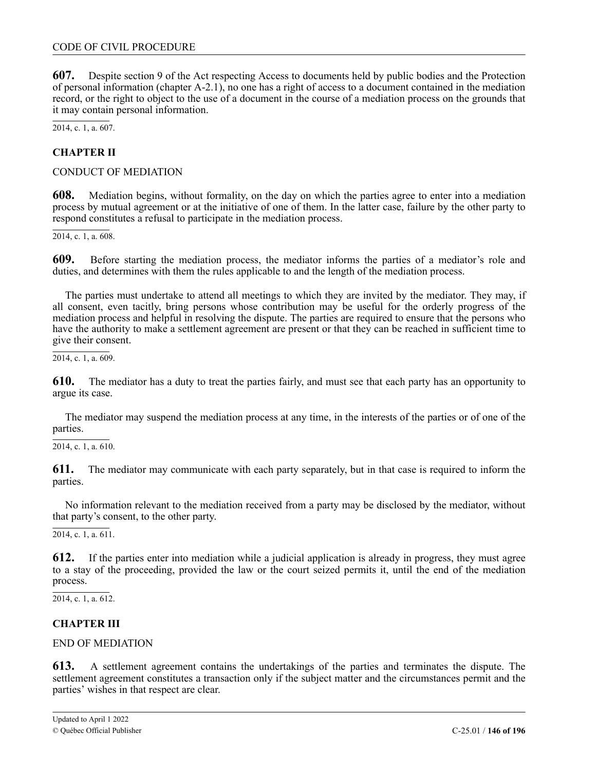**607.** Despite section 9 of the Act respecting Access to documents held by public bodies and the Protection of personal information (chapter A-2.1), no one has a right of access to a document contained in the mediation record, or the right to object to the use of a document in the course of a mediation process on the grounds that it may contain personal information.

2014, c. 1, a. 607.

## CHAPTER II

CONDUCT OF MEDIATION

**608.** Mediation begins, without formality, on the day on which the parties agree to enter into a mediation process by mutual agreement or at the initiative of one of them. In the latter case, failure by the other party to respond constitutes a refusal to participate in the mediation process.

2014, c. 1, a. 608.

**609.** Before starting the mediation process, the mediator informs the parties of a mediator's role and duties, and determines with them the rules applicable to and the length of the mediation process.

The parties must undertake to attend all meetings to which they are invited by the mediator. They may, if all consent, even tacitly, bring persons whose contribution may be useful for the orderly progress of the mediation process and helpful in resolving the dispute. The parties are required to ensure that the persons who have the authority to make a settlement agreement are present or that they can be reached in sufficient time to give their consent.

2014, c. 1, a. 609.

**610.** The mediator has a duty to treat the parties fairly, and must see that each party has an opportunity to argue its case.

The mediator may suspend the mediation process at any time, in the interests of the parties or of one of the parties.

2014, c. 1, a. 610.

**611.** The mediator may communicate with each party separately, but in that case is required to inform the parties.

No information relevant to the mediation received from a party may be disclosed by the mediator, without that party's consent, to the other party.

2014, c. 1, a. 611.

**612.** If the parties enter into mediation while a judicial application is already in progress, they must agree to a stay of the proceeding, provided the law or the court seized permits it, until the end of the mediation process.

2014, c. 1, a. 612.

## CHAPTER III

END OF MEDIATION

**613.** A settlement agreement contains the undertakings of the parties and terminates the dispute. The settlement agreement constitutes a transaction only if the subject matter and the circumstances permit and the parties' wishes in that respect are clear.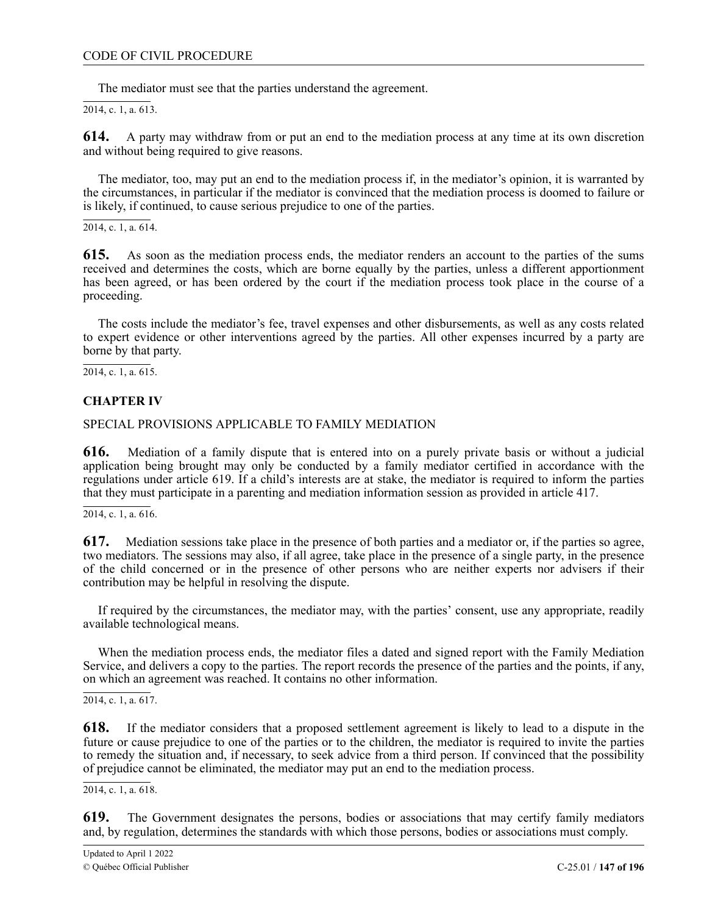The mediator must see that the parties understand the agreement.

2014, c. 1, a. 613.

**614.** A party may withdraw from or put an end to the mediation process at any time at its own discretion and without being required to give reasons.

The mediator, too, may put an end to the mediation process if, in the mediator's opinion, it is warranted by the circumstances, in particular if the mediator is convinced that the mediation process is doomed to failure or is likely, if continued, to cause serious prejudice to one of the parties.

2014, c. 1, a. 614.

**615.** As soon as the mediation process ends, the mediator renders an account to the parties of the sums received and determines the costs, which are borne equally by the parties, unless a different apportionment has been agreed, or has been ordered by the court if the mediation process took place in the course of a proceeding.

The costs include the mediator's fee, travel expenses and other disbursements, as well as any costs related to expert evidence or other interventions agreed by the parties. All other expenses incurred by a party are borne by that party.

2014, c. 1, a. 615.

## CHAPTER IV

SPECIAL PROVISIONS APPLICABLE TO FAMILY MEDIATION

**616.** Mediation of a family dispute that is entered into on a purely private basis or without a judicial application being brought may only be conducted by a family mediator certified in accordance with the regulations under article 619. If a child's interests are at stake, the mediator is required to inform the parties that they must participate in a parenting and mediation information session as provided in article 417.

2014, c. 1, a. 616.

**617.** Mediation sessions take place in the presence of both parties and a mediator or, if the parties so agree, two mediators. The sessions may also, if all agree, take place in the presence of a single party, in the presence of the child concerned or in the presence of other persons who are neither experts nor advisers if their contribution may be helpful in resolving the dispute.

If required by the circumstances, the mediator may, with the parties' consent, use any appropriate, readily available technological means.

When the mediation process ends, the mediator files a dated and signed report with the Family Mediation Service, and delivers a copy to the parties. The report records the presence of the parties and the points, if any, on which an agreement was reached. It contains no other information.

2014, c. 1, a. 617.

**618.** If the mediator considers that a proposed settlement agreement is likely to lead to a dispute in the future or cause prejudice to one of the parties or to the children, the mediator is required to invite the parties to remedy the situation and, if necessary, to seek advice from a third person. If convinced that the possibility of prejudice cannot be eliminated, the mediator may put an end to the mediation process.

2014, c. 1, a. 618.

**619.** The Government designates the persons, bodies or associations that may certify family mediators and, by regulation, determines the standards with which those persons, bodies or associations must comply.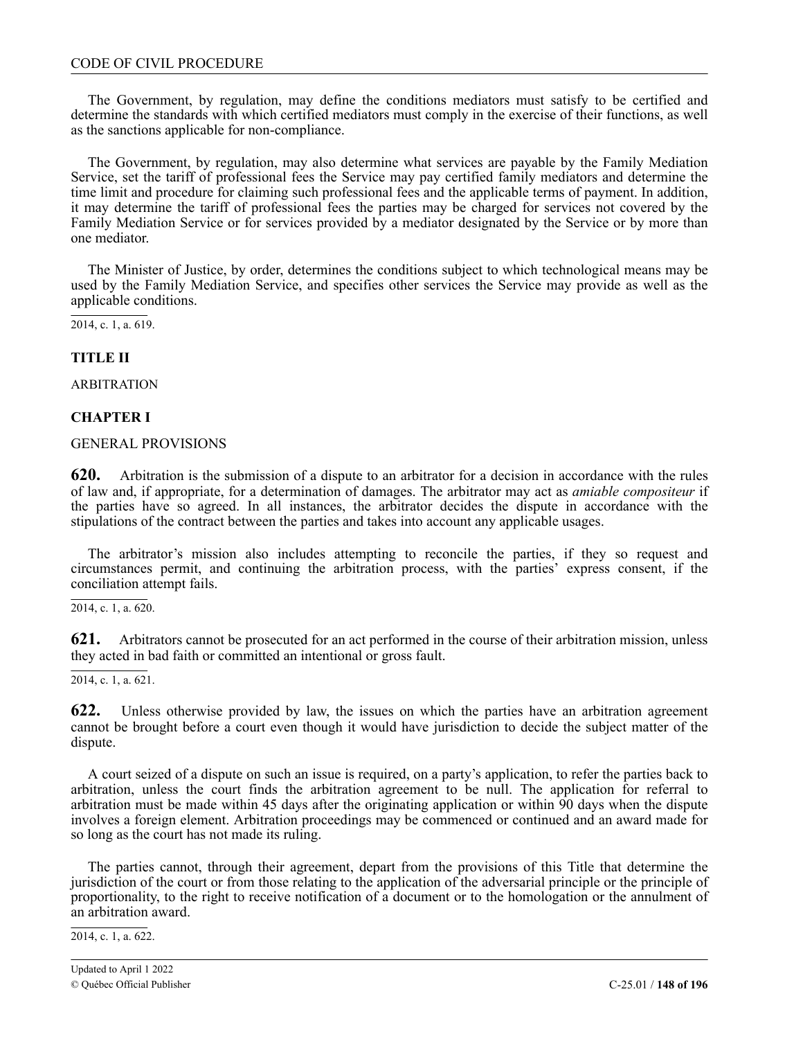The Government, by regulation, may define the conditions mediators must satisfy to be certified and determine the standards with which certified mediators must comply in the exercise of their functions, as well as the sanctions applicable for non-compliance.

The Government, by regulation, may also determine what services are payable by the Family Mediation Service, set the tariff of professional fees the Service may pay certified family mediators and determine the time limit and procedure for claiming such professional fees and the applicable terms of payment. In addition, it may determine the tariff of professional fees the parties may be charged for services not covered by the Family Mediation Service or for services provided by a mediator designated by the Service or by more than one mediator.

The Minister of Justice, by order, determines the conditions subject to which technological means may be used by the Family Mediation Service, and specifies other services the Service may provide as well as the applicable conditions.

2014, c. 1, a. 619.

## TITLE II

ARBITRATION

### CHAPTER I

GENERAL PROVISIONS

**620.** Arbitration is the submission of a dispute to an arbitrator for a decision in accordance with the rules of law and, if appropriate, for a determination of damages. The arbitrator may act as *amiable compositeur* if the parties have so agreed. In all instances, the arbitrator decides the dispute in accordance with the stipulations of the contract between the parties and takes into account any applicable usages.

The arbitrator's mission also includes attempting to reconcile the parties, if they so request and circumstances permit, and continuing the arbitration process, with the parties' express consent, if the conciliation attempt fails.

2014, c. 1, a. 620.

**621.** Arbitrators cannot be prosecuted for an act performed in the course of their arbitration mission, unless they acted in bad faith or committed an intentional or gross fault.

2014, c. 1, a. 621.

**622.** Unless otherwise provided by law, the issues on which the parties have an arbitration agreement cannot be brought before a court even though it would have jurisdiction to decide the subject matter of the dispute.

A court seized of a dispute on such an issue is required, on a party's application, to refer the parties back to arbitration, unless the court finds the arbitration agreement to be null. The application for referral to arbitration must be made within 45 days after the originating application or within 90 days when the dispute involves a foreign element. Arbitration proceedings may be commenced or continued and an award made for so long as the court has not made its ruling.

The parties cannot, through their agreement, depart from the provisions of this Title that determine the jurisdiction of the court or from those relating to the application of the adversarial principle or the principle of proportionality, to the right to receive notification of a document or to the homologation or the annulment of an arbitration award.

2014, c. 1, a. 622.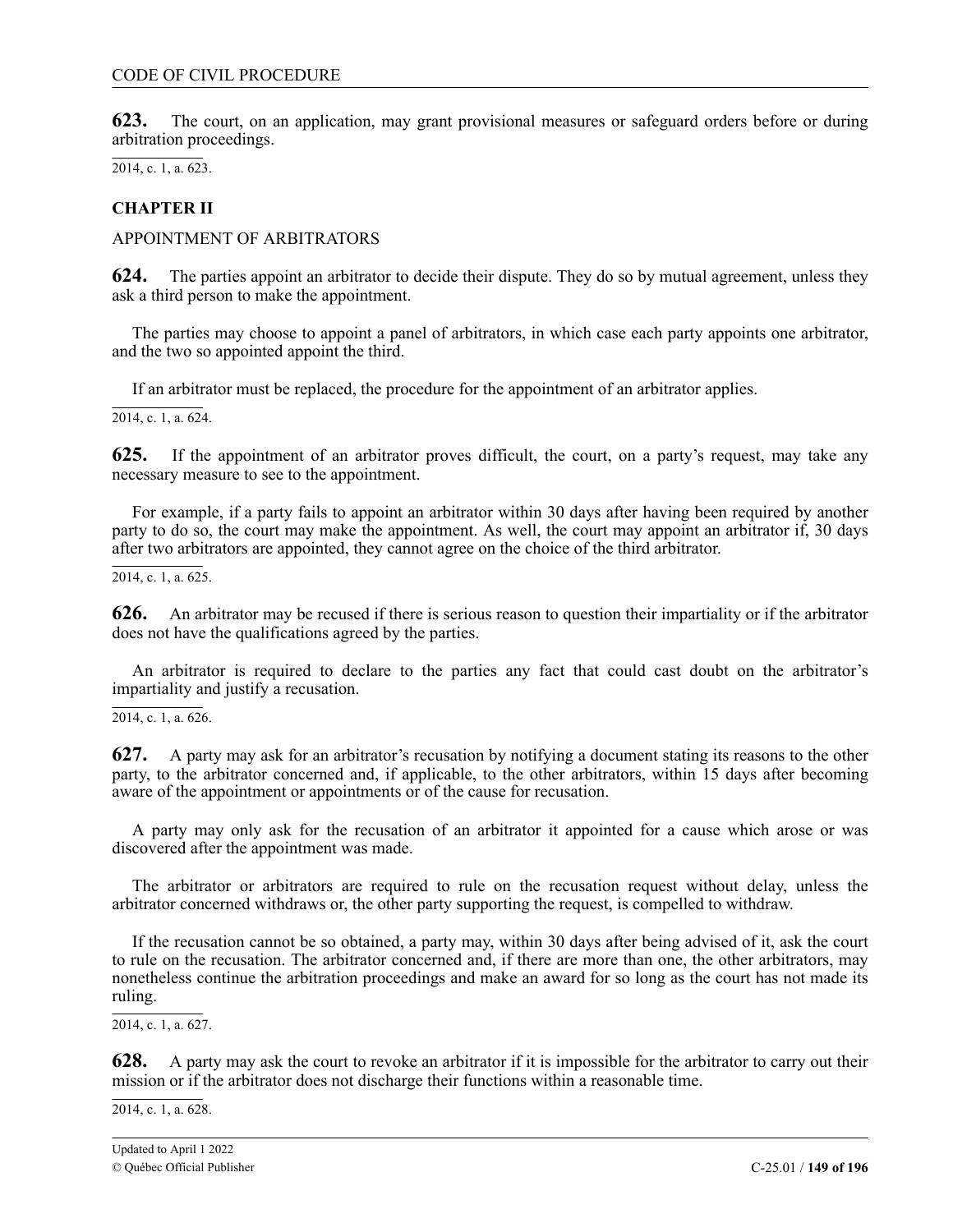**623.** The court, on an application, may grant provisional measures or safeguard orders before or during arbitration proceedings.

2014, c. 1, a. 623.

### CHAPTER II

APPOINTMENT OF ARBITRATORS

**624.** The parties appoint an arbitrator to decide their dispute. They do so by mutual agreement, unless they ask a third person to make the appointment.

The parties may choose to appoint a panel of arbitrators, in which case each party appoints one arbitrator, and the two so appointed appoint the third.

If an arbitrator must be replaced, the procedure for the appointment of an arbitrator applies.

2014, c. 1, a. 624.

**625.** If the appointment of an arbitrator proves difficult, the court, on a party's request, may take any necessary measure to see to the appointment.

For example, if a party fails to appoint an arbitrator within 30 days after having been required by another party to do so, the court may make the appointment. As well, the court may appoint an arbitrator if, 30 days after two arbitrators are appointed, they cannot agree on the choice of the third arbitrator.

2014, c. 1, a. 625.

**626.** An arbitrator may be recused if there is serious reason to question their impartiality or if the arbitrator does not have the qualifications agreed by the parties.

An arbitrator is required to declare to the parties any fact that could cast doubt on the arbitrator's impartiality and justify a recusation.

2014, c. 1, a. 626.

**627.** A party may ask for an arbitrator's recusation by notifying a document stating its reasons to the other party, to the arbitrator concerned and, if applicable, to the other arbitrators, within 15 days after becoming aware of the appointment or appointments or of the cause for recusation.

A party may only ask for the recusation of an arbitrator it appointed for a cause which arose or was discovered after the appointment was made.

The arbitrator or arbitrators are required to rule on the recusation request without delay, unless the arbitrator concerned withdraws or, the other party supporting the request, is compelled to withdraw.

If the recusation cannot be so obtained, a party may, within 30 days after being advised of it, ask the court to rule on the recusation. The arbitrator concerned and, if there are more than one, the other arbitrators, may nonetheless continue the arbitration proceedings and make an award for so long as the court has not made its ruling.

2014, c. 1, a. 627.

**628.** A party may ask the court to revoke an arbitrator if it is impossible for the arbitrator to carry out their mission or if the arbitrator does not discharge their functions within a reasonable time.

2014, c. 1, a. 628.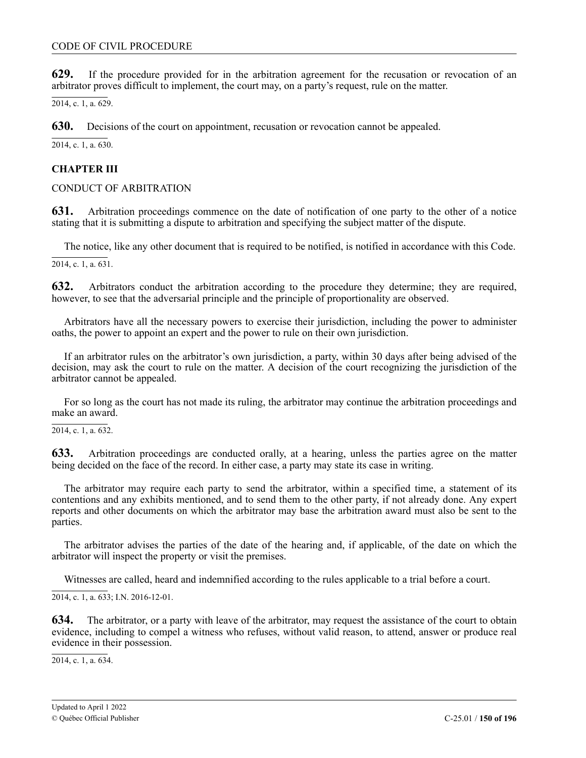**629.** If the procedure provided for in the arbitration agreement for the recusation or revocation of an arbitrator proves difficult to implement, the court may, on a party's request, rule on the matter.

2014, c. 1, a. 629.

**630.** Decisions of the court on appointment, recusation or revocation cannot be appealed.

2014, c. 1, a. 630.

## CHAPTER III

### CONDUCT OF ARBITRATION

**631.** Arbitration proceedings commence on the date of notification of one party to the other of a notice stating that it is submitting a dispute to arbitration and specifying the subject matter of the dispute.

The notice, like any other document that is required to be notified, is notified in accordance with this Code.

2014, c. 1, a. 631.

**632.** Arbitrators conduct the arbitration according to the procedure they determine; they are required, however, to see that the adversarial principle and the principle of proportionality are observed.

Arbitrators have all the necessary powers to exercise their jurisdiction, including the power to administer oaths, the power to appoint an expert and the power to rule on their own jurisdiction.

If an arbitrator rules on the arbitrator's own jurisdiction, a party, within 30 days after being advised of the decision, may ask the court to rule on the matter. A decision of the court recognizing the jurisdiction of the arbitrator cannot be appealed.

For so long as the court has not made its ruling, the arbitrator may continue the arbitration proceedings and make an award.

2014, c. 1, a. 632.

**633.** Arbitration proceedings are conducted orally, at a hearing, unless the parties agree on the matter being decided on the face of the record. In either case, a party may state its case in writing.

The arbitrator may require each party to send the arbitrator, within a specified time, a statement of its contentions and any exhibits mentioned, and to send them to the other party, if not already done. Any expert reports and other documents on which the arbitrator may base the arbitration award must also be sent to the parties.

The arbitrator advises the parties of the date of the hearing and, if applicable, of the date on which the arbitrator will inspect the property or visit the premises.

Witnesses are called, heard and indemnified according to the rules applicable to a trial before a court.

2014, c. 1, a. 633; I.N. 2016-12-01.

**634.** The arbitrator, or a party with leave of the arbitrator, may request the assistance of the court to obtain evidence, including to compel a witness who refuses, without valid reason, to attend, answer or produce real evidence in their possession.

2014, c. 1, a. 634.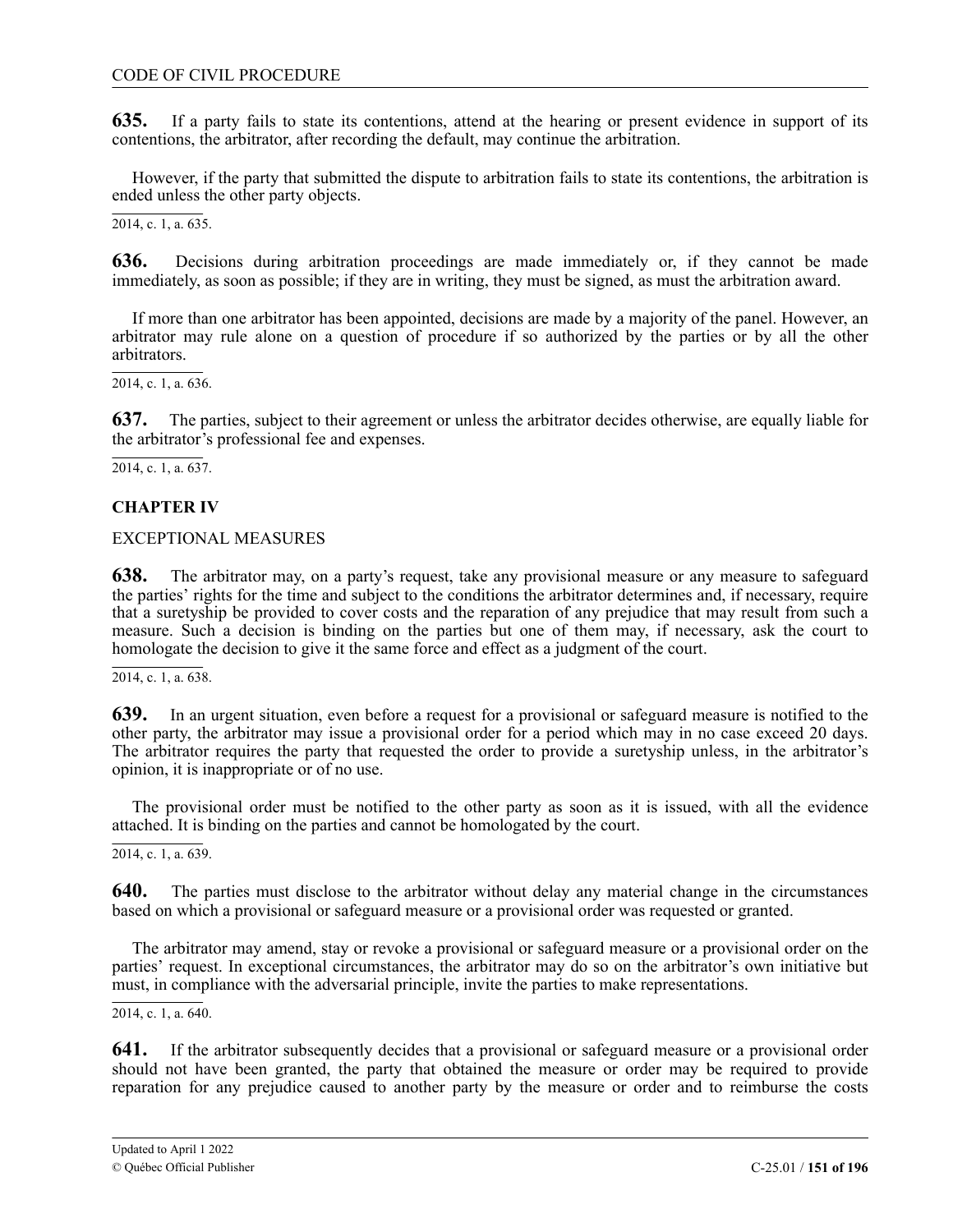**635.** If a party fails to state its contentions, attend at the hearing or present evidence in support of its contentions, the arbitrator, after recording the default, may continue the arbitration.

However, if the party that submitted the dispute to arbitration fails to state its contentions, the arbitration is ended unless the other party objects.

2014, c. 1, a. 635.

**636.** Decisions during arbitration proceedings are made immediately or, if they cannot be made immediately, as soon as possible; if they are in writing, they must be signed, as must the arbitration award.

If more than one arbitrator has been appointed, decisions are made by a majority of the panel. However, an arbitrator may rule alone on a question of procedure if so authorized by the parties or by all the other arbitrators.

2014, c. 1, a. 636.

**637.** The parties, subject to their agreement or unless the arbitrator decides otherwise, are equally liable for the arbitrator's professional fee and expenses.

2014, c. 1, a. 637.

## CHAPTER IV

### EXCEPTIONAL MEASURES

**638.** The arbitrator may, on a party's request, take any provisional measure or any measure to safeguard the parties' rights for the time and subject to the conditions the arbitrator determines and, if necessary, require that a suretyship be provided to cover costs and the reparation of any prejudice that may result from such a measure. Such a decision is binding on the parties but one of them may, if necessary, ask the court to homologate the decision to give it the same force and effect as a judgment of the court.

2014, c. 1, a. 638.

**639.** In an urgent situation, even before a request for a provisional or safeguard measure is notified to the other party, the arbitrator may issue a provisional order for a period which may in no case exceed 20 days. The arbitrator requires the party that requested the order to provide a suretyship unless, in the arbitrator's opinion, it is inappropriate or of no use.

The provisional order must be notified to the other party as soon as it is issued, with all the evidence attached. It is binding on the parties and cannot be homologated by the court.

2014, c. 1, a. 639.

**640.** The parties must disclose to the arbitrator without delay any material change in the circumstances based on which a provisional or safeguard measure or a provisional order was requested or granted.

The arbitrator may amend, stay or revoke a provisional or safeguard measure or a provisional order on the parties' request. In exceptional circumstances, the arbitrator may do so on the arbitrator's own initiative but must, in compliance with the adversarial principle, invite the parties to make representations.

2014, c. 1, a. 640.

**641.** If the arbitrator subsequently decides that a provisional or safeguard measure or a provisional order should not have been granted, the party that obtained the measure or order may be required to provide reparation for any prejudice caused to another party by the measure or order and to reimburse the costs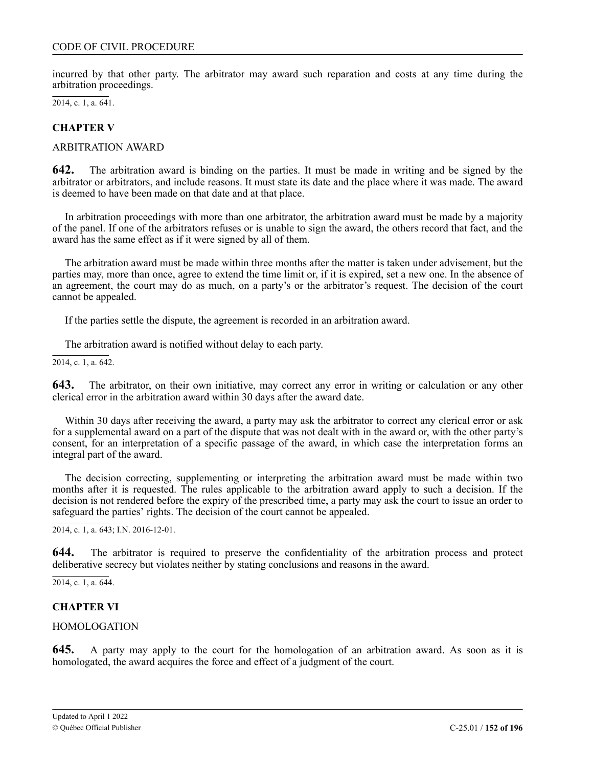incurred by that other party. The arbitrator may award such reparation and costs at any time during the arbitration proceedings.

2014, c. 1, a. 641.

## CHAPTER V

### ARBITRATION AWARD

**642.** The arbitration award is binding on the parties. It must be made in writing and be signed by the arbitrator or arbitrators, and include reasons. It must state its date and the place where it was made. The award is deemed to have been made on that date and at that place.

In arbitration proceedings with more than one arbitrator, the arbitration award must be made by a majority of the panel. If one of the arbitrators refuses or is unable to sign the award, the others record that fact, and the award has the same effect as if it were signed by all of them.

The arbitration award must be made within three months after the matter is taken under advisement, but the parties may, more than once, agree to extend the time limit or, if it is expired, set a new one. In the absence of an agreement, the court may do as much, on a party's or the arbitrator's request. The decision of the court cannot be appealed.

If the parties settle the dispute, the agreement is recorded in an arbitration award.

The arbitration award is notified without delay to each party.

2014, c. 1, a. 642.

**643.** The arbitrator, on their own initiative, may correct any error in writing or calculation or any other clerical error in the arbitration award within 30 days after the award date.

Within 30 days after receiving the award, a party may ask the arbitrator to correct any clerical error or ask for a supplemental award on a part of the dispute that was not dealt with in the award or, with the other party's consent, for an interpretation of a specific passage of the award, in which case the interpretation forms an integral part of the award.

The decision correcting, supplementing or interpreting the arbitration award must be made within two months after it is requested. The rules applicable to the arbitration award apply to such a decision. If the decision is not rendered before the expiry of the prescribed time, a party may ask the court to issue an order to safeguard the parties' rights. The decision of the court cannot be appealed.

2014, c. 1, a. 643; I.N. 2016-12-01.

**644.** The arbitrator is required to preserve the confidentiality of the arbitration process and protect deliberative secrecy but violates neither by stating conclusions and reasons in the award.

2014, c. 1, a. 644.

## CHAPTER VI

### HOMOLOGATION

**645.** A party may apply to the court for the homologation of an arbitration award. As soon as it is homologated, the award acquires the force and effect of a judgment of the court.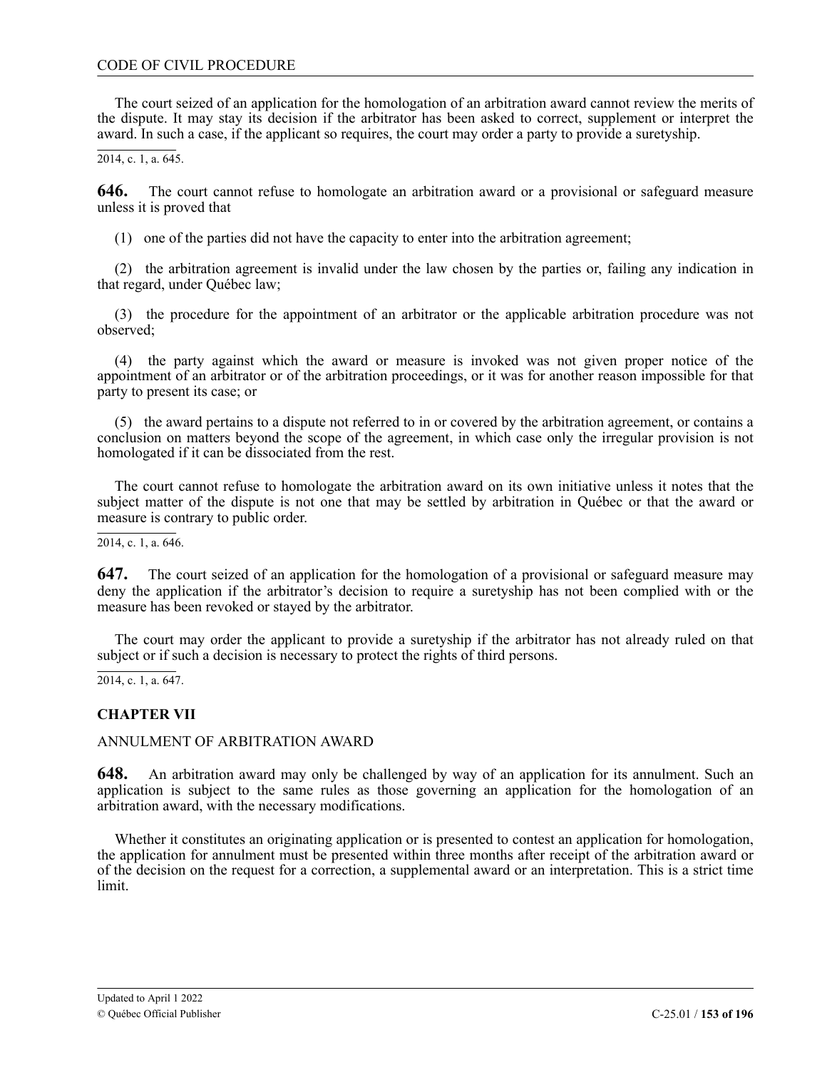The court seized of an application for the homologation of an arbitration award cannot review the merits of the dispute. It may stay its decision if the arbitrator has been asked to correct, supplement or interpret the award. In such a case, if the applicant so requires, the court may order a party to provide a suretyship.

2014, c. 1, a. 645.

**646.** The court cannot refuse to homologate an arbitration award or a provisional or safeguard measure unless it is proved that

(1) one of the parties did not have the capacity to enter into the arbitration agreement;

(2) the arbitration agreement is invalid under the law chosen by the parties or, failing any indication in that regard, under Québec law;

(3) the procedure for the appointment of an arbitrator or the applicable arbitration procedure was not observed;

(4) the party against which the award or measure is invoked was not given proper notice of the appointment of an arbitrator or of the arbitration proceedings, or it was for another reason impossible for that party to present its case; or

(5) the award pertains to a dispute not referred to in or covered by the arbitration agreement, or contains a conclusion on matters beyond the scope of the agreement, in which case only the irregular provision is not homologated if it can be dissociated from the rest.

The court cannot refuse to homologate the arbitration award on its own initiative unless it notes that the subject matter of the dispute is not one that may be settled by arbitration in Québec or that the award or measure is contrary to public order.

2014, c. 1, a. 646.

**647.** The court seized of an application for the homologation of a provisional or safeguard measure may deny the application if the arbitrator's decision to require a suretyship has not been complied with or the measure has been revoked or stayed by the arbitrator.

The court may order the applicant to provide a suretyship if the arbitrator has not already ruled on that subject or if such a decision is necessary to protect the rights of third persons.

2014, c. 1, a. 647.

## CHAPTER VII

ANNULMENT OF ARBITRATION AWARD

**648.** An arbitration award may only be challenged by way of an application for its annulment. Such an application is subject to the same rules as those governing an application for the homologation of an arbitration award, with the necessary modifications.

Whether it constitutes an originating application or is presented to contest an application for homologation, the application for annulment must be presented within three months after receipt of the arbitration award or of the decision on the request for a correction, a supplemental award or an interpretation. This is a strict time limit.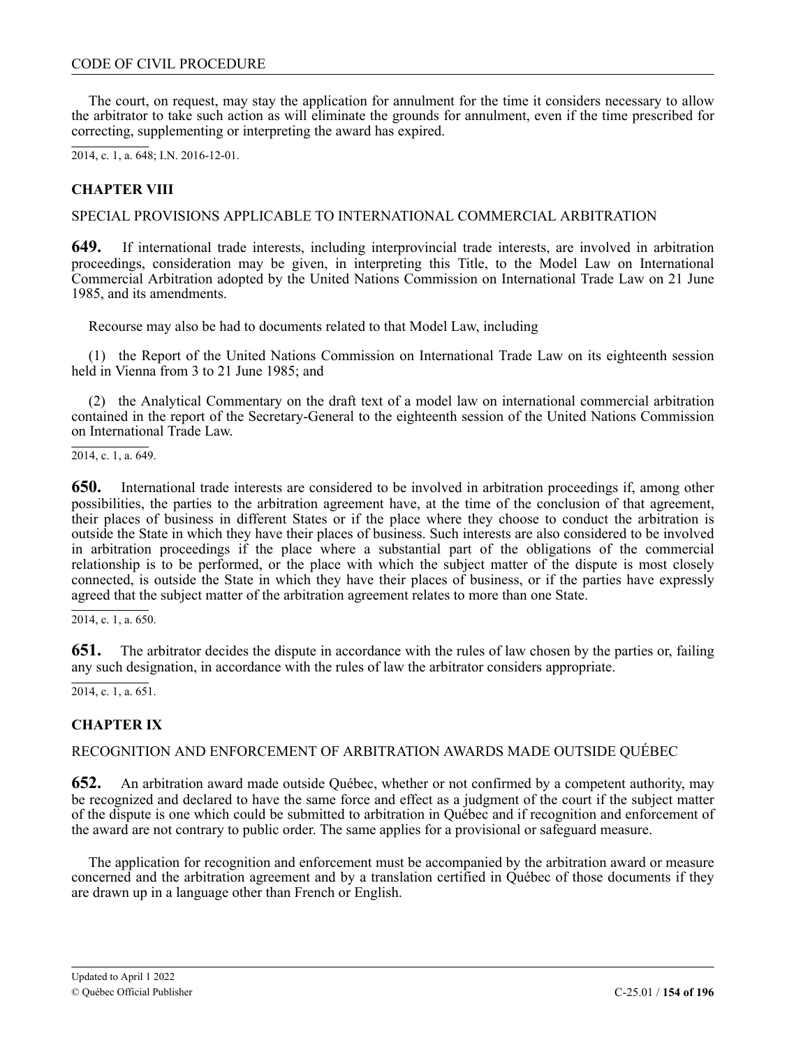The court, on request, may stay the application for annulment for the time it considers necessary to allow the arbitrator to take such action as will eliminate the grounds for annulment, even if the time prescribed for correcting, supplementing or interpreting the award has expired.

2014, c. 1, a. 648; I.N. 2016-12-01.

## CHAPTER VIII

SPECIAL PROVISIONS APPLICABLE TO INTERNATIONAL COMMERCIAL ARBITRATION

**649.** If international trade interests, including interprovincial trade interests, are involved in arbitration proceedings, consideration may be given, in interpreting this Title, to the Model Law on International Commercial Arbitration adopted by the United Nations Commission on International Trade Law on 21 June 1985, and its amendments.

Recourse may also be had to documents related to that Model Law, including

(1) the Report of the United Nations Commission on International Trade Law on its eighteenth session held in Vienna from 3 to 21 June 1985; and

(2) the Analytical Commentary on the draft text of a model law on international commercial arbitration contained in the report of the Secretary-General to the eighteenth session of the United Nations Commission on International Trade Law.

2014, c. 1, a. 649.

**650.** International trade interests are considered to be involved in arbitration proceedings if, among other possibilities, the parties to the arbitration agreement have, at the time of the conclusion of that agreement, their places of business in different States or if the place where they choose to conduct the arbitration is outside the State in which they have their places of business. Such interests are also considered to be involved in arbitration proceedings if the place where a substantial part of the obligations of the commercial relationship is to be performed, or the place with which the subject matter of the dispute is most closely connected, is outside the State in which they have their places of business, or if the parties have expressly agreed that the subject matter of the arbitration agreement relates to more than one State.

2014, c. 1, a. 650.

**651.** The arbitrator decides the dispute in accordance with the rules of law chosen by the parties or, failing any such designation, in accordance with the rules of law the arbitrator considers appropriate.

2014, c. 1, a. 651.

## CHAPTER IX

RECOGNITION AND ENFORCEMENT OF ARBITRATION AWARDS MADE OUTSIDE QUÉBEC

**652.** An arbitration award made outside Québec, whether or not confirmed by a competent authority, may be recognized and declared to have the same force and effect as a judgment of the court if the subject matter of the dispute is one which could be submitted to arbitration in Québec and if recognition and enforcement of the award are not contrary to public order. The same applies for a provisional or safeguard measure.

The application for recognition and enforcement must be accompanied by the arbitration award or measure concerned and the arbitration agreement and by a translation certified in Québec of those documents if they are drawn up in a language other than French or English.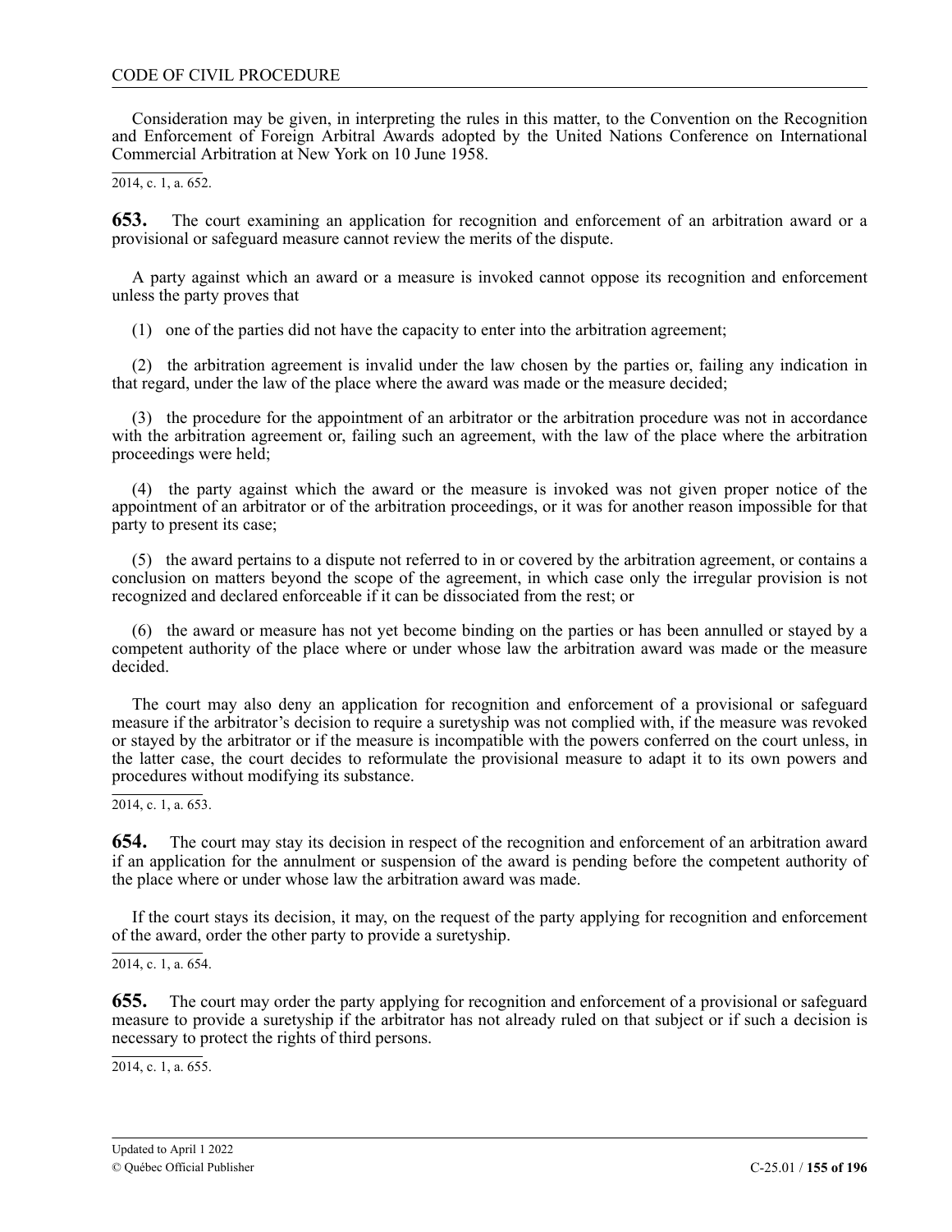Consideration may be given, in interpreting the rules in this matter, to the Convention on the Recognition and Enforcement of Foreign Arbitral Awards adopted by the United Nations Conference on International Commercial Arbitration at New York on 10 June 1958.

2014, c. 1, a. 652.

**653.** The court examining an application for recognition and enforcement of an arbitration award or a provisional or safeguard measure cannot review the merits of the dispute.

A party against which an award or a measure is invoked cannot oppose its recognition and enforcement unless the party proves that

(1) one of the parties did not have the capacity to enter into the arbitration agreement;

(2) the arbitration agreement is invalid under the law chosen by the parties or, failing any indication in that regard, under the law of the place where the award was made or the measure decided;

(3) the procedure for the appointment of an arbitrator or the arbitration procedure was not in accordance with the arbitration agreement or, failing such an agreement, with the law of the place where the arbitration proceedings were held;

(4) the party against which the award or the measure is invoked was not given proper notice of the appointment of an arbitrator or of the arbitration proceedings, or it was for another reason impossible for that party to present its case;

(5) the award pertains to a dispute not referred to in or covered by the arbitration agreement, or contains a conclusion on matters beyond the scope of the agreement, in which case only the irregular provision is not recognized and declared enforceable if it can be dissociated from the rest; or

(6) the award or measure has not yet become binding on the parties or has been annulled or stayed by a competent authority of the place where or under whose law the arbitration award was made or the measure decided.

The court may also deny an application for recognition and enforcement of a provisional or safeguard measure if the arbitrator's decision to require a suretyship was not complied with, if the measure was revoked or stayed by the arbitrator or if the measure is incompatible with the powers conferred on the court unless, in the latter case, the court decides to reformulate the provisional measure to adapt it to its own powers and procedures without modifying its substance.

2014, c. 1, a. 653.

**654.** The court may stay its decision in respect of the recognition and enforcement of an arbitration award if an application for the annulment or suspension of the award is pending before the competent authority of the place where or under whose law the arbitration award was made.

If the court stays its decision, it may, on the request of the party applying for recognition and enforcement of the award, order the other party to provide a suretyship.

2014, c. 1, a. 654.

**655.** The court may order the party applying for recognition and enforcement of a provisional or safeguard measure to provide a suretyship if the arbitrator has not already ruled on that subject or if such a decision is necessary to protect the rights of third persons.

2014, c. 1, a. 655.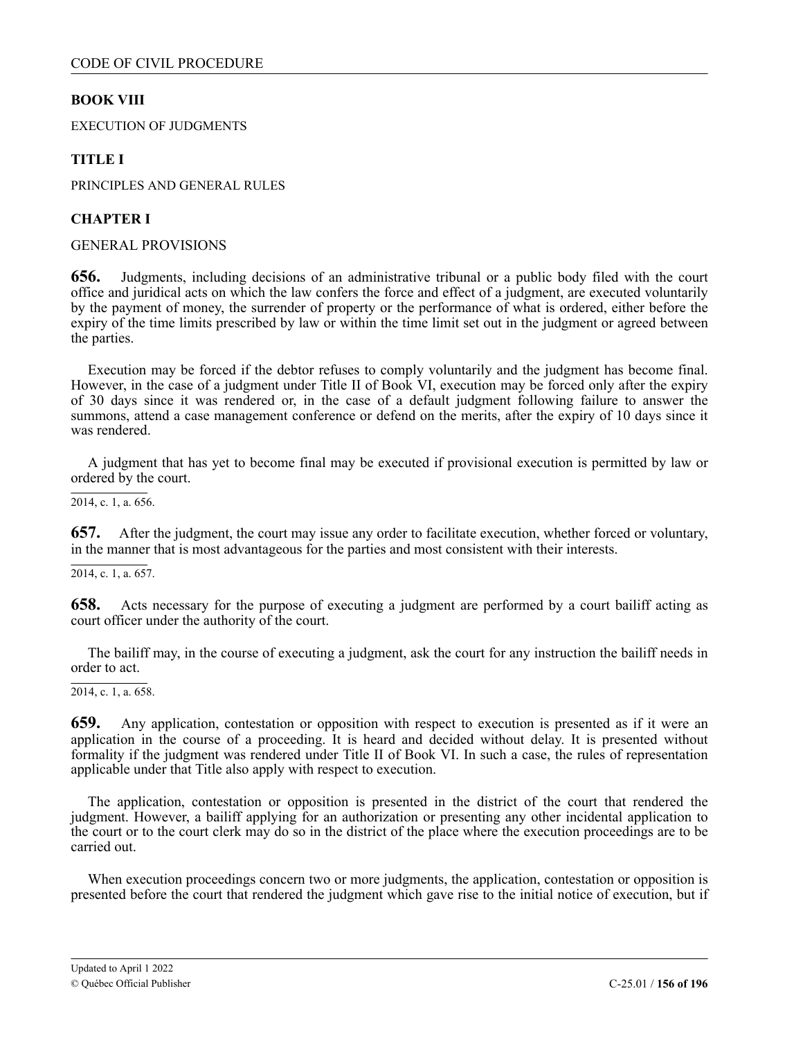## BOOK VIII

EXECUTION OF JUDGMENTS

## TITLE I

PRINCIPLES AND GENERAL RULES

## CHAPTER I

GENERAL PROVISIONS

**656.** Judgments, including decisions of an administrative tribunal or a public body filed with the court office and juridical acts on which the law confers the force and effect of a judgment, are executed voluntarily by the payment of money, the surrender of property or the performance of what is ordered, either before the expiry of the time limits prescribed by law or within the time limit set out in the judgment or agreed between the parties.

Execution may be forced if the debtor refuses to comply voluntarily and the judgment has become final. However, in the case of a judgment under Title II of Book VI, execution may be forced only after the expiry of 30 days since it was rendered or, in the case of a default judgment following failure to answer the summons, attend a case management conference or defend on the merits, after the expiry of 10 days since it was rendered.

A judgment that has yet to become final may be executed if provisional execution is permitted by law or ordered by the court.

2014, c. 1, a. 656.

**657.** After the judgment, the court may issue any order to facilitate execution, whether forced or voluntary, in the manner that is most advantageous for the parties and most consistent with their interests.

2014, c. 1, a. 657.

**658.** Acts necessary for the purpose of executing a judgment are performed by a court bailiff acting as court officer under the authority of the court.

The bailiff may, in the course of executing a judgment, ask the court for any instruction the bailiff needs in order to act.

2014, c. 1, a. 658.

**659.** Any application, contestation or opposition with respect to execution is presented as if it were an application in the course of a proceeding. It is heard and decided without delay. It is presented without formality if the judgment was rendered under Title II of Book VI. In such a case, the rules of representation applicable under that Title also apply with respect to execution.

The application, contestation or opposition is presented in the district of the court that rendered the judgment. However, a bailiff applying for an authorization or presenting any other incidental application to the court or to the court clerk may do so in the district of the place where the execution proceedings are to be carried out.

When execution proceedings concern two or more judgments, the application, contestation or opposition is presented before the court that rendered the judgment which gave rise to the initial notice of execution, but if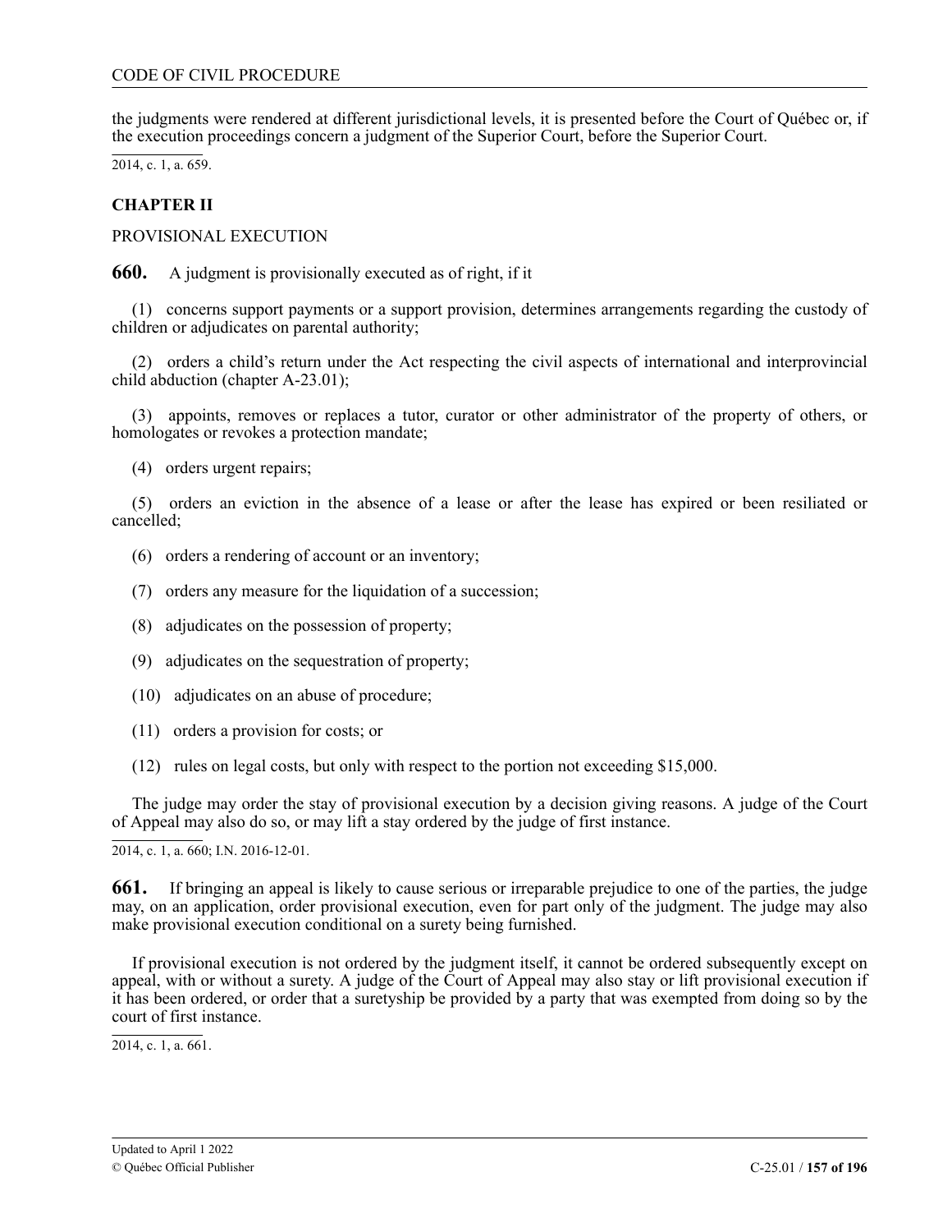the judgments were rendered at different jurisdictional levels, it is presented before the Court of Québec or, if the execution proceedings concern a judgment of the Superior Court, before the Superior Court.

2014, c. 1, a. 659.

## CHAPTER II

PROVISIONAL EXECUTION

**660.** A judgment is provisionally executed as of right, if it

(1) concerns support payments or a support provision, determines arrangements regarding the custody of children or adjudicates on parental authority;

(2) orders a child's return under the Act respecting the civil aspects of international and interprovincial child abduction (chapter A-23.01);

(3) appoints, removes or replaces a tutor, curator or other administrator of the property of others, or homologates or revokes a protection mandate;

(4) orders urgent repairs;

(5) orders an eviction in the absence of a lease or after the lease has expired or been resiliated or cancelled;

(6) orders a rendering of account or an inventory;

(7) orders any measure for the liquidation of a succession;

(8) adjudicates on the possession of property;

(9) adjudicates on the sequestration of property;

(10) adjudicates on an abuse of procedure;

(11) orders a provision for costs; or

(12) rules on legal costs, but only with respect to the portion not exceeding $15,000.

The judge may order the stay of provisional execution by a decision giving reasons. A judge of the Court of Appeal may also do so, or may lift a stay ordered by the judge of first instance.

2014, c. 1, a. 660; I.N. 2016-12-01.

**661.** If bringing an appeal is likely to cause serious or irreparable prejudice to one of the parties, the judge may, on an application, order provisional execution, even for part only of the judgment. The judge may also make provisional execution conditional on a surety being furnished.

If provisional execution is not ordered by the judgment itself, it cannot be ordered subsequently except on appeal, with or without a surety. A judge of the Court of Appeal may also stay or lift provisional execution if it has been ordered, or order that a suretyship be provided by a party that was exempted from doing so by the court of first instance.

2014, c. 1, a. 661.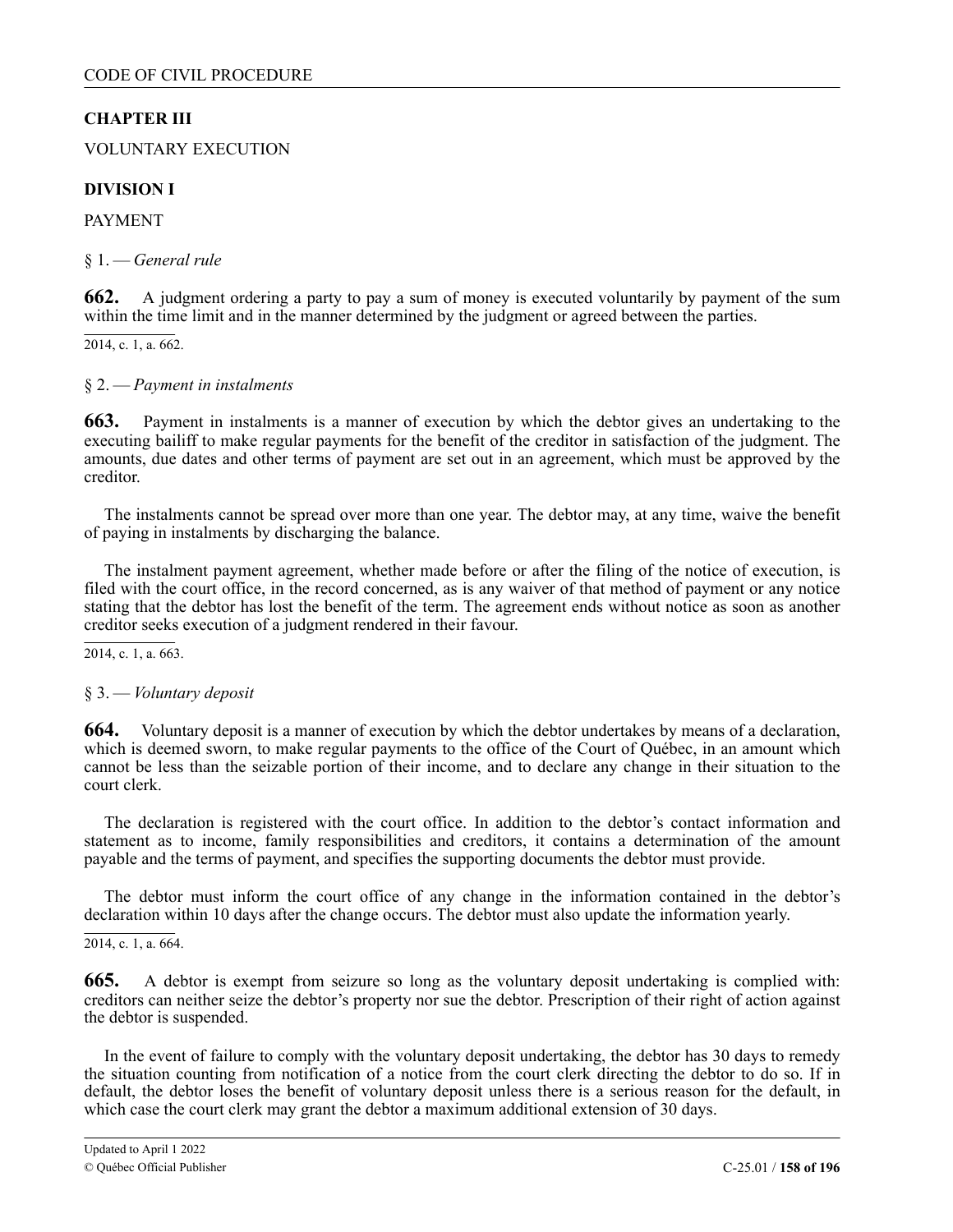## CHAPTER III

VOLUNTARY EXECUTION

### DIVISION I

PAYMENT

§ 1. — *General rule*

**662.** A judgment ordering a party to pay a sum of money is executed voluntarily by payment of the sum within the time limit and in the manner determined by the judgment or agreed between the parties.

2014, c. 1, a. 662.

§ 2. — *Payment in instalments*

**663.** Payment in instalments is a manner of execution by which the debtor gives an undertaking to the executing bailiff to make regular payments for the benefit of the creditor in satisfaction of the judgment. The amounts, due dates and other terms of payment are set out in an agreement, which must be approved by the creditor.

The instalments cannot be spread over more than one year. The debtor may, at any time, waive the benefit of paying in instalments by discharging the balance.

The instalment payment agreement, whether made before or after the filing of the notice of execution, is filed with the court office, in the record concerned, as is any waiver of that method of payment or any notice stating that the debtor has lost the benefit of the term. The agreement ends without notice as soon as another creditor seeks execution of a judgment rendered in their favour.

2014, c. 1, a. 663.

§ 3. — *Voluntary deposit*

**664.** Voluntary deposit is a manner of execution by which the debtor undertakes by means of a declaration, which is deemed sworn, to make regular payments to the office of the Court of Québec, in an amount which cannot be less than the seizable portion of their income, and to declare any change in their situation to the court clerk.

The declaration is registered with the court office. In addition to the debtor's contact information and statement as to income, family responsibilities and creditors, it contains a determination of the amount payable and the terms of payment, and specifies the supporting documents the debtor must provide.

The debtor must inform the court office of any change in the information contained in the debtor's declaration within 10 days after the change occurs. The debtor must also update the information yearly.

2014, c. 1, a. 664.

**665.** A debtor is exempt from seizure so long as the voluntary deposit undertaking is complied with: creditors can neither seize the debtor's property nor sue the debtor. Prescription of their right of action against the debtor is suspended.

In the event of failure to comply with the voluntary deposit undertaking, the debtor has 30 days to remedy the situation counting from notification of a notice from the court clerk directing the debtor to do so. If in default, the debtor loses the benefit of voluntary deposit unless there is a serious reason for the default, in which case the court clerk may grant the debtor a maximum additional extension of 30 days.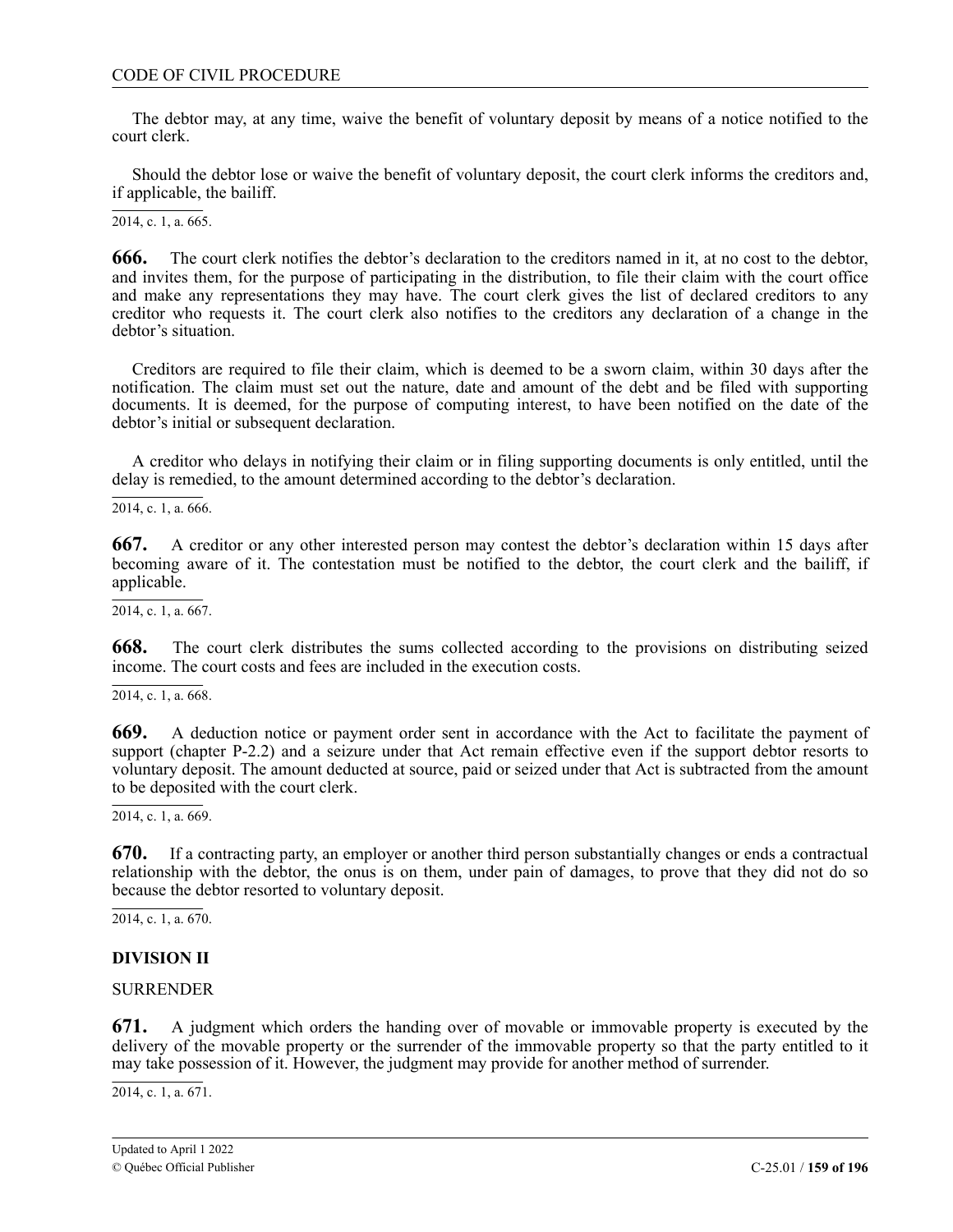The debtor may, at any time, waive the benefit of voluntary deposit by means of a notice notified to the court clerk.

Should the debtor lose or waive the benefit of voluntary deposit, the court clerk informs the creditors and, if applicable, the bailiff.

2014, c. 1, a. 665.

**666.** The court clerk notifies the debtor's declaration to the creditors named in it, at no cost to the debtor, and invites them, for the purpose of participating in the distribution, to file their claim with the court office and make any representations they may have. The court clerk gives the list of declared creditors to any creditor who requests it. The court clerk also notifies to the creditors any declaration of a change in the debtor's situation.

Creditors are required to file their claim, which is deemed to be a sworn claim, within 30 days after the notification. The claim must set out the nature, date and amount of the debt and be filed with supporting documents. It is deemed, for the purpose of computing interest, to have been notified on the date of the debtor's initial or subsequent declaration.

A creditor who delays in notifying their claim or in filing supporting documents is only entitled, until the delay is remedied, to the amount determined according to the debtor's declaration.

2014, c. 1, a. 666.

**667.** A creditor or any other interested person may contest the debtor's declaration within 15 days after becoming aware of it. The contestation must be notified to the debtor, the court clerk and the bailiff, if applicable.

2014, c. 1, a. 667.

**668.** The court clerk distributes the sums collected according to the provisions on distributing seized income. The court costs and fees are included in the execution costs.

2014, c. 1, a. 668.

**669.** A deduction notice or payment order sent in accordance with the Act to facilitate the payment of support (chapter P-2.2) and a seizure under that Act remain effective even if the support debtor resorts to voluntary deposit. The amount deducted at source, paid or seized under that Act is subtracted from the amount to be deposited with the court clerk.

2014, c. 1, a. 669.

**670.** If a contracting party, an employer or another third person substantially changes or ends a contractual relationship with the debtor, the onus is on them, under pain of damages, to prove that they did not do so because the debtor resorted to voluntary deposit.

2014, c. 1, a. 670.

## DIVISION II

SURRENDER

**671.** A judgment which orders the handing over of movable or immovable property is executed by the delivery of the movable property or the surrender of the immovable property so that the party entitled to it may take possession of it. However, the judgment may provide for another method of surrender.

2014, c. 1, a. 671.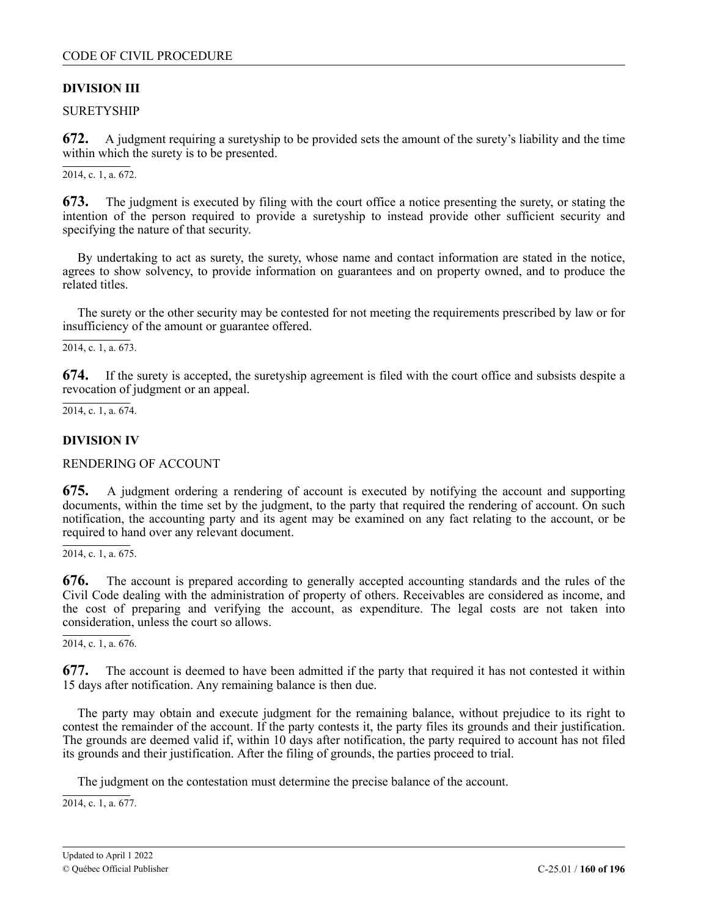## DIVISION III

SURETYSHIP

**672.** A judgment requiring a suretyship to be provided sets the amount of the surety's liability and the time within which the surety is to be presented.

2014, c. 1, a. 672.

**673.** The judgment is executed by filing with the court office a notice presenting the surety, or stating the intention of the person required to provide a suretyship to instead provide other sufficient security and specifying the nature of that security.

By undertaking to act as surety, the surety, whose name and contact information are stated in the notice, agrees to show solvency, to provide information on guarantees and on property owned, and to produce the related titles.

The surety or the other security may be contested for not meeting the requirements prescribed by law or for insufficiency of the amount or guarantee offered.

2014, c. 1, a. 673.

**674.** If the surety is accepted, the suretyship agreement is filed with the court office and subsists despite a revocation of judgment or an appeal.

2014, c. 1, a. 674.

## DIVISION IV

RENDERING OF ACCOUNT

**675.** A judgment ordering a rendering of account is executed by notifying the account and supporting documents, within the time set by the judgment, to the party that required the rendering of account. On such notification, the accounting party and its agent may be examined on any fact relating to the account, or be required to hand over any relevant document.

2014, c. 1, a. 675.

**676.** The account is prepared according to generally accepted accounting standards and the rules of the Civil Code dealing with the administration of property of others. Receivables are considered as income, and the cost of preparing and verifying the account, as expenditure. The legal costs are not taken into consideration, unless the court so allows.

2014, c. 1, a. 676.

**677.** The account is deemed to have been admitted if the party that required it has not contested it within 15 days after notification. Any remaining balance is then due.

The party may obtain and execute judgment for the remaining balance, without prejudice to its right to contest the remainder of the account. If the party contests it, the party files its grounds and their justification. The grounds are deemed valid if, within 10 days after notification, the party required to account has not filed its grounds and their justification. After the filing of grounds, the parties proceed to trial.

The judgment on the contestation must determine the precise balance of the account.

2014, c. 1, a. 677.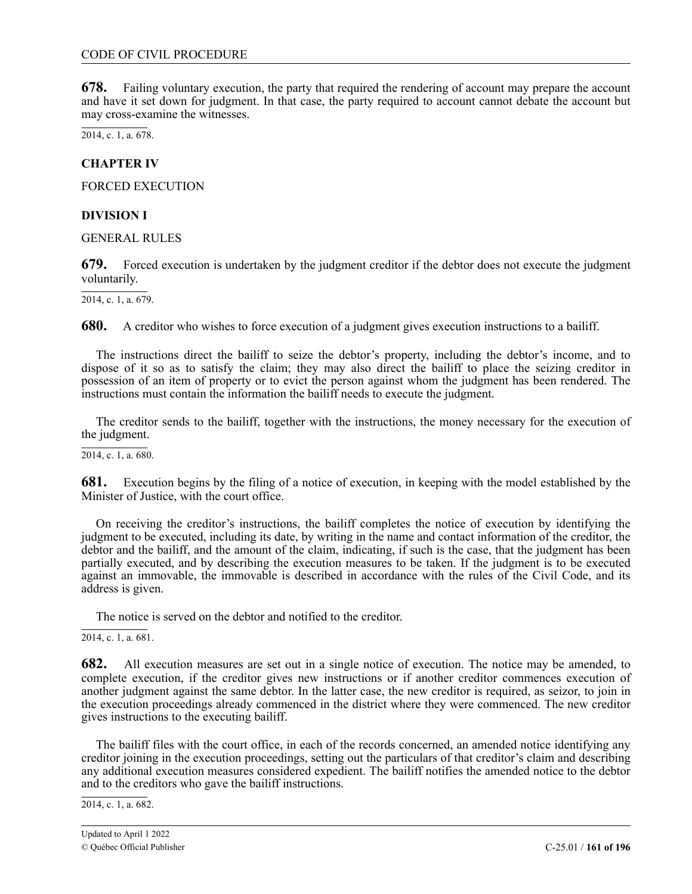**678.** Failing voluntary execution, the party that required the rendering of account may prepare the account and have it set down for judgment. In that case, the party required to account cannot debate the account but may cross-examine the witnesses.

2014, c. 1, a. 678.

## CHAPTER IV

FORCED EXECUTION

### DIVISION I

GENERAL RULES

**679.** Forced execution is undertaken by the judgment creditor if the debtor does not execute the judgment voluntarily.

2014, c. 1, a. 679.

**680.** A creditor who wishes to force execution of a judgment gives execution instructions to a bailiff.

The instructions direct the bailiff to seize the debtor's property, including the debtor's income, and to dispose of it so as to satisfy the claim; they may also direct the bailiff to place the seizing creditor in possession of an item of property or to evict the person against whom the judgment has been rendered. The instructions must contain the information the bailiff needs to execute the judgment.

The creditor sends to the bailiff, together with the instructions, the money necessary for the execution of the judgment.

2014, c. 1, a. 680.

**681.** Execution begins by the filing of a notice of execution, in keeping with the model established by the Minister of Justice, with the court office.

On receiving the creditor's instructions, the bailiff completes the notice of execution by identifying the judgment to be executed, including its date, by writing in the name and contact information of the creditor, the debtor and the bailiff, and the amount of the claim, indicating, if such is the case, that the judgment has been partially executed, and by describing the execution measures to be taken. If the judgment is to be executed against an immovable, the immovable is described in accordance with the rules of the Civil Code, and its address is given.

The notice is served on the debtor and notified to the creditor.

2014, c. 1, a. 681.

**682.** All execution measures are set out in a single notice of execution. The notice may be amended, to complete execution, if the creditor gives new instructions or if another creditor commences execution of another judgment against the same debtor. In the latter case, the new creditor is required, as seizor, to join in the execution proceedings already commenced in the district where they were commenced. The new creditor gives instructions to the executing bailiff.

The bailiff files with the court office, in each of the records concerned, an amended notice identifying any creditor joining in the execution proceedings, setting out the particulars of that creditor's claim and describing any additional execution measures considered expedient. The bailiff notifies the amended notice to the debtor and to the creditors who gave the bailiff instructions.

2014, c. 1, a. 682.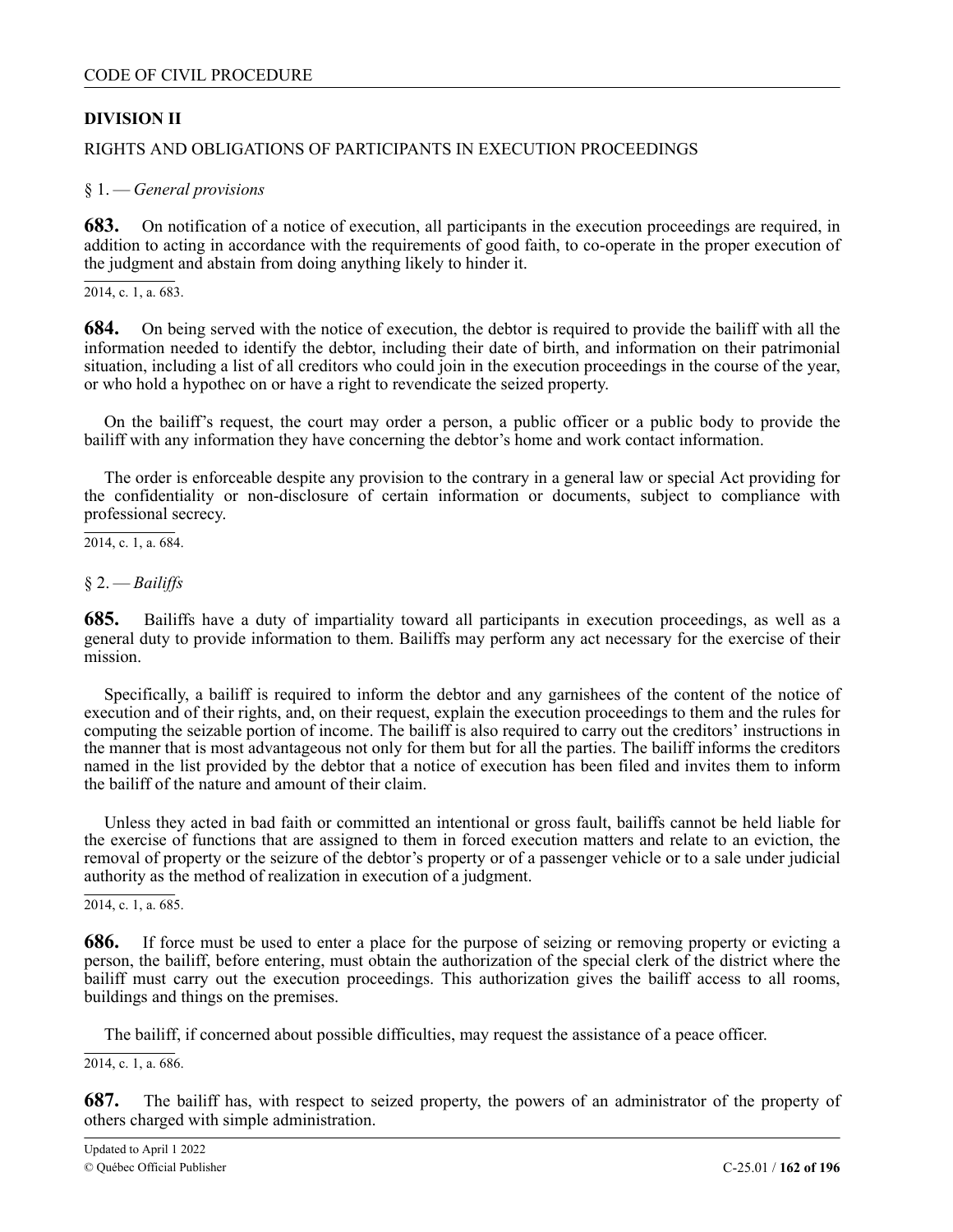## DIVISION II

RIGHTS AND OBLIGATIONS OF PARTICIPANTS IN EXECUTION PROCEEDINGS

§ 1. — *General provisions*

**683.** On notification of a notice of execution, all participants in the execution proceedings are required, in addition to acting in accordance with the requirements of good faith, to co-operate in the proper execution of the judgment and abstain from doing anything likely to hinder it.

2014, c. 1, a. 683.

**684.** On being served with the notice of execution, the debtor is required to provide the bailiff with all the information needed to identify the debtor, including their date of birth, and information on their patrimonial situation, including a list of all creditors who could join in the execution proceedings in the course of the year, or who hold a hypothec on or have a right to revendicate the seized property.

On the bailiff's request, the court may order a person, a public officer or a public body to provide the bailiff with any information they have concerning the debtor's home and work contact information.

The order is enforceable despite any provision to the contrary in a general law or special Act providing for the confidentiality or non-disclosure of certain information or documents, subject to compliance with professional secrecy.

2014, c. 1, a. 684.

§ 2. — *Bailiffs*

**685.** Bailiffs have a duty of impartiality toward all participants in execution proceedings, as well as a general duty to provide information to them. Bailiffs may perform any act necessary for the exercise of their mission.

Specifically, a bailiff is required to inform the debtor and any garnishees of the content of the notice of execution and of their rights, and, on their request, explain the execution proceedings to them and the rules for computing the seizable portion of income. The bailiff is also required to carry out the creditors' instructions in the manner that is most advantageous not only for them but for all the parties. The bailiff informs the creditors named in the list provided by the debtor that a notice of execution has been filed and invites them to inform the bailiff of the nature and amount of their claim.

Unless they acted in bad faith or committed an intentional or gross fault, bailiffs cannot be held liable for the exercise of functions that are assigned to them in forced execution matters and relate to an eviction, the removal of property or the seizure of the debtor's property or of a passenger vehicle or to a sale under judicial authority as the method of realization in execution of a judgment.

2014, c. 1, a. 685.

**686.** If force must be used to enter a place for the purpose of seizing or removing property or evicting a person, the bailiff, before entering, must obtain the authorization of the special clerk of the district where the bailiff must carry out the execution proceedings. This authorization gives the bailiff access to all rooms, buildings and things on the premises.

The bailiff, if concerned about possible difficulties, may request the assistance of a peace officer.

2014, c. 1, a. 686.

**687.** The bailiff has, with respect to seized property, the powers of an administrator of the property of others charged with simple administration.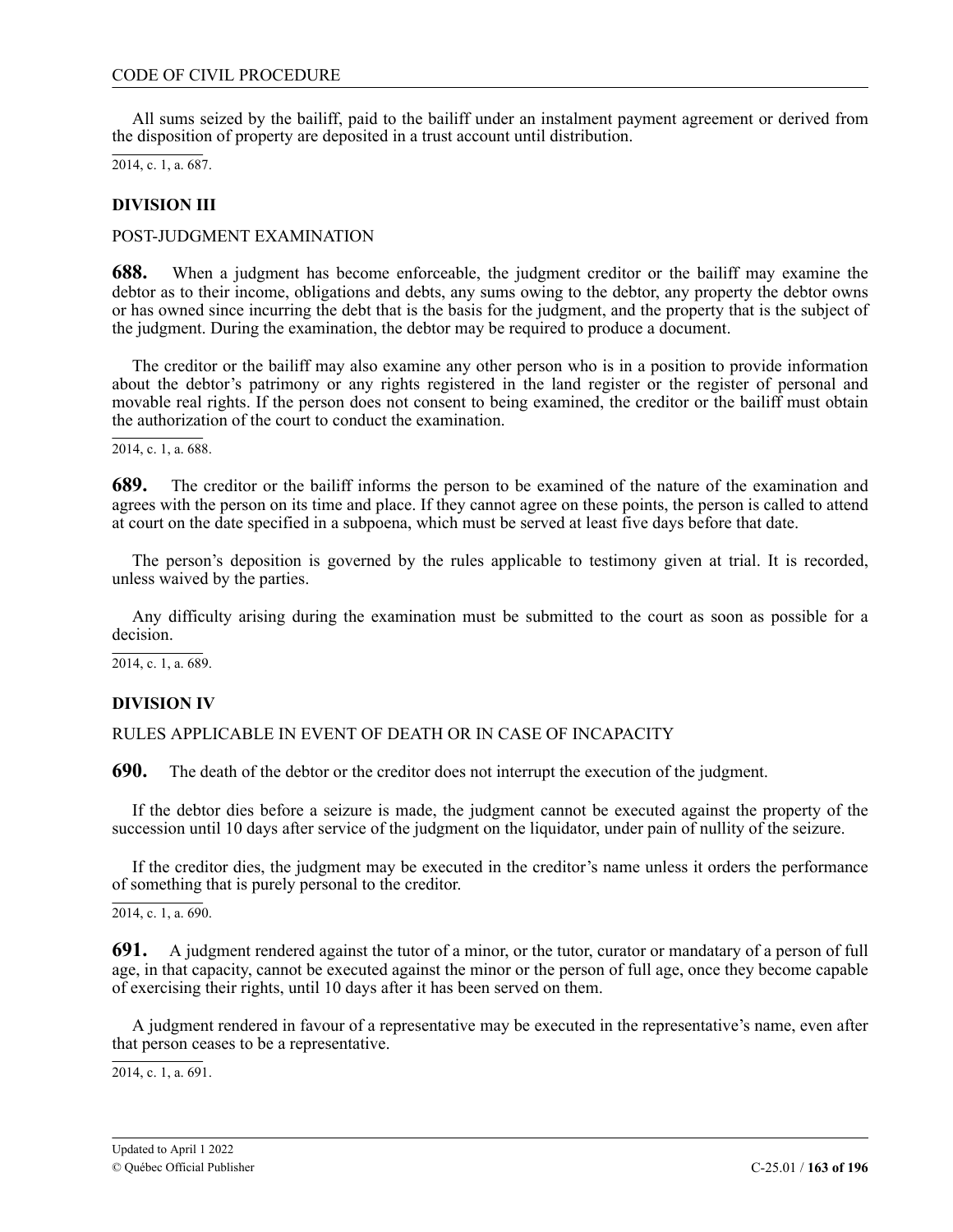All sums seized by the bailiff, paid to the bailiff under an instalment payment agreement or derived from the disposition of property are deposited in a trust account until distribution.

2014, c. 1, a. 687.

### DIVISION III

POST-JUDGMENT EXAMINATION

**688.** When a judgment has become enforceable, the judgment creditor or the bailiff may examine the debtor as to their income, obligations and debts, any sums owing to the debtor, any property the debtor owns or has owned since incurring the debt that is the basis for the judgment, and the property that is the subject of the judgment. During the examination, the debtor may be required to produce a document.

The creditor or the bailiff may also examine any other person who is in a position to provide information about the debtor's patrimony or any rights registered in the land register or the register of personal and movable real rights. If the person does not consent to being examined, the creditor or the bailiff must obtain the authorization of the court to conduct the examination.

2014, c. 1, a. 688.

**689.** The creditor or the bailiff informs the person to be examined of the nature of the examination and agrees with the person on its time and place. If they cannot agree on these points, the person is called to attend at court on the date specified in a subpoena, which must be served at least five days before that date.

The person's deposition is governed by the rules applicable to testimony given at trial. It is recorded, unless waived by the parties.

Any difficulty arising during the examination must be submitted to the court as soon as possible for a decision.

2014, c. 1, a. 689.

### DIVISION IV

RULES APPLICABLE IN EVENT OF DEATH OR IN CASE OF INCAPACITY

**690.** The death of the debtor or the creditor does not interrupt the execution of the judgment.

If the debtor dies before a seizure is made, the judgment cannot be executed against the property of the succession until 10 days after service of the judgment on the liquidator, under pain of nullity of the seizure.

If the creditor dies, the judgment may be executed in the creditor's name unless it orders the performance of something that is purely personal to the creditor.

2014, c. 1, a. 690.

**691.** A judgment rendered against the tutor of a minor, or the tutor, curator or mandatary of a person of full age, in that capacity, cannot be executed against the minor or the person of full age, once they become capable of exercising their rights, until 10 days after it has been served on them.

A judgment rendered in favour of a representative may be executed in the representative's name, even after that person ceases to be a representative.

2014, c. 1, a. 691.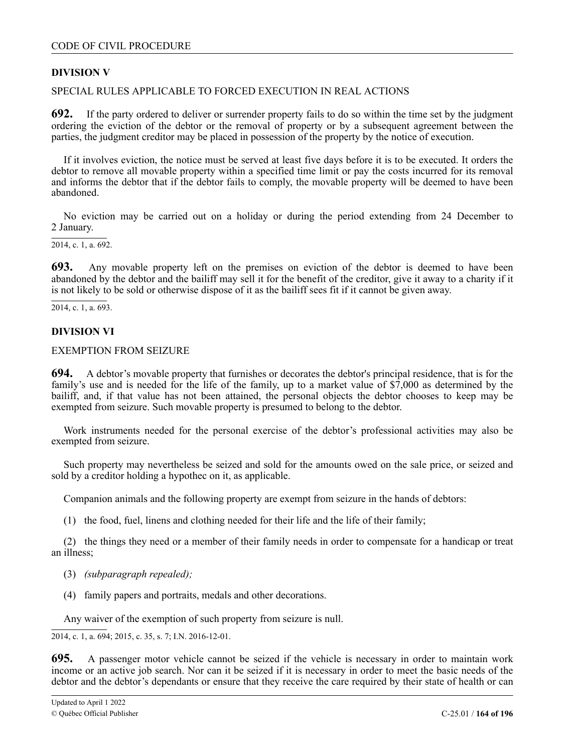## DIVISION V

SPECIAL RULES APPLICABLE TO FORCED EXECUTION IN REAL ACTIONS

**692.** If the party ordered to deliver or surrender property fails to do so within the time set by the judgment ordering the eviction of the debtor or the removal of property or by a subsequent agreement between the parties, the judgment creditor may be placed in possession of the property by the notice of execution.

If it involves eviction, the notice must be served at least five days before it is to be executed. It orders the debtor to remove all movable property within a specified time limit or pay the costs incurred for its removal and informs the debtor that if the debtor fails to comply, the movable property will be deemed to have been abandoned.

No eviction may be carried out on a holiday or during the period extending from 24 December to 2 January.

2014, c. 1, a. 692.

**693.** Any movable property left on the premises on eviction of the debtor is deemed to have been abandoned by the debtor and the bailiff may sell it for the benefit of the creditor, give it away to a charity if it is not likely to be sold or otherwise dispose of it as the bailiff sees fit if it cannot be given away.

2014, c. 1, a. 693.

## DIVISION VI

EXEMPTION FROM SEIZURE

**694.** A debtor's movable property that furnishes or decorates the debtor's principal residence, that is for the family's use and is needed for the life of the family, up to a market value of $7,000 as determined by the bailiff, and, if that value has not been attained, the personal objects the debtor chooses to keep may be exempted from seizure. Such movable property is presumed to belong to the debtor.

Work instruments needed for the personal exercise of the debtor's professional activities may also be exempted from seizure.

Such property may nevertheless be seized and sold for the amounts owed on the sale price, or seized and sold by a creditor holding a hypothec on it, as applicable.

Companion animals and the following property are exempt from seizure in the hands of debtors:

(1) the food, fuel, linens and clothing needed for their life and the life of their family;

(2) the things they need or a member of their family needs in order to compensate for a handicap or treat an illness;

(3) *(subparagraph repealed);*

(4) family papers and portraits, medals and other decorations.

Any waiver of the exemption of such property from seizure is null.

2014, c. 1, a. 694; 2015, c. 35, s. 7; I.N. 2016-12-01.

**695.** A passenger motor vehicle cannot be seized if the vehicle is necessary in order to maintain work income or an active job search. Nor can it be seized if it is necessary in order to meet the basic needs of the debtor and the debtor's dependants or ensure that they receive the care required by their state of health or can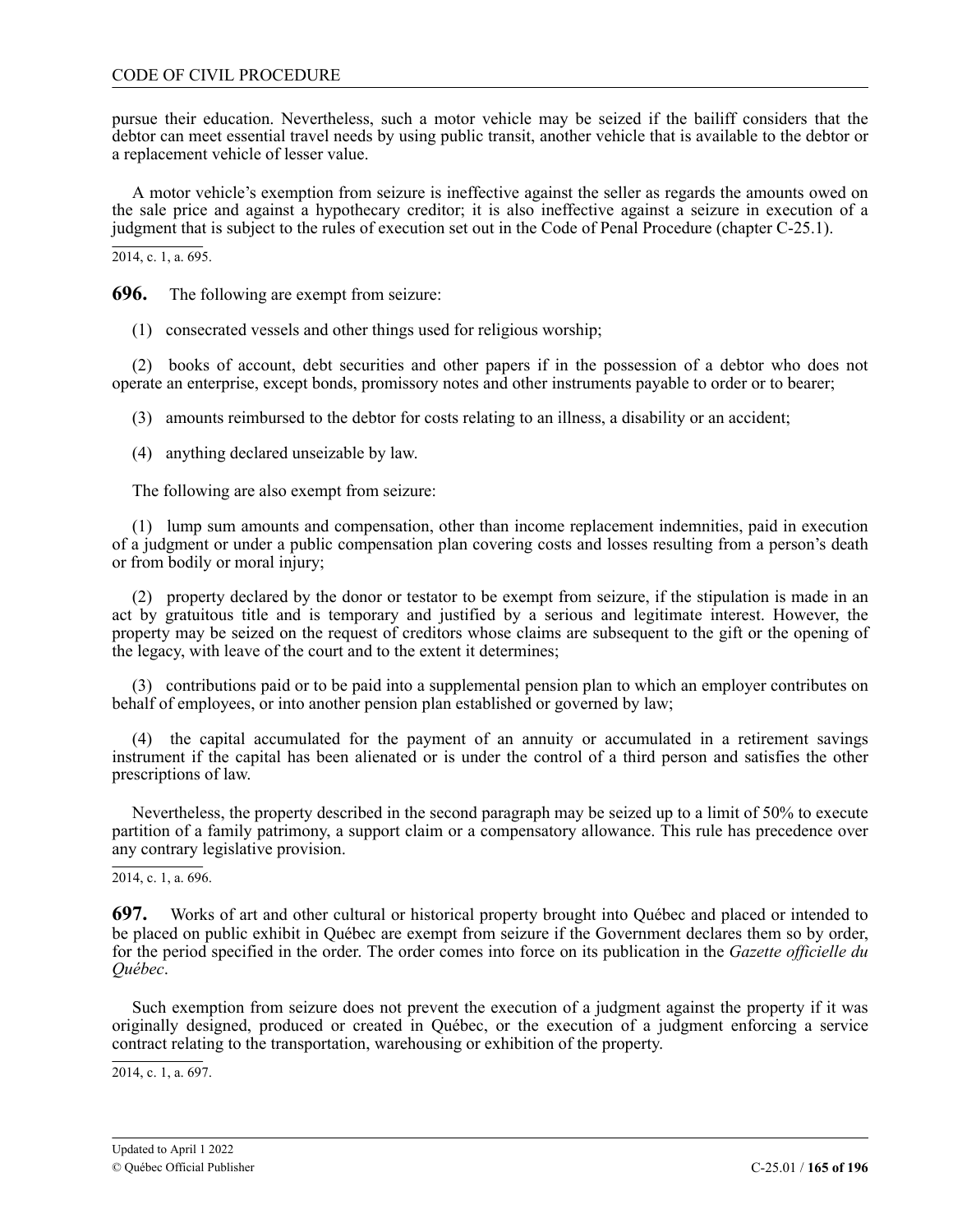pursue their education. Nevertheless, such a motor vehicle may be seized if the bailiff considers that the debtor can meet essential travel needs by using public transit, another vehicle that is available to the debtor or a replacement vehicle of lesser value.

A motor vehicle's exemption from seizure is ineffective against the seller as regards the amounts owed on the sale price and against a hypothecary creditor; it is also ineffective against a seizure in execution of a judgment that is subject to the rules of execution set out in the Code of Penal Procedure (chapter C-25.1).

2014, c. 1, a. 695.

**696.** The following are exempt from seizure:

(1) consecrated vessels and other things used for religious worship;

(2) books of account, debt securities and other papers if in the possession of a debtor who does not operate an enterprise, except bonds, promissory notes and other instruments payable to order or to bearer;

(3) amounts reimbursed to the debtor for costs relating to an illness, a disability or an accident;

(4) anything declared unseizable by law.

The following are also exempt from seizure:

(1) lump sum amounts and compensation, other than income replacement indemnities, paid in execution of a judgment or under a public compensation plan covering costs and losses resulting from a person's death or from bodily or moral injury;

(2) property declared by the donor or testator to be exempt from seizure, if the stipulation is made in an act by gratuitous title and is temporary and justified by a serious and legitimate interest. However, the property may be seized on the request of creditors whose claims are subsequent to the gift or the opening of the legacy, with leave of the court and to the extent it determines;

(3) contributions paid or to be paid into a supplemental pension plan to which an employer contributes on behalf of employees, or into another pension plan established or governed by law;

(4) the capital accumulated for the payment of an annuity or accumulated in a retirement savings instrument if the capital has been alienated or is under the control of a third person and satisfies the other prescriptions of law.

Nevertheless, the property described in the second paragraph may be seized up to a limit of 50% to execute partition of a family patrimony, a support claim or a compensatory allowance. This rule has precedence over any contrary legislative provision.

2014, c. 1, a. 696.

**697.** Works of art and other cultural or historical property brought into Québec and placed or intended to be placed on public exhibit in Québec are exempt from seizure if the Government declares them so by order, for the period specified in the order. The order comes into force on its publication in the *Gazette officielle du Québec*.

Such exemption from seizure does not prevent the execution of a judgment against the property if it was originally designed, produced or created in Québec, or the execution of a judgment enforcing a service contract relating to the transportation, warehousing or exhibition of the property.

2014, c. 1, a. 697.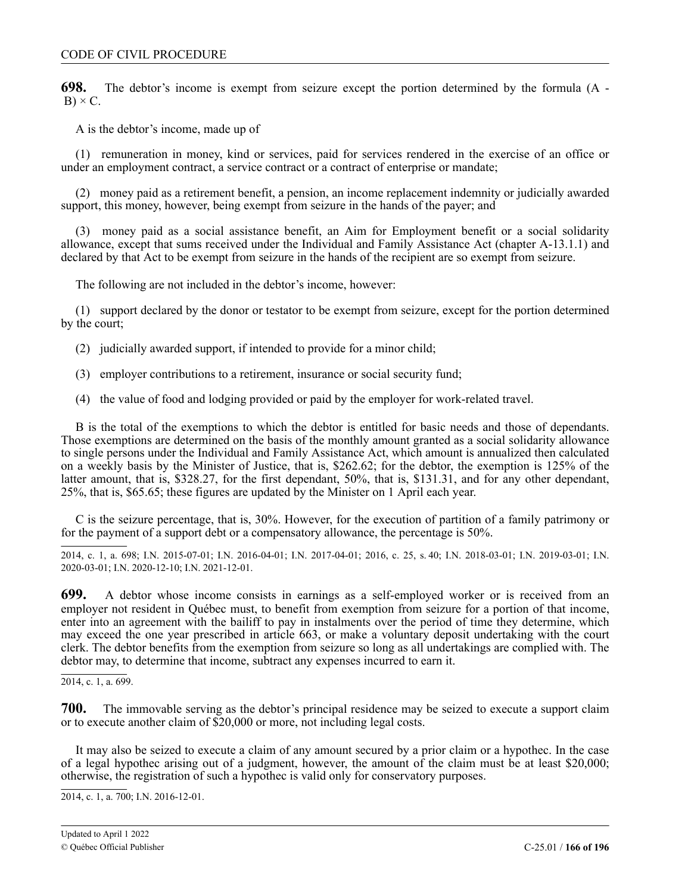**698.** The debtor's income is exempt from seizure except the portion determined by the formula $(A - B) \times C$.

A is the debtor's income, made up of

(1) remuneration in money, kind or services, paid for services rendered in the exercise of an office or under an employment contract, a service contract or a contract of enterprise or mandate;

(2) money paid as a retirement benefit, a pension, an income replacement indemnity or judicially awarded support, this money, however, being exempt from seizure in the hands of the payer; and

(3) money paid as a social assistance benefit, an Aim for Employment benefit or a social solidarity allowance, except that sums received under the Individual and Family Assistance Act (chapter A-13.1.1) and declared by that Act to be exempt from seizure in the hands of the recipient are so exempt from seizure.

The following are not included in the debtor's income, however:

(1) support declared by the donor or testator to be exempt from seizure, except for the portion determined by the court;

(2) judicially awarded support, if intended to provide for a minor child;

(3) employer contributions to a retirement, insurance or social security fund;

(4) the value of food and lodging provided or paid by the employer for work-related travel.

B is the total of the exemptions to which the debtor is entitled for basic needs and those of dependants. Those exemptions are determined on the basis of the monthly amount granted as a social solidarity allowance to single persons under the Individual and Family Assistance Act, which amount is annualized then calculated on a weekly basis by the Minister of Justice, that is, $262.62; for the debtor, the exemption is 125% of the latter amount, that is, $328.27, for the first dependant, 50%, that is, $131.31, and for any other dependant, 25%, that is, $65.65; these figures are updated by the Minister on 1 April each year.

C is the seizure percentage, that is, 30%. However, for the execution of partition of a family patrimony or for the payment of a support debt or a compensatory allowance, the percentage is 50%.

2014, c. 1, a. 698; I.N. 2015-07-01; I.N. 2016-04-01; I.N. 2017-04-01; 2016, c. 25, s. 40; I.N. 2018-03-01; I.N. 2019-03-01; I.N. 2020-03-01; I.N. 2020-12-10; I.N. 2021-12-01.

**699.** A debtor whose income consists in earnings as a self-employed worker or is received from an employer not resident in Québec must, to benefit from exemption from seizure for a portion of that income, enter into an agreement with the bailiff to pay in instalments over the period of time they determine, which may exceed the one year prescribed in article 663, or make a voluntary deposit undertaking with the court clerk. The debtor benefits from the exemption from seizure so long as all undertakings are complied with. The debtor may, to determine that income, subtract any expenses incurred to earn it.

2014, c. 1, a. 699.

**700.** The immovable serving as the debtor's principal residence may be seized to execute a support claim or to execute another claim of $20,000 or more, not including legal costs.

It may also be seized to execute a claim of any amount secured by a prior claim or a hypothec. In the case of a legal hypothec arising out of a judgment, however, the amount of the claim must be at least $20,000; otherwise, the registration of such a hypothec is valid only for conservatory purposes.

2014, c. 1, a. 700; I.N. 2016-12-01.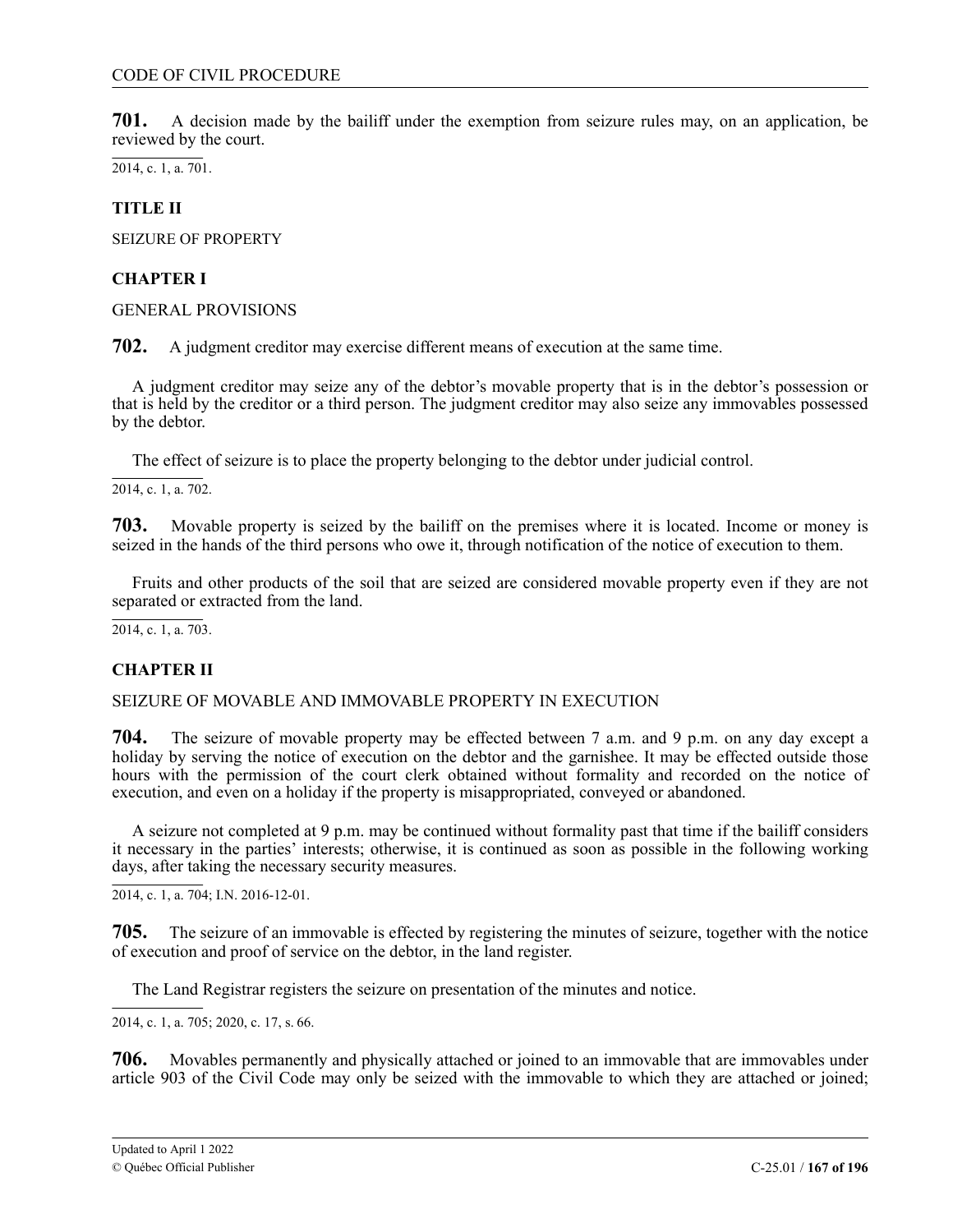**701.** A decision made by the bailiff under the exemption from seizure rules may, on an application, be reviewed by the court.

2014, c. 1, a. 701.

### TITLE II

SEIZURE OF PROPERTY

### CHAPTER I

GENERAL PROVISIONS

**702.** A judgment creditor may exercise different means of execution at the same time.

A judgment creditor may seize any of the debtor's movable property that is in the debtor's possession or that is held by the creditor or a third person. The judgment creditor may also seize any immovables possessed by the debtor.

The effect of seizure is to place the property belonging to the debtor under judicial control.

2014, c. 1, a. 702.

**703.** Movable property is seized by the bailiff on the premises where it is located. Income or money is seized in the hands of the third persons who owe it, through notification of the notice of execution to them.

Fruits and other products of the soil that are seized are considered movable property even if they are not separated or extracted from the land.

2014, c. 1, a. 703.

### CHAPTER II

SEIZURE OF MOVABLE AND IMMOVABLE PROPERTY IN EXECUTION

**704.** The seizure of movable property may be effected between 7 a.m. and 9 p.m. on any day except a holiday by serving the notice of execution on the debtor and the garnishee. It may be effected outside those hours with the permission of the court clerk obtained without formality and recorded on the notice of execution, and even on a holiday if the property is misappropriated, conveyed or abandoned.

A seizure not completed at 9 p.m. may be continued without formality past that time if the bailiff considers it necessary in the parties' interests; otherwise, it is continued as soon as possible in the following working days, after taking the necessary security measures.

2014, c. 1, a. 704; I.N. 2016-12-01.

**705.** The seizure of an immovable is effected by registering the minutes of seizure, together with the notice of execution and proof of service on the debtor, in the land register.

The Land Registrar registers the seizure on presentation of the minutes and notice.

2014, c. 1, a. 705; 2020, c. 17, s. 66.

**706.** Movables permanently and physically attached or joined to an immovable that are immovables under article 903 of the Civil Code may only be seized with the immovable to which they are attached or joined;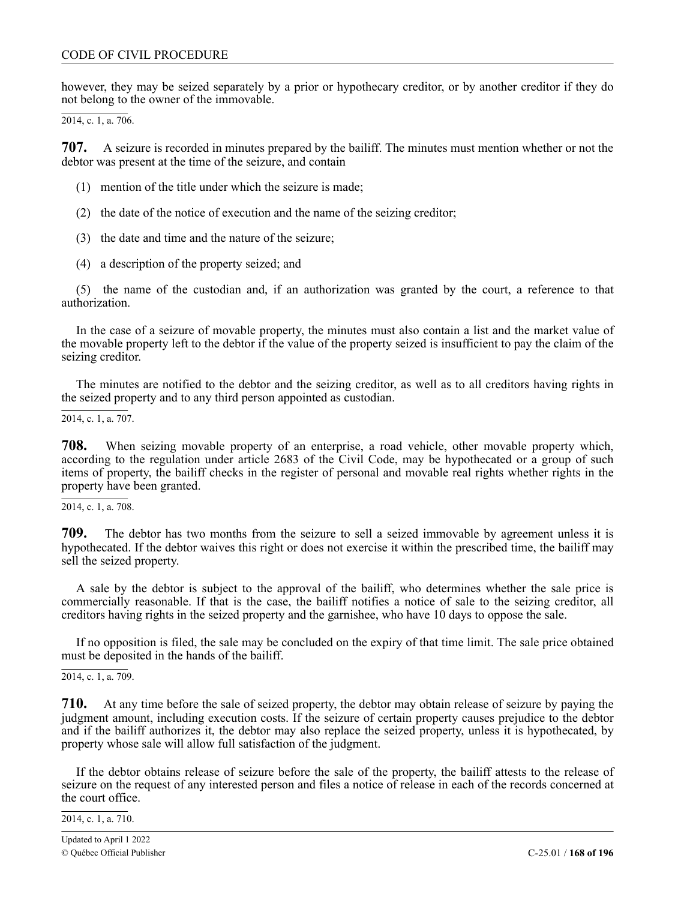however, they may be seized separately by a prior or hypothecary creditor, or by another creditor if they do not belong to the owner of the immovable.

2014, c. 1, a. 706.

**707.** A seizure is recorded in minutes prepared by the bailiff. The minutes must mention whether or not the debtor was present at the time of the seizure, and contain

(1) mention of the title under which the seizure is made;

(2) the date of the notice of execution and the name of the seizing creditor;

(3) the date and time and the nature of the seizure;

(4) a description of the property seized; and

(5) the name of the custodian and, if an authorization was granted by the court, a reference to that authorization.

In the case of a seizure of movable property, the minutes must also contain a list and the market value of the movable property left to the debtor if the value of the property seized is insufficient to pay the claim of the seizing creditor.

The minutes are notified to the debtor and the seizing creditor, as well as to all creditors having rights in the seized property and to any third person appointed as custodian.

2014, c. 1, a. 707.

**708.** When seizing movable property of an enterprise, a road vehicle, other movable property which, according to the regulation under article 2683 of the Civil Code, may be hypothecated or a group of such items of property, the bailiff checks in the register of personal and movable real rights whether rights in the property have been granted.

2014, c. 1, a. 708.

**709.** The debtor has two months from the seizure to sell a seized immovable by agreement unless it is hypothecated. If the debtor waives this right or does not exercise it within the prescribed time, the bailiff may sell the seized property.

A sale by the debtor is subject to the approval of the bailiff, who determines whether the sale price is commercially reasonable. If that is the case, the bailiff notifies a notice of sale to the seizing creditor, all creditors having rights in the seized property and the garnishee, who have 10 days to oppose the sale.

If no opposition is filed, the sale may be concluded on the expiry of that time limit. The sale price obtained must be deposited in the hands of the bailiff.

2014, c. 1, a. 709.

**710.** At any time before the sale of seized property, the debtor may obtain release of seizure by paying the judgment amount, including execution costs. If the seizure of certain property causes prejudice to the debtor and if the bailiff authorizes it, the debtor may also replace the seized property, unless it is hypothecated, by property whose sale will allow full satisfaction of the judgment.

If the debtor obtains release of seizure before the sale of the property, the bailiff attests to the release of seizure on the request of any interested person and files a notice of release in each of the records concerned at the court office.

2014, c. 1, a. 710.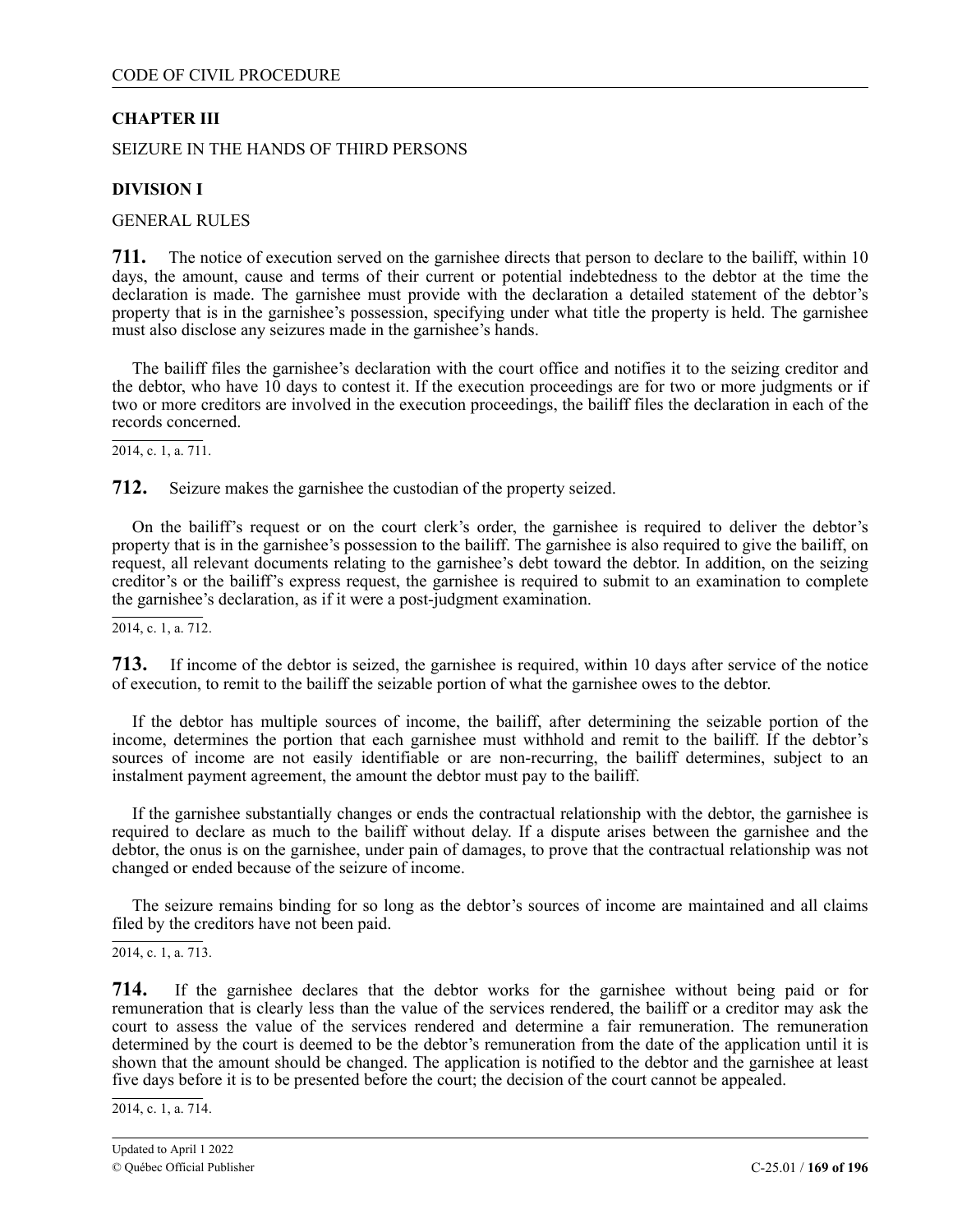## CHAPTER III

SEIZURE IN THE HANDS OF THIRD PERSONS

### DIVISION I

GENERAL RULES

**711.** The notice of execution served on the garnishee directs that person to declare to the bailiff, within 10 days, the amount, cause and terms of their current or potential indebtedness to the debtor at the time the declaration is made. The garnishee must provide with the declaration a detailed statement of the debtor's property that is in the garnishee's possession, specifying under what title the property is held. The garnishee must also disclose any seizures made in the garnishee's hands.

The bailiff files the garnishee's declaration with the court office and notifies it to the seizing creditor and the debtor, who have 10 days to contest it. If the execution proceedings are for two or more judgments or if two or more creditors are involved in the execution proceedings, the bailiff files the declaration in each of the records concerned.

2014, c. 1, a. 711.

**712.** Seizure makes the garnishee the custodian of the property seized.

On the bailiff's request or on the court clerk's order, the garnishee is required to deliver the debtor's property that is in the garnishee's possession to the bailiff. The garnishee is also required to give the bailiff, on request, all relevant documents relating to the garnishee's debt toward the debtor. In addition, on the seizing creditor's or the bailiff's express request, the garnishee is required to submit to an examination to complete the garnishee's declaration, as if it were a post-judgment examination.

2014, c. 1, a. 712.

**713.** If income of the debtor is seized, the garnishee is required, within 10 days after service of the notice of execution, to remit to the bailiff the seizable portion of what the garnishee owes to the debtor.

If the debtor has multiple sources of income, the bailiff, after determining the seizable portion of the income, determines the portion that each garnishee must withhold and remit to the bailiff. If the debtor's sources of income are not easily identifiable or are non-recurring, the bailiff determines, subject to an instalment payment agreement, the amount the debtor must pay to the bailiff.

If the garnishee substantially changes or ends the contractual relationship with the debtor, the garnishee is required to declare as much to the bailiff without delay. If a dispute arises between the garnishee and the debtor, the onus is on the garnishee, under pain of damages, to prove that the contractual relationship was not changed or ended because of the seizure of income.

The seizure remains binding for so long as the debtor's sources of income are maintained and all claims filed by the creditors have not been paid.

2014, c. 1, a. 713.

**714.** If the garnishee declares that the debtor works for the garnishee without being paid or for remuneration that is clearly less than the value of the services rendered, the bailiff or a creditor may ask the court to assess the value of the services rendered and determine a fair remuneration. The remuneration determined by the court is deemed to be the debtor's remuneration from the date of the application until it is shown that the amount should be changed. The application is notified to the debtor and the garnishee at least five days before it is to be presented before the court; the decision of the court cannot be appealed.

2014, c. 1, a. 714.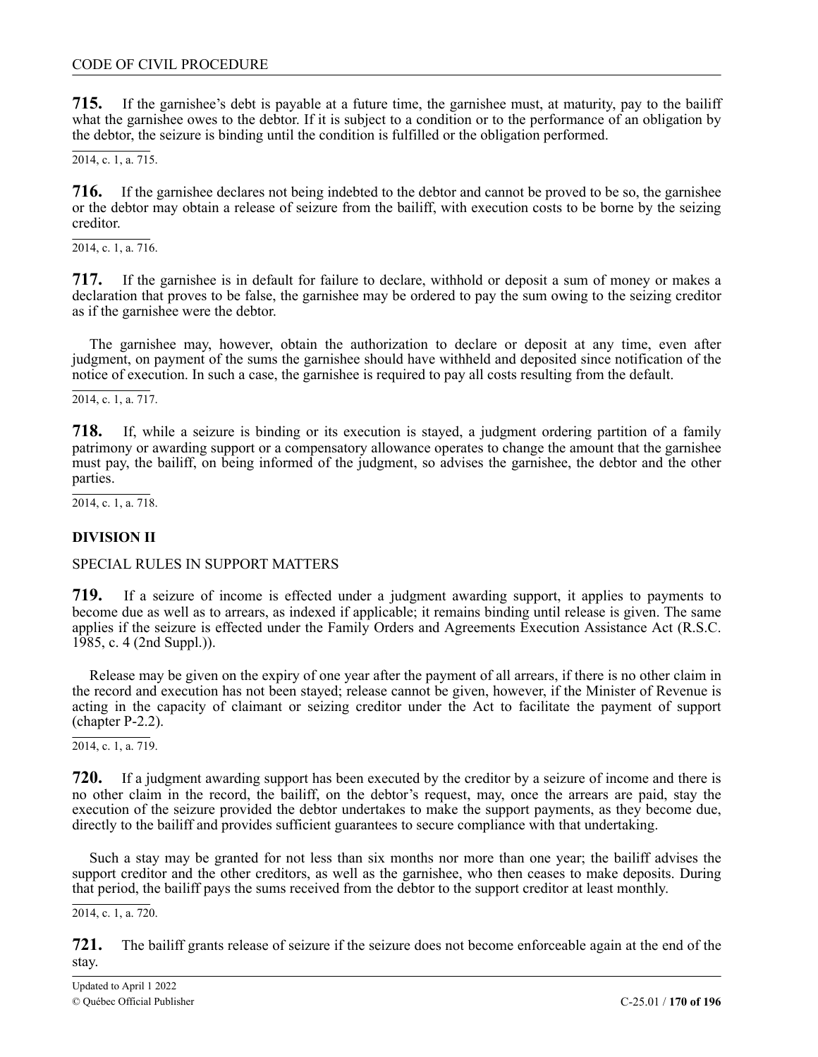**715.** If the garnishee's debt is payable at a future time, the garnishee must, at maturity, pay to the bailiff what the garnishee owes to the debtor. If it is subject to a condition or to the performance of an obligation by the debtor, the seizure is binding until the condition is fulfilled or the obligation performed.

2014, c. 1, a. 715.

**716.** If the garnishee declares not being indebted to the debtor and cannot be proved to be so, the garnishee or the debtor may obtain a release of seizure from the bailiff, with execution costs to be borne by the seizing creditor.

2014, c. 1, a. 716.

**717.** If the garnishee is in default for failure to declare, withhold or deposit a sum of money or makes a declaration that proves to be false, the garnishee may be ordered to pay the sum owing to the seizing creditor as if the garnishee were the debtor.

The garnishee may, however, obtain the authorization to declare or deposit at any time, even after judgment, on payment of the sums the garnishee should have withheld and deposited since notification of the notice of execution. In such a case, the garnishee is required to pay all costs resulting from the default.

2014, c. 1, a. 717.

**718.** If, while a seizure is binding or its execution is stayed, a judgment ordering partition of a family patrimony or awarding support or a compensatory allowance operates to change the amount that the garnishee must pay, the bailiff, on being informed of the judgment, so advises the garnishee, the debtor and the other parties.

2014, c. 1, a. 718.

## DIVISION II

### SPECIAL RULES IN SUPPORT MATTERS

**719.** If a seizure of income is effected under a judgment awarding support, it applies to payments to become due as well as to arrears, as indexed if applicable; it remains binding until release is given. The same applies if the seizure is effected under the Family Orders and Agreements Execution Assistance Act (R.S.C. 1985, c. 4 (2nd Suppl.)).

Release may be given on the expiry of one year after the payment of all arrears, if there is no other claim in the record and execution has not been stayed; release cannot be given, however, if the Minister of Revenue is acting in the capacity of claimant or seizing creditor under the Act to facilitate the payment of support (chapter P-2.2).

2014, c. 1, a. 719.

**720.** If a judgment awarding support has been executed by the creditor by a seizure of income and there is no other claim in the record, the bailiff, on the debtor's request, may, once the arrears are paid, stay the execution of the seizure provided the debtor undertakes to make the support payments, as they become due, directly to the bailiff and provides sufficient guarantees to secure compliance with that undertaking.

Such a stay may be granted for not less than six months nor more than one year; the bailiff advises the support creditor and the other creditors, as well as the garnishee, who then ceases to make deposits. During that period, the bailiff pays the sums received from the debtor to the support creditor at least monthly.

2014, c. 1, a. 720.

**721.** The bailiff grants release of seizure if the seizure does not become enforceable again at the end of the stay.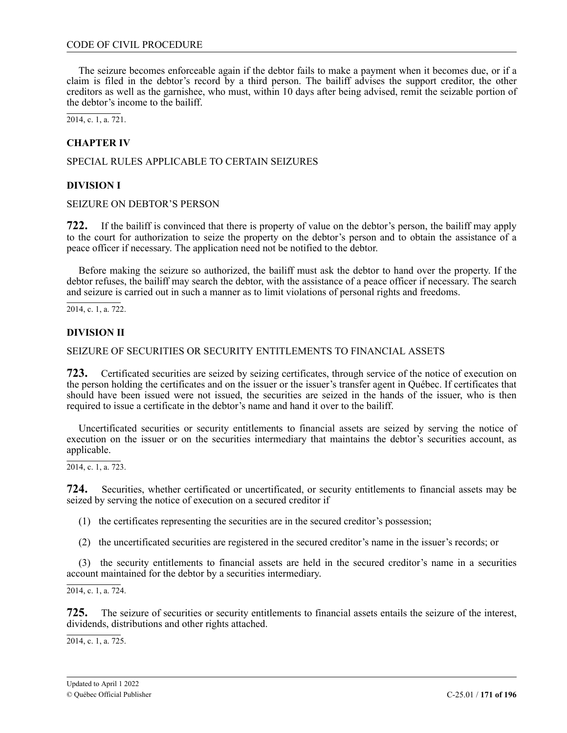The seizure becomes enforceable again if the debtor fails to make a payment when it becomes due, or if a claim is filed in the debtor's record by a third person. The bailiff advises the support creditor, the other creditors as well as the garnishee, who must, within 10 days after being advised, remit the seizable portion of the debtor's income to the bailiff.

2014, c. 1, a. 721.

## CHAPTER IV

SPECIAL RULES APPLICABLE TO CERTAIN SEIZURES

### DIVISION I

SEIZURE ON DEBTOR'S PERSON

**722.** If the bailiff is convinced that there is property of value on the debtor's person, the bailiff may apply to the court for authorization to seize the property on the debtor's person and to obtain the assistance of a peace officer if necessary. The application need not be notified to the debtor.

Before making the seizure so authorized, the bailiff must ask the debtor to hand over the property. If the debtor refuses, the bailiff may search the debtor, with the assistance of a peace officer if necessary. The search and seizure is carried out in such a manner as to limit violations of personal rights and freedoms.

2014, c. 1, a. 722.

### DIVISION II

SEIZURE OF SECURITIES OR SECURITY ENTITLEMENTS TO FINANCIAL ASSETS

**723.** Certificated securities are seized by seizing certificates, through service of the notice of execution on the person holding the certificates and on the issuer or the issuer's transfer agent in Québec. If certificates that should have been issued were not issued, the securities are seized in the hands of the issuer, who is then required to issue a certificate in the debtor's name and hand it over to the bailiff.

Uncertificated securities or security entitlements to financial assets are seized by serving the notice of execution on the issuer or on the securities intermediary that maintains the debtor's securities account, as applicable.

2014, c. 1, a. 723.

**724.** Securities, whether certificated or uncertificated, or security entitlements to financial assets may be seized by serving the notice of execution on a secured creditor if

(1) the certificates representing the securities are in the secured creditor's possession;

(2) the uncertificated securities are registered in the secured creditor's name in the issuer's records; or

(3) the security entitlements to financial assets are held in the secured creditor's name in a securities account maintained for the debtor by a securities intermediary.

2014, c. 1, a. 724.

**725.** The seizure of securities or security entitlements to financial assets entails the seizure of the interest, dividends, distributions and other rights attached.

2014, c. 1, a. 725.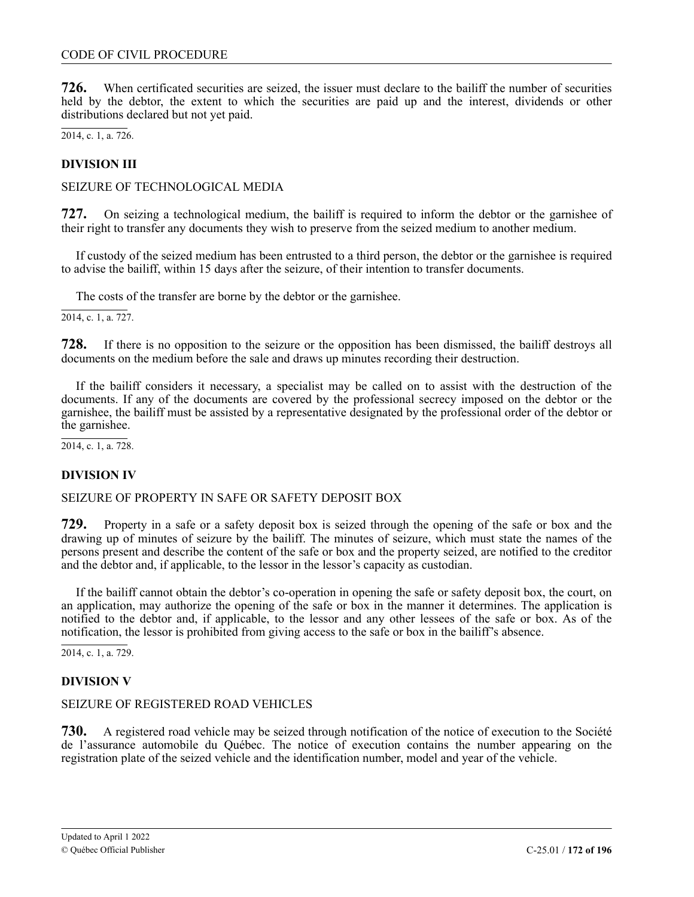**726.** When certificated securities are seized, the issuer must declare to the bailiff the number of securities held by the debtor, the extent to which the securities are paid up and the interest, dividends or other distributions declared but not yet paid.

2014, c. 1, a. 726.

### DIVISION III

SEIZURE OF TECHNOLOGICAL MEDIA

**727.** On seizing a technological medium, the bailiff is required to inform the debtor or the garnishee of their right to transfer any documents they wish to preserve from the seized medium to another medium.

If custody of the seized medium has been entrusted to a third person, the debtor or the garnishee is required to advise the bailiff, within 15 days after the seizure, of their intention to transfer documents.

The costs of the transfer are borne by the debtor or the garnishee.

2014, c. 1, a. 727.

**728.** If there is no opposition to the seizure or the opposition has been dismissed, the bailiff destroys all documents on the medium before the sale and draws up minutes recording their destruction.

If the bailiff considers it necessary, a specialist may be called on to assist with the destruction of the documents. If any of the documents are covered by the professional secrecy imposed on the debtor or the garnishee, the bailiff must be assisted by a representative designated by the professional order of the debtor or the garnishee.

2014, c. 1, a. 728.

### DIVISION IV

SEIZURE OF PROPERTY IN SAFE OR SAFETY DEPOSIT BOX

**729.** Property in a safe or a safety deposit box is seized through the opening of the safe or box and the drawing up of minutes of seizure by the bailiff. The minutes of seizure, which must state the names of the persons present and describe the content of the safe or box and the property seized, are notified to the creditor and the debtor and, if applicable, to the lessor in the lessor's capacity as custodian.

If the bailiff cannot obtain the debtor's co-operation in opening the safe or safety deposit box, the court, on an application, may authorize the opening of the safe or box in the manner it determines. The application is notified to the debtor and, if applicable, to the lessor and any other lessees of the safe or box. As of the notification, the lessor is prohibited from giving access to the safe or box in the bailiff's absence.

2014, c. 1, a. 729.

### DIVISION V

SEIZURE OF REGISTERED ROAD VEHICLES

**730.** A registered road vehicle may be seized through notification of the notice of execution to the Société de l'assurance automobile du Québec. The notice of execution contains the number appearing on the registration plate of the seized vehicle and the identification number, model and year of the vehicle.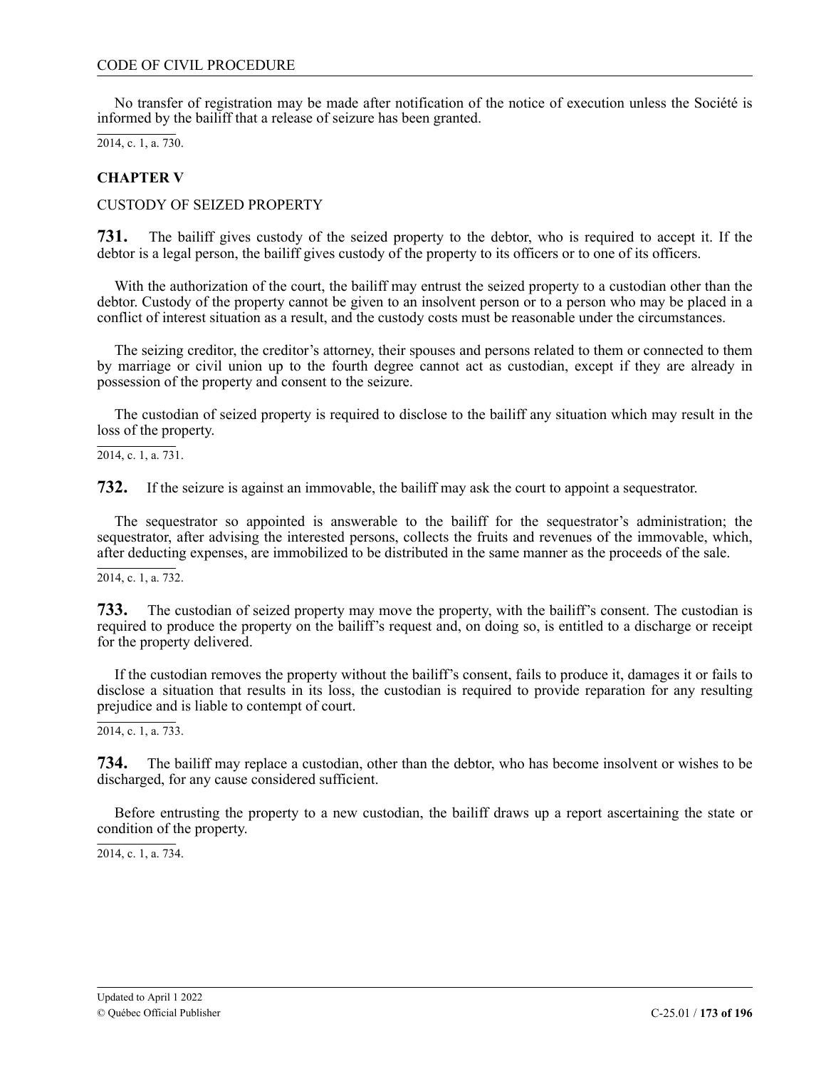No transfer of registration may be made after notification of the notice of execution unless the Société is informed by the bailiff that a release of seizure has been granted.

2014, c. 1, a. 730.

## CHAPTER V

CUSTODY OF SEIZED PROPERTY

**731.** The bailiff gives custody of the seized property to the debtor, who is required to accept it. If the debtor is a legal person, the bailiff gives custody of the property to its officers or to one of its officers.

With the authorization of the court, the bailiff may entrust the seized property to a custodian other than the debtor. Custody of the property cannot be given to an insolvent person or to a person who may be placed in a conflict of interest situation as a result, and the custody costs must be reasonable under the circumstances.

The seizing creditor, the creditor's attorney, their spouses and persons related to them or connected to them by marriage or civil union up to the fourth degree cannot act as custodian, except if they are already in possession of the property and consent to the seizure.

The custodian of seized property is required to disclose to the bailiff any situation which may result in the loss of the property.

2014, c. 1, a. 731.

**732.** If the seizure is against an immovable, the bailiff may ask the court to appoint a sequestrator.

The sequestrator so appointed is answerable to the bailiff for the sequestrator's administration; the sequestrator, after advising the interested persons, collects the fruits and revenues of the immovable, which, after deducting expenses, are immobilized to be distributed in the same manner as the proceeds of the sale.

2014, c. 1, a. 732.

**733.** The custodian of seized property may move the property, with the bailiff's consent. The custodian is required to produce the property on the bailiff's request and, on doing so, is entitled to a discharge or receipt for the property delivered.

If the custodian removes the property without the bailiff's consent, fails to produce it, damages it or fails to disclose a situation that results in its loss, the custodian is required to provide reparation for any resulting prejudice and is liable to contempt of court.

2014, c. 1, a. 733.

**734.** The bailiff may replace a custodian, other than the debtor, who has become insolvent or wishes to be discharged, for any cause considered sufficient.

Before entrusting the property to a new custodian, the bailiff draws up a report ascertaining the state or condition of the property.

2014, c. 1, a. 734.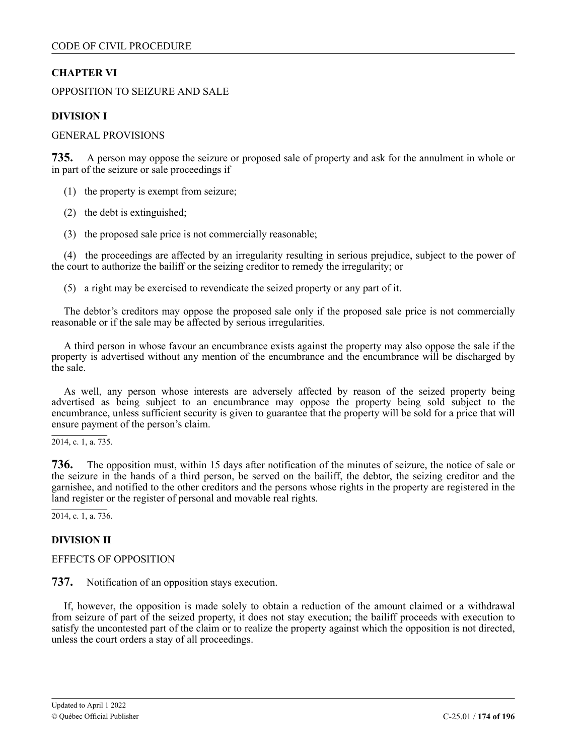## CHAPTER VI

OPPOSITION TO SEIZURE AND SALE

### DIVISION I

GENERAL PROVISIONS

**735.** A person may oppose the seizure or proposed sale of property and ask for the annulment in whole or in part of the seizure or sale proceedings if

(1) the property is exempt from seizure;

(2) the debt is extinguished;

(3) the proposed sale price is not commercially reasonable;

(4) the proceedings are affected by an irregularity resulting in serious prejudice, subject to the power of the court to authorize the bailiff or the seizing creditor to remedy the irregularity; or

(5) a right may be exercised to revendicate the seized property or any part of it.

The debtor's creditors may oppose the proposed sale only if the proposed sale price is not commercially reasonable or if the sale may be affected by serious irregularities.

A third person in whose favour an encumbrance exists against the property may also oppose the sale if the property is advertised without any mention of the encumbrance and the encumbrance will be discharged by the sale.

As well, any person whose interests are adversely affected by reason of the seized property being advertised as being subject to an encumbrance may oppose the property being sold subject to the encumbrance, unless sufficient security is given to guarantee that the property will be sold for a price that will ensure payment of the person's claim.

2014, c. 1, a. 735.

**736.** The opposition must, within 15 days after notification of the minutes of seizure, the notice of sale or the seizure in the hands of a third person, be served on the bailiff, the debtor, the seizing creditor and the garnishee, and notified to the other creditors and the persons whose rights in the property are registered in the land register or the register of personal and movable real rights.

2014, c. 1, a. 736.

### DIVISION II

EFFECTS OF OPPOSITION

**737.** Notification of an opposition stays execution.

If, however, the opposition is made solely to obtain a reduction of the amount claimed or a withdrawal from seizure of part of the seized property, it does not stay execution; the bailiff proceeds with execution to satisfy the uncontested part of the claim or to realize the property against which the opposition is not directed, unless the court orders a stay of all proceedings.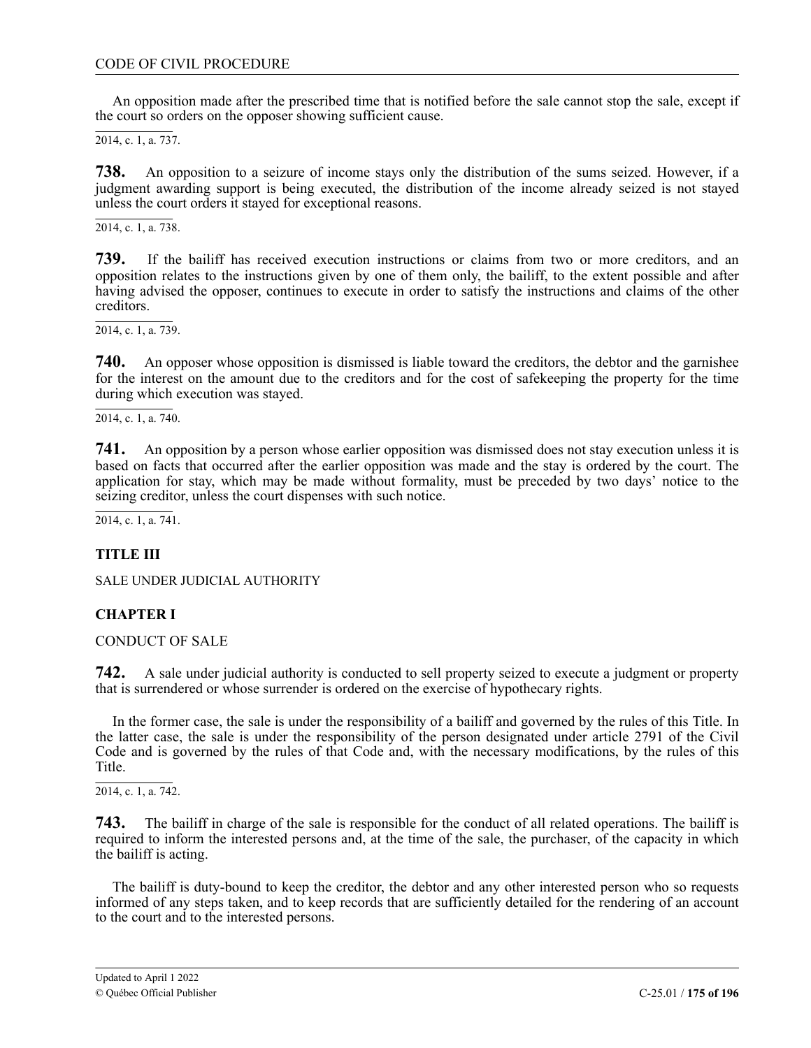An opposition made after the prescribed time that is notified before the sale cannot stop the sale, except if the court so orders on the opposer showing sufficient cause.

2014, c. 1, a. 737.

**738.** An opposition to a seizure of income stays only the distribution of the sums seized. However, if a judgment awarding support is being executed, the distribution of the income already seized is not stayed unless the court orders it stayed for exceptional reasons.

2014, c. 1, a. 738.

**739.** If the bailiff has received execution instructions or claims from two or more creditors, and an opposition relates to the instructions given by one of them only, the bailiff, to the extent possible and after having advised the opposer, continues to execute in order to satisfy the instructions and claims of the other creditors.

2014, c. 1, a. 739.

**740.** An opposer whose opposition is dismissed is liable toward the creditors, the debtor and the garnishee for the interest on the amount due to the creditors and for the cost of safekeeping the property for the time during which execution was stayed.

2014, c. 1, a. 740.

**741.** An opposition by a person whose earlier opposition was dismissed does not stay execution unless it is based on facts that occurred after the earlier opposition was made and the stay is ordered by the court. The application for stay, which may be made without formality, must be preceded by two days' notice to the seizing creditor, unless the court dispenses with such notice.

2014, c. 1, a. 741.

## TITLE III

SALE UNDER JUDICIAL AUTHORITY

### CHAPTER I

CONDUCT OF SALE

**742.** A sale under judicial authority is conducted to sell property seized to execute a judgment or property that is surrendered or whose surrender is ordered on the exercise of hypothecary rights.

In the former case, the sale is under the responsibility of a bailiff and governed by the rules of this Title. In the latter case, the sale is under the responsibility of the person designated under article 2791 of the Civil Code and is governed by the rules of that Code and, with the necessary modifications, by the rules of this Title.

2014, c. 1, a. 742.

**743.** The bailiff in charge of the sale is responsible for the conduct of all related operations. The bailiff is required to inform the interested persons and, at the time of the sale, the purchaser, of the capacity in which the bailiff is acting.

The bailiff is duty-bound to keep the creditor, the debtor and any other interested person who so requests informed of any steps taken, and to keep records that are sufficiently detailed for the rendering of an account to the court and to the interested persons.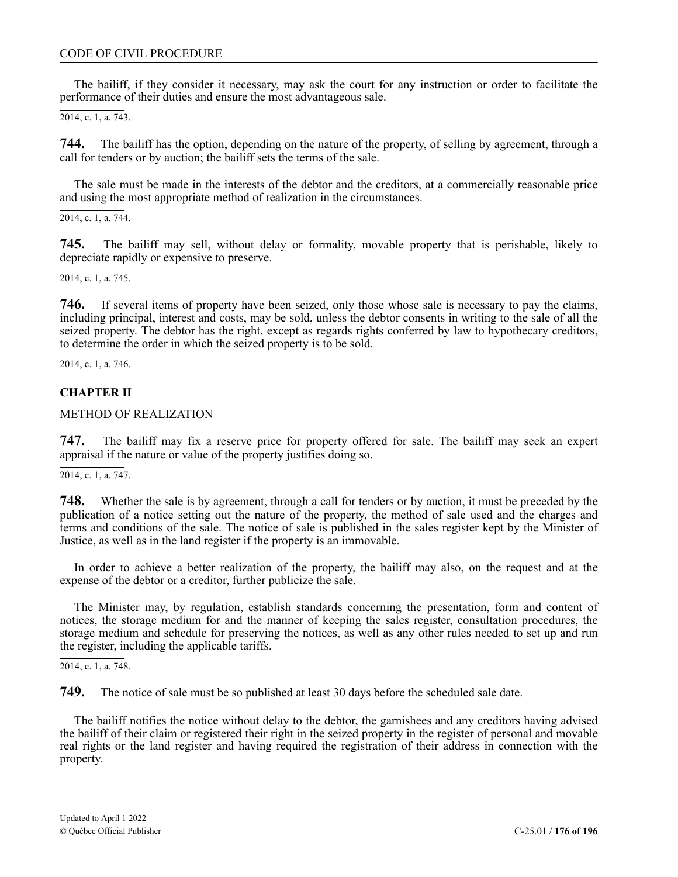The bailiff, if they consider it necessary, may ask the court for any instruction or order to facilitate the performance of their duties and ensure the most advantageous sale.

2014, c. 1, a. 743.

**744.** The bailiff has the option, depending on the nature of the property, of selling by agreement, through a call for tenders or by auction; the bailiff sets the terms of the sale.

The sale must be made in the interests of the debtor and the creditors, at a commercially reasonable price and using the most appropriate method of realization in the circumstances.

2014, c. 1, a. 744.

**745.** The bailiff may sell, without delay or formality, movable property that is perishable, likely to depreciate rapidly or expensive to preserve.

2014, c. 1, a. 745.

**746.** If several items of property have been seized, only those whose sale is necessary to pay the claims, including principal, interest and costs, may be sold, unless the debtor consents in writing to the sale of all the seized property. The debtor has the right, except as regards rights conferred by law to hypothecary creditors, to determine the order in which the seized property is to be sold.

2014, c. 1, a. 746.

## CHAPTER II

METHOD OF REALIZATION

**747.** The bailiff may fix a reserve price for property offered for sale. The bailiff may seek an expert appraisal if the nature or value of the property justifies doing so.

2014, c. 1, a. 747.

**748.** Whether the sale is by agreement, through a call for tenders or by auction, it must be preceded by the publication of a notice setting out the nature of the property, the method of sale used and the charges and terms and conditions of the sale. The notice of sale is published in the sales register kept by the Minister of Justice, as well as in the land register if the property is an immovable.

In order to achieve a better realization of the property, the bailiff may also, on the request and at the expense of the debtor or a creditor, further publicize the sale.

The Minister may, by regulation, establish standards concerning the presentation, form and content of notices, the storage medium for and the manner of keeping the sales register, consultation procedures, the storage medium and schedule for preserving the notices, as well as any other rules needed to set up and run the register, including the applicable tariffs.

2014, c. 1, a. 748.

**749.** The notice of sale must be so published at least 30 days before the scheduled sale date.

The bailiff notifies the notice without delay to the debtor, the garnishees and any creditors having advised the bailiff of their claim or registered their right in the seized property in the register of personal and movable real rights or the land register and having required the registration of their address in connection with the property.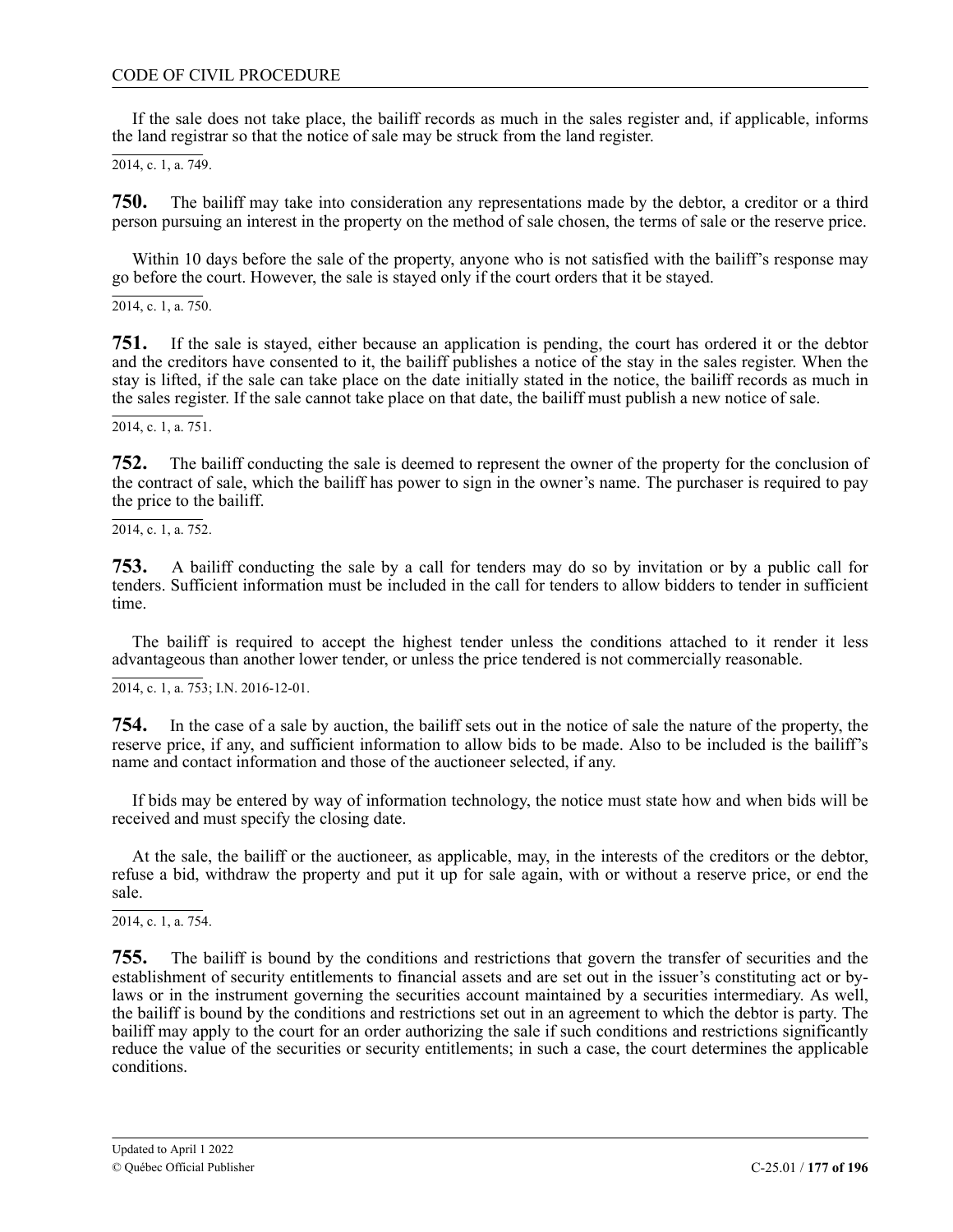If the sale does not take place, the bailiff records as much in the sales register and, if applicable, informs the land registrar so that the notice of sale may be struck from the land register.

2014, c. 1, a. 749.

**750.** The bailiff may take into consideration any representations made by the debtor, a creditor or a third person pursuing an interest in the property on the method of sale chosen, the terms of sale or the reserve price.

Within 10 days before the sale of the property, anyone who is not satisfied with the bailiff's response may go before the court. However, the sale is stayed only if the court orders that it be stayed.

2014, c. 1, a. 750.

**751.** If the sale is stayed, either because an application is pending, the court has ordered it or the debtor and the creditors have consented to it, the bailiff publishes a notice of the stay in the sales register. When the stay is lifted, if the sale can take place on the date initially stated in the notice, the bailiff records as much in the sales register. If the sale cannot take place on that date, the bailiff must publish a new notice of sale.

2014, c. 1, a. 751.

**752.** The bailiff conducting the sale is deemed to represent the owner of the property for the conclusion of the contract of sale, which the bailiff has power to sign in the owner's name. The purchaser is required to pay the price to the bailiff.

2014, c. 1, a. 752.

**753.** A bailiff conducting the sale by a call for tenders may do so by invitation or by a public call for tenders. Sufficient information must be included in the call for tenders to allow bidders to tender in sufficient time.

The bailiff is required to accept the highest tender unless the conditions attached to it render it less advantageous than another lower tender, or unless the price tendered is not commercially reasonable.

2014, c. 1, a. 753; I.N. 2016-12-01.

**754.** In the case of a sale by auction, the bailiff sets out in the notice of sale the nature of the property, the reserve price, if any, and sufficient information to allow bids to be made. Also to be included is the bailiff's name and contact information and those of the auctioneer selected, if any.

If bids may be entered by way of information technology, the notice must state how and when bids will be received and must specify the closing date.

At the sale, the bailiff or the auctioneer, as applicable, may, in the interests of the creditors or the debtor, refuse a bid, withdraw the property and put it up for sale again, with or without a reserve price, or end the sale.

2014, c. 1, a. 754.

**755.** The bailiff is bound by the conditions and restrictions that govern the transfer of securities and the establishment of security entitlements to financial assets and are set out in the issuer's constituting act or by-laws or in the instrument governing the securities account maintained by a securities intermediary. As well, the bailiff is bound by the conditions and restrictions set out in an agreement to which the debtor is party. The bailiff may apply to the court for an order authorizing the sale if such conditions and restrictions significantly reduce the value of the securities or security entitlements; in such a case, the court determines the applicable conditions.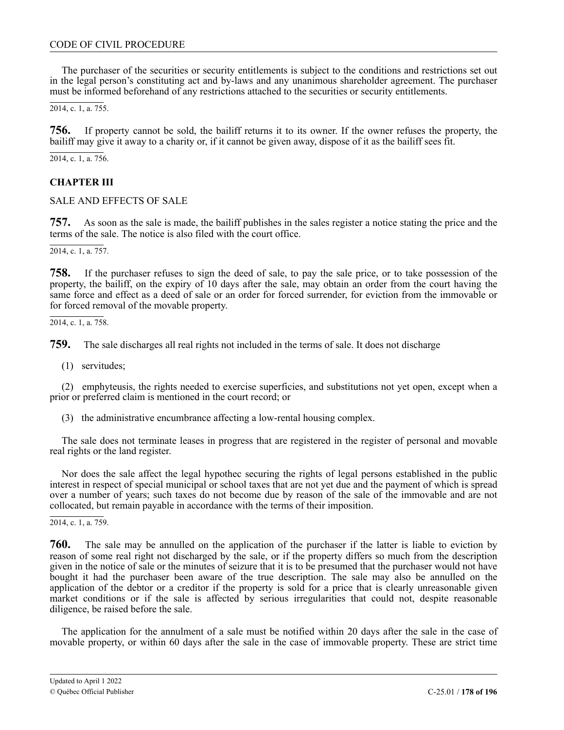The purchaser of the securities or security entitlements is subject to the conditions and restrictions set out in the legal person's constituting act and by-laws and any unanimous shareholder agreement. The purchaser must be informed beforehand of any restrictions attached to the securities or security entitlements.

2014, c. 1, a. 755.

**756.** If property cannot be sold, the bailiff returns it to its owner. If the owner refuses the property, the bailiff may give it away to a charity or, if it cannot be given away, dispose of it as the bailiff sees fit.

2014, c. 1, a. 756.

## CHAPTER III

SALE AND EFFECTS OF SALE

**757.** As soon as the sale is made, the bailiff publishes in the sales register a notice stating the price and the terms of the sale. The notice is also filed with the court office.

2014, c. 1, a. 757.

**758.** If the purchaser refuses to sign the deed of sale, to pay the sale price, or to take possession of the property, the bailiff, on the expiry of 10 days after the sale, may obtain an order from the court having the same force and effect as a deed of sale or an order for forced surrender, for eviction from the immovable or for forced removal of the movable property.

2014, c. 1, a. 758.

**759.** The sale discharges all real rights not included in the terms of sale. It does not discharge

(1) servitudes;

(2) emphyteusis, the rights needed to exercise superficies, and substitutions not yet open, except when a prior or preferred claim is mentioned in the court record; or

(3) the administrative encumbrance affecting a low-rental housing complex.

The sale does not terminate leases in progress that are registered in the register of personal and movable real rights or the land register.

Nor does the sale affect the legal hypothec securing the rights of legal persons established in the public interest in respect of special municipal or school taxes that are not yet due and the payment of which is spread over a number of years; such taxes do not become due by reason of the sale of the immovable and are not collocated, but remain payable in accordance with the terms of their imposition.

2014, c. 1, a. 759.

**760.** The sale may be annulled on the application of the purchaser if the latter is liable to eviction by reason of some real right not discharged by the sale, or if the property differs so much from the description given in the notice of sale or the minutes of seizure that it is to be presumed that the purchaser would not have bought it had the purchaser been aware of the true description. The sale may also be annulled on the application of the debtor or a creditor if the property is sold for a price that is clearly unreasonable given market conditions or if the sale is affected by serious irregularities that could not, despite reasonable diligence, be raised before the sale.

The application for the annulment of a sale must be notified within 20 days after the sale in the case of movable property, or within 60 days after the sale in the case of immovable property. These are strict time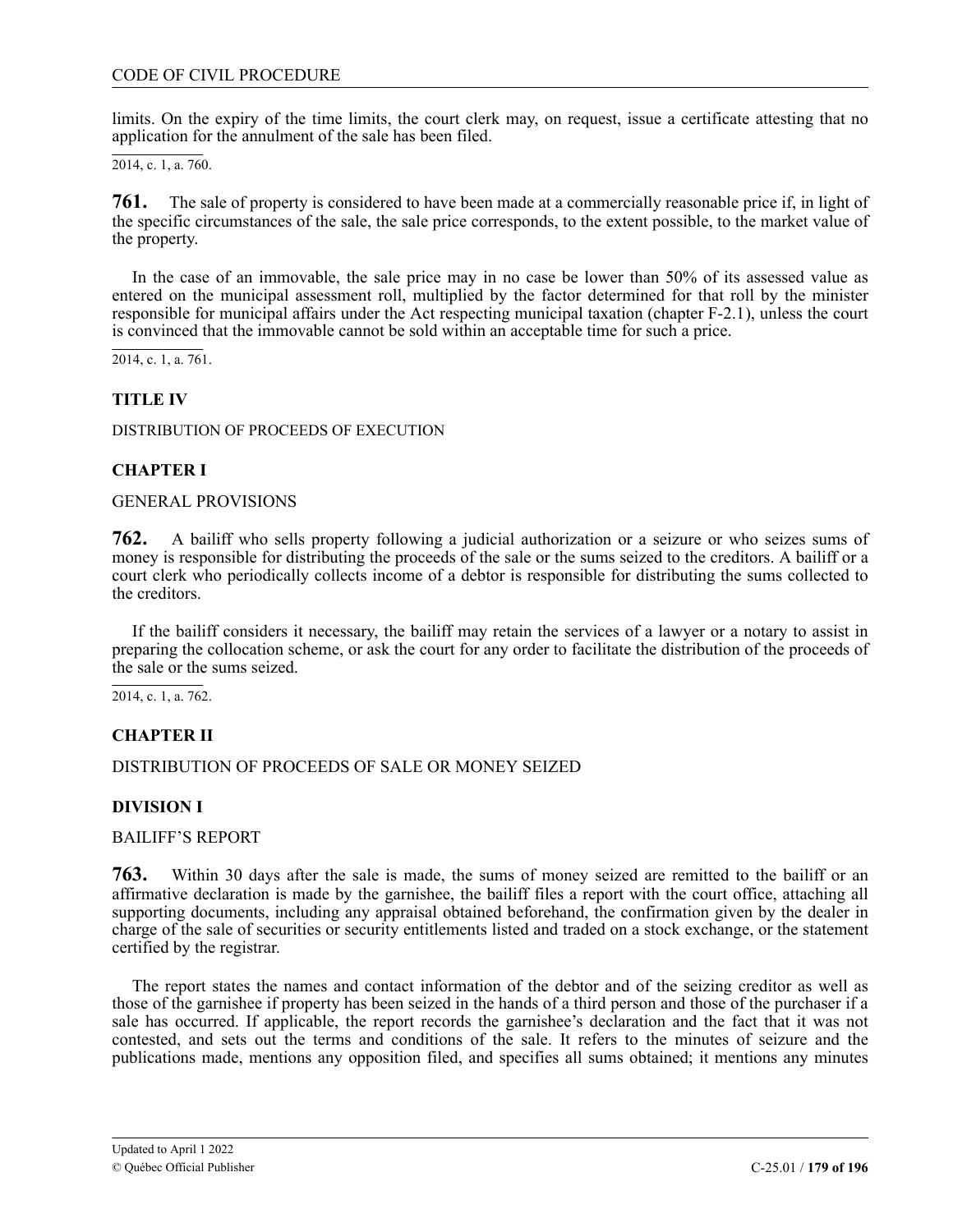limits. On the expiry of the time limits, the court clerk may, on request, issue a certificate attesting that no application for the annulment of the sale has been filed.

2014, c. 1, a. 760.

**761.** The sale of property is considered to have been made at a commercially reasonable price if, in light of the specific circumstances of the sale, the sale price corresponds, to the extent possible, to the market value of the property.

In the case of an immovable, the sale price may in no case be lower than 50% of its assessed value as entered on the municipal assessment roll, multiplied by the factor determined for that roll by the minister responsible for municipal affairs under the Act respecting municipal taxation (chapter F-2.1), unless the court is convinced that the immovable cannot be sold within an acceptable time for such a price.

2014, c. 1, a. 761.

## TITLE IV

DISTRIBUTION OF PROCEEDS OF EXECUTION

### CHAPTER I

GENERAL PROVISIONS

**762.** A bailiff who sells property following a judicial authorization or a seizure or who seizes sums of money is responsible for distributing the proceeds of the sale or the sums seized to the creditors. A bailiff or a court clerk who periodically collects income of a debtor is responsible for distributing the sums collected to the creditors.

If the bailiff considers it necessary, the bailiff may retain the services of a lawyer or a notary to assist in preparing the collocation scheme, or ask the court for any order to facilitate the distribution of the proceeds of the sale or the sums seized.

2014, c. 1, a. 762.

### CHAPTER II

DISTRIBUTION OF PROCEEDS OF SALE OR MONEY SEIZED

#### DIVISION I

BAILIFF'S REPORT

**763.** Within 30 days after the sale is made, the sums of money seized are remitted to the bailiff or an affirmative declaration is made by the garnishee, the bailiff files a report with the court office, attaching all supporting documents, including any appraisal obtained beforehand, the confirmation given by the dealer in charge of the sale of securities or security entitlements listed and traded on a stock exchange, or the statement certified by the registrar.

The report states the names and contact information of the debtor and of the seizing creditor as well as those of the garnishee if property has been seized in the hands of a third person and those of the purchaser if a sale has occurred. If applicable, the report records the garnishee's declaration and the fact that it was not contested, and sets out the terms and conditions of the sale. It refers to the minutes of seizure and the publications made, mentions any opposition filed, and specifies all sums obtained; it mentions any minutes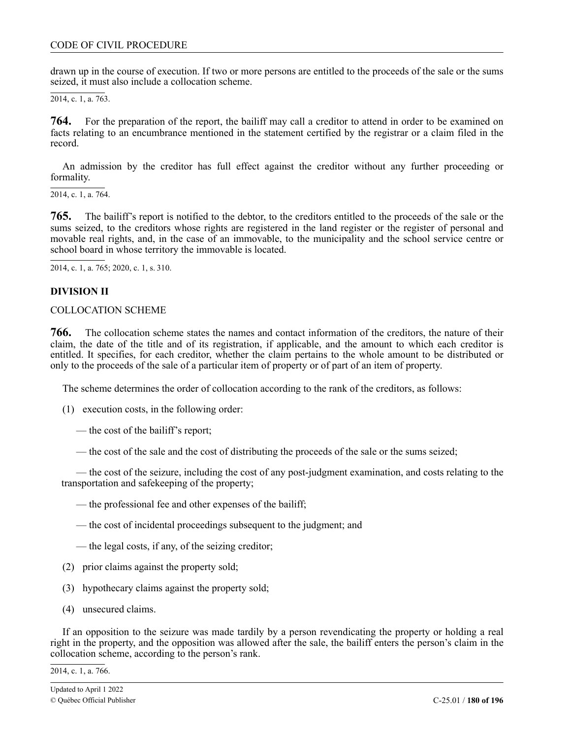drawn up in the course of execution. If two or more persons are entitled to the proceeds of the sale or the sums seized, it must also include a collocation scheme.

2014, c. 1, a. 763.

**764.** For the preparation of the report, the bailiff may call a creditor to attend in order to be examined on facts relating to an encumbrance mentioned in the statement certified by the registrar or a claim filed in the record.

An admission by the creditor has full effect against the creditor without any further proceeding or formality.

2014, c. 1, a. 764.

**765.** The bailiff's report is notified to the debtor, to the creditors entitled to the proceeds of the sale or the sums seized, to the creditors whose rights are registered in the land register or the register of personal and movable real rights, and, in the case of an immovable, to the municipality and the school service centre or school board in whose territory the immovable is located.

2014, c. 1, a. 765; 2020, c. 1, s. 310.

## DIVISION II

COLLOCATION SCHEME

**766.** The collocation scheme states the names and contact information of the creditors, the nature of their claim, the date of the title and of its registration, if applicable, and the amount to which each creditor is entitled. It specifies, for each creditor, whether the claim pertains to the whole amount to be distributed or only to the proceeds of the sale of a particular item of property or of part of an item of property.

The scheme determines the order of collocation according to the rank of the creditors, as follows:

(1) execution costs, in the following order:

— the cost of the bailiff's report;

— the cost of the sale and the cost of distributing the proceeds of the sale or the sums seized;

— the cost of the seizure, including the cost of any post-judgment examination, and costs relating to the transportation and safekeeping of the property;

— the professional fee and other expenses of the bailiff;

— the cost of incidental proceedings subsequent to the judgment; and

— the legal costs, if any, of the seizing creditor;

(2) prior claims against the property sold;

(3) hypothecary claims against the property sold;

(4) unsecured claims.

If an opposition to the seizure was made tardily by a person revendicating the property or holding a real right in the property, and the opposition was allowed after the sale, the bailiff enters the person's claim in the collocation scheme, according to the person's rank.

2014, c. 1, a. 766.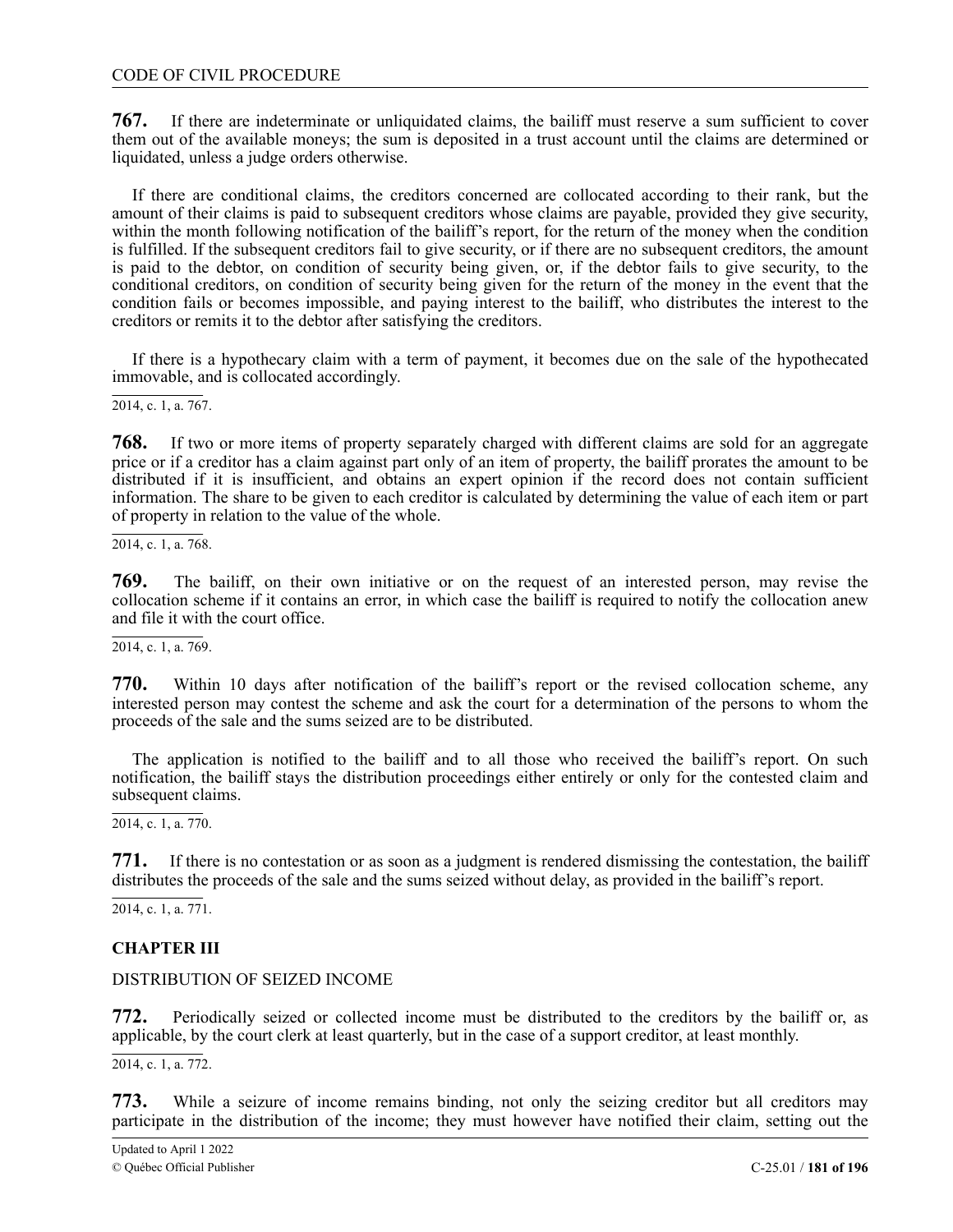**767.** If there are indeterminate or unliquidated claims, the bailiff must reserve a sum sufficient to cover them out of the available moneys; the sum is deposited in a trust account until the claims are determined or liquidated, unless a judge orders otherwise.

If there are conditional claims, the creditors concerned are collocated according to their rank, but the amount of their claims is paid to subsequent creditors whose claims are payable, provided they give security, within the month following notification of the bailiff's report, for the return of the money when the condition is fulfilled. If the subsequent creditors fail to give security, or if there are no subsequent creditors, the amount is paid to the debtor, on condition of security being given, or, if the debtor fails to give security, to the conditional creditors, on condition of security being given for the return of the money in the event that the condition fails or becomes impossible, and paying interest to the bailiff, who distributes the interest to the creditors or remits it to the debtor after satisfying the creditors.

If there is a hypothecary claim with a term of payment, it becomes due on the sale of the hypothecated immovable, and is collocated accordingly.

2014, c. 1, a. 767.

**768.** If two or more items of property separately charged with different claims are sold for an aggregate price or if a creditor has a claim against part only of an item of property, the bailiff prorates the amount to be distributed if it is insufficient, and obtains an expert opinion if the record does not contain sufficient information. The share to be given to each creditor is calculated by determining the value of each item or part of property in relation to the value of the whole.

2014, c. 1, a. 768.

**769.** The bailiff, on their own initiative or on the request of an interested person, may revise the collocation scheme if it contains an error, in which case the bailiff is required to notify the collocation anew and file it with the court office.

2014, c. 1, a. 769.

**770.** Within 10 days after notification of the bailiff's report or the revised collocation scheme, any interested person may contest the scheme and ask the court for a determination of the persons to whom the proceeds of the sale and the sums seized are to be distributed.

The application is notified to the bailiff and to all those who received the bailiff's report. On such notification, the bailiff stays the distribution proceedings either entirely or only for the contested claim and subsequent claims.

2014, c. 1, a. 770.

**771.** If there is no contestation or as soon as a judgment is rendered dismissing the contestation, the bailiff distributes the proceeds of the sale and the sums seized without delay, as provided in the bailiff's report.

2014, c. 1, a. 771.

## CHAPTER III

DISTRIBUTION OF SEIZED INCOME

**772.** Periodically seized or collected income must be distributed to the creditors by the bailiff or, as applicable, by the court clerk at least quarterly, but in the case of a support creditor, at least monthly.

2014, c. 1, a. 772.

**773.** While a seizure of income remains binding, not only the seizing creditor but all creditors may participate in the distribution of the income; they must however have notified their claim, setting out the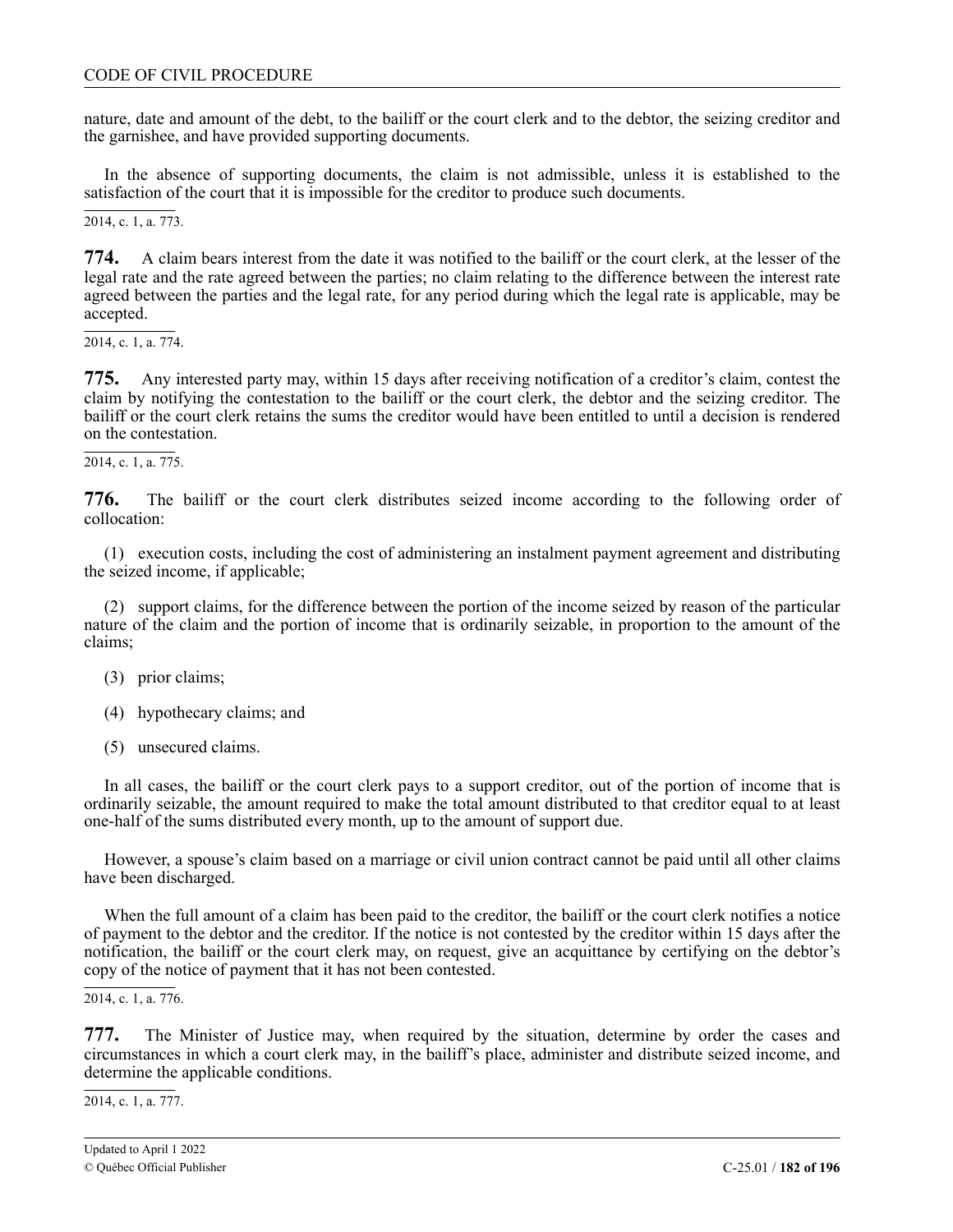nature, date and amount of the debt, to the bailiff or the court clerk and to the debtor, the seizing creditor and the garnishee, and have provided supporting documents.

In the absence of supporting documents, the claim is not admissible, unless it is established to the satisfaction of the court that it is impossible for the creditor to produce such documents.

2014, c. 1, a. 773.

**774.** A claim bears interest from the date it was notified to the bailiff or the court clerk, at the lesser of the legal rate and the rate agreed between the parties; no claim relating to the difference between the interest rate agreed between the parties and the legal rate, for any period during which the legal rate is applicable, may be accepted.

2014, c. 1, a. 774.

**775.** Any interested party may, within 15 days after receiving notification of a creditor's claim, contest the claim by notifying the contestation to the bailiff or the court clerk, the debtor and the seizing creditor. The bailiff or the court clerk retains the sums the creditor would have been entitled to until a decision is rendered on the contestation.

2014, c. 1, a. 775.

**776.** The bailiff or the court clerk distributes seized income according to the following order of collocation:

(1) execution costs, including the cost of administering an instalment payment agreement and distributing the seized income, if applicable;

(2) support claims, for the difference between the portion of the income seized by reason of the particular nature of the claim and the portion of income that is ordinarily seizable, in proportion to the amount of the claims;

(3) prior claims;

(4) hypothecary claims; and

(5) unsecured claims.

In all cases, the bailiff or the court clerk pays to a support creditor, out of the portion of income that is ordinarily seizable, the amount required to make the total amount distributed to that creditor equal to at least one-half of the sums distributed every month, up to the amount of support due.

However, a spouse's claim based on a marriage or civil union contract cannot be paid until all other claims have been discharged.

When the full amount of a claim has been paid to the creditor, the bailiff or the court clerk notifies a notice of payment to the debtor and the creditor. If the notice is not contested by the creditor within 15 days after the notification, the bailiff or the court clerk may, on request, give an acquittance by certifying on the debtor's copy of the notice of payment that it has not been contested.

2014, c. 1, a. 776.

**777.** The Minister of Justice may, when required by the situation, determine by order the cases and circumstances in which a court clerk may, in the bailiff's place, administer and distribute seized income, and determine the applicable conditions.

2014, c. 1, a. 777.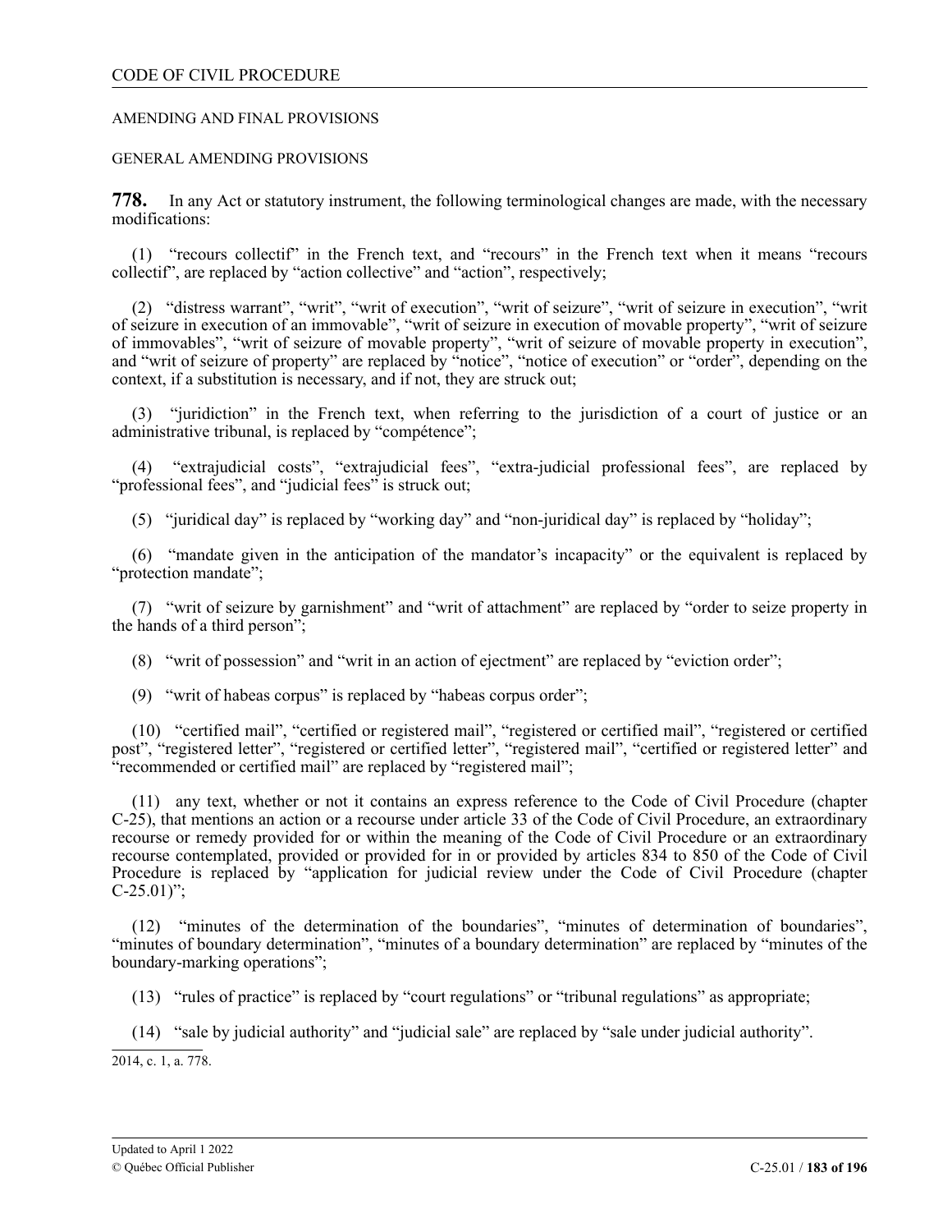AMENDING AND FINAL PROVISIONS

GENERAL AMENDING PROVISIONS

**778.** In any Act or statutory instrument, the following terminological changes are made, with the necessary modifications:

(1) "recours collectif" in the French text, and "recours" in the French text when it means "recours collectif", are replaced by "action collective" and "action", respectively;

(2) "distress warrant", "writ", "writ of execution", "writ of seizure", "writ of seizure in execution", "writ of seizure in execution of an immovable", "writ of seizure in execution of movable property", "writ of seizure of immovables", "writ of seizure of movable property", "writ of seizure of movable property in execution", and "writ of seizure of property" are replaced by "notice", "notice of execution" or "order", depending on the context, if a substitution is necessary, and if not, they are struck out;

(3) "juridiction" in the French text, when referring to the jurisdiction of a court of justice or an administrative tribunal, is replaced by "compétence";

(4) "extrajudicial costs", "extrajudicial fees", "extra-judicial professional fees", are replaced by "professional fees", and "judicial fees" is struck out;

(5) "juridical day" is replaced by "working day" and "non-juridical day" is replaced by "holiday";

(6) "mandate given in the anticipation of the mandator's incapacity" or the equivalent is replaced by "protection mandate";

(7) "writ of seizure by garnishment" and "writ of attachment" are replaced by "order to seize property in the hands of a third person";

(8) "writ of possession" and "writ in an action of ejectment" are replaced by "eviction order";

(9) "writ of habeas corpus" is replaced by "habeas corpus order";

(10) "certified mail", "certified or registered mail", "registered or certified mail", "registered or certified post", "registered letter", "registered or certified letter", "registered mail", "certified or registered letter" and "recommended or certified mail" are replaced by "registered mail";

(11) any text, whether or not it contains an express reference to the Code of Civil Procedure (chapter C-25), that mentions an action or a recourse under article 33 of the Code of Civil Procedure, an extraordinary recourse or remedy provided for or within the meaning of the Code of Civil Procedure or an extraordinary recourse contemplated, provided or provided for in or provided by articles 834 to 850 of the Code of Civil Procedure is replaced by "application for judicial review under the Code of Civil Procedure (chapter C-25.01)";

(12) "minutes of the determination of the boundaries", "minutes of determination of boundaries", "minutes of boundary determination", "minutes of a boundary determination" are replaced by "minutes of the boundary-marking operations";

(13) "rules of practice" is replaced by "court regulations" or "tribunal regulations" as appropriate;

(14) "sale by judicial authority" and "judicial sale" are replaced by "sale under judicial authority".

2014, c. 1, a. 778.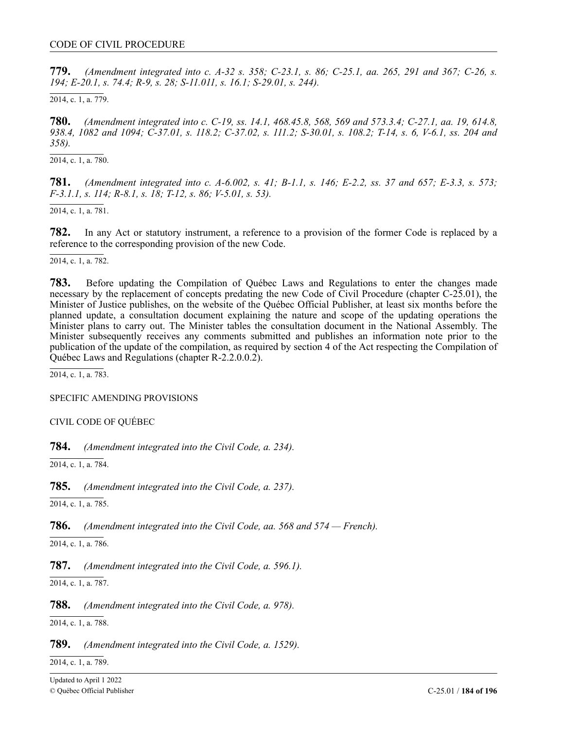**779.** *(Amendment integrated into c. A-32 s. 358; C-23.1, s. 86; C-25.1, aa. 265, 291 and 367; C-26, s. 194; E-20.1, s. 74.4; R-9, s. 28; S-11.011, s. 16.1; S-29.01, s. 244).*

2014, c. 1, a. 779.

**780.** *(Amendment integrated into c. C-19, ss. 14.1, 468.45.8, 568, 569 and 573.3.4; C-27.1, aa. 19, 614.8, 938.4, 1082 and 1094; C-37.01, s. 118.2; C-37.02, s. 111.2; S-30.01, s. 108.2; T-14, s. 6, V-6.1, ss. 204 and 358).*

2014, c. 1, a. 780.

**781.** *(Amendment integrated into c. A-6.002, s. 41; B-1.1, s. 146; E-2.2, ss. 37 and 657; E-3.3, s. 573; F-3.1.1, s. 114; R-8.1, s. 18; T-12, s. 86; V-5.01, s. 53).*

2014, c. 1, a. 781.

**782.** In any Act or statutory instrument, a reference to a provision of the former Code is replaced by a reference to the corresponding provision of the new Code.

2014, c. 1, a. 782.

**783.** Before updating the Compilation of Québec Laws and Regulations to enter the changes made necessary by the replacement of concepts predating the new Code of Civil Procedure (chapter C-25.01), the Minister of Justice publishes, on the website of the Québec Official Publisher, at least six months before the planned update, a consultation document explaining the nature and scope of the updating operations the Minister plans to carry out. The Minister tables the consultation document in the National Assembly. The Minister subsequently receives any comments submitted and publishes an information note prior to the publication of the update of the compilation, as required by section 4 of the Act respecting the Compilation of Québec Laws and Regulations (chapter R-2.2.0.0.2).

2014, c. 1, a. 783.

SPECIFIC AMENDING PROVISIONS

CIVIL CODE OF QUÉBEC

**784.** *(Amendment integrated into the Civil Code, a. 234).*

2014, c. 1, a. 784.

**785.** *(Amendment integrated into the Civil Code, a. 237).*

2014, c. 1, a. 785.

**786.** *(Amendment integrated into the Civil Code, aa. 568 and 574 — French).*

2014, c. 1, a. 786.

**787.** *(Amendment integrated into the Civil Code, a. 596.1).*

2014, c. 1, a. 787.

**788.** *(Amendment integrated into the Civil Code, a. 978).*

2014, c. 1, a. 788.

**789.** *(Amendment integrated into the Civil Code, a. 1529).*

2014, c. 1, a. 789.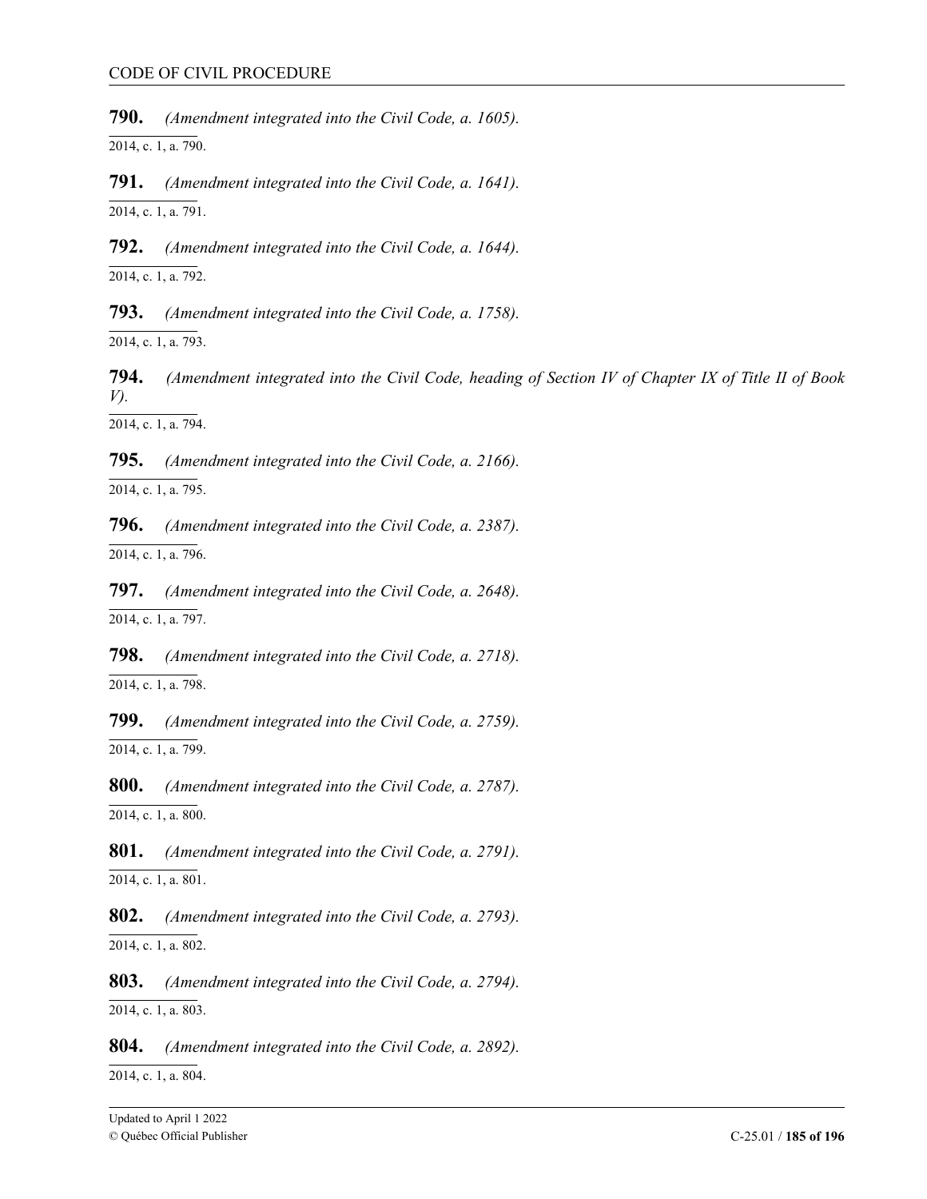**790.** *(Amendment integrated into the Civil Code, a. 1605).*

2014, c. 1, a. 790.

**791.** *(Amendment integrated into the Civil Code, a. 1641).*

2014, c. 1, a. 791.

**792.** *(Amendment integrated into the Civil Code, a. 1644).*

2014, c. 1, a. 792.

**793.** *(Amendment integrated into the Civil Code, a. 1758).*

2014, c. 1, a. 793.

**794.** *(Amendment integrated into the Civil Code, heading of Section IV of Chapter IX of Title II of Book V).*

2014, c. 1, a. 794.

**795.** *(Amendment integrated into the Civil Code, a. 2166).*

2014, c. 1, a. 795.

**796.** *(Amendment integrated into the Civil Code, a. 2387).*

2014, c. 1, a. 796.

**797.** *(Amendment integrated into the Civil Code, a. 2648).*

2014, c. 1, a. 797.

**798.** *(Amendment integrated into the Civil Code, a. 2718).*

2014, c. 1, a. 798.

**799.** *(Amendment integrated into the Civil Code, a. 2759).*

2014, c. 1, a. 799.

**800.** *(Amendment integrated into the Civil Code, a. 2787).*

2014, c. 1, a. 800.

**801.** *(Amendment integrated into the Civil Code, a. 2791).*

2014, c. 1, a. 801.

**802.** *(Amendment integrated into the Civil Code, a. 2793).*

2014, c. 1, a. 802.

**803.** *(Amendment integrated into the Civil Code, a. 2794).*

2014, c. 1, a. 803.

**804.** *(Amendment integrated into the Civil Code, a. 2892).*

2014, c. 1, a. 804.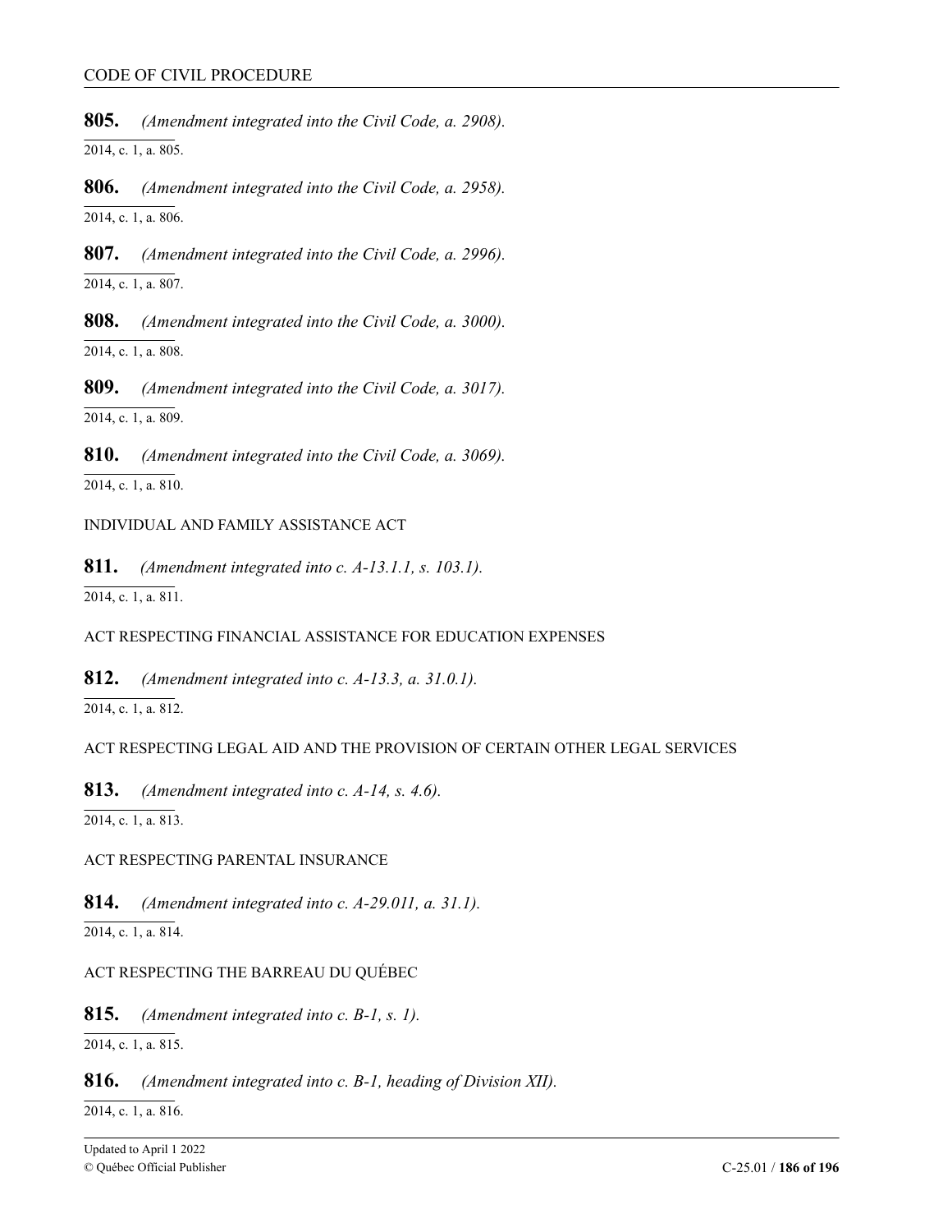**805.** *(Amendment integrated into the Civil Code, a. 2908).*

2014, c. 1, a. 805.

**806.** *(Amendment integrated into the Civil Code, a. 2958).*

2014, c. 1, a. 806.

**807.** *(Amendment integrated into the Civil Code, a. 2996).*

2014, c. 1, a. 807.

**808.** *(Amendment integrated into the Civil Code, a. 3000).*

2014, c. 1, a. 808.

**809.** *(Amendment integrated into the Civil Code, a. 3017).*

2014, c. 1, a. 809.

**810.** *(Amendment integrated into the Civil Code, a. 3069).*

2014, c. 1, a. 810.

INDIVIDUAL AND FAMILY ASSISTANCE ACT

**811.** *(Amendment integrated into c. A-13.1.1, s. 103.1).*

2014, c. 1, a. 811.

ACT RESPECTING FINANCIAL ASSISTANCE FOR EDUCATION EXPENSES

**812.** *(Amendment integrated into c. A-13.3, a. 31.0.1).*

2014, c. 1, a. 812.

ACT RESPECTING LEGAL AID AND THE PROVISION OF CERTAIN OTHER LEGAL SERVICES

**813.** *(Amendment integrated into c. A-14, s. 4.6).*

2014, c. 1, a. 813.

ACT RESPECTING PARENTAL INSURANCE

**814.** *(Amendment integrated into c. A-29.011, a. 31.1).*

2014, c. 1, a. 814.

ACT RESPECTING THE BARREAU DU QUÉBEC

**815.** *(Amendment integrated into c. B-1, s. 1).*

2014, c. 1, a. 815.

**816.** *(Amendment integrated into c. B-1, heading of Division XII).*

2014, c. 1, a. 816.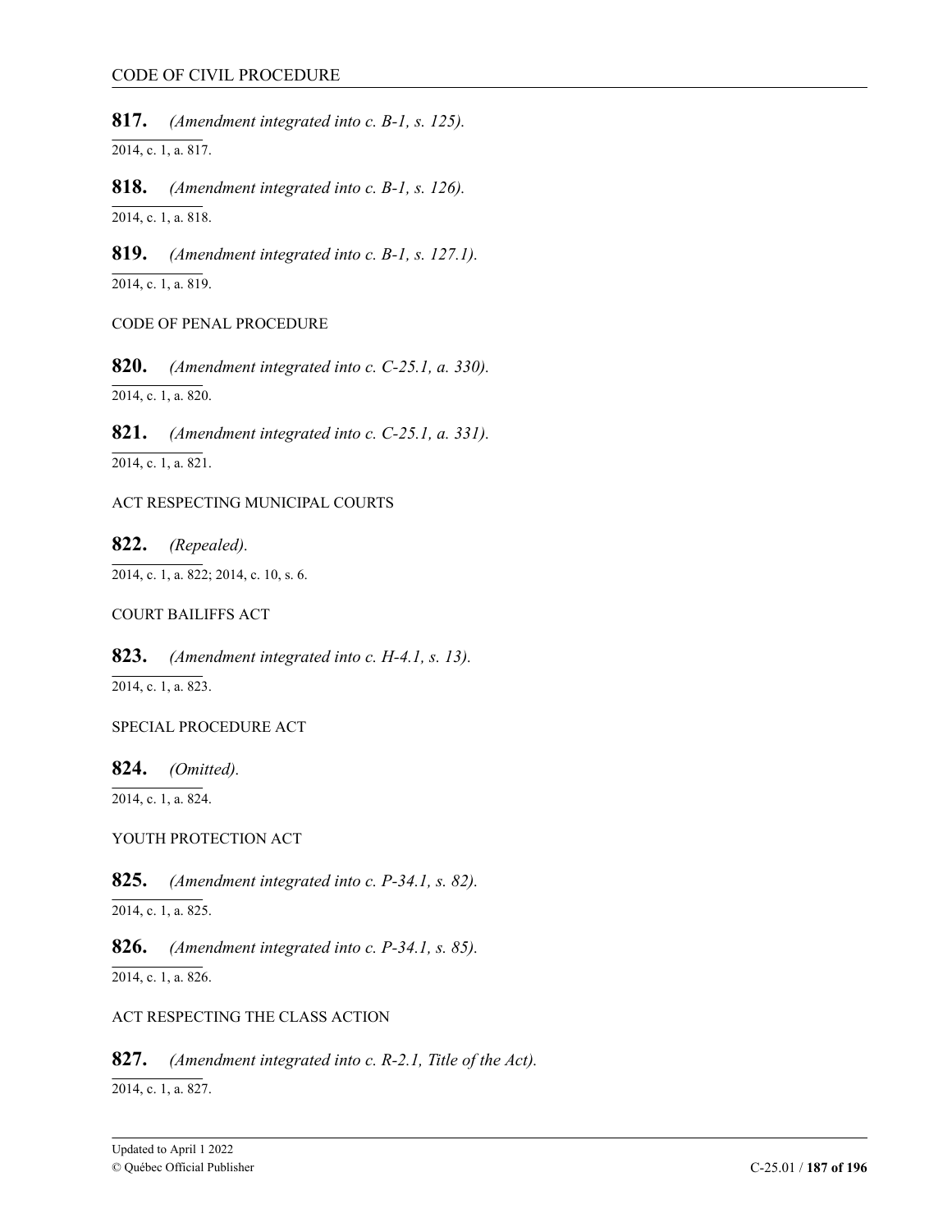CODE OF CIVIL PROCEDURE

**817.** *(Amendment integrated into c. B-1, s. 125).*

2014, c. 1, a. 817.

**818.** *(Amendment integrated into c. B-1, s. 126).*

2014, c. 1, a. 818.

**819.** *(Amendment integrated into c. B-1, s. 127.1).*

2014, c. 1, a. 819.

CODE OF PENAL PROCEDURE

**820.** *(Amendment integrated into c. C-25.1, a. 330).*

2014, c. 1, a. 820.

**821.** *(Amendment integrated into c. C-25.1, a. 331).*

2014, c. 1, a. 821.

ACT RESPECTING MUNICIPAL COURTS

**822.** *(Repealed).*

2014, c. 1, a. 822; 2014, c. 10, s. 6.

COURT BAILIFFS ACT

**823.** *(Amendment integrated into c. H-4.1, s. 13).*

2014, c. 1, a. 823.

SPECIAL PROCEDURE ACT

**824.** *(Omitted).*

2014, c. 1, a. 824.

YOUTH PROTECTION ACT

**825.** *(Amendment integrated into c. P-34.1, s. 82).*

2014, c. 1, a. 825.

**826.** *(Amendment integrated into c. P-34.1, s. 85).*

2014, c. 1, a. 826.

ACT RESPECTING THE CLASS ACTION

**827.** *(Amendment integrated into c. R-2.1, Title of the Act).*

2014, c. 1, a. 827.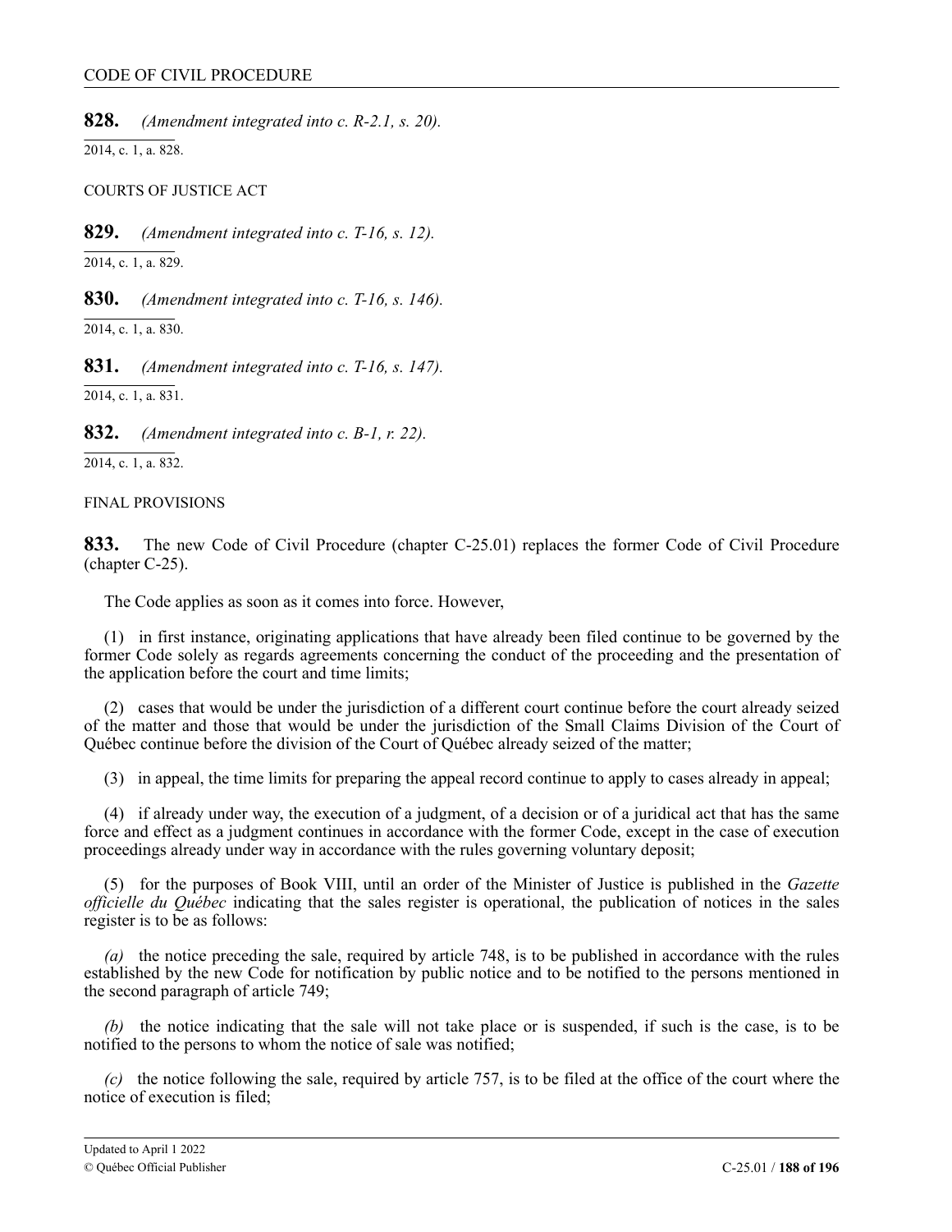**828.** *(Amendment integrated into c. R-2.1, s. 20).*

2014, c. 1, a. 828.

COURTS OF JUSTICE ACT

**829.** *(Amendment integrated into c. T-16, s. 12).*

2014, c. 1, a. 829.

**830.** *(Amendment integrated into c. T-16, s. 146).*

2014, c. 1, a. 830.

**831.** *(Amendment integrated into c. T-16, s. 147).*

2014, c. 1, a. 831.

**832.** *(Amendment integrated into c. B-1, r. 22).*

2014, c. 1, a. 832.

FINAL PROVISIONS

**833.** The new Code of Civil Procedure (chapter C-25.01) replaces the former Code of Civil Procedure (chapter C-25).

The Code applies as soon as it comes into force. However,

(1) in first instance, originating applications that have already been filed continue to be governed by the former Code solely as regards agreements concerning the conduct of the proceeding and the presentation of the application before the court and time limits;

(2) cases that would be under the jurisdiction of a different court continue before the court already seized of the matter and those that would be under the jurisdiction of the Small Claims Division of the Court of Québec continue before the division of the Court of Québec already seized of the matter;

(3) in appeal, the time limits for preparing the appeal record continue to apply to cases already in appeal;

(4) if already under way, the execution of a judgment, of a decision or of a juridical act that has the same force and effect as a judgment continues in accordance with the former Code, except in the case of execution proceedings already under way in accordance with the rules governing voluntary deposit;

(5) for the purposes of Book VIII, until an order of the Minister of Justice is published in the *Gazette officielle du Québec* indicating that the sales register is operational, the publication of notices in the sales register is to be as follows:

*(a)* the notice preceding the sale, required by article 748, is to be published in accordance with the rules established by the new Code for notification by public notice and to be notified to the persons mentioned in the second paragraph of article 749;

*(b)* the notice indicating that the sale will not take place or is suspended, if such is the case, is to be notified to the persons to whom the notice of sale was notified;

*(c)* the notice following the sale, required by article 757, is to be filed at the office of the court where the notice of execution is filed;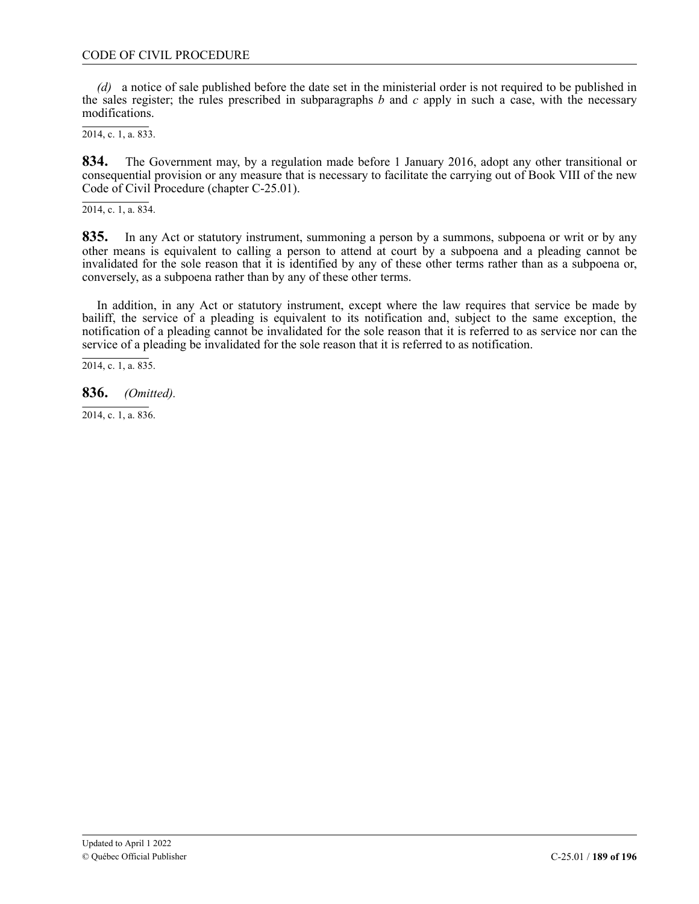*(d)* a notice of sale published before the date set in the ministerial order is not required to be published in the sales register; the rules prescribed in subparagraphs *b* and *c* apply in such a case, with the necessary modifications.

2014, c. 1, a. 833.

**834.** The Government may, by a regulation made before 1 January 2016, adopt any other transitional or consequential provision or any measure that is necessary to facilitate the carrying out of Book VIII of the new Code of Civil Procedure (chapter C-25.01).

2014, c. 1, a. 834.

**835.** In any Act or statutory instrument, summoning a person by a summons, subpoena or writ or by any other means is equivalent to calling a person to attend at court by a subpoena and a pleading cannot be invalidated for the sole reason that it is identified by any of these other terms rather than as a subpoena or, conversely, as a subpoena rather than by any of these other terms.

In addition, in any Act or statutory instrument, except where the law requires that service be made by bailiff, the service of a pleading is equivalent to its notification and, subject to the same exception, the notification of a pleading cannot be invalidated for the sole reason that it is referred to as service nor can the service of a pleading be invalidated for the sole reason that it is referred to as notification.

2014, c. 1, a. 835.

**836.** *(Omitted).*

2014, c. 1, a. 836.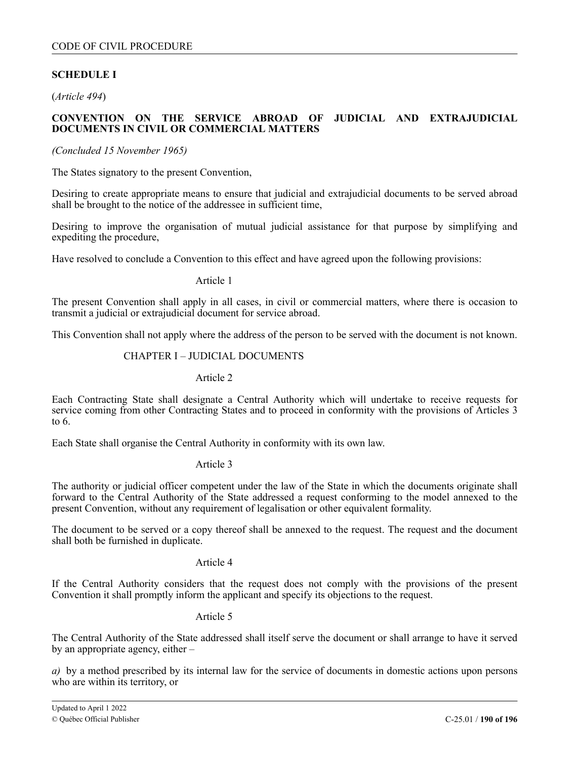## SCHEDULE I

(*Article 494*)

### CONVENTION ON THE SERVICE ABROAD OF JUDICIAL AND EXTRAJUDICIAL DOCUMENTS IN CIVIL OR COMMERCIAL MATTERS

*(Concluded 15 November 1965)*

The States signatory to the present Convention,

Desiring to create appropriate means to ensure that judicial and extrajudicial documents to be served abroad shall be brought to the notice of the addressee in sufficient time,

Desiring to improve the organisation of mutual judicial assistance for that purpose by simplifying and expediting the procedure,

Have resolved to conclude a Convention to this effect and have agreed upon the following provisions:

Article 1

The present Convention shall apply in all cases, in civil or commercial matters, where there is occasion to transmit a judicial or extrajudicial document for service abroad.

This Convention shall not apply where the address of the person to be served with the document is not known.

CHAPTER I – JUDICIAL DOCUMENTS

Article 2

Each Contracting State shall designate a Central Authority which will undertake to receive requests for service coming from other Contracting States and to proceed in conformity with the provisions of Articles 3 to 6.

Each State shall organise the Central Authority in conformity with its own law.

Article 3

The authority or judicial officer competent under the law of the State in which the documents originate shall forward to the Central Authority of the State addressed a request conforming to the model annexed to the present Convention, without any requirement of legalisation or other equivalent formality.

The document to be served or a copy thereof shall be annexed to the request. The request and the document shall both be furnished in duplicate.

Article 4

If the Central Authority considers that the request does not comply with the provisions of the present Convention it shall promptly inform the applicant and specify its objections to the request.

Article 5

The Central Authority of the State addressed shall itself serve the document or shall arrange to have it served by an appropriate agency, either –

*a)* by a method prescribed by its internal law for the service of documents in domestic actions upon persons who are within its territory, or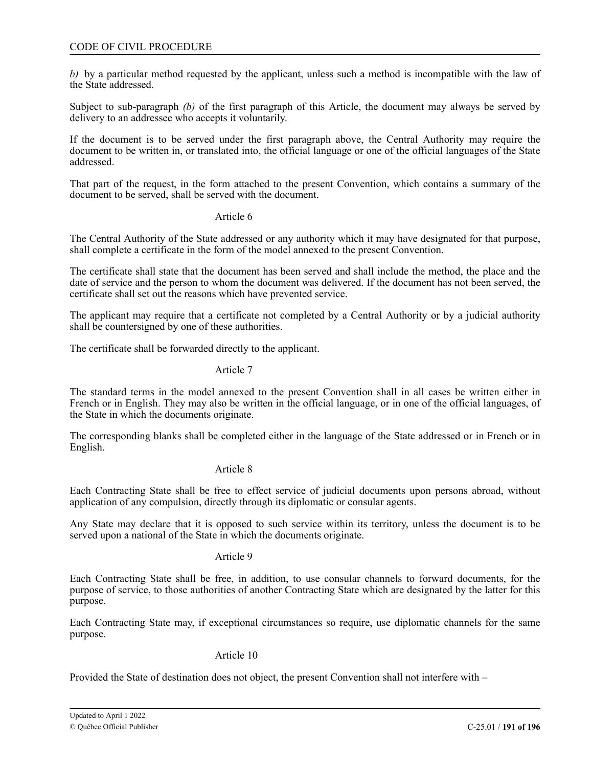*b)* by a particular method requested by the applicant, unless such a method is incompatible with the law of the State addressed.

Subject to sub-paragraph *(b)* of the first paragraph of this Article, the document may always be served by delivery to an addressee who accepts it voluntarily.

If the document is to be served under the first paragraph above, the Central Authority may require the document to be written in, or translated into, the official language or one of the official languages of the State addressed.

That part of the request, in the form attached to the present Convention, which contains a summary of the document to be served, shall be served with the document.

Article 6

The Central Authority of the State addressed or any authority which it may have designated for that purpose, shall complete a certificate in the form of the model annexed to the present Convention.

The certificate shall state that the document has been served and shall include the method, the place and the date of service and the person to whom the document was delivered. If the document has not been served, the certificate shall set out the reasons which have prevented service.

The applicant may require that a certificate not completed by a Central Authority or by a judicial authority shall be countersigned by one of these authorities.

The certificate shall be forwarded directly to the applicant.

Article 7

The standard terms in the model annexed to the present Convention shall in all cases be written either in French or in English. They may also be written in the official language, or in one of the official languages, of the State in which the documents originate.

The corresponding blanks shall be completed either in the language of the State addressed or in French or in English.

Article 8

Each Contracting State shall be free to effect service of judicial documents upon persons abroad, without application of any compulsion, directly through its diplomatic or consular agents.

Any State may declare that it is opposed to such service within its territory, unless the document is to be served upon a national of the State in which the documents originate.

Article 9

Each Contracting State shall be free, in addition, to use consular channels to forward documents, for the purpose of service, to those authorities of another Contracting State which are designated by the latter for this purpose.

Each Contracting State may, if exceptional circumstances so require, use diplomatic channels for the same purpose.

Article 10

Provided the State of destination does not object, the present Convention shall not interfere with –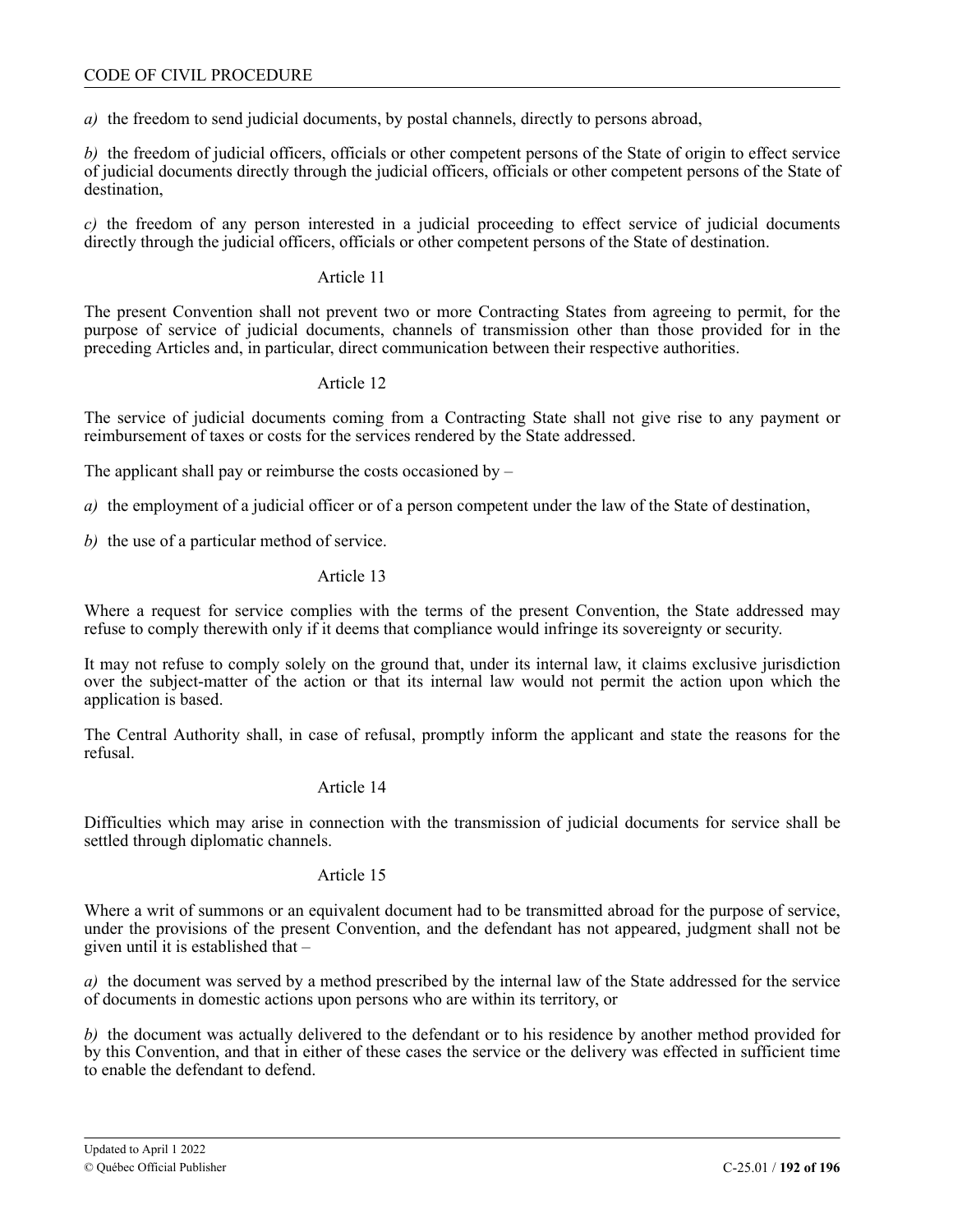*a)* the freedom to send judicial documents, by postal channels, directly to persons abroad,

*b)* the freedom of judicial officers, officials or other competent persons of the State of origin to effect service of judicial documents directly through the judicial officers, officials or other competent persons of the State of destination,

*c)* the freedom of any person interested in a judicial proceeding to effect service of judicial documents directly through the judicial officers, officials or other competent persons of the State of destination.

Article 11

The present Convention shall not prevent two or more Contracting States from agreeing to permit, for the purpose of service of judicial documents, channels of transmission other than those provided for in the preceding Articles and, in particular, direct communication between their respective authorities.

Article 12

The service of judicial documents coming from a Contracting State shall not give rise to any payment or reimbursement of taxes or costs for the services rendered by the State addressed.

The applicant shall pay or reimburse the costs occasioned by –

*a)* the employment of a judicial officer or of a person competent under the law of the State of destination,

*b)* the use of a particular method of service.

Article 13

Where a request for service complies with the terms of the present Convention, the State addressed may refuse to comply therewith only if it deems that compliance would infringe its sovereignty or security.

It may not refuse to comply solely on the ground that, under its internal law, it claims exclusive jurisdiction over the subject-matter of the action or that its internal law would not permit the action upon which the application is based.

The Central Authority shall, in case of refusal, promptly inform the applicant and state the reasons for the refusal.

Article 14

Difficulties which may arise in connection with the transmission of judicial documents for service shall be settled through diplomatic channels.

Article 15

Where a writ of summons or an equivalent document had to be transmitted abroad for the purpose of service, under the provisions of the present Convention, and the defendant has not appeared, judgment shall not be given until it is established that –

*a)* the document was served by a method prescribed by the internal law of the State addressed for the service of documents in domestic actions upon persons who are within its territory, or

*b)* the document was actually delivered to the defendant or to his residence by another method provided for by this Convention, and that in either of these cases the service or the delivery was effected in sufficient time to enable the defendant to defend.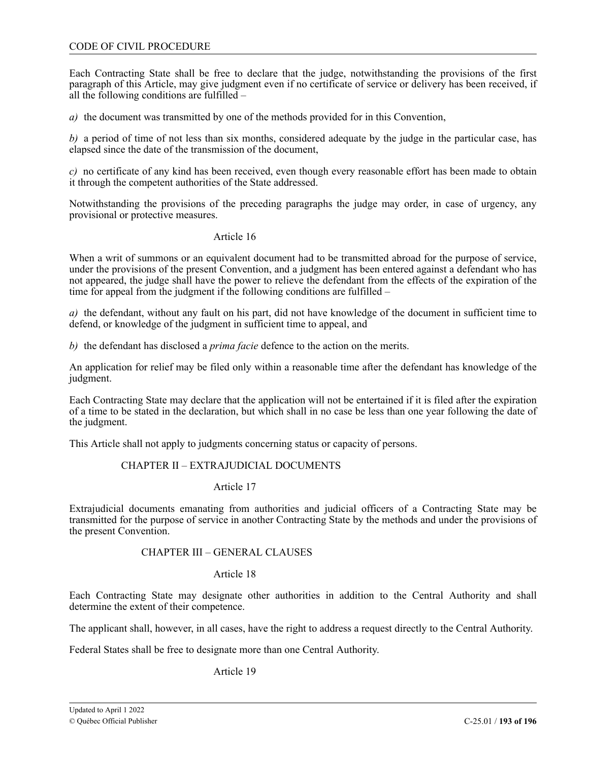Each Contracting State shall be free to declare that the judge, notwithstanding the provisions of the first paragraph of this Article, may give judgment even if no certificate of service or delivery has been received, if all the following conditions are fulfilled –

*a)* the document was transmitted by one of the methods provided for in this Convention,

*b)* a period of time of not less than six months, considered adequate by the judge in the particular case, has elapsed since the date of the transmission of the document,

*c)* no certificate of any kind has been received, even though every reasonable effort has been made to obtain it through the competent authorities of the State addressed.

Notwithstanding the provisions of the preceding paragraphs the judge may order, in case of urgency, any provisional or protective measures.

Article 16

When a writ of summons or an equivalent document had to be transmitted abroad for the purpose of service, under the provisions of the present Convention, and a judgment has been entered against a defendant who has not appeared, the judge shall have the power to relieve the defendant from the effects of the expiration of the time for appeal from the judgment if the following conditions are fulfilled –

*a)* the defendant, without any fault on his part, did not have knowledge of the document in sufficient time to defend, or knowledge of the judgment in sufficient time to appeal, and

*b)* the defendant has disclosed a *prima facie* defence to the action on the merits.

An application for relief may be filed only within a reasonable time after the defendant has knowledge of the judgment.

Each Contracting State may declare that the application will not be entertained if it is filed after the expiration of a time to be stated in the declaration, but which shall in no case be less than one year following the date of the judgment.

This Article shall not apply to judgments concerning status or capacity of persons.

CHAPTER II – EXTRAJUDICIAL DOCUMENTS

Article 17

Extrajudicial documents emanating from authorities and judicial officers of a Contracting State may be transmitted for the purpose of service in another Contracting State by the methods and under the provisions of the present Convention.

CHAPTER III – GENERAL CLAUSES

Article 18

Each Contracting State may designate other authorities in addition to the Central Authority and shall determine the extent of their competence.

The applicant shall, however, in all cases, have the right to address a request directly to the Central Authority.

Federal States shall be free to designate more than one Central Authority.

Article 19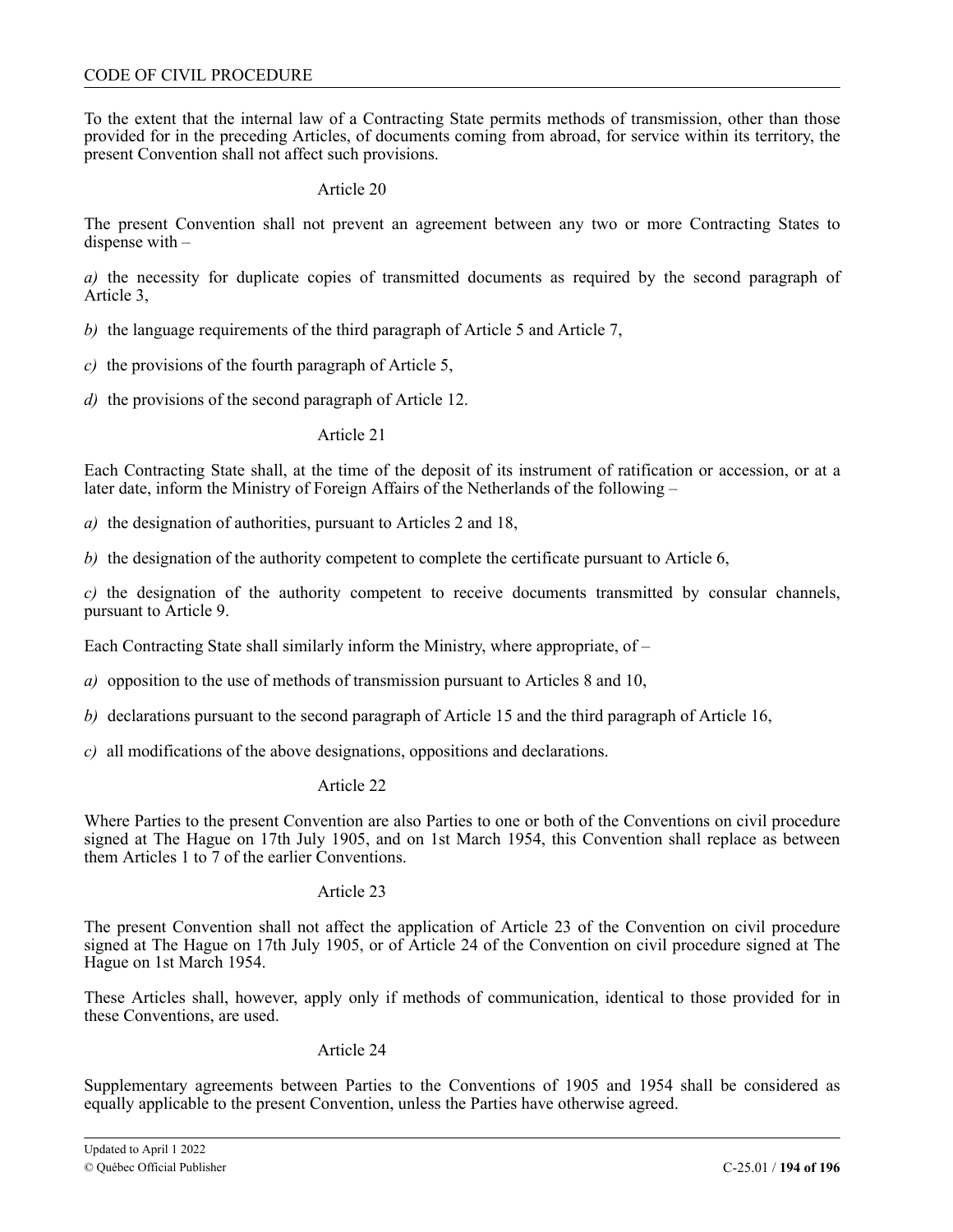To the extent that the internal law of a Contracting State permits methods of transmission, other than those provided for in the preceding Articles, of documents coming from abroad, for service within its territory, the present Convention shall not affect such provisions.

Article 20

The present Convention shall not prevent an agreement between any two or more Contracting States to dispense with –

*a)* the necessity for duplicate copies of transmitted documents as required by the second paragraph of Article 3,

*b)* the language requirements of the third paragraph of Article 5 and Article 7,

*c)* the provisions of the fourth paragraph of Article 5,

*d)* the provisions of the second paragraph of Article 12.

Article 21

Each Contracting State shall, at the time of the deposit of its instrument of ratification or accession, or at a later date, inform the Ministry of Foreign Affairs of the Netherlands of the following –

*a)* the designation of authorities, pursuant to Articles 2 and 18,

*b)* the designation of the authority competent to complete the certificate pursuant to Article 6,

*c)* the designation of the authority competent to receive documents transmitted by consular channels, pursuant to Article 9.

Each Contracting State shall similarly inform the Ministry, where appropriate, of –

*a)* opposition to the use of methods of transmission pursuant to Articles 8 and 10,

*b)* declarations pursuant to the second paragraph of Article 15 and the third paragraph of Article 16,

*c)* all modifications of the above designations, oppositions and declarations.

Article 22

Where Parties to the present Convention are also Parties to one or both of the Conventions on civil procedure signed at The Hague on 17th July 1905, and on 1st March 1954, this Convention shall replace as between them Articles 1 to 7 of the earlier Conventions.

Article 23

The present Convention shall not affect the application of Article 23 of the Convention on civil procedure signed at The Hague on 17th July 1905, or of Article 24 of the Convention on civil procedure signed at The Hague on 1st March 1954.

These Articles shall, however, apply only if methods of communication, identical to those provided for in these Conventions, are used.

Article 24

Supplementary agreements between Parties to the Conventions of 1905 and 1954 shall be considered as equally applicable to the present Convention, unless the Parties have otherwise agreed.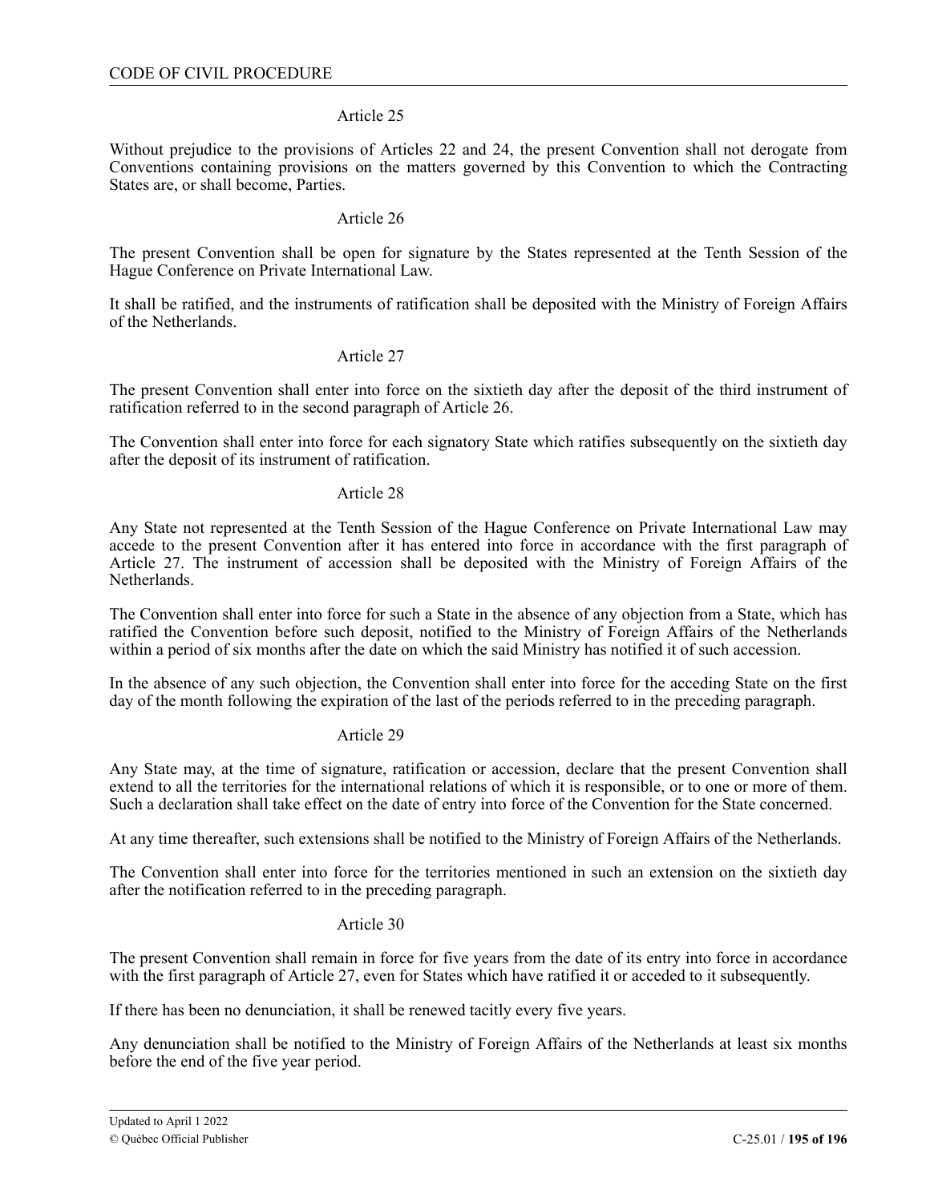Article 25

Without prejudice to the provisions of Articles 22 and 24, the present Convention shall not derogate from Conventions containing provisions on the matters governed by this Convention to which the Contracting States are, or shall become, Parties.

Article 26

The present Convention shall be open for signature by the States represented at the Tenth Session of the Hague Conference on Private International Law.

It shall be ratified, and the instruments of ratification shall be deposited with the Ministry of Foreign Affairs of the Netherlands.

Article 27

The present Convention shall enter into force on the sixtieth day after the deposit of the third instrument of ratification referred to in the second paragraph of Article 26.

The Convention shall enter into force for each signatory State which ratifies subsequently on the sixtieth day after the deposit of its instrument of ratification.

Article 28

Any State not represented at the Tenth Session of the Hague Conference on Private International Law may accede to the present Convention after it has entered into force in accordance with the first paragraph of Article 27. The instrument of accession shall be deposited with the Ministry of Foreign Affairs of the Netherlands.

The Convention shall enter into force for such a State in the absence of any objection from a State, which has ratified the Convention before such deposit, notified to the Ministry of Foreign Affairs of the Netherlands within a period of six months after the date on which the said Ministry has notified it of such accession.

In the absence of any such objection, the Convention shall enter into force for the acceding State on the first day of the month following the expiration of the last of the periods referred to in the preceding paragraph.

Article 29

Any State may, at the time of signature, ratification or accession, declare that the present Convention shall extend to all the territories for the international relations of which it is responsible, or to one or more of them. Such a declaration shall take effect on the date of entry into force of the Convention for the State concerned.

At any time thereafter, such extensions shall be notified to the Ministry of Foreign Affairs of the Netherlands.

The Convention shall enter into force for the territories mentioned in such an extension on the sixtieth day after the notification referred to in the preceding paragraph.

Article 30

The present Convention shall remain in force for five years from the date of its entry into force in accordance with the first paragraph of Article 27, even for States which have ratified it or acceded to it subsequently.

If there has been no denunciation, it shall be renewed tacitly every five years.

Any denunciation shall be notified to the Ministry of Foreign Affairs of the Netherlands at least six months before the end of the five year period.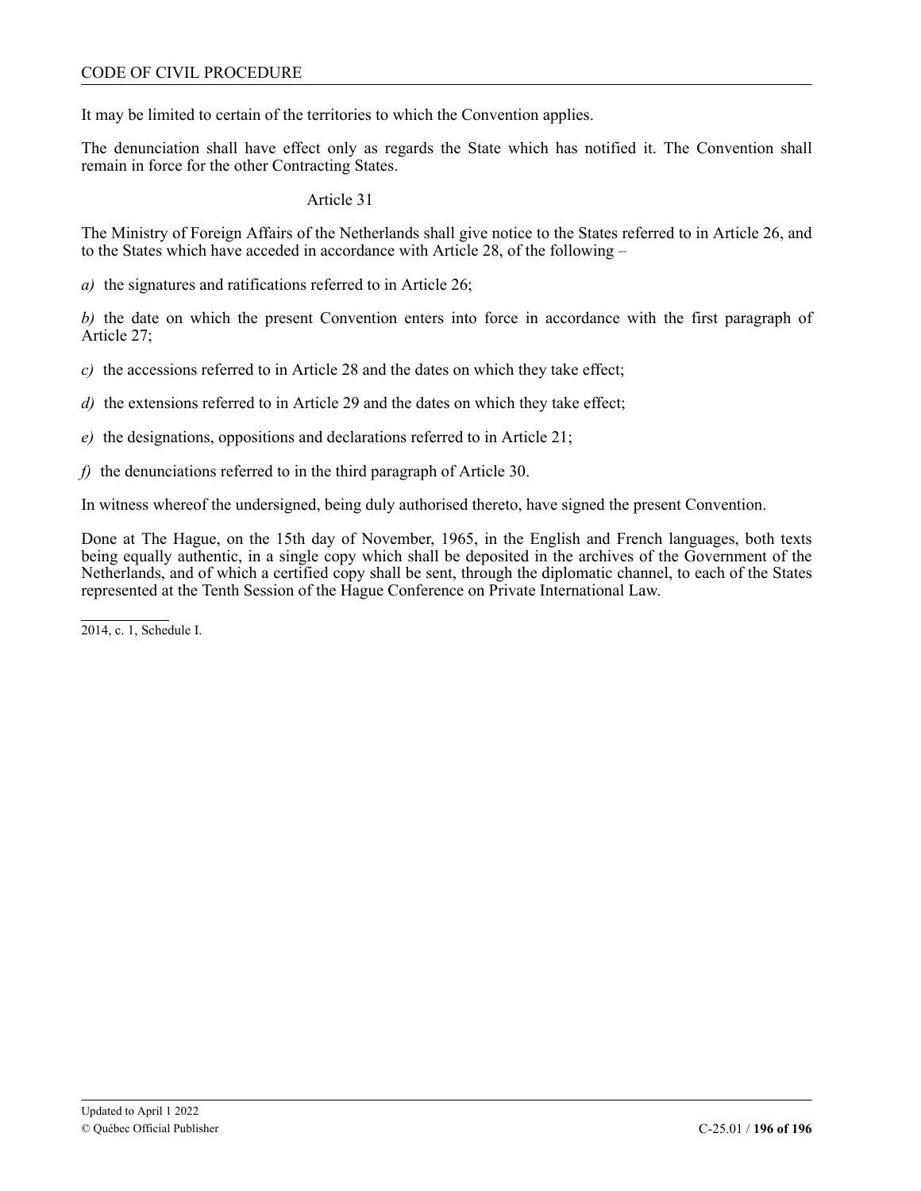It may be limited to certain of the territories to which the Convention applies.

The denunciation shall have effect only as regards the State which has notified it. The Convention shall remain in force for the other Contracting States.

Article 31

The Ministry of Foreign Affairs of the Netherlands shall give notice to the States referred to in Article 26, and to the States which have acceded in accordance with Article 28, of the following –

*a)* the signatures and ratifications referred to in Article 26;

*b)* the date on which the present Convention enters into force in accordance with the first paragraph of Article 27;

*c)* the accessions referred to in Article 28 and the dates on which they take effect;

*d)* the extensions referred to in Article 29 and the dates on which they take effect;

*e)* the designations, oppositions and declarations referred to in Article 21;

*f)* the denunciations referred to in the third paragraph of Article 30.

In witness whereof the undersigned, being duly authorised thereto, have signed the present Convention.

Done at The Hague, on the 15th day of November, 1965, in the English and French languages, both texts being equally authentic, in a single copy which shall be deposited in the archives of the Government of the Netherlands, and of which a certified copy shall be sent, through the diplomatic channel, to each of the States represented at the Tenth Session of the Hague Conference on Private International Law.

---

2014, c. 1, Schedule I.